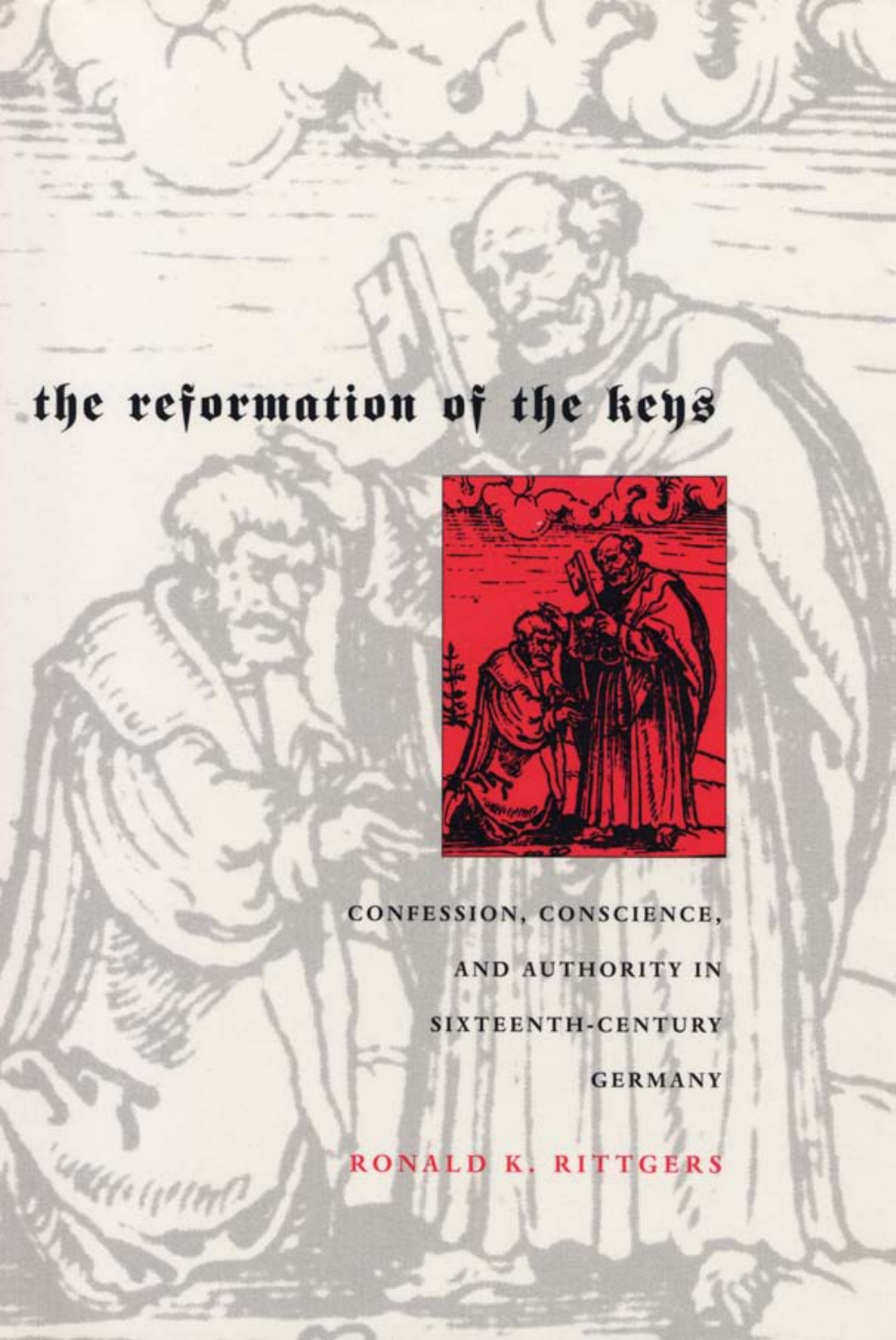# the reformation of the keys

CONFESSION, CONSCIENCE, AND AUTHORITY IN SIXTEENTH-CENTURY GERMANY

RONALD K. RITTGERS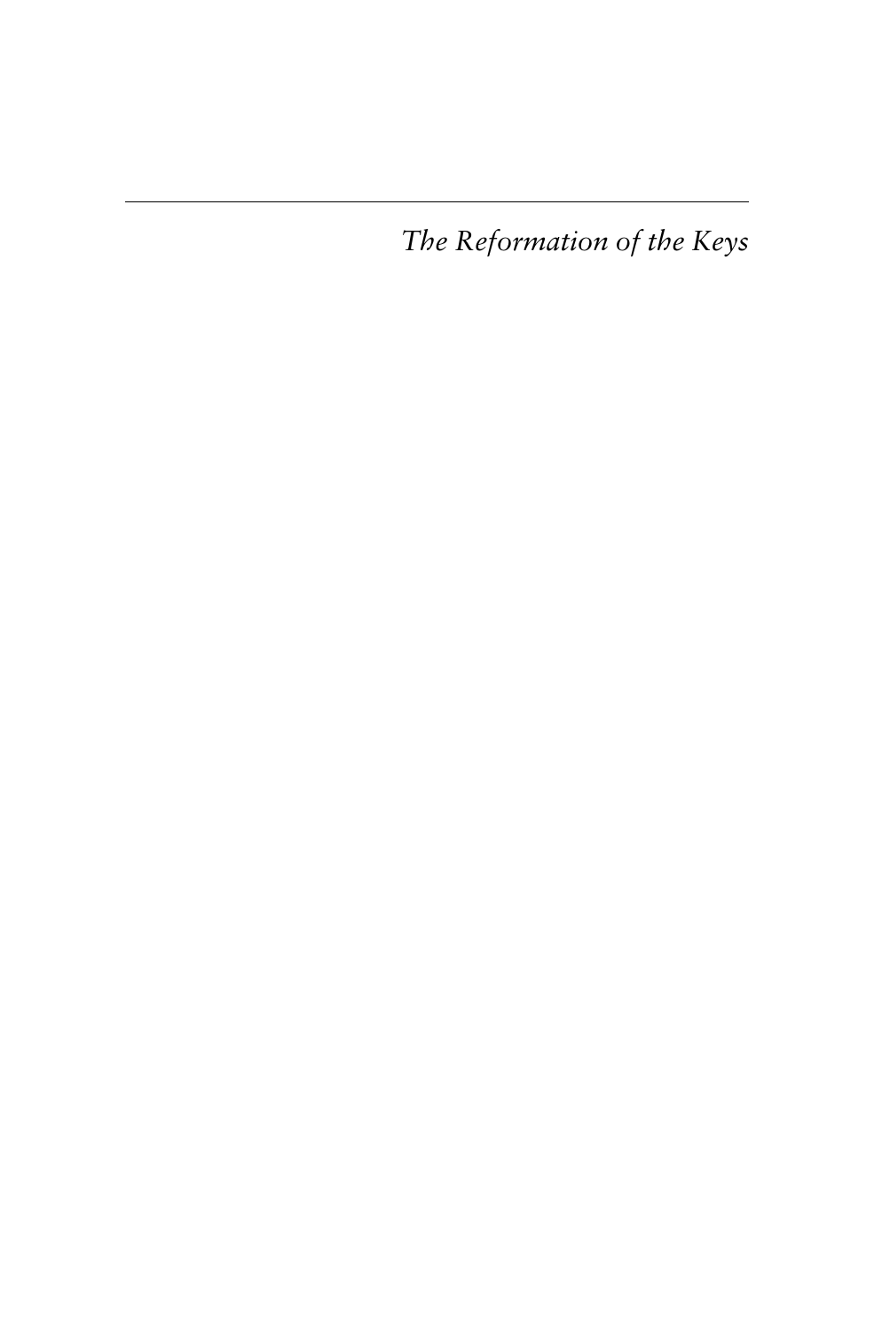*The Reformation of the Keys*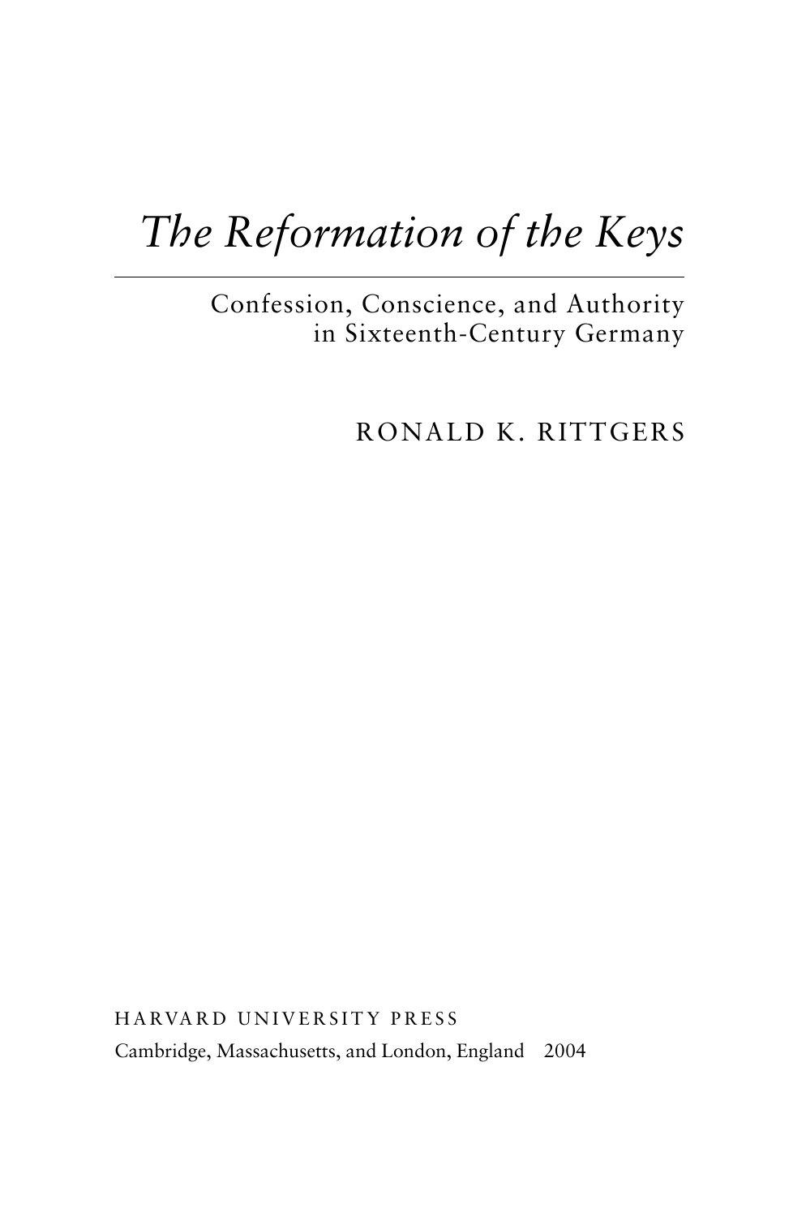# *The Reformation of the Keys*

Confession, Conscience, and Authority in Sixteenth-Century Germany

RONALD K. RITTGERS

HARVARD UNIVERSITY PRESS

Cambridge, Massachusetts, and London, England 2004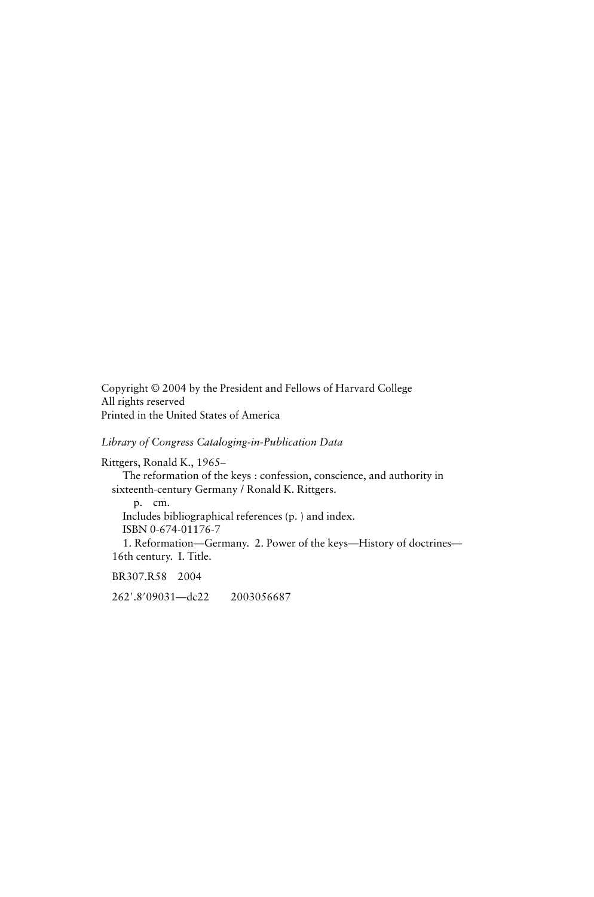Copyright © 2004 by the President and Fellows of Harvard College
All rights reserved
Printed in the United States of America

*Library of Congress Cataloging-in-Publication Data*

Rittgers, Ronald K., 1965–
The reformation of the keys : confession, conscience, and authority in sixteenth-century Germany / Ronald K. Rittgers.
p. cm.
Includes bibliographical references (p. ) and index.
ISBN 0-674-01176-7
1. Reformation—Germany. 2. Power of the keys—History of doctrines—16th century. I. Title.

BR307.R58 2004

262′.8′09031—dc22 2003056687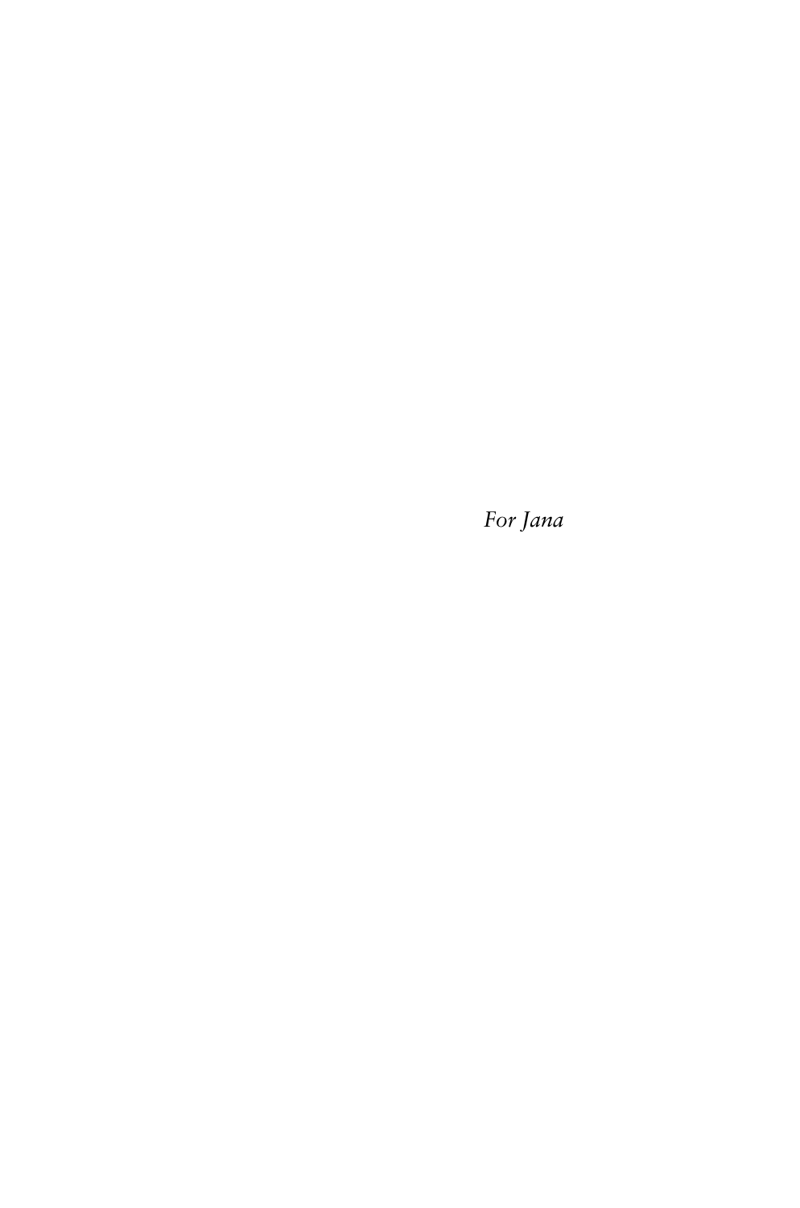*For Jana*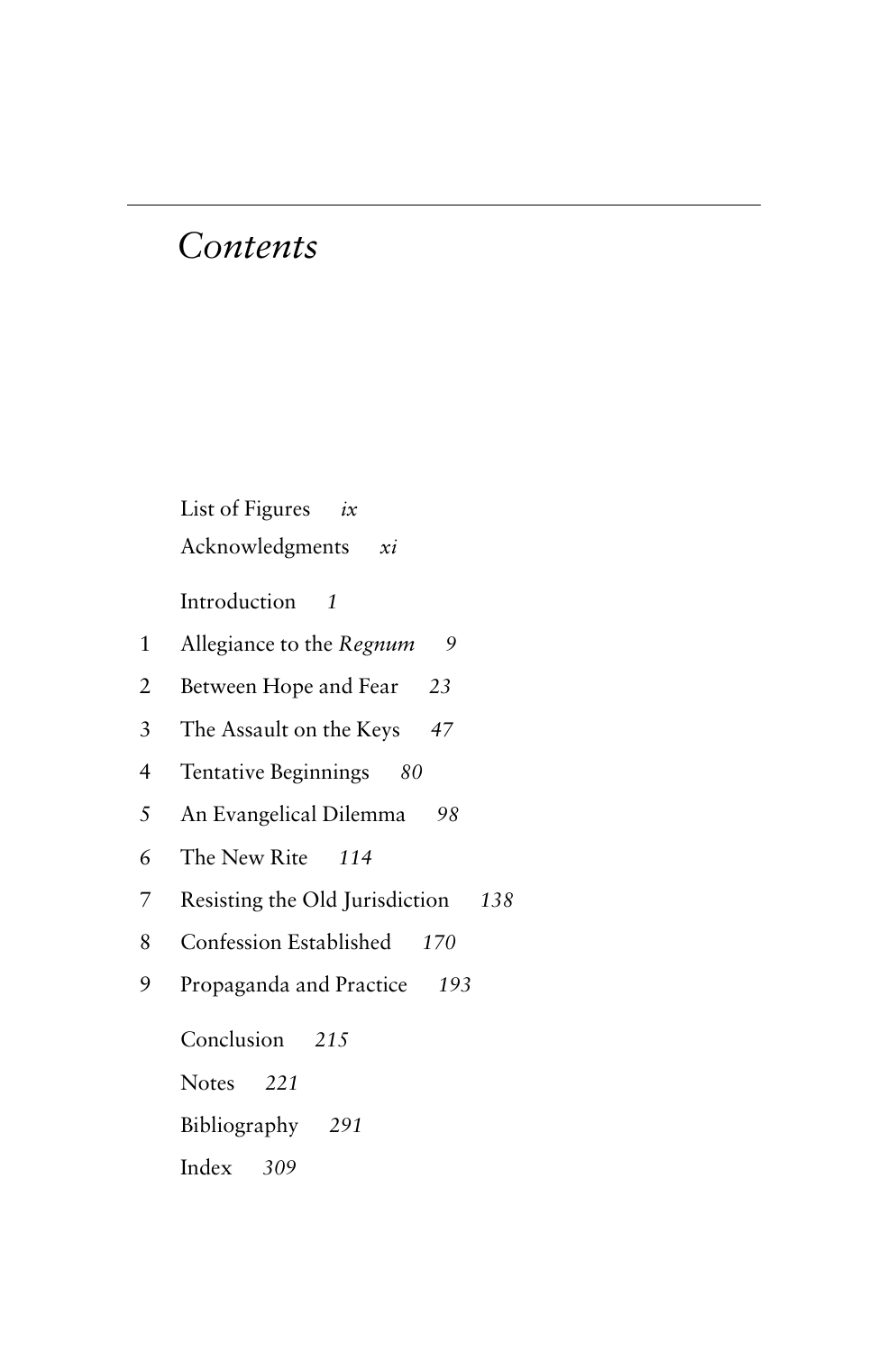# *Contents*

List of Figures *ix*

Acknowledgments *xi*

Introduction *1*

1 Allegiance to the *Regnum* *9*

2 Between Hope and Fear *23*

3 The Assault on the Keys *47*

4 Tentative Beginnings *80*

5 An Evangelical Dilemma *98*

6 The New Rite *114*

7 Resisting the Old Jurisdiction *138*

8 Confession Established *170*

9 Propaganda and Practice *193*

Conclusion *215*

Notes *221*

Bibliography *291*

Index *309*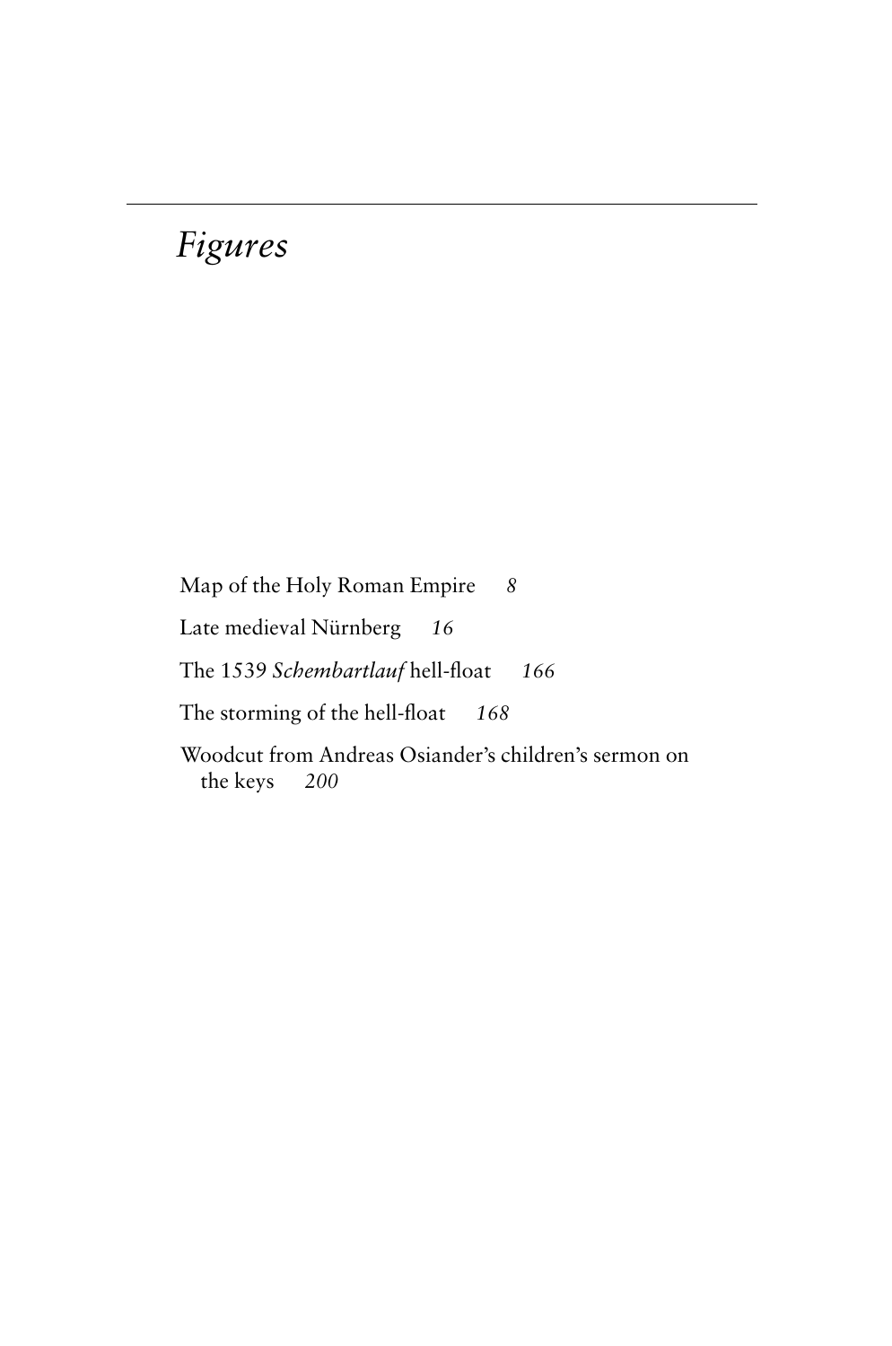# *Figures*

Map of the Holy Roman Empire *8*

Late medieval Nürnberg *16*

The 1539 *Schembartlauf* hell-float *166*

The storming of the hell-float *168*

Woodcut from Andreas Osiander's children's sermon on the keys *200*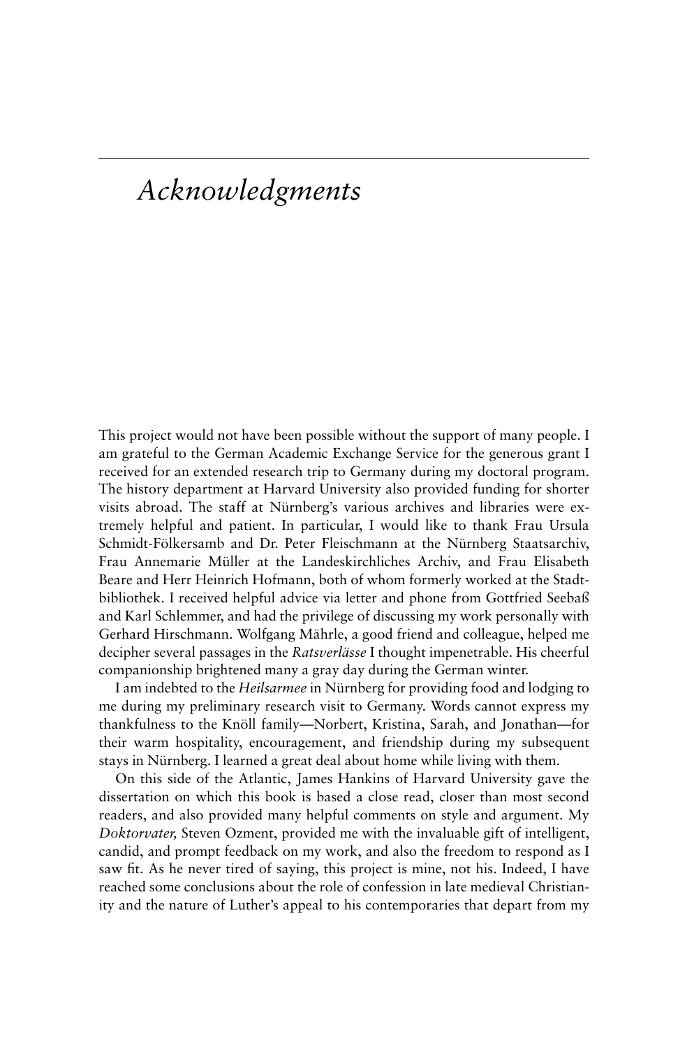# *Acknowledgments*

This project would not have been possible without the support of many people. I am grateful to the German Academic Exchange Service for the generous grant I received for an extended research trip to Germany during my doctoral program. The history department at Harvard University also provided funding for shorter visits abroad. The staff at Nürnberg's various archives and libraries were extremely helpful and patient. In particular, I would like to thank Frau Ursula Schmidt-Fölkersamb and Dr. Peter Fleischmann at the Nürnberg Staatsarchiv, Frau Annemarie Müller at the Landeskirchliches Archiv, and Frau Elisabeth Beare and Herr Heinrich Hofmann, both of whom formerly worked at the Stadtbibliothek. I received helpful advice via letter and phone from Gottfried Seebaß and Karl Schlemmer, and had the privilege of discussing my work personally with Gerhard Hirschmann. Wolfgang Mährle, a good friend and colleague, helped me decipher several passages in the *Ratsverlässe* I thought impenetrable. His cheerful companionship brightened many a gray day during the German winter.

I am indebted to the *Heilsarmee* in Nürnberg for providing food and lodging to me during my preliminary research visit to Germany. Words cannot express my thankfulness to the Knöll family—Norbert, Kristina, Sarah, and Jonathan—for their warm hospitality, encouragement, and friendship during my subsequent stays in Nürnberg. I learned a great deal about home while living with them.

On this side of the Atlantic, James Hankins of Harvard University gave the dissertation on which this book is based a close read, closer than most second readers, and also provided many helpful comments on style and argument. My *Doktorvater,* Steven Ozment, provided me with the invaluable gift of intelligent, candid, and prompt feedback on my work, and also the freedom to respond as I saw fit. As he never tired of saying, this project is mine, not his. Indeed, I have reached some conclusions about the role of confession in late medieval Christianity and the nature of Luther's appeal to his contemporaries that depart from my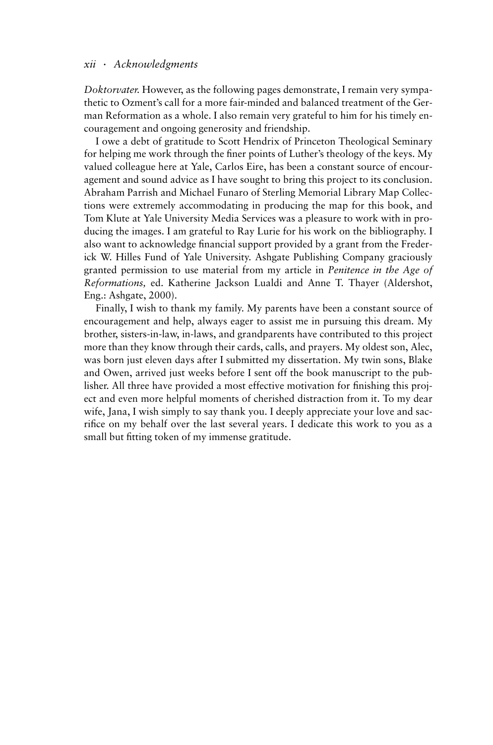*Doktorvater.* However, as the following pages demonstrate, I remain very sympathetic to Ozment's call for a more fair-minded and balanced treatment of the German Reformation as a whole. I also remain very grateful to him for his timely encouragement and ongoing generosity and friendship.

I owe a debt of gratitude to Scott Hendrix of Princeton Theological Seminary for helping me work through the finer points of Luther's theology of the keys. My valued colleague here at Yale, Carlos Eire, has been a constant source of encouragement and sound advice as I have sought to bring this project to its conclusion. Abraham Parrish and Michael Funaro of Sterling Memorial Library Map Collections were extremely accommodating in producing the map for this book, and Tom Klute at Yale University Media Services was a pleasure to work with in producing the images. I am grateful to Ray Lurie for his work on the bibliography. I also want to acknowledge financial support provided by a grant from the Frederick W. Hilles Fund of Yale University. Ashgate Publishing Company graciously granted permission to use material from my article in *Penitence in the Age of Reformations,* ed. Katherine Jackson Lualdi and Anne T. Thayer (Aldershot, Eng.: Ashgate, 2000).

Finally, I wish to thank my family. My parents have been a constant source of encouragement and help, always eager to assist me in pursuing this dream. My brother, sisters-in-law, in-laws, and grandparents have contributed to this project more than they know through their cards, calls, and prayers. My oldest son, Alec, was born just eleven days after I submitted my dissertation. My twin sons, Blake and Owen, arrived just weeks before I sent off the book manuscript to the publisher. All three have provided a most effective motivation for finishing this project and even more helpful moments of cherished distraction from it. To my dear wife, Jana, I wish simply to say thank you. I deeply appreciate your love and sacrifice on my behalf over the last several years. I dedicate this work to you as a small but fitting token of my immense gratitude.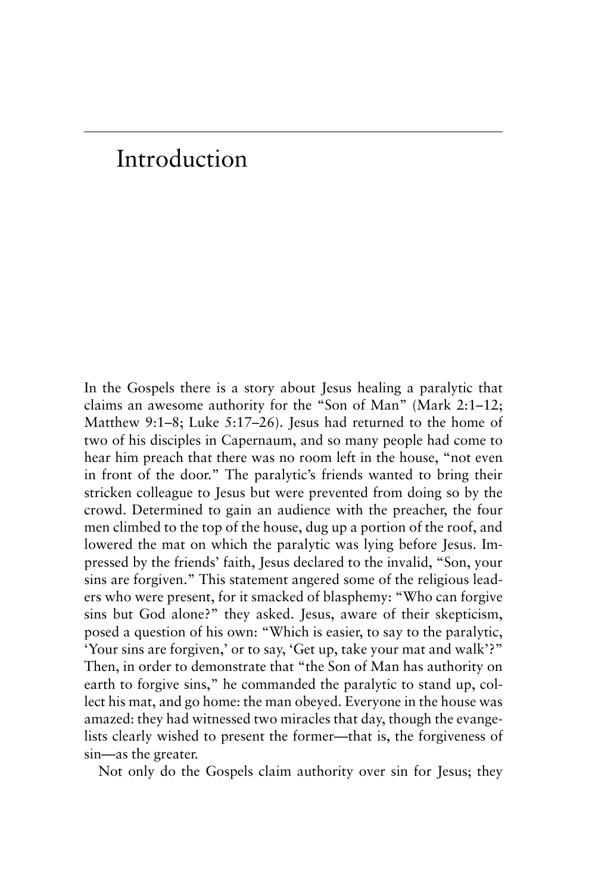# Introduction

In the Gospels there is a story about Jesus healing a paralytic that claims an awesome authority for the "Son of Man" (Mark 2:1–12; Matthew 9:1–8; Luke 5:17–26). Jesus had returned to the home of two of his disciples in Capernaum, and so many people had come to hear him preach that there was no room left in the house, "not even in front of the door." The paralytic's friends wanted to bring their stricken colleague to Jesus but were prevented from doing so by the crowd. Determined to gain an audience with the preacher, the four men climbed to the top of the house, dug up a portion of the roof, and lowered the mat on which the paralytic was lying before Jesus. Impressed by the friends' faith, Jesus declared to the invalid, "Son, your sins are forgiven." This statement angered some of the religious leaders who were present, for it smacked of blasphemy: "Who can forgive sins but God alone?" they asked. Jesus, aware of their skepticism, posed a question of his own: "Which is easier, to say to the paralytic, 'Your sins are forgiven,' or to say, 'Get up, take your mat and walk'?" Then, in order to demonstrate that "the Son of Man has authority on earth to forgive sins," he commanded the paralytic to stand up, collect his mat, and go home: the man obeyed. Everyone in the house was amazed: they had witnessed two miracles that day, though the evangelists clearly wished to present the former—that is, the forgiveness of sin—as the greater.

Not only do the Gospels claim authority over sin for Jesus; they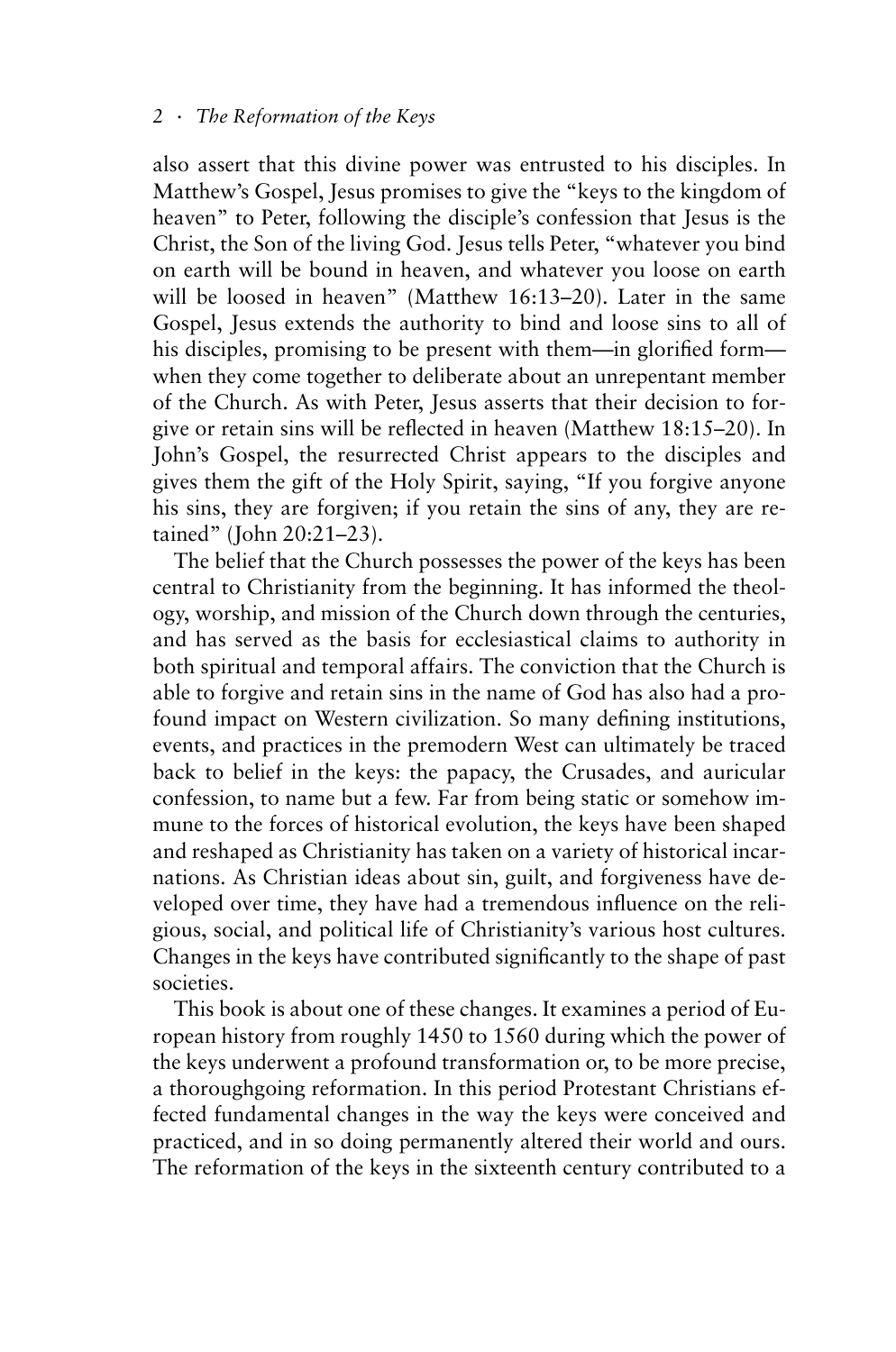also assert that this divine power was entrusted to his disciples. In Matthew's Gospel, Jesus promises to give the "keys to the kingdom of heaven" to Peter, following the disciple's confession that Jesus is the Christ, the Son of the living God. Jesus tells Peter, "whatever you bind on earth will be bound in heaven, and whatever you loose on earth will be loosed in heaven" (Matthew 16:13–20). Later in the same Gospel, Jesus extends the authority to bind and loose sins to all of his disciples, promising to be present with them—in glorified form—when they come together to deliberate about an unrepentant member of the Church. As with Peter, Jesus asserts that their decision to forgive or retain sins will be reflected in heaven (Matthew 18:15–20). In John's Gospel, the resurrected Christ appears to the disciples and gives them the gift of the Holy Spirit, saying, "If you forgive anyone his sins, they are forgiven; if you retain the sins of any, they are retained" (John 20:21–23).

The belief that the Church possesses the power of the keys has been central to Christianity from the beginning. It has informed the theology, worship, and mission of the Church down through the centuries, and has served as the basis for ecclesiastical claims to authority in both spiritual and temporal affairs. The conviction that the Church is able to forgive and retain sins in the name of God has also had a profound impact on Western civilization. So many defining institutions, events, and practices in the premodern West can ultimately be traced back to belief in the keys: the papacy, the Crusades, and auricular confession, to name but a few. Far from being static or somehow immune to the forces of historical evolution, the keys have been shaped and reshaped as Christianity has taken on a variety of historical incarnations. As Christian ideas about sin, guilt, and forgiveness have developed over time, they have had a tremendous influence on the religious, social, and political life of Christianity's various host cultures. Changes in the keys have contributed significantly to the shape of past societies.

This book is about one of these changes. It examines a period of European history from roughly 1450 to 1560 during which the power of the keys underwent a profound transformation or, to be more precise, a thoroughgoing reformation. In this period Protestant Christians effected fundamental changes in the way the keys were conceived and practiced, and in so doing permanently altered their world and ours. The reformation of the keys in the sixteenth century contributed to a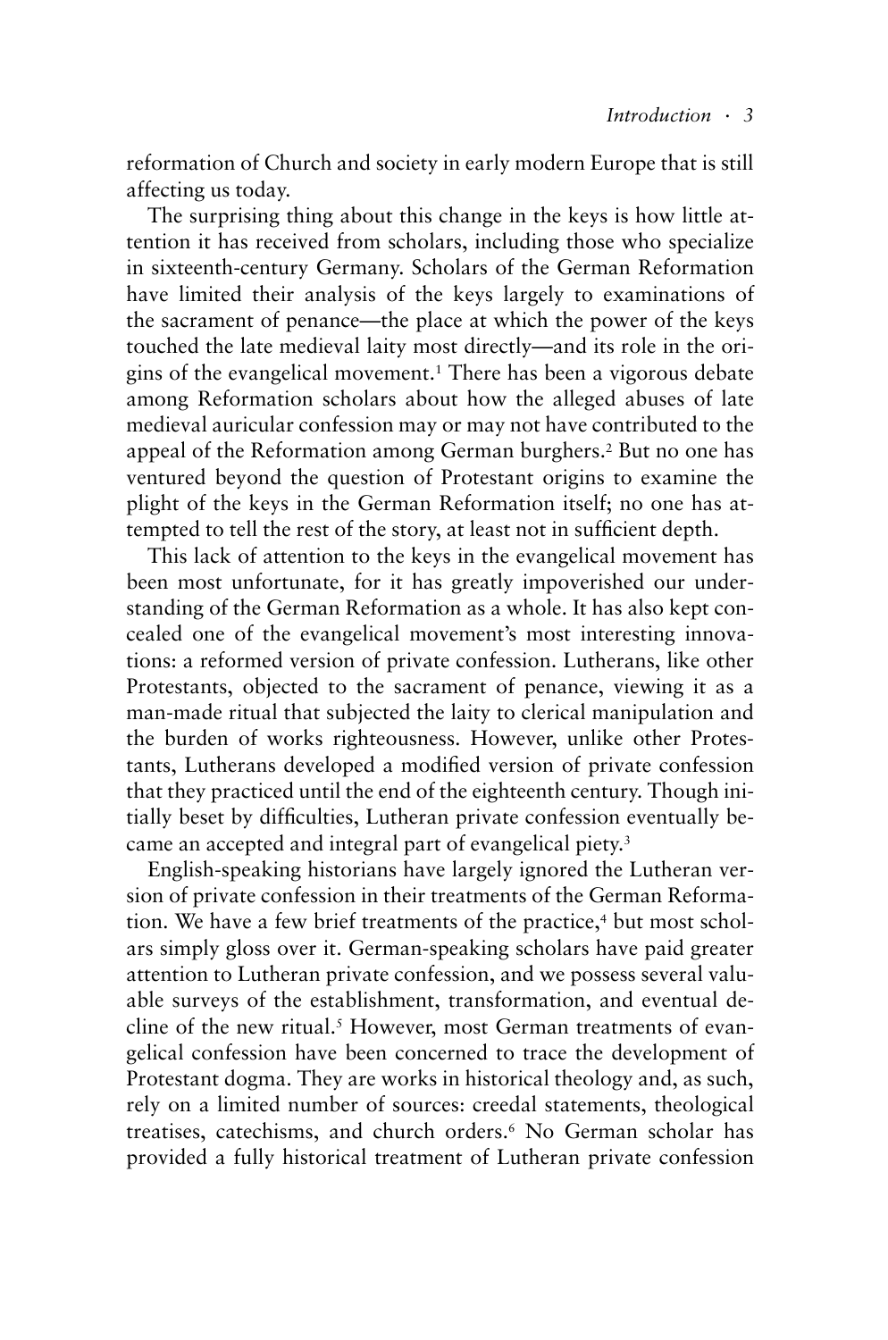reformation of Church and society in early modern Europe that is still affecting us today.

The surprising thing about this change in the keys is how little attention it has received from scholars, including those who specialize in sixteenth-century Germany. Scholars of the German Reformation have limited their analysis of the keys largely to examinations of the sacrament of penance—the place at which the power of the keys touched the late medieval laity most directly—and its role in the origins of the evangelical movement.[1] There has been a vigorous debate among Reformation scholars about how the alleged abuses of late medieval auricular confession may or may not have contributed to the appeal of the Reformation among German burghers.[2] But no one has ventured beyond the question of Protestant origins to examine the plight of the keys in the German Reformation itself; no one has attempted to tell the rest of the story, at least not in sufficient depth.

This lack of attention to the keys in the evangelical movement has been most unfortunate, for it has greatly impoverished our understanding of the German Reformation as a whole. It has also kept concealed one of the evangelical movement's most interesting innovations: a reformed version of private confession. Lutherans, like other Protestants, objected to the sacrament of penance, viewing it as a man-made ritual that subjected the laity to clerical manipulation and the burden of works righteousness. However, unlike other Protestants, Lutherans developed a modified version of private confession that they practiced until the end of the eighteenth century. Though initially beset by difficulties, Lutheran private confession eventually became an accepted and integral part of evangelical piety.[3]

English-speaking historians have largely ignored the Lutheran version of private confession in their treatments of the German Reformation. We have a few brief treatments of the practice,[4] but most scholars simply gloss over it. German-speaking scholars have paid greater attention to Lutheran private confession, and we possess several valuable surveys of the establishment, transformation, and eventual decline of the new ritual.[5] However, most German treatments of evangelical confession have been concerned to trace the development of Protestant dogma. They are works in historical theology and, as such, rely on a limited number of sources: creedal statements, theological treatises, catechisms, and church orders.[6] No German scholar has provided a fully historical treatment of Lutheran private confession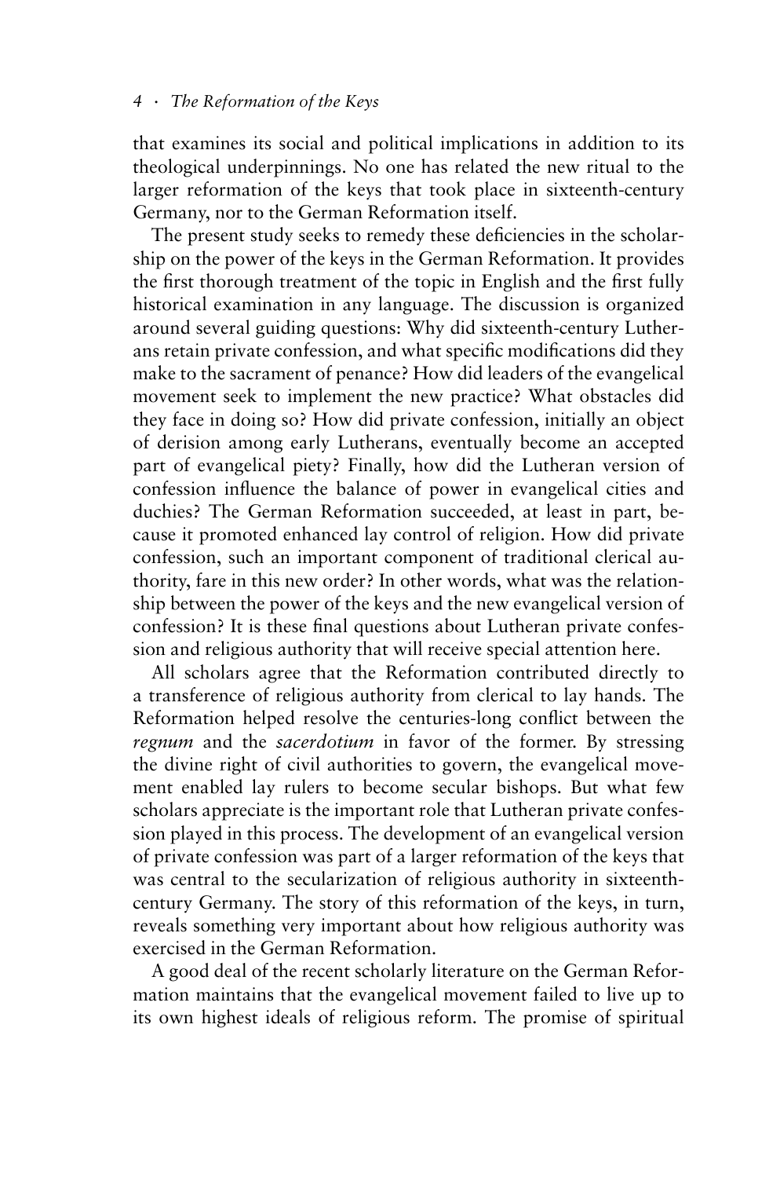that examines its social and political implications in addition to its theological underpinnings. No one has related the new ritual to the larger reformation of the keys that took place in sixteenth-century Germany, nor to the German Reformation itself.

The present study seeks to remedy these deficiencies in the scholarship on the power of the keys in the German Reformation. It provides the first thorough treatment of the topic in English and the first fully historical examination in any language. The discussion is organized around several guiding questions: Why did sixteenth-century Lutherans retain private confession, and what specific modifications did they make to the sacrament of penance? How did leaders of the evangelical movement seek to implement the new practice? What obstacles did they face in doing so? How did private confession, initially an object of derision among early Lutherans, eventually become an accepted part of evangelical piety? Finally, how did the Lutheran version of confession influence the balance of power in evangelical cities and duchies? The German Reformation succeeded, at least in part, because it promoted enhanced lay control of religion. How did private confession, such an important component of traditional clerical authority, fare in this new order? In other words, what was the relationship between the power of the keys and the new evangelical version of confession? It is these final questions about Lutheran private confession and religious authority that will receive special attention here.

All scholars agree that the Reformation contributed directly to a transference of religious authority from clerical to lay hands. The Reformation helped resolve the centuries-long conflict between the *regnum* and the *sacerdotium* in favor of the former. By stressing the divine right of civil authorities to govern, the evangelical movement enabled lay rulers to become secular bishops. But what few scholars appreciate is the important role that Lutheran private confession played in this process. The development of an evangelical version of private confession was part of a larger reformation of the keys that was central to the secularization of religious authority in sixteenth-century Germany. The story of this reformation of the keys, in turn, reveals something very important about how religious authority was exercised in the German Reformation.

A good deal of the recent scholarly literature on the German Reformation maintains that the evangelical movement failed to live up to its own highest ideals of religious reform. The promise of spiritual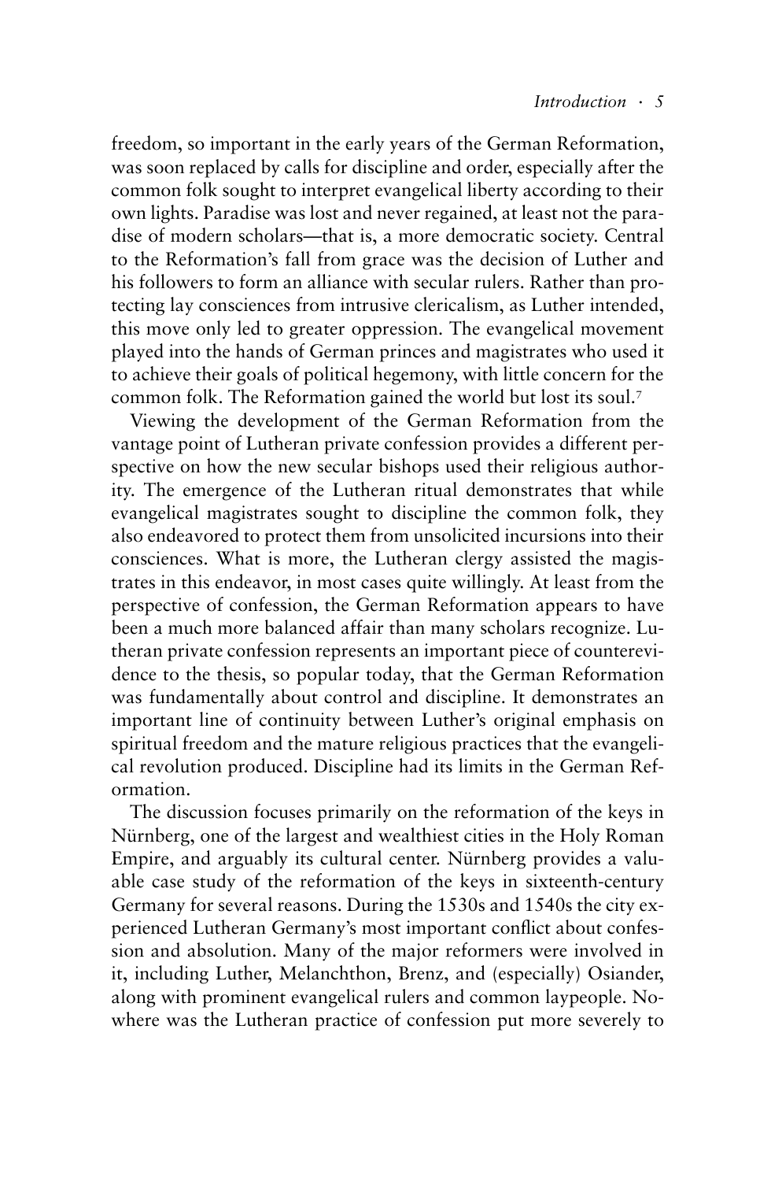freedom, so important in the early years of the German Reformation, was soon replaced by calls for discipline and order, especially after the common folk sought to interpret evangelical liberty according to their own lights. Paradise was lost and never regained, at least not the paradise of modern scholars—that is, a more democratic society. Central to the Reformation's fall from grace was the decision of Luther and his followers to form an alliance with secular rulers. Rather than protecting lay consciences from intrusive clericalism, as Luther intended, this move only led to greater oppression. The evangelical movement played into the hands of German princes and magistrates who used it to achieve their goals of political hegemony, with little concern for the common folk. The Reformation gained the world but lost its soul.[7]

Viewing the development of the German Reformation from the vantage point of Lutheran private confession provides a different perspective on how the new secular bishops used their religious authority. The emergence of the Lutheran ritual demonstrates that while evangelical magistrates sought to discipline the common folk, they also endeavored to protect them from unsolicited incursions into their consciences. What is more, the Lutheran clergy assisted the magistrates in this endeavor, in most cases quite willingly. At least from the perspective of confession, the German Reformation appears to have been a much more balanced affair than many scholars recognize. Lutheran private confession represents an important piece of counterevidence to the thesis, so popular today, that the German Reformation was fundamentally about control and discipline. It demonstrates an important line of continuity between Luther's original emphasis on spiritual freedom and the mature religious practices that the evangelical revolution produced. Discipline had its limits in the German Reformation.

The discussion focuses primarily on the reformation of the keys in Nürnberg, one of the largest and wealthiest cities in the Holy Roman Empire, and arguably its cultural center. Nürnberg provides a valuable case study of the reformation of the keys in sixteenth-century Germany for several reasons. During the 1530s and 1540s the city experienced Lutheran Germany's most important conflict about confession and absolution. Many of the major reformers were involved in it, including Luther, Melanchthon, Brenz, and (especially) Osiander, along with prominent evangelical rulers and common laypeople. Nowhere was the Lutheran practice of confession put more severely to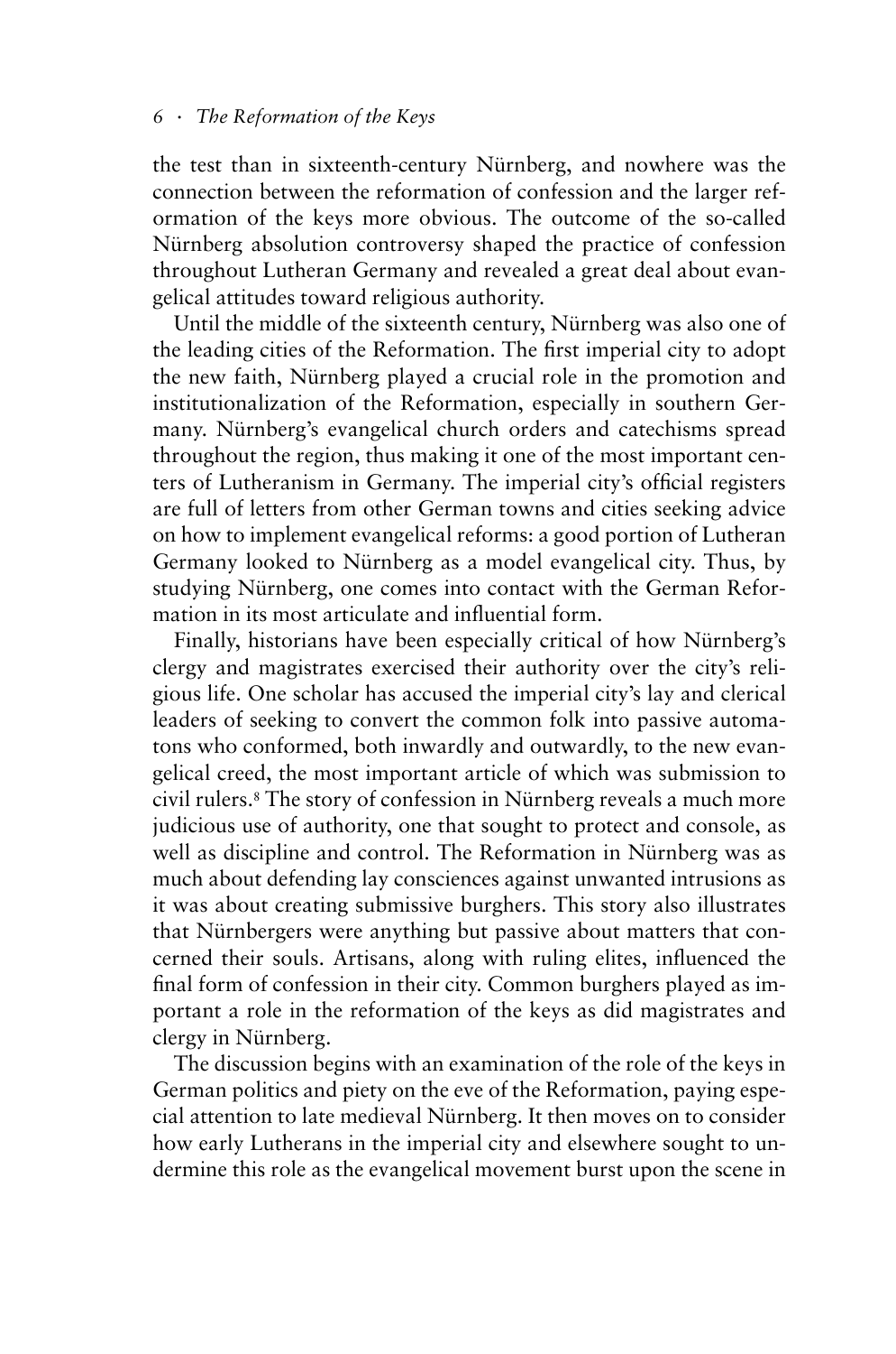the test than in sixteenth-century Nürnberg, and nowhere was the connection between the reformation of confession and the larger reformation of the keys more obvious. The outcome of the so-called Nürnberg absolution controversy shaped the practice of confession throughout Lutheran Germany and revealed a great deal about evangelical attitudes toward religious authority.

Until the middle of the sixteenth century, Nürnberg was also one of the leading cities of the Reformation. The first imperial city to adopt the new faith, Nürnberg played a crucial role in the promotion and institutionalization of the Reformation, especially in southern Germany. Nürnberg's evangelical church orders and catechisms spread throughout the region, thus making it one of the most important centers of Lutheranism in Germany. The imperial city's official registers are full of letters from other German towns and cities seeking advice on how to implement evangelical reforms: a good portion of Lutheran Germany looked to Nürnberg as a model evangelical city. Thus, by studying Nürnberg, one comes into contact with the German Reformation in its most articulate and influential form.

Finally, historians have been especially critical of how Nürnberg's clergy and magistrates exercised their authority over the city's religious life. One scholar has accused the imperial city's lay and clerical leaders of seeking to convert the common folk into passive automatons who conformed, both inwardly and outwardly, to the new evangelical creed, the most important article of which was submission to civil rulers.[8] The story of confession in Nürnberg reveals a much more judicious use of authority, one that sought to protect and console, as well as discipline and control. The Reformation in Nürnberg was as much about defending lay consciences against unwanted intrusions as it was about creating submissive burghers. This story also illustrates that Nürnbergers were anything but passive about matters that concerned their souls. Artisans, along with ruling elites, influenced the final form of confession in their city. Common burghers played as important a role in the reformation of the keys as did magistrates and clergy in Nürnberg.

The discussion begins with an examination of the role of the keys in German politics and piety on the eve of the Reformation, paying especial attention to late medieval Nürnberg. It then moves on to consider how early Lutherans in the imperial city and elsewhere sought to undermine this role as the evangelical movement burst upon the scene in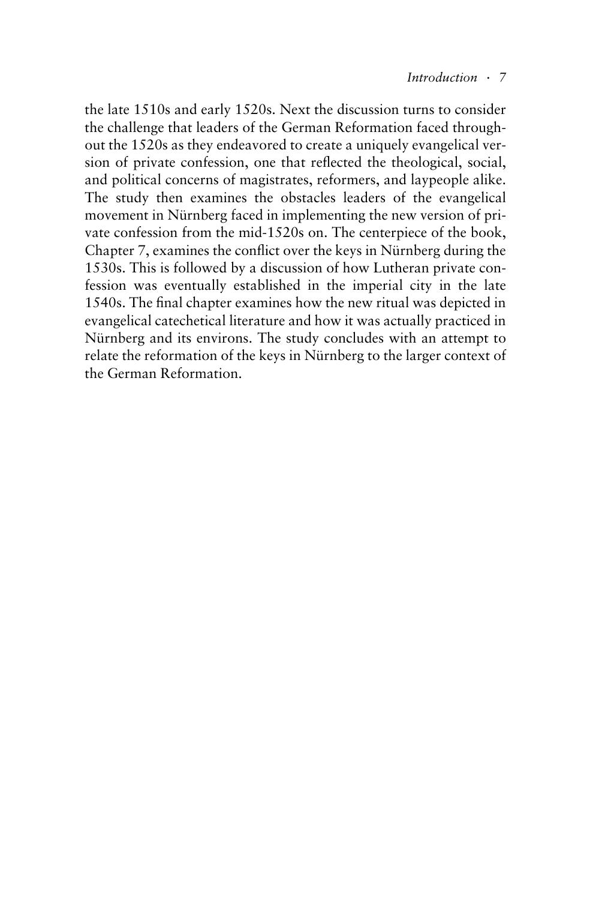the late 1510s and early 1520s. Next the discussion turns to consider the challenge that leaders of the German Reformation faced throughout the 1520s as they endeavored to create a uniquely evangelical version of private confession, one that reflected the theological, social, and political concerns of magistrates, reformers, and laypeople alike. The study then examines the obstacles leaders of the evangelical movement in Nürnberg faced in implementing the new version of private confession from the mid-1520s on. The centerpiece of the book, Chapter 7, examines the conflict over the keys in Nürnberg during the 1530s. This is followed by a discussion of how Lutheran private confession was eventually established in the imperial city in the late 1540s. The final chapter examines how the new ritual was depicted in evangelical catechetical literature and how it was actually practiced in Nürnberg and its environs. The study concludes with an attempt to relate the reformation of the keys in Nürnberg to the larger context of the German Reformation.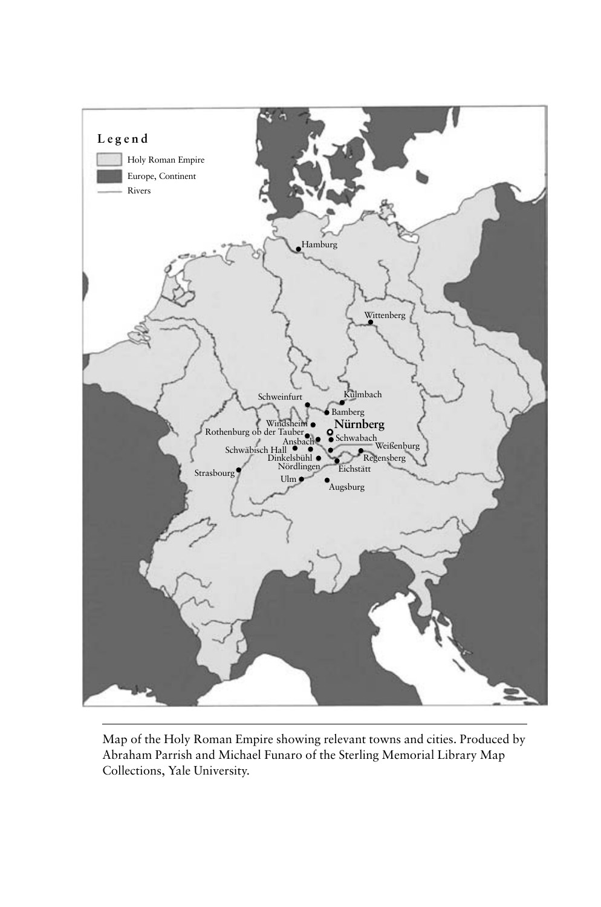Map of the Holy Roman Empire showing relevant towns and cities. Produced by Abraham Parrish and Michael Funaro of the Sterling Memorial Library Map Collections, Yale University.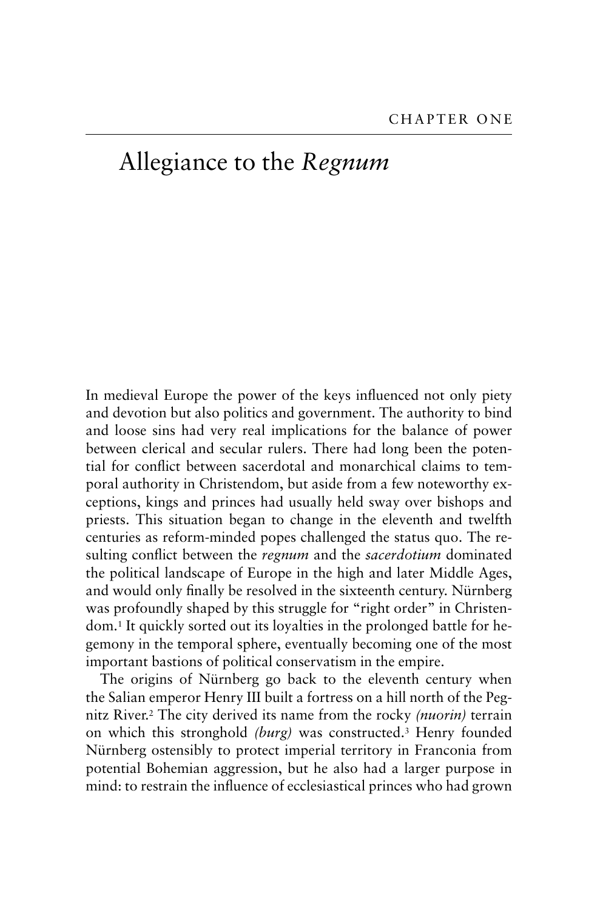CHAPTER ONE

# Allegiance to the *Regnum*

In medieval Europe the power of the keys influenced not only piety and devotion but also politics and government. The authority to bind and loose sins had very real implications for the balance of power between clerical and secular rulers. There had long been the potential for conflict between sacerdotal and monarchical claims to temporal authority in Christendom, but aside from a few noteworthy exceptions, kings and princes had usually held sway over bishops and priests. This situation began to change in the eleventh and twelfth centuries as reform-minded popes challenged the status quo. The resulting conflict between the *regnum* and the *sacerdotium* dominated the political landscape of Europe in the high and later Middle Ages, and would only finally be resolved in the sixteenth century. Nürnberg was profoundly shaped by this struggle for "right order" in Christendom.[1] It quickly sorted out its loyalties in the prolonged battle for hegemony in the temporal sphere, eventually becoming one of the most important bastions of political conservatism in the empire.

The origins of Nürnberg go back to the eleventh century when the Salian emperor Henry III built a fortress on a hill north of the Pegnitz River.[2] The city derived its name from the rocky *(nuorin)* terrain on which this stronghold *(burg)* was constructed.[3] Henry founded Nürnberg ostensibly to protect imperial territory in Franconia from potential Bohemian aggression, but he also had a larger purpose in mind: to restrain the influence of ecclesiastical princes who had grown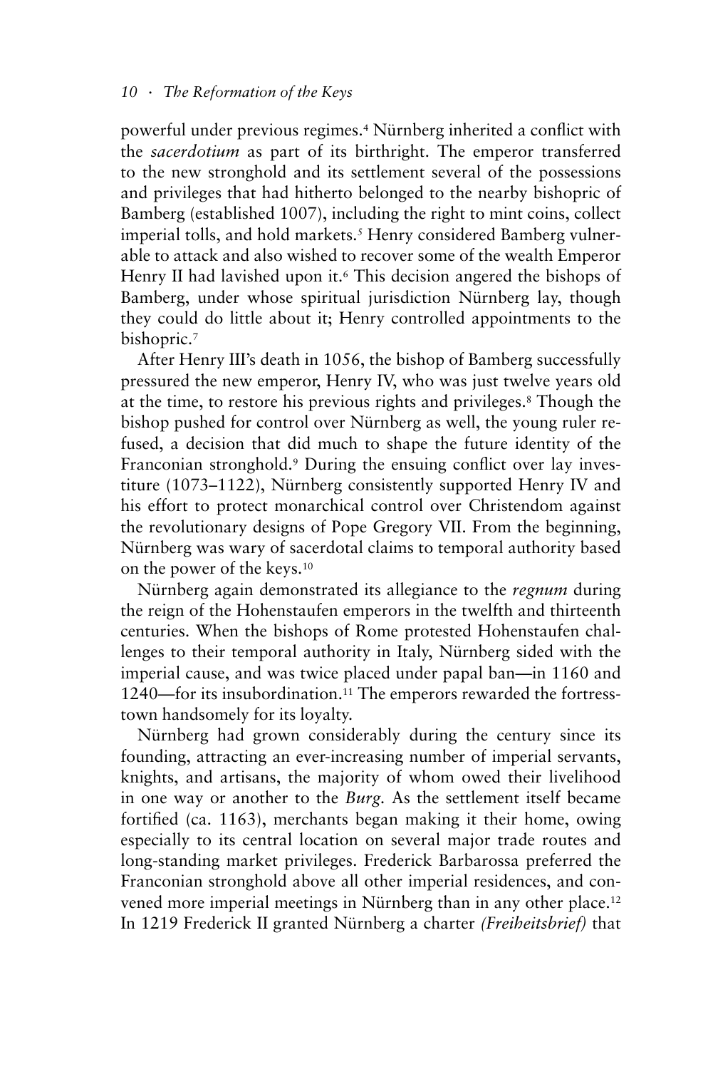powerful under previous regimes.[4] Nürnberg inherited a conflict with the *sacerdotium* as part of its birthright. The emperor transferred to the new stronghold and its settlement several of the possessions and privileges that had hitherto belonged to the nearby bishopric of Bamberg (established 1007), including the right to mint coins, collect imperial tolls, and hold markets.[5] Henry considered Bamberg vulnerable to attack and also wished to recover some of the wealth Emperor Henry II had lavished upon it.[6] This decision angered the bishops of Bamberg, under whose spiritual jurisdiction Nürnberg lay, though they could do little about it; Henry controlled appointments to the bishopric.[7]

After Henry III's death in 1056, the bishop of Bamberg successfully pressured the new emperor, Henry IV, who was just twelve years old at the time, to restore his previous rights and privileges.[8] Though the bishop pushed for control over Nürnberg as well, the young ruler refused, a decision that did much to shape the future identity of the Franconian stronghold.[9] During the ensuing conflict over lay investiture (1073–1122), Nürnberg consistently supported Henry IV and his effort to protect monarchical control over Christendom against the revolutionary designs of Pope Gregory VII. From the beginning, Nürnberg was wary of sacerdotal claims to temporal authority based on the power of the keys.[10]

Nürnberg again demonstrated its allegiance to the *regnum* during the reign of the Hohenstaufen emperors in the twelfth and thirteenth centuries. When the bishops of Rome protested Hohenstaufen challenges to their temporal authority in Italy, Nürnberg sided with the imperial cause, and was twice placed under papal ban—in 1160 and 1240—for its insubordination.[11] The emperors rewarded the fortress-town handsomely for its loyalty.

Nürnberg had grown considerably during the century since its founding, attracting an ever-increasing number of imperial servants, knights, and artisans, the majority of whom owed their livelihood in one way or another to the *Burg*. As the settlement itself became fortified (ca. 1163), merchants began making it their home, owing especially to its central location on several major trade routes and long-standing market privileges. Frederick Barbarossa preferred the Franconian stronghold above all other imperial residences, and convened more imperial meetings in Nürnberg than in any other place.[12] In 1219 Frederick II granted Nürnberg a charter *(Freiheitsbrief)* that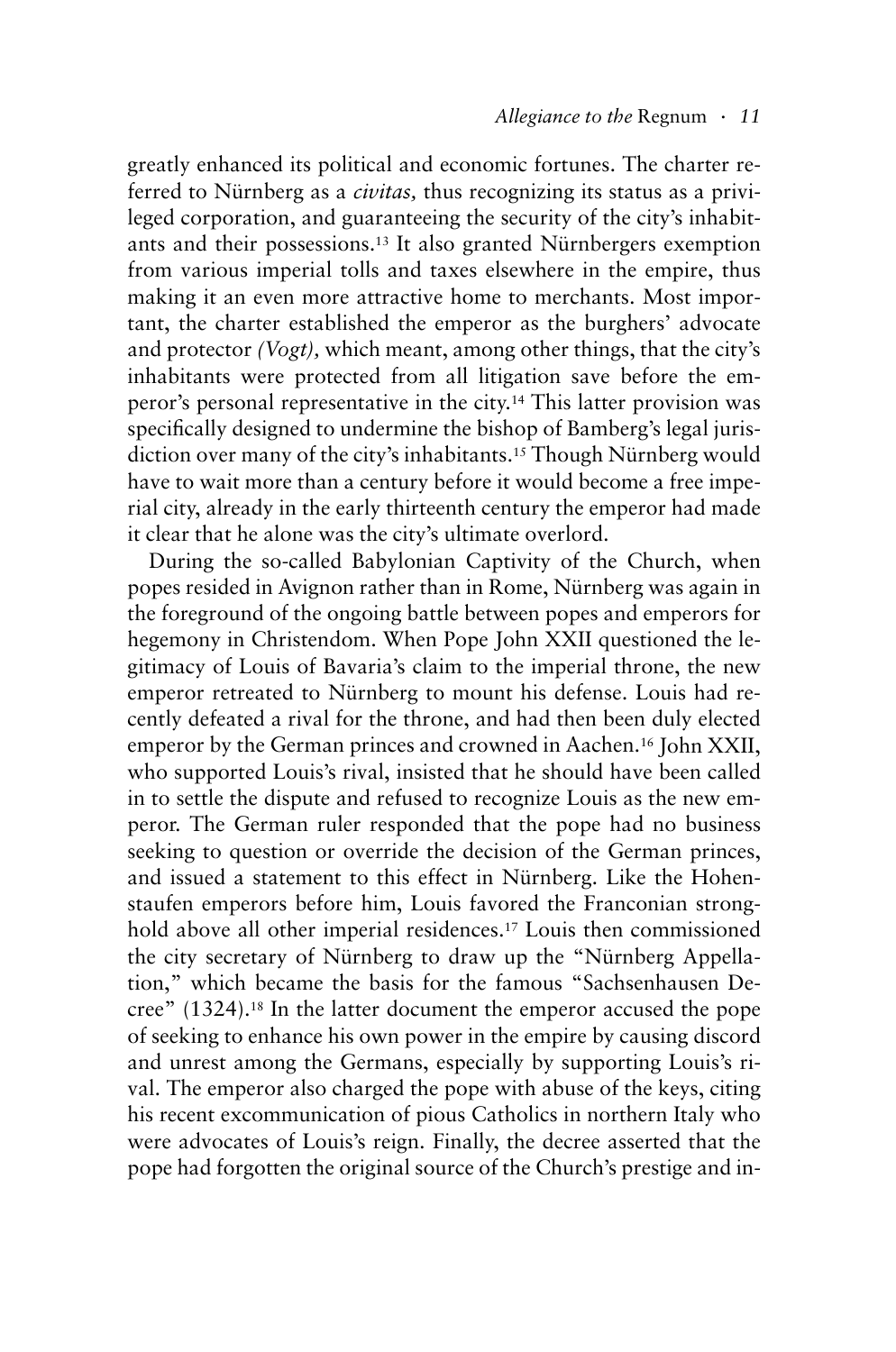greatly enhanced its political and economic fortunes. The charter referred to Nürnberg as a *civitas,* thus recognizing its status as a privileged corporation, and guaranteeing the security of the city's inhabitants and their possessions.[13] It also granted Nürnbergers exemption from various imperial tolls and taxes elsewhere in the empire, thus making it an even more attractive home to merchants. Most important, the charter established the emperor as the burghers' advocate and protector *(Vogt),* which meant, among other things, that the city's inhabitants were protected from all litigation save before the emperor's personal representative in the city.[14] This latter provision was specifically designed to undermine the bishop of Bamberg's legal jurisdiction over many of the city's inhabitants.[15] Though Nürnberg would have to wait more than a century before it would become a free imperial city, already in the early thirteenth century the emperor had made it clear that he alone was the city's ultimate overlord.

During the so-called Babylonian Captivity of the Church, when popes resided in Avignon rather than in Rome, Nürnberg was again in the foreground of the ongoing battle between popes and emperors for hegemony in Christendom. When Pope John XXII questioned the legitimacy of Louis of Bavaria's claim to the imperial throne, the new emperor retreated to Nürnberg to mount his defense. Louis had recently defeated a rival for the throne, and had then been duly elected emperor by the German princes and crowned in Aachen.[16] John XXII, who supported Louis's rival, insisted that he should have been called in to settle the dispute and refused to recognize Louis as the new emperor. The German ruler responded that the pope had no business seeking to question or override the decision of the German princes, and issued a statement to this effect in Nürnberg. Like the Hohenstaufen emperors before him, Louis favored the Franconian stronghold above all other imperial residences.[17] Louis then commissioned the city secretary of Nürnberg to draw up the "Nürnberg Appellation," which became the basis for the famous "Sachsenhausen Decree" (1324).[18] In the latter document the emperor accused the pope of seeking to enhance his own power in the empire by causing discord and unrest among the Germans, especially by supporting Louis's rival. The emperor also charged the pope with abuse of the keys, citing his recent excommunication of pious Catholics in northern Italy who were advocates of Louis's reign. Finally, the decree asserted that the pope had forgotten the original source of the Church's prestige and in-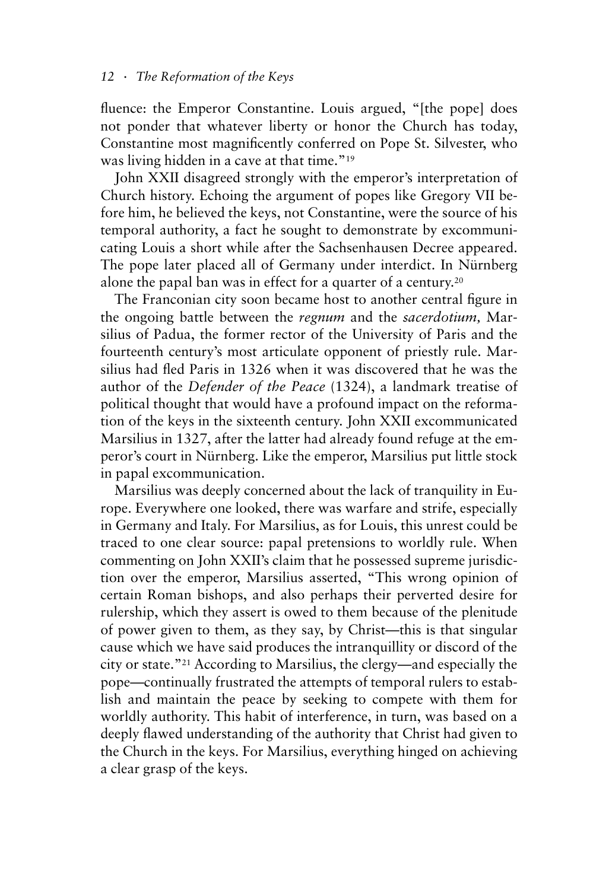fluence: the Emperor Constantine. Louis argued, "[the pope] does not ponder that whatever liberty or honor the Church has today, Constantine most magnificently conferred on Pope St. Silvester, who was living hidden in a cave at that time."[19]

John XXII disagreed strongly with the emperor's interpretation of Church history. Echoing the argument of popes like Gregory VII before him, he believed the keys, not Constantine, were the source of his temporal authority, a fact he sought to demonstrate by excommunicating Louis a short while after the Sachsenhausen Decree appeared. The pope later placed all of Germany under interdict. In Nürnberg alone the papal ban was in effect for a quarter of a century.[20]

The Franconian city soon became host to another central figure in the ongoing battle between the *regnum* and the *sacerdotium,* Marsilius of Padua, the former rector of the University of Paris and the fourteenth century's most articulate opponent of priestly rule. Marsilius had fled Paris in 1326 when it was discovered that he was the author of the *Defender of the Peace* (1324), a landmark treatise of political thought that would have a profound impact on the reformation of the keys in the sixteenth century. John XXII excommunicated Marsilius in 1327, after the latter had already found refuge at the emperor's court in Nürnberg. Like the emperor, Marsilius put little stock in papal excommunication.

Marsilius was deeply concerned about the lack of tranquility in Europe. Everywhere one looked, there was warfare and strife, especially in Germany and Italy. For Marsilius, as for Louis, this unrest could be traced to one clear source: papal pretensions to worldly rule. When commenting on John XXII's claim that he possessed supreme jurisdiction over the emperor, Marsilius asserted, "This wrong opinion of certain Roman bishops, and also perhaps their perverted desire for rulership, which they assert is owed to them because of the plenitude of power given to them, as they say, by Christ—this is that singular cause which we have said produces the intranquillity or discord of the city or state."[21] According to Marsilius, the clergy—and especially the pope—continually frustrated the attempts of temporal rulers to establish and maintain the peace by seeking to compete with them for worldly authority. This habit of interference, in turn, was based on a deeply flawed understanding of the authority that Christ had given to the Church in the keys. For Marsilius, everything hinged on achieving a clear grasp of the keys.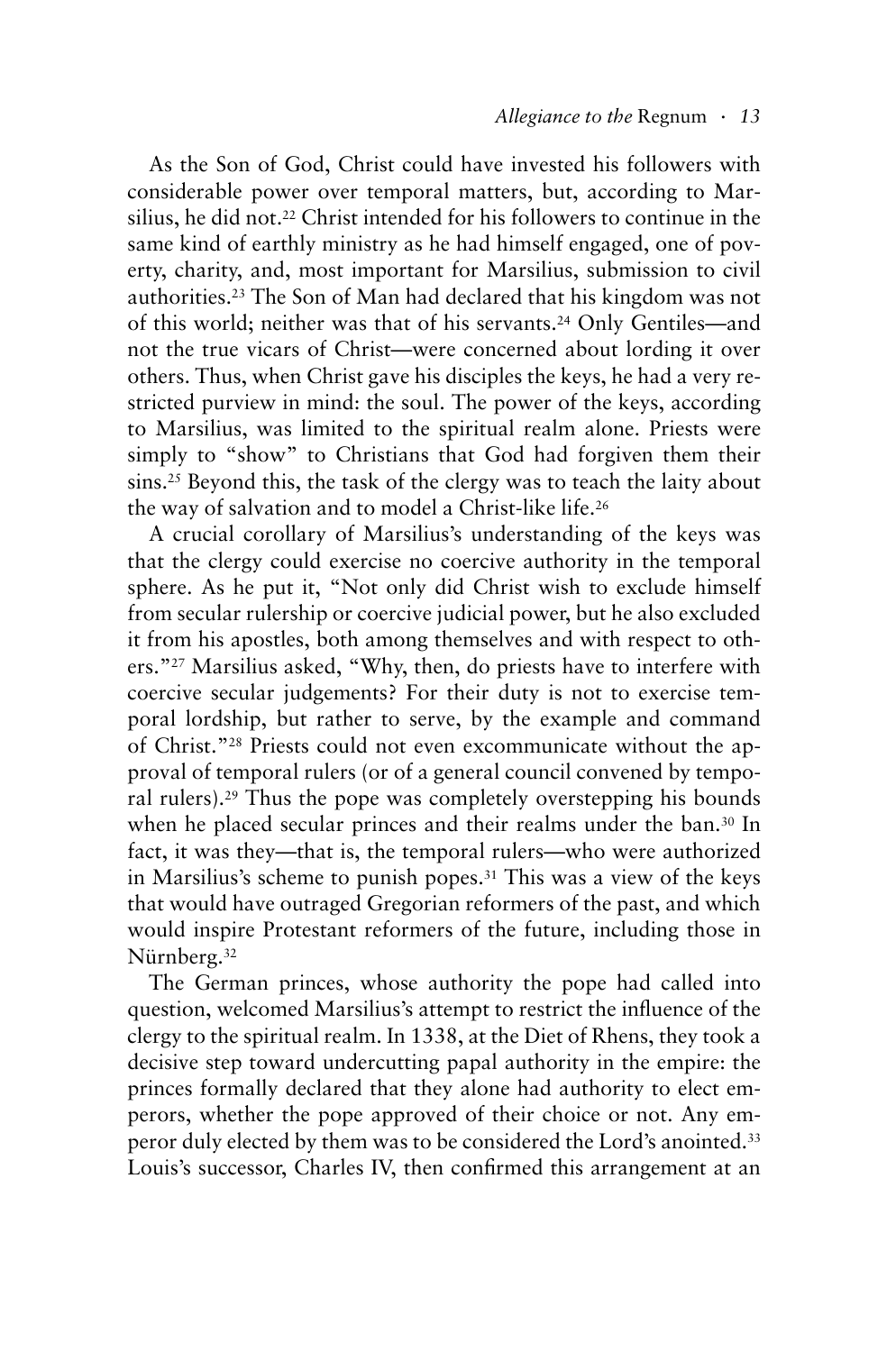As the Son of God, Christ could have invested his followers with considerable power over temporal matters, but, according to Marsilius, he did not.[22] Christ intended for his followers to continue in the same kind of earthly ministry as he had himself engaged, one of poverty, charity, and, most important for Marsilius, submission to civil authorities.[23] The Son of Man had declared that his kingdom was not of this world; neither was that of his servants.[24] Only Gentiles—and not the true vicars of Christ—were concerned about lording it over others. Thus, when Christ gave his disciples the keys, he had a very restricted purview in mind: the soul. The power of the keys, according to Marsilius, was limited to the spiritual realm alone. Priests were simply to "show" to Christians that God had forgiven them their sins.[25] Beyond this, the task of the clergy was to teach the laity about the way of salvation and to model a Christ-like life.[26]

A crucial corollary of Marsilius's understanding of the keys was that the clergy could exercise no coercive authority in the temporal sphere. As he put it, "Not only did Christ wish to exclude himself from secular rulership or coercive judicial power, but he also excluded it from his apostles, both among themselves and with respect to others."[27] Marsilius asked, "Why, then, do priests have to interfere with coercive secular judgements? For their duty is not to exercise temporal lordship, but rather to serve, by the example and command of Christ."[28] Priests could not even excommunicate without the approval of temporal rulers (or of a general council convened by temporal rulers).[29] Thus the pope was completely overstepping his bounds when he placed secular princes and their realms under the ban.[30] In fact, it was they—that is, the temporal rulers—who were authorized in Marsilius's scheme to punish popes.[31] This was a view of the keys that would have outraged Gregorian reformers of the past, and which would inspire Protestant reformers of the future, including those in Nürnberg.[32]

The German princes, whose authority the pope had called into question, welcomed Marsilius's attempt to restrict the influence of the clergy to the spiritual realm. In 1338, at the Diet of Rhens, they took a decisive step toward undercutting papal authority in the empire: the princes formally declared that they alone had authority to elect emperors, whether the pope approved of their choice or not. Any emperor duly elected by them was to be considered the Lord's anointed.[33] Louis's successor, Charles IV, then confirmed this arrangement at an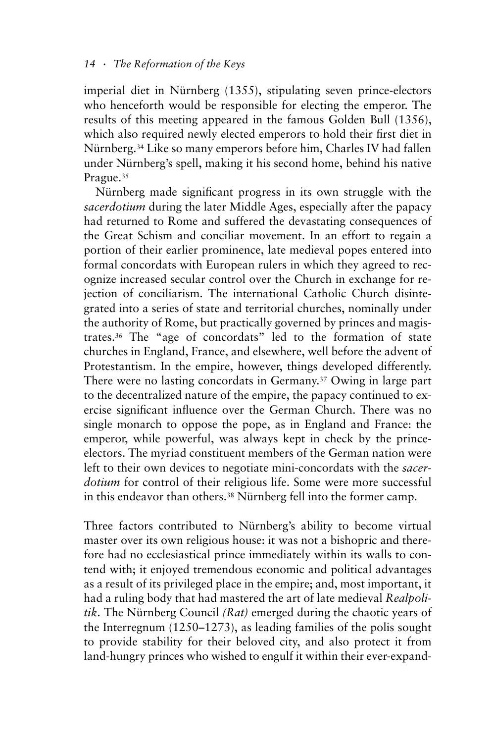imperial diet in Nürnberg (1355), stipulating seven prince-electors who henceforth would be responsible for electing the emperor. The results of this meeting appeared in the famous Golden Bull (1356), which also required newly elected emperors to hold their first diet in Nürnberg.[34] Like so many emperors before him, Charles IV had fallen under Nürnberg's spell, making it his second home, behind his native Prague.[35]

Nürnberg made significant progress in its own struggle with the *sacerdotium* during the later Middle Ages, especially after the papacy had returned to Rome and suffered the devastating consequences of the Great Schism and conciliar movement. In an effort to regain a portion of their earlier prominence, late medieval popes entered into formal concordats with European rulers in which they agreed to recognize increased secular control over the Church in exchange for rejection of conciliarism. The international Catholic Church disintegrated into a series of state and territorial churches, nominally under the authority of Rome, but practically governed by princes and magistrates.[36] The "age of concordats" led to the formation of state churches in England, France, and elsewhere, well before the advent of Protestantism. In the empire, however, things developed differently. There were no lasting concordats in Germany.[37] Owing in large part to the decentralized nature of the empire, the papacy continued to exercise significant influence over the German Church. There was no single monarch to oppose the pope, as in England and France: the emperor, while powerful, was always kept in check by the prince-electors. The myriad constituent members of the German nation were left to their own devices to negotiate mini-concordats with the *sacerdotium* for control of their religious life. Some were more successful in this endeavor than others.[38] Nürnberg fell into the former camp.

Three factors contributed to Nürnberg's ability to become virtual master over its own religious house: it was not a bishopric and therefore had no ecclesiastical prince immediately within its walls to contend with; it enjoyed tremendous economic and political advantages as a result of its privileged place in the empire; and, most important, it had a ruling body that had mastered the art of late medieval *Realpolitik*. The Nürnberg Council *(Rat)* emerged during the chaotic years of the Interregnum (1250–1273), as leading families of the polis sought to provide stability for their beloved city, and also protect it from land-hungry princes who wished to engulf it within their ever-expand-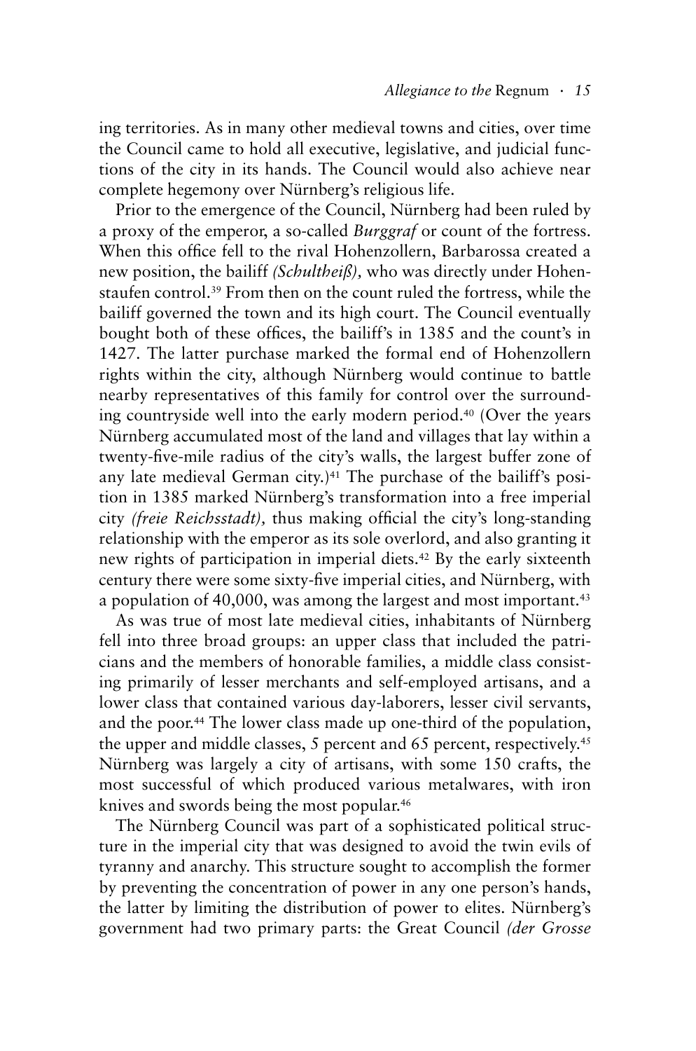ing territories. As in many other medieval towns and cities, over time the Council came to hold all executive, legislative, and judicial functions of the city in its hands. The Council would also achieve near complete hegemony over Nürnberg's religious life.

Prior to the emergence of the Council, Nürnberg had been ruled by a proxy of the emperor, a so-called *Burggraf* or count of the fortress. When this office fell to the rival Hohenzollern, Barbarossa created a new position, the bailiff *(Schultheiß),* who was directly under Hohenstaufen control.[39] From then on the count ruled the fortress, while the bailiff governed the town and its high court. The Council eventually bought both of these offices, the bailiff's in 1385 and the count's in 1427. The latter purchase marked the formal end of Hohenzollern rights within the city, although Nürnberg would continue to battle nearby representatives of this family for control over the surrounding countryside well into the early modern period.[40] (Over the years Nürnberg accumulated most of the land and villages that lay within a twenty-five-mile radius of the city's walls, the largest buffer zone of any late medieval German city.)[41] The purchase of the bailiff's position in 1385 marked Nürnberg's transformation into a free imperial city *(freie Reichsstadt),* thus making official the city's long-standing relationship with the emperor as its sole overlord, and also granting it new rights of participation in imperial diets.[42] By the early sixteenth century there were some sixty-five imperial cities, and Nürnberg, with a population of 40,000, was among the largest and most important.[43]

As was true of most late medieval cities, inhabitants of Nürnberg fell into three broad groups: an upper class that included the patricians and the members of honorable families, a middle class consisting primarily of lesser merchants and self-employed artisans, and a lower class that contained various day-laborers, lesser civil servants, and the poor.[44] The lower class made up one-third of the population, the upper and middle classes, 5 percent and 65 percent, respectively.[45] Nürnberg was largely a city of artisans, with some 150 crafts, the most successful of which produced various metalwares, with iron knives and swords being the most popular.[46]

The Nürnberg Council was part of a sophisticated political structure in the imperial city that was designed to avoid the twin evils of tyranny and anarchy. This structure sought to accomplish the former by preventing the concentration of power in any one person's hands, the latter by limiting the distribution of power to elites. Nürnberg's government had two primary parts: the Great Council *(der Grosse*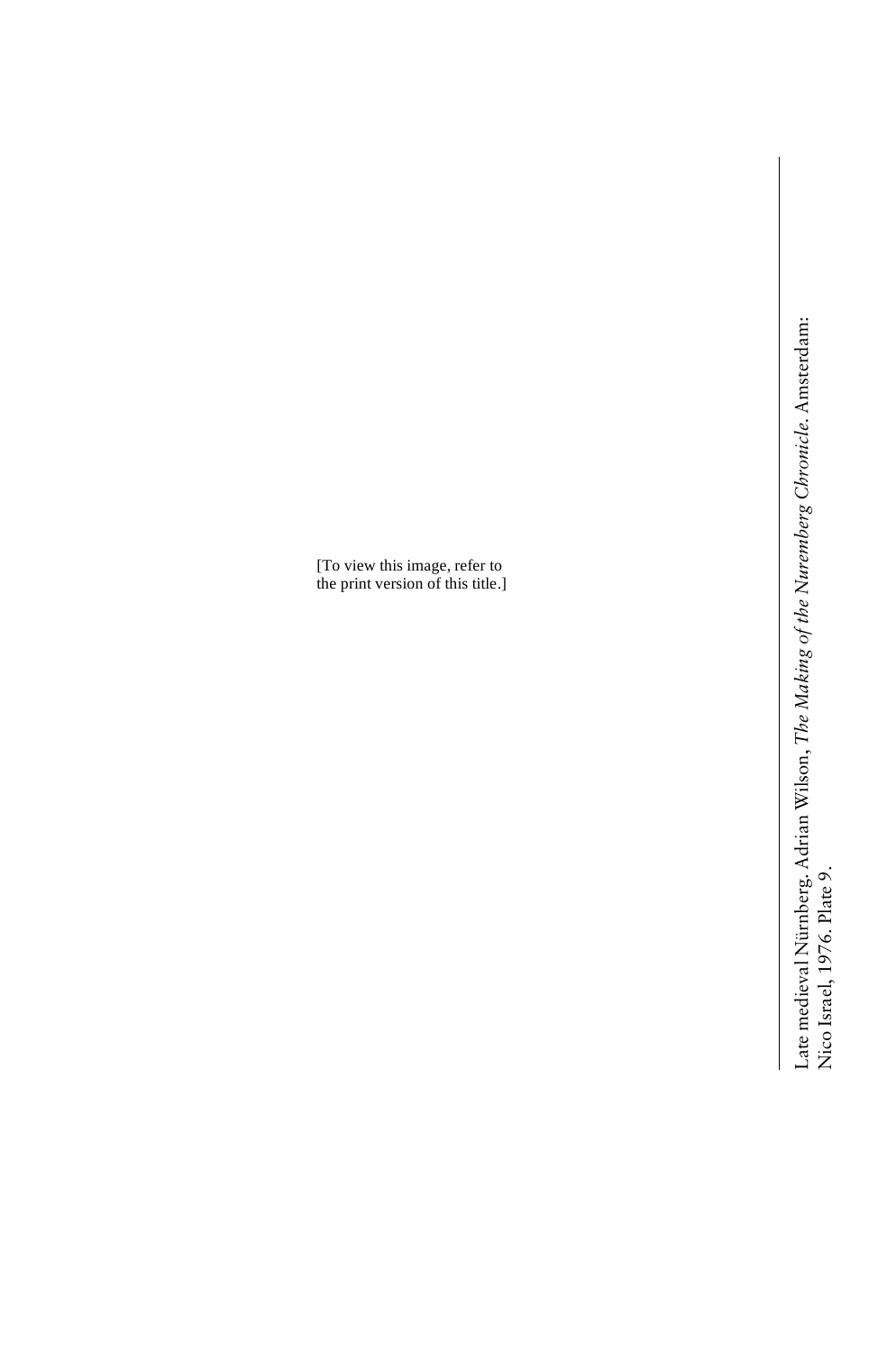[To view this image, refer to the print version of this title.]

Late medieval Nürnberg. Adrian Wilson, *The Making of the Nuremberg Chronicle*. Amsterdam: Nico Israel, 1976. Plate 9.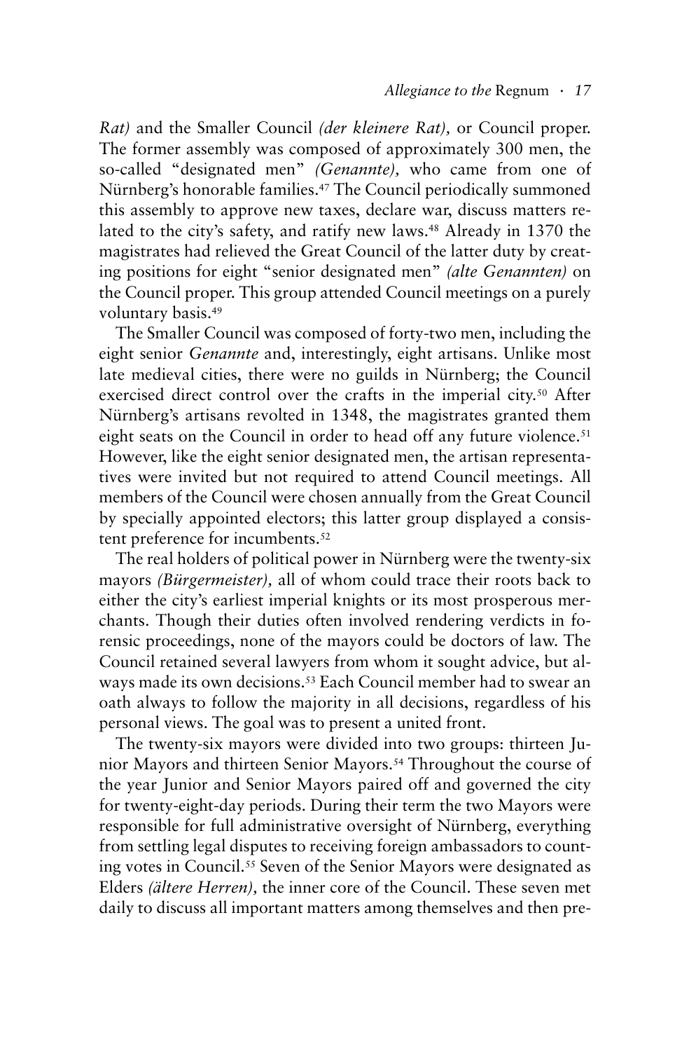*Rat)* and the Smaller Council *(der kleinere Rat),* or Council proper. The former assembly was composed of approximately 300 men, the so-called "designated men" *(Genannte),* who came from one of Nürnberg's honorable families.[47] The Council periodically summoned this assembly to approve new taxes, declare war, discuss matters related to the city's safety, and ratify new laws.[48] Already in 1370 the magistrates had relieved the Great Council of the latter duty by creating positions for eight "senior designated men" *(alte Genannten)* on the Council proper. This group attended Council meetings on a purely voluntary basis.[49]

The Smaller Council was composed of forty-two men, including the eight senior *Genannte* and, interestingly, eight artisans. Unlike most late medieval cities, there were no guilds in Nürnberg; the Council exercised direct control over the crafts in the imperial city.[50] After Nürnberg's artisans revolted in 1348, the magistrates granted them eight seats on the Council in order to head off any future violence.[51] However, like the eight senior designated men, the artisan representatives were invited but not required to attend Council meetings. All members of the Council were chosen annually from the Great Council by specially appointed electors; this latter group displayed a consistent preference for incumbents.[52]

The real holders of political power in Nürnberg were the twenty-six mayors *(Bürgermeister),* all of whom could trace their roots back to either the city's earliest imperial knights or its most prosperous merchants. Though their duties often involved rendering verdicts in forensic proceedings, none of the mayors could be doctors of law. The Council retained several lawyers from whom it sought advice, but always made its own decisions.[53] Each Council member had to swear an oath always to follow the majority in all decisions, regardless of his personal views. The goal was to present a united front.

The twenty-six mayors were divided into two groups: thirteen Junior Mayors and thirteen Senior Mayors.[54] Throughout the course of the year Junior and Senior Mayors paired off and governed the city for twenty-eight-day periods. During their term the two Mayors were responsible for full administrative oversight of Nürnberg, everything from settling legal disputes to receiving foreign ambassadors to counting votes in Council.[55] Seven of the Senior Mayors were designated as Elders *(ältere Herren),* the inner core of the Council. These seven met daily to discuss all important matters among themselves and then pre-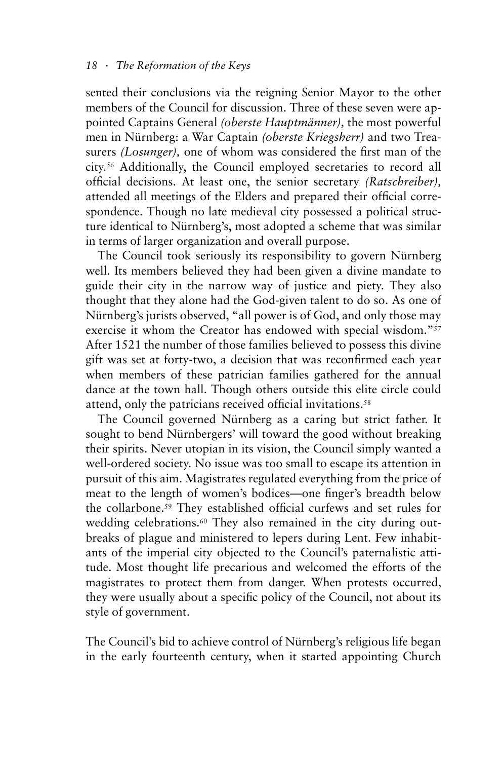sented their conclusions via the reigning Senior Mayor to the other members of the Council for discussion. Three of these seven were appointed Captains General *(oberste Hauptmänner)*, the most powerful men in Nürnberg: a War Captain *(oberste Kriegsherr)* and two Treasurers *(Losunger)*, one of whom was considered the first man of the city.[56] Additionally, the Council employed secretaries to record all official decisions. At least one, the senior secretary *(Ratschreiber)*, attended all meetings of the Elders and prepared their official correspondence. Though no late medieval city possessed a political structure identical to Nürnberg's, most adopted a scheme that was similar in terms of larger organization and overall purpose.

The Council took seriously its responsibility to govern Nürnberg well. Its members believed they had been given a divine mandate to guide their city in the narrow way of justice and piety. They also thought that they alone had the God-given talent to do so. As one of Nürnberg's jurists observed, "all power is of God, and only those may exercise it whom the Creator has endowed with special wisdom."[57] After 1521 the number of those families believed to possess this divine gift was set at forty-two, a decision that was reconfirmed each year when members of these patrician families gathered for the annual dance at the town hall. Though others outside this elite circle could attend, only the patricians received official invitations.[58]

The Council governed Nürnberg as a caring but strict father. It sought to bend Nürnbergers' will toward the good without breaking their spirits. Never utopian in its vision, the Council simply wanted a well-ordered society. No issue was too small to escape its attention in pursuit of this aim. Magistrates regulated everything from the price of meat to the length of women's bodices—one finger's breadth below the collarbone.[59] They established official curfews and set rules for wedding celebrations.[60] They also remained in the city during outbreaks of plague and ministered to lepers during Lent. Few inhabitants of the imperial city objected to the Council's paternalistic attitude. Most thought life precarious and welcomed the efforts of the magistrates to protect them from danger. When protests occurred, they were usually about a specific policy of the Council, not about its style of government.

The Council's bid to achieve control of Nürnberg's religious life began in the early fourteenth century, when it started appointing Church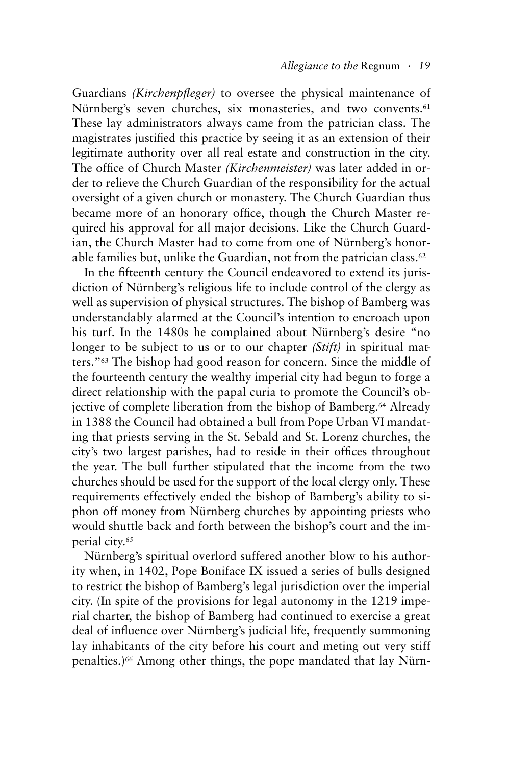Guardians *(Kirchenpfleger)* to oversee the physical maintenance of Nürnberg's seven churches, six monasteries, and two convents.[61] These lay administrators always came from the patrician class. The magistrates justified this practice by seeing it as an extension of their legitimate authority over all real estate and construction in the city. The office of Church Master *(Kirchenmeister)* was later added in order to relieve the Church Guardian of the responsibility for the actual oversight of a given church or monastery. The Church Guardian thus became more of an honorary office, though the Church Master required his approval for all major decisions. Like the Church Guardian, the Church Master had to come from one of Nürnberg's honorable families but, unlike the Guardian, not from the patrician class.[62]

In the fifteenth century the Council endeavored to extend its jurisdiction of Nürnberg's religious life to include control of the clergy as well as supervision of physical structures. The bishop of Bamberg was understandably alarmed at the Council's intention to encroach upon his turf. In the 1480s he complained about Nürnberg's desire "no longer to be subject to us or to our chapter *(Stift)* in spiritual matters."[63] The bishop had good reason for concern. Since the middle of the fourteenth century the wealthy imperial city had begun to forge a direct relationship with the papal curia to promote the Council's objective of complete liberation from the bishop of Bamberg.[64] Already in 1388 the Council had obtained a bull from Pope Urban VI mandating that priests serving in the St. Sebald and St. Lorenz churches, the city's two largest parishes, had to reside in their offices throughout the year. The bull further stipulated that the income from the two churches should be used for the support of the local clergy only. These requirements effectively ended the bishop of Bamberg's ability to siphon off money from Nürnberg churches by appointing priests who would shuttle back and forth between the bishop's court and the imperial city.[65]

Nürnberg's spiritual overlord suffered another blow to his authority when, in 1402, Pope Boniface IX issued a series of bulls designed to restrict the bishop of Bamberg's legal jurisdiction over the imperial city. (In spite of the provisions for legal autonomy in the 1219 imperial charter, the bishop of Bamberg had continued to exercise a great deal of influence over Nürnberg's judicial life, frequently summoning lay inhabitants of the city before his court and meting out very stiff penalties.)[66] Among other things, the pope mandated that lay Nürn-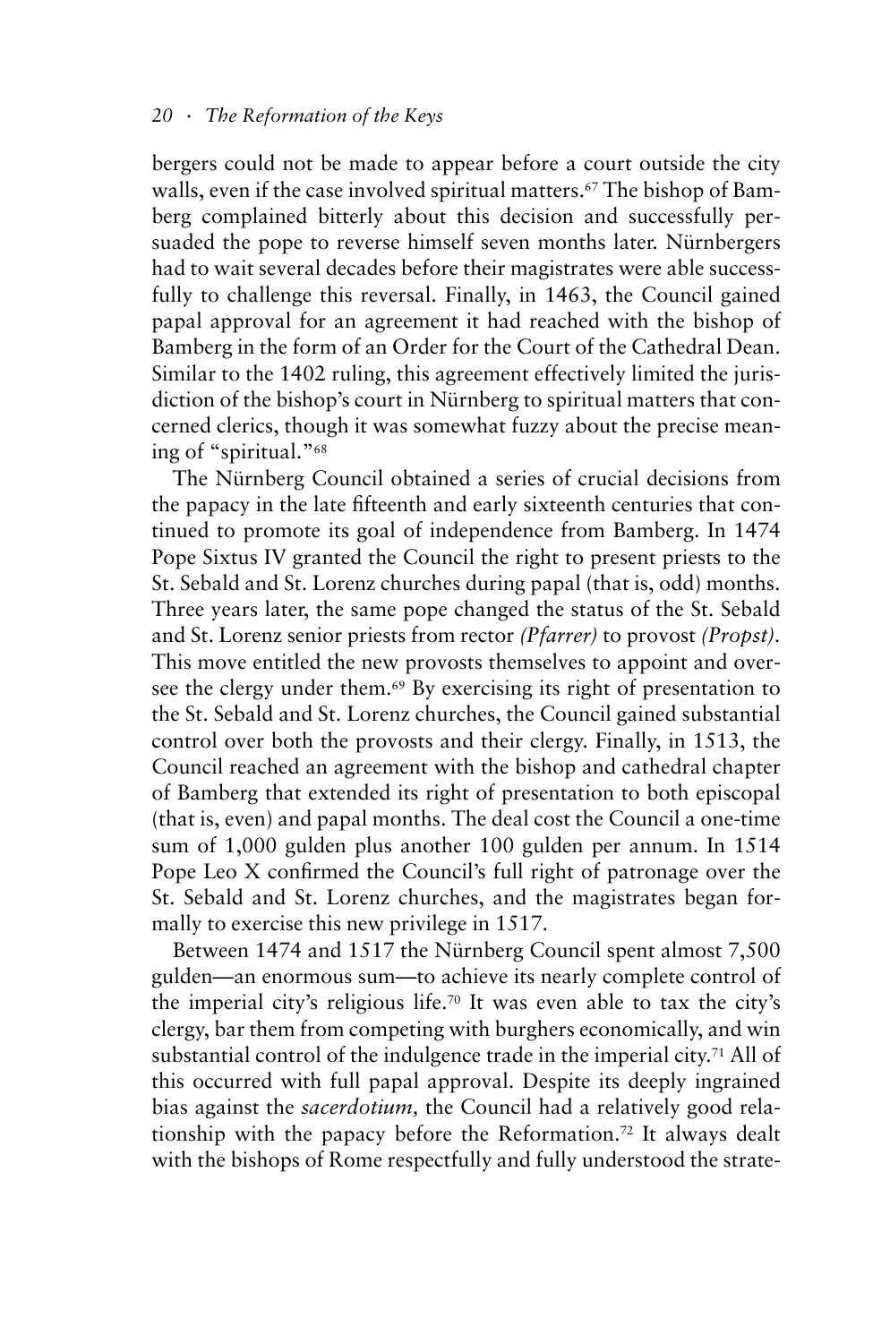bergers could not be made to appear before a court outside the city walls, even if the case involved spiritual matters.[67] The bishop of Bamberg complained bitterly about this decision and successfully persuaded the pope to reverse himself seven months later. Nürnbergers had to wait several decades before their magistrates were able successfully to challenge this reversal. Finally, in 1463, the Council gained papal approval for an agreement it had reached with the bishop of Bamberg in the form of an Order for the Court of the Cathedral Dean. Similar to the 1402 ruling, this agreement effectively limited the jurisdiction of the bishop's court in Nürnberg to spiritual matters that concerned clerics, though it was somewhat fuzzy about the precise meaning of "spiritual."[68]

The Nürnberg Council obtained a series of crucial decisions from the papacy in the late fifteenth and early sixteenth centuries that continued to promote its goal of independence from Bamberg. In 1474 Pope Sixtus IV granted the Council the right to present priests to the St. Sebald and St. Lorenz churches during papal (that is, odd) months. Three years later, the same pope changed the status of the St. Sebald and St. Lorenz senior priests from rector *(Pfarrer)* to provost *(Propst)*. This move entitled the new provosts themselves to appoint and oversee the clergy under them.[69] By exercising its right of presentation to the St. Sebald and St. Lorenz churches, the Council gained substantial control over both the provosts and their clergy. Finally, in 1513, the Council reached an agreement with the bishop and cathedral chapter of Bamberg that extended its right of presentation to both episcopal (that is, even) and papal months. The deal cost the Council a one-time sum of 1,000 gulden plus another 100 gulden per annum. In 1514 Pope Leo X confirmed the Council's full right of patronage over the St. Sebald and St. Lorenz churches, and the magistrates began formally to exercise this new privilege in 1517.

Between 1474 and 1517 the Nürnberg Council spent almost 7,500 gulden—an enormous sum—to achieve its nearly complete control of the imperial city's religious life.[70] It was even able to tax the city's clergy, bar them from competing with burghers economically, and win substantial control of the indulgence trade in the imperial city.[71] All of this occurred with full papal approval. Despite its deeply ingrained bias against the *sacerdotium,* the Council had a relatively good relationship with the papacy before the Reformation.[72] It always dealt with the bishops of Rome respectfully and fully understood the strate-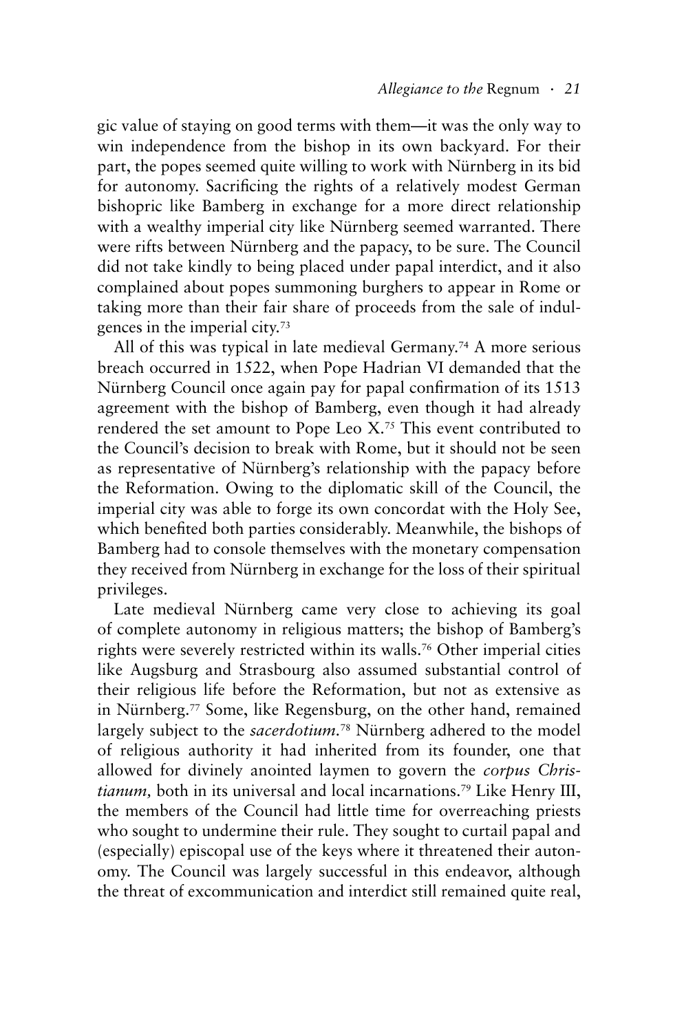gic value of staying on good terms with them—it was the only way to win independence from the bishop in its own backyard. For their part, the popes seemed quite willing to work with Nürnberg in its bid for autonomy. Sacrificing the rights of a relatively modest German bishopric like Bamberg in exchange for a more direct relationship with a wealthy imperial city like Nürnberg seemed warranted. There were rifts between Nürnberg and the papacy, to be sure. The Council did not take kindly to being placed under papal interdict, and it also complained about popes summoning burghers to appear in Rome or taking more than their fair share of proceeds from the sale of indulgences in the imperial city.[73]

All of this was typical in late medieval Germany.[74] A more serious breach occurred in 1522, when Pope Hadrian VI demanded that the Nürnberg Council once again pay for papal confirmation of its 1513 agreement with the bishop of Bamberg, even though it had already rendered the set amount to Pope Leo X.[75] This event contributed to the Council's decision to break with Rome, but it should not be seen as representative of Nürnberg's relationship with the papacy before the Reformation. Owing to the diplomatic skill of the Council, the imperial city was able to forge its own concordat with the Holy See, which benefited both parties considerably. Meanwhile, the bishops of Bamberg had to console themselves with the monetary compensation they received from Nürnberg in exchange for the loss of their spiritual privileges.

Late medieval Nürnberg came very close to achieving its goal of complete autonomy in religious matters; the bishop of Bamberg's rights were severely restricted within its walls.[76] Other imperial cities like Augsburg and Strasbourg also assumed substantial control of their religious life before the Reformation, but not as extensive as in Nürnberg.[77] Some, like Regensburg, on the other hand, remained largely subject to the *sacerdotium*.[78] Nürnberg adhered to the model of religious authority it had inherited from its founder, one that allowed for divinely anointed laymen to govern the *corpus Christianum,* both in its universal and local incarnations.[79] Like Henry III, the members of the Council had little time for overreaching priests who sought to undermine their rule. They sought to curtail papal and (especially) episcopal use of the keys where it threatened their autonomy. The Council was largely successful in this endeavor, although the threat of excommunication and interdict still remained quite real,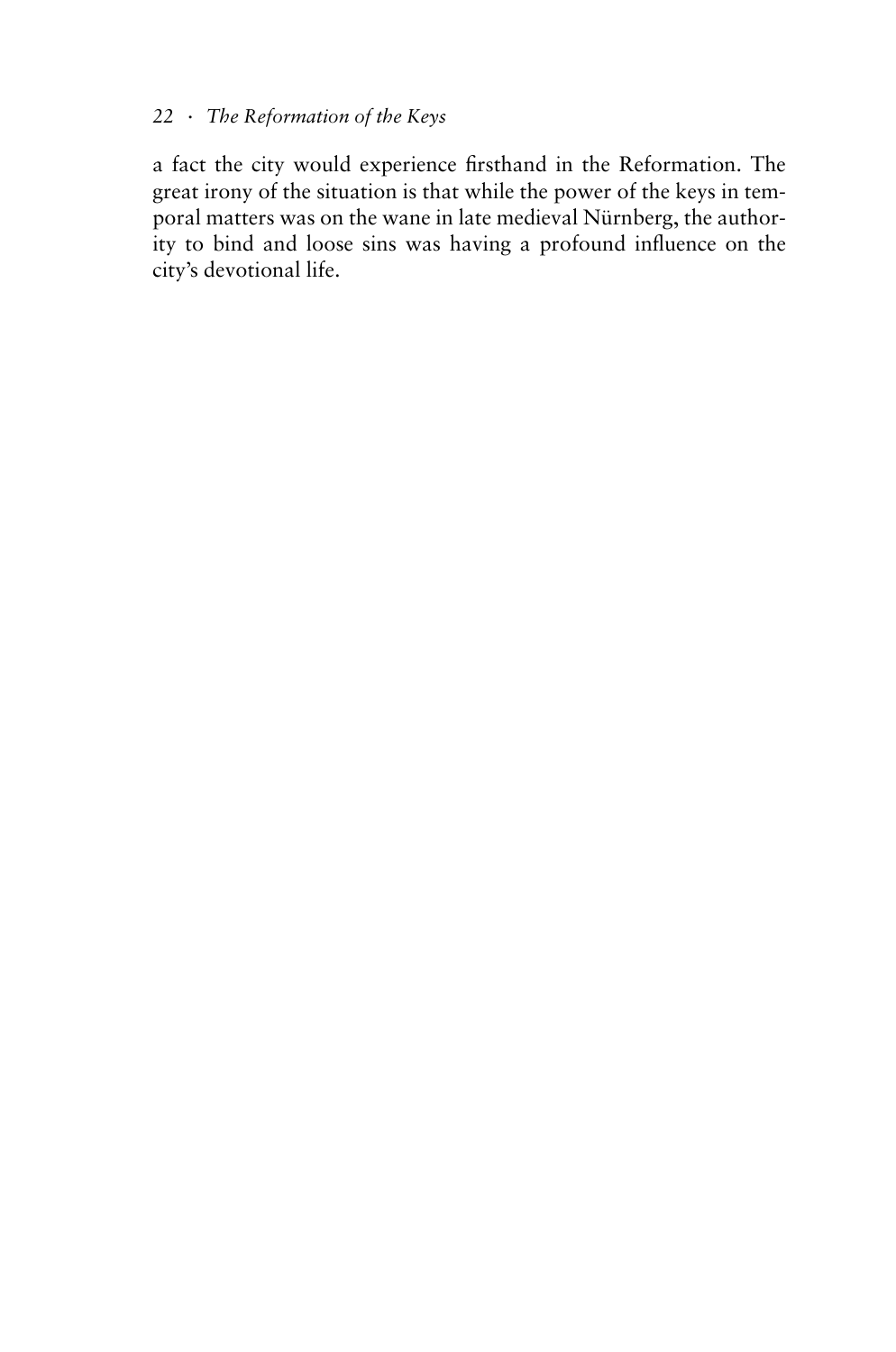a fact the city would experience firsthand in the Reformation. The great irony of the situation is that while the power of the keys in temporal matters was on the wane in late medieval Nürnberg, the authority to bind and loose sins was having a profound influence on the city's devotional life.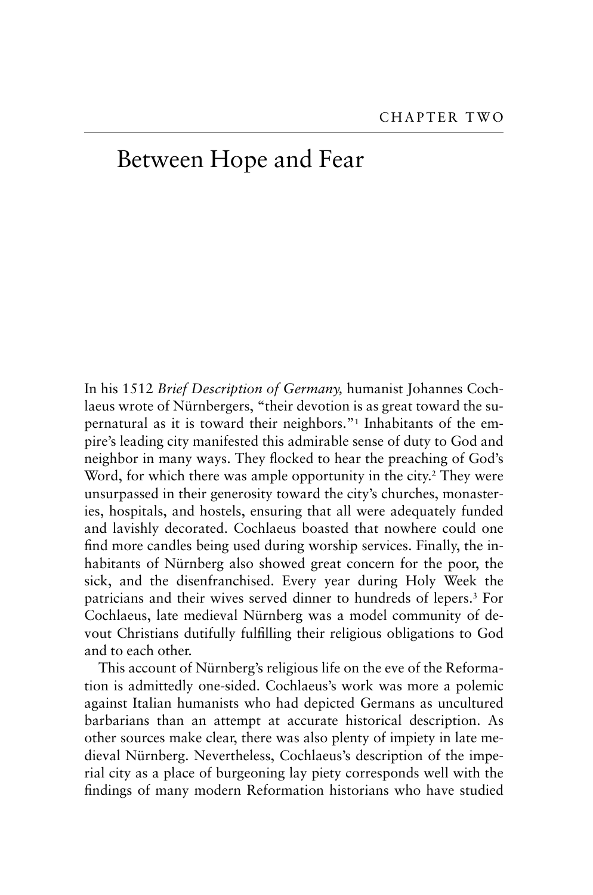CHAPTER TWO

# Between Hope and Fear

In his 1512 *Brief Description of Germany,* humanist Johannes Cochlaeus wrote of Nürnbergers, "their devotion is as great toward the supernatural as it is toward their neighbors."[1] Inhabitants of the empire's leading city manifested this admirable sense of duty to God and neighbor in many ways. They flocked to hear the preaching of God's Word, for which there was ample opportunity in the city.[2] They were unsurpassed in their generosity toward the city's churches, monasteries, hospitals, and hostels, ensuring that all were adequately funded and lavishly decorated. Cochlaeus boasted that nowhere could one find more candles being used during worship services. Finally, the inhabitants of Nürnberg also showed great concern for the poor, the sick, and the disenfranchised. Every year during Holy Week the patricians and their wives served dinner to hundreds of lepers.[3] For Cochlaeus, late medieval Nürnberg was a model community of devout Christians dutifully fulfilling their religious obligations to God and to each other.

This account of Nürnberg's religious life on the eve of the Reformation is admittedly one-sided. Cochlaeus's work was more a polemic against Italian humanists who had depicted Germans as uncultured barbarians than an attempt at accurate historical description. As other sources make clear, there was also plenty of impiety in late medieval Nürnberg. Nevertheless, Cochlaeus's description of the imperial city as a place of burgeoning lay piety corresponds well with the findings of many modern Reformation historians who have studied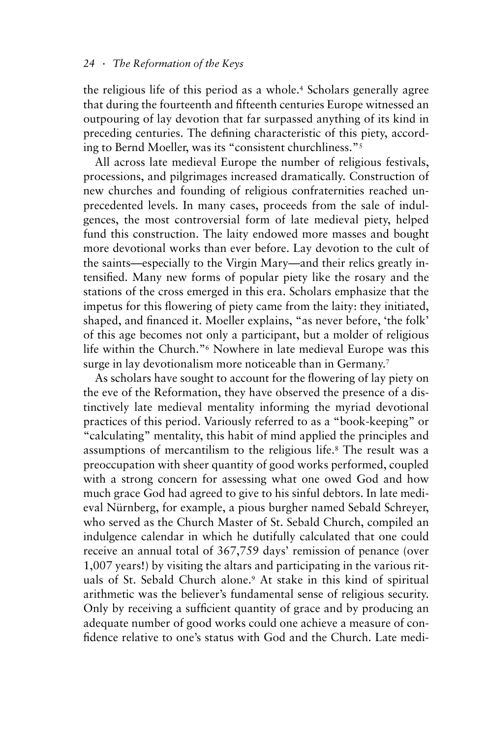the religious life of this period as a whole.[4] Scholars generally agree that during the fourteenth and fifteenth centuries Europe witnessed an outpouring of lay devotion that far surpassed anything of its kind in preceding centuries. The defining characteristic of this piety, according to Bernd Moeller, was its "consistent churchliness."[5]

All across late medieval Europe the number of religious festivals, processions, and pilgrimages increased dramatically. Construction of new churches and founding of religious confraternities reached unprecedented levels. In many cases, proceeds from the sale of indulgences, the most controversial form of late medieval piety, helped fund this construction. The laity endowed more masses and bought more devotional works than ever before. Lay devotion to the cult of the saints—especially to the Virgin Mary—and their relics greatly intensified. Many new forms of popular piety like the rosary and the stations of the cross emerged in this era. Scholars emphasize that the impetus for this flowering of piety came from the laity: they initiated, shaped, and financed it. Moeller explains, "as never before, 'the folk' of this age becomes not only a participant, but a molder of religious life within the Church."[6] Nowhere in late medieval Europe was this surge in lay devotionalism more noticeable than in Germany.[7]

As scholars have sought to account for the flowering of lay piety on the eve of the Reformation, they have observed the presence of a distinctively late medieval mentality informing the myriad devotional practices of this period. Variously referred to as a "book-keeping" or "calculating" mentality, this habit of mind applied the principles and assumptions of mercantilism to the religious life.[8] The result was a preoccupation with sheer quantity of good works performed, coupled with a strong concern for assessing what one owed God and how much grace God had agreed to give to his sinful debtors. In late medieval Nürnberg, for example, a pious burgher named Sebald Schreyer, who served as the Church Master of St. Sebald Church, compiled an indulgence calendar in which he dutifully calculated that one could receive an annual total of 367,759 days' remission of penance (over 1,007 years!) by visiting the altars and participating in the various rituals of St. Sebald Church alone.[9] At stake in this kind of spiritual arithmetic was the believer's fundamental sense of religious security. Only by receiving a sufficient quantity of grace and by producing an adequate number of good works could one achieve a measure of confidence relative to one's status with God and the Church. Late medi-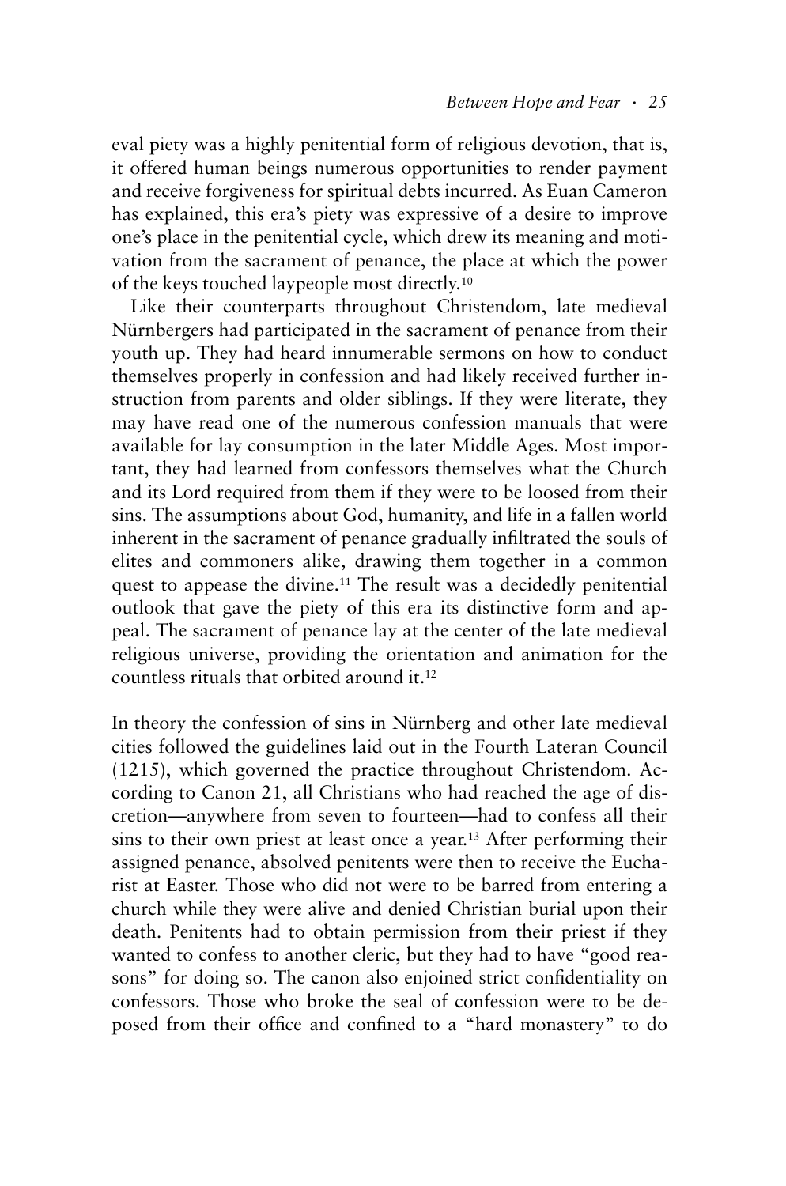eval piety was a highly penitential form of religious devotion, that is, it offered human beings numerous opportunities to render payment and receive forgiveness for spiritual debts incurred. As Euan Cameron has explained, this era's piety was expressive of a desire to improve one's place in the penitential cycle, which drew its meaning and motivation from the sacrament of penance, the place at which the power of the keys touched laypeople most directly.[10]

Like their counterparts throughout Christendom, late medieval Nürnbergers had participated in the sacrament of penance from their youth up. They had heard innumerable sermons on how to conduct themselves properly in confession and had likely received further instruction from parents and older siblings. If they were literate, they may have read one of the numerous confession manuals that were available for lay consumption in the later Middle Ages. Most important, they had learned from confessors themselves what the Church and its Lord required from them if they were to be loosed from their sins. The assumptions about God, humanity, and life in a fallen world inherent in the sacrament of penance gradually infiltrated the souls of elites and commoners alike, drawing them together in a common quest to appease the divine.[11] The result was a decidedly penitential outlook that gave the piety of this era its distinctive form and appeal. The sacrament of penance lay at the center of the late medieval religious universe, providing the orientation and animation for the countless rituals that orbited around it.[12]

In theory the confession of sins in Nürnberg and other late medieval cities followed the guidelines laid out in the Fourth Lateran Council (1215), which governed the practice throughout Christendom. According to Canon 21, all Christians who had reached the age of discretion—anywhere from seven to fourteen—had to confess all their sins to their own priest at least once a year.[13] After performing their assigned penance, absolved penitents were then to receive the Eucharist at Easter. Those who did not were to be barred from entering a church while they were alive and denied Christian burial upon their death. Penitents had to obtain permission from their priest if they wanted to confess to another cleric, but they had to have "good reasons" for doing so. The canon also enjoined strict confidentiality on confessors. Those who broke the seal of confession were to be deposed from their office and confined to a "hard monastery" to do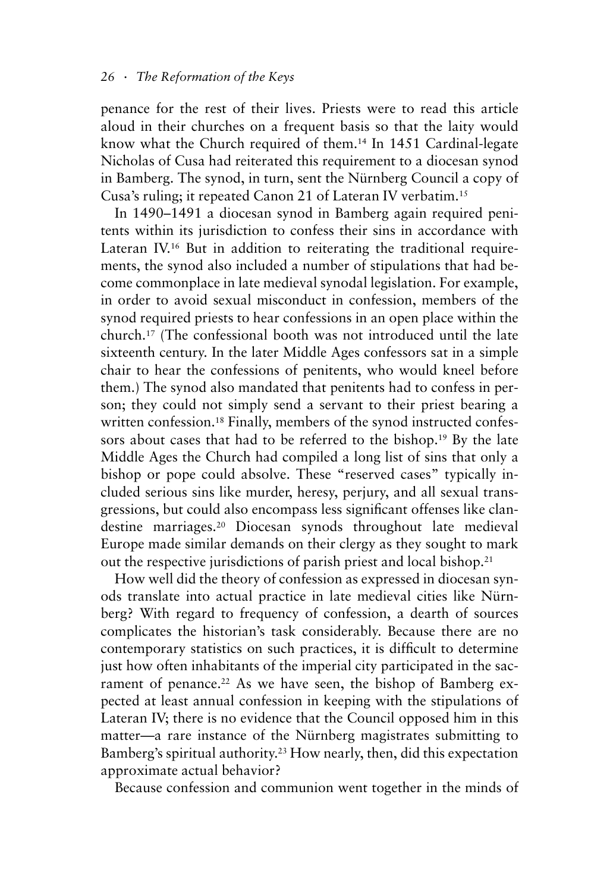penance for the rest of their lives. Priests were to read this article aloud in their churches on a frequent basis so that the laity would know what the Church required of them.[14] In 1451 Cardinal-legate Nicholas of Cusa had reiterated this requirement to a diocesan synod in Bamberg. The synod, in turn, sent the Nürnberg Council a copy of Cusa's ruling; it repeated Canon 21 of Lateran IV verbatim.[15]

In 1490–1491 a diocesan synod in Bamberg again required penitents within its jurisdiction to confess their sins in accordance with Lateran IV.[16] But in addition to reiterating the traditional requirements, the synod also included a number of stipulations that had become commonplace in late medieval synodal legislation. For example, in order to avoid sexual misconduct in confession, members of the synod required priests to hear confessions in an open place within the church.[17] (The confessional booth was not introduced until the late sixteenth century. In the later Middle Ages confessors sat in a simple chair to hear the confessions of penitents, who would kneel before them.) The synod also mandated that penitents had to confess in person; they could not simply send a servant to their priest bearing a written confession.[18] Finally, members of the synod instructed confessors about cases that had to be referred to the bishop.[19] By the late Middle Ages the Church had compiled a long list of sins that only a bishop or pope could absolve. These "reserved cases" typically included serious sins like murder, heresy, perjury, and all sexual transgressions, but could also encompass less significant offenses like clandestine marriages.[20] Diocesan synods throughout late medieval Europe made similar demands on their clergy as they sought to mark out the respective jurisdictions of parish priest and local bishop.[21]

How well did the theory of confession as expressed in diocesan synods translate into actual practice in late medieval cities like Nürnberg? With regard to frequency of confession, a dearth of sources complicates the historian's task considerably. Because there are no contemporary statistics on such practices, it is difficult to determine just how often inhabitants of the imperial city participated in the sacrament of penance.[22] As we have seen, the bishop of Bamberg expected at least annual confession in keeping with the stipulations of Lateran IV; there is no evidence that the Council opposed him in this matter—a rare instance of the Nürnberg magistrates submitting to Bamberg's spiritual authority.[23] How nearly, then, did this expectation approximate actual behavior?

Because confession and communion went together in the minds of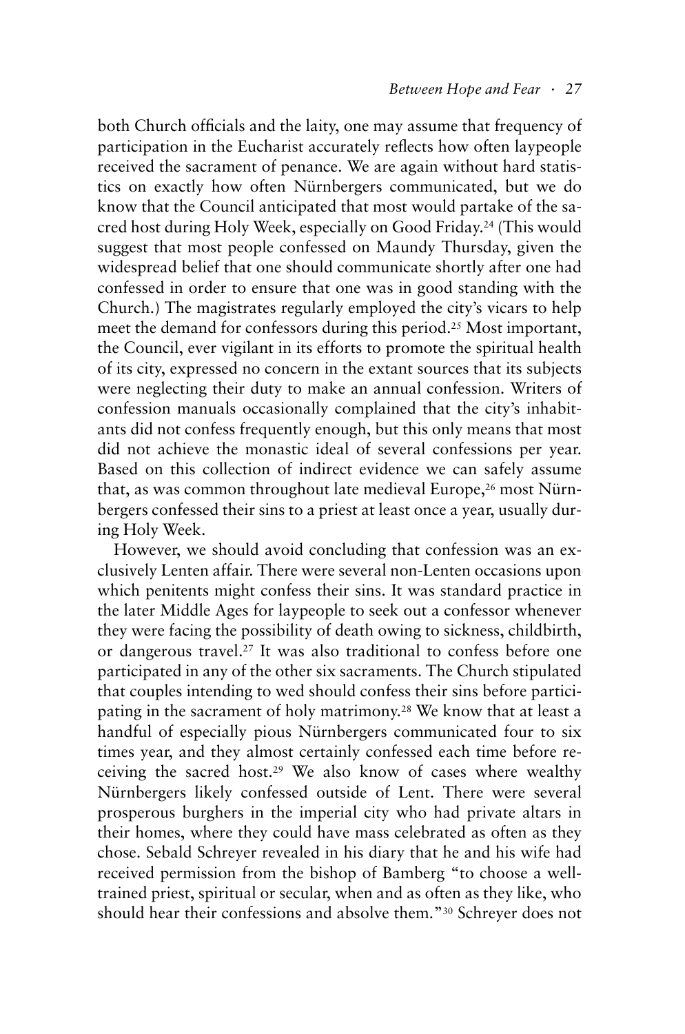both Church officials and the laity, one may assume that frequency of participation in the Eucharist accurately reflects how often laypeople received the sacrament of penance. We are again without hard statistics on exactly how often Nürnbergers communicated, but we do know that the Council anticipated that most would partake of the sacred host during Holy Week, especially on Good Friday.[24] (This would suggest that most people confessed on Maundy Thursday, given the widespread belief that one should communicate shortly after one had confessed in order to ensure that one was in good standing with the Church.) The magistrates regularly employed the city's vicars to help meet the demand for confessors during this period.[25] Most important, the Council, ever vigilant in its efforts to promote the spiritual health of its city, expressed no concern in the extant sources that its subjects were neglecting their duty to make an annual confession. Writers of confession manuals occasionally complained that the city's inhabitants did not confess frequently enough, but this only means that most did not achieve the monastic ideal of several confessions per year. Based on this collection of indirect evidence we can safely assume that, as was common throughout late medieval Europe,[26] most Nürnbergers confessed their sins to a priest at least once a year, usually during Holy Week.

However, we should avoid concluding that confession was an exclusively Lenten affair. There were several non-Lenten occasions upon which penitents might confess their sins. It was standard practice in the later Middle Ages for laypeople to seek out a confessor whenever they were facing the possibility of death owing to sickness, childbirth, or dangerous travel.[27] It was also traditional to confess before one participated in any of the other six sacraments. The Church stipulated that couples intending to wed should confess their sins before participating in the sacrament of holy matrimony.[28] We know that at least a handful of especially pious Nürnbergers communicated four to six times year, and they almost certainly confessed each time before receiving the sacred host.[29] We also know of cases where wealthy Nürnbergers likely confessed outside of Lent. There were several prosperous burghers in the imperial city who had private altars in their homes, where they could have mass celebrated as often as they chose. Sebald Schreyer revealed in his diary that he and his wife had received permission from the bishop of Bamberg "to choose a well-trained priest, spiritual or secular, when and as often as they like, who should hear their confessions and absolve them."[30] Schreyer does not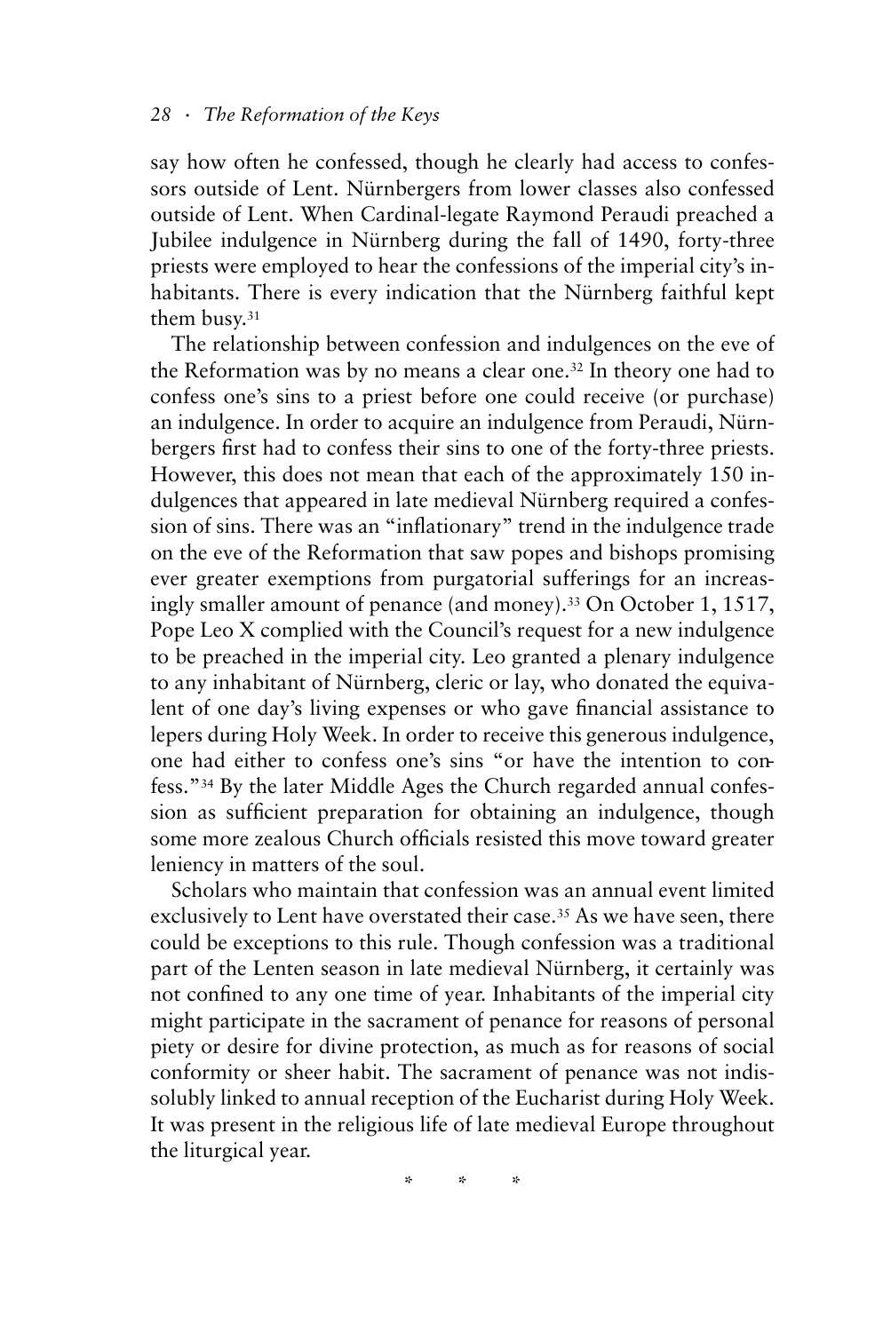say how often he confessed, though he clearly had access to confessors outside of Lent. Nürnbergers from lower classes also confessed outside of Lent. When Cardinal-legate Raymond Peraudi preached a Jubilee indulgence in Nürnberg during the fall of 1490, forty-three priests were employed to hear the confessions of the imperial city's inhabitants. There is every indication that the Nürnberg faithful kept them busy.[31]

The relationship between confession and indulgences on the eve of the Reformation was by no means a clear one.[32] In theory one had to confess one's sins to a priest before one could receive (or purchase) an indulgence. In order to acquire an indulgence from Peraudi, Nürnbergers first had to confess their sins to one of the forty-three priests. However, this does not mean that each of the approximately 150 indulgences that appeared in late medieval Nürnberg required a confession of sins. There was an "inflationary" trend in the indulgence trade on the eve of the Reformation that saw popes and bishops promising ever greater exemptions from purgatorial sufferings for an increasingly smaller amount of penance (and money).[33] On October 1, 1517, Pope Leo X complied with the Council's request for a new indulgence to be preached in the imperial city. Leo granted a plenary indulgence to any inhabitant of Nürnberg, cleric or lay, who donated the equivalent of one day's living expenses or who gave financial assistance to lepers during Holy Week. In order to receive this generous indulgence, one had either to confess one's sins "or have the intention to confess."[34] By the later Middle Ages the Church regarded annual confession as sufficient preparation for obtaining an indulgence, though some more zealous Church officials resisted this move toward greater leniency in matters of the soul.

Scholars who maintain that confession was an annual event limited exclusively to Lent have overstated their case.[35] As we have seen, there could be exceptions to this rule. Though confession was a traditional part of the Lenten season in late medieval Nürnberg, it certainly was not confined to any one time of year. Inhabitants of the imperial city might participate in the sacrament of penance for reasons of personal piety or desire for divine protection, as much as for reasons of social conformity or sheer habit. The sacrament of penance was not indissolubly linked to annual reception of the Eucharist during Holy Week. It was present in the religious life of late medieval Europe throughout the liturgical year.

\* \* \*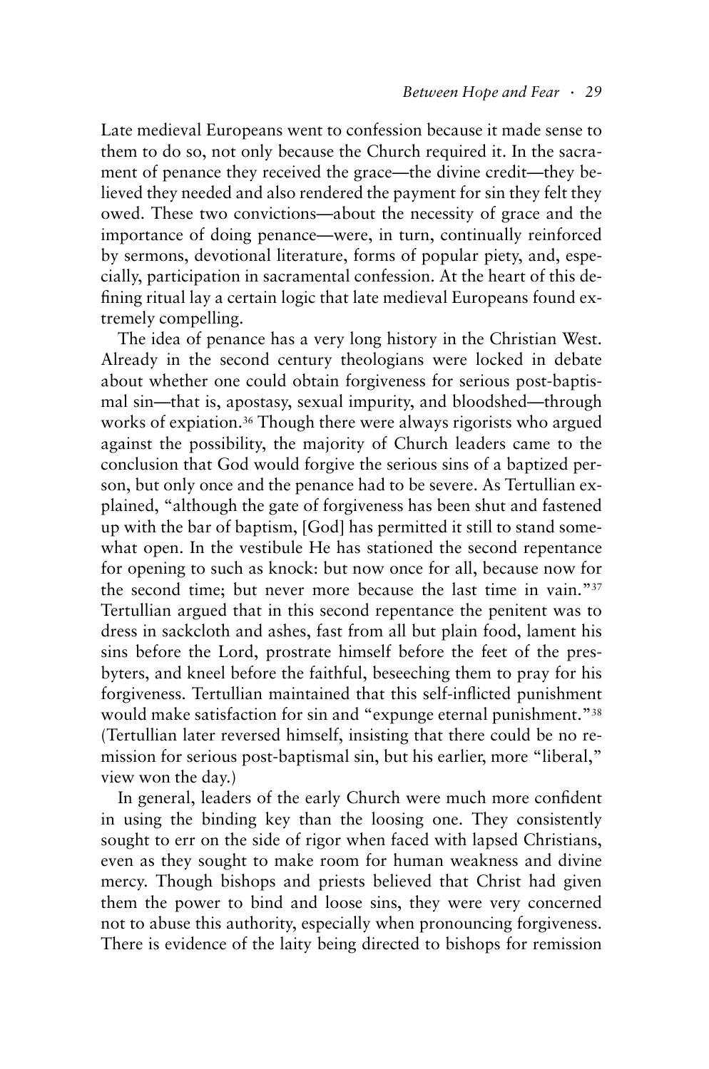Late medieval Europeans went to confession because it made sense to them to do so, not only because the Church required it. In the sacrament of penance they received the grace—the divine credit—they believed they needed and also rendered the payment for sin they felt they owed. These two convictions—about the necessity of grace and the importance of doing penance—were, in turn, continually reinforced by sermons, devotional literature, forms of popular piety, and, especially, participation in sacramental confession. At the heart of this defining ritual lay a certain logic that late medieval Europeans found extremely compelling.

The idea of penance has a very long history in the Christian West. Already in the second century theologians were locked in debate about whether one could obtain forgiveness for serious post-baptismal sin—that is, apostasy, sexual impurity, and bloodshed—through works of expiation.[36] Though there were always rigorists who argued against the possibility, the majority of Church leaders came to the conclusion that God would forgive the serious sins of a baptized person, but only once and the penance had to be severe. As Tertullian explained, "although the gate of forgiveness has been shut and fastened up with the bar of baptism, [God] has permitted it still to stand somewhat open. In the vestibule He has stationed the second repentance for opening to such as knock: but now once for all, because now for the second time; but never more because the last time in vain."[37] Tertullian argued that in this second repentance the penitent was to dress in sackcloth and ashes, fast from all but plain food, lament his sins before the Lord, prostrate himself before the feet of the presbyters, and kneel before the faithful, beseeching them to pray for his forgiveness. Tertullian maintained that this self-inflicted punishment would make satisfaction for sin and "expunge eternal punishment."[38] (Tertullian later reversed himself, insisting that there could be no remission for serious post-baptismal sin, but his earlier, more "liberal," view won the day.)

In general, leaders of the early Church were much more confident in using the binding key than the loosing one. They consistently sought to err on the side of rigor when faced with lapsed Christians, even as they sought to make room for human weakness and divine mercy. Though bishops and priests believed that Christ had given them the power to bind and loose sins, they were very concerned not to abuse this authority, especially when pronouncing forgiveness. There is evidence of the laity being directed to bishops for remission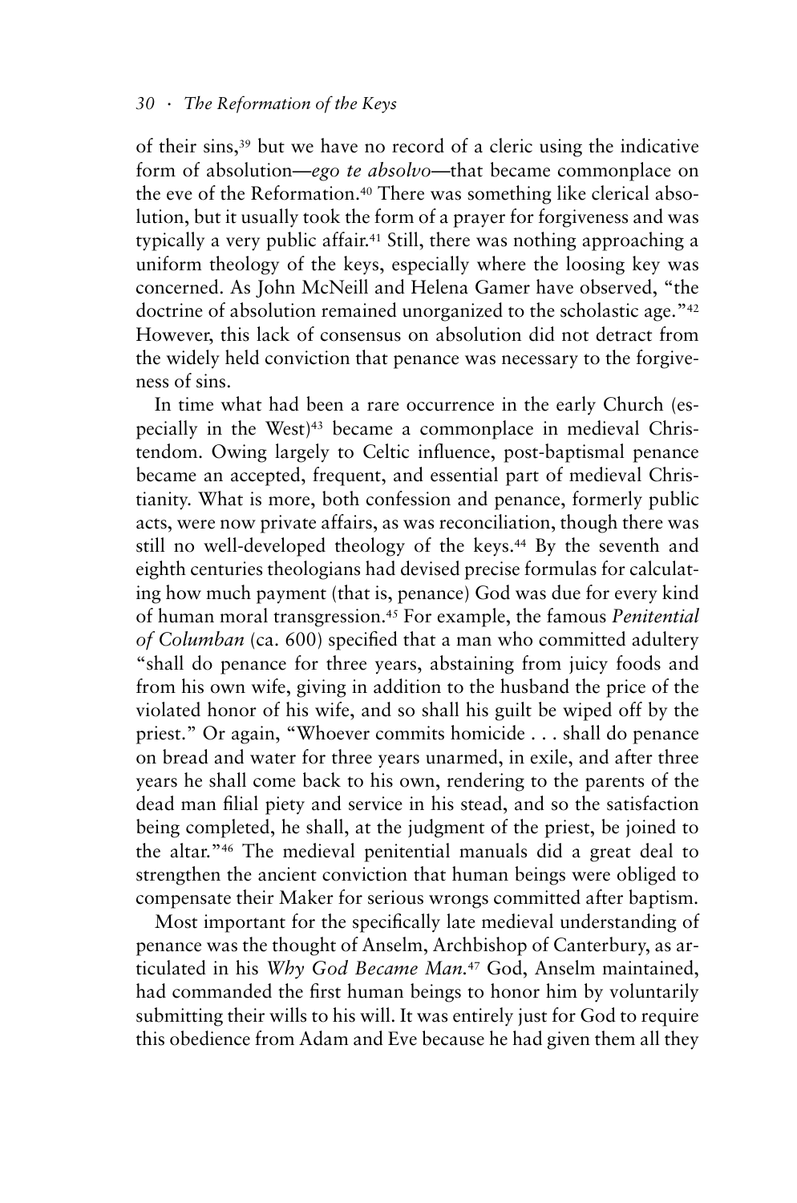of their sins,[39] but we have no record of a cleric using the indicative form of absolution—*ego te absolvo*—that became commonplace on the eve of the Reformation.[40] There was something like clerical absolution, but it usually took the form of a prayer for forgiveness and was typically a very public affair.[41] Still, there was nothing approaching a uniform theology of the keys, especially where the loosing key was concerned. As John McNeill and Helena Gamer have observed, "the doctrine of absolution remained unorganized to the scholastic age."[42] However, this lack of consensus on absolution did not detract from the widely held conviction that penance was necessary to the forgiveness of sins.

In time what had been a rare occurrence in the early Church (especially in the West)[43] became a commonplace in medieval Christendom. Owing largely to Celtic influence, post-baptismal penance became an accepted, frequent, and essential part of medieval Christianity. What is more, both confession and penance, formerly public acts, were now private affairs, as was reconciliation, though there was still no well-developed theology of the keys.[44] By the seventh and eighth centuries theologians had devised precise formulas for calculating how much payment (that is, penance) God was due for every kind of human moral transgression.[45] For example, the famous *Penitential of Columban* (ca. 600) specified that a man who committed adultery "shall do penance for three years, abstaining from juicy foods and from his own wife, giving in addition to the husband the price of the violated honor of his wife, and so shall his guilt be wiped off by the priest." Or again, "Whoever commits homicide . . . shall do penance on bread and water for three years unarmed, in exile, and after three years he shall come back to his own, rendering to the parents of the dead man filial piety and service in his stead, and so the satisfaction being completed, he shall, at the judgment of the priest, be joined to the altar."[46] The medieval penitential manuals did a great deal to strengthen the ancient conviction that human beings were obliged to compensate their Maker for serious wrongs committed after baptism.

Most important for the specifically late medieval understanding of penance was the thought of Anselm, Archbishop of Canterbury, as articulated in his *Why God Became Man*.[47] God, Anselm maintained, had commanded the first human beings to honor him by voluntarily submitting their wills to his will. It was entirely just for God to require this obedience from Adam and Eve because he had given them all they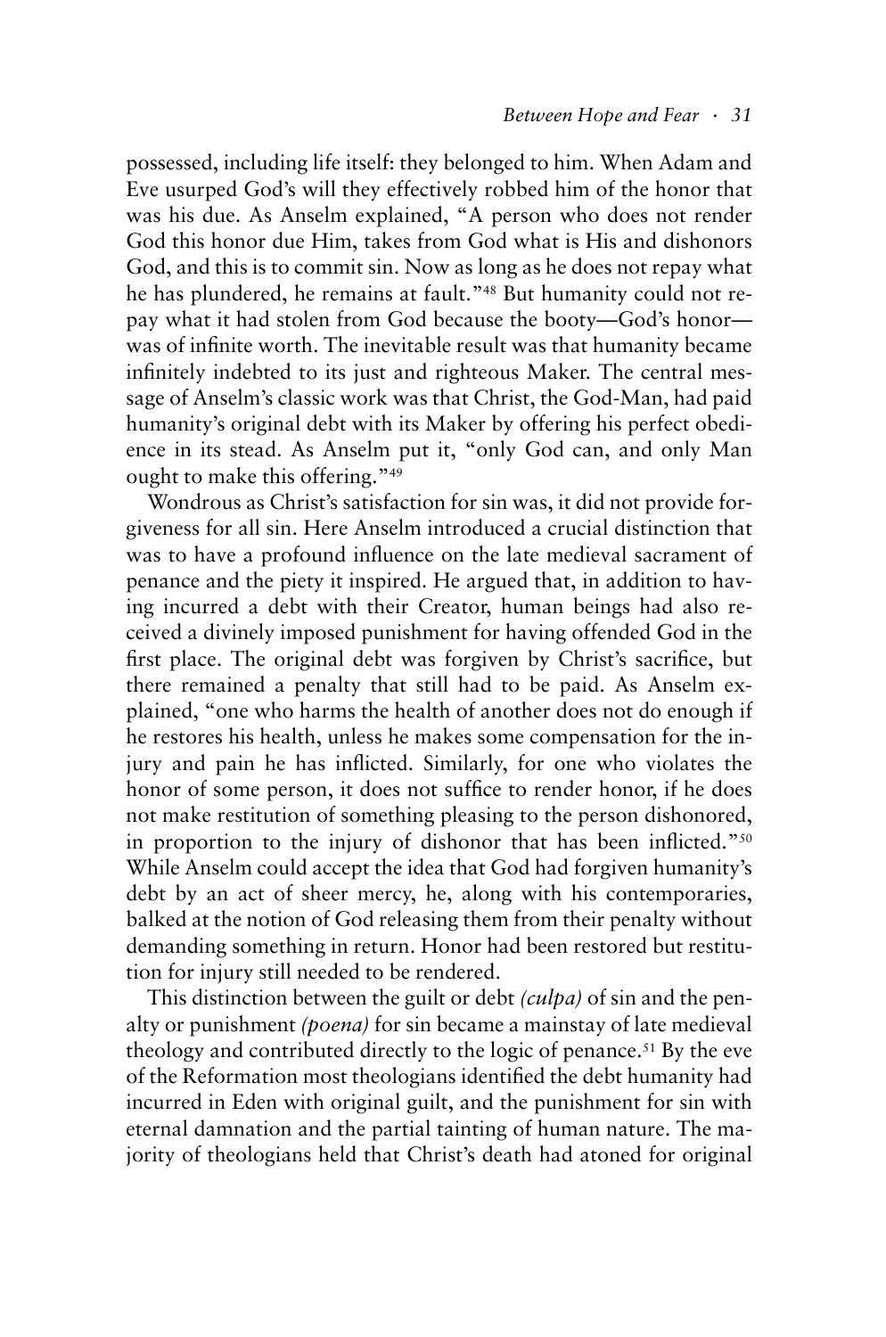possessed, including life itself: they belonged to him. When Adam and Eve usurped God's will they effectively robbed him of the honor that was his due. As Anselm explained, "A person who does not render God this honor due Him, takes from God what is His and dishonors God, and this is to commit sin. Now as long as he does not repay what he has plundered, he remains at fault."[48] But humanity could not repay what it had stolen from God because the booty—God's honor—was of infinite worth. The inevitable result was that humanity became infinitely indebted to its just and righteous Maker. The central message of Anselm's classic work was that Christ, the God-Man, had paid humanity's original debt with its Maker by offering his perfect obedience in its stead. As Anselm put it, "only God can, and only Man ought to make this offering."[49]

Wondrous as Christ's satisfaction for sin was, it did not provide forgiveness for all sin. Here Anselm introduced a crucial distinction that was to have a profound influence on the late medieval sacrament of penance and the piety it inspired. He argued that, in addition to having incurred a debt with their Creator, human beings had also received a divinely imposed punishment for having offended God in the first place. The original debt was forgiven by Christ's sacrifice, but there remained a penalty that still had to be paid. As Anselm explained, "one who harms the health of another does not do enough if he restores his health, unless he makes some compensation for the injury and pain he has inflicted. Similarly, for one who violates the honor of some person, it does not suffice to render honor, if he does not make restitution of something pleasing to the person dishonored, in proportion to the injury of dishonor that has been inflicted."[50] While Anselm could accept the idea that God had forgiven humanity's debt by an act of sheer mercy, he, along with his contemporaries, balked at the notion of God releasing them from their penalty without demanding something in return. Honor had been restored but restitution for injury still needed to be rendered.

This distinction between the guilt or debt *(culpa)* of sin and the penalty or punishment *(poena)* for sin became a mainstay of late medieval theology and contributed directly to the logic of penance.[51] By the eve of the Reformation most theologians identified the debt humanity had incurred in Eden with original guilt, and the punishment for sin with eternal damnation and the partial tainting of human nature. The majority of theologians held that Christ's death had atoned for original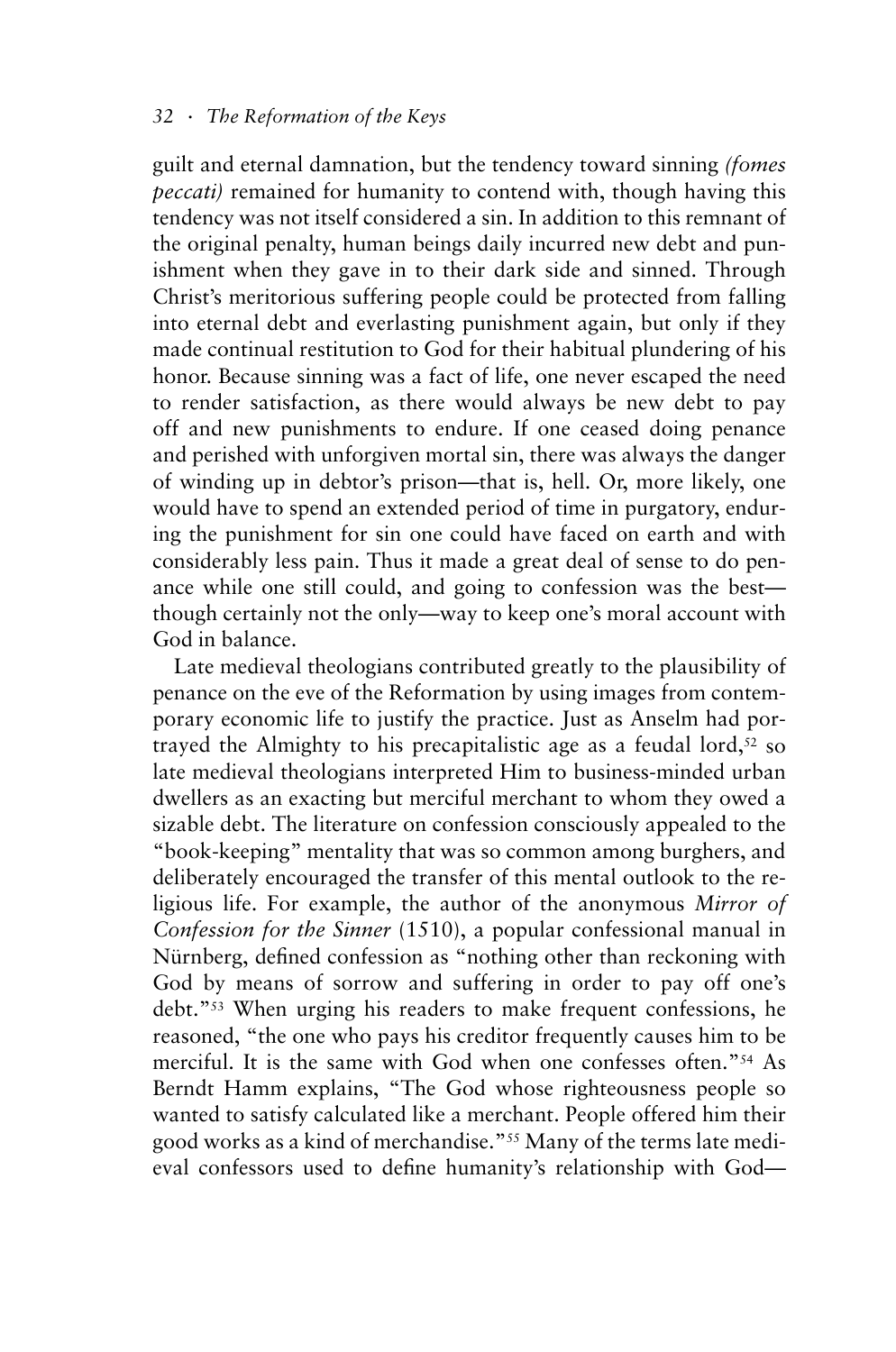guilt and eternal damnation, but the tendency toward sinning *(fomes peccati)* remained for humanity to contend with, though having this tendency was not itself considered a sin. In addition to this remnant of the original penalty, human beings daily incurred new debt and punishment when they gave in to their dark side and sinned. Through Christ's meritorious suffering people could be protected from falling into eternal debt and everlasting punishment again, but only if they made continual restitution to God for their habitual plundering of his honor. Because sinning was a fact of life, one never escaped the need to render satisfaction, as there would always be new debt to pay off and new punishments to endure. If one ceased doing penance and perished with unforgiven mortal sin, there was always the danger of winding up in debtor's prison—that is, hell. Or, more likely, one would have to spend an extended period of time in purgatory, enduring the punishment for sin one could have faced on earth and with considerably less pain. Thus it made a great deal of sense to do penance while one still could, and going to confession was the best—though certainly not the only—way to keep one's moral account with God in balance.

Late medieval theologians contributed greatly to the plausibility of penance on the eve of the Reformation by using images from contemporary economic life to justify the practice. Just as Anselm had portrayed the Almighty to his precapitalistic age as a feudal lord,[52] so late medieval theologians interpreted Him to business-minded urban dwellers as an exacting but merciful merchant to whom they owed a sizable debt. The literature on confession consciously appealed to the "book-keeping" mentality that was so common among burghers, and deliberately encouraged the transfer of this mental outlook to the religious life. For example, the author of the anonymous *Mirror of Confession for the Sinner* (1510), a popular confessional manual in Nürnberg, defined confession as "nothing other than reckoning with God by means of sorrow and suffering in order to pay off one's debt."[53] When urging his readers to make frequent confessions, he reasoned, "the one who pays his creditor frequently causes him to be merciful. It is the same with God when one confesses often."[54] As Berndt Hamm explains, "The God whose righteousness people so wanted to satisfy calculated like a merchant. People offered him their good works as a kind of merchandise."[55] Many of the terms late medieval confessors used to define humanity's relationship with God—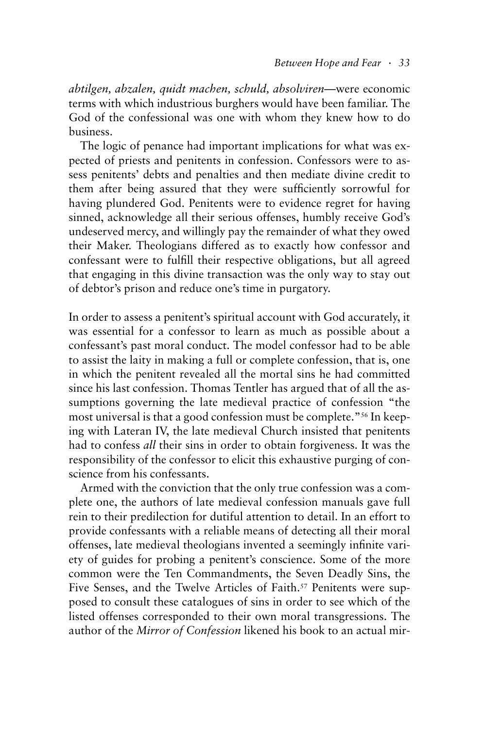*abtilgen, abzalen, quidt machen, schuld, absolviren*—were economic terms with which industrious burghers would have been familiar. The God of the confessional was one with whom they knew how to do business.

The logic of penance had important implications for what was expected of priests and penitents in confession. Confessors were to assess penitents' debts and penalties and then mediate divine credit to them after being assured that they were sufficiently sorrowful for having plundered God. Penitents were to evidence regret for having sinned, acknowledge all their serious offenses, humbly receive God's undeserved mercy, and willingly pay the remainder of what they owed their Maker. Theologians differed as to exactly how confessor and confessant were to fulfill their respective obligations, but all agreed that engaging in this divine transaction was the only way to stay out of debtor's prison and reduce one's time in purgatory.

In order to assess a penitent's spiritual account with God accurately, it was essential for a confessor to learn as much as possible about a confessant's past moral conduct. The model confessor had to be able to assist the laity in making a full or complete confession, that is, one in which the penitent revealed all the mortal sins he had committed since his last confession. Thomas Tentler has argued that of all the assumptions governing the late medieval practice of confession "the most universal is that a good confession must be complete."[56] In keeping with Lateran IV, the late medieval Church insisted that penitents had to confess *all* their sins in order to obtain forgiveness. It was the responsibility of the confessor to elicit this exhaustive purging of conscience from his confessants.

Armed with the conviction that the only true confession was a complete one, the authors of late medieval confession manuals gave full rein to their predilection for dutiful attention to detail. In an effort to provide confessants with a reliable means of detecting all their moral offenses, late medieval theologians invented a seemingly infinite variety of guides for probing a penitent's conscience. Some of the more common were the Ten Commandments, the Seven Deadly Sins, the Five Senses, and the Twelve Articles of Faith.[57] Penitents were supposed to consult these catalogues of sins in order to see which of the listed offenses corresponded to their own moral transgressions. The author of the *Mirror of Confession* likened his book to an actual mir-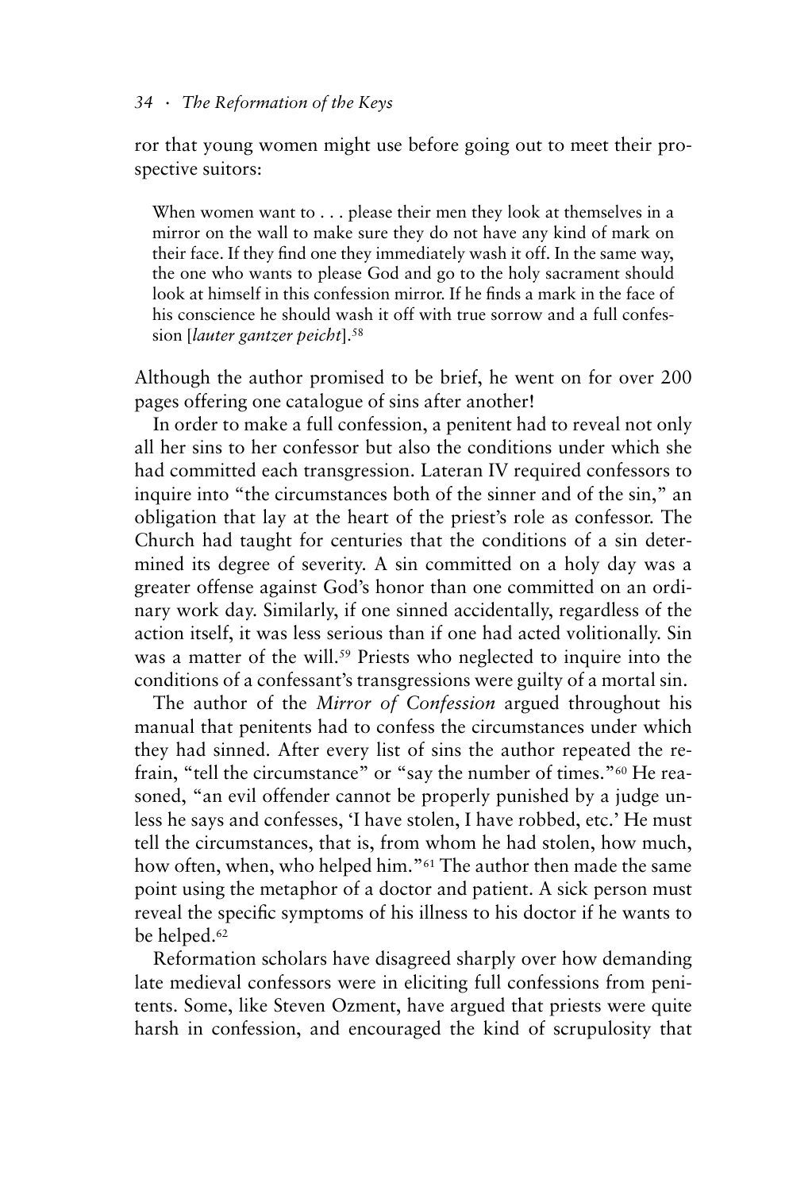ror that young women might use before going out to meet their prospective suitors:

> When women want to . . . please their men they look at themselves in a mirror on the wall to make sure they do not have any kind of mark on their face. If they find one they immediately wash it off. In the same way, the one who wants to please God and go to the holy sacrament should look at himself in this confession mirror. If he finds a mark in the face of his conscience he should wash it off with true sorrow and a full confession [*lauter gantzer peicht*].[58]

Although the author promised to be brief, he went on for over 200 pages offering one catalogue of sins after another!

In order to make a full confession, a penitent had to reveal not only all her sins to her confessor but also the conditions under which she had committed each transgression. Lateran IV required confessors to inquire into "the circumstances both of the sinner and of the sin," an obligation that lay at the heart of the priest's role as confessor. The Church had taught for centuries that the conditions of a sin determined its degree of severity. A sin committed on a holy day was a greater offense against God's honor than one committed on an ordinary work day. Similarly, if one sinned accidentally, regardless of the action itself, it was less serious than if one had acted volitionally. Sin was a matter of the will.[59] Priests who neglected to inquire into the conditions of a confessant's transgressions were guilty of a mortal sin.

The author of the *Mirror of Confession* argued throughout his manual that penitents had to confess the circumstances under which they had sinned. After every list of sins the author repeated the refrain, "tell the circumstance" or "say the number of times."[60] He reasoned, "an evil offender cannot be properly punished by a judge unless he says and confesses, 'I have stolen, I have robbed, etc.' He must tell the circumstances, that is, from whom he had stolen, how much, how often, when, who helped him."[61] The author then made the same point using the metaphor of a doctor and patient. A sick person must reveal the specific symptoms of his illness to his doctor if he wants to be helped.[62]

Reformation scholars have disagreed sharply over how demanding late medieval confessors were in eliciting full confessions from penitents. Some, like Steven Ozment, have argued that priests were quite harsh in confession, and encouraged the kind of scrupulosity that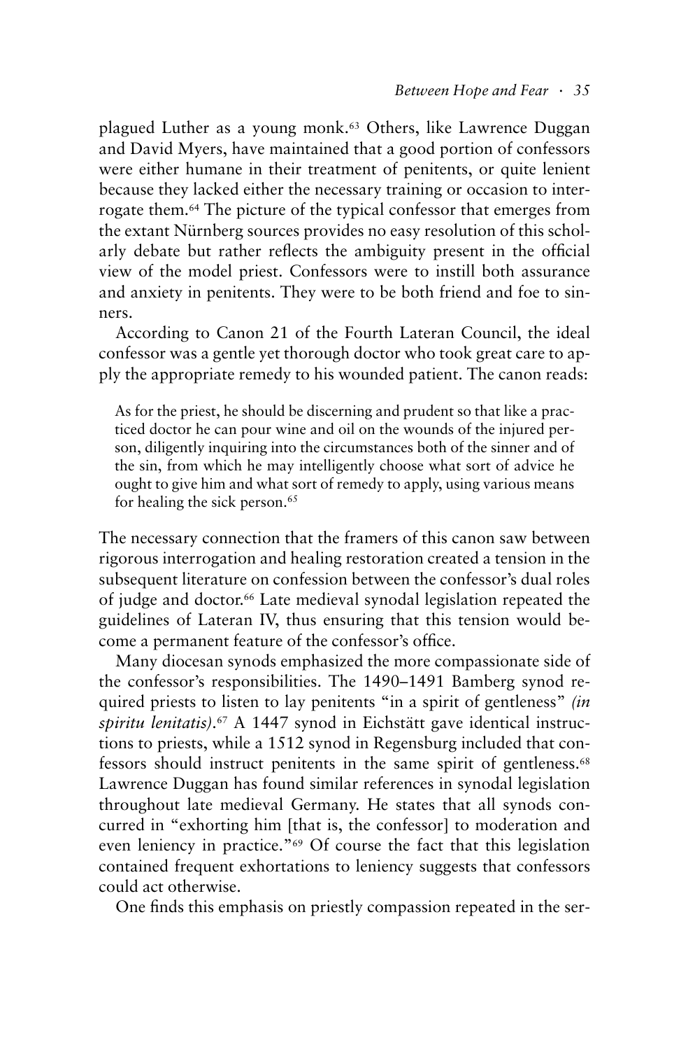plagued Luther as a young monk.[63] Others, like Lawrence Duggan and David Myers, have maintained that a good portion of confessors were either humane in their treatment of penitents, or quite lenient because they lacked either the necessary training or occasion to interrogate them.[64] The picture of the typical confessor that emerges from the extant Nürnberg sources provides no easy resolution of this scholarly debate but rather reflects the ambiguity present in the official view of the model priest. Confessors were to instill both assurance and anxiety in penitents. They were to be both friend and foe to sinners.

According to Canon 21 of the Fourth Lateran Council, the ideal confessor was a gentle yet thorough doctor who took great care to apply the appropriate remedy to his wounded patient. The canon reads:

> As for the priest, he should be discerning and prudent so that like a practiced doctor he can pour wine and oil on the wounds of the injured person, diligently inquiring into the circumstances both of the sinner and of the sin, from which he may intelligently choose what sort of advice he ought to give him and what sort of remedy to apply, using various means for healing the sick person.[65]

The necessary connection that the framers of this canon saw between rigorous interrogation and healing restoration created a tension in the subsequent literature on confession between the confessor's dual roles of judge and doctor.[66] Late medieval synodal legislation repeated the guidelines of Lateran IV, thus ensuring that this tension would become a permanent feature of the confessor's office.

Many diocesan synods emphasized the more compassionate side of the confessor's responsibilities. The 1490–1491 Bamberg synod required priests to listen to lay penitents "in a spirit of gentleness" *(in spiritu lenitatis)*.[67] A 1447 synod in Eichstätt gave identical instructions to priests, while a 1512 synod in Regensburg included that confessors should instruct penitents in the same spirit of gentleness.[68] Lawrence Duggan has found similar references in synodal legislation throughout late medieval Germany. He states that all synods concurred in "exhorting him [that is, the confessor] to moderation and even leniency in practice."[69] Of course the fact that this legislation contained frequent exhortations to leniency suggests that confessors could act otherwise.

One finds this emphasis on priestly compassion repeated in the ser-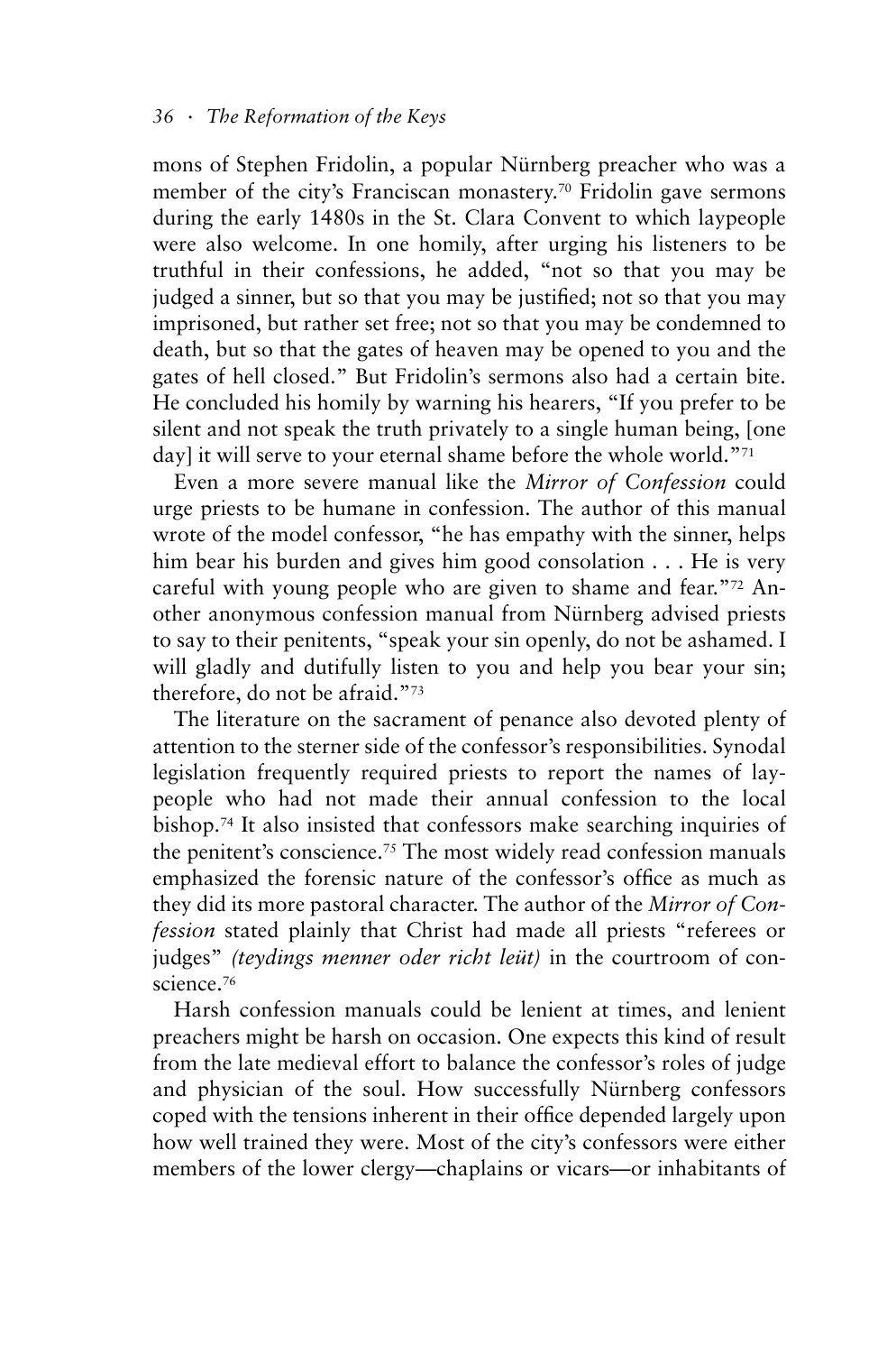mons of Stephen Fridolin, a popular Nürnberg preacher who was a member of the city's Franciscan monastery.[70] Fridolin gave sermons during the early 1480s in the St. Clara Convent to which laypeople were also welcome. In one homily, after urging his listeners to be truthful in their confessions, he added, "not so that you may be judged a sinner, but so that you may be justified; not so that you may imprisoned, but rather set free; not so that you may be condemned to death, but so that the gates of heaven may be opened to you and the gates of hell closed." But Fridolin's sermons also had a certain bite. He concluded his homily by warning his hearers, "If you prefer to be silent and not speak the truth privately to a single human being, [one day] it will serve to your eternal shame before the whole world."[71]

Even a more severe manual like the *Mirror of Confession* could urge priests to be humane in confession. The author of this manual wrote of the model confessor, "he has empathy with the sinner, helps him bear his burden and gives him good consolation . . . He is very careful with young people who are given to shame and fear."[72] Another anonymous confession manual from Nürnberg advised priests to say to their penitents, "speak your sin openly, do not be ashamed. I will gladly and dutifully listen to you and help you bear your sin; therefore, do not be afraid."[73]

The literature on the sacrament of penance also devoted plenty of attention to the sterner side of the confessor's responsibilities. Synodal legislation frequently required priests to report the names of laypeople who had not made their annual confession to the local bishop.[74] It also insisted that confessors make searching inquiries of the penitent's conscience.[75] The most widely read confession manuals emphasized the forensic nature of the confessor's office as much as they did its more pastoral character. The author of the *Mirror of Confession* stated plainly that Christ had made all priests "referees or judges" *(teydings menner oder richt leüt)* in the courtroom of conscience.[76]

Harsh confession manuals could be lenient at times, and lenient preachers might be harsh on occasion. One expects this kind of result from the late medieval effort to balance the confessor's roles of judge and physician of the soul. How successfully Nürnberg confessors coped with the tensions inherent in their office depended largely upon how well trained they were. Most of the city's confessors were either members of the lower clergy—chaplains or vicars—or inhabitants of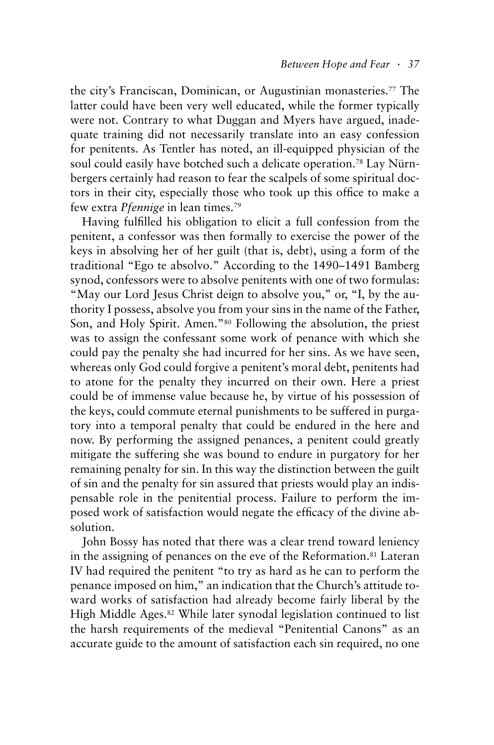the city's Franciscan, Dominican, or Augustinian monasteries.[77] The latter could have been very well educated, while the former typically were not. Contrary to what Duggan and Myers have argued, inadequate training did not necessarily translate into an easy confession for penitents. As Tentler has noted, an ill-equipped physician of the soul could easily have botched such a delicate operation.[78] Lay Nürnbergers certainly had reason to fear the scalpels of some spiritual doctors in their city, especially those who took up this office to make a few extra *Pfennige* in lean times.[79]

Having fulfilled his obligation to elicit a full confession from the penitent, a confessor was then formally to exercise the power of the keys in absolving her of her guilt (that is, debt), using a form of the traditional "Ego te absolvo." According to the 1490–1491 Bamberg synod, confessors were to absolve penitents with one of two formulas: "May our Lord Jesus Christ deign to absolve you," or, "I, by the authority I possess, absolve you from your sins in the name of the Father, Son, and Holy Spirit. Amen."[80] Following the absolution, the priest was to assign the confessant some work of penance with which she could pay the penalty she had incurred for her sins. As we have seen, whereas only God could forgive a penitent's moral debt, penitents had to atone for the penalty they incurred on their own. Here a priest could be of immense value because he, by virtue of his possession of the keys, could commute eternal punishments to be suffered in purgatory into a temporal penalty that could be endured in the here and now. By performing the assigned penances, a penitent could greatly mitigate the suffering she was bound to endure in purgatory for her remaining penalty for sin. In this way the distinction between the guilt of sin and the penalty for sin assured that priests would play an indispensable role in the penitential process. Failure to perform the imposed work of satisfaction would negate the efficacy of the divine absolution.

John Bossy has noted that there was a clear trend toward leniency in the assigning of penances on the eve of the Reformation.[81] Lateran IV had required the penitent "to try as hard as he can to perform the penance imposed on him," an indication that the Church's attitude toward works of satisfaction had already become fairly liberal by the High Middle Ages.[82] While later synodal legislation continued to list the harsh requirements of the medieval "Penitential Canons" as an accurate guide to the amount of satisfaction each sin required, no one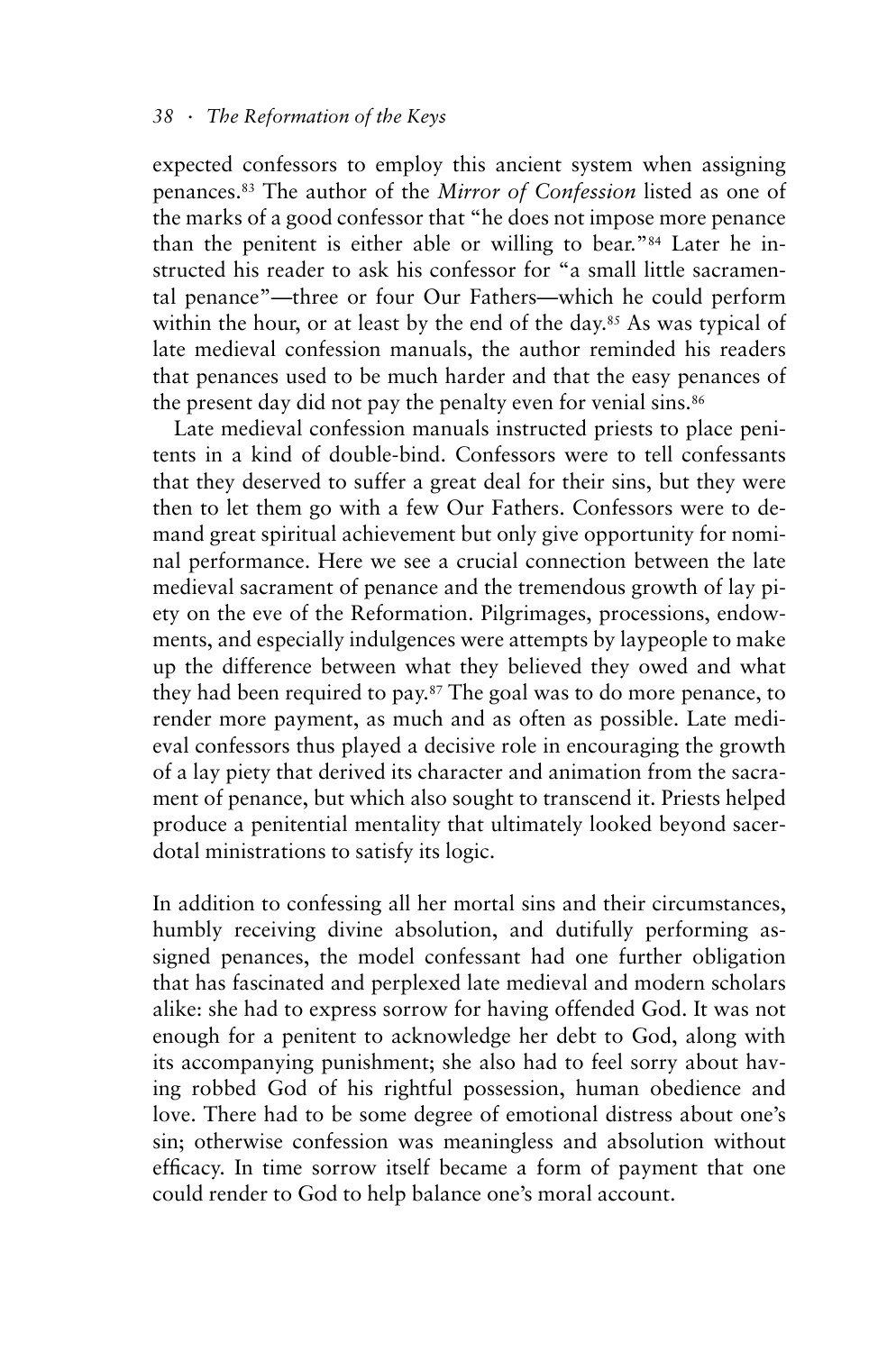expected confessors to employ this ancient system when assigning penances.[83] The author of the *Mirror of Confession* listed as one of the marks of a good confessor that "he does not impose more penance than the penitent is either able or willing to bear."[84] Later he instructed his reader to ask his confessor for "a small little sacramental penance"—three or four Our Fathers—which he could perform within the hour, or at least by the end of the day.[85] As was typical of late medieval confession manuals, the author reminded his readers that penances used to be much harder and that the easy penances of the present day did not pay the penalty even for venial sins.[86]

Late medieval confession manuals instructed priests to place penitents in a kind of double-bind. Confessors were to tell confessants that they deserved to suffer a great deal for their sins, but they were then to let them go with a few Our Fathers. Confessors were to demand great spiritual achievement but only give opportunity for nominal performance. Here we see a crucial connection between the late medieval sacrament of penance and the tremendous growth of lay piety on the eve of the Reformation. Pilgrimages, processions, endowments, and especially indulgences were attempts by laypeople to make up the difference between what they believed they owed and what they had been required to pay.[87] The goal was to do more penance, to render more payment, as much and as often as possible. Late medieval confessors thus played a decisive role in encouraging the growth of a lay piety that derived its character and animation from the sacrament of penance, but which also sought to transcend it. Priests helped produce a penitential mentality that ultimately looked beyond sacerdotal ministrations to satisfy its logic.

In addition to confessing all her mortal sins and their circumstances, humbly receiving divine absolution, and dutifully performing assigned penances, the model confessant had one further obligation that has fascinated and perplexed late medieval and modern scholars alike: she had to express sorrow for having offended God. It was not enough for a penitent to acknowledge her debt to God, along with its accompanying punishment; she also had to feel sorry about having robbed God of his rightful possession, human obedience and love. There had to be some degree of emotional distress about one's sin; otherwise confession was meaningless and absolution without efficacy. In time sorrow itself became a form of payment that one could render to God to help balance one's moral account.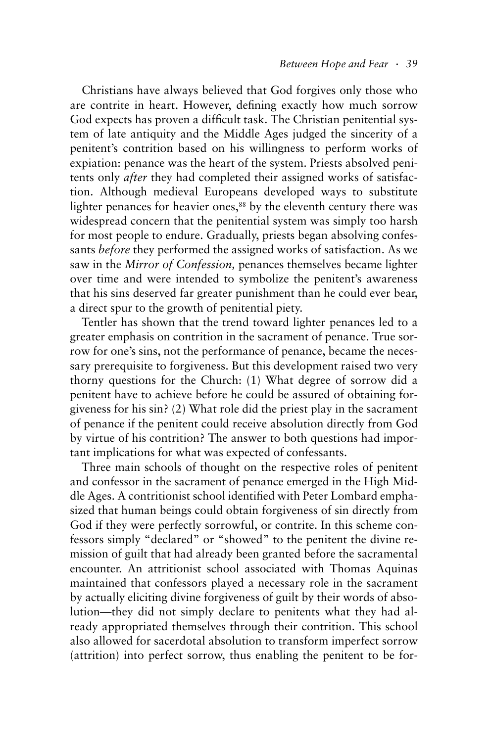Christians have always believed that God forgives only those who are contrite in heart. However, defining exactly how much sorrow God expects has proven a difficult task. The Christian penitential system of late antiquity and the Middle Ages judged the sincerity of a penitent's contrition based on his willingness to perform works of expiation: penance was the heart of the system. Priests absolved penitents only *after* they had completed their assigned works of satisfaction. Although medieval Europeans developed ways to substitute lighter penances for heavier ones,[88] by the eleventh century there was widespread concern that the penitential system was simply too harsh for most people to endure. Gradually, priests began absolving confessants *before* they performed the assigned works of satisfaction. As we saw in the *Mirror of Confession,* penances themselves became lighter over time and were intended to symbolize the penitent's awareness that his sins deserved far greater punishment than he could ever bear, a direct spur to the growth of penitential piety.

Tentler has shown that the trend toward lighter penances led to a greater emphasis on contrition in the sacrament of penance. True sorrow for one's sins, not the performance of penance, became the necessary prerequisite to forgiveness. But this development raised two very thorny questions for the Church: (1) What degree of sorrow did a penitent have to achieve before he could be assured of obtaining forgiveness for his sin? (2) What role did the priest play in the sacrament of penance if the penitent could receive absolution directly from God by virtue of his contrition? The answer to both questions had important implications for what was expected of confessants.

Three main schools of thought on the respective roles of penitent and confessor in the sacrament of penance emerged in the High Middle Ages. A contritionist school identified with Peter Lombard emphasized that human beings could obtain forgiveness of sin directly from God if they were perfectly sorrowful, or contrite. In this scheme confessors simply "declared" or "showed" to the penitent the divine remission of guilt that had already been granted before the sacramental encounter. An attritionist school associated with Thomas Aquinas maintained that confessors played a necessary role in the sacrament by actually eliciting divine forgiveness of guilt by their words of absolution—they did not simply declare to penitents what they had already appropriated themselves through their contrition. This school also allowed for sacerdotal absolution to transform imperfect sorrow (attrition) into perfect sorrow, thus enabling the penitent to be for-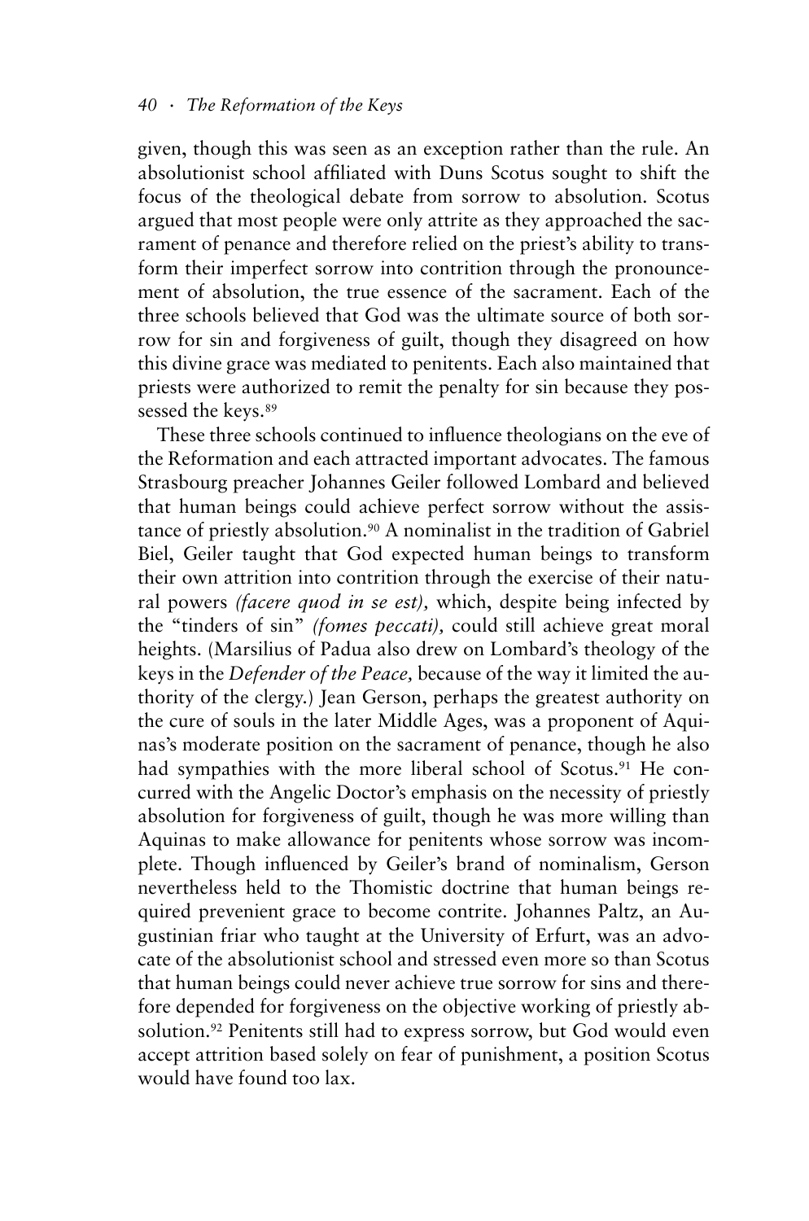given, though this was seen as an exception rather than the rule. An absolutionist school affiliated with Duns Scotus sought to shift the focus of the theological debate from sorrow to absolution. Scotus argued that most people were only attrite as they approached the sacrament of penance and therefore relied on the priest's ability to transform their imperfect sorrow into contrition through the pronouncement of absolution, the true essence of the sacrament. Each of the three schools believed that God was the ultimate source of both sorrow for sin and forgiveness of guilt, though they disagreed on how this divine grace was mediated to penitents. Each also maintained that priests were authorized to remit the penalty for sin because they possessed the keys.[89]

These three schools continued to influence theologians on the eve of the Reformation and each attracted important advocates. The famous Strasbourg preacher Johannes Geiler followed Lombard and believed that human beings could achieve perfect sorrow without the assistance of priestly absolution.[90] A nominalist in the tradition of Gabriel Biel, Geiler taught that God expected human beings to transform their own attrition into contrition through the exercise of their natural powers *(facere quod in se est),* which, despite being infected by the "tinders of sin" *(fomes peccati),* could still achieve great moral heights. (Marsilius of Padua also drew on Lombard's theology of the keys in the *Defender of the Peace,* because of the way it limited the authority of the clergy.) Jean Gerson, perhaps the greatest authority on the cure of souls in the later Middle Ages, was a proponent of Aquinas's moderate position on the sacrament of penance, though he also had sympathies with the more liberal school of Scotus.[91] He concurred with the Angelic Doctor's emphasis on the necessity of priestly absolution for forgiveness of guilt, though he was more willing than Aquinas to make allowance for penitents whose sorrow was incomplete. Though influenced by Geiler's brand of nominalism, Gerson nevertheless held to the Thomistic doctrine that human beings required prevenient grace to become contrite. Johannes Paltz, an Augustinian friar who taught at the University of Erfurt, was an advocate of the absolutionist school and stressed even more so than Scotus that human beings could never achieve true sorrow for sins and therefore depended for forgiveness on the objective working of priestly absolution.[92] Penitents still had to express sorrow, but God would even accept attrition based solely on fear of punishment, a position Scotus would have found too lax.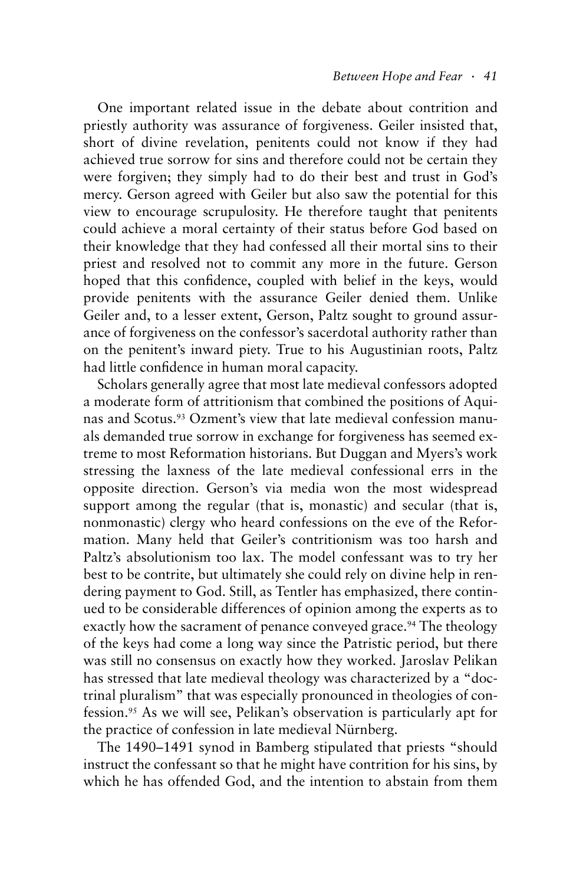One important related issue in the debate about contrition and priestly authority was assurance of forgiveness. Geiler insisted that, short of divine revelation, penitents could not know if they had achieved true sorrow for sins and therefore could not be certain they were forgiven; they simply had to do their best and trust in God's mercy. Gerson agreed with Geiler but also saw the potential for this view to encourage scrupulosity. He therefore taught that penitents could achieve a moral certainty of their status before God based on their knowledge that they had confessed all their mortal sins to their priest and resolved not to commit any more in the future. Gerson hoped that this confidence, coupled with belief in the keys, would provide penitents with the assurance Geiler denied them. Unlike Geiler and, to a lesser extent, Gerson, Paltz sought to ground assurance of forgiveness on the confessor's sacerdotal authority rather than on the penitent's inward piety. True to his Augustinian roots, Paltz had little confidence in human moral capacity.

Scholars generally agree that most late medieval confessors adopted a moderate form of attritionism that combined the positions of Aquinas and Scotus.[93] Ozment's view that late medieval confession manuals demanded true sorrow in exchange for forgiveness has seemed extreme to most Reformation historians. But Duggan and Myers's work stressing the laxness of the late medieval confessional errs in the opposite direction. Gerson's via media won the most widespread support among the regular (that is, monastic) and secular (that is, nonmonastic) clergy who heard confessions on the eve of the Reformation. Many held that Geiler's contritionism was too harsh and Paltz's absolutionism too lax. The model confessant was to try her best to be contrite, but ultimately she could rely on divine help in rendering payment to God. Still, as Tentler has emphasized, there continued to be considerable differences of opinion among the experts as to exactly how the sacrament of penance conveyed grace.[94] The theology of the keys had come a long way since the Patristic period, but there was still no consensus on exactly how they worked. Jaroslav Pelikan has stressed that late medieval theology was characterized by a "doctrinal pluralism" that was especially pronounced in theologies of confession.[95] As we will see, Pelikan's observation is particularly apt for the practice of confession in late medieval Nürnberg.

The 1490–1491 synod in Bamberg stipulated that priests "should instruct the confessant so that he might have contrition for his sins, by which he has offended God, and the intention to abstain from them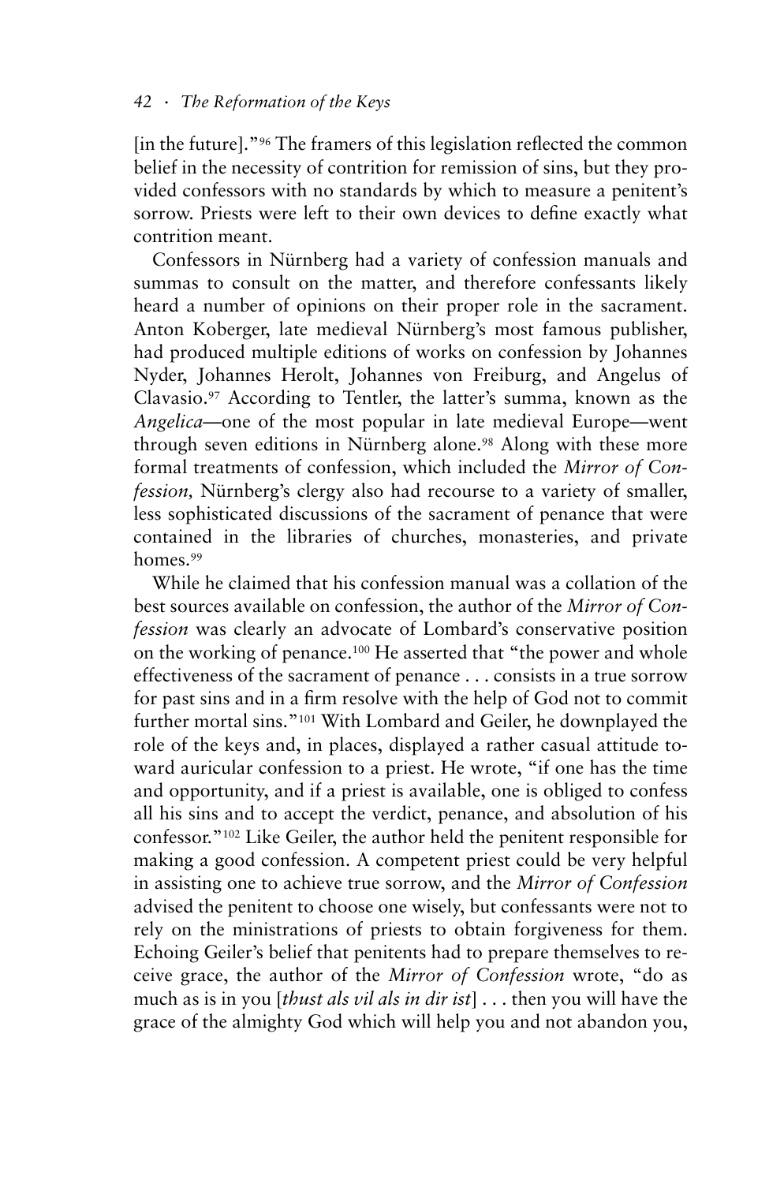[in the future]."[96] The framers of this legislation reflected the common belief in the necessity of contrition for remission of sins, but they provided confessors with no standards by which to measure a penitent's sorrow. Priests were left to their own devices to define exactly what contrition meant.

Confessors in Nürnberg had a variety of confession manuals and summas to consult on the matter, and therefore confessants likely heard a number of opinions on their proper role in the sacrament. Anton Koberger, late medieval Nürnberg's most famous publisher, had produced multiple editions of works on confession by Johannes Nyder, Johannes Herolt, Johannes von Freiburg, and Angelus of Clavasio.[97] According to Tentler, the latter's summa, known as the *Angelica*—one of the most popular in late medieval Europe—went through seven editions in Nürnberg alone.[98] Along with these more formal treatments of confession, which included the *Mirror of Confession,* Nürnberg's clergy also had recourse to a variety of smaller, less sophisticated discussions of the sacrament of penance that were contained in the libraries of churches, monasteries, and private homes.[99]

While he claimed that his confession manual was a collation of the best sources available on confession, the author of the *Mirror of Confession* was clearly an advocate of Lombard's conservative position on the working of penance.[100] He asserted that "the power and whole effectiveness of the sacrament of penance . . . consists in a true sorrow for past sins and in a firm resolve with the help of God not to commit further mortal sins."[101] With Lombard and Geiler, he downplayed the role of the keys and, in places, displayed a rather casual attitude toward auricular confession to a priest. He wrote, "if one has the time and opportunity, and if a priest is available, one is obliged to confess all his sins and to accept the verdict, penance, and absolution of his confessor."[102] Like Geiler, the author held the penitent responsible for making a good confession. A competent priest could be very helpful in assisting one to achieve true sorrow, and the *Mirror of Confession* advised the penitent to choose one wisely, but confessants were not to rely on the ministrations of priests to obtain forgiveness for them. Echoing Geiler's belief that penitents had to prepare themselves to receive grace, the author of the *Mirror of Confession* wrote, "do as much as is in you [*thust als vil als in dir ist*] . . . then you will have the grace of the almighty God which will help you and not abandon you,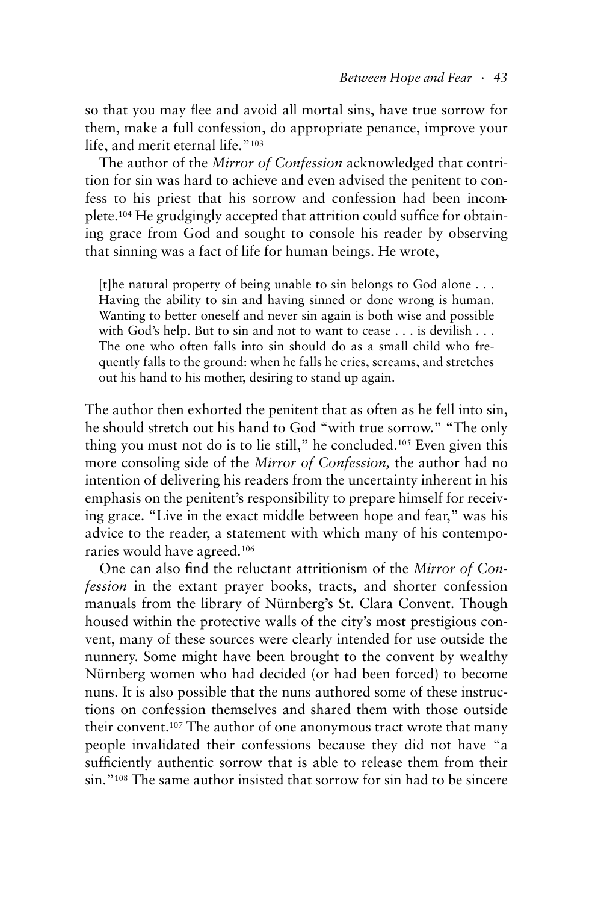so that you may flee and avoid all mortal sins, have true sorrow for them, make a full confession, do appropriate penance, improve your life, and merit eternal life."[103]

The author of the *Mirror of Confession* acknowledged that contrition for sin was hard to achieve and even advised the penitent to confess to his priest that his sorrow and confession had been incomplete.[104] He grudgingly accepted that attrition could suffice for obtaining grace from God and sought to console his reader by observing that sinning was a fact of life for human beings. He wrote,

> [t]he natural property of being unable to sin belongs to God alone . . . Having the ability to sin and having sinned or done wrong is human. Wanting to better oneself and never sin again is both wise and possible with God's help. But to sin and not to want to cease . . . is devilish . . . The one who often falls into sin should do as a small child who frequently falls to the ground: when he falls he cries, screams, and stretches out his hand to his mother, desiring to stand up again.

The author then exhorted the penitent that as often as he fell into sin, he should stretch out his hand to God "with true sorrow." "The only thing you must not do is to lie still," he concluded.[105] Even given this more consoling side of the *Mirror of Confession,* the author had no intention of delivering his readers from the uncertainty inherent in his emphasis on the penitent's responsibility to prepare himself for receiving grace. "Live in the exact middle between hope and fear," was his advice to the reader, a statement with which many of his contemporaries would have agreed.[106]

One can also find the reluctant attritionism of the *Mirror of Confession* in the extant prayer books, tracts, and shorter confession manuals from the library of Nürnberg's St. Clara Convent. Though housed within the protective walls of the city's most prestigious convent, many of these sources were clearly intended for use outside the nunnery. Some might have been brought to the convent by wealthy Nürnberg women who had decided (or had been forced) to become nuns. It is also possible that the nuns authored some of these instructions on confession themselves and shared them with those outside their convent.[107] The author of one anonymous tract wrote that many people invalidated their confessions because they did not have "a sufficiently authentic sorrow that is able to release them from their sin."[108] The same author insisted that sorrow for sin had to be sincere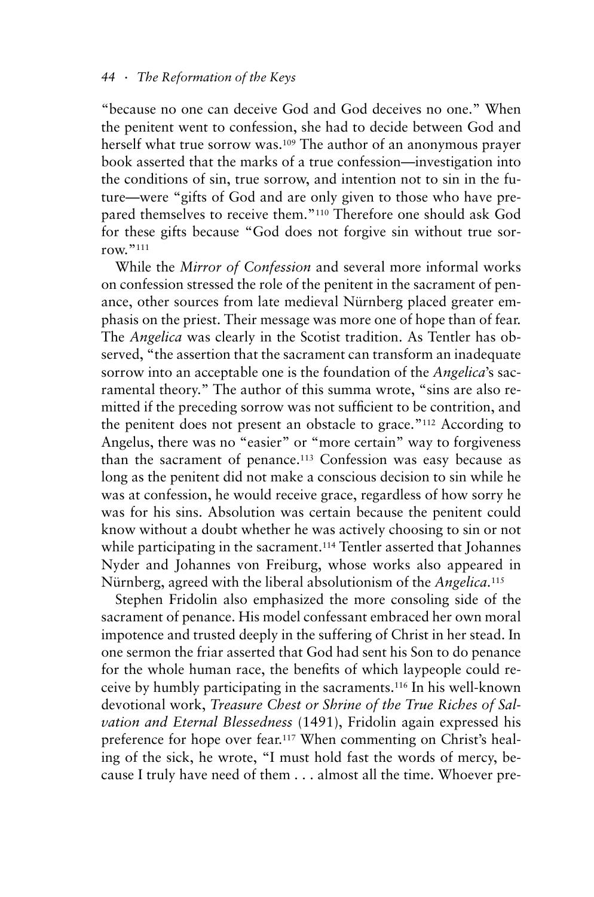"because no one can deceive God and God deceives no one." When the penitent went to confession, she had to decide between God and herself what true sorrow was.[109] The author of an anonymous prayer book asserted that the marks of a true confession—investigation into the conditions of sin, true sorrow, and intention not to sin in the future—were "gifts of God and are only given to those who have prepared themselves to receive them."[110] Therefore one should ask God for these gifts because "God does not forgive sin without true sorrow."[111]

While the *Mirror of Confession* and several more informal works on confession stressed the role of the penitent in the sacrament of penance, other sources from late medieval Nürnberg placed greater emphasis on the priest. Their message was more one of hope than of fear. The *Angelica* was clearly in the Scotist tradition. As Tentler has observed, "the assertion that the sacrament can transform an inadequate sorrow into an acceptable one is the foundation of the *Angelica*'s sacramental theory." The author of this summa wrote, "sins are also remitted if the preceding sorrow was not sufficient to be contrition, and the penitent does not present an obstacle to grace."[112] According to Angelus, there was no "easier" or "more certain" way to forgiveness than the sacrament of penance.[113] Confession was easy because as long as the penitent did not make a conscious decision to sin while he was at confession, he would receive grace, regardless of how sorry he was for his sins. Absolution was certain because the penitent could know without a doubt whether he was actively choosing to sin or not while participating in the sacrament.[114] Tentler asserted that Johannes Nyder and Johannes von Freiburg, whose works also appeared in Nürnberg, agreed with the liberal absolutionism of the *Angelica*.[115]

Stephen Fridolin also emphasized the more consoling side of the sacrament of penance. His model confessant embraced her own moral impotence and trusted deeply in the suffering of Christ in her stead. In one sermon the friar asserted that God had sent his Son to do penance for the whole human race, the benefits of which laypeople could receive by humbly participating in the sacraments.[116] In his well-known devotional work, *Treasure Chest or Shrine of the True Riches of Salvation and Eternal Blessedness* (1491), Fridolin again expressed his preference for hope over fear.[117] When commenting on Christ's healing of the sick, he wrote, "I must hold fast the words of mercy, because I truly have need of them . . . almost all the time. Whoever pre-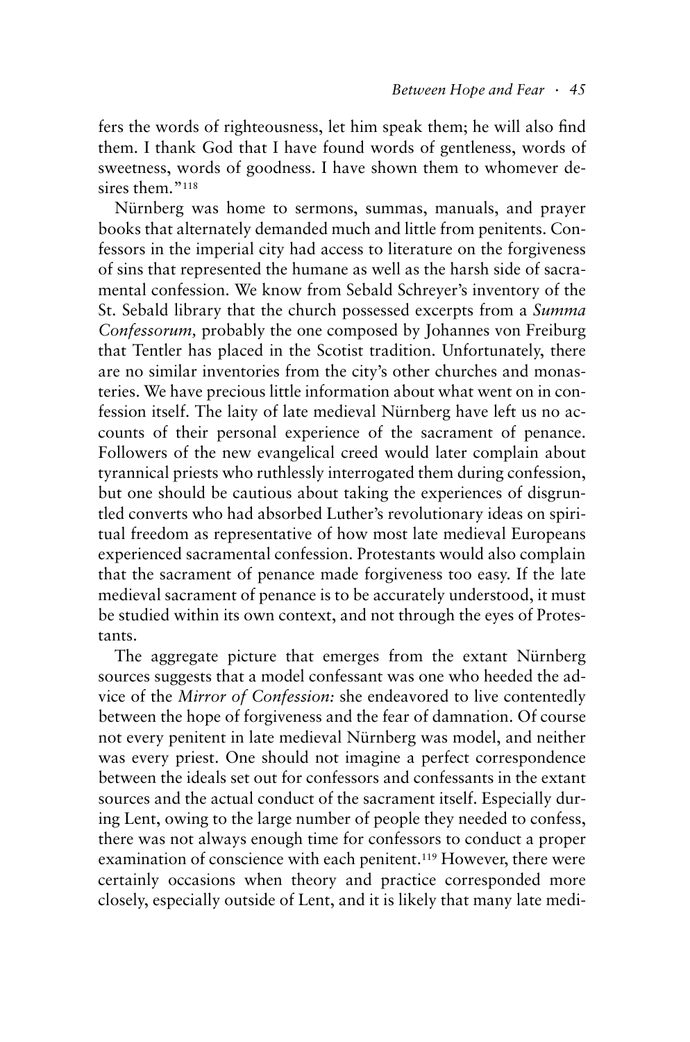fers the words of righteousness, let him speak them; he will also find them. I thank God that I have found words of gentleness, words of sweetness, words of goodness. I have shown them to whomever desires them."[118]

Nürnberg was home to sermons, summas, manuals, and prayer books that alternately demanded much and little from penitents. Confessors in the imperial city had access to literature on the forgiveness of sins that represented the humane as well as the harsh side of sacramental confession. We know from Sebald Schreyer's inventory of the St. Sebald library that the church possessed excerpts from a *Summa Confessorum,* probably the one composed by Johannes von Freiburg that Tentler has placed in the Scotist tradition. Unfortunately, there are no similar inventories from the city's other churches and monasteries. We have precious little information about what went on in confession itself. The laity of late medieval Nürnberg have left us no accounts of their personal experience of the sacrament of penance. Followers of the new evangelical creed would later complain about tyrannical priests who ruthlessly interrogated them during confession, but one should be cautious about taking the experiences of disgruntled converts who had absorbed Luther's revolutionary ideas on spiritual freedom as representative of how most late medieval Europeans experienced sacramental confession. Protestants would also complain that the sacrament of penance made forgiveness too easy. If the late medieval sacrament of penance is to be accurately understood, it must be studied within its own context, and not through the eyes of Protestants.

The aggregate picture that emerges from the extant Nürnberg sources suggests that a model confessant was one who heeded the advice of the *Mirror of Confession:* she endeavored to live contentedly between the hope of forgiveness and the fear of damnation. Of course not every penitent in late medieval Nürnberg was model, and neither was every priest. One should not imagine a perfect correspondence between the ideals set out for confessors and confessants in the extant sources and the actual conduct of the sacrament itself. Especially during Lent, owing to the large number of people they needed to confess, there was not always enough time for confessors to conduct a proper examination of conscience with each penitent.[119] However, there were certainly occasions when theory and practice corresponded more closely, especially outside of Lent, and it is likely that many late medi-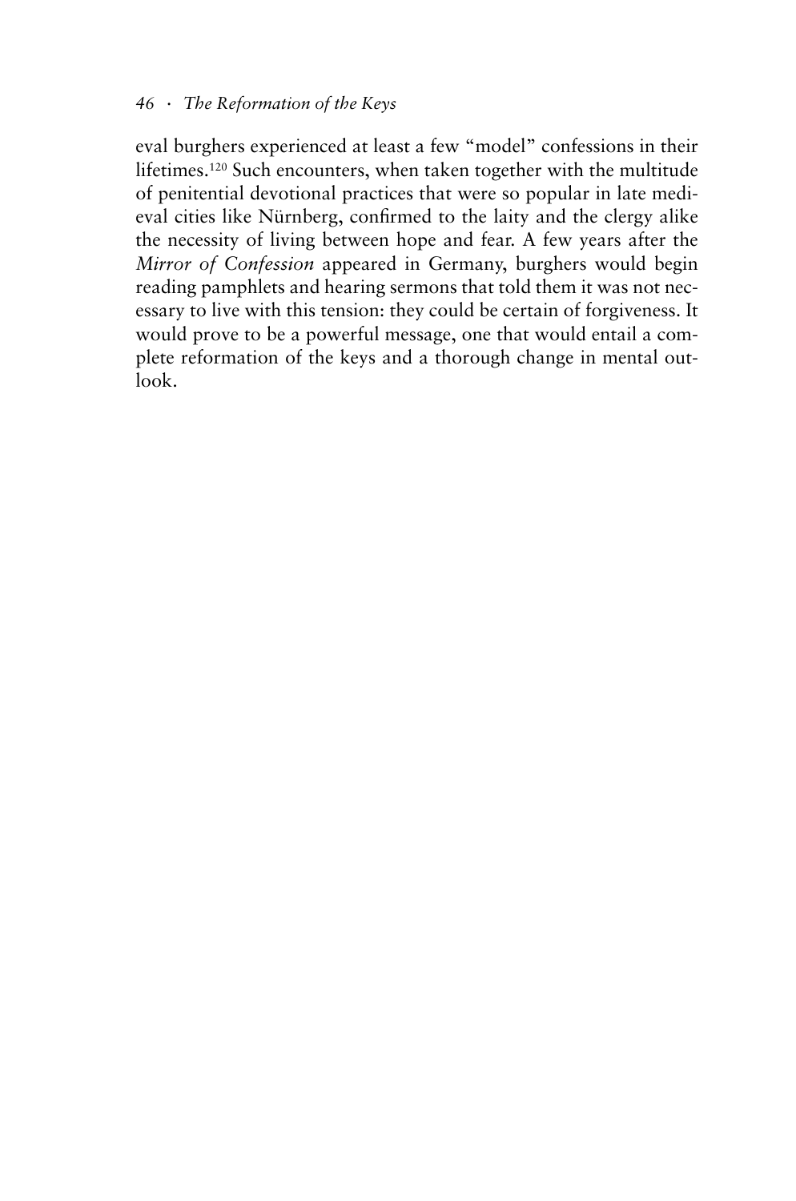eval burghers experienced at least a few "model" confessions in their lifetimes.[120] Such encounters, when taken together with the multitude of penitential devotional practices that were so popular in late medieval cities like Nürnberg, confirmed to the laity and the clergy alike the necessity of living between hope and fear. A few years after the *Mirror of Confession* appeared in Germany, burghers would begin reading pamphlets and hearing sermons that told them it was not necessary to live with this tension: they could be certain of forgiveness. It would prove to be a powerful message, one that would entail a complete reformation of the keys and a thorough change in mental outlook.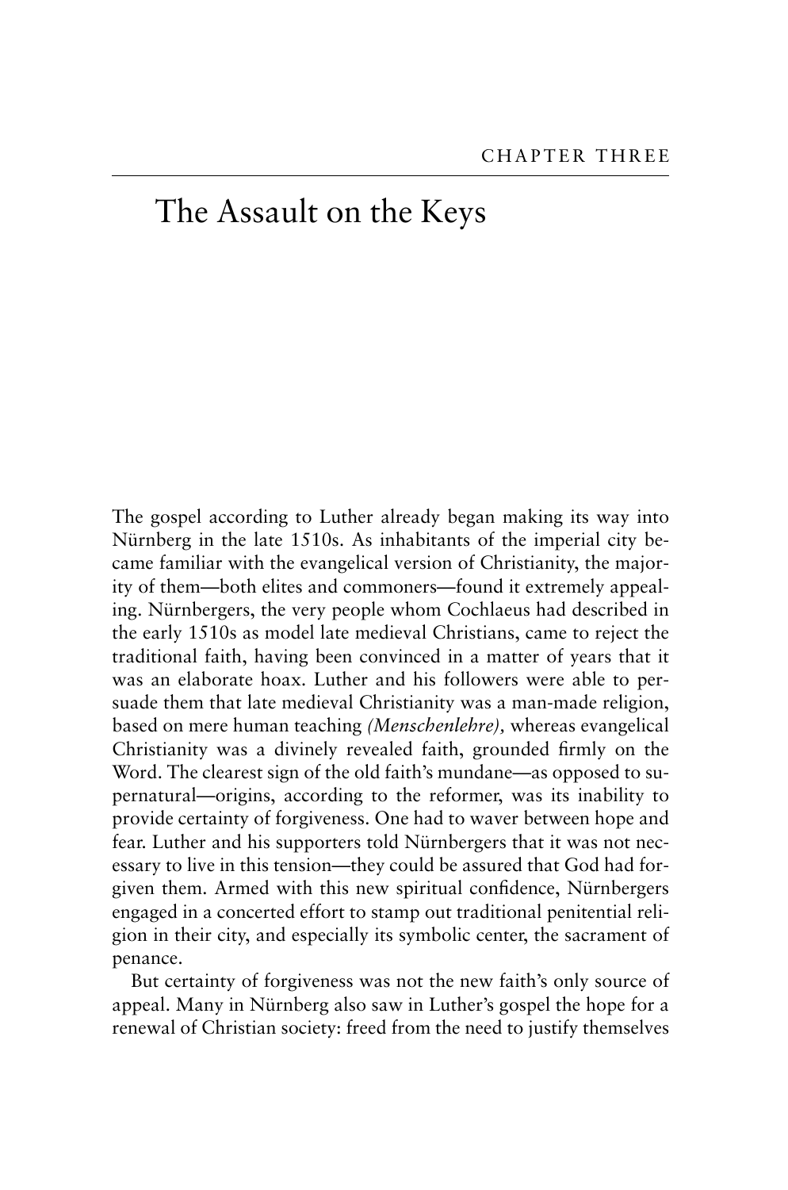CHAPTER THREE

# The Assault on the Keys

The gospel according to Luther already began making its way into Nürnberg in the late 1510s. As inhabitants of the imperial city became familiar with the evangelical version of Christianity, the majority of them—both elites and commoners—found it extremely appealing. Nürnbergers, the very people whom Cochlaeus had described in the early 1510s as model late medieval Christians, came to reject the traditional faith, having been convinced in a matter of years that it was an elaborate hoax. Luther and his followers were able to persuade them that late medieval Christianity was a man-made religion, based on mere human teaching *(Menschenlehre),* whereas evangelical Christianity was a divinely revealed faith, grounded firmly on the Word. The clearest sign of the old faith's mundane—as opposed to supernatural—origins, according to the reformer, was its inability to provide certainty of forgiveness. One had to waver between hope and fear. Luther and his supporters told Nürnbergers that it was not necessary to live in this tension—they could be assured that God had forgiven them. Armed with this new spiritual confidence, Nürnbergers engaged in a concerted effort to stamp out traditional penitential religion in their city, and especially its symbolic center, the sacrament of penance.

But certainty of forgiveness was not the new faith's only source of appeal. Many in Nürnberg also saw in Luther's gospel the hope for a renewal of Christian society: freed from the need to justify themselves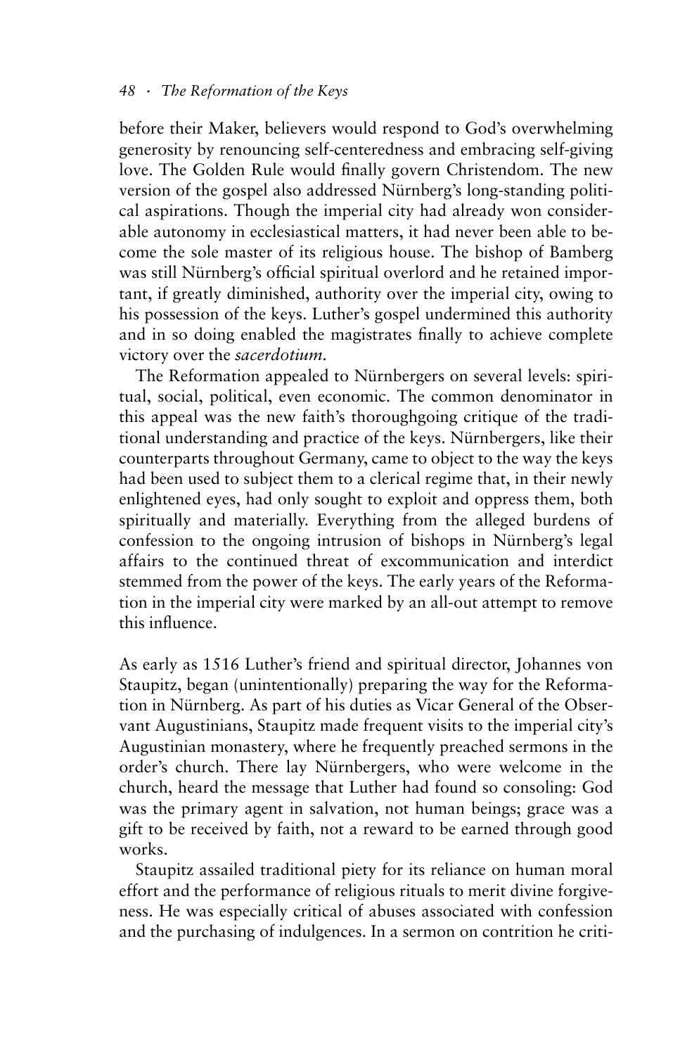before their Maker, believers would respond to God's overwhelming generosity by renouncing self-centeredness and embracing self-giving love. The Golden Rule would finally govern Christendom. The new version of the gospel also addressed Nürnberg's long-standing political aspirations. Though the imperial city had already won considerable autonomy in ecclesiastical matters, it had never been able to become the sole master of its religious house. The bishop of Bamberg was still Nürnberg's official spiritual overlord and he retained important, if greatly diminished, authority over the imperial city, owing to his possession of the keys. Luther's gospel undermined this authority and in so doing enabled the magistrates finally to achieve complete victory over the *sacerdotium*.

The Reformation appealed to Nürnbergers on several levels: spiritual, social, political, even economic. The common denominator in this appeal was the new faith's thoroughgoing critique of the traditional understanding and practice of the keys. Nürnbergers, like their counterparts throughout Germany, came to object to the way the keys had been used to subject them to a clerical regime that, in their newly enlightened eyes, had only sought to exploit and oppress them, both spiritually and materially. Everything from the alleged burdens of confession to the ongoing intrusion of bishops in Nürnberg's legal affairs to the continued threat of excommunication and interdict stemmed from the power of the keys. The early years of the Reformation in the imperial city were marked by an all-out attempt to remove this influence.

As early as 1516 Luther's friend and spiritual director, Johannes von Staupitz, began (unintentionally) preparing the way for the Reformation in Nürnberg. As part of his duties as Vicar General of the Observant Augustinians, Staupitz made frequent visits to the imperial city's Augustinian monastery, where he frequently preached sermons in the order's church. There lay Nürnbergers, who were welcome in the church, heard the message that Luther had found so consoling: God was the primary agent in salvation, not human beings; grace was a gift to be received by faith, not a reward to be earned through good works.

Staupitz assailed traditional piety for its reliance on human moral effort and the performance of religious rituals to merit divine forgiveness. He was especially critical of abuses associated with confession and the purchasing of indulgences. In a sermon on contrition he criti-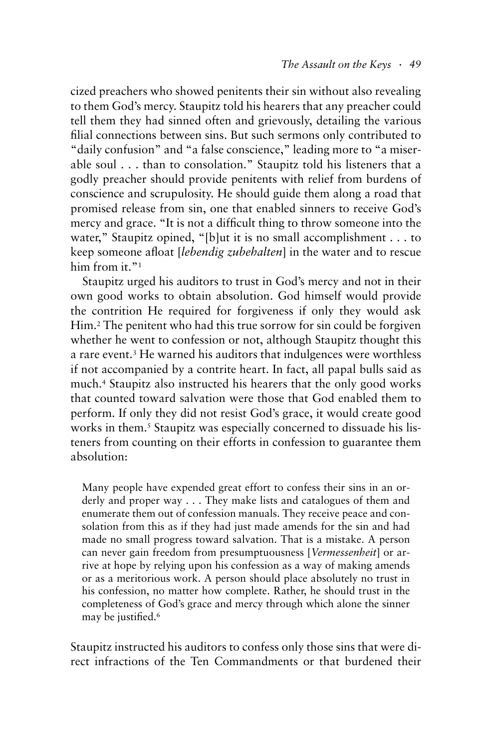cized preachers who showed penitents their sin without also revealing to them God's mercy. Staupitz told his hearers that any preacher could tell them they had sinned often and grievously, detailing the various filial connections between sins. But such sermons only contributed to "daily confusion" and "a false conscience," leading more to "a miserable soul . . . than to consolation." Staupitz told his listeners that a godly preacher should provide penitents with relief from burdens of conscience and scrupulosity. He should guide them along a road that promised release from sin, one that enabled sinners to receive God's mercy and grace. "It is not a difficult thing to throw someone into the water," Staupitz opined, "[b]ut it is no small accomplishment . . . to keep someone afloat [*lebendig zubehalten*] in the water and to rescue him from it."[1]

Staupitz urged his auditors to trust in God's mercy and not in their own good works to obtain absolution. God himself would provide the contrition He required for forgiveness if only they would ask Him.[2] The penitent who had this true sorrow for sin could be forgiven whether he went to confession or not, although Staupitz thought this a rare event.[3] He warned his auditors that indulgences were worthless if not accompanied by a contrite heart. In fact, all papal bulls said as much.[4] Staupitz also instructed his hearers that the only good works that counted toward salvation were those that God enabled them to perform. If only they did not resist God's grace, it would create good works in them.[5] Staupitz was especially concerned to dissuade his listeners from counting on their efforts in confession to guarantee them absolution:

> Many people have expended great effort to confess their sins in an orderly and proper way . . . They make lists and catalogues of them and enumerate them out of confession manuals. They receive peace and consolation from this as if they had just made amends for the sin and had made no small progress toward salvation. That is a mistake. A person can never gain freedom from presumptuousness [*Vermessenheit*] or arrive at hope by relying upon his confession as a way of making amends or as a meritorious work. A person should place absolutely no trust in his confession, no matter how complete. Rather, he should trust in the completeness of God's grace and mercy through which alone the sinner may be justified.[6]

Staupitz instructed his auditors to confess only those sins that were direct infractions of the Ten Commandments or that burdened their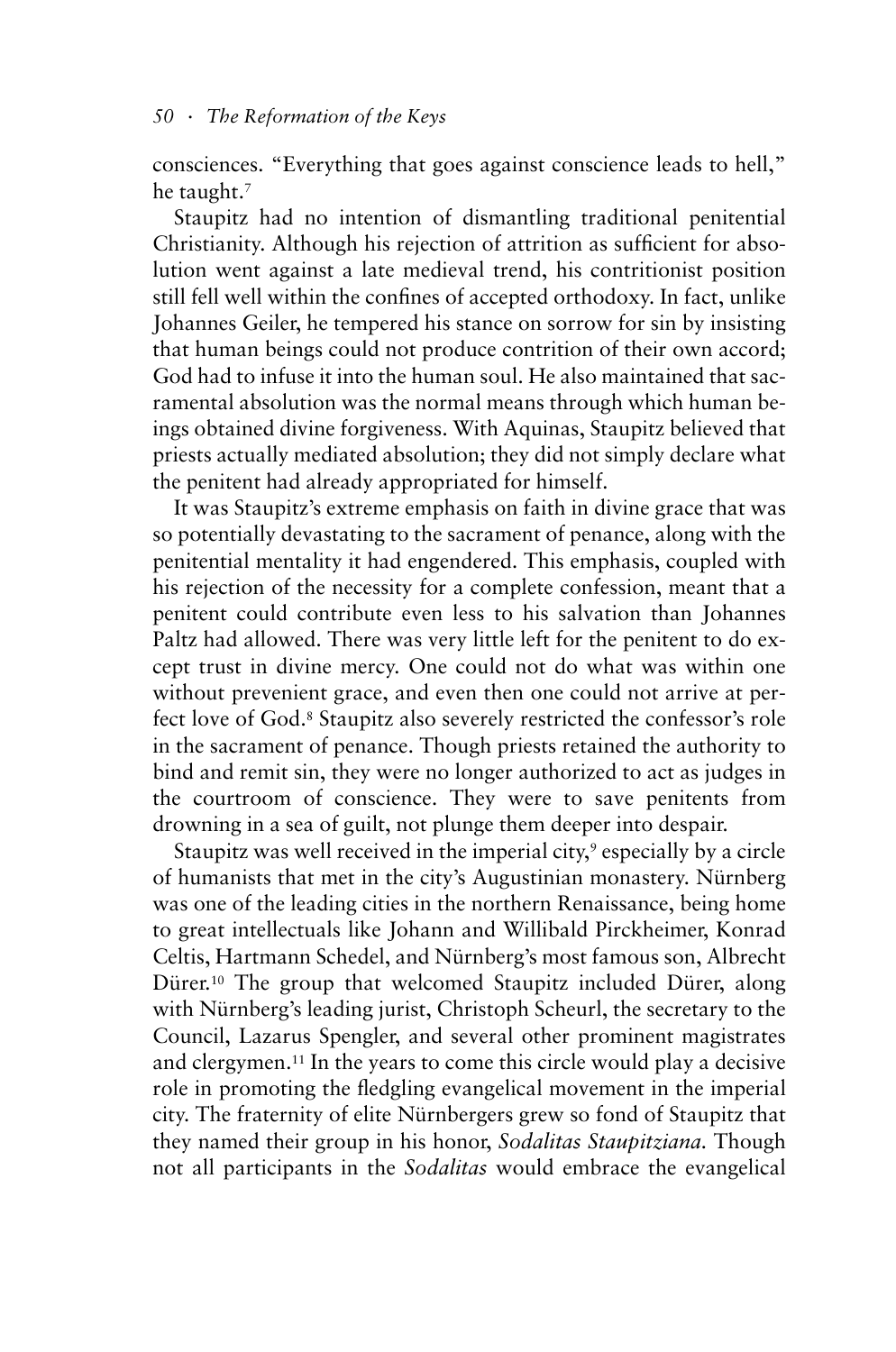consciences. "Everything that goes against conscience leads to hell," he taught.[7]

Staupitz had no intention of dismantling traditional penitential Christianity. Although his rejection of attrition as sufficient for absolution went against a late medieval trend, his contritionist position still fell well within the confines of accepted orthodoxy. In fact, unlike Johannes Geiler, he tempered his stance on sorrow for sin by insisting that human beings could not produce contrition of their own accord; God had to infuse it into the human soul. He also maintained that sacramental absolution was the normal means through which human beings obtained divine forgiveness. With Aquinas, Staupitz believed that priests actually mediated absolution; they did not simply declare what the penitent had already appropriated for himself.

It was Staupitz's extreme emphasis on faith in divine grace that was so potentially devastating to the sacrament of penance, along with the penitential mentality it had engendered. This emphasis, coupled with his rejection of the necessity for a complete confession, meant that a penitent could contribute even less to his salvation than Johannes Paltz had allowed. There was very little left for the penitent to do except trust in divine mercy. One could not do what was within one without prevenient grace, and even then one could not arrive at perfect love of God.[8] Staupitz also severely restricted the confessor's role in the sacrament of penance. Though priests retained the authority to bind and remit sin, they were no longer authorized to act as judges in the courtroom of conscience. They were to save penitents from drowning in a sea of guilt, not plunge them deeper into despair.

Staupitz was well received in the imperial city,[9] especially by a circle of humanists that met in the city's Augustinian monastery. Nürnberg was one of the leading cities in the northern Renaissance, being home to great intellectuals like Johann and Willibald Pirckheimer, Konrad Celtis, Hartmann Schedel, and Nürnberg's most famous son, Albrecht Dürer.[10] The group that welcomed Staupitz included Dürer, along with Nürnberg's leading jurist, Christoph Scheurl, the secretary to the Council, Lazarus Spengler, and several other prominent magistrates and clergymen.[11] In the years to come this circle would play a decisive role in promoting the fledgling evangelical movement in the imperial city. The fraternity of elite Nürnbergers grew so fond of Staupitz that they named their group in his honor, *Sodalitas Staupitziana*. Though not all participants in the *Sodalitas* would embrace the evangelical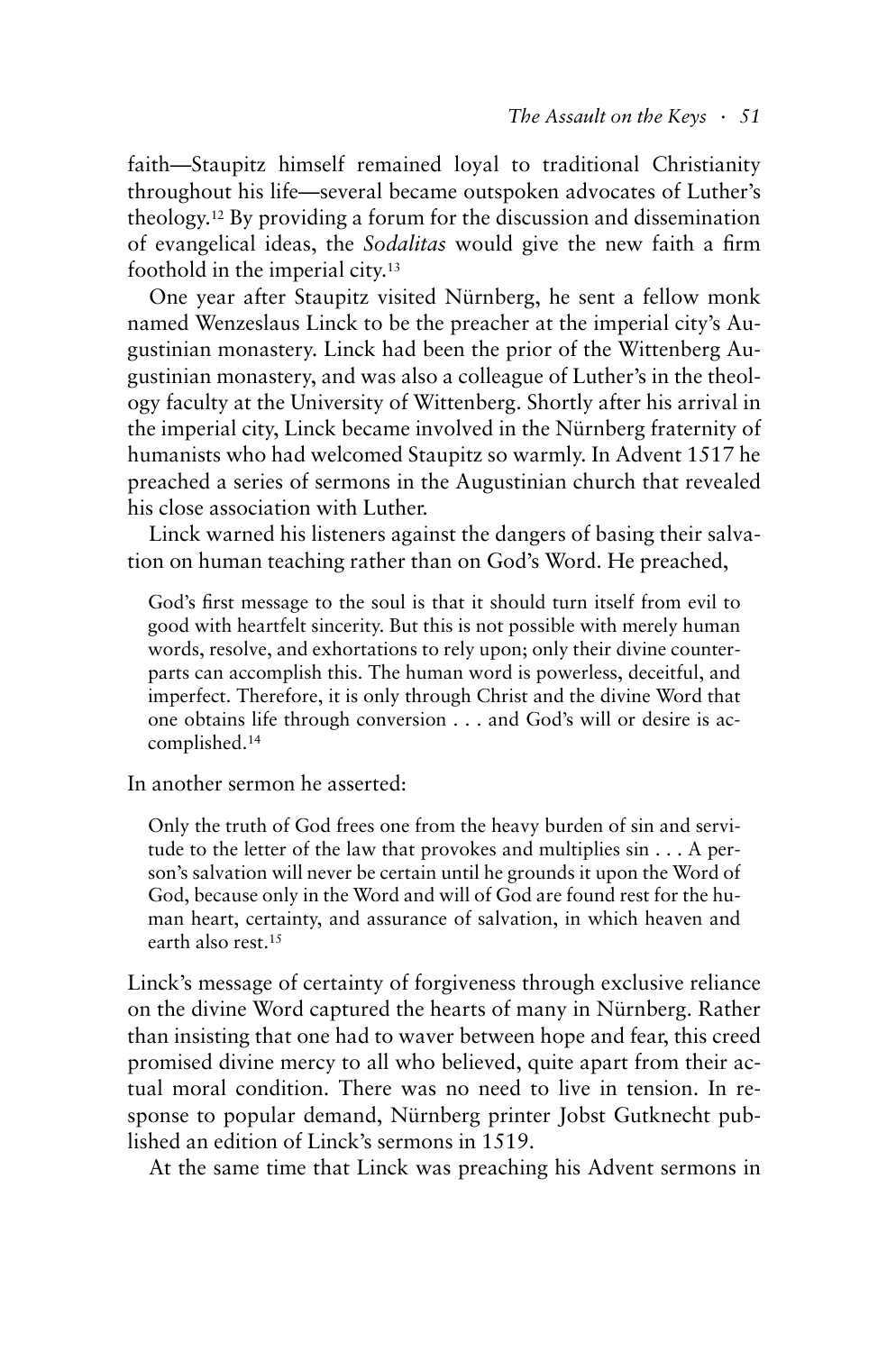faith—Staupitz himself remained loyal to traditional Christianity throughout his life—several became outspoken advocates of Luther's theology.[12] By providing a forum for the discussion and dissemination of evangelical ideas, the *Sodalitas* would give the new faith a firm foothold in the imperial city.[13]

One year after Staupitz visited Nürnberg, he sent a fellow monk named Wenzeslaus Linck to be the preacher at the imperial city's Augustinian monastery. Linck had been the prior of the Wittenberg Augustinian monastery, and was also a colleague of Luther's in the theology faculty at the University of Wittenberg. Shortly after his arrival in the imperial city, Linck became involved in the Nürnberg fraternity of humanists who had welcomed Staupitz so warmly. In Advent 1517 he preached a series of sermons in the Augustinian church that revealed his close association with Luther.

Linck warned his listeners against the dangers of basing their salvation on human teaching rather than on God's Word. He preached,

> God's first message to the soul is that it should turn itself from evil to good with heartfelt sincerity. But this is not possible with merely human words, resolve, and exhortations to rely upon; only their divine counterparts can accomplish this. The human word is powerless, deceitful, and imperfect. Therefore, it is only through Christ and the divine Word that one obtains life through conversion . . . and God's will or desire is accomplished.[14]

In another sermon he asserted:

> Only the truth of God frees one from the heavy burden of sin and servitude to the letter of the law that provokes and multiplies sin . . . A person's salvation will never be certain until he grounds it upon the Word of God, because only in the Word and will of God are found rest for the human heart, certainty, and assurance of salvation, in which heaven and earth also rest.[15]

Linck's message of certainty of forgiveness through exclusive reliance on the divine Word captured the hearts of many in Nürnberg. Rather than insisting that one had to waver between hope and fear, this creed promised divine mercy to all who believed, quite apart from their actual moral condition. There was no need to live in tension. In response to popular demand, Nürnberg printer Jobst Gutknecht published an edition of Linck's sermons in 1519.

At the same time that Linck was preaching his Advent sermons in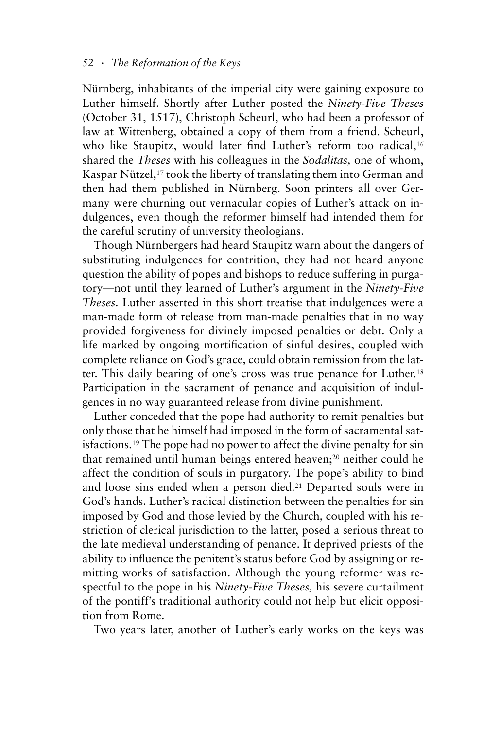Nürnberg, inhabitants of the imperial city were gaining exposure to Luther himself. Shortly after Luther posted the *Ninety-Five Theses* (October 31, 1517), Christoph Scheurl, who had been a professor of law at Wittenberg, obtained a copy of them from a friend. Scheurl, who like Staupitz, would later find Luther's reform too radical,[16] shared the *Theses* with his colleagues in the *Sodalitas,* one of whom, Kaspar Nützel,[17] took the liberty of translating them into German and then had them published in Nürnberg. Soon printers all over Germany were churning out vernacular copies of Luther's attack on indulgences, even though the reformer himself had intended them for the careful scrutiny of university theologians.

Though Nürnbergers had heard Staupitz warn about the dangers of substituting indulgences for contrition, they had not heard anyone question the ability of popes and bishops to reduce suffering in purgatory—not until they learned of Luther's argument in the *Ninety-Five Theses.* Luther asserted in this short treatise that indulgences were a man-made form of release from man-made penalties that in no way provided forgiveness for divinely imposed penalties or debt. Only a life marked by ongoing mortification of sinful desires, coupled with complete reliance on God's grace, could obtain remission from the latter. This daily bearing of one's cross was true penance for Luther.[18] Participation in the sacrament of penance and acquisition of indulgences in no way guaranteed release from divine punishment.

Luther conceded that the pope had authority to remit penalties but only those that he himself had imposed in the form of sacramental satisfactions.[19] The pope had no power to affect the divine penalty for sin that remained until human beings entered heaven;[20] neither could he affect the condition of souls in purgatory. The pope's ability to bind and loose sins ended when a person died.[21] Departed souls were in God's hands. Luther's radical distinction between the penalties for sin imposed by God and those levied by the Church, coupled with his restriction of clerical jurisdiction to the latter, posed a serious threat to the late medieval understanding of penance. It deprived priests of the ability to influence the penitent's status before God by assigning or remitting works of satisfaction. Although the young reformer was respectful to the pope in his *Ninety-Five Theses,* his severe curtailment of the pontiff's traditional authority could not help but elicit opposition from Rome.

Two years later, another of Luther's early works on the keys was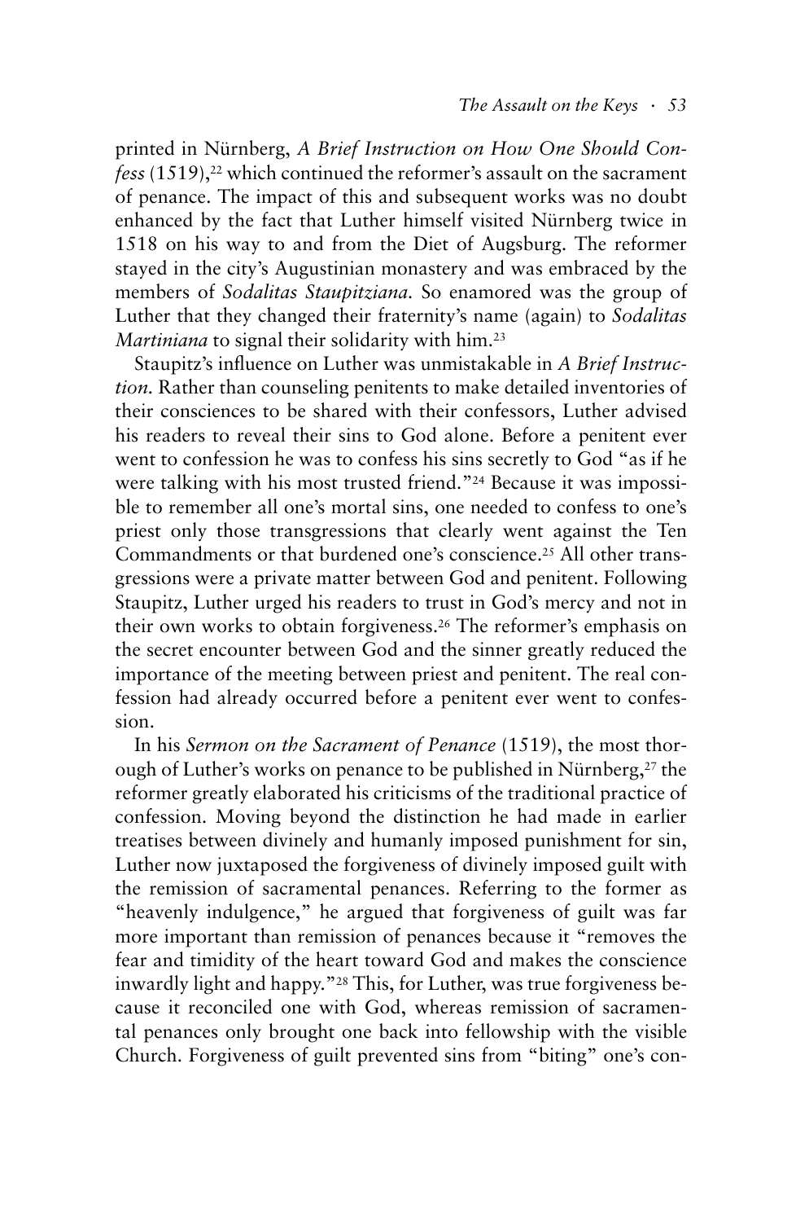printed in Nürnberg, *A Brief Instruction on How One Should Confess* (1519),[22] which continued the reformer's assault on the sacrament of penance. The impact of this and subsequent works was no doubt enhanced by the fact that Luther himself visited Nürnberg twice in 1518 on his way to and from the Diet of Augsburg. The reformer stayed in the city's Augustinian monastery and was embraced by the members of *Sodalitas Staupitziana.* So enamored was the group of Luther that they changed their fraternity's name (again) to *Sodalitas Martiniana* to signal their solidarity with him.[23]

Staupitz's influence on Luther was unmistakable in *A Brief Instruction.* Rather than counseling penitents to make detailed inventories of their consciences to be shared with their confessors, Luther advised his readers to reveal their sins to God alone. Before a penitent ever went to confession he was to confess his sins secretly to God "as if he were talking with his most trusted friend."[24] Because it was impossible to remember all one's mortal sins, one needed to confess to one's priest only those transgressions that clearly went against the Ten Commandments or that burdened one's conscience.[25] All other transgressions were a private matter between God and penitent. Following Staupitz, Luther urged his readers to trust in God's mercy and not in their own works to obtain forgiveness.[26] The reformer's emphasis on the secret encounter between God and the sinner greatly reduced the importance of the meeting between priest and penitent. The real confession had already occurred before a penitent ever went to confession.

In his *Sermon on the Sacrament of Penance* (1519), the most thorough of Luther's works on penance to be published in Nürnberg,[27] the reformer greatly elaborated his criticisms of the traditional practice of confession. Moving beyond the distinction he had made in earlier treatises between divinely and humanly imposed punishment for sin, Luther now juxtaposed the forgiveness of divinely imposed guilt with the remission of sacramental penances. Referring to the former as "heavenly indulgence," he argued that forgiveness of guilt was far more important than remission of penances because it "removes the fear and timidity of the heart toward God and makes the conscience inwardly light and happy."[28] This, for Luther, was true forgiveness because it reconciled one with God, whereas remission of sacramental penances only brought one back into fellowship with the visible Church. Forgiveness of guilt prevented sins from "biting" one's con-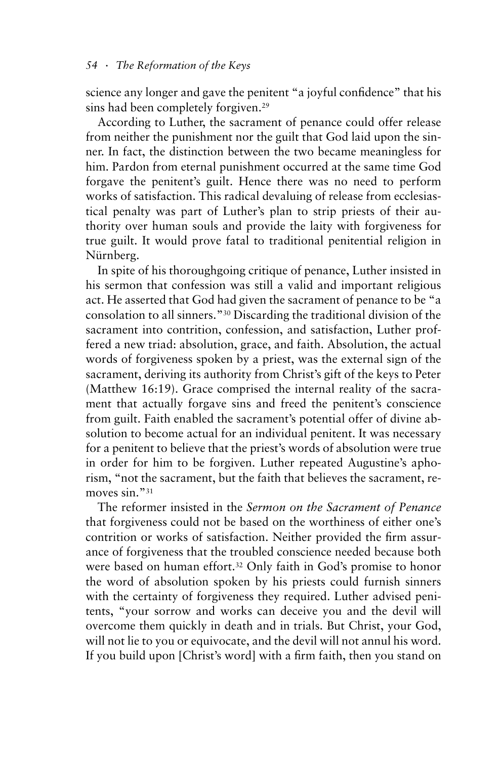science any longer and gave the penitent "a joyful confidence" that his sins had been completely forgiven.[29]

According to Luther, the sacrament of penance could offer release from neither the punishment nor the guilt that God laid upon the sinner. In fact, the distinction between the two became meaningless for him. Pardon from eternal punishment occurred at the same time God forgave the penitent's guilt. Hence there was no need to perform works of satisfaction. This radical devaluing of release from ecclesiastical penalty was part of Luther's plan to strip priests of their authority over human souls and provide the laity with forgiveness for true guilt. It would prove fatal to traditional penitential religion in Nürnberg.

In spite of his thoroughgoing critique of penance, Luther insisted in his sermon that confession was still a valid and important religious act. He asserted that God had given the sacrament of penance to be "a consolation to all sinners."[30] Discarding the traditional division of the sacrament into contrition, confession, and satisfaction, Luther proffered a new triad: absolution, grace, and faith. Absolution, the actual words of forgiveness spoken by a priest, was the external sign of the sacrament, deriving its authority from Christ's gift of the keys to Peter (Matthew 16:19). Grace comprised the internal reality of the sacrament that actually forgave sins and freed the penitent's conscience from guilt. Faith enabled the sacrament's potential offer of divine absolution to become actual for an individual penitent. It was necessary for a penitent to believe that the priest's words of absolution were true in order for him to be forgiven. Luther repeated Augustine's aphorism, "not the sacrament, but the faith that believes the sacrament, removes sin."[31]

The reformer insisted in the *Sermon on the Sacrament of Penance* that forgiveness could not be based on the worthiness of either one's contrition or works of satisfaction. Neither provided the firm assurance of forgiveness that the troubled conscience needed because both were based on human effort.[32] Only faith in God's promise to honor the word of absolution spoken by his priests could furnish sinners with the certainty of forgiveness they required. Luther advised penitents, "your sorrow and works can deceive you and the devil will overcome them quickly in death and in trials. But Christ, your God, will not lie to you or equivocate, and the devil will not annul his word. If you build upon [Christ's word] with a firm faith, then you stand on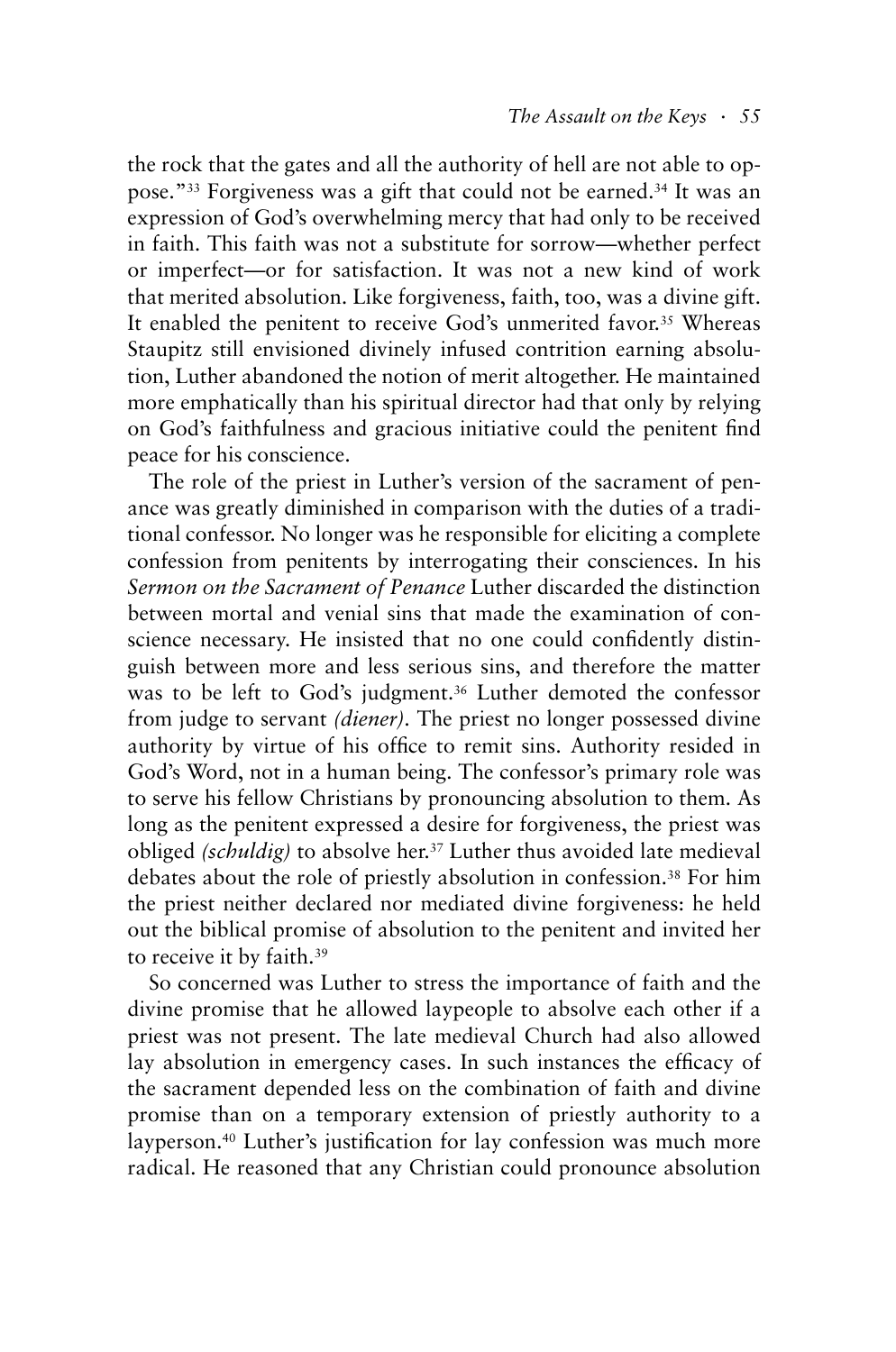the rock that the gates and all the authority of hell are not able to oppose."[33] Forgiveness was a gift that could not be earned.[34] It was an expression of God's overwhelming mercy that had only to be received in faith. This faith was not a substitute for sorrow—whether perfect or imperfect—or for satisfaction. It was not a new kind of work that merited absolution. Like forgiveness, faith, too, was a divine gift. It enabled the penitent to receive God's unmerited favor.[35] Whereas Staupitz still envisioned divinely infused contrition earning absolution, Luther abandoned the notion of merit altogether. He maintained more emphatically than his spiritual director had that only by relying on God's faithfulness and gracious initiative could the penitent find peace for his conscience.

The role of the priest in Luther's version of the sacrament of penance was greatly diminished in comparison with the duties of a traditional confessor. No longer was he responsible for eliciting a complete confession from penitents by interrogating their consciences. In his *Sermon on the Sacrament of Penance* Luther discarded the distinction between mortal and venial sins that made the examination of conscience necessary. He insisted that no one could confidently distinguish between more and less serious sins, and therefore the matter was to be left to God's judgment.[36] Luther demoted the confessor from judge to servant *(diener)*. The priest no longer possessed divine authority by virtue of his office to remit sins. Authority resided in God's Word, not in a human being. The confessor's primary role was to serve his fellow Christians by pronouncing absolution to them. As long as the penitent expressed a desire for forgiveness, the priest was obliged *(schuldig)* to absolve her.[37] Luther thus avoided late medieval debates about the role of priestly absolution in confession.[38] For him the priest neither declared nor mediated divine forgiveness: he held out the biblical promise of absolution to the penitent and invited her to receive it by faith.[39]

So concerned was Luther to stress the importance of faith and the divine promise that he allowed laypeople to absolve each other if a priest was not present. The late medieval Church had also allowed lay absolution in emergency cases. In such instances the efficacy of the sacrament depended less on the combination of faith and divine promise than on a temporary extension of priestly authority to a layperson.[40] Luther's justification for lay confession was much more radical. He reasoned that any Christian could pronounce absolution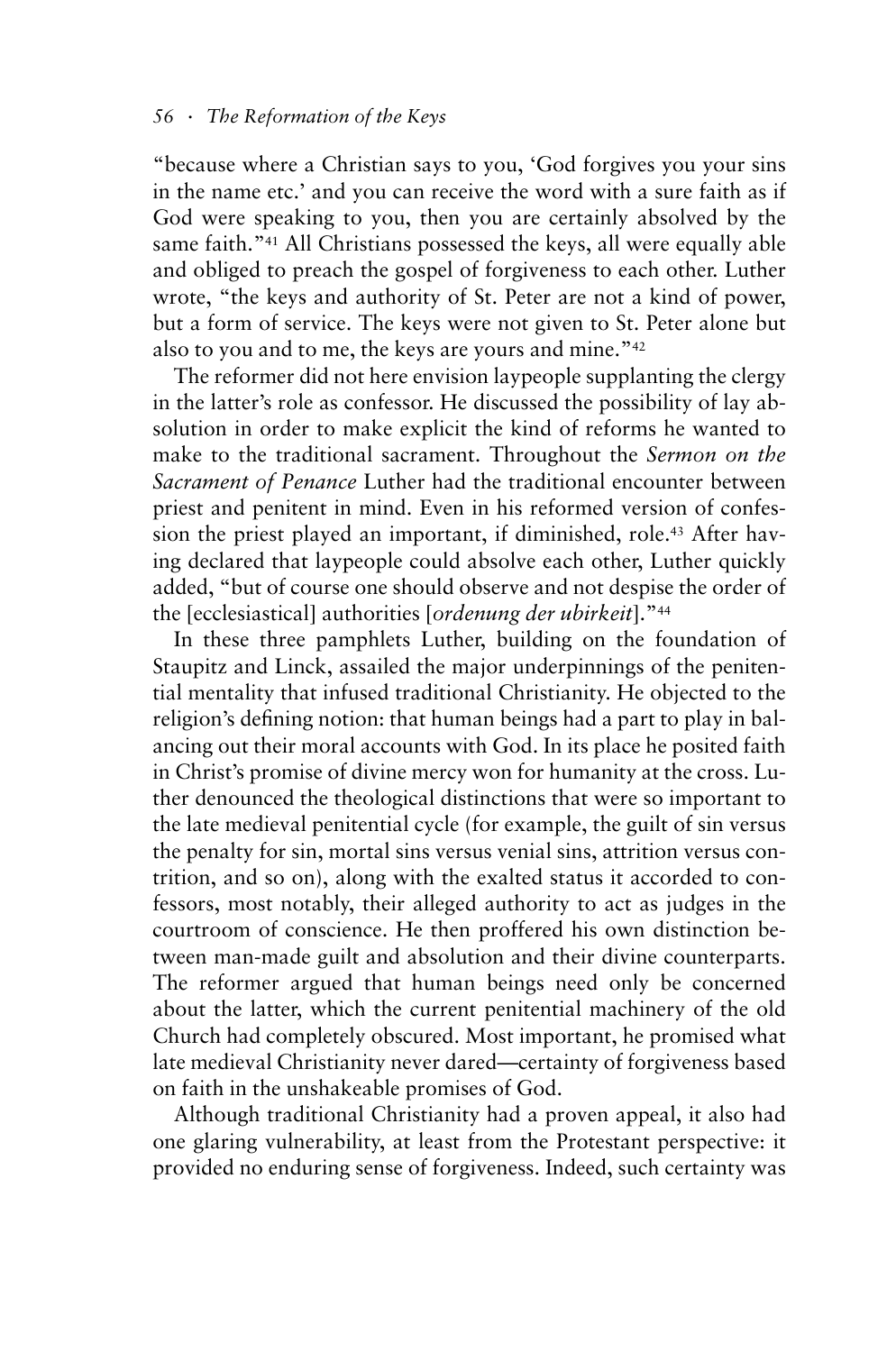"because where a Christian says to you, 'God forgives you your sins in the name etc.' and you can receive the word with a sure faith as if God were speaking to you, then you are certainly absolved by the same faith."[41] All Christians possessed the keys, all were equally able and obliged to preach the gospel of forgiveness to each other. Luther wrote, "the keys and authority of St. Peter are not a kind of power, but a form of service. The keys were not given to St. Peter alone but also to you and to me, the keys are yours and mine."[42]

The reformer did not here envision laypeople supplanting the clergy in the latter's role as confessor. He discussed the possibility of lay absolution in order to make explicit the kind of reforms he wanted to make to the traditional sacrament. Throughout the *Sermon on the Sacrament of Penance* Luther had the traditional encounter between priest and penitent in mind. Even in his reformed version of confession the priest played an important, if diminished, role.[43] After having declared that laypeople could absolve each other, Luther quickly added, "but of course one should observe and not despise the order of the [ecclesiastical] authorities [*ordenung der ubirkeit*]."[44]

In these three pamphlets Luther, building on the foundation of Staupitz and Linck, assailed the major underpinnings of the penitential mentality that infused traditional Christianity. He objected to the religion's defining notion: that human beings had a part to play in balancing out their moral accounts with God. In its place he posited faith in Christ's promise of divine mercy won for humanity at the cross. Luther denounced the theological distinctions that were so important to the late medieval penitential cycle (for example, the guilt of sin versus the penalty for sin, mortal sins versus venial sins, attrition versus contrition, and so on), along with the exalted status it accorded to confessors, most notably, their alleged authority to act as judges in the courtroom of conscience. He then proffered his own distinction between man-made guilt and absolution and their divine counterparts. The reformer argued that human beings need only be concerned about the latter, which the current penitential machinery of the old Church had completely obscured. Most important, he promised what late medieval Christianity never dared—certainty of forgiveness based on faith in the unshakeable promises of God.

Although traditional Christianity had a proven appeal, it also had one glaring vulnerability, at least from the Protestant perspective: it provided no enduring sense of forgiveness. Indeed, such certainty was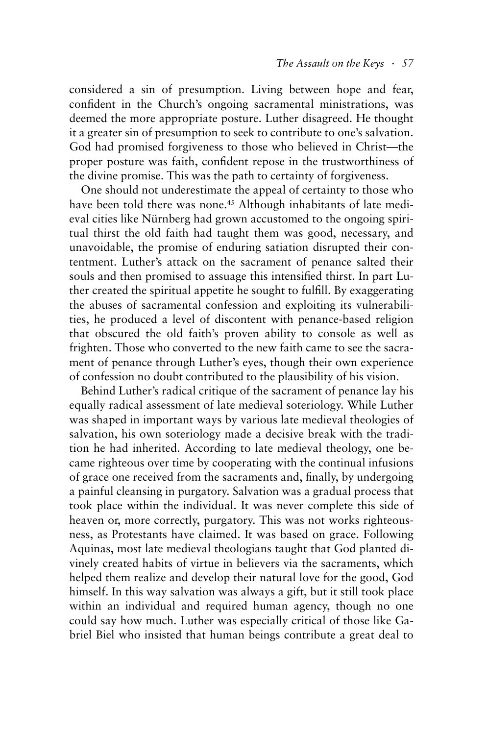considered a sin of presumption. Living between hope and fear, confident in the Church's ongoing sacramental ministrations, was deemed the more appropriate posture. Luther disagreed. He thought it a greater sin of presumption to seek to contribute to one's salvation. God had promised forgiveness to those who believed in Christ—the proper posture was faith, confident repose in the trustworthiness of the divine promise. This was the path to certainty of forgiveness.

One should not underestimate the appeal of certainty to those who have been told there was none.[45] Although inhabitants of late medieval cities like Nürnberg had grown accustomed to the ongoing spiritual thirst the old faith had taught them was good, necessary, and unavoidable, the promise of enduring satiation disrupted their contentment. Luther's attack on the sacrament of penance salted their souls and then promised to assuage this intensified thirst. In part Luther created the spiritual appetite he sought to fulfill. By exaggerating the abuses of sacramental confession and exploiting its vulnerabilities, he produced a level of discontent with penance-based religion that obscured the old faith's proven ability to console as well as frighten. Those who converted to the new faith came to see the sacrament of penance through Luther's eyes, though their own experience of confession no doubt contributed to the plausibility of his vision.

Behind Luther's radical critique of the sacrament of penance lay his equally radical assessment of late medieval soteriology. While Luther was shaped in important ways by various late medieval theologies of salvation, his own soteriology made a decisive break with the tradition he had inherited. According to late medieval theology, one became righteous over time by cooperating with the continual infusions of grace one received from the sacraments and, finally, by undergoing a painful cleansing in purgatory. Salvation was a gradual process that took place within the individual. It was never complete this side of heaven or, more correctly, purgatory. This was not works righteousness, as Protestants have claimed. It was based on grace. Following Aquinas, most late medieval theologians taught that God planted divinely created habits of virtue in believers via the sacraments, which helped them realize and develop their natural love for the good, God himself. In this way salvation was always a gift, but it still took place within an individual and required human agency, though no one could say how much. Luther was especially critical of those like Gabriel Biel who insisted that human beings contribute a great deal to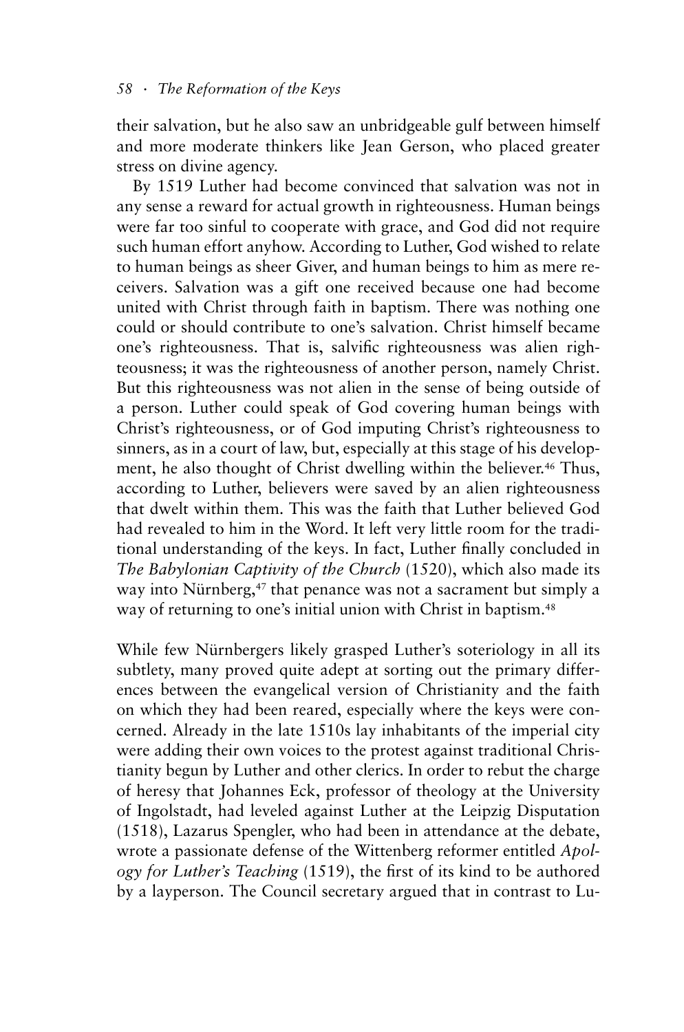their salvation, but he also saw an unbridgeable gulf between himself and more moderate thinkers like Jean Gerson, who placed greater stress on divine agency.

By 1519 Luther had become convinced that salvation was not in any sense a reward for actual growth in righteousness. Human beings were far too sinful to cooperate with grace, and God did not require such human effort anyhow. According to Luther, God wished to relate to human beings as sheer Giver, and human beings to him as mere receivers. Salvation was a gift one received because one had become united with Christ through faith in baptism. There was nothing one could or should contribute to one's salvation. Christ himself became one's righteousness. That is, salvific righteousness was alien righteousness; it was the righteousness of another person, namely Christ. But this righteousness was not alien in the sense of being outside of a person. Luther could speak of God covering human beings with Christ's righteousness, or of God imputing Christ's righteousness to sinners, as in a court of law, but, especially at this stage of his development, he also thought of Christ dwelling within the believer.[46] Thus, according to Luther, believers were saved by an alien righteousness that dwelt within them. This was the faith that Luther believed God had revealed to him in the Word. It left very little room for the traditional understanding of the keys. In fact, Luther finally concluded in *The Babylonian Captivity of the Church* (1520), which also made its way into Nürnberg,[47] that penance was not a sacrament but simply a way of returning to one's initial union with Christ in baptism.[48]

While few Nürnbergers likely grasped Luther's soteriology in all its subtlety, many proved quite adept at sorting out the primary differences between the evangelical version of Christianity and the faith on which they had been reared, especially where the keys were concerned. Already in the late 1510s lay inhabitants of the imperial city were adding their own voices to the protest against traditional Christianity begun by Luther and other clerics. In order to rebut the charge of heresy that Johannes Eck, professor of theology at the University of Ingolstadt, had leveled against Luther at the Leipzig Disputation (1518), Lazarus Spengler, who had been in attendance at the debate, wrote a passionate defense of the Wittenberg reformer entitled *Apology for Luther's Teaching* (1519), the first of its kind to be authored by a layperson. The Council secretary argued that in contrast to Lu-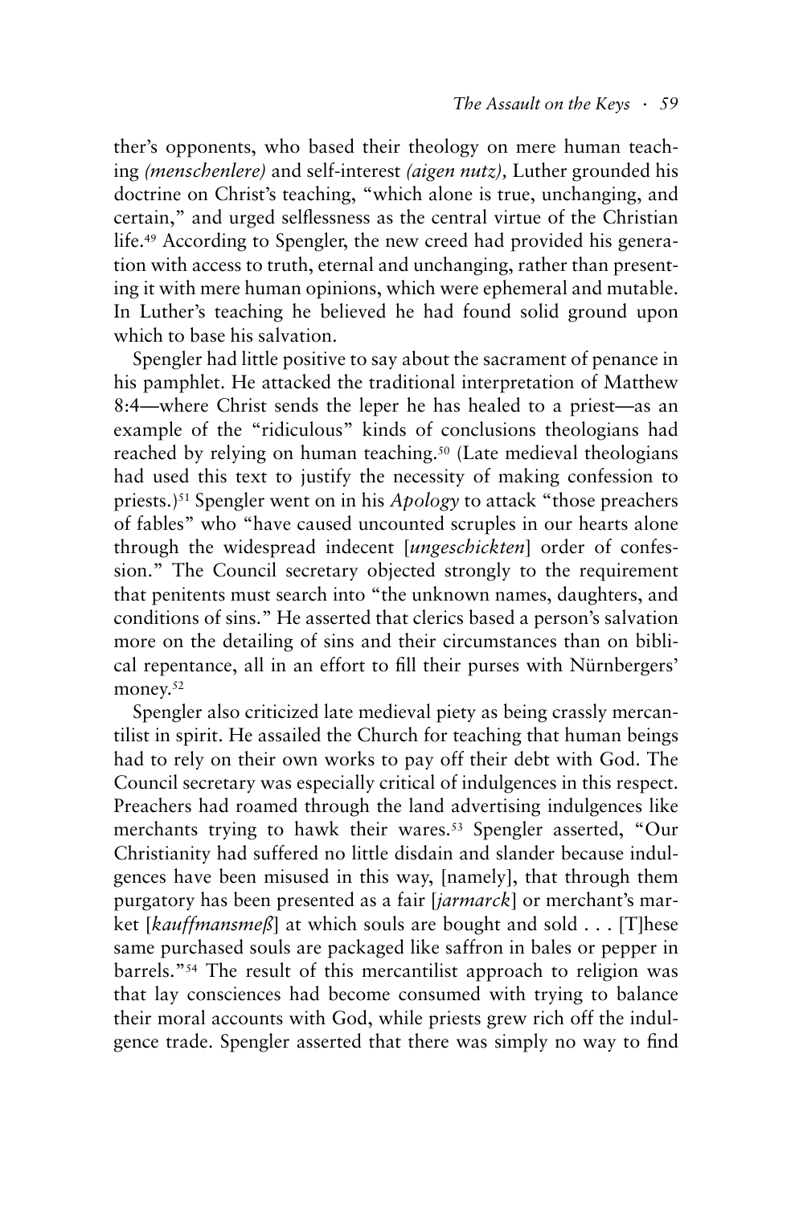ther's opponents, who based their theology on mere human teaching *(menschenlere)* and self-interest *(aigen nutz),* Luther grounded his doctrine on Christ's teaching, "which alone is true, unchanging, and certain," and urged selflessness as the central virtue of the Christian life.[49] According to Spengler, the new creed had provided his generation with access to truth, eternal and unchanging, rather than presenting it with mere human opinions, which were ephemeral and mutable. In Luther's teaching he believed he had found solid ground upon which to base his salvation.

Spengler had little positive to say about the sacrament of penance in his pamphlet. He attacked the traditional interpretation of Matthew 8:4—where Christ sends the leper he has healed to a priest—as an example of the "ridiculous" kinds of conclusions theologians had reached by relying on human teaching.[50] (Late medieval theologians had used this text to justify the necessity of making confession to priests.)[51] Spengler went on in his *Apology* to attack "those preachers of fables" who "have caused uncounted scruples in our hearts alone through the widespread indecent [*ungeschickten*] order of confession." The Council secretary objected strongly to the requirement that penitents must search into "the unknown names, daughters, and conditions of sins." He asserted that clerics based a person's salvation more on the detailing of sins and their circumstances than on biblical repentance, all in an effort to fill their purses with Nürnbergers' money.[52]

Spengler also criticized late medieval piety as being crassly mercantilist in spirit. He assailed the Church for teaching that human beings had to rely on their own works to pay off their debt with God. The Council secretary was especially critical of indulgences in this respect. Preachers had roamed through the land advertising indulgences like merchants trying to hawk their wares.[53] Spengler asserted, "Our Christianity had suffered no little disdain and slander because indulgences have been misused in this way, [namely], that through them purgatory has been presented as a fair [*jarmarck*] or merchant's market [*kauffmansmeß*] at which souls are bought and sold . . . [T]hese same purchased souls are packaged like saffron in bales or pepper in barrels."[54] The result of this mercantilist approach to religion was that lay consciences had become consumed with trying to balance their moral accounts with God, while priests grew rich off the indulgence trade. Spengler asserted that there was simply no way to find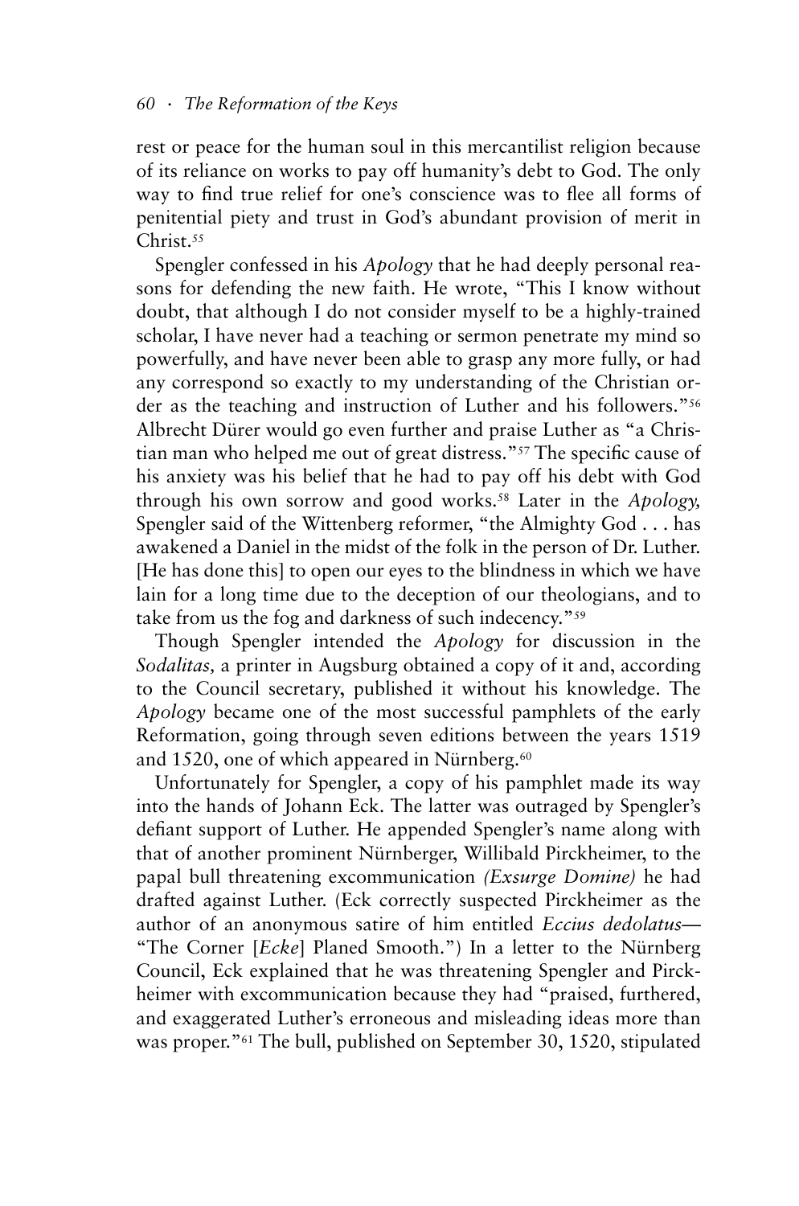rest or peace for the human soul in this mercantilist religion because of its reliance on works to pay off humanity's debt to God. The only way to find true relief for one's conscience was to flee all forms of penitential piety and trust in God's abundant provision of merit in Christ.[55]

Spengler confessed in his *Apology* that he had deeply personal reasons for defending the new faith. He wrote, "This I know without doubt, that although I do not consider myself to be a highly-trained scholar, I have never had a teaching or sermon penetrate my mind so powerfully, and have never been able to grasp any more fully, or had any correspond so exactly to my understanding of the Christian order as the teaching and instruction of Luther and his followers."[56] Albrecht Dürer would go even further and praise Luther as "a Christian man who helped me out of great distress."[57] The specific cause of his anxiety was his belief that he had to pay off his debt with God through his own sorrow and good works.[58] Later in the *Apology,* Spengler said of the Wittenberg reformer, "the Almighty God . . . has awakened a Daniel in the midst of the folk in the person of Dr. Luther. [He has done this] to open our eyes to the blindness in which we have lain for a long time due to the deception of our theologians, and to take from us the fog and darkness of such indecency."[59]

Though Spengler intended the *Apology* for discussion in the *Sodalitas,* a printer in Augsburg obtained a copy of it and, according to the Council secretary, published it without his knowledge. The *Apology* became one of the most successful pamphlets of the early Reformation, going through seven editions between the years 1519 and 1520, one of which appeared in Nürnberg.[60]

Unfortunately for Spengler, a copy of his pamphlet made its way into the hands of Johann Eck. The latter was outraged by Spengler's defiant support of Luther. He appended Spengler's name along with that of another prominent Nürnberger, Willibald Pirckheimer, to the papal bull threatening excommunication *(Exsurge Domine)* he had drafted against Luther. (Eck correctly suspected Pirckheimer as the author of an anonymous satire of him entitled *Eccius dedolatus*—"The Corner [*Ecke*] Planed Smooth.") In a letter to the Nürnberg Council, Eck explained that he was threatening Spengler and Pirckheimer with excommunication because they had "praised, furthered, and exaggerated Luther's erroneous and misleading ideas more than was proper."[61] The bull, published on September 30, 1520, stipulated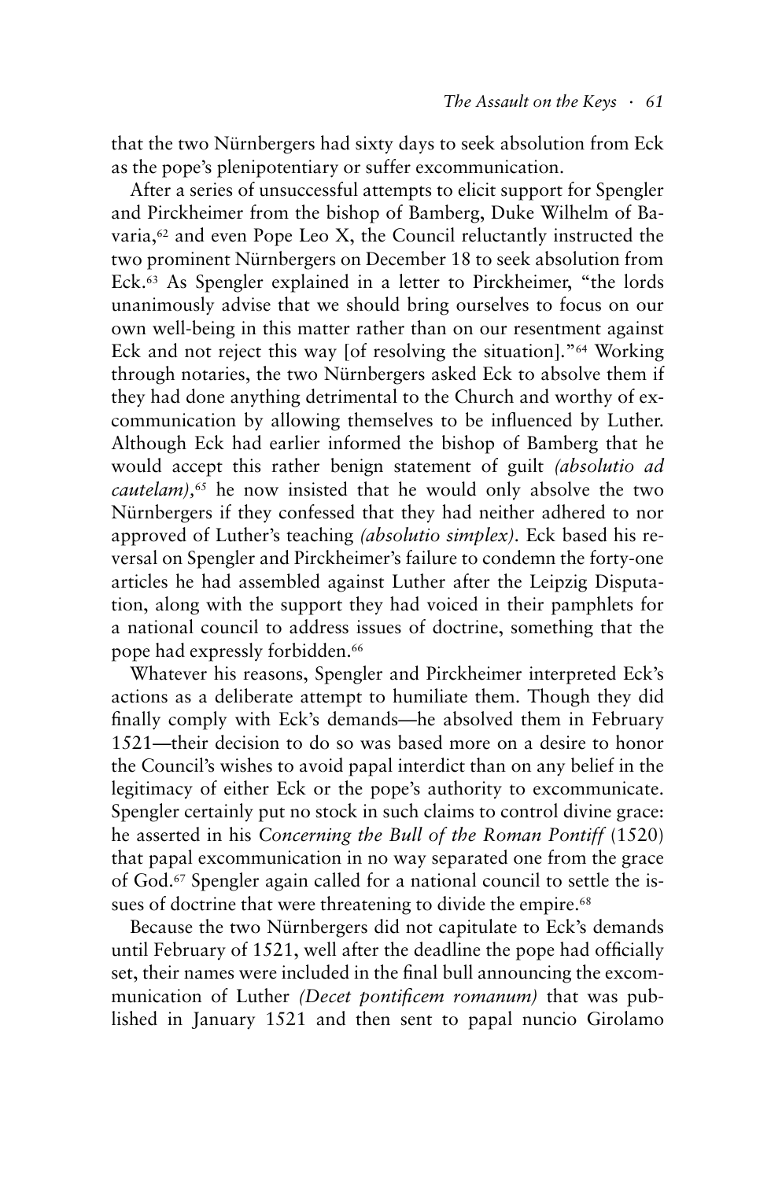that the two Nürnbergers had sixty days to seek absolution from Eck as the pope's plenipotentiary or suffer excommunication.

After a series of unsuccessful attempts to elicit support for Spengler and Pirckheimer from the bishop of Bamberg, Duke Wilhelm of Bavaria,[62] and even Pope Leo X, the Council reluctantly instructed the two prominent Nürnbergers on December 18 to seek absolution from Eck.[63] As Spengler explained in a letter to Pirckheimer, "the lords unanimously advise that we should bring ourselves to focus on our own well-being in this matter rather than on our resentment against Eck and not reject this way [of resolving the situation]."[64] Working through notaries, the two Nürnbergers asked Eck to absolve them if they had done anything detrimental to the Church and worthy of excommunication by allowing themselves to be influenced by Luther. Although Eck had earlier informed the bishop of Bamberg that he would accept this rather benign statement of guilt *(absolutio ad cautelam)*,[65] he now insisted that he would only absolve the two Nürnbergers if they confessed that they had neither adhered to nor approved of Luther's teaching *(absolutio simplex)*. Eck based his reversal on Spengler and Pirckheimer's failure to condemn the forty-one articles he had assembled against Luther after the Leipzig Disputation, along with the support they had voiced in their pamphlets for a national council to address issues of doctrine, something that the pope had expressly forbidden.[66]

Whatever his reasons, Spengler and Pirckheimer interpreted Eck's actions as a deliberate attempt to humiliate them. Though they did finally comply with Eck's demands—he absolved them in February 1521—their decision to do so was based more on a desire to honor the Council's wishes to avoid papal interdict than on any belief in the legitimacy of either Eck or the pope's authority to excommunicate. Spengler certainly put no stock in such claims to control divine grace: he asserted in his *Concerning the Bull of the Roman Pontiff* (1520) that papal excommunication in no way separated one from the grace of God.[67] Spengler again called for a national council to settle the issues of doctrine that were threatening to divide the empire.[68]

Because the two Nürnbergers did not capitulate to Eck's demands until February of 1521, well after the deadline the pope had officially set, their names were included in the final bull announcing the excommunication of Luther *(Decet pontificem romanum)* that was published in January 1521 and then sent to papal nuncio Girolamo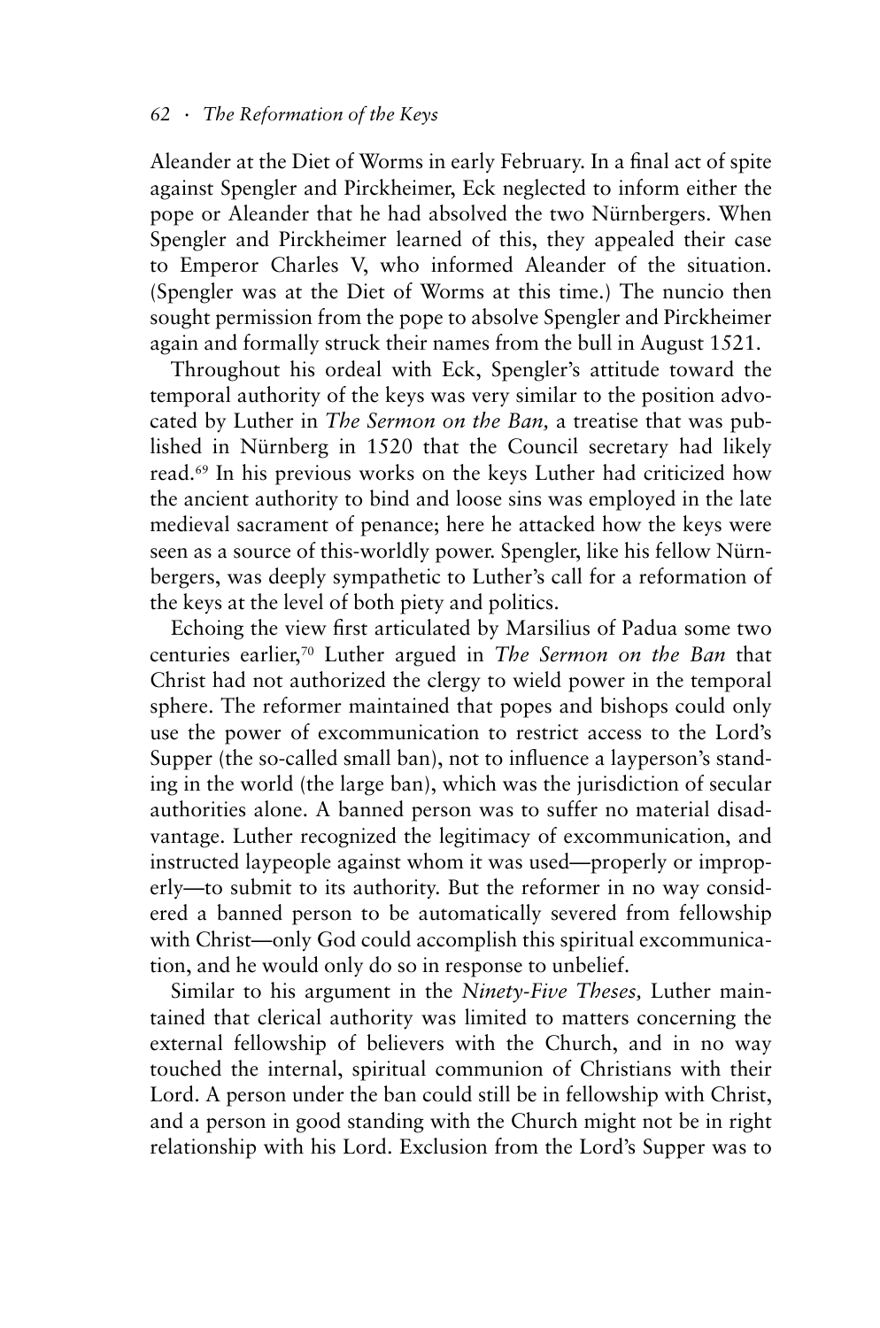Aleander at the Diet of Worms in early February. In a final act of spite against Spengler and Pirckheimer, Eck neglected to inform either the pope or Aleander that he had absolved the two Nürnbergers. When Spengler and Pirckheimer learned of this, they appealed their case to Emperor Charles V, who informed Aleander of the situation. (Spengler was at the Diet of Worms at this time.) The nuncio then sought permission from the pope to absolve Spengler and Pirckheimer again and formally struck their names from the bull in August 1521.

Throughout his ordeal with Eck, Spengler's attitude toward the temporal authority of the keys was very similar to the position advocated by Luther in *The Sermon on the Ban,* a treatise that was published in Nürnberg in 1520 that the Council secretary had likely read.[69] In his previous works on the keys Luther had criticized how the ancient authority to bind and loose sins was employed in the late medieval sacrament of penance; here he attacked how the keys were seen as a source of this-worldly power. Spengler, like his fellow Nürnbergers, was deeply sympathetic to Luther's call for a reformation of the keys at the level of both piety and politics.

Echoing the view first articulated by Marsilius of Padua some two centuries earlier,[70] Luther argued in *The Sermon on the Ban* that Christ had not authorized the clergy to wield power in the temporal sphere. The reformer maintained that popes and bishops could only use the power of excommunication to restrict access to the Lord's Supper (the so-called small ban), not to influence a layperson's standing in the world (the large ban), which was the jurisdiction of secular authorities alone. A banned person was to suffer no material disadvantage. Luther recognized the legitimacy of excommunication, and instructed laypeople against whom it was used—properly or improperly—to submit to its authority. But the reformer in no way considered a banned person to be automatically severed from fellowship with Christ—only God could accomplish this spiritual excommunication, and he would only do so in response to unbelief.

Similar to his argument in the *Ninety-Five Theses,* Luther maintained that clerical authority was limited to matters concerning the external fellowship of believers with the Church, and in no way touched the internal, spiritual communion of Christians with their Lord. A person under the ban could still be in fellowship with Christ, and a person in good standing with the Church might not be in right relationship with his Lord. Exclusion from the Lord's Supper was to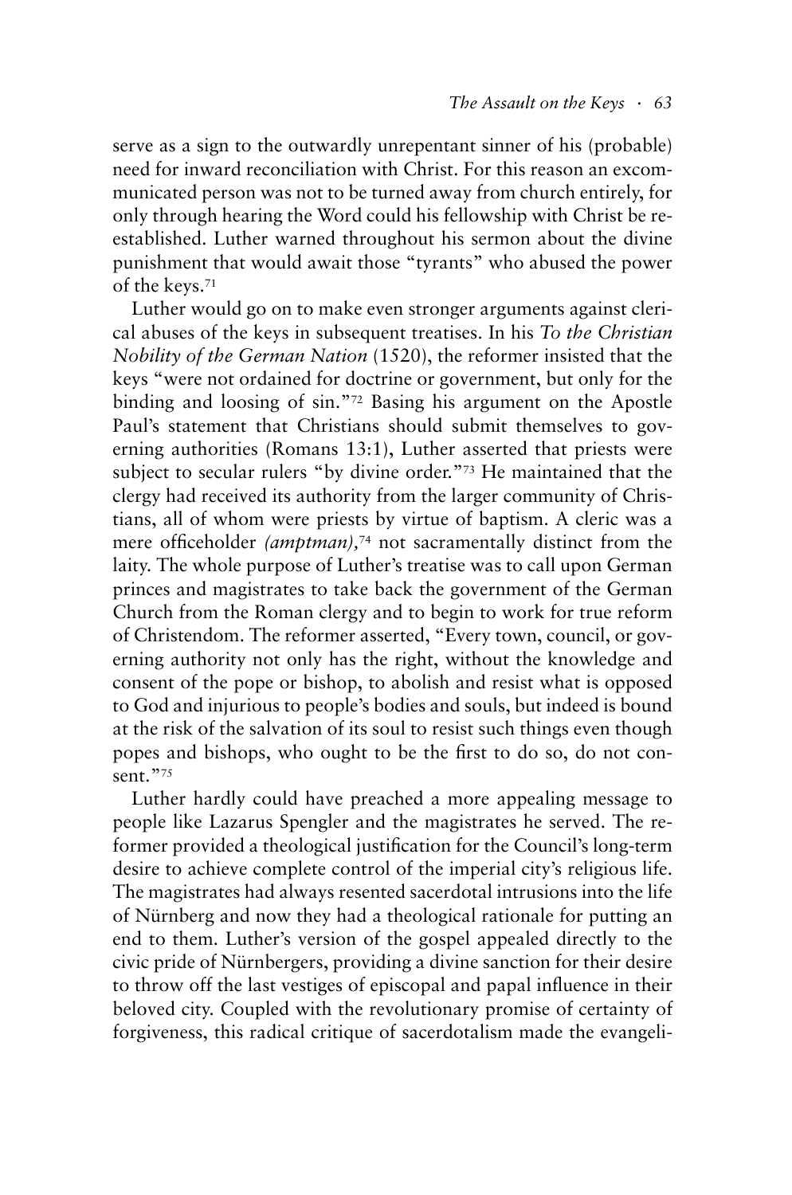serve as a sign to the outwardly unrepentant sinner of his (probable) need for inward reconciliation with Christ. For this reason an excommunicated person was not to be turned away from church entirely, for only through hearing the Word could his fellowship with Christ be reestablished. Luther warned throughout his sermon about the divine punishment that would await those "tyrants" who abused the power of the keys.[71]

Luther would go on to make even stronger arguments against clerical abuses of the keys in subsequent treatises. In his *To the Christian Nobility of the German Nation* (1520), the reformer insisted that the keys "were not ordained for doctrine or government, but only for the binding and loosing of sin."[72] Basing his argument on the Apostle Paul's statement that Christians should submit themselves to governing authorities (Romans 13:1), Luther asserted that priests were subject to secular rulers "by divine order."[73] He maintained that the clergy had received its authority from the larger community of Christians, all of whom were priests by virtue of baptism. A cleric was a mere officeholder *(amptman)*,[74] not sacramentally distinct from the laity. The whole purpose of Luther's treatise was to call upon German princes and magistrates to take back the government of the German Church from the Roman clergy and to begin to work for true reform of Christendom. The reformer asserted, "Every town, council, or governing authority not only has the right, without the knowledge and consent of the pope or bishop, to abolish and resist what is opposed to God and injurious to people's bodies and souls, but indeed is bound at the risk of the salvation of its soul to resist such things even though popes and bishops, who ought to be the first to do so, do not consent."[75]

Luther hardly could have preached a more appealing message to people like Lazarus Spengler and the magistrates he served. The reformer provided a theological justification for the Council's long-term desire to achieve complete control of the imperial city's religious life. The magistrates had always resented sacerdotal intrusions into the life of Nürnberg and now they had a theological rationale for putting an end to them. Luther's version of the gospel appealed directly to the civic pride of Nürnbergers, providing a divine sanction for their desire to throw off the last vestiges of episcopal and papal influence in their beloved city. Coupled with the revolutionary promise of certainty of forgiveness, this radical critique of sacerdotalism made the evangeli-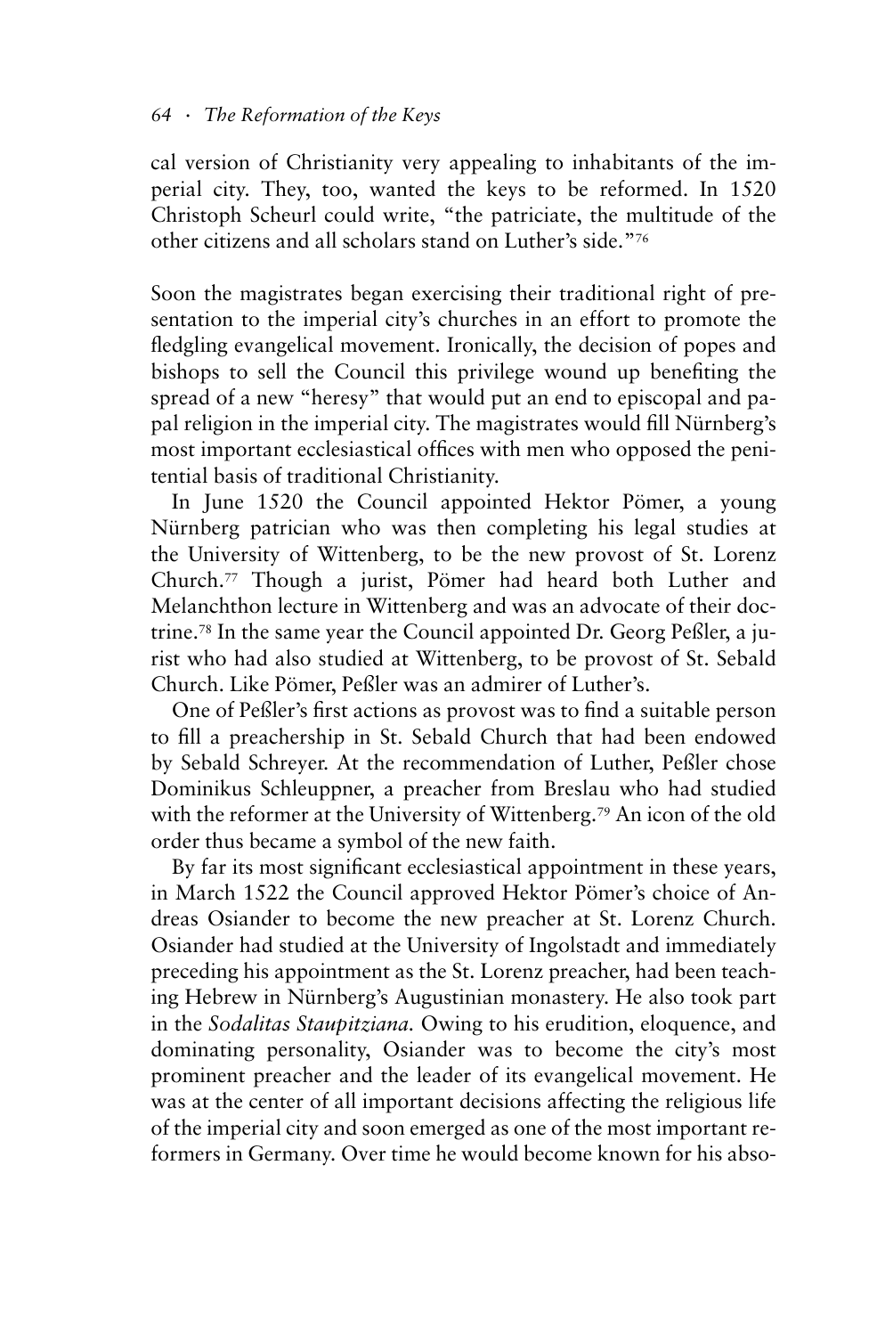cal version of Christianity very appealing to inhabitants of the imperial city. They, too, wanted the keys to be reformed. In 1520 Christoph Scheurl could write, "the patriciate, the multitude of the other citizens and all scholars stand on Luther's side."[76]

Soon the magistrates began exercising their traditional right of presentation to the imperial city's churches in an effort to promote the fledgling evangelical movement. Ironically, the decision of popes and bishops to sell the Council this privilege wound up benefiting the spread of a new "heresy" that would put an end to episcopal and papal religion in the imperial city. The magistrates would fill Nürnberg's most important ecclesiastical offices with men who opposed the penitential basis of traditional Christianity.

In June 1520 the Council appointed Hektor Pömer, a young Nürnberg patrician who was then completing his legal studies at the University of Wittenberg, to be the new provost of St. Lorenz Church.[77] Though a jurist, Pömer had heard both Luther and Melanchthon lecture in Wittenberg and was an advocate of their doctrine.[78] In the same year the Council appointed Dr. Georg Peßler, a jurist who had also studied at Wittenberg, to be provost of St. Sebald Church. Like Pömer, Peßler was an admirer of Luther's.

One of Peßler's first actions as provost was to find a suitable person to fill a preachership in St. Sebald Church that had been endowed by Sebald Schreyer. At the recommendation of Luther, Peßler chose Dominikus Schleuppner, a preacher from Breslau who had studied with the reformer at the University of Wittenberg.[79] An icon of the old order thus became a symbol of the new faith.

By far its most significant ecclesiastical appointment in these years, in March 1522 the Council approved Hektor Pömer's choice of Andreas Osiander to become the new preacher at St. Lorenz Church. Osiander had studied at the University of Ingolstadt and immediately preceding his appointment as the St. Lorenz preacher, had been teaching Hebrew in Nürnberg's Augustinian monastery. He also took part in the *Sodalitas Staupitziana.* Owing to his erudition, eloquence, and dominating personality, Osiander was to become the city's most prominent preacher and the leader of its evangelical movement. He was at the center of all important decisions affecting the religious life of the imperial city and soon emerged as one of the most important reformers in Germany. Over time he would become known for his abso-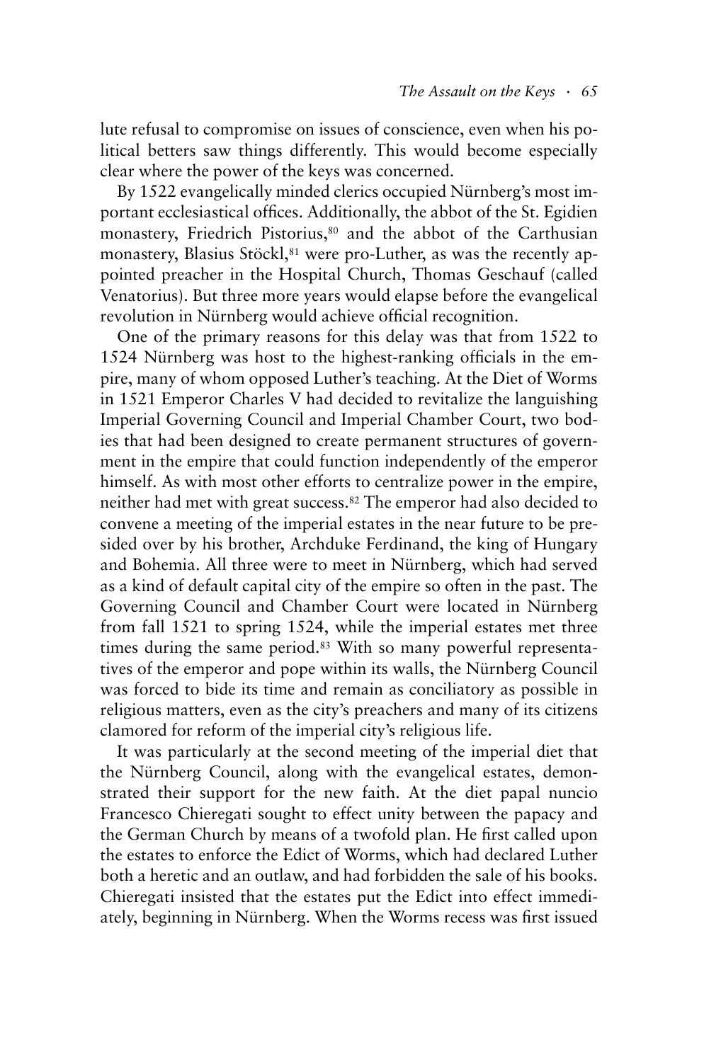lute refusal to compromise on issues of conscience, even when his political betters saw things differently. This would become especially clear where the power of the keys was concerned.

By 1522 evangelically minded clerics occupied Nürnberg's most important ecclesiastical offices. Additionally, the abbot of the St. Egidien monastery, Friedrich Pistorius,[80] and the abbot of the Carthusian monastery, Blasius Stöckl,[81] were pro-Luther, as was the recently appointed preacher in the Hospital Church, Thomas Geschauf (called Venatorius). But three more years would elapse before the evangelical revolution in Nürnberg would achieve official recognition.

One of the primary reasons for this delay was that from 1522 to 1524 Nürnberg was host to the highest-ranking officials in the empire, many of whom opposed Luther's teaching. At the Diet of Worms in 1521 Emperor Charles V had decided to revitalize the languishing Imperial Governing Council and Imperial Chamber Court, two bodies that had been designed to create permanent structures of government in the empire that could function independently of the emperor himself. As with most other efforts to centralize power in the empire, neither had met with great success.[82] The emperor had also decided to convene a meeting of the imperial estates in the near future to be presided over by his brother, Archduke Ferdinand, the king of Hungary and Bohemia. All three were to meet in Nürnberg, which had served as a kind of default capital city of the empire so often in the past. The Governing Council and Chamber Court were located in Nürnberg from fall 1521 to spring 1524, while the imperial estates met three times during the same period.[83] With so many powerful representatives of the emperor and pope within its walls, the Nürnberg Council was forced to bide its time and remain as conciliatory as possible in religious matters, even as the city's preachers and many of its citizens clamored for reform of the imperial city's religious life.

It was particularly at the second meeting of the imperial diet that the Nürnberg Council, along with the evangelical estates, demonstrated their support for the new faith. At the diet papal nuncio Francesco Chieregati sought to effect unity between the papacy and the German Church by means of a twofold plan. He first called upon the estates to enforce the Edict of Worms, which had declared Luther both a heretic and an outlaw, and had forbidden the sale of his books. Chieregati insisted that the estates put the Edict into effect immediately, beginning in Nürnberg. When the Worms recess was first issued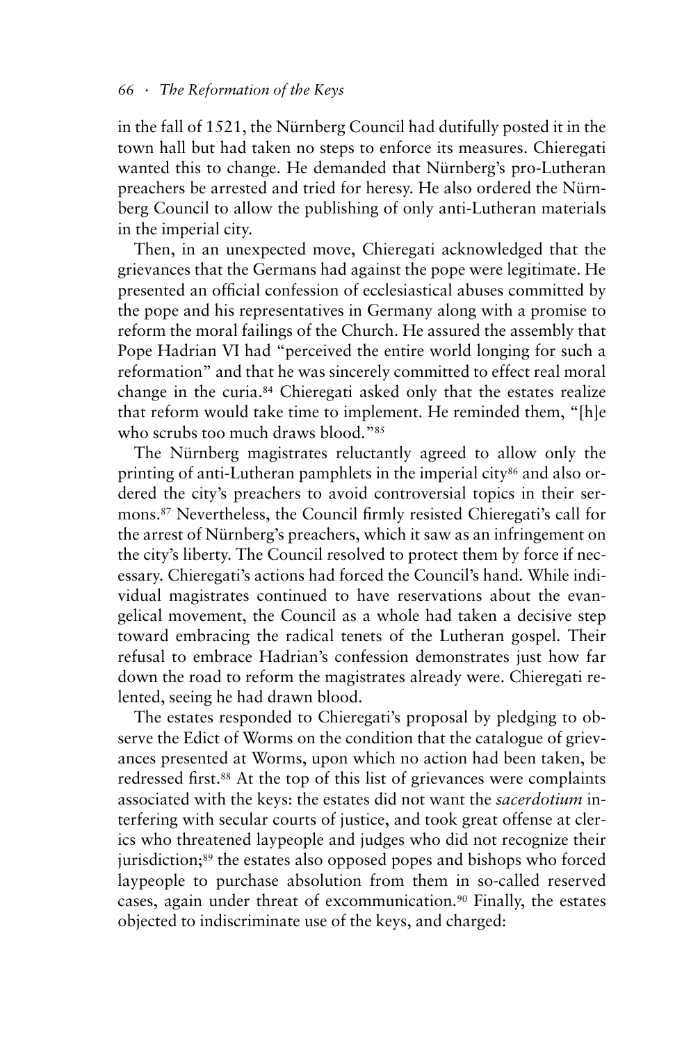in the fall of 1521, the Nürnberg Council had dutifully posted it in the town hall but had taken no steps to enforce its measures. Chieregati wanted this to change. He demanded that Nürnberg's pro-Lutheran preachers be arrested and tried for heresy. He also ordered the Nürnberg Council to allow the publishing of only anti-Lutheran materials in the imperial city.

Then, in an unexpected move, Chieregati acknowledged that the grievances that the Germans had against the pope were legitimate. He presented an official confession of ecclesiastical abuses committed by the pope and his representatives in Germany along with a promise to reform the moral failings of the Church. He assured the assembly that Pope Hadrian VI had "perceived the entire world longing for such a reformation" and that he was sincerely committed to effect real moral change in the curia.[84] Chieregati asked only that the estates realize that reform would take time to implement. He reminded them, "[h]e who scrubs too much draws blood."[85]

The Nürnberg magistrates reluctantly agreed to allow only the printing of anti-Lutheran pamphlets in the imperial city[86] and also ordered the city's preachers to avoid controversial topics in their sermons.[87] Nevertheless, the Council firmly resisted Chieregati's call for the arrest of Nürnberg's preachers, which it saw as an infringement on the city's liberty. The Council resolved to protect them by force if necessary. Chieregati's actions had forced the Council's hand. While individual magistrates continued to have reservations about the evangelical movement, the Council as a whole had taken a decisive step toward embracing the radical tenets of the Lutheran gospel. Their refusal to embrace Hadrian's confession demonstrates just how far down the road to reform the magistrates already were. Chieregati relented, seeing he had drawn blood.

The estates responded to Chieregati's proposal by pledging to observe the Edict of Worms on the condition that the catalogue of grievances presented at Worms, upon which no action had been taken, be redressed first.[88] At the top of this list of grievances were complaints associated with the keys: the estates did not want the *sacerdotium* interfering with secular courts of justice, and took great offense at clerics who threatened laypeople and judges who did not recognize their jurisdiction;[89] the estates also opposed popes and bishops who forced laypeople to purchase absolution from them in so-called reserved cases, again under threat of excommunication.[90] Finally, the estates objected to indiscriminate use of the keys, and charged: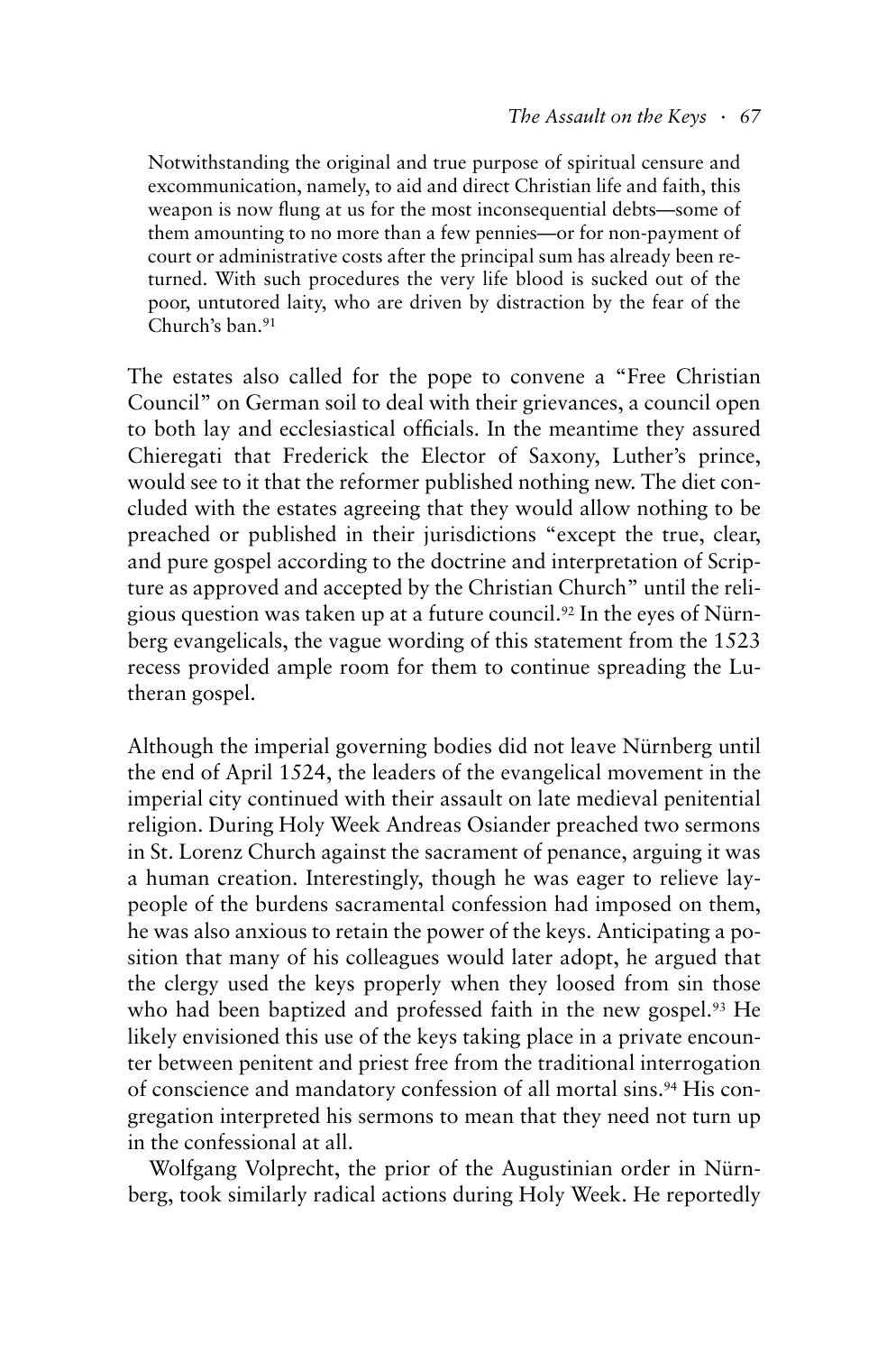> Notwithstanding the original and true purpose of spiritual censure and excommunication, namely, to aid and direct Christian life and faith, this weapon is now flung at us for the most inconsequential debts—some of them amounting to no more than a few pennies—or for non-payment of court or administrative costs after the principal sum has already been returned. With such procedures the very life blood is sucked out of the poor, untutored laity, who are driven by distraction by the fear of the Church's ban.[91]

The estates also called for the pope to convene a "Free Christian Council" on German soil to deal with their grievances, a council open to both lay and ecclesiastical officials. In the meantime they assured Chieregati that Frederick the Elector of Saxony, Luther's prince, would see to it that the reformer published nothing new. The diet concluded with the estates agreeing that they would allow nothing to be preached or published in their jurisdictions "except the true, clear, and pure gospel according to the doctrine and interpretation of Scripture as approved and accepted by the Christian Church" until the religious question was taken up at a future council.[92] In the eyes of Nürnberg evangelicals, the vague wording of this statement from the 1523 recess provided ample room for them to continue spreading the Lutheran gospel.

Although the imperial governing bodies did not leave Nürnberg until the end of April 1524, the leaders of the evangelical movement in the imperial city continued with their assault on late medieval penitential religion. During Holy Week Andreas Osiander preached two sermons in St. Lorenz Church against the sacrament of penance, arguing it was a human creation. Interestingly, though he was eager to relieve laypeople of the burdens sacramental confession had imposed on them, he was also anxious to retain the power of the keys. Anticipating a position that many of his colleagues would later adopt, he argued that the clergy used the keys properly when they loosed from sin those who had been baptized and professed faith in the new gospel.[93] He likely envisioned this use of the keys taking place in a private encounter between penitent and priest free from the traditional interrogation of conscience and mandatory confession of all mortal sins.[94] His congregation interpreted his sermons to mean that they need not turn up in the confessional at all.

Wolfgang Volprecht, the prior of the Augustinian order in Nürnberg, took similarly radical actions during Holy Week. He reportedly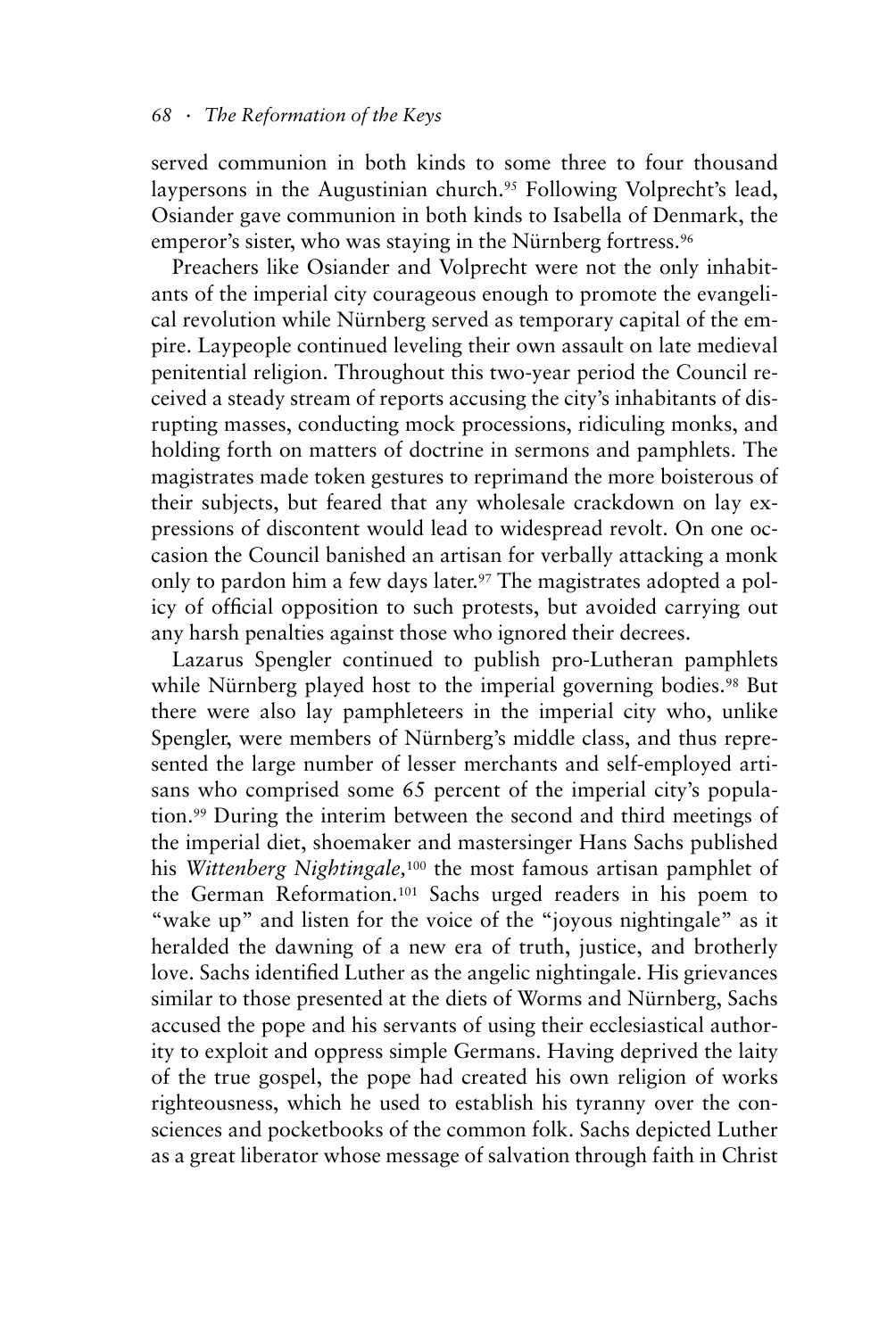served communion in both kinds to some three to four thousand laypersons in the Augustinian church.[95] Following Volprecht's lead, Osiander gave communion in both kinds to Isabella of Denmark, the emperor's sister, who was staying in the Nürnberg fortress.[96]

Preachers like Osiander and Volprecht were not the only inhabitants of the imperial city courageous enough to promote the evangelical revolution while Nürnberg served as temporary capital of the empire. Laypeople continued leveling their own assault on late medieval penitential religion. Throughout this two-year period the Council received a steady stream of reports accusing the city's inhabitants of disrupting masses, conducting mock processions, ridiculing monks, and holding forth on matters of doctrine in sermons and pamphlets. The magistrates made token gestures to reprimand the more boisterous of their subjects, but feared that any wholesale crackdown on lay expressions of discontent would lead to widespread revolt. On one occasion the Council banished an artisan for verbally attacking a monk only to pardon him a few days later.[97] The magistrates adopted a policy of official opposition to such protests, but avoided carrying out any harsh penalties against those who ignored their decrees.

Lazarus Spengler continued to publish pro-Lutheran pamphlets while Nürnberg played host to the imperial governing bodies.[98] But there were also lay pamphleteers in the imperial city who, unlike Spengler, were members of Nürnberg's middle class, and thus represented the large number of lesser merchants and self-employed artisans who comprised some 65 percent of the imperial city's population.[99] During the interim between the second and third meetings of the imperial diet, shoemaker and mastersinger Hans Sachs published his *Wittenberg Nightingale,*[100] the most famous artisan pamphlet of the German Reformation.[101] Sachs urged readers in his poem to "wake up" and listen for the voice of the "joyous nightingale" as it heralded the dawning of a new era of truth, justice, and brotherly love. Sachs identified Luther as the angelic nightingale. His grievances similar to those presented at the diets of Worms and Nürnberg, Sachs accused the pope and his servants of using their ecclesiastical authority to exploit and oppress simple Germans. Having deprived the laity of the true gospel, the pope had created his own religion of works righteousness, which he used to establish his tyranny over the consciences and pocketbooks of the common folk. Sachs depicted Luther as a great liberator whose message of salvation through faith in Christ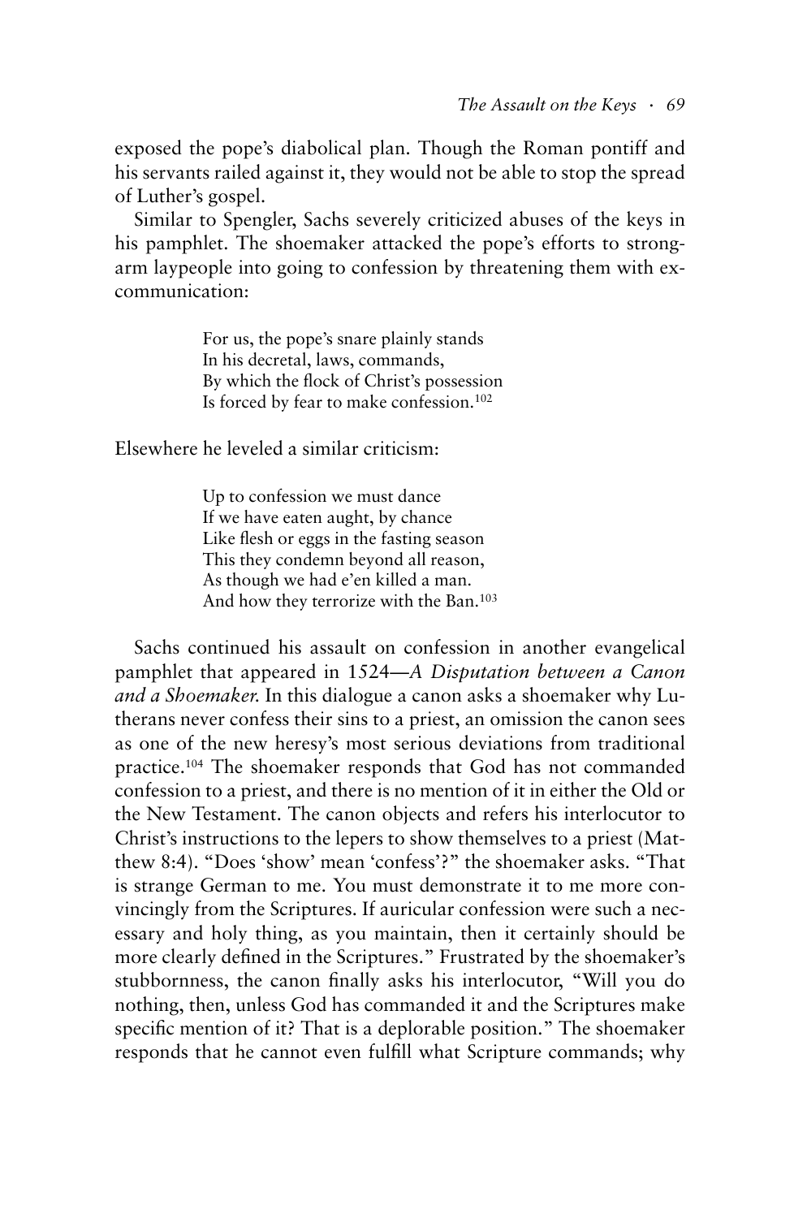exposed the pope's diabolical plan. Though the Roman pontiff and his servants railed against it, they would not be able to stop the spread of Luther's gospel.

Similar to Spengler, Sachs severely criticized abuses of the keys in his pamphlet. The shoemaker attacked the pope's efforts to strong-arm laypeople into going to confession by threatening them with excommunication:

> For us, the pope's snare plainly stands
> In his decretal, laws, commands,
> By which the flock of Christ's possession
> Is forced by fear to make confession.[102]

Elsewhere he leveled a similar criticism:

> Up to confession we must dance
> If we have eaten aught, by chance
> Like flesh or eggs in the fasting season
> This they condemn beyond all reason,
> As though we had e'en killed a man.
> And how they terrorize with the Ban.[103]

Sachs continued his assault on confession in another evangelical pamphlet that appeared in 1524—*A Disputation between a Canon and a Shoemaker*. In this dialogue a canon asks a shoemaker why Lutherans never confess their sins to a priest, an omission the canon sees as one of the new heresy's most serious deviations from traditional practice.[104] The shoemaker responds that God has not commanded confession to a priest, and there is no mention of it in either the Old or the New Testament. The canon objects and refers his interlocutor to Christ's instructions to the lepers to show themselves to a priest (Matthew 8:4). "Does 'show' mean 'confess'?" the shoemaker asks. "That is strange German to me. You must demonstrate it to me more convincingly from the Scriptures. If auricular confession were such a necessary and holy thing, as you maintain, then it certainly should be more clearly defined in the Scriptures." Frustrated by the shoemaker's stubbornness, the canon finally asks his interlocutor, "Will you do nothing, then, unless God has commanded it and the Scriptures make specific mention of it? That is a deplorable position." The shoemaker responds that he cannot even fulfill what Scripture commands; why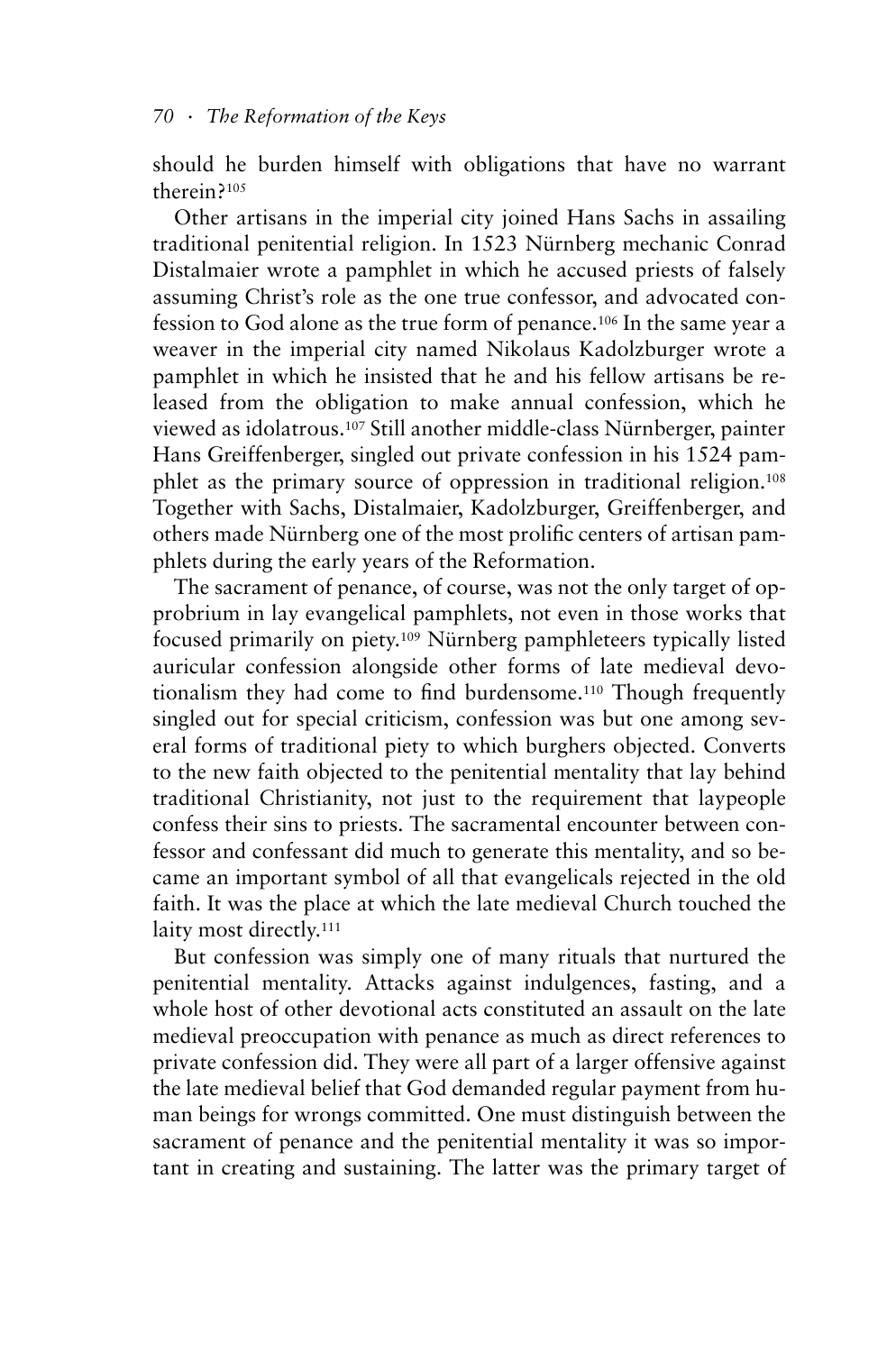should he burden himself with obligations that have no warrant therein?[105]

Other artisans in the imperial city joined Hans Sachs in assailing traditional penitential religion. In 1523 Nürnberg mechanic Conrad Distalmaier wrote a pamphlet in which he accused priests of falsely assuming Christ's role as the one true confessor, and advocated confession to God alone as the true form of penance.[106] In the same year a weaver in the imperial city named Nikolaus Kadolzburger wrote a pamphlet in which he insisted that he and his fellow artisans be released from the obligation to make annual confession, which he viewed as idolatrous.[107] Still another middle-class Nürnberger, painter Hans Greiffenberger, singled out private confession in his 1524 pamphlet as the primary source of oppression in traditional religion.[108] Together with Sachs, Distalmaier, Kadolzburger, Greiffenberger, and others made Nürnberg one of the most prolific centers of artisan pamphlets during the early years of the Reformation.

The sacrament of penance, of course, was not the only target of opprobrium in lay evangelical pamphlets, not even in those works that focused primarily on piety.[109] Nürnberg pamphleteers typically listed auricular confession alongside other forms of late medieval devotionalism they had come to find burdensome.[110] Though frequently singled out for special criticism, confession was but one among several forms of traditional piety to which burghers objected. Converts to the new faith objected to the penitential mentality that lay behind traditional Christianity, not just to the requirement that laypeople confess their sins to priests. The sacramental encounter between confessor and confessant did much to generate this mentality, and so became an important symbol of all that evangelicals rejected in the old faith. It was the place at which the late medieval Church touched the laity most directly.[111]

But confession was simply one of many rituals that nurtured the penitential mentality. Attacks against indulgences, fasting, and a whole host of other devotional acts constituted an assault on the late medieval preoccupation with penance as much as direct references to private confession did. They were all part of a larger offensive against the late medieval belief that God demanded regular payment from human beings for wrongs committed. One must distinguish between the sacrament of penance and the penitential mentality it was so important in creating and sustaining. The latter was the primary target of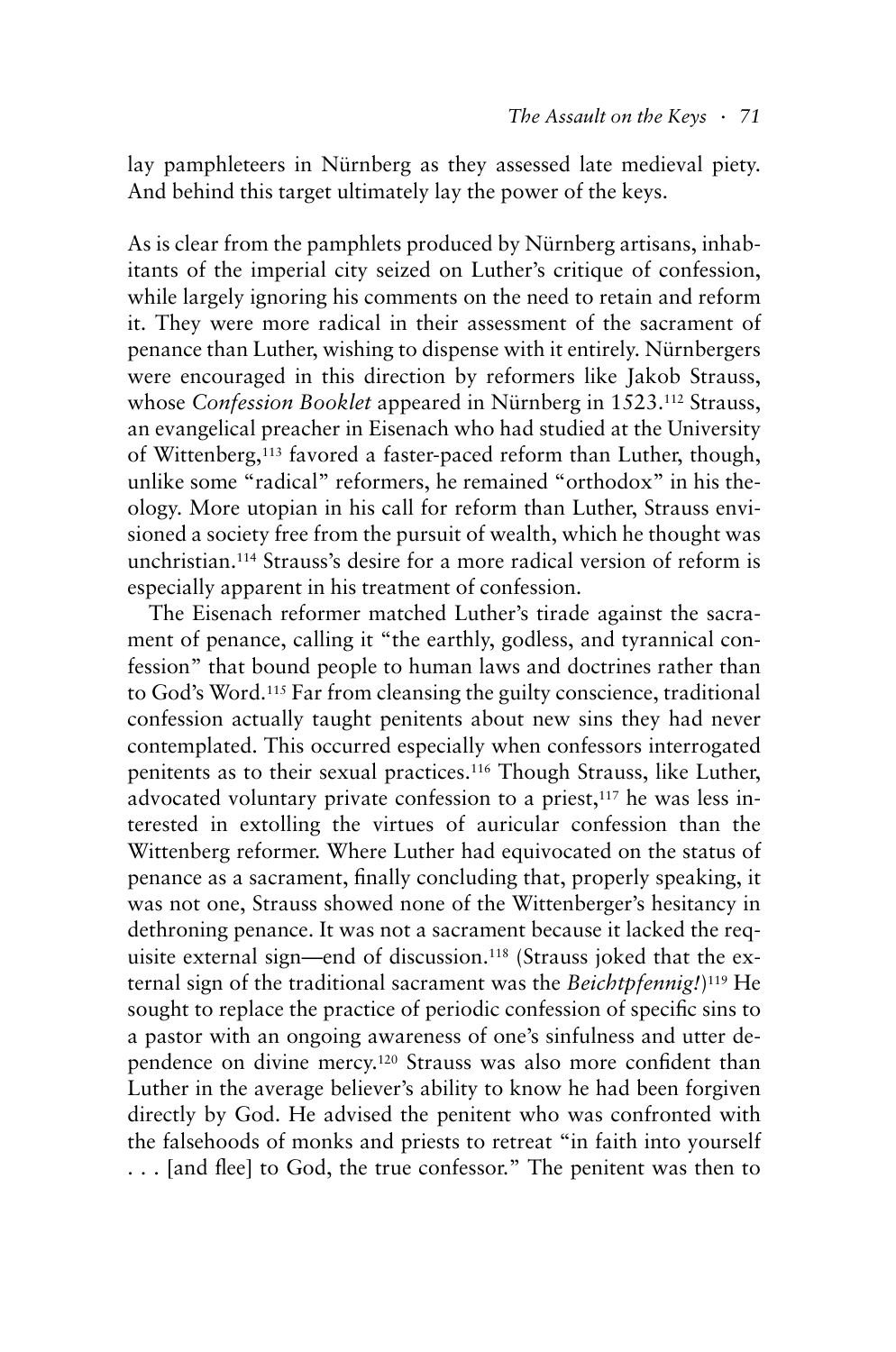lay pamphleteers in Nürnberg as they assessed late medieval piety. And behind this target ultimately lay the power of the keys.

As is clear from the pamphlets produced by Nürnberg artisans, inhabitants of the imperial city seized on Luther's critique of confession, while largely ignoring his comments on the need to retain and reform it. They were more radical in their assessment of the sacrament of penance than Luther, wishing to dispense with it entirely. Nürnbergers were encouraged in this direction by reformers like Jakob Strauss, whose *Confession Booklet* appeared in Nürnberg in 1523.[112] Strauss, an evangelical preacher in Eisenach who had studied at the University of Wittenberg,[113] favored a faster-paced reform than Luther, though, unlike some "radical" reformers, he remained "orthodox" in his theology. More utopian in his call for reform than Luther, Strauss envisioned a society free from the pursuit of wealth, which he thought was unchristian.[114] Strauss's desire for a more radical version of reform is especially apparent in his treatment of confession.

The Eisenach reformer matched Luther's tirade against the sacrament of penance, calling it "the earthly, godless, and tyrannical confession" that bound people to human laws and doctrines rather than to God's Word.[115] Far from cleansing the guilty conscience, traditional confession actually taught penitents about new sins they had never contemplated. This occurred especially when confessors interrogated penitents as to their sexual practices.[116] Though Strauss, like Luther, advocated voluntary private confession to a priest,[117] he was less interested in extolling the virtues of auricular confession than the Wittenberg reformer. Where Luther had equivocated on the status of penance as a sacrament, finally concluding that, properly speaking, it was not one, Strauss showed none of the Wittenberger's hesitancy in dethroning penance. It was not a sacrament because it lacked the requisite external sign—end of discussion.[118] (Strauss joked that the external sign of the traditional sacrament was the *Beichtpfennig!*)[119] He sought to replace the practice of periodic confession of specific sins to a pastor with an ongoing awareness of one's sinfulness and utter dependence on divine mercy.[120] Strauss was also more confident than Luther in the average believer's ability to know he had been forgiven directly by God. He advised the penitent who was confronted with the falsehoods of monks and priests to retreat "in faith into yourself . . . [and flee] to God, the true confessor." The penitent was then to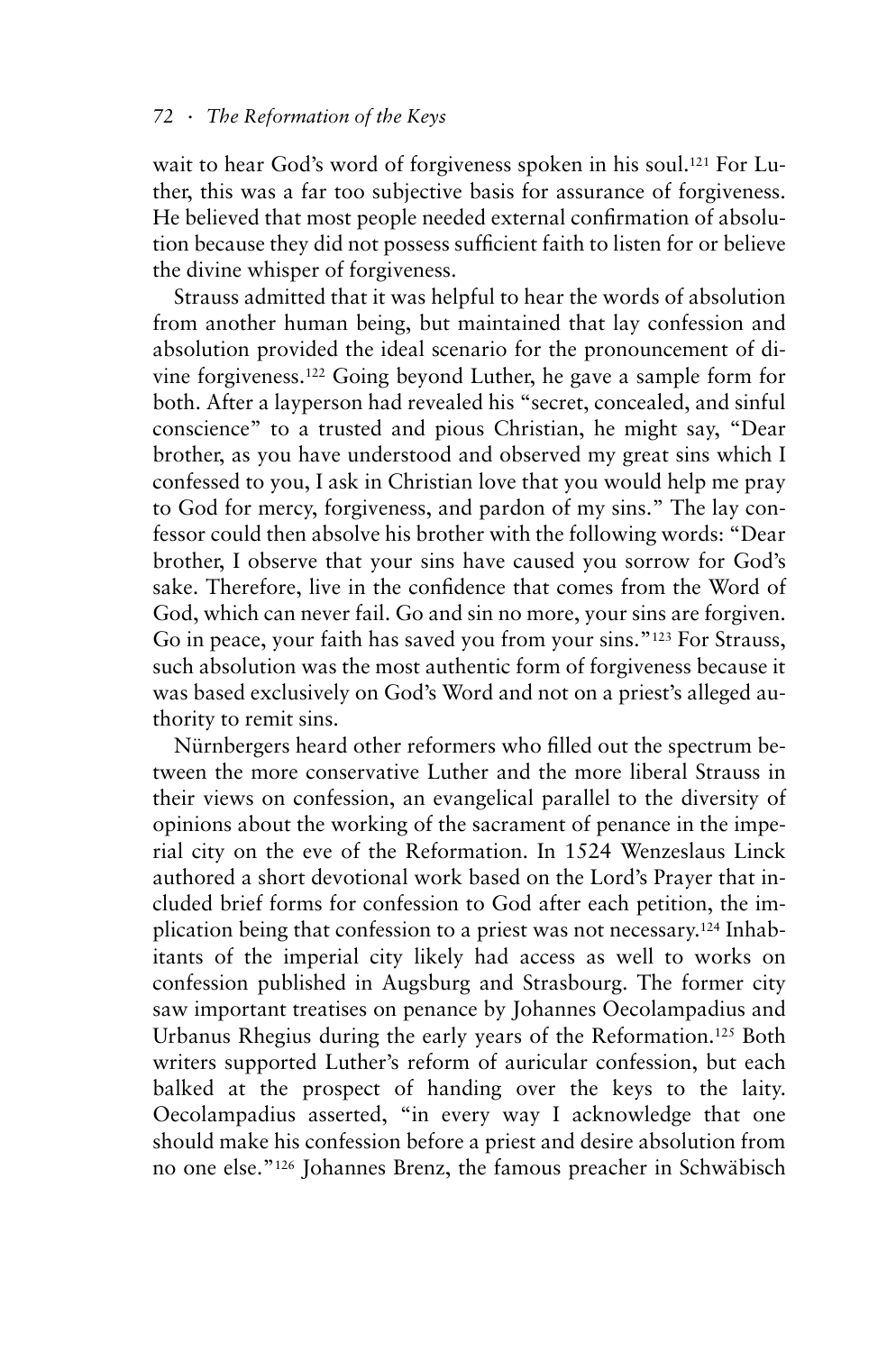wait to hear God's word of forgiveness spoken in his soul.[121] For Luther, this was a far too subjective basis for assurance of forgiveness. He believed that most people needed external confirmation of absolution because they did not possess sufficient faith to listen for or believe the divine whisper of forgiveness.

Strauss admitted that it was helpful to hear the words of absolution from another human being, but maintained that lay confession and absolution provided the ideal scenario for the pronouncement of divine forgiveness.[122] Going beyond Luther, he gave a sample form for both. After a layperson had revealed his "secret, concealed, and sinful conscience" to a trusted and pious Christian, he might say, "Dear brother, as you have understood and observed my great sins which I confessed to you, I ask in Christian love that you would help me pray to God for mercy, forgiveness, and pardon of my sins." The lay confessor could then absolve his brother with the following words: "Dear brother, I observe that your sins have caused you sorrow for God's sake. Therefore, live in the confidence that comes from the Word of God, which can never fail. Go and sin no more, your sins are forgiven. Go in peace, your faith has saved you from your sins."[123] For Strauss, such absolution was the most authentic form of forgiveness because it was based exclusively on God's Word and not on a priest's alleged authority to remit sins.

Nürnbergers heard other reformers who filled out the spectrum between the more conservative Luther and the more liberal Strauss in their views on confession, an evangelical parallel to the diversity of opinions about the working of the sacrament of penance in the imperial city on the eve of the Reformation. In 1524 Wenzeslaus Linck authored a short devotional work based on the Lord's Prayer that included brief forms for confession to God after each petition, the implication being that confession to a priest was not necessary.[124] Inhabitants of the imperial city likely had access as well to works on confession published in Augsburg and Strasbourg. The former city saw important treatises on penance by Johannes Oecolampadius and Urbanus Rhegius during the early years of the Reformation.[125] Both writers supported Luther's reform of auricular confession, but each balked at the prospect of handing over the keys to the laity. Oecolampadius asserted, "in every way I acknowledge that one should make his confession before a priest and desire absolution from no one else."[126] Johannes Brenz, the famous preacher in Schwäbisch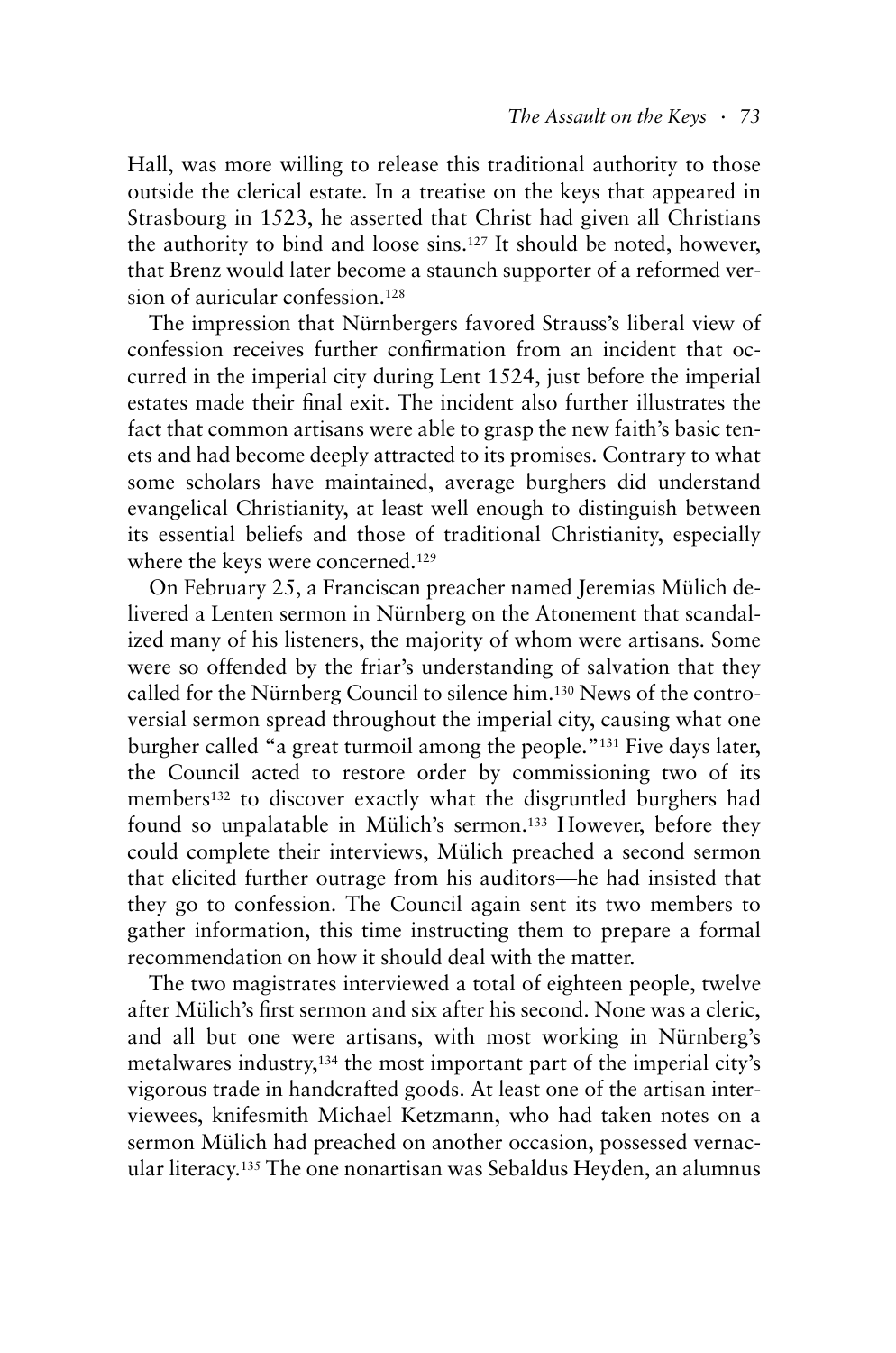Hall, was more willing to release this traditional authority to those outside the clerical estate. In a treatise on the keys that appeared in Strasbourg in 1523, he asserted that Christ had given all Christians the authority to bind and loose sins.[127] It should be noted, however, that Brenz would later become a staunch supporter of a reformed version of auricular confession.[128]

The impression that Nürnbergers favored Strauss's liberal view of confession receives further confirmation from an incident that occurred in the imperial city during Lent 1524, just before the imperial estates made their final exit. The incident also further illustrates the fact that common artisans were able to grasp the new faith's basic tenets and had become deeply attracted to its promises. Contrary to what some scholars have maintained, average burghers did understand evangelical Christianity, at least well enough to distinguish between its essential beliefs and those of traditional Christianity, especially where the keys were concerned.[129]

On February 25, a Franciscan preacher named Jeremias Mülich delivered a Lenten sermon in Nürnberg on the Atonement that scandalized many of his listeners, the majority of whom were artisans. Some were so offended by the friar's understanding of salvation that they called for the Nürnberg Council to silence him.[130] News of the controversial sermon spread throughout the imperial city, causing what one burgher called "a great turmoil among the people."[131] Five days later, the Council acted to restore order by commissioning two of its members[132] to discover exactly what the disgruntled burghers had found so unpalatable in Mülich's sermon.[133] However, before they could complete their interviews, Mülich preached a second sermon that elicited further outrage from his auditors—he had insisted that they go to confession. The Council again sent its two members to gather information, this time instructing them to prepare a formal recommendation on how it should deal with the matter.

The two magistrates interviewed a total of eighteen people, twelve after Mülich's first sermon and six after his second. None was a cleric, and all but one were artisans, with most working in Nürnberg's metalwares industry,[134] the most important part of the imperial city's vigorous trade in handcrafted goods. At least one of the artisan interviewees, knifesmith Michael Ketzmann, who had taken notes on a sermon Mülich had preached on another occasion, possessed vernacular literacy.[135] The one nonartisan was Sebaldus Heyden, an alumnus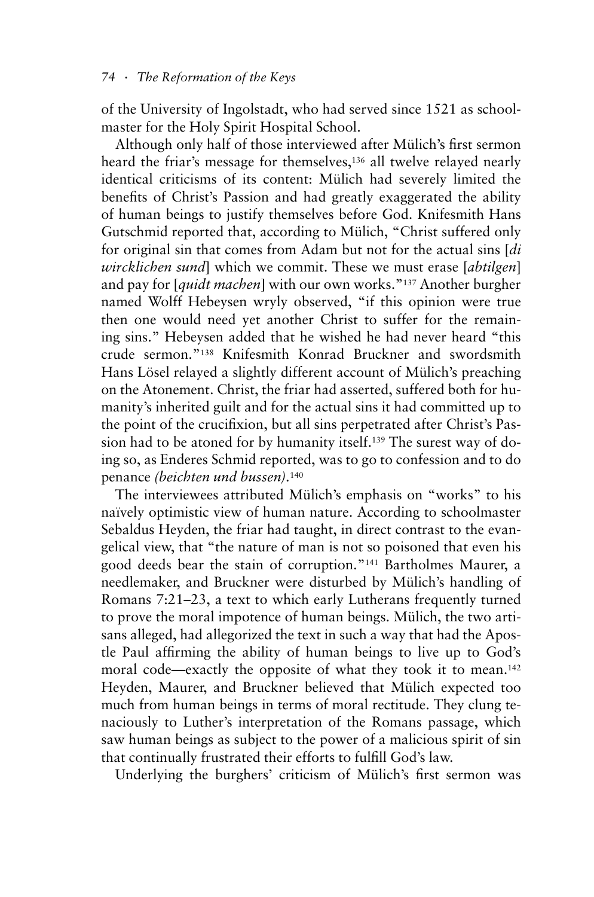of the University of Ingolstadt, who had served since 1521 as schoolmaster for the Holy Spirit Hospital School.

Although only half of those interviewed after Mülich's first sermon heard the friar's message for themselves,[136] all twelve relayed nearly identical criticisms of its content: Mülich had severely limited the benefits of Christ's Passion and had greatly exaggerated the ability of human beings to justify themselves before God. Knifesmith Hans Gutschmid reported that, according to Mülich, "Christ suffered only for original sin that comes from Adam but not for the actual sins [*di wircklichen sund*] which we commit. These we must erase [*abtilgen*] and pay for [*quidt machen*] with our own works."[137] Another burgher named Wolff Hebeysen wryly observed, "if this opinion were true then one would need yet another Christ to suffer for the remaining sins." Hebeysen added that he wished he had never heard "this crude sermon."[138] Knifesmith Konrad Bruckner and swordsmith Hans Lösel relayed a slightly different account of Mülich's preaching on the Atonement. Christ, the friar had asserted, suffered both for humanity's inherited guilt and for the actual sins it had committed up to the point of the crucifixion, but all sins perpetrated after Christ's Passion had to be atoned for by humanity itself.[139] The surest way of doing so, as Enderes Schmid reported, was to go to confession and to do penance *(beichten und bussen)*.[140]

The interviewees attributed Mülich's emphasis on "works" to his naïvely optimistic view of human nature. According to schoolmaster Sebaldus Heyden, the friar had taught, in direct contrast to the evangelical view, that "the nature of man is not so poisoned that even his good deeds bear the stain of corruption."[141] Bartholmes Maurer, a needlemaker, and Bruckner were disturbed by Mülich's handling of Romans 7:21–23, a text to which early Lutherans frequently turned to prove the moral impotence of human beings. Mülich, the two artisans alleged, had allegorized the text in such a way that had the Apostle Paul affirming the ability of human beings to live up to God's moral code—exactly the opposite of what they took it to mean.[142] Heyden, Maurer, and Bruckner believed that Mülich expected too much from human beings in terms of moral rectitude. They clung tenaciously to Luther's interpretation of the Romans passage, which saw human beings as subject to the power of a malicious spirit of sin that continually frustrated their efforts to fulfill God's law.

Underlying the burghers' criticism of Mülich's first sermon was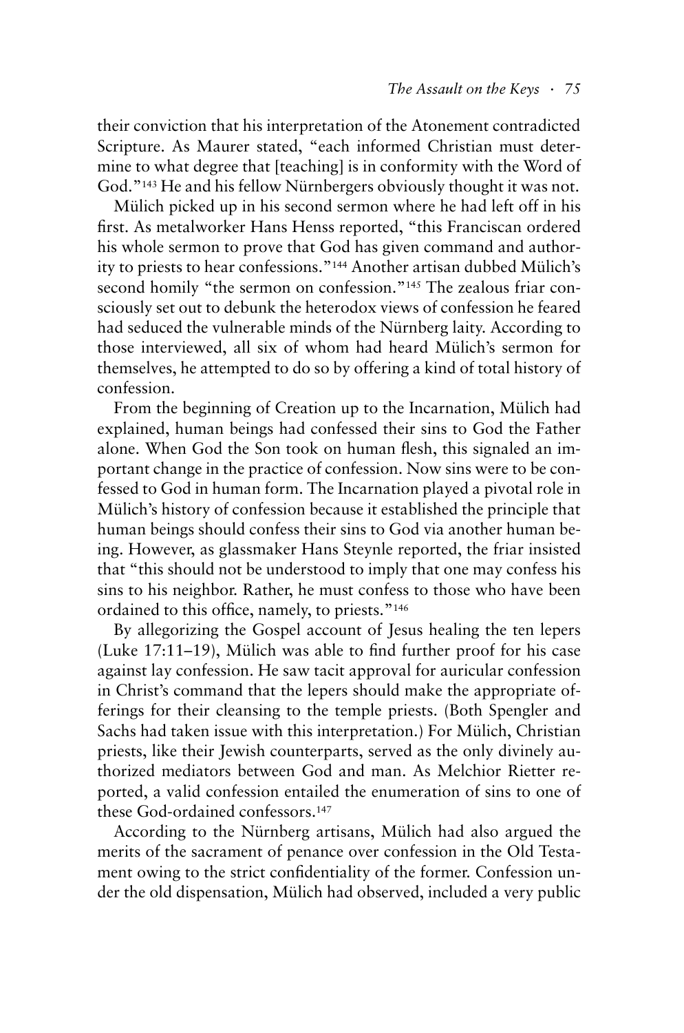their conviction that his interpretation of the Atonement contradicted Scripture. As Maurer stated, "each informed Christian must determine to what degree that [teaching] is in conformity with the Word of God."[143] He and his fellow Nürnbergers obviously thought it was not.

Mülich picked up in his second sermon where he had left off in his first. As metalworker Hans Henss reported, "this Franciscan ordered his whole sermon to prove that God has given command and authority to priests to hear confessions."[144] Another artisan dubbed Mülich's second homily "the sermon on confession."[145] The zealous friar consciously set out to debunk the heterodox views of confession he feared had seduced the vulnerable minds of the Nürnberg laity. According to those interviewed, all six of whom had heard Mülich's sermon for themselves, he attempted to do so by offering a kind of total history of confession.

From the beginning of Creation up to the Incarnation, Mülich had explained, human beings had confessed their sins to God the Father alone. When God the Son took on human flesh, this signaled an important change in the practice of confession. Now sins were to be confessed to God in human form. The Incarnation played a pivotal role in Mülich's history of confession because it established the principle that human beings should confess their sins to God via another human being. However, as glassmaker Hans Steynle reported, the friar insisted that "this should not be understood to imply that one may confess his sins to his neighbor. Rather, he must confess to those who have been ordained to this office, namely, to priests."[146]

By allegorizing the Gospel account of Jesus healing the ten lepers (Luke 17:11–19), Mülich was able to find further proof for his case against lay confession. He saw tacit approval for auricular confession in Christ's command that the lepers should make the appropriate offerings for their cleansing to the temple priests. (Both Spengler and Sachs had taken issue with this interpretation.) For Mülich, Christian priests, like their Jewish counterparts, served as the only divinely authorized mediators between God and man. As Melchior Rietter reported, a valid confession entailed the enumeration of sins to one of these God-ordained confessors.[147]

According to the Nürnberg artisans, Mülich had also argued the merits of the sacrament of penance over confession in the Old Testament owing to the strict confidentiality of the former. Confession under the old dispensation, Mülich had observed, included a very public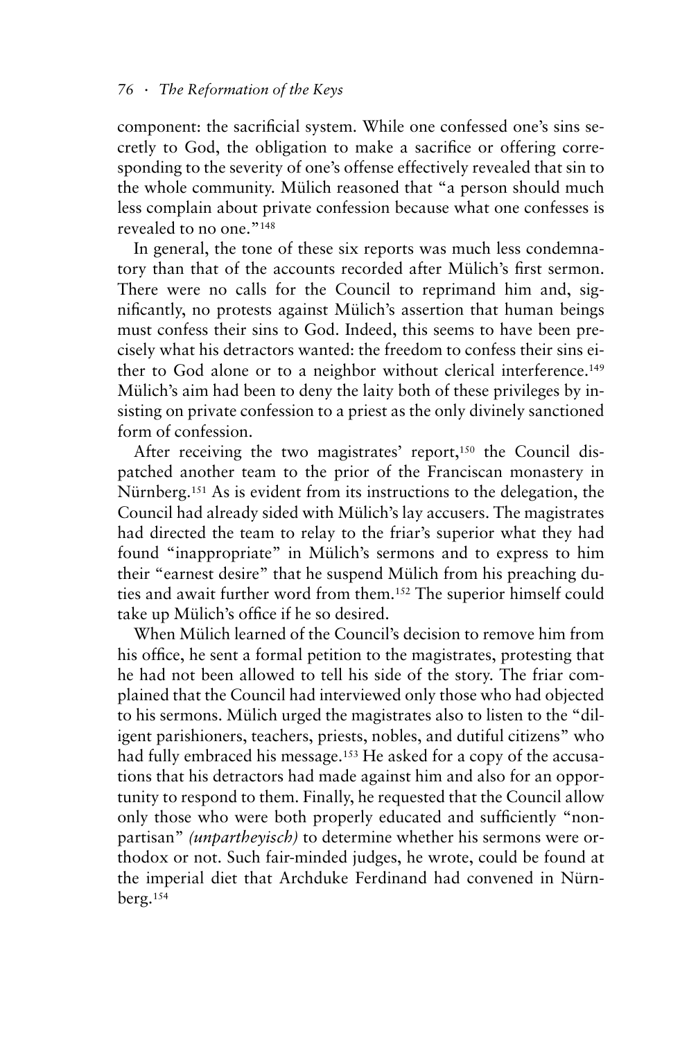component: the sacrificial system. While one confessed one's sins secretly to God, the obligation to make a sacrifice or offering corresponding to the severity of one's offense effectively revealed that sin to the whole community. Mülich reasoned that "a person should much less complain about private confession because what one confesses is revealed to no one."[148]

In general, the tone of these six reports was much less condemnatory than that of the accounts recorded after Mülich's first sermon. There were no calls for the Council to reprimand him and, significantly, no protests against Mülich's assertion that human beings must confess their sins to God. Indeed, this seems to have been precisely what his detractors wanted: the freedom to confess their sins either to God alone or to a neighbor without clerical interference.[149] Mülich's aim had been to deny the laity both of these privileges by insisting on private confession to a priest as the only divinely sanctioned form of confession.

After receiving the two magistrates' report,[150] the Council dispatched another team to the prior of the Franciscan monastery in Nürnberg.[151] As is evident from its instructions to the delegation, the Council had already sided with Mülich's lay accusers. The magistrates had directed the team to relay to the friar's superior what they had found "inappropriate" in Mülich's sermons and to express to him their "earnest desire" that he suspend Mülich from his preaching duties and await further word from them.[152] The superior himself could take up Mülich's office if he so desired.

When Mülich learned of the Council's decision to remove him from his office, he sent a formal petition to the magistrates, protesting that he had not been allowed to tell his side of the story. The friar complained that the Council had interviewed only those who had objected to his sermons. Mülich urged the magistrates also to listen to the "diligent parishioners, teachers, priests, nobles, and dutiful citizens" who had fully embraced his message.[153] He asked for a copy of the accusations that his detractors had made against him and also for an opportunity to respond to them. Finally, he requested that the Council allow only those who were both properly educated and sufficiently "nonpartisan" *(unpartheyisch)* to determine whether his sermons were orthodox or not. Such fair-minded judges, he wrote, could be found at the imperial diet that Archduke Ferdinand had convened in Nürnberg.[154]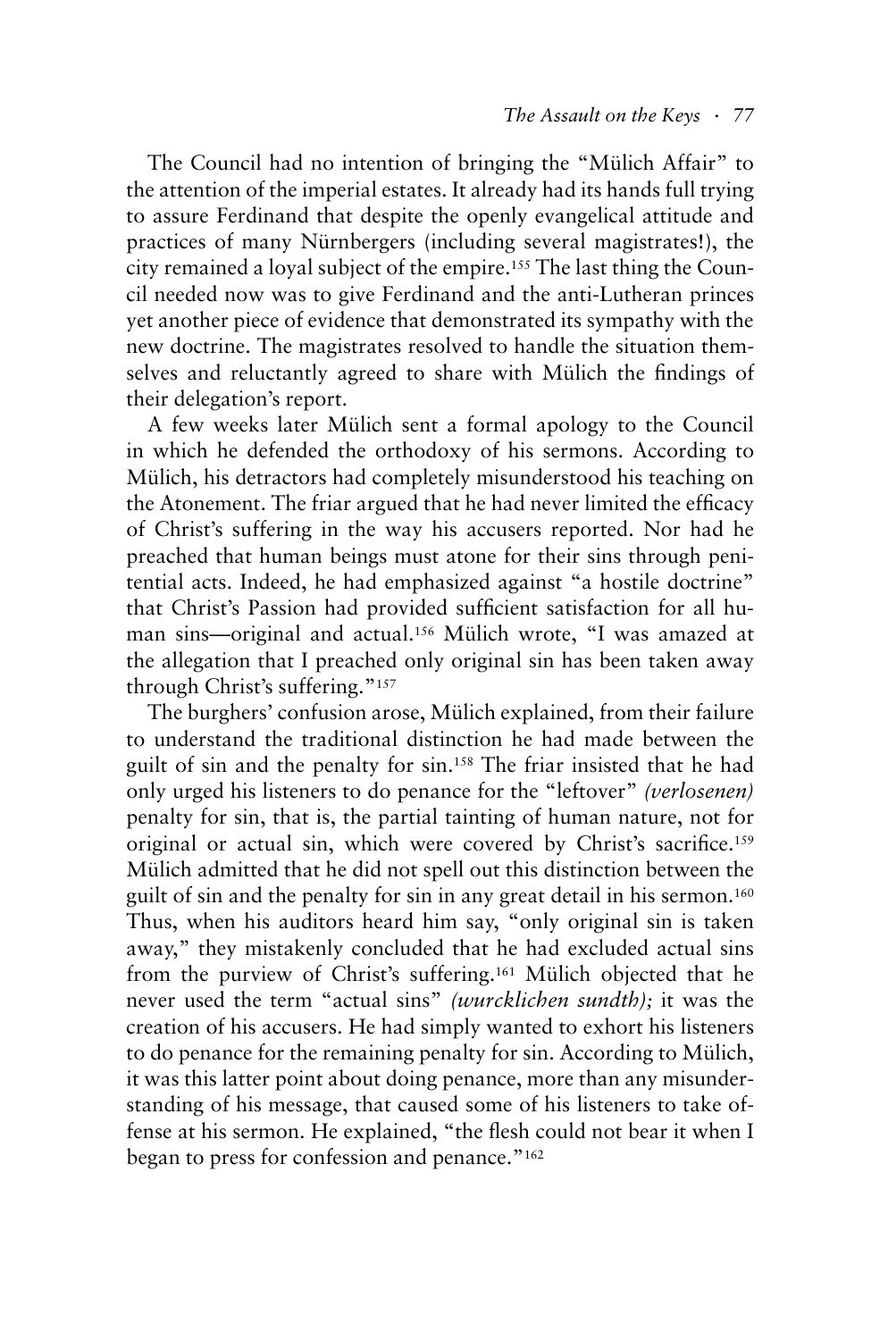The Council had no intention of bringing the "Mülich Affair" to the attention of the imperial estates. It already had its hands full trying to assure Ferdinand that despite the openly evangelical attitude and practices of many Nürnbergers (including several magistrates!), the city remained a loyal subject of the empire.[155] The last thing the Council needed now was to give Ferdinand and the anti-Lutheran princes yet another piece of evidence that demonstrated its sympathy with the new doctrine. The magistrates resolved to handle the situation themselves and reluctantly agreed to share with Mülich the findings of their delegation's report.

A few weeks later Mülich sent a formal apology to the Council in which he defended the orthodoxy of his sermons. According to Mülich, his detractors had completely misunderstood his teaching on the Atonement. The friar argued that he had never limited the efficacy of Christ's suffering in the way his accusers reported. Nor had he preached that human beings must atone for their sins through penitential acts. Indeed, he had emphasized against "a hostile doctrine" that Christ's Passion had provided sufficient satisfaction for all human sins—original and actual.[156] Mülich wrote, "I was amazed at the allegation that I preached only original sin has been taken away through Christ's suffering."[157]

The burghers' confusion arose, Mülich explained, from their failure to understand the traditional distinction he had made between the guilt of sin and the penalty for sin.[158] The friar insisted that he had only urged his listeners to do penance for the "leftover" *(verlosenen)* penalty for sin, that is, the partial tainting of human nature, not for original or actual sin, which were covered by Christ's sacrifice.[159] Mülich admitted that he did not spell out this distinction between the guilt of sin and the penalty for sin in any great detail in his sermon.[160] Thus, when his auditors heard him say, "only original sin is taken away," they mistakenly concluded that he had excluded actual sins from the purview of Christ's suffering.[161] Mülich objected that he never used the term "actual sins" *(wurcklichen sundth);* it was the creation of his accusers. He had simply wanted to exhort his listeners to do penance for the remaining penalty for sin. According to Mülich, it was this latter point about doing penance, more than any misunderstanding of his message, that caused some of his listeners to take offense at his sermon. He explained, "the flesh could not bear it when I began to press for confession and penance."[162]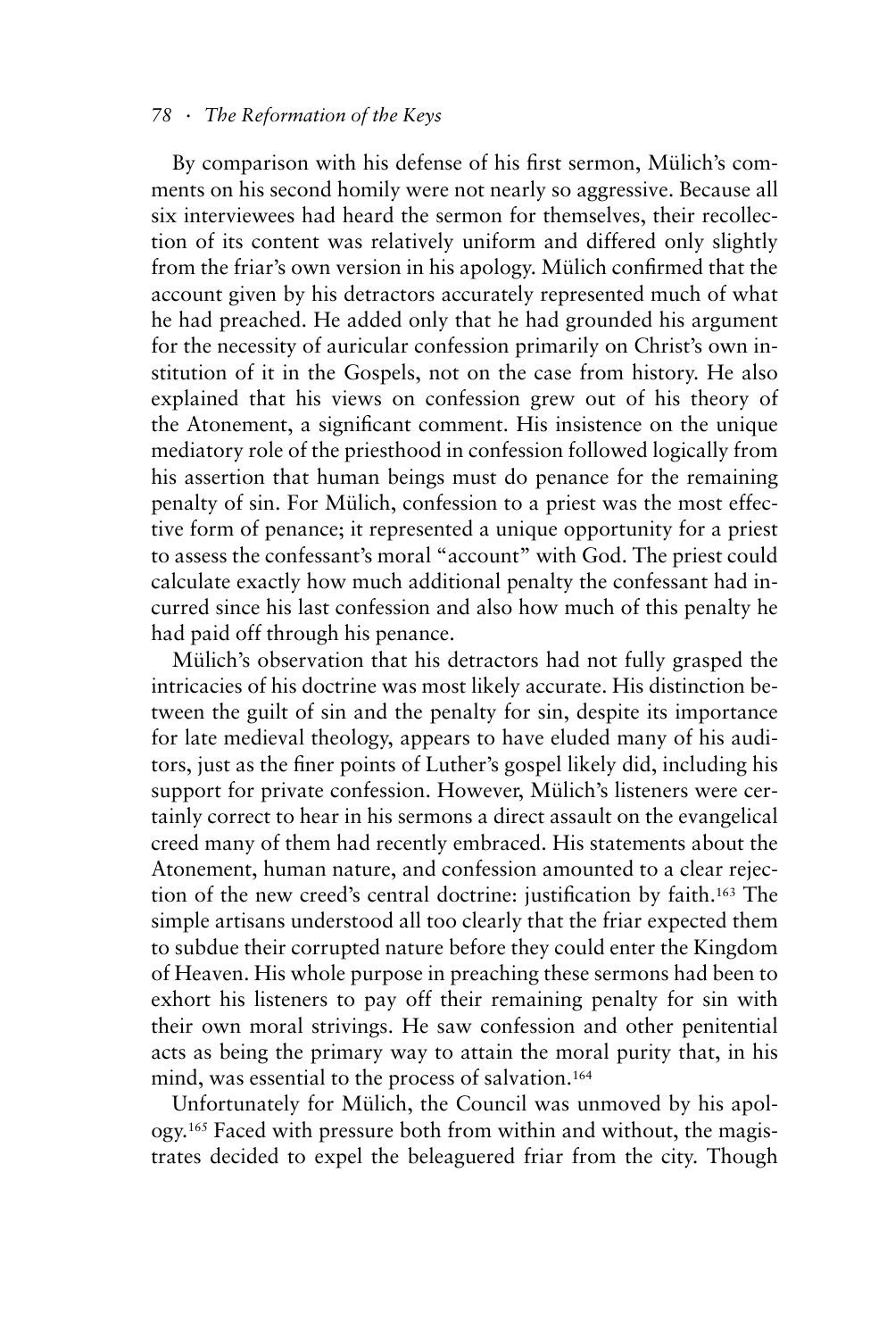By comparison with his defense of his first sermon, Mülich's comments on his second homily were not nearly so aggressive. Because all six interviewees had heard the sermon for themselves, their recollection of its content was relatively uniform and differed only slightly from the friar's own version in his apology. Mülich confirmed that the account given by his detractors accurately represented much of what he had preached. He added only that he had grounded his argument for the necessity of auricular confession primarily on Christ's own institution of it in the Gospels, not on the case from history. He also explained that his views on confession grew out of his theory of the Atonement, a significant comment. His insistence on the unique mediatory role of the priesthood in confession followed logically from his assertion that human beings must do penance for the remaining penalty of sin. For Mülich, confession to a priest was the most effective form of penance; it represented a unique opportunity for a priest to assess the confessant's moral "account" with God. The priest could calculate exactly how much additional penalty the confessant had incurred since his last confession and also how much of this penalty he had paid off through his penance.

Mülich's observation that his detractors had not fully grasped the intricacies of his doctrine was most likely accurate. His distinction between the guilt of sin and the penalty for sin, despite its importance for late medieval theology, appears to have eluded many of his auditors, just as the finer points of Luther's gospel likely did, including his support for private confession. However, Mülich's listeners were certainly correct to hear in his sermons a direct assault on the evangelical creed many of them had recently embraced. His statements about the Atonement, human nature, and confession amounted to a clear rejection of the new creed's central doctrine: justification by faith.[163] The simple artisans understood all too clearly that the friar expected them to subdue their corrupted nature before they could enter the Kingdom of Heaven. His whole purpose in preaching these sermons had been to exhort his listeners to pay off their remaining penalty for sin with their own moral strivings. He saw confession and other penitential acts as being the primary way to attain the moral purity that, in his mind, was essential to the process of salvation.[164]

Unfortunately for Mülich, the Council was unmoved by his apology.[165] Faced with pressure both from within and without, the magistrates decided to expel the beleaguered friar from the city. Though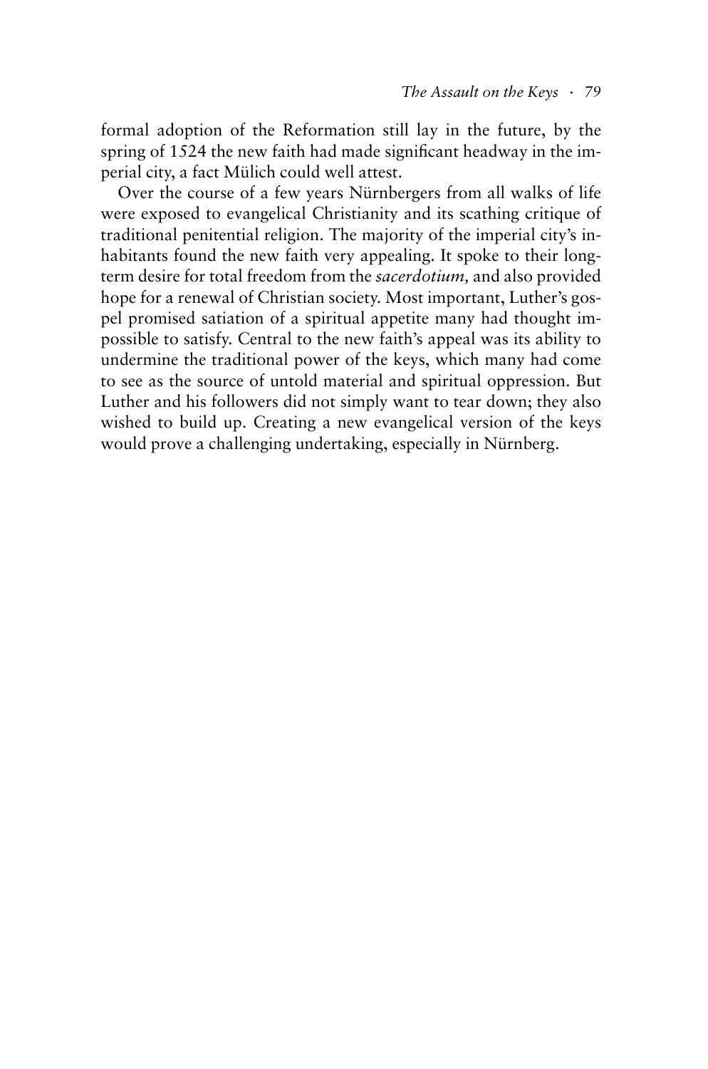formal adoption of the Reformation still lay in the future, by the spring of 1524 the new faith had made significant headway in the imperial city, a fact Mülich could well attest.

Over the course of a few years Nürnbergers from all walks of life were exposed to evangelical Christianity and its scathing critique of traditional penitential religion. The majority of the imperial city's inhabitants found the new faith very appealing. It spoke to their long-term desire for total freedom from the *sacerdotium,* and also provided hope for a renewal of Christian society. Most important, Luther's gospel promised satiation of a spiritual appetite many had thought impossible to satisfy. Central to the new faith's appeal was its ability to undermine the traditional power of the keys, which many had come to see as the source of untold material and spiritual oppression. But Luther and his followers did not simply want to tear down; they also wished to build up. Creating a new evangelical version of the keys would prove a challenging undertaking, especially in Nürnberg.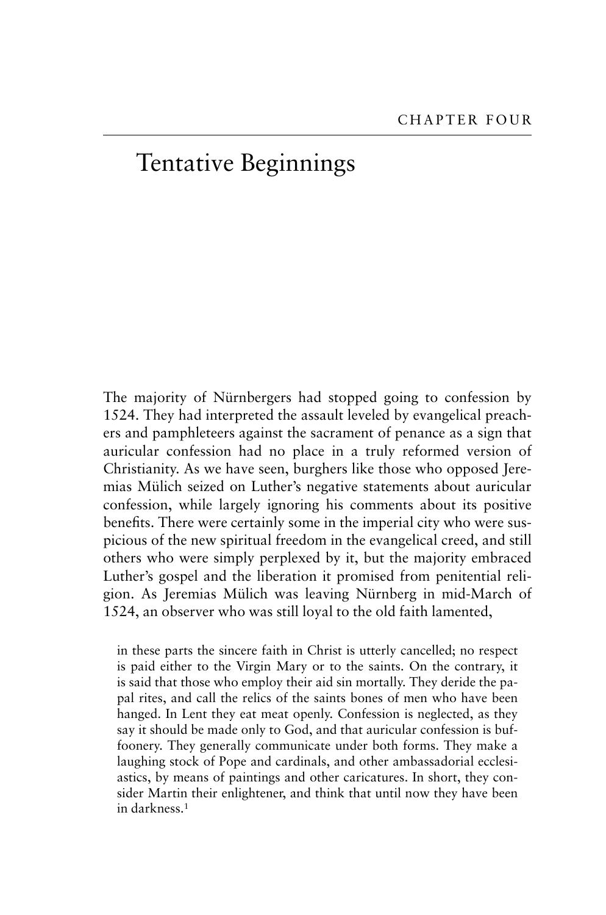CHAPTER FOUR

# Tentative Beginnings

The majority of Nürnbergers had stopped going to confession by 1524. They had interpreted the assault leveled by evangelical preachers and pamphleteers against the sacrament of penance as a sign that auricular confession had no place in a truly reformed version of Christianity. As we have seen, burghers like those who opposed Jeremias Mülich seized on Luther's negative statements about auricular confession, while largely ignoring his comments about its positive benefits. There were certainly some in the imperial city who were suspicious of the new spiritual freedom in the evangelical creed, and still others who were simply perplexed by it, but the majority embraced Luther's gospel and the liberation it promised from penitential religion. As Jeremias Mülich was leaving Nürnberg in mid-March of 1524, an observer who was still loyal to the old faith lamented,

> in these parts the sincere faith in Christ is utterly cancelled; no respect is paid either to the Virgin Mary or to the saints. On the contrary, it is said that those who employ their aid sin mortally. They deride the papal rites, and call the relics of the saints bones of men who have been hanged. In Lent they eat meat openly. Confession is neglected, as they say it should be made only to God, and that auricular confession is buffoonery. They generally communicate under both forms. They make a laughing stock of Pope and cardinals, and other ambassadorial ecclesiastics, by means of paintings and other caricatures. In short, they consider Martin their enlightener, and think that until now they have been in darkness.[1]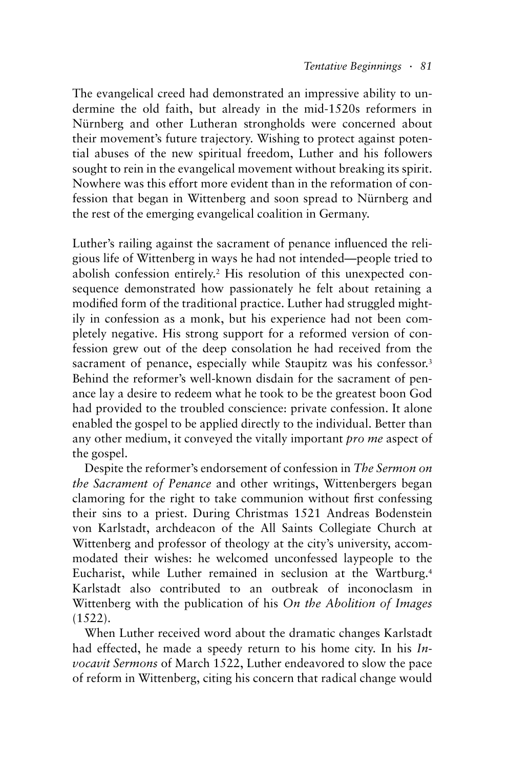The evangelical creed had demonstrated an impressive ability to undermine the old faith, but already in the mid-1520s reformers in Nürnberg and other Lutheran strongholds were concerned about their movement's future trajectory. Wishing to protect against potential abuses of the new spiritual freedom, Luther and his followers sought to rein in the evangelical movement without breaking its spirit. Nowhere was this effort more evident than in the reformation of confession that began in Wittenberg and soon spread to Nürnberg and the rest of the emerging evangelical coalition in Germany.

Luther's railing against the sacrament of penance influenced the religious life of Wittenberg in ways he had not intended—people tried to abolish confession entirely.[2] His resolution of this unexpected consequence demonstrated how passionately he felt about retaining a modified form of the traditional practice. Luther had struggled mightily in confession as a monk, but his experience had not been completely negative. His strong support for a reformed version of confession grew out of the deep consolation he had received from the sacrament of penance, especially while Staupitz was his confessor.[3] Behind the reformer's well-known disdain for the sacrament of penance lay a desire to redeem what he took to be the greatest boon God had provided to the troubled conscience: private confession. It alone enabled the gospel to be applied directly to the individual. Better than any other medium, it conveyed the vitally important *pro me* aspect of the gospel.

Despite the reformer's endorsement of confession in *The Sermon on the Sacrament of Penance* and other writings, Wittenbergers began clamoring for the right to take communion without first confessing their sins to a priest. During Christmas 1521 Andreas Bodenstein von Karlstadt, archdeacon of the All Saints Collegiate Church at Wittenberg and professor of theology at the city's university, accommodated their wishes: he welcomed unconfessed laypeople to the Eucharist, while Luther remained in seclusion at the Wartburg.[4] Karlstadt also contributed to an outbreak of inconoclasm in Wittenberg with the publication of his *On the Abolition of Images* (1522).

When Luther received word about the dramatic changes Karlstadt had effected, he made a speedy return to his home city. In his *Invocavit Sermons* of March 1522, Luther endeavored to slow the pace of reform in Wittenberg, citing his concern that radical change would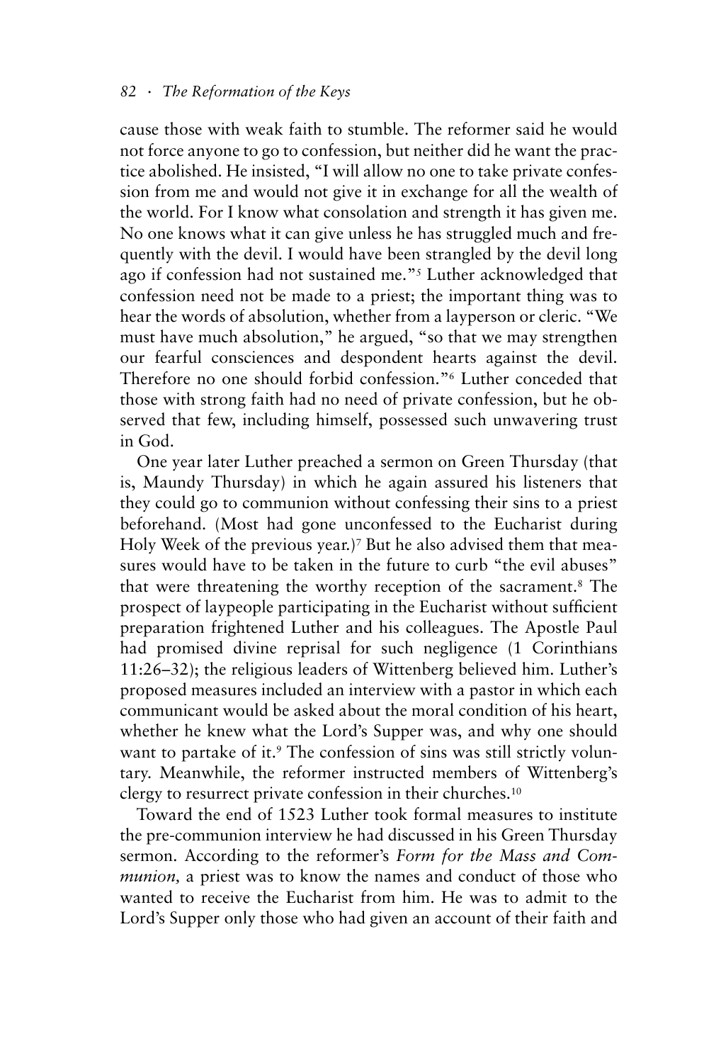cause those with weak faith to stumble. The reformer said he would not force anyone to go to confession, but neither did he want the practice abolished. He insisted, "I will allow no one to take private confession from me and would not give it in exchange for all the wealth of the world. For I know what consolation and strength it has given me. No one knows what it can give unless he has struggled much and frequently with the devil. I would have been strangled by the devil long ago if confession had not sustained me."[5] Luther acknowledged that confession need not be made to a priest; the important thing was to hear the words of absolution, whether from a layperson or cleric. "We must have much absolution," he argued, "so that we may strengthen our fearful consciences and despondent hearts against the devil. Therefore no one should forbid confession."[6] Luther conceded that those with strong faith had no need of private confession, but he observed that few, including himself, possessed such unwavering trust in God.

One year later Luther preached a sermon on Green Thursday (that is, Maundy Thursday) in which he again assured his listeners that they could go to communion without confessing their sins to a priest beforehand. (Most had gone unconfessed to the Eucharist during Holy Week of the previous year.)[7] But he also advised them that measures would have to be taken in the future to curb "the evil abuses" that were threatening the worthy reception of the sacrament.[8] The prospect of laypeople participating in the Eucharist without sufficient preparation frightened Luther and his colleagues. The Apostle Paul had promised divine reprisal for such negligence (1 Corinthians 11:26–32); the religious leaders of Wittenberg believed him. Luther's proposed measures included an interview with a pastor in which each communicant would be asked about the moral condition of his heart, whether he knew what the Lord's Supper was, and why one should want to partake of it.[9] The confession of sins was still strictly voluntary. Meanwhile, the reformer instructed members of Wittenberg's clergy to resurrect private confession in their churches.[10]

Toward the end of 1523 Luther took formal measures to institute the pre-communion interview he had discussed in his Green Thursday sermon. According to the reformer's *Form for the Mass and Communion,* a priest was to know the names and conduct of those who wanted to receive the Eucharist from him. He was to admit to the Lord's Supper only those who had given an account of their faith and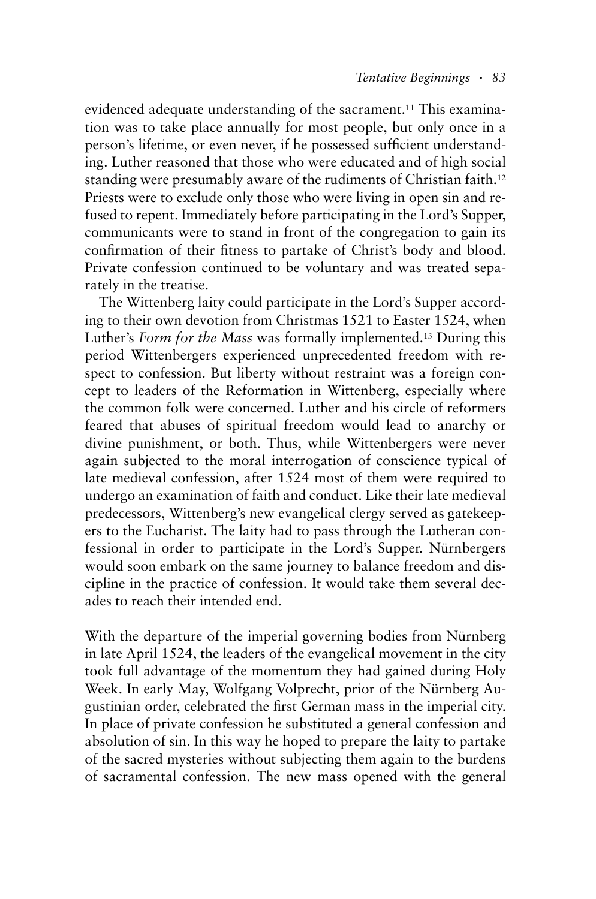evidenced adequate understanding of the sacrament.[11] This examination was to take place annually for most people, but only once in a person's lifetime, or even never, if he possessed sufficient understanding. Luther reasoned that those who were educated and of high social standing were presumably aware of the rudiments of Christian faith.[12] Priests were to exclude only those who were living in open sin and refused to repent. Immediately before participating in the Lord's Supper, communicants were to stand in front of the congregation to gain its confirmation of their fitness to partake of Christ's body and blood. Private confession continued to be voluntary and was treated separately in the treatise.

The Wittenberg laity could participate in the Lord's Supper according to their own devotion from Christmas 1521 to Easter 1524, when Luther's *Form for the Mass* was formally implemented.[13] During this period Wittenbergers experienced unprecedented freedom with respect to confession. But liberty without restraint was a foreign concept to leaders of the Reformation in Wittenberg, especially where the common folk were concerned. Luther and his circle of reformers feared that abuses of spiritual freedom would lead to anarchy or divine punishment, or both. Thus, while Wittenbergers were never again subjected to the moral interrogation of conscience typical of late medieval confession, after 1524 most of them were required to undergo an examination of faith and conduct. Like their late medieval predecessors, Wittenberg's new evangelical clergy served as gatekeepers to the Eucharist. The laity had to pass through the Lutheran confessional in order to participate in the Lord's Supper. Nürnbergers would soon embark on the same journey to balance freedom and discipline in the practice of confession. It would take them several decades to reach their intended end.

With the departure of the imperial governing bodies from Nürnberg in late April 1524, the leaders of the evangelical movement in the city took full advantage of the momentum they had gained during Holy Week. In early May, Wolfgang Volprecht, prior of the Nürnberg Augustinian order, celebrated the first German mass in the imperial city. In place of private confession he substituted a general confession and absolution of sin. In this way he hoped to prepare the laity to partake of the sacred mysteries without subjecting them again to the burdens of sacramental confession. The new mass opened with the general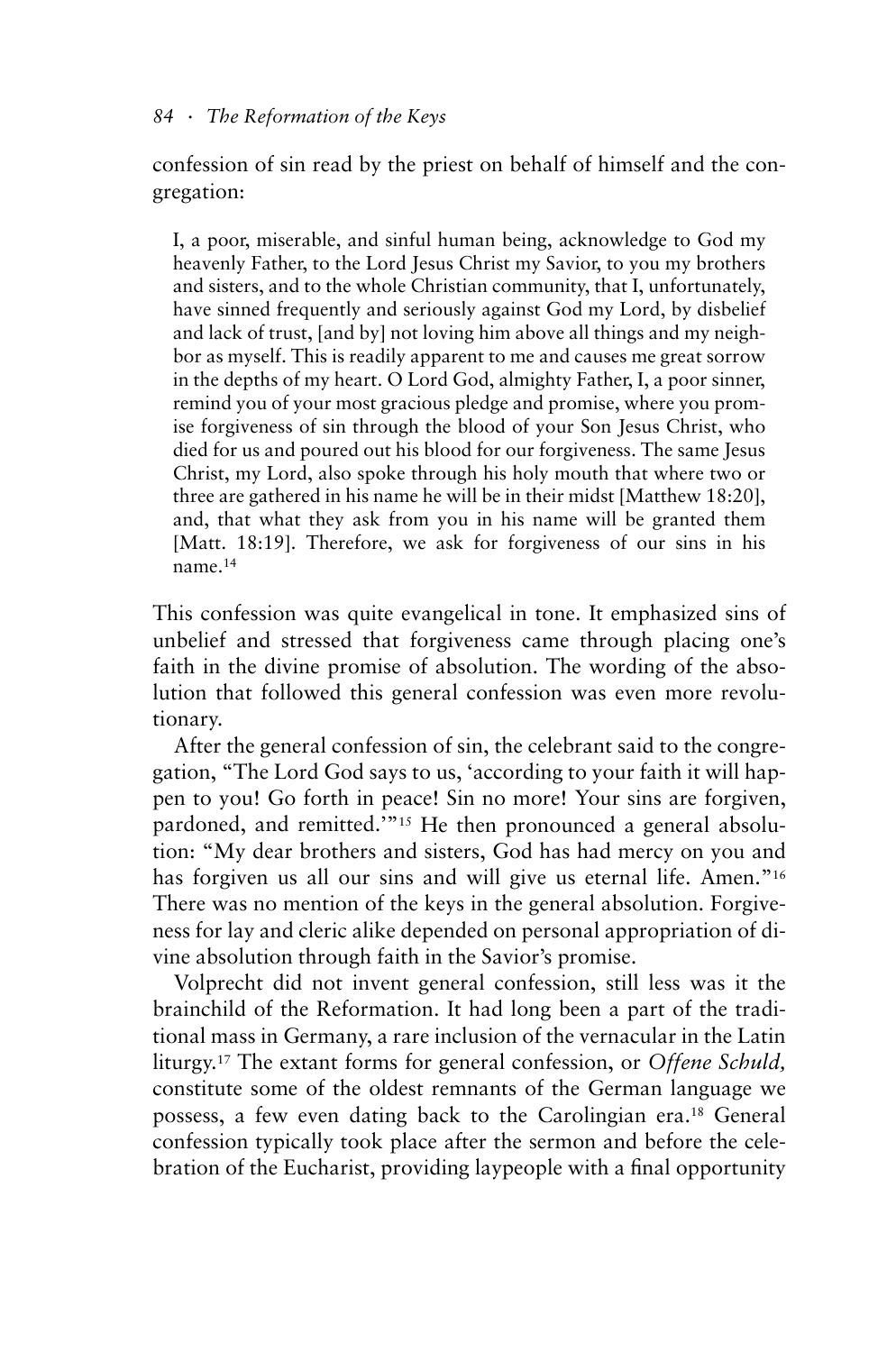confession of sin read by the priest on behalf of himself and the congregation:

> I, a poor, miserable, and sinful human being, acknowledge to God my heavenly Father, to the Lord Jesus Christ my Savior, to you my brothers and sisters, and to the whole Christian community, that I, unfortunately, have sinned frequently and seriously against God my Lord, by disbelief and lack of trust, [and by] not loving him above all things and my neighbor as myself. This is readily apparent to me and causes me great sorrow in the depths of my heart. O Lord God, almighty Father, I, a poor sinner, remind you of your most gracious pledge and promise, where you promise forgiveness of sin through the blood of your Son Jesus Christ, who died for us and poured out his blood for our forgiveness. The same Jesus Christ, my Lord, also spoke through his holy mouth that where two or three are gathered in his name he will be in their midst [Matthew 18:20], and, that what they ask from you in his name will be granted them [Matt. 18:19]. Therefore, we ask for forgiveness of our sins in his name.[14]

This confession was quite evangelical in tone. It emphasized sins of unbelief and stressed that forgiveness came through placing one's faith in the divine promise of absolution. The wording of the absolution that followed this general confession was even more revolutionary.

After the general confession of sin, the celebrant said to the congregation, "The Lord God says to us, 'according to your faith it will happen to you! Go forth in peace! Sin no more! Your sins are forgiven, pardoned, and remitted.'"[15] He then pronounced a general absolution: "My dear brothers and sisters, God has had mercy on you and has forgiven us all our sins and will give us eternal life. Amen."[16] There was no mention of the keys in the general absolution. Forgiveness for lay and cleric alike depended on personal appropriation of divine absolution through faith in the Savior's promise.

Volprecht did not invent general confession, still less was it the brainchild of the Reformation. It had long been a part of the traditional mass in Germany, a rare inclusion of the vernacular in the Latin liturgy.[17] The extant forms for general confession, or *Offene Schuld,* constitute some of the oldest remnants of the German language we possess, a few even dating back to the Carolingian era.[18] General confession typically took place after the sermon and before the celebration of the Eucharist, providing laypeople with a final opportunity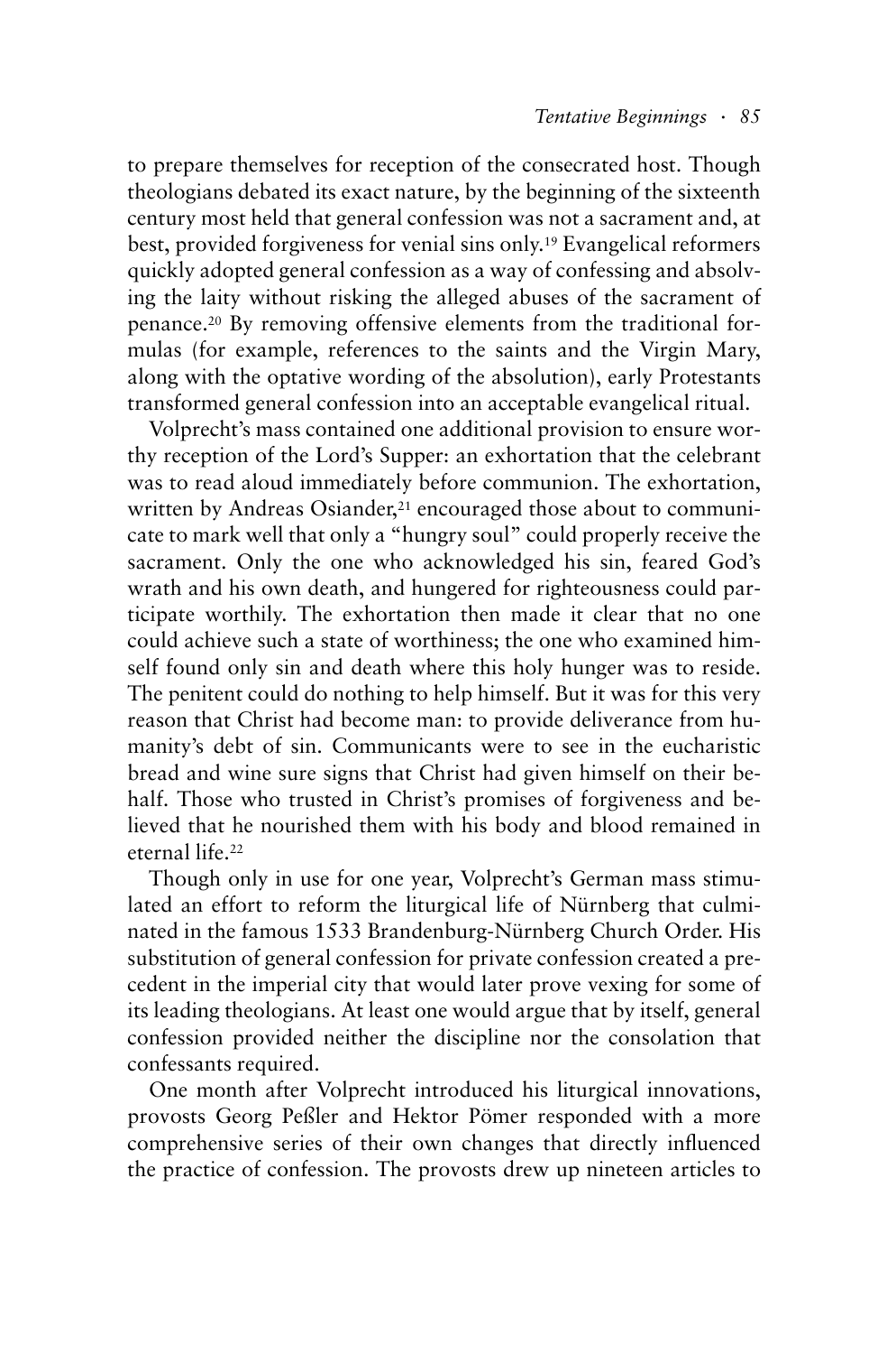to prepare themselves for reception of the consecrated host. Though theologians debated its exact nature, by the beginning of the sixteenth century most held that general confession was not a sacrament and, at best, provided forgiveness for venial sins only.[19] Evangelical reformers quickly adopted general confession as a way of confessing and absolving the laity without risking the alleged abuses of the sacrament of penance.[20] By removing offensive elements from the traditional formulas (for example, references to the saints and the Virgin Mary, along with the optative wording of the absolution), early Protestants transformed general confession into an acceptable evangelical ritual.

Volprecht's mass contained one additional provision to ensure worthy reception of the Lord's Supper: an exhortation that the celebrant was to read aloud immediately before communion. The exhortation, written by Andreas Osiander,[21] encouraged those about to communicate to mark well that only a "hungry soul" could properly receive the sacrament. Only the one who acknowledged his sin, feared God's wrath and his own death, and hungered for righteousness could participate worthily. The exhortation then made it clear that no one could achieve such a state of worthiness; the one who examined himself found only sin and death where this holy hunger was to reside. The penitent could do nothing to help himself. But it was for this very reason that Christ had become man: to provide deliverance from humanity's debt of sin. Communicants were to see in the eucharistic bread and wine sure signs that Christ had given himself on their behalf. Those who trusted in Christ's promises of forgiveness and believed that he nourished them with his body and blood remained in eternal life.[22]

Though only in use for one year, Volprecht's German mass stimulated an effort to reform the liturgical life of Nürnberg that culminated in the famous 1533 Brandenburg-Nürnberg Church Order. His substitution of general confession for private confession created a precedent in the imperial city that would later prove vexing for some of its leading theologians. At least one would argue that by itself, general confession provided neither the discipline nor the consolation that confessants required.

One month after Volprecht introduced his liturgical innovations, provosts Georg Peßler and Hektor Pömer responded with a more comprehensive series of their own changes that directly influenced the practice of confession. The provosts drew up nineteen articles to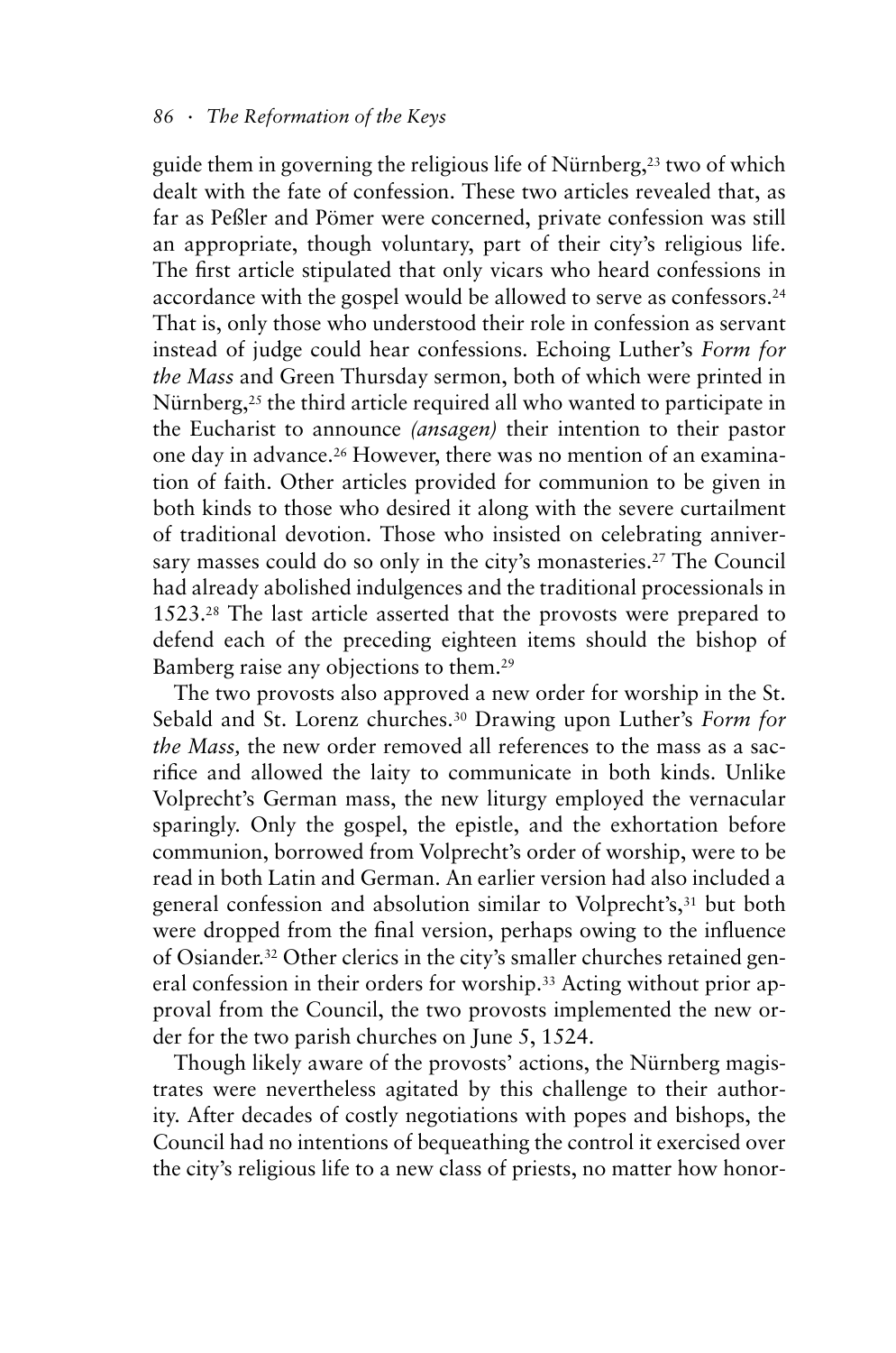guide them in governing the religious life of Nürnberg,[23] two of which dealt with the fate of confession. These two articles revealed that, as far as Peßler and Pömer were concerned, private confession was still an appropriate, though voluntary, part of their city's religious life. The first article stipulated that only vicars who heard confessions in accordance with the gospel would be allowed to serve as confessors.[24] That is, only those who understood their role in confession as servant instead of judge could hear confessions. Echoing Luther's *Form for the Mass* and Green Thursday sermon, both of which were printed in Nürnberg,[25] the third article required all who wanted to participate in the Eucharist to announce *(ansagen)* their intention to their pastor one day in advance.[26] However, there was no mention of an examination of faith. Other articles provided for communion to be given in both kinds to those who desired it along with the severe curtailment of traditional devotion. Those who insisted on celebrating anniversary masses could do so only in the city's monasteries.[27] The Council had already abolished indulgences and the traditional processionals in 1523.[28] The last article asserted that the provosts were prepared to defend each of the preceding eighteen items should the bishop of Bamberg raise any objections to them.[29]

The two provosts also approved a new order for worship in the St. Sebald and St. Lorenz churches.[30] Drawing upon Luther's *Form for the Mass,* the new order removed all references to the mass as a sacrifice and allowed the laity to communicate in both kinds. Unlike Volprecht's German mass, the new liturgy employed the vernacular sparingly. Only the gospel, the epistle, and the exhortation before communion, borrowed from Volprecht's order of worship, were to be read in both Latin and German. An earlier version had also included a general confession and absolution similar to Volprecht's,[31] but both were dropped from the final version, perhaps owing to the influence of Osiander.[32] Other clerics in the city's smaller churches retained general confession in their orders for worship.[33] Acting without prior approval from the Council, the two provosts implemented the new order for the two parish churches on June 5, 1524.

Though likely aware of the provosts' actions, the Nürnberg magistrates were nevertheless agitated by this challenge to their authority. After decades of costly negotiations with popes and bishops, the Council had no intentions of bequeathing the control it exercised over the city's religious life to a new class of priests, no matter how honor-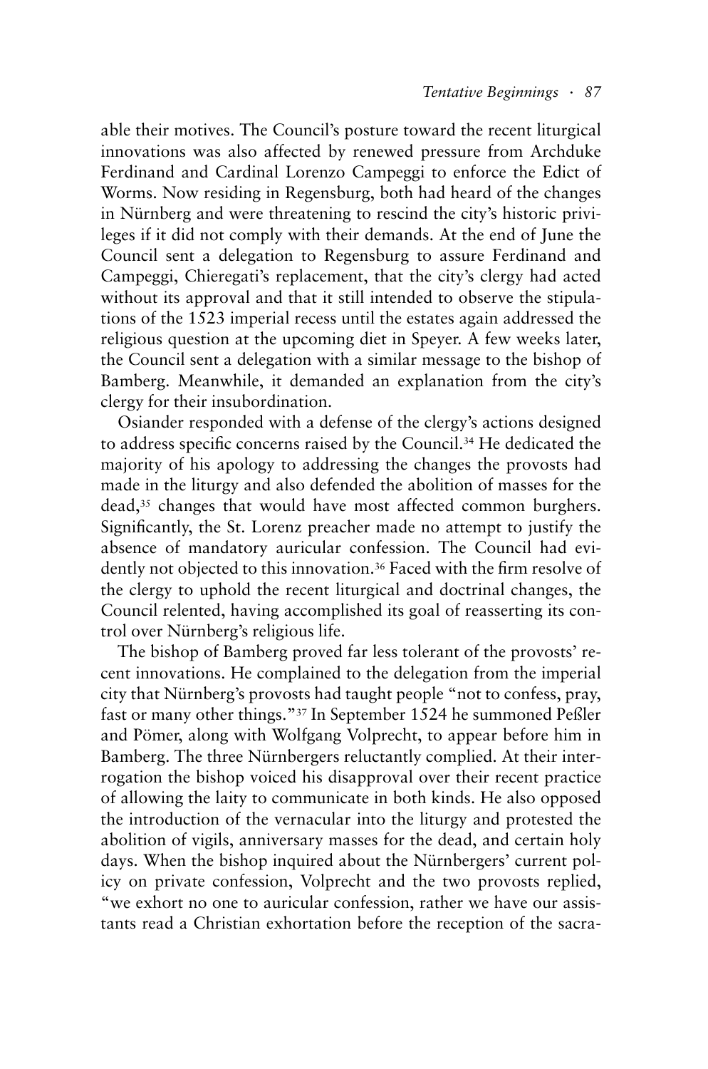able their motives. The Council's posture toward the recent liturgical innovations was also affected by renewed pressure from Archduke Ferdinand and Cardinal Lorenzo Campeggi to enforce the Edict of Worms. Now residing in Regensburg, both had heard of the changes in Nürnberg and were threatening to rescind the city's historic privileges if it did not comply with their demands. At the end of June the Council sent a delegation to Regensburg to assure Ferdinand and Campeggi, Chieregati's replacement, that the city's clergy had acted without its approval and that it still intended to observe the stipulations of the 1523 imperial recess until the estates again addressed the religious question at the upcoming diet in Speyer. A few weeks later, the Council sent a delegation with a similar message to the bishop of Bamberg. Meanwhile, it demanded an explanation from the city's clergy for their insubordination.

Osiander responded with a defense of the clergy's actions designed to address specific concerns raised by the Council.[34] He dedicated the majority of his apology to addressing the changes the provosts had made in the liturgy and also defended the abolition of masses for the dead,[35] changes that would have most affected common burghers. Significantly, the St. Lorenz preacher made no attempt to justify the absence of mandatory auricular confession. The Council had evidently not objected to this innovation.[36] Faced with the firm resolve of the clergy to uphold the recent liturgical and doctrinal changes, the Council relented, having accomplished its goal of reasserting its control over Nürnberg's religious life.

The bishop of Bamberg proved far less tolerant of the provosts' recent innovations. He complained to the delegation from the imperial city that Nürnberg's provosts had taught people "not to confess, pray, fast or many other things."[37] In September 1524 he summoned Peßler and Pömer, along with Wolfgang Volprecht, to appear before him in Bamberg. The three Nürnbergers reluctantly complied. At their interrogation the bishop voiced his disapproval over their recent practice of allowing the laity to communicate in both kinds. He also opposed the introduction of the vernacular into the liturgy and protested the abolition of vigils, anniversary masses for the dead, and certain holy days. When the bishop inquired about the Nürnbergers' current policy on private confession, Volprecht and the two provosts replied, "we exhort no one to auricular confession, rather we have our assistants read a Christian exhortation before the reception of the sacra-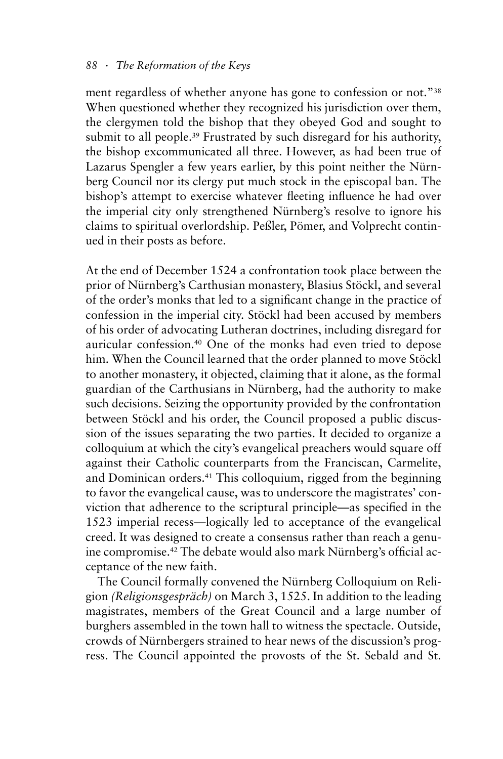ment regardless of whether anyone has gone to confession or not."[38] When questioned whether they recognized his jurisdiction over them, the clergymen told the bishop that they obeyed God and sought to submit to all people.[39] Frustrated by such disregard for his authority, the bishop excommunicated all three. However, as had been true of Lazarus Spengler a few years earlier, by this point neither the Nürnberg Council nor its clergy put much stock in the episcopal ban. The bishop's attempt to exercise whatever fleeting influence he had over the imperial city only strengthened Nürnberg's resolve to ignore his claims to spiritual overlordship. Peßler, Pömer, and Volprecht continued in their posts as before.

At the end of December 1524 a confrontation took place between the prior of Nürnberg's Carthusian monastery, Blasius Stöckl, and several of the order's monks that led to a significant change in the practice of confession in the imperial city. Stöckl had been accused by members of his order of advocating Lutheran doctrines, including disregard for auricular confession.[40] One of the monks had even tried to depose him. When the Council learned that the order planned to move Stöckl to another monastery, it objected, claiming that it alone, as the formal guardian of the Carthusians in Nürnberg, had the authority to make such decisions. Seizing the opportunity provided by the confrontation between Stöckl and his order, the Council proposed a public discussion of the issues separating the two parties. It decided to organize a colloquium at which the city's evangelical preachers would square off against their Catholic counterparts from the Franciscan, Carmelite, and Dominican orders.[41] This colloquium, rigged from the beginning to favor the evangelical cause, was to underscore the magistrates' conviction that adherence to the scriptural principle—as specified in the 1523 imperial recess—logically led to acceptance of the evangelical creed. It was designed to create a consensus rather than reach a genuine compromise.[42] The debate would also mark Nürnberg's official acceptance of the new faith.

The Council formally convened the Nürnberg Colloquium on Religion *(Religionsgespräch)* on March 3, 1525. In addition to the leading magistrates, members of the Great Council and a large number of burghers assembled in the town hall to witness the spectacle. Outside, crowds of Nürnbergers strained to hear news of the discussion's progress. The Council appointed the provosts of the St. Sebald and St.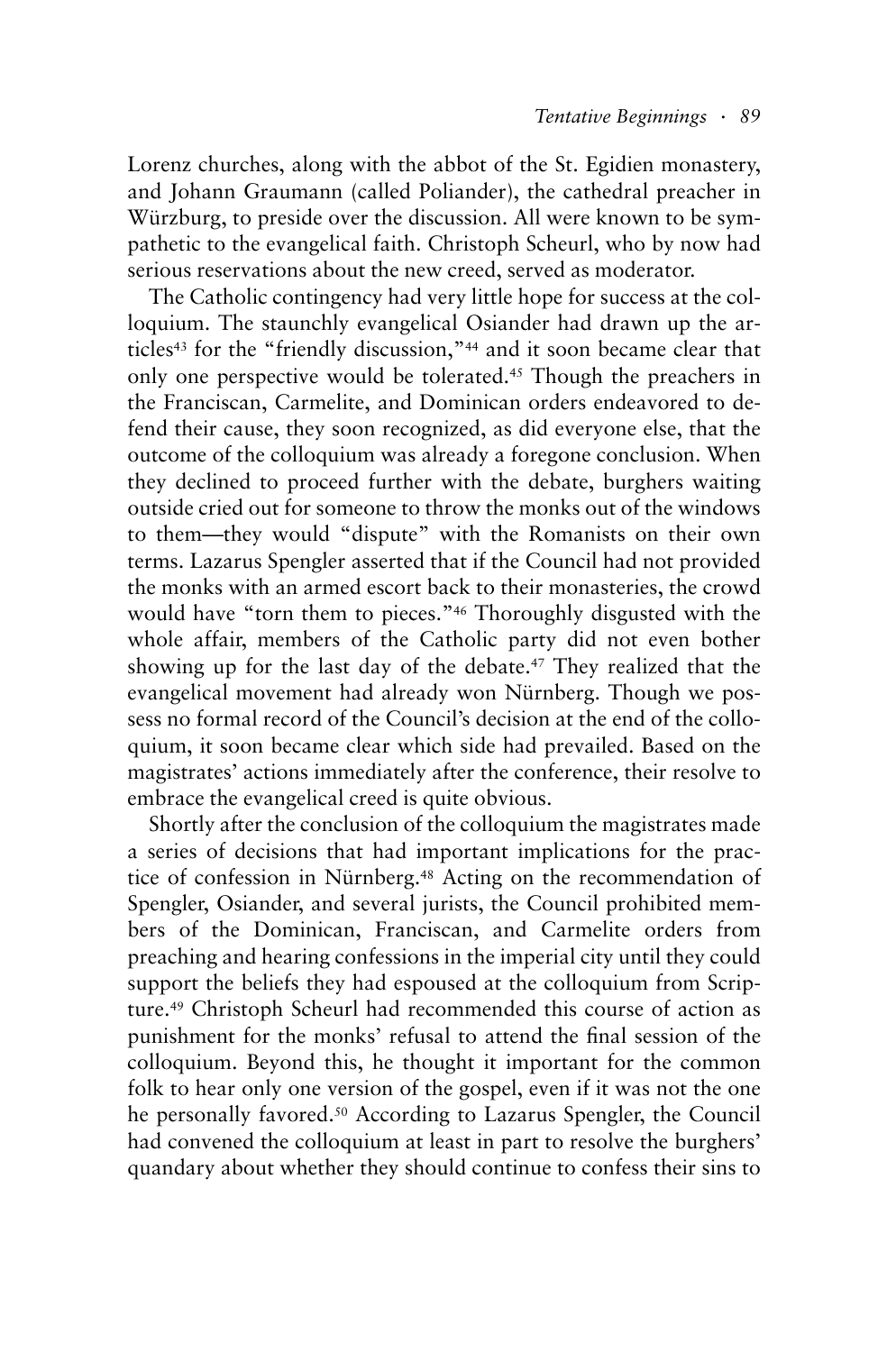Lorenz churches, along with the abbot of the St. Egidien monastery, and Johann Graumann (called Poliander), the cathedral preacher in Würzburg, to preside over the discussion. All were known to be sympathetic to the evangelical faith. Christoph Scheurl, who by now had serious reservations about the new creed, served as moderator.

The Catholic contingency had very little hope for success at the colloquium. The staunchly evangelical Osiander had drawn up the articles[43] for the "friendly discussion,"[44] and it soon became clear that only one perspective would be tolerated.[45] Though the preachers in the Franciscan, Carmelite, and Dominican orders endeavored to defend their cause, they soon recognized, as did everyone else, that the outcome of the colloquium was already a foregone conclusion. When they declined to proceed further with the debate, burghers waiting outside cried out for someone to throw the monks out of the windows to them—they would "dispute" with the Romanists on their own terms. Lazarus Spengler asserted that if the Council had not provided the monks with an armed escort back to their monasteries, the crowd would have "torn them to pieces."[46] Thoroughly disgusted with the whole affair, members of the Catholic party did not even bother showing up for the last day of the debate.[47] They realized that the evangelical movement had already won Nürnberg. Though we possess no formal record of the Council's decision at the end of the colloquium, it soon became clear which side had prevailed. Based on the magistrates' actions immediately after the conference, their resolve to embrace the evangelical creed is quite obvious.

Shortly after the conclusion of the colloquium the magistrates made a series of decisions that had important implications for the practice of confession in Nürnberg.[48] Acting on the recommendation of Spengler, Osiander, and several jurists, the Council prohibited members of the Dominican, Franciscan, and Carmelite orders from preaching and hearing confessions in the imperial city until they could support the beliefs they had espoused at the colloquium from Scripture.[49] Christoph Scheurl had recommended this course of action as punishment for the monks' refusal to attend the final session of the colloquium. Beyond this, he thought it important for the common folk to hear only one version of the gospel, even if it was not the one he personally favored.[50] According to Lazarus Spengler, the Council had convened the colloquium at least in part to resolve the burghers' quandary about whether they should continue to confess their sins to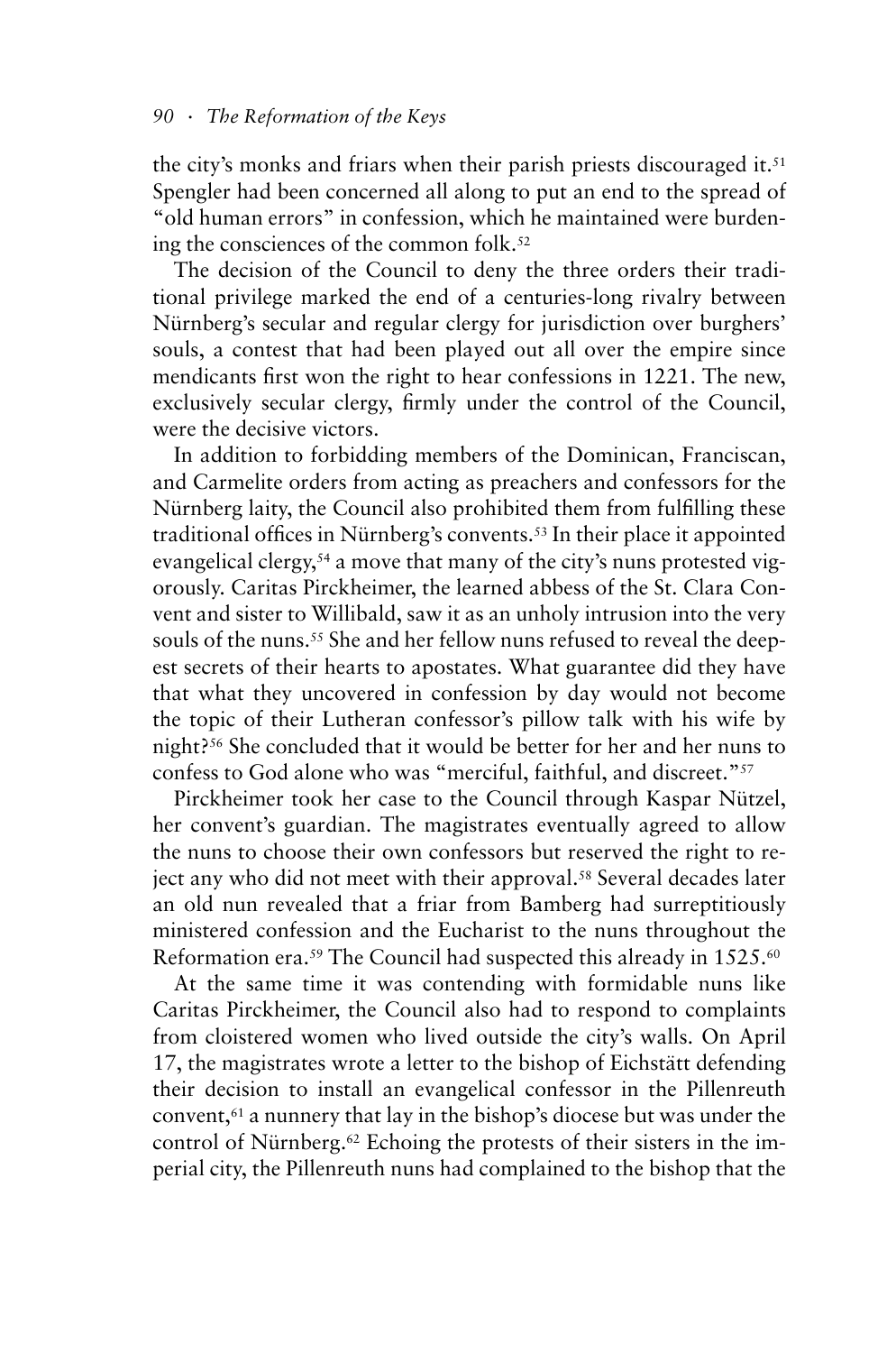the city's monks and friars when their parish priests discouraged it.[51] Spengler had been concerned all along to put an end to the spread of "old human errors" in confession, which he maintained were burdening the consciences of the common folk.[52]

The decision of the Council to deny the three orders their traditional privilege marked the end of a centuries-long rivalry between Nürnberg's secular and regular clergy for jurisdiction over burghers' souls, a contest that had been played out all over the empire since mendicants first won the right to hear confessions in 1221. The new, exclusively secular clergy, firmly under the control of the Council, were the decisive victors.

In addition to forbidding members of the Dominican, Franciscan, and Carmelite orders from acting as preachers and confessors for the Nürnberg laity, the Council also prohibited them from fulfilling these traditional offices in Nürnberg's convents.[53] In their place it appointed evangelical clergy,[54] a move that many of the city's nuns protested vigorously. Caritas Pirckheimer, the learned abbess of the St. Clara Convent and sister to Willibald, saw it as an unholy intrusion into the very souls of the nuns.[55] She and her fellow nuns refused to reveal the deepest secrets of their hearts to apostates. What guarantee did they have that what they uncovered in confession by day would not become the topic of their Lutheran confessor's pillow talk with his wife by night?[56] She concluded that it would be better for her and her nuns to confess to God alone who was "merciful, faithful, and discreet."[57]

Pirckheimer took her case to the Council through Kaspar Nützel, her convent's guardian. The magistrates eventually agreed to allow the nuns to choose their own confessors but reserved the right to reject any who did not meet with their approval.[58] Several decades later an old nun revealed that a friar from Bamberg had surreptitiously ministered confession and the Eucharist to the nuns throughout the Reformation era.[59] The Council had suspected this already in 1525.[60]

At the same time it was contending with formidable nuns like Caritas Pirckheimer, the Council also had to respond to complaints from cloistered women who lived outside the city's walls. On April 17, the magistrates wrote a letter to the bishop of Eichstätt defending their decision to install an evangelical confessor in the Pillenreuth convent,[61] a nunnery that lay in the bishop's diocese but was under the control of Nürnberg.[62] Echoing the protests of their sisters in the imperial city, the Pillenreuth nuns had complained to the bishop that the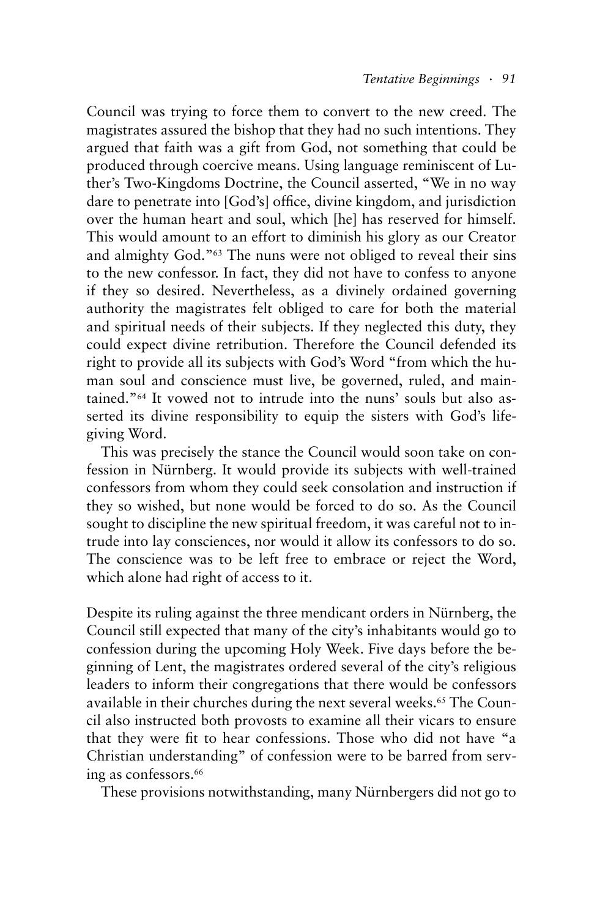Council was trying to force them to convert to the new creed. The magistrates assured the bishop that they had no such intentions. They argued that faith was a gift from God, not something that could be produced through coercive means. Using language reminiscent of Luther's Two-Kingdoms Doctrine, the Council asserted, "We in no way dare to penetrate into [God's] office, divine kingdom, and jurisdiction over the human heart and soul, which [he] has reserved for himself. This would amount to an effort to diminish his glory as our Creator and almighty God."[63] The nuns were not obliged to reveal their sins to the new confessor. In fact, they did not have to confess to anyone if they so desired. Nevertheless, as a divinely ordained governing authority the magistrates felt obliged to care for both the material and spiritual needs of their subjects. If they neglected this duty, they could expect divine retribution. Therefore the Council defended its right to provide all its subjects with God's Word "from which the human soul and conscience must live, be governed, ruled, and maintained."[64] It vowed not to intrude into the nuns' souls but also asserted its divine responsibility to equip the sisters with God's life-giving Word.

This was precisely the stance the Council would soon take on confession in Nürnberg. It would provide its subjects with well-trained confessors from whom they could seek consolation and instruction if they so wished, but none would be forced to do so. As the Council sought to discipline the new spiritual freedom, it was careful not to intrude into lay consciences, nor would it allow its confessors to do so. The conscience was to be left free to embrace or reject the Word, which alone had right of access to it.

Despite its ruling against the three mendicant orders in Nürnberg, the Council still expected that many of the city's inhabitants would go to confession during the upcoming Holy Week. Five days before the beginning of Lent, the magistrates ordered several of the city's religious leaders to inform their congregations that there would be confessors available in their churches during the next several weeks.[65] The Council also instructed both provosts to examine all their vicars to ensure that they were fit to hear confessions. Those who did not have "a Christian understanding" of confession were to be barred from serving as confessors.[66]

These provisions notwithstanding, many Nürnbergers did not go to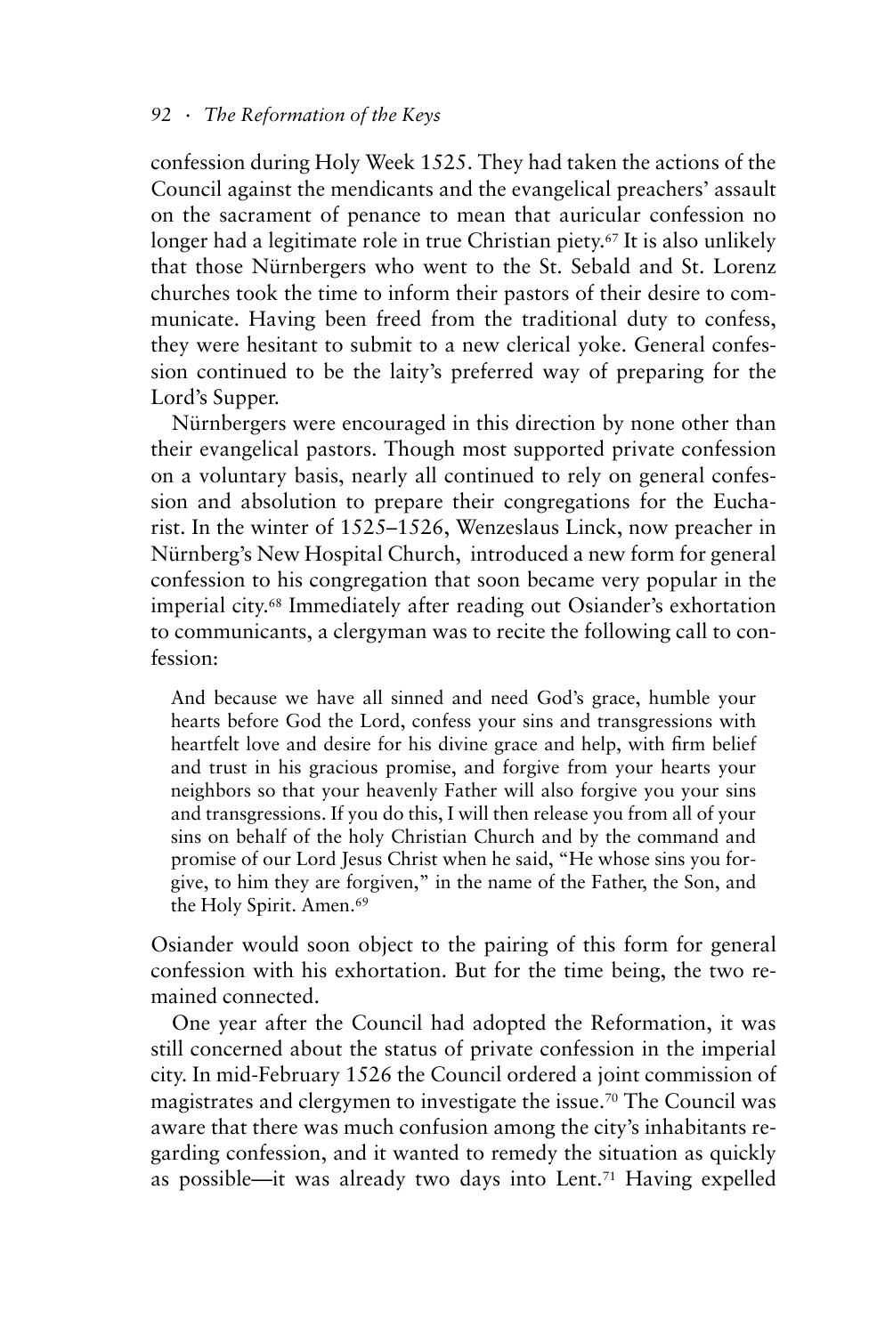confession during Holy Week 1525. They had taken the actions of the Council against the mendicants and the evangelical preachers' assault on the sacrament of penance to mean that auricular confession no longer had a legitimate role in true Christian piety.[67] It is also unlikely that those Nürnbergers who went to the St. Sebald and St. Lorenz churches took the time to inform their pastors of their desire to communicate. Having been freed from the traditional duty to confess, they were hesitant to submit to a new clerical yoke. General confession continued to be the laity's preferred way of preparing for the Lord's Supper.

Nürnbergers were encouraged in this direction by none other than their evangelical pastors. Though most supported private confession on a voluntary basis, nearly all continued to rely on general confession and absolution to prepare their congregations for the Eucharist. In the winter of 1525–1526, Wenzeslaus Linck, now preacher in Nürnberg's New Hospital Church, introduced a new form for general confession to his congregation that soon became very popular in the imperial city.[68] Immediately after reading out Osiander's exhortation to communicants, a clergyman was to recite the following call to confession:

> And because we have all sinned and need God's grace, humble your hearts before God the Lord, confess your sins and transgressions with heartfelt love and desire for his divine grace and help, with firm belief and trust in his gracious promise, and forgive from your hearts your neighbors so that your heavenly Father will also forgive you your sins and transgressions. If you do this, I will then release you from all of your sins on behalf of the holy Christian Church and by the command and promise of our Lord Jesus Christ when he said, "He whose sins you forgive, to him they are forgiven," in the name of the Father, the Son, and the Holy Spirit. Amen.[69]

Osiander would soon object to the pairing of this form for general confession with his exhortation. But for the time being, the two remained connected.

One year after the Council had adopted the Reformation, it was still concerned about the status of private confession in the imperial city. In mid-February 1526 the Council ordered a joint commission of magistrates and clergymen to investigate the issue.[70] The Council was aware that there was much confusion among the city's inhabitants regarding confession, and it wanted to remedy the situation as quickly as possible—it was already two days into Lent.[71] Having expelled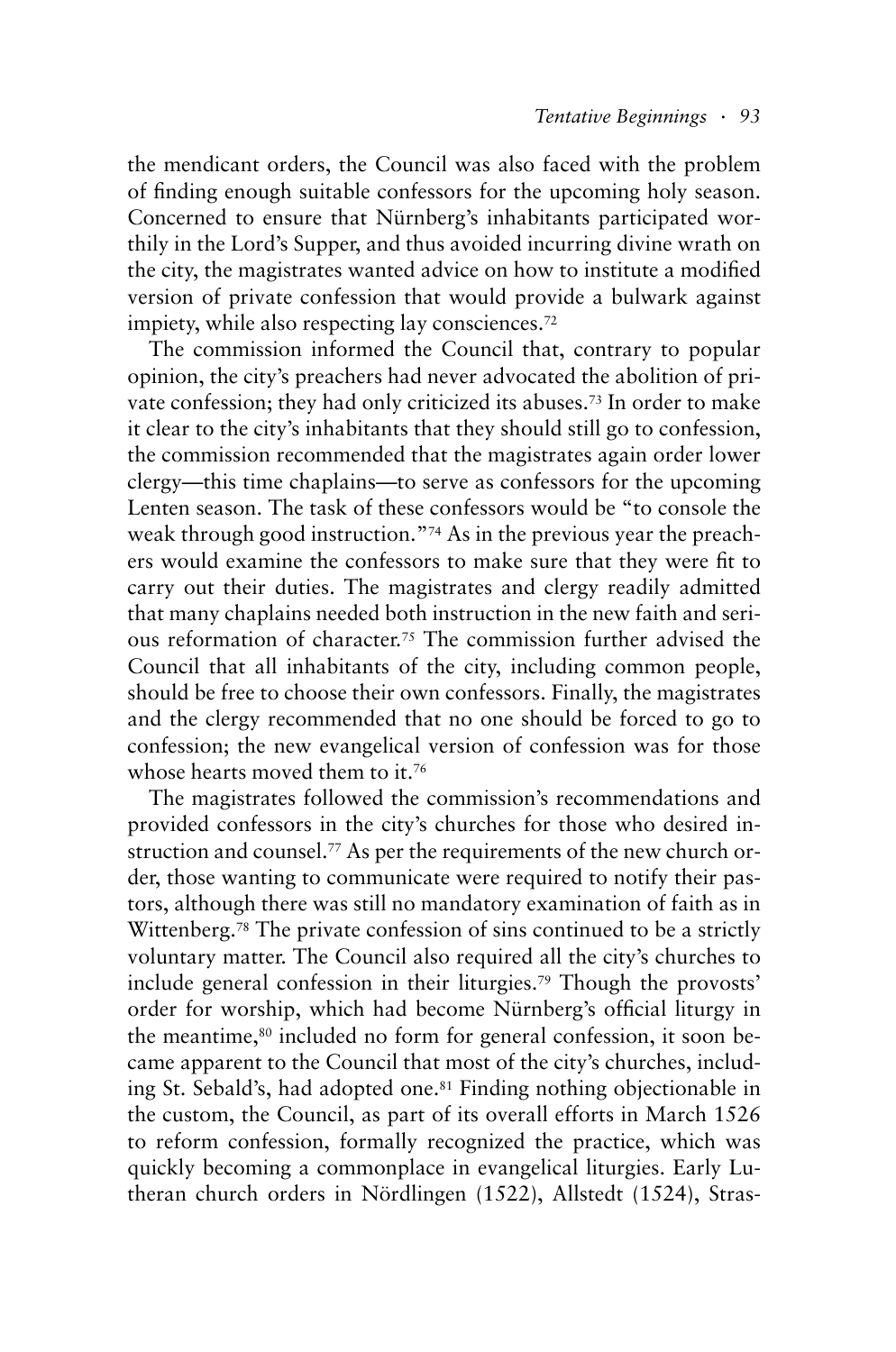the mendicant orders, the Council was also faced with the problem of finding enough suitable confessors for the upcoming holy season. Concerned to ensure that Nürnberg's inhabitants participated worthily in the Lord's Supper, and thus avoided incurring divine wrath on the city, the magistrates wanted advice on how to institute a modified version of private confession that would provide a bulwark against impiety, while also respecting lay consciences.[72]

The commission informed the Council that, contrary to popular opinion, the city's preachers had never advocated the abolition of private confession; they had only criticized its abuses.[73] In order to make it clear to the city's inhabitants that they should still go to confession, the commission recommended that the magistrates again order lower clergy—this time chaplains—to serve as confessors for the upcoming Lenten season. The task of these confessors would be "to console the weak through good instruction."[74] As in the previous year the preachers would examine the confessors to make sure that they were fit to carry out their duties. The magistrates and clergy readily admitted that many chaplains needed both instruction in the new faith and serious reformation of character.[75] The commission further advised the Council that all inhabitants of the city, including common people, should be free to choose their own confessors. Finally, the magistrates and the clergy recommended that no one should be forced to go to confession; the new evangelical version of confession was for those whose hearts moved them to it.[76]

The magistrates followed the commission's recommendations and provided confessors in the city's churches for those who desired instruction and counsel.[77] As per the requirements of the new church order, those wanting to communicate were required to notify their pastors, although there was still no mandatory examination of faith as in Wittenberg.[78] The private confession of sins continued to be a strictly voluntary matter. The Council also required all the city's churches to include general confession in their liturgies.[79] Though the provosts' order for worship, which had become Nürnberg's official liturgy in the meantime,[80] included no form for general confession, it soon became apparent to the Council that most of the city's churches, including St. Sebald's, had adopted one.[81] Finding nothing objectionable in the custom, the Council, as part of its overall efforts in March 1526 to reform confession, formally recognized the practice, which was quickly becoming a commonplace in evangelical liturgies. Early Lutheran church orders in Nördlingen (1522), Allstedt (1524), Stras-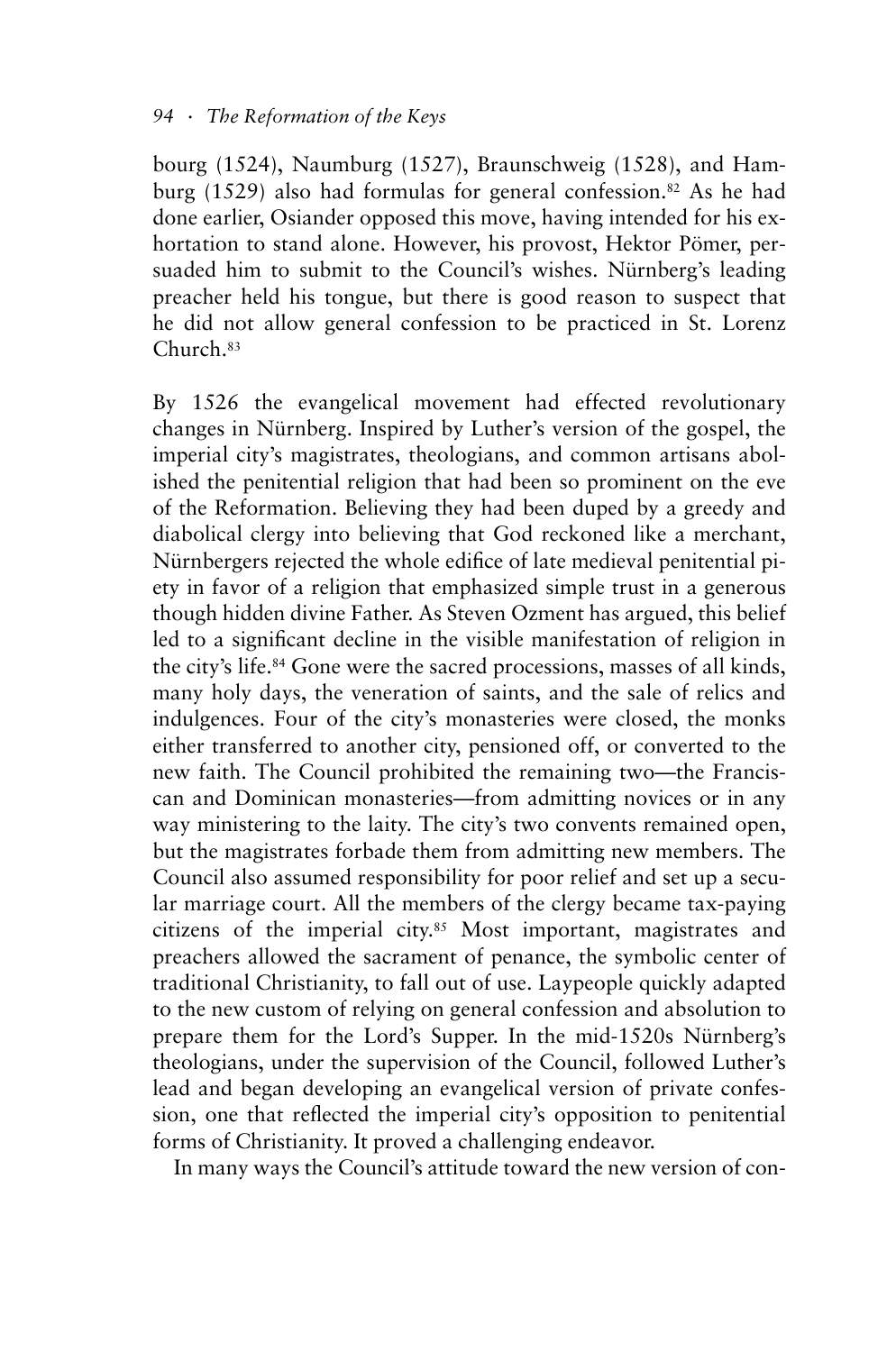bourg (1524), Naumburg (1527), Braunschweig (1528), and Hamburg (1529) also had formulas for general confession.[82] As he had done earlier, Osiander opposed this move, having intended for his exhortation to stand alone. However, his provost, Hektor Pömer, persuaded him to submit to the Council's wishes. Nürnberg's leading preacher held his tongue, but there is good reason to suspect that he did not allow general confession to be practiced in St. Lorenz Church.[83]

By 1526 the evangelical movement had effected revolutionary changes in Nürnberg. Inspired by Luther's version of the gospel, the imperial city's magistrates, theologians, and common artisans abolished the penitential religion that had been so prominent on the eve of the Reformation. Believing they had been duped by a greedy and diabolical clergy into believing that God reckoned like a merchant, Nürnbergers rejected the whole edifice of late medieval penitential piety in favor of a religion that emphasized simple trust in a generous though hidden divine Father. As Steven Ozment has argued, this belief led to a significant decline in the visible manifestation of religion in the city's life.[84] Gone were the sacred processions, masses of all kinds, many holy days, the veneration of saints, and the sale of relics and indulgences. Four of the city's monasteries were closed, the monks either transferred to another city, pensioned off, or converted to the new faith. The Council prohibited the remaining two—the Franciscan and Dominican monasteries—from admitting novices or in any way ministering to the laity. The city's two convents remained open, but the magistrates forbade them from admitting new members. The Council also assumed responsibility for poor relief and set up a secular marriage court. All the members of the clergy became tax-paying citizens of the imperial city.[85] Most important, magistrates and preachers allowed the sacrament of penance, the symbolic center of traditional Christianity, to fall out of use. Laypeople quickly adapted to the new custom of relying on general confession and absolution to prepare them for the Lord's Supper. In the mid-1520s Nürnberg's theologians, under the supervision of the Council, followed Luther's lead and began developing an evangelical version of private confession, one that reflected the imperial city's opposition to penitential forms of Christianity. It proved a challenging endeavor.

In many ways the Council's attitude toward the new version of con-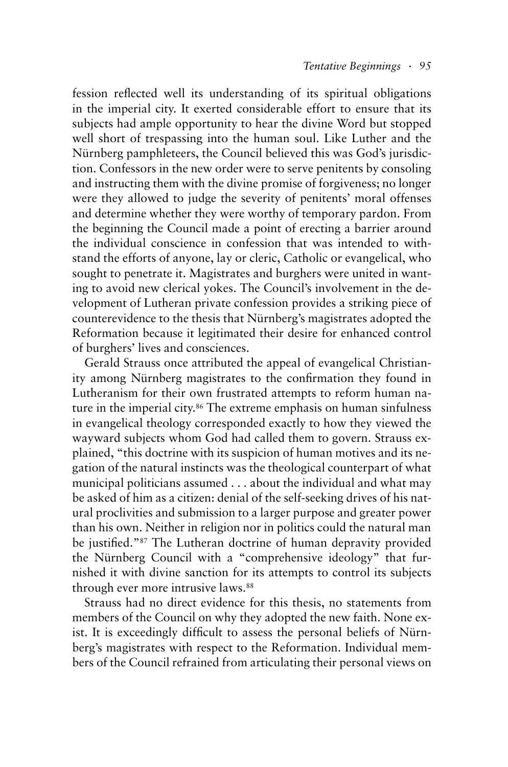fession reflected well its understanding of its spiritual obligations in the imperial city. It exerted considerable effort to ensure that its subjects had ample opportunity to hear the divine Word but stopped well short of trespassing into the human soul. Like Luther and the Nürnberg pamphleteers, the Council believed this was God's jurisdiction. Confessors in the new order were to serve penitents by consoling and instructing them with the divine promise of forgiveness; no longer were they allowed to judge the severity of penitents' moral offenses and determine whether they were worthy of temporary pardon. From the beginning the Council made a point of erecting a barrier around the individual conscience in confession that was intended to withstand the efforts of anyone, lay or cleric, Catholic or evangelical, who sought to penetrate it. Magistrates and burghers were united in wanting to avoid new clerical yokes. The Council's involvement in the development of Lutheran private confession provides a striking piece of counterevidence to the thesis that Nürnberg's magistrates adopted the Reformation because it legitimated their desire for enhanced control of burghers' lives and consciences.

Gerald Strauss once attributed the appeal of evangelical Christianity among Nürnberg magistrates to the confirmation they found in Lutheranism for their own frustrated attempts to reform human nature in the imperial city.[86] The extreme emphasis on human sinfulness in evangelical theology corresponded exactly to how they viewed the wayward subjects whom God had called them to govern. Strauss explained, "this doctrine with its suspicion of human motives and its negation of the natural instincts was the theological counterpart of what municipal politicians assumed . . . about the individual and what may be asked of him as a citizen: denial of the self-seeking drives of his natural proclivities and submission to a larger purpose and greater power than his own. Neither in religion nor in politics could the natural man be justified."[87] The Lutheran doctrine of human depravity provided the Nürnberg Council with a "comprehensive ideology" that furnished it with divine sanction for its attempts to control its subjects through ever more intrusive laws.[88]

Strauss had no direct evidence for this thesis, no statements from members of the Council on why they adopted the new faith. None exist. It is exceedingly difficult to assess the personal beliefs of Nürnberg's magistrates with respect to the Reformation. Individual members of the Council refrained from articulating their personal views on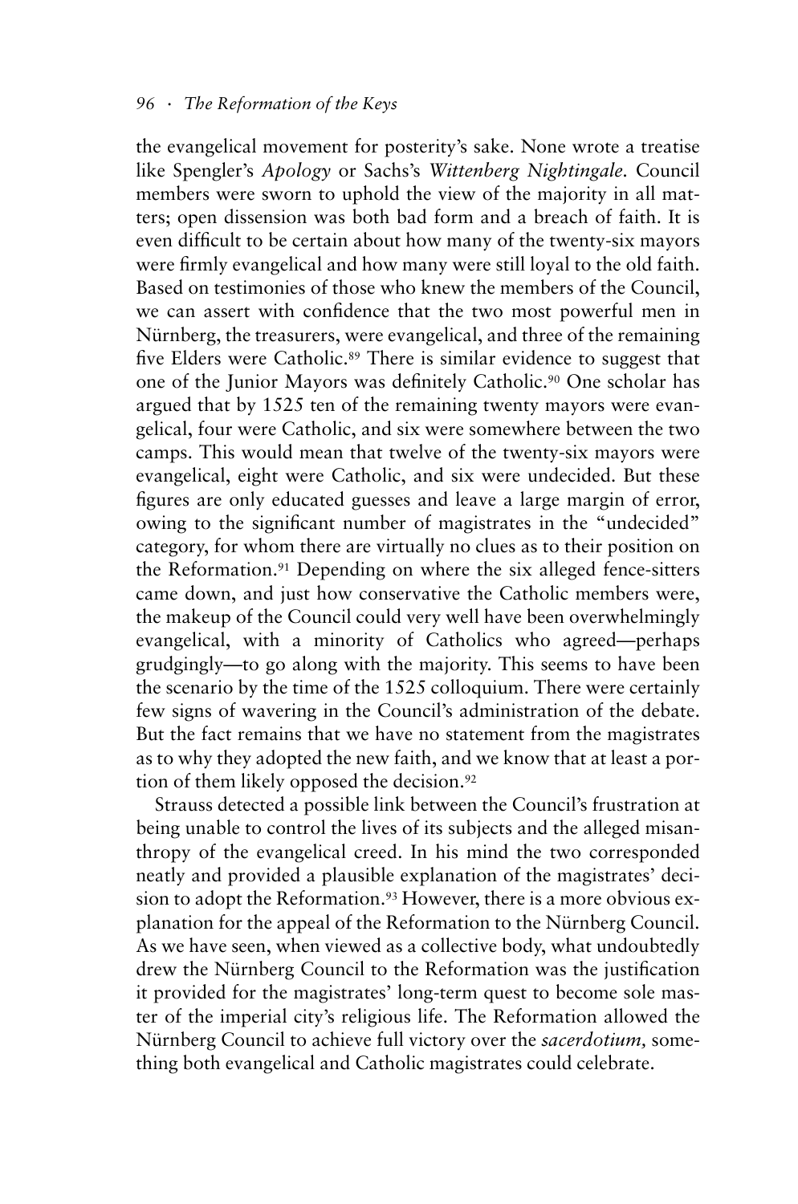the evangelical movement for posterity's sake. None wrote a treatise like Spengler's *Apology* or Sachs's *Wittenberg Nightingale.* Council members were sworn to uphold the view of the majority in all matters; open dissension was both bad form and a breach of faith. It is even difficult to be certain about how many of the twenty-six mayors were firmly evangelical and how many were still loyal to the old faith. Based on testimonies of those who knew the members of the Council, we can assert with confidence that the two most powerful men in Nürnberg, the treasurers, were evangelical, and three of the remaining five Elders were Catholic.[89] There is similar evidence to suggest that one of the Junior Mayors was definitely Catholic.[90] One scholar has argued that by 1525 ten of the remaining twenty mayors were evangelical, four were Catholic, and six were somewhere between the two camps. This would mean that twelve of the twenty-six mayors were evangelical, eight were Catholic, and six were undecided. But these figures are only educated guesses and leave a large margin of error, owing to the significant number of magistrates in the "undecided" category, for whom there are virtually no clues as to their position on the Reformation.[91] Depending on where the six alleged fence-sitters came down, and just how conservative the Catholic members were, the makeup of the Council could very well have been overwhelmingly evangelical, with a minority of Catholics who agreed—perhaps grudgingly—to go along with the majority. This seems to have been the scenario by the time of the 1525 colloquium. There were certainly few signs of wavering in the Council's administration of the debate. But the fact remains that we have no statement from the magistrates as to why they adopted the new faith, and we know that at least a portion of them likely opposed the decision.[92]

Strauss detected a possible link between the Council's frustration at being unable to control the lives of its subjects and the alleged misanthropy of the evangelical creed. In his mind the two corresponded neatly and provided a plausible explanation of the magistrates' decision to adopt the Reformation.[93] However, there is a more obvious explanation for the appeal of the Reformation to the Nürnberg Council. As we have seen, when viewed as a collective body, what undoubtedly drew the Nürnberg Council to the Reformation was the justification it provided for the magistrates' long-term quest to become sole master of the imperial city's religious life. The Reformation allowed the Nürnberg Council to achieve full victory over the *sacerdotium,* something both evangelical and Catholic magistrates could celebrate.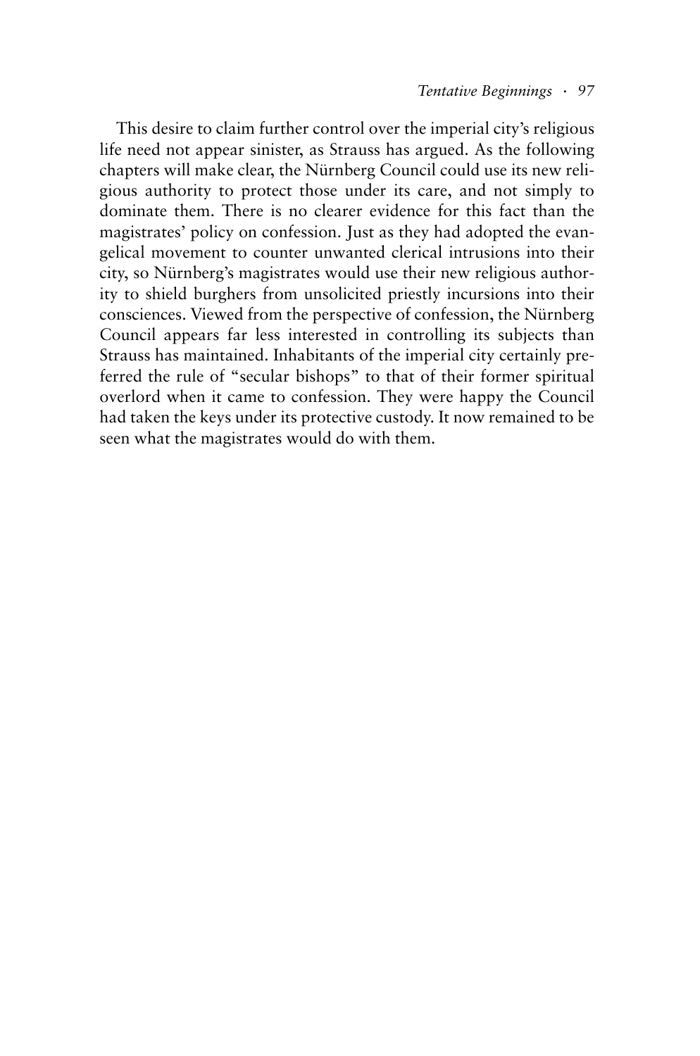This desire to claim further control over the imperial city's religious life need not appear sinister, as Strauss has argued. As the following chapters will make clear, the Nürnberg Council could use its new religious authority to protect those under its care, and not simply to dominate them. There is no clearer evidence for this fact than the magistrates' policy on confession. Just as they had adopted the evangelical movement to counter unwanted clerical intrusions into their city, so Nürnberg's magistrates would use their new religious authority to shield burghers from unsolicited priestly incursions into their consciences. Viewed from the perspective of confession, the Nürnberg Council appears far less interested in controlling its subjects than Strauss has maintained. Inhabitants of the imperial city certainly preferred the rule of "secular bishops" to that of their former spiritual overlord when it came to confession. They were happy the Council had taken the keys under its protective custody. It now remained to be seen what the magistrates would do with them.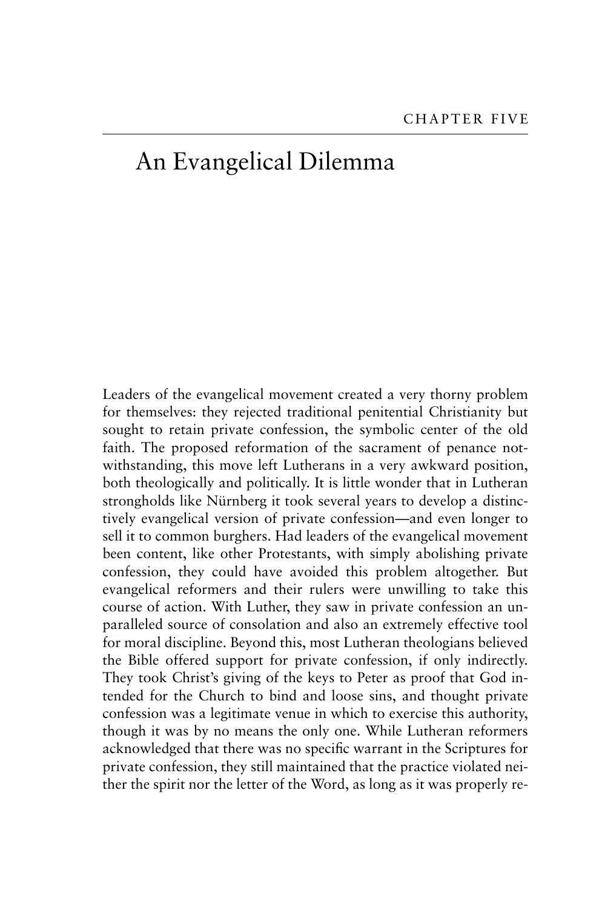CHAPTER FIVE

# An Evangelical Dilemma

Leaders of the evangelical movement created a very thorny problem for themselves: they rejected traditional penitential Christianity but sought to retain private confession, the symbolic center of the old faith. The proposed reformation of the sacrament of penance notwithstanding, this move left Lutherans in a very awkward position, both theologically and politically. It is little wonder that in Lutheran strongholds like Nürnberg it took several years to develop a distinctively evangelical version of private confession—and even longer to sell it to common burghers. Had leaders of the evangelical movement been content, like other Protestants, with simply abolishing private confession, they could have avoided this problem altogether. But evangelical reformers and their rulers were unwilling to take this course of action. With Luther, they saw in private confession an unparalleled source of consolation and also an extremely effective tool for moral discipline. Beyond this, most Lutheran theologians believed the Bible offered support for private confession, if only indirectly. They took Christ's giving of the keys to Peter as proof that God intended for the Church to bind and loose sins, and thought private confession was a legitimate venue in which to exercise this authority, though it was by no means the only one. While Lutheran reformers acknowledged that there was no specific warrant in the Scriptures for private confession, they still maintained that the practice violated neither the spirit nor the letter of the Word, as long as it was properly re-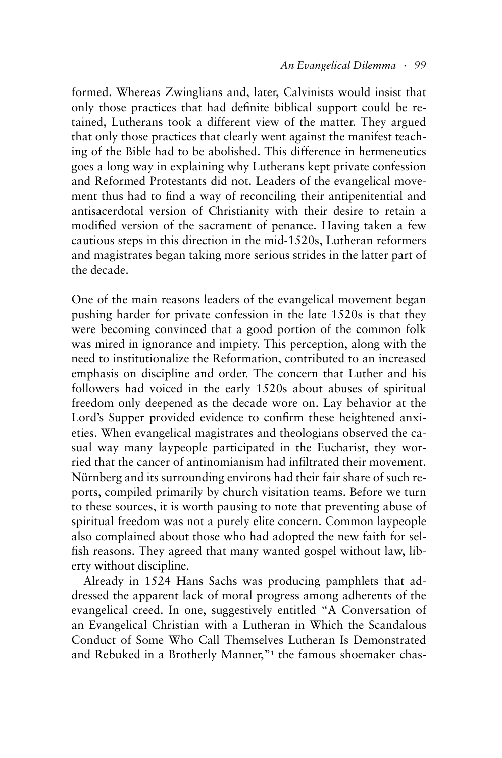formed. Whereas Zwinglians and, later, Calvinists would insist that only those practices that had definite biblical support could be retained, Lutherans took a different view of the matter. They argued that only those practices that clearly went against the manifest teaching of the Bible had to be abolished. This difference in hermeneutics goes a long way in explaining why Lutherans kept private confession and Reformed Protestants did not. Leaders of the evangelical movement thus had to find a way of reconciling their antipenitential and antisacerdotal version of Christianity with their desire to retain a modified version of the sacrament of penance. Having taken a few cautious steps in this direction in the mid-1520s, Lutheran reformers and magistrates began taking more serious strides in the latter part of the decade.

One of the main reasons leaders of the evangelical movement began pushing harder for private confession in the late 1520s is that they were becoming convinced that a good portion of the common folk was mired in ignorance and impiety. This perception, along with the need to institutionalize the Reformation, contributed to an increased emphasis on discipline and order. The concern that Luther and his followers had voiced in the early 1520s about abuses of spiritual freedom only deepened as the decade wore on. Lay behavior at the Lord's Supper provided evidence to confirm these heightened anxieties. When evangelical magistrates and theologians observed the casual way many laypeople participated in the Eucharist, they worried that the cancer of antinomianism had infiltrated their movement. Nürnberg and its surrounding environs had their fair share of such reports, compiled primarily by church visitation teams. Before we turn to these sources, it is worth pausing to note that preventing abuse of spiritual freedom was not a purely elite concern. Common laypeople also complained about those who had adopted the new faith for selfish reasons. They agreed that many wanted gospel without law, liberty without discipline.

Already in 1524 Hans Sachs was producing pamphlets that addressed the apparent lack of moral progress among adherents of the evangelical creed. In one, suggestively entitled "A Conversation of an Evangelical Christian with a Lutheran in Which the Scandalous Conduct of Some Who Call Themselves Lutheran Is Demonstrated and Rebuked in a Brotherly Manner,"[1] the famous shoemaker chas-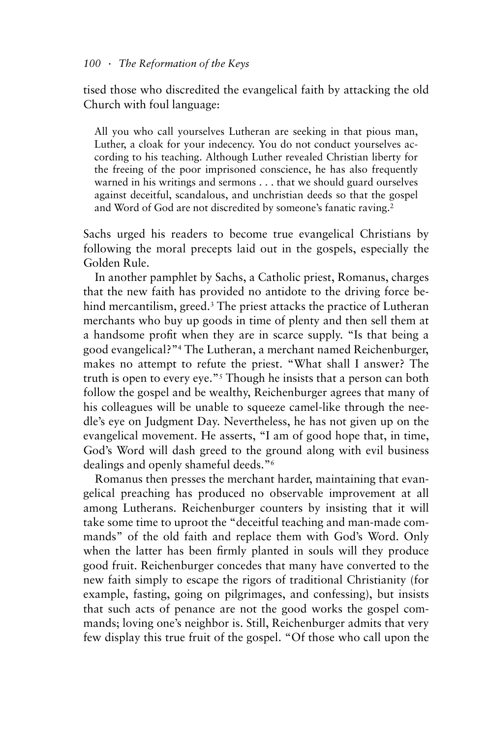tised those who discredited the evangelical faith by attacking the old Church with foul language:

> All you who call yourselves Lutheran are seeking in that pious man, Luther, a cloak for your indecency. You do not conduct yourselves according to his teaching. Although Luther revealed Christian liberty for the freeing of the poor imprisoned conscience, he has also frequently warned in his writings and sermons . . . that we should guard ourselves against deceitful, scandalous, and unchristian deeds so that the gospel and Word of God are not discredited by someone's fanatic raving.[2]

Sachs urged his readers to become true evangelical Christians by following the moral precepts laid out in the gospels, especially the Golden Rule.

In another pamphlet by Sachs, a Catholic priest, Romanus, charges that the new faith has provided no antidote to the driving force behind mercantilism, greed.[3] The priest attacks the practice of Lutheran merchants who buy up goods in time of plenty and then sell them at a handsome profit when they are in scarce supply. "Is that being a good evangelical?"[4] The Lutheran, a merchant named Reichenburger, makes no attempt to refute the priest. "What shall I answer? The truth is open to every eye."[5] Though he insists that a person can both follow the gospel and be wealthy, Reichenburger agrees that many of his colleagues will be unable to squeeze camel-like through the needle's eye on Judgment Day. Nevertheless, he has not given up on the evangelical movement. He asserts, "I am of good hope that, in time, God's Word will dash greed to the ground along with evil business dealings and openly shameful deeds."[6]

Romanus then presses the merchant harder, maintaining that evangelical preaching has produced no observable improvement at all among Lutherans. Reichenburger counters by insisting that it will take some time to uproot the "deceitful teaching and man-made commands" of the old faith and replace them with God's Word. Only when the latter has been firmly planted in souls will they produce good fruit. Reichenburger concedes that many have converted to the new faith simply to escape the rigors of traditional Christianity (for example, fasting, going on pilgrimages, and confessing), but insists that such acts of penance are not the good works the gospel commands; loving one's neighbor is. Still, Reichenburger admits that very few display this true fruit of the gospel. "Of those who call upon the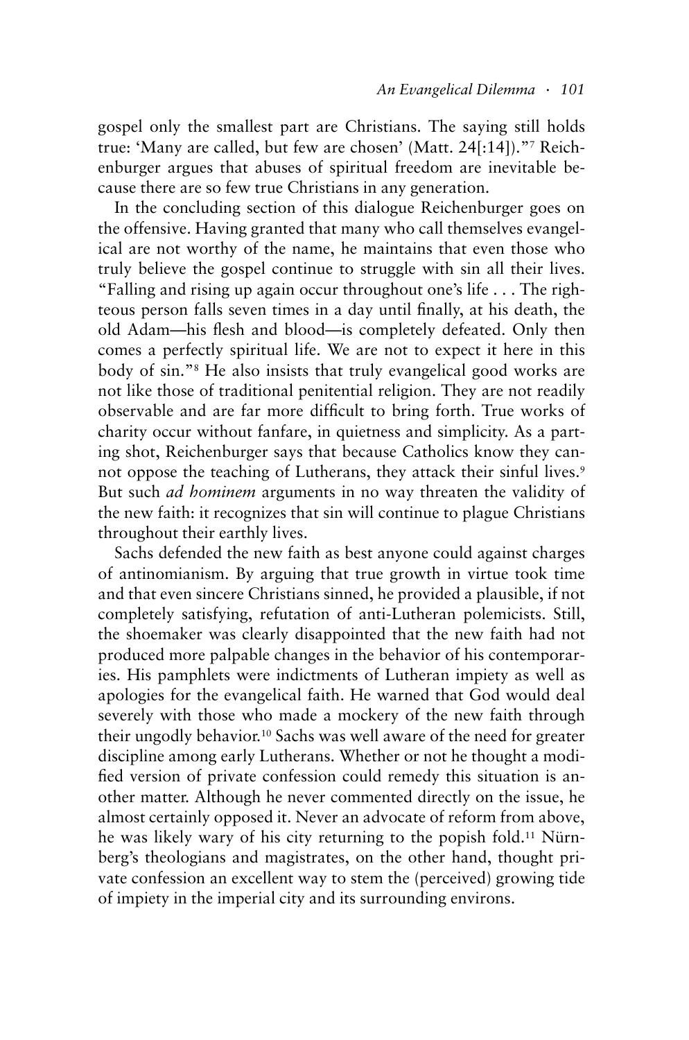gospel only the smallest part are Christians. The saying still holds true: 'Many are called, but few are chosen' (Matt. 24[:14])."[7] Reichenburger argues that abuses of spiritual freedom are inevitable because there are so few true Christians in any generation.

In the concluding section of this dialogue Reichenburger goes on the offensive. Having granted that many who call themselves evangelical are not worthy of the name, he maintains that even those who truly believe the gospel continue to struggle with sin all their lives. "Falling and rising up again occur throughout one's life . . . The righteous person falls seven times in a day until finally, at his death, the old Adam—his flesh and blood—is completely defeated. Only then comes a perfectly spiritual life. We are not to expect it here in this body of sin."[8] He also insists that truly evangelical good works are not like those of traditional penitential religion. They are not readily observable and are far more difficult to bring forth. True works of charity occur without fanfare, in quietness and simplicity. As a parting shot, Reichenburger says that because Catholics know they cannot oppose the teaching of Lutherans, they attack their sinful lives.[9] But such *ad hominem* arguments in no way threaten the validity of the new faith: it recognizes that sin will continue to plague Christians throughout their earthly lives.

Sachs defended the new faith as best anyone could against charges of antinomianism. By arguing that true growth in virtue took time and that even sincere Christians sinned, he provided a plausible, if not completely satisfying, refutation of anti-Lutheran polemicists. Still, the shoemaker was clearly disappointed that the new faith had not produced more palpable changes in the behavior of his contemporaries. His pamphlets were indictments of Lutheran impiety as well as apologies for the evangelical faith. He warned that God would deal severely with those who made a mockery of the new faith through their ungodly behavior.[10] Sachs was well aware of the need for greater discipline among early Lutherans. Whether or not he thought a modified version of private confession could remedy this situation is another matter. Although he never commented directly on the issue, he almost certainly opposed it. Never an advocate of reform from above, he was likely wary of his city returning to the popish fold.[11] Nürnberg's theologians and magistrates, on the other hand, thought private confession an excellent way to stem the (perceived) growing tide of impiety in the imperial city and its surrounding environs.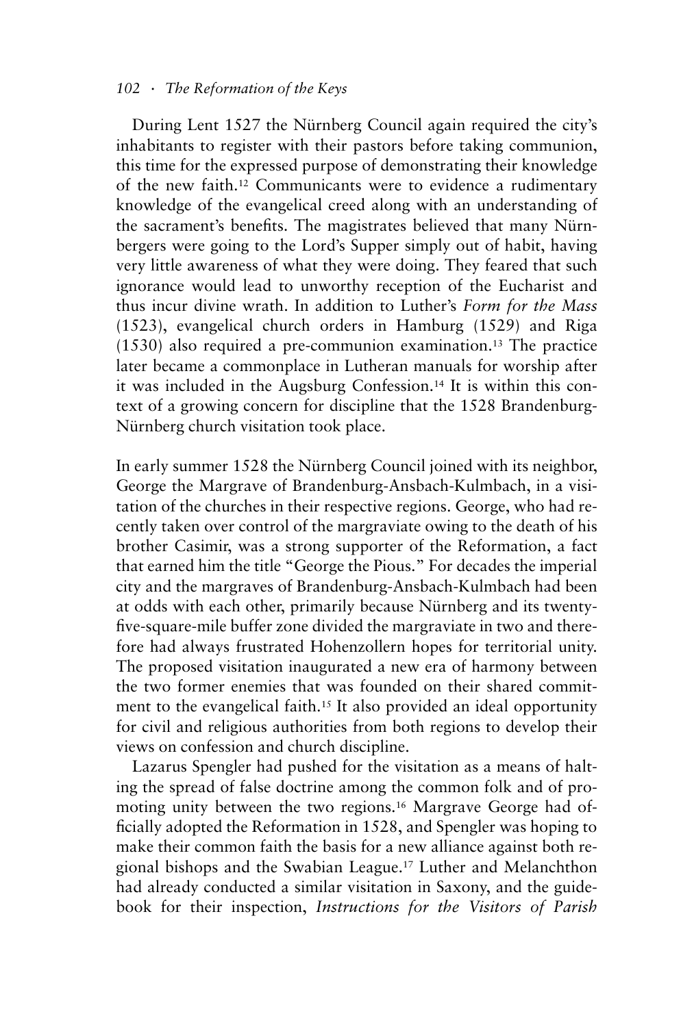During Lent 1527 the Nürnberg Council again required the city's inhabitants to register with their pastors before taking communion, this time for the expressed purpose of demonstrating their knowledge of the new faith.[12] Communicants were to evidence a rudimentary knowledge of the evangelical creed along with an understanding of the sacrament's benefits. The magistrates believed that many Nürnbergers were going to the Lord's Supper simply out of habit, having very little awareness of what they were doing. They feared that such ignorance would lead to unworthy reception of the Eucharist and thus incur divine wrath. In addition to Luther's *Form for the Mass* (1523), evangelical church orders in Hamburg (1529) and Riga (1530) also required a pre-communion examination.[13] The practice later became a commonplace in Lutheran manuals for worship after it was included in the Augsburg Confession.[14] It is within this context of a growing concern for discipline that the 1528 Brandenburg-Nürnberg church visitation took place.

In early summer 1528 the Nürnberg Council joined with its neighbor, George the Margrave of Brandenburg-Ansbach-Kulmbach, in a visitation of the churches in their respective regions. George, who had recently taken over control of the margraviate owing to the death of his brother Casimir, was a strong supporter of the Reformation, a fact that earned him the title "George the Pious." For decades the imperial city and the margraves of Brandenburg-Ansbach-Kulmbach had been at odds with each other, primarily because Nürnberg and its twenty-five-square-mile buffer zone divided the margraviate in two and therefore had always frustrated Hohenzollern hopes for territorial unity. The proposed visitation inaugurated a new era of harmony between the two former enemies that was founded on their shared commitment to the evangelical faith.[15] It also provided an ideal opportunity for civil and religious authorities from both regions to develop their views on confession and church discipline.

Lazarus Spengler had pushed for the visitation as a means of halting the spread of false doctrine among the common folk and of promoting unity between the two regions.[16] Margrave George had officially adopted the Reformation in 1528, and Spengler was hoping to make their common faith the basis for a new alliance against both regional bishops and the Swabian League.[17] Luther and Melanchthon had already conducted a similar visitation in Saxony, and the guidebook for their inspection, *Instructions for the Visitors of Parish*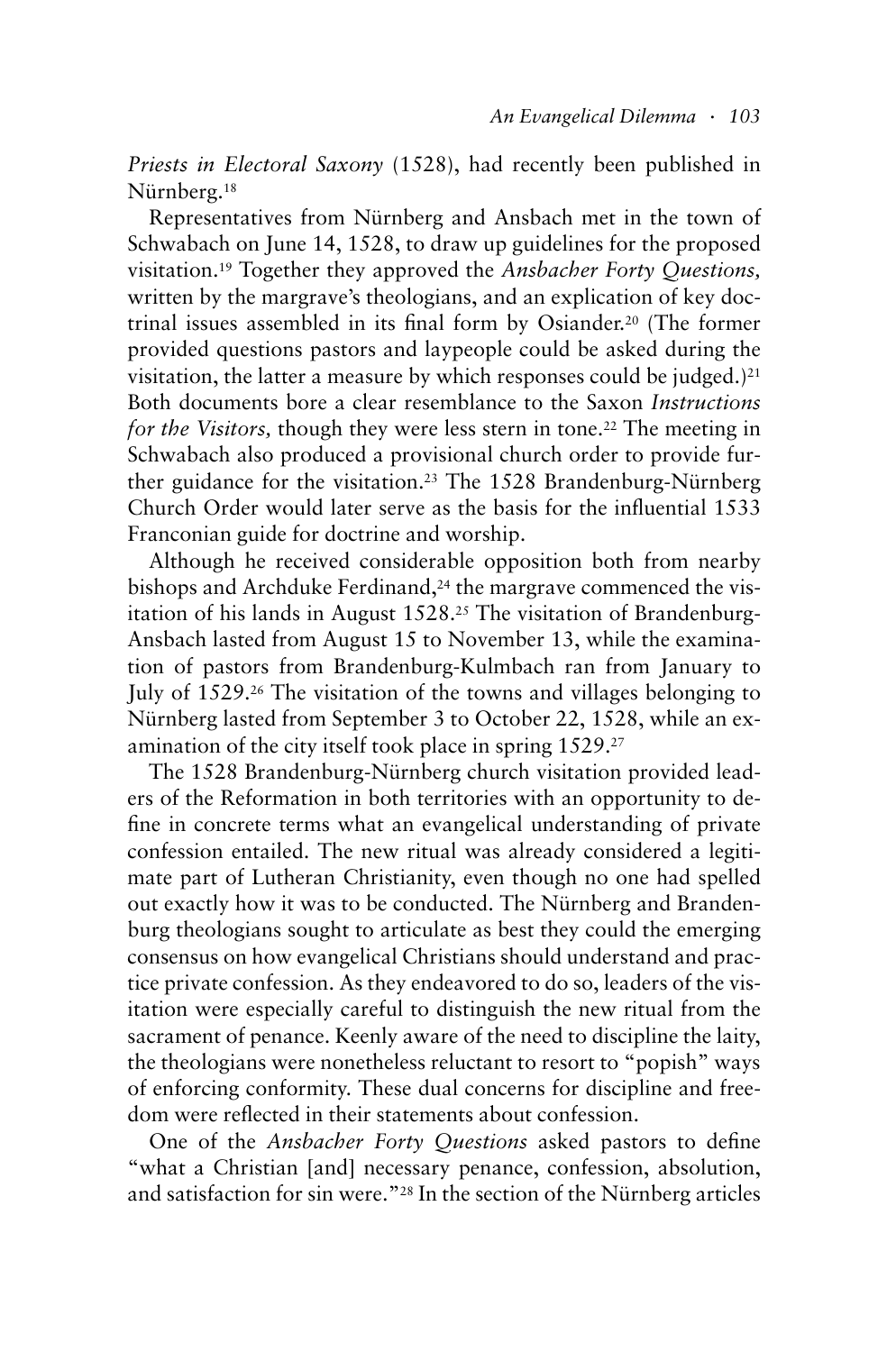*Priests in Electoral Saxony* (1528), had recently been published in Nürnberg.[18]

Representatives from Nürnberg and Ansbach met in the town of Schwabach on June 14, 1528, to draw up guidelines for the proposed visitation.[19] Together they approved the *Ansbacher Forty Questions,* written by the margrave's theologians, and an explication of key doctrinal issues assembled in its final form by Osiander.[20] (The former provided questions pastors and laypeople could be asked during the visitation, the latter a measure by which responses could be judged.)[21] Both documents bore a clear resemblance to the Saxon *Instructions for the Visitors,* though they were less stern in tone.[22] The meeting in Schwabach also produced a provisional church order to provide further guidance for the visitation.[23] The 1528 Brandenburg-Nürnberg Church Order would later serve as the basis for the influential 1533 Franconian guide for doctrine and worship.

Although he received considerable opposition both from nearby bishops and Archduke Ferdinand,[24] the margrave commenced the visitation of his lands in August 1528.[25] The visitation of Brandenburg-Ansbach lasted from August 15 to November 13, while the examination of pastors from Brandenburg-Kulmbach ran from January to July of 1529.[26] The visitation of the towns and villages belonging to Nürnberg lasted from September 3 to October 22, 1528, while an examination of the city itself took place in spring 1529.[27]

The 1528 Brandenburg-Nürnberg church visitation provided leaders of the Reformation in both territories with an opportunity to define in concrete terms what an evangelical understanding of private confession entailed. The new ritual was already considered a legitimate part of Lutheran Christianity, even though no one had spelled out exactly how it was to be conducted. The Nürnberg and Brandenburg theologians sought to articulate as best they could the emerging consensus on how evangelical Christians should understand and practice private confession. As they endeavored to do so, leaders of the visitation were especially careful to distinguish the new ritual from the sacrament of penance. Keenly aware of the need to discipline the laity, the theologians were nonetheless reluctant to resort to "popish" ways of enforcing conformity. These dual concerns for discipline and freedom were reflected in their statements about confession.

One of the *Ansbacher Forty Questions* asked pastors to define "what a Christian [and] necessary penance, confession, absolution, and satisfaction for sin were."[28] In the section of the Nürnberg articles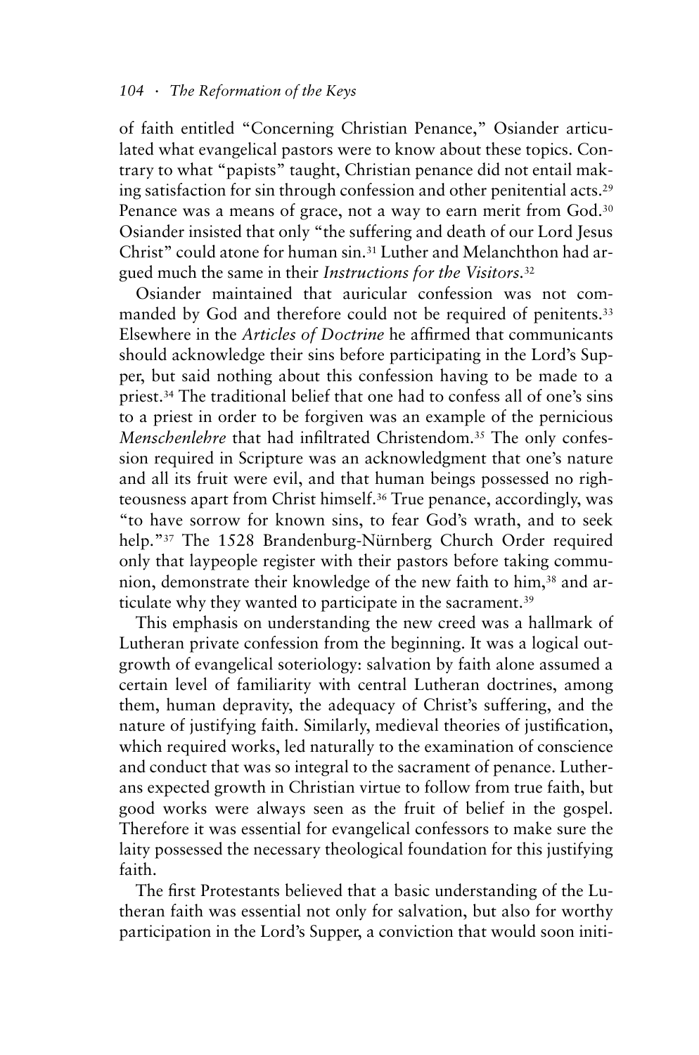of faith entitled "Concerning Christian Penance," Osiander articulated what evangelical pastors were to know about these topics. Contrary to what "papists" taught, Christian penance did not entail making satisfaction for sin through confession and other penitential acts.[29] Penance was a means of grace, not a way to earn merit from God.[30] Osiander insisted that only "the suffering and death of our Lord Jesus Christ" could atone for human sin.[31] Luther and Melanchthon had argued much the same in their *Instructions for the Visitors*.[32]

Osiander maintained that auricular confession was not commanded by God and therefore could not be required of penitents.[33] Elsewhere in the *Articles of Doctrine* he affirmed that communicants should acknowledge their sins before participating in the Lord's Supper, but said nothing about this confession having to be made to a priest.[34] The traditional belief that one had to confess all of one's sins to a priest in order to be forgiven was an example of the pernicious *Menschenlehre* that had infiltrated Christendom.[35] The only confession required in Scripture was an acknowledgment that one's nature and all its fruit were evil, and that human beings possessed no righteousness apart from Christ himself.[36] True penance, accordingly, was "to have sorrow for known sins, to fear God's wrath, and to seek help."[37] The 1528 Brandenburg-Nürnberg Church Order required only that laypeople register with their pastors before taking communion, demonstrate their knowledge of the new faith to him,[38] and articulate why they wanted to participate in the sacrament.[39]

This emphasis on understanding the new creed was a hallmark of Lutheran private confession from the beginning. It was a logical outgrowth of evangelical soteriology: salvation by faith alone assumed a certain level of familiarity with central Lutheran doctrines, among them, human depravity, the adequacy of Christ's suffering, and the nature of justifying faith. Similarly, medieval theories of justification, which required works, led naturally to the examination of conscience and conduct that was so integral to the sacrament of penance. Lutherans expected growth in Christian virtue to follow from true faith, but good works were always seen as the fruit of belief in the gospel. Therefore it was essential for evangelical confessors to make sure the laity possessed the necessary theological foundation for this justifying faith.

The first Protestants believed that a basic understanding of the Lutheran faith was essential not only for salvation, but also for worthy participation in the Lord's Supper, a conviction that would soon initi-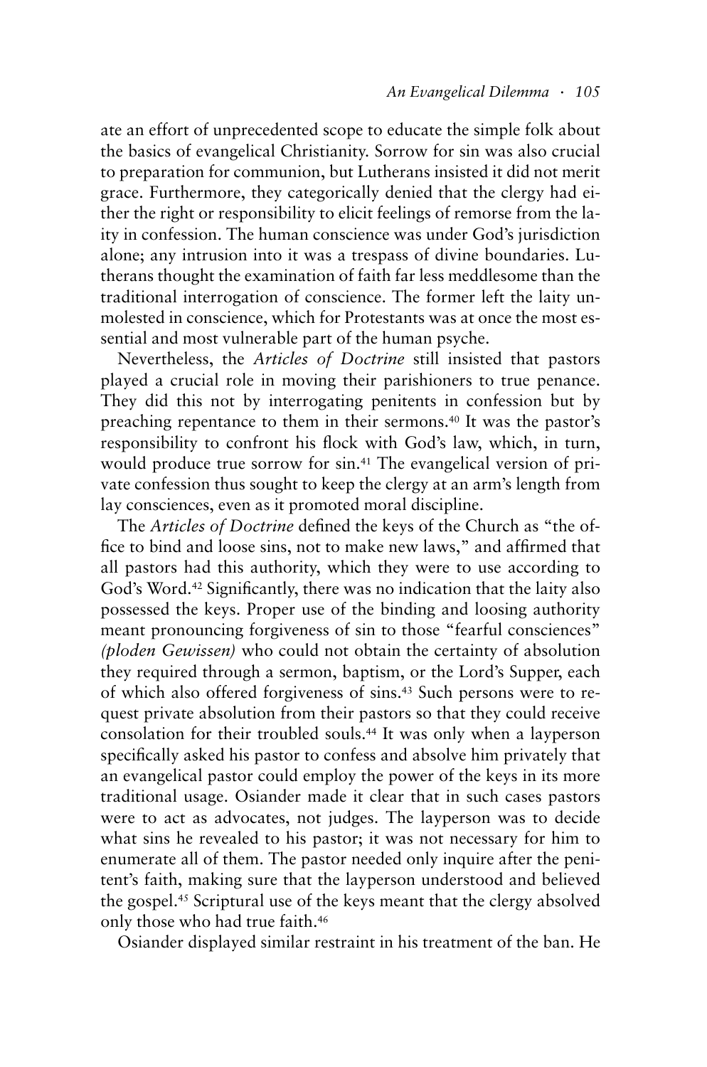ate an effort of unprecedented scope to educate the simple folk about the basics of evangelical Christianity. Sorrow for sin was also crucial to preparation for communion, but Lutherans insisted it did not merit grace. Furthermore, they categorically denied that the clergy had either the right or responsibility to elicit feelings of remorse from the laity in confession. The human conscience was under God's jurisdiction alone; any intrusion into it was a trespass of divine boundaries. Lutherans thought the examination of faith far less meddlesome than the traditional interrogation of conscience. The former left the laity unmolested in conscience, which for Protestants was at once the most essential and most vulnerable part of the human psyche.

Nevertheless, the *Articles of Doctrine* still insisted that pastors played a crucial role in moving their parishioners to true penance. They did this not by interrogating penitents in confession but by preaching repentance to them in their sermons.[40] It was the pastor's responsibility to confront his flock with God's law, which, in turn, would produce true sorrow for sin.[41] The evangelical version of private confession thus sought to keep the clergy at an arm's length from lay consciences, even as it promoted moral discipline.

The *Articles of Doctrine* defined the keys of the Church as "the office to bind and loose sins, not to make new laws," and affirmed that all pastors had this authority, which they were to use according to God's Word.[42] Significantly, there was no indication that the laity also possessed the keys. Proper use of the binding and loosing authority meant pronouncing forgiveness of sin to those "fearful consciences" *(ploden Gewissen)* who could not obtain the certainty of absolution they required through a sermon, baptism, or the Lord's Supper, each of which also offered forgiveness of sins.[43] Such persons were to request private absolution from their pastors so that they could receive consolation for their troubled souls.[44] It was only when a layperson specifically asked his pastor to confess and absolve him privately that an evangelical pastor could employ the power of the keys in its more traditional usage. Osiander made it clear that in such cases pastors were to act as advocates, not judges. The layperson was to decide what sins he revealed to his pastor; it was not necessary for him to enumerate all of them. The pastor needed only inquire after the penitent's faith, making sure that the layperson understood and believed the gospel.[45] Scriptural use of the keys meant that the clergy absolved only those who had true faith.[46]

Osiander displayed similar restraint in his treatment of the ban. He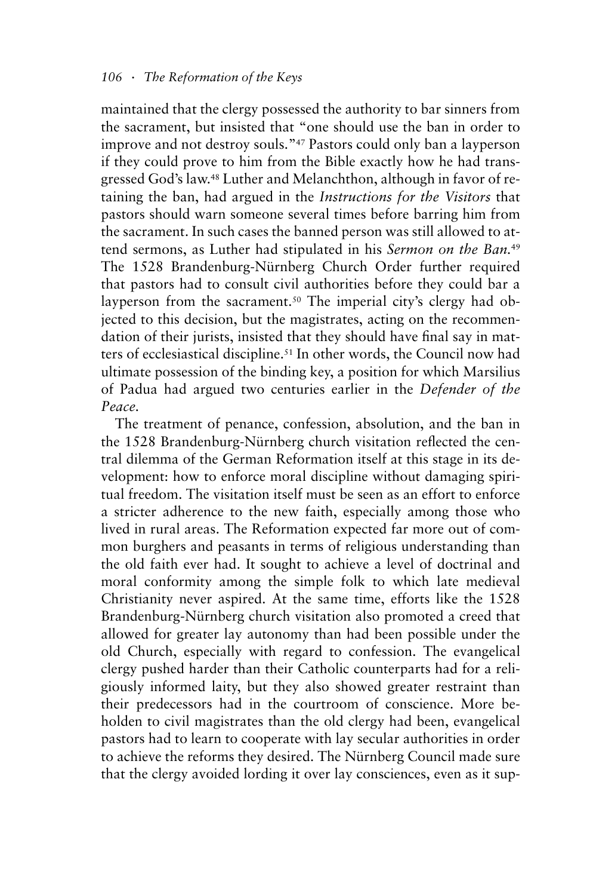maintained that the clergy possessed the authority to bar sinners from the sacrament, but insisted that "one should use the ban in order to improve and not destroy souls."[47] Pastors could only ban a layperson if they could prove to him from the Bible exactly how he had transgressed God's law.[48] Luther and Melanchthon, although in favor of retaining the ban, had argued in the *Instructions for the Visitors* that pastors should warn someone several times before barring him from the sacrament. In such cases the banned person was still allowed to attend sermons, as Luther had stipulated in his *Sermon on the Ban.*[49] The 1528 Brandenburg-Nürnberg Church Order further required that pastors had to consult civil authorities before they could bar a layperson from the sacrament.[50] The imperial city's clergy had objected to this decision, but the magistrates, acting on the recommendation of their jurists, insisted that they should have final say in matters of ecclesiastical discipline.[51] In other words, the Council now had ultimate possession of the binding key, a position for which Marsilius of Padua had argued two centuries earlier in the *Defender of the Peace.*

The treatment of penance, confession, absolution, and the ban in the 1528 Brandenburg-Nürnberg church visitation reflected the central dilemma of the German Reformation itself at this stage in its development: how to enforce moral discipline without damaging spiritual freedom. The visitation itself must be seen as an effort to enforce a stricter adherence to the new faith, especially among those who lived in rural areas. The Reformation expected far more out of common burghers and peasants in terms of religious understanding than the old faith ever had. It sought to achieve a level of doctrinal and moral conformity among the simple folk to which late medieval Christianity never aspired. At the same time, efforts like the 1528 Brandenburg-Nürnberg church visitation also promoted a creed that allowed for greater lay autonomy than had been possible under the old Church, especially with regard to confession. The evangelical clergy pushed harder than their Catholic counterparts had for a religiously informed laity, but they also showed greater restraint than their predecessors had in the courtroom of conscience. More beholden to civil magistrates than the old clergy had been, evangelical pastors had to learn to cooperate with lay secular authorities in order to achieve the reforms they desired. The Nürnberg Council made sure that the clergy avoided lording it over lay consciences, even as it sup-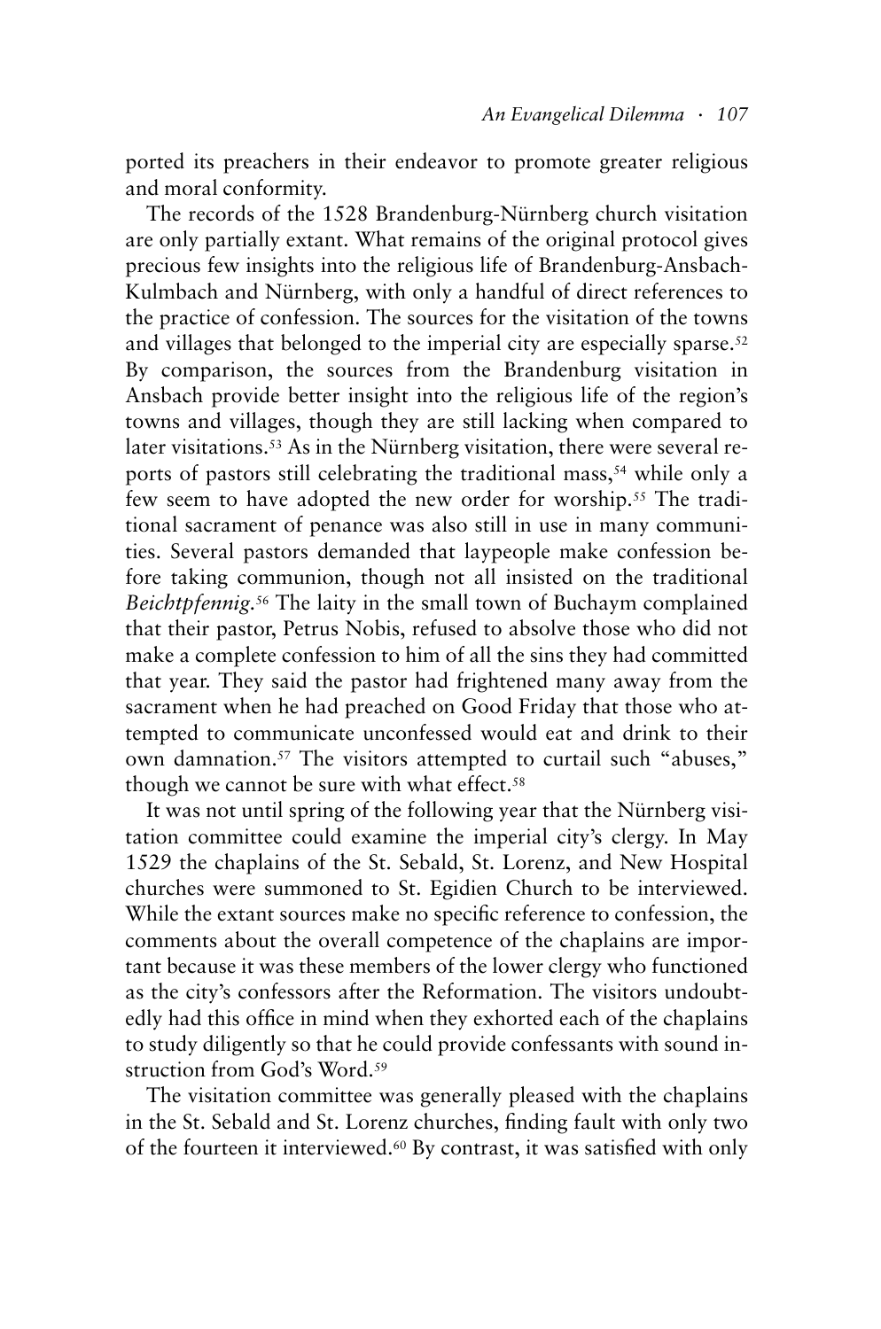ported its preachers in their endeavor to promote greater religious and moral conformity.

The records of the 1528 Brandenburg-Nürnberg church visitation are only partially extant. What remains of the original protocol gives precious few insights into the religious life of Brandenburg-Ansbach-Kulmbach and Nürnberg, with only a handful of direct references to the practice of confession. The sources for the visitation of the towns and villages that belonged to the imperial city are especially sparse.[52] By comparison, the sources from the Brandenburg visitation in Ansbach provide better insight into the religious life of the region's towns and villages, though they are still lacking when compared to later visitations.[53] As in the Nürnberg visitation, there were several reports of pastors still celebrating the traditional mass,[54] while only a few seem to have adopted the new order for worship.[55] The traditional sacrament of penance was also still in use in many communities. Several pastors demanded that laypeople make confession before taking communion, though not all insisted on the traditional *Beichtpfennig*.[56] The laity in the small town of Buchaym complained that their pastor, Petrus Nobis, refused to absolve those who did not make a complete confession to him of all the sins they had committed that year. They said the pastor had frightened many away from the sacrament when he had preached on Good Friday that those who attempted to communicate unconfessed would eat and drink to their own damnation.[57] The visitors attempted to curtail such "abuses," though we cannot be sure with what effect.[58]

It was not until spring of the following year that the Nürnberg visitation committee could examine the imperial city's clergy. In May 1529 the chaplains of the St. Sebald, St. Lorenz, and New Hospital churches were summoned to St. Egidien Church to be interviewed. While the extant sources make no specific reference to confession, the comments about the overall competence of the chaplains are important because it was these members of the lower clergy who functioned as the city's confessors after the Reformation. The visitors undoubtedly had this office in mind when they exhorted each of the chaplains to study diligently so that he could provide confessants with sound instruction from God's Word.[59]

The visitation committee was generally pleased with the chaplains in the St. Sebald and St. Lorenz churches, finding fault with only two of the fourteen it interviewed.[60] By contrast, it was satisfied with only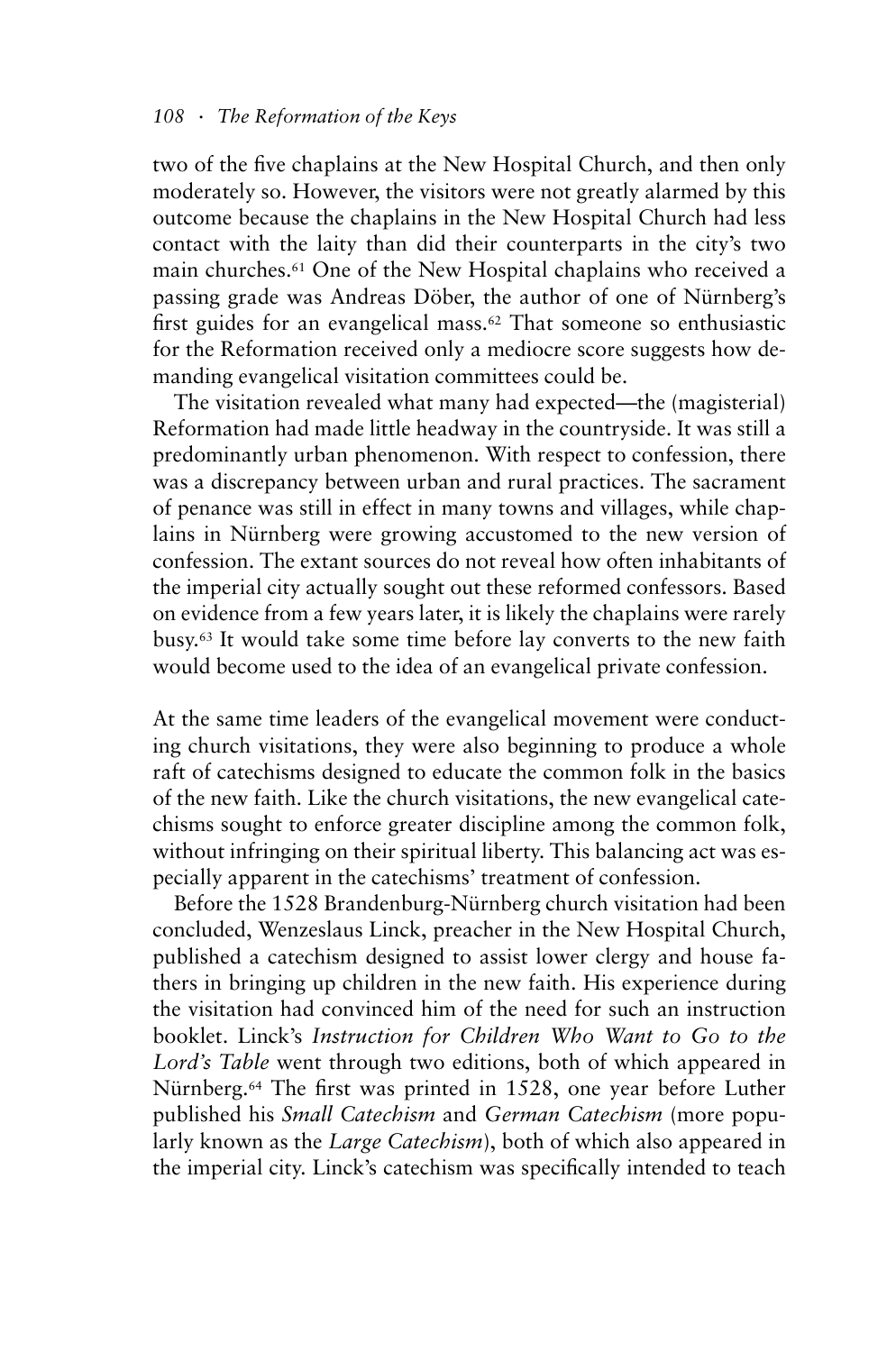two of the five chaplains at the New Hospital Church, and then only moderately so. However, the visitors were not greatly alarmed by this outcome because the chaplains in the New Hospital Church had less contact with the laity than did their counterparts in the city's two main churches.[61] One of the New Hospital chaplains who received a passing grade was Andreas Döber, the author of one of Nürnberg's first guides for an evangelical mass.[62] That someone so enthusiastic for the Reformation received only a mediocre score suggests how demanding evangelical visitation committees could be.

The visitation revealed what many had expected—the (magisterial) Reformation had made little headway in the countryside. It was still a predominantly urban phenomenon. With respect to confession, there was a discrepancy between urban and rural practices. The sacrament of penance was still in effect in many towns and villages, while chaplains in Nürnberg were growing accustomed to the new version of confession. The extant sources do not reveal how often inhabitants of the imperial city actually sought out these reformed confessors. Based on evidence from a few years later, it is likely the chaplains were rarely busy.[63] It would take some time before lay converts to the new faith would become used to the idea of an evangelical private confession.

At the same time leaders of the evangelical movement were conducting church visitations, they were also beginning to produce a whole raft of catechisms designed to educate the common folk in the basics of the new faith. Like the church visitations, the new evangelical catechisms sought to enforce greater discipline among the common folk, without infringing on their spiritual liberty. This balancing act was especially apparent in the catechisms' treatment of confession.

Before the 1528 Brandenburg-Nürnberg church visitation had been concluded, Wenzeslaus Linck, preacher in the New Hospital Church, published a catechism designed to assist lower clergy and house fathers in bringing up children in the new faith. His experience during the visitation had convinced him of the need for such an instruction booklet. Linck's *Instruction for Children Who Want to Go to the Lord's Table* went through two editions, both of which appeared in Nürnberg.[64] The first was printed in 1528, one year before Luther published his *Small Catechism* and *German Catechism* (more popularly known as the *Large Catechism*), both of which also appeared in the imperial city. Linck's catechism was specifically intended to teach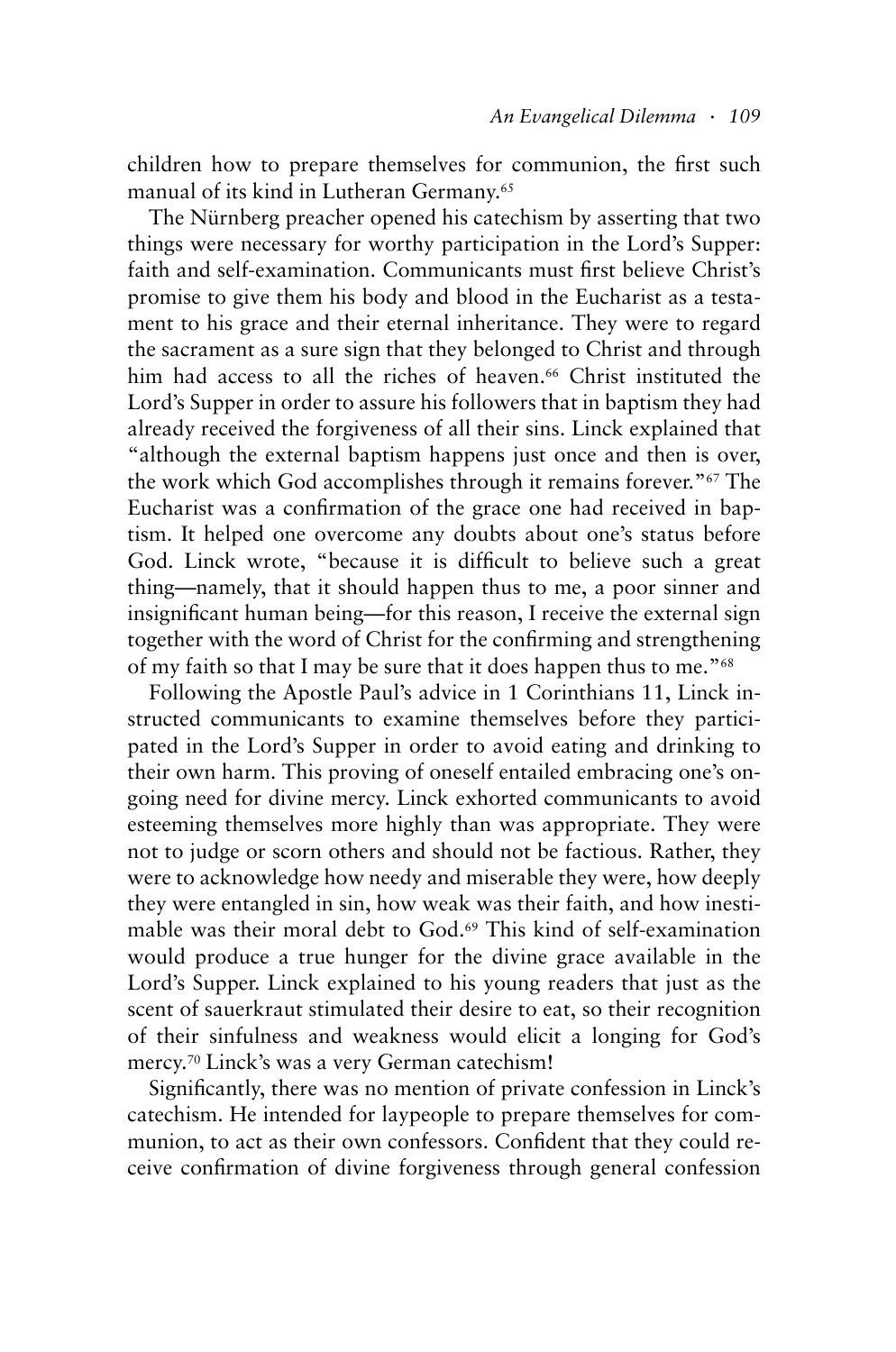children how to prepare themselves for communion, the first such manual of its kind in Lutheran Germany.[65]

The Nürnberg preacher opened his catechism by asserting that two things were necessary for worthy participation in the Lord's Supper: faith and self-examination. Communicants must first believe Christ's promise to give them his body and blood in the Eucharist as a testament to his grace and their eternal inheritance. They were to regard the sacrament as a sure sign that they belonged to Christ and through him had access to all the riches of heaven.[66] Christ instituted the Lord's Supper in order to assure his followers that in baptism they had already received the forgiveness of all their sins. Linck explained that "although the external baptism happens just once and then is over, the work which God accomplishes through it remains forever."[67] The Eucharist was a confirmation of the grace one had received in baptism. It helped one overcome any doubts about one's status before God. Linck wrote, "because it is difficult to believe such a great thing—namely, that it should happen thus to me, a poor sinner and insignificant human being—for this reason, I receive the external sign together with the word of Christ for the confirming and strengthening of my faith so that I may be sure that it does happen thus to me."[68]

Following the Apostle Paul's advice in 1 Corinthians 11, Linck instructed communicants to examine themselves before they participated in the Lord's Supper in order to avoid eating and drinking to their own harm. This proving of oneself entailed embracing one's ongoing need for divine mercy. Linck exhorted communicants to avoid esteeming themselves more highly than was appropriate. They were not to judge or scorn others and should not be factious. Rather, they were to acknowledge how needy and miserable they were, how deeply they were entangled in sin, how weak was their faith, and how inestimable was their moral debt to God.[69] This kind of self-examination would produce a true hunger for the divine grace available in the Lord's Supper. Linck explained to his young readers that just as the scent of sauerkraut stimulated their desire to eat, so their recognition of their sinfulness and weakness would elicit a longing for God's mercy.[70] Linck's was a very German catechism!

Significantly, there was no mention of private confession in Linck's catechism. He intended for laypeople to prepare themselves for communion, to act as their own confessors. Confident that they could receive confirmation of divine forgiveness through general confession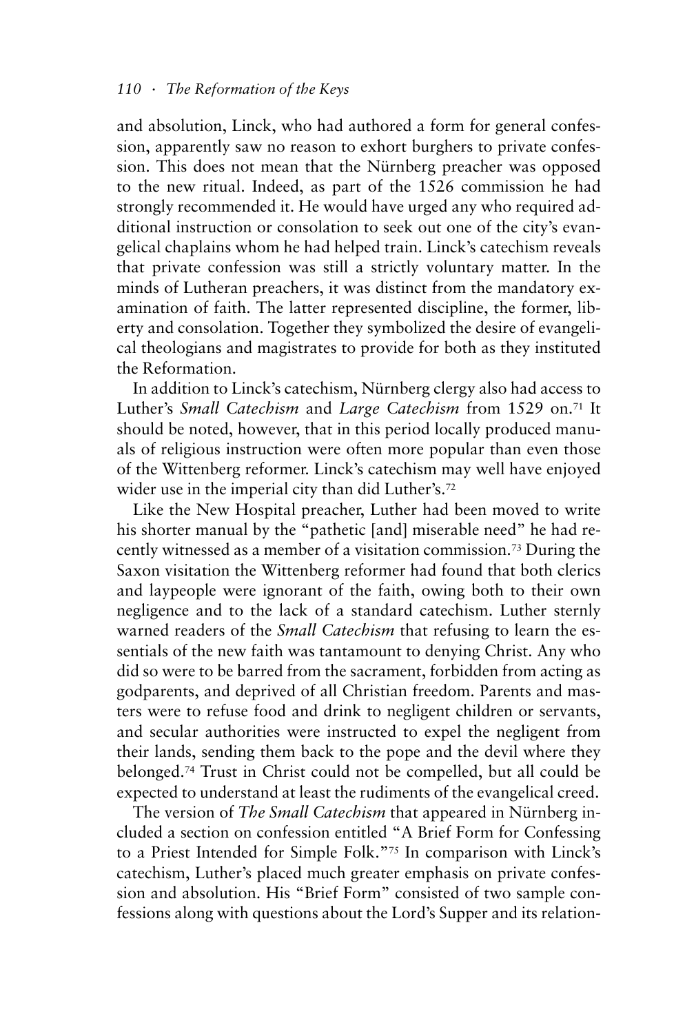and absolution, Linck, who had authored a form for general confession, apparently saw no reason to exhort burghers to private confession. This does not mean that the Nürnberg preacher was opposed to the new ritual. Indeed, as part of the 1526 commission he had strongly recommended it. He would have urged any who required additional instruction or consolation to seek out one of the city's evangelical chaplains whom he had helped train. Linck's catechism reveals that private confession was still a strictly voluntary matter. In the minds of Lutheran preachers, it was distinct from the mandatory examination of faith. The latter represented discipline, the former, liberty and consolation. Together they symbolized the desire of evangelical theologians and magistrates to provide for both as they instituted the Reformation.

In addition to Linck's catechism, Nürnberg clergy also had access to Luther's *Small Catechism* and *Large Catechism* from 1529 on.[71] It should be noted, however, that in this period locally produced manuals of religious instruction were often more popular than even those of the Wittenberg reformer. Linck's catechism may well have enjoyed wider use in the imperial city than did Luther's.[72]

Like the New Hospital preacher, Luther had been moved to write his shorter manual by the "pathetic [and] miserable need" he had recently witnessed as a member of a visitation commission.[73] During the Saxon visitation the Wittenberg reformer had found that both clerics and laypeople were ignorant of the faith, owing both to their own negligence and to the lack of a standard catechism. Luther sternly warned readers of the *Small Catechism* that refusing to learn the essentials of the new faith was tantamount to denying Christ. Any who did so were to be barred from the sacrament, forbidden from acting as godparents, and deprived of all Christian freedom. Parents and masters were to refuse food and drink to negligent children or servants, and secular authorities were instructed to expel the negligent from their lands, sending them back to the pope and the devil where they belonged.[74] Trust in Christ could not be compelled, but all could be expected to understand at least the rudiments of the evangelical creed.

The version of *The Small Catechism* that appeared in Nürnberg included a section on confession entitled "A Brief Form for Confessing to a Priest Intended for Simple Folk."[75] In comparison with Linck's catechism, Luther's placed much greater emphasis on private confession and absolution. His "Brief Form" consisted of two sample confessions along with questions about the Lord's Supper and its relation-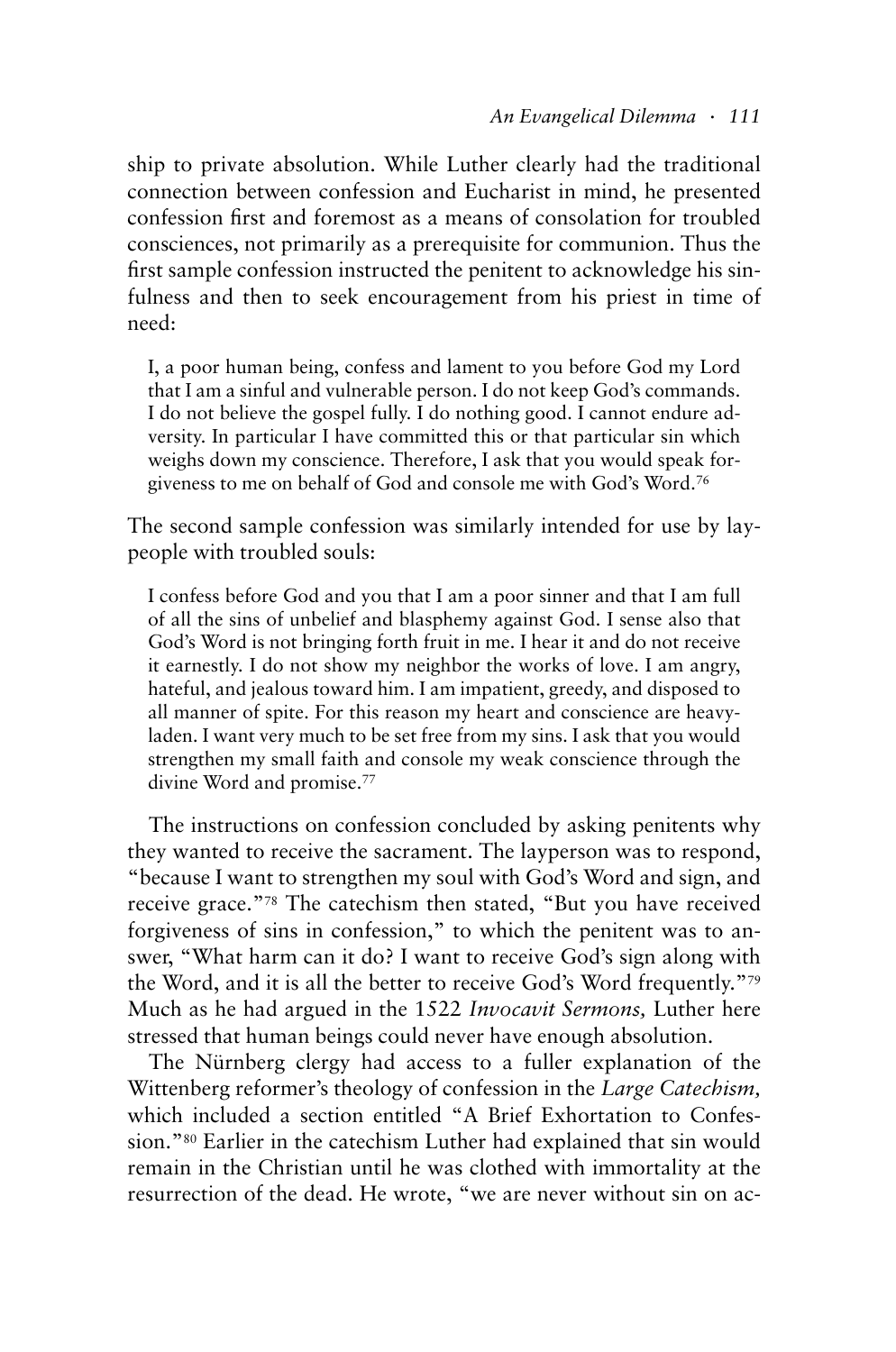ship to private absolution. While Luther clearly had the traditional connection between confession and Eucharist in mind, he presented confession first and foremost as a means of consolation for troubled consciences, not primarily as a prerequisite for communion. Thus the first sample confession instructed the penitent to acknowledge his sinfulness and then to seek encouragement from his priest in time of need:

> I, a poor human being, confess and lament to you before God my Lord that I am a sinful and vulnerable person. I do not keep God's commands. I do not believe the gospel fully. I do nothing good. I cannot endure adversity. In particular I have committed this or that particular sin which weighs down my conscience. Therefore, I ask that you would speak forgiveness to me on behalf of God and console me with God's Word.[76]

The second sample confession was similarly intended for use by laypeople with troubled souls:

> I confess before God and you that I am a poor sinner and that I am full of all the sins of unbelief and blasphemy against God. I sense also that God's Word is not bringing forth fruit in me. I hear it and do not receive it earnestly. I do not show my neighbor the works of love. I am angry, hateful, and jealous toward him. I am impatient, greedy, and disposed to all manner of spite. For this reason my heart and conscience are heavy-laden. I want very much to be set free from my sins. I ask that you would strengthen my small faith and console my weak conscience through the divine Word and promise.[77]

The instructions on confession concluded by asking penitents why they wanted to receive the sacrament. The layperson was to respond, "because I want to strengthen my soul with God's Word and sign, and receive grace."[78] The catechism then stated, "But you have received forgiveness of sins in confession," to which the penitent was to answer, "What harm can it do? I want to receive God's sign along with the Word, and it is all the better to receive God's Word frequently."[79] Much as he had argued in the 1522 *Invocavit Sermons,* Luther here stressed that human beings could never have enough absolution.

The Nürnberg clergy had access to a fuller explanation of the Wittenberg reformer's theology of confession in the *Large Catechism,* which included a section entitled "A Brief Exhortation to Confession."[80] Earlier in the catechism Luther had explained that sin would remain in the Christian until he was clothed with immortality at the resurrection of the dead. He wrote, "we are never without sin on ac-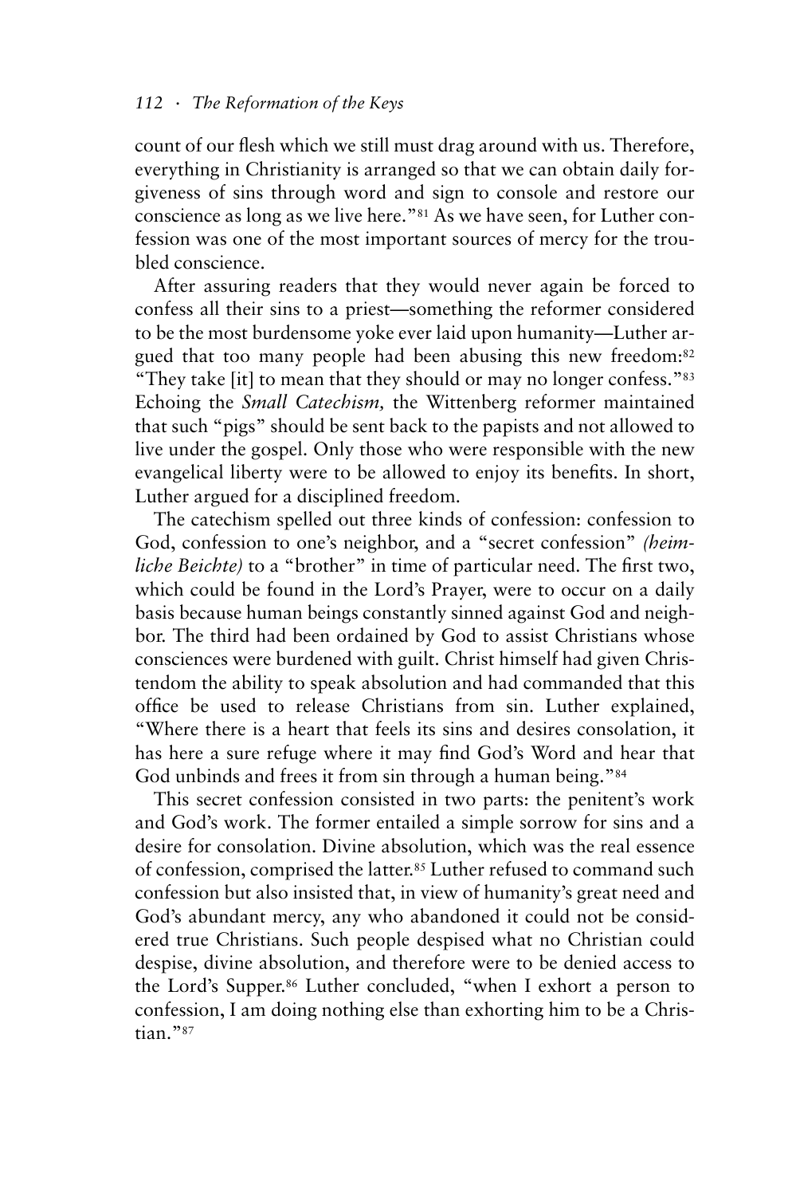count of our flesh which we still must drag around with us. Therefore, everything in Christianity is arranged so that we can obtain daily forgiveness of sins through word and sign to console and restore our conscience as long as we live here."[81] As we have seen, for Luther confession was one of the most important sources of mercy for the troubled conscience.

After assuring readers that they would never again be forced to confess all their sins to a priest—something the reformer considered to be the most burdensome yoke ever laid upon humanity—Luther argued that too many people had been abusing this new freedom:[82] "They take [it] to mean that they should or may no longer confess."[83] Echoing the *Small Catechism,* the Wittenberg reformer maintained that such "pigs" should be sent back to the papists and not allowed to live under the gospel. Only those who were responsible with the new evangelical liberty were to be allowed to enjoy its benefits. In short, Luther argued for a disciplined freedom.

The catechism spelled out three kinds of confession: confession to God, confession to one's neighbor, and a "secret confession" *(heimliche Beichte)* to a "brother" in time of particular need. The first two, which could be found in the Lord's Prayer, were to occur on a daily basis because human beings constantly sinned against God and neighbor. The third had been ordained by God to assist Christians whose consciences were burdened with guilt. Christ himself had given Christendom the ability to speak absolution and had commanded that this office be used to release Christians from sin. Luther explained, "Where there is a heart that feels its sins and desires consolation, it has here a sure refuge where it may find God's Word and hear that God unbinds and frees it from sin through a human being."[84]

This secret confession consisted in two parts: the penitent's work and God's work. The former entailed a simple sorrow for sins and a desire for consolation. Divine absolution, which was the real essence of confession, comprised the latter.[85] Luther refused to command such confession but also insisted that, in view of humanity's great need and God's abundant mercy, any who abandoned it could not be considered true Christians. Such people despised what no Christian could despise, divine absolution, and therefore were to be denied access to the Lord's Supper.[86] Luther concluded, "when I exhort a person to confession, I am doing nothing else than exhorting him to be a Christian."[87]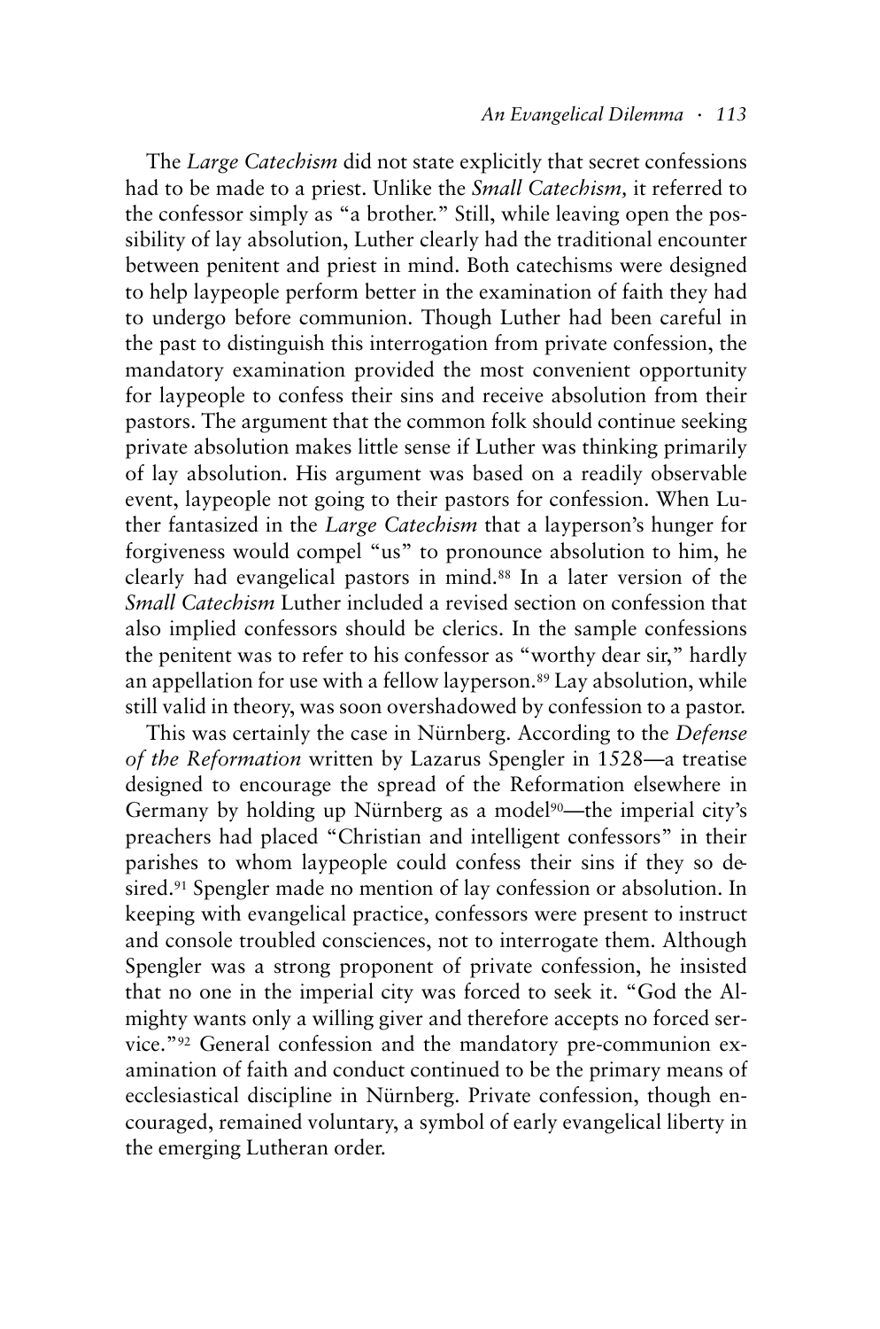The *Large Catechism* did not state explicitly that secret confessions had to be made to a priest. Unlike the *Small Catechism,* it referred to the confessor simply as "a brother." Still, while leaving open the possibility of lay absolution, Luther clearly had the traditional encounter between penitent and priest in mind. Both catechisms were designed to help laypeople perform better in the examination of faith they had to undergo before communion. Though Luther had been careful in the past to distinguish this interrogation from private confession, the mandatory examination provided the most convenient opportunity for laypeople to confess their sins and receive absolution from their pastors. The argument that the common folk should continue seeking private absolution makes little sense if Luther was thinking primarily of lay absolution. His argument was based on a readily observable event, laypeople not going to their pastors for confession. When Luther fantasized in the *Large Catechism* that a layperson's hunger for forgiveness would compel "us" to pronounce absolution to him, he clearly had evangelical pastors in mind.[88] In a later version of the *Small Catechism* Luther included a revised section on confession that also implied confessors should be clerics. In the sample confessions the penitent was to refer to his confessor as "worthy dear sir," hardly an appellation for use with a fellow layperson.[89] Lay absolution, while still valid in theory, was soon overshadowed by confession to a pastor.

This was certainly the case in Nürnberg. According to the *Defense of the Reformation* written by Lazarus Spengler in 1528—a treatise designed to encourage the spread of the Reformation elsewhere in Germany by holding up Nürnberg as a model[90]—the imperial city's preachers had placed "Christian and intelligent confessors" in their parishes to whom laypeople could confess their sins if they so desired.[91] Spengler made no mention of lay confession or absolution. In keeping with evangelical practice, confessors were present to instruct and console troubled consciences, not to interrogate them. Although Spengler was a strong proponent of private confession, he insisted that no one in the imperial city was forced to seek it. "God the Almighty wants only a willing giver and therefore accepts no forced service."[92] General confession and the mandatory pre-communion examination of faith and conduct continued to be the primary means of ecclesiastical discipline in Nürnberg. Private confession, though encouraged, remained voluntary, a symbol of early evangelical liberty in the emerging Lutheran order.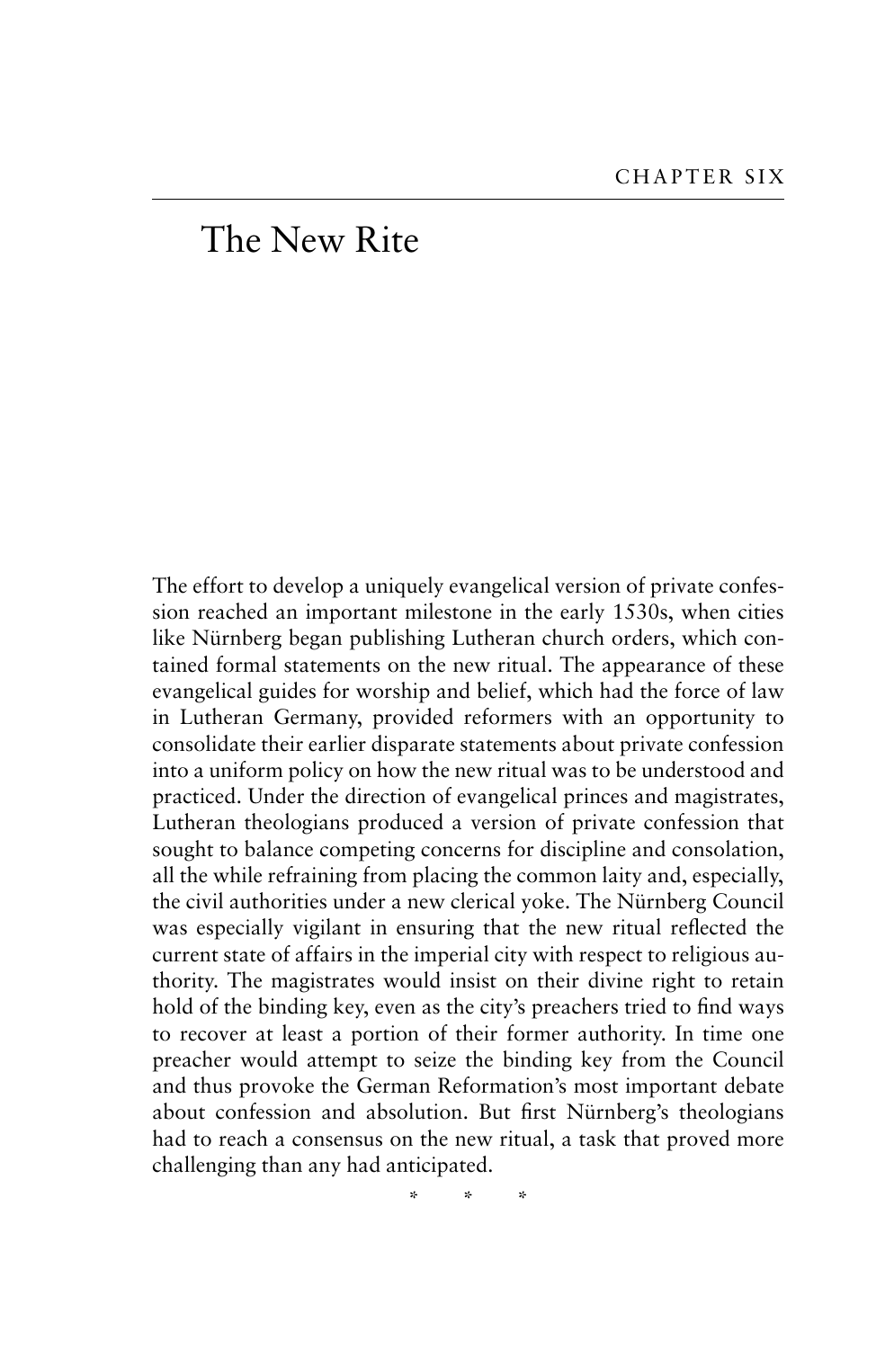CHAPTER SIX

# The New Rite

The effort to develop a uniquely evangelical version of private confession reached an important milestone in the early 1530s, when cities like Nürnberg began publishing Lutheran church orders, which contained formal statements on the new ritual. The appearance of these evangelical guides for worship and belief, which had the force of law in Lutheran Germany, provided reformers with an opportunity to consolidate their earlier disparate statements about private confession into a uniform policy on how the new ritual was to be understood and practiced. Under the direction of evangelical princes and magistrates, Lutheran theologians produced a version of private confession that sought to balance competing concerns for discipline and consolation, all the while refraining from placing the common laity and, especially, the civil authorities under a new clerical yoke. The Nürnberg Council was especially vigilant in ensuring that the new ritual reflected the current state of affairs in the imperial city with respect to religious authority. The magistrates would insist on their divine right to retain hold of the binding key, even as the city's preachers tried to find ways to recover at least a portion of their former authority. In time one preacher would attempt to seize the binding key from the Council and thus provoke the German Reformation's most important debate about confession and absolution. But first Nürnberg's theologians had to reach a consensus on the new ritual, a task that proved more challenging than any had anticipated.

\* \* \*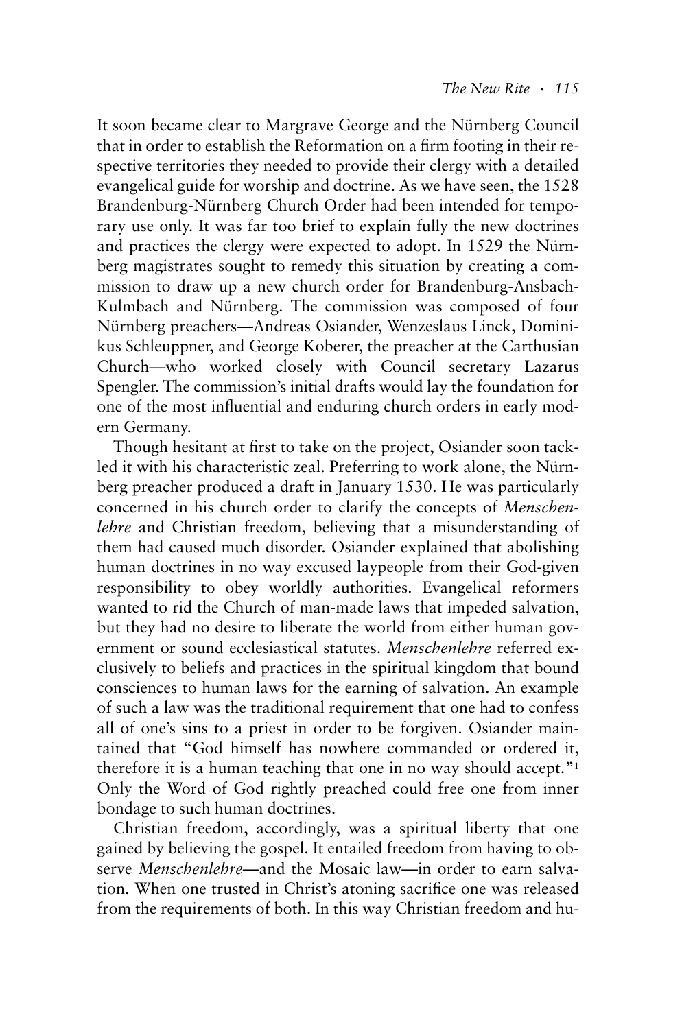It soon became clear to Margrave George and the Nürnberg Council that in order to establish the Reformation on a firm footing in their respective territories they needed to provide their clergy with a detailed evangelical guide for worship and doctrine. As we have seen, the 1528 Brandenburg-Nürnberg Church Order had been intended for temporary use only. It was far too brief to explain fully the new doctrines and practices the clergy were expected to adopt. In 1529 the Nürnberg magistrates sought to remedy this situation by creating a commission to draw up a new church order for Brandenburg-Ansbach-Kulmbach and Nürnberg. The commission was composed of four Nürnberg preachers—Andreas Osiander, Wenzeslaus Linck, Dominikus Schleuppner, and George Koberer, the preacher at the Carthusian Church—who worked closely with Council secretary Lazarus Spengler. The commission's initial drafts would lay the foundation for one of the most influential and enduring church orders in early modern Germany.

Though hesitant at first to take on the project, Osiander soon tackled it with his characteristic zeal. Preferring to work alone, the Nürnberg preacher produced a draft in January 1530. He was particularly concerned in his church order to clarify the concepts of *Menschenlehre* and Christian freedom, believing that a misunderstanding of them had caused much disorder. Osiander explained that abolishing human doctrines in no way excused laypeople from their God-given responsibility to obey worldly authorities. Evangelical reformers wanted to rid the Church of man-made laws that impeded salvation, but they had no desire to liberate the world from either human government or sound ecclesiastical statutes. *Menschenlehre* referred exclusively to beliefs and practices in the spiritual kingdom that bound consciences to human laws for the earning of salvation. An example of such a law was the traditional requirement that one had to confess all of one's sins to a priest in order to be forgiven. Osiander maintained that "God himself has nowhere commanded or ordered it, therefore it is a human teaching that one in no way should accept."[1] Only the Word of God rightly preached could free one from inner bondage to such human doctrines.

Christian freedom, accordingly, was a spiritual liberty that one gained by believing the gospel. It entailed freedom from having to observe *Menschenlehre*—and the Mosaic law—in order to earn salvation. When one trusted in Christ's atoning sacrifice one was released from the requirements of both. In this way Christian freedom and hu-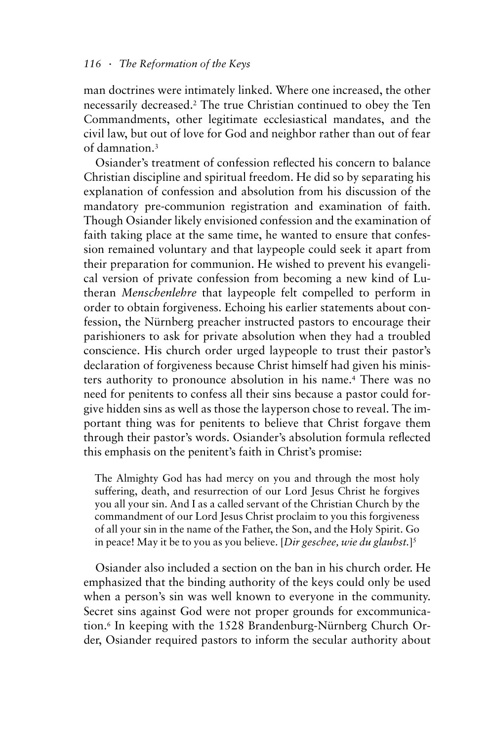man doctrines were intimately linked. Where one increased, the other necessarily decreased.[2] The true Christian continued to obey the Ten Commandments, other legitimate ecclesiastical mandates, and the civil law, but out of love for God and neighbor rather than out of fear of damnation.[3]

Osiander's treatment of confession reflected his concern to balance Christian discipline and spiritual freedom. He did so by separating his explanation of confession and absolution from his discussion of the mandatory pre-communion registration and examination of faith. Though Osiander likely envisioned confession and the examination of faith taking place at the same time, he wanted to ensure that confession remained voluntary and that laypeople could seek it apart from their preparation for communion. He wished to prevent his evangelical version of private confession from becoming a new kind of Lutheran *Menschenlehre* that laypeople felt compelled to perform in order to obtain forgiveness. Echoing his earlier statements about confession, the Nürnberg preacher instructed pastors to encourage their parishioners to ask for private absolution when they had a troubled conscience. His church order urged laypeople to trust their pastor's declaration of forgiveness because Christ himself had given his ministers authority to pronounce absolution in his name.[4] There was no need for penitents to confess all their sins because a pastor could forgive hidden sins as well as those the layperson chose to reveal. The important thing was for penitents to believe that Christ forgave them through their pastor's words. Osiander's absolution formula reflected this emphasis on the penitent's faith in Christ's promise:

> The Almighty God has had mercy on you and through the most holy suffering, death, and resurrection of our Lord Jesus Christ he forgives you all your sin. And I as a called servant of the Christian Church by the commandment of our Lord Jesus Christ proclaim to you this forgiveness of all your sin in the name of the Father, the Son, and the Holy Spirit. Go in peace! May it be to you as you believe. [*Dir geschee, wie du glaubst.*][5]

Osiander also included a section on the ban in his church order. He emphasized that the binding authority of the keys could only be used when a person's sin was well known to everyone in the community. Secret sins against God were not proper grounds for excommunication.[6] In keeping with the 1528 Brandenburg-Nürnberg Church Order, Osiander required pastors to inform the secular authority about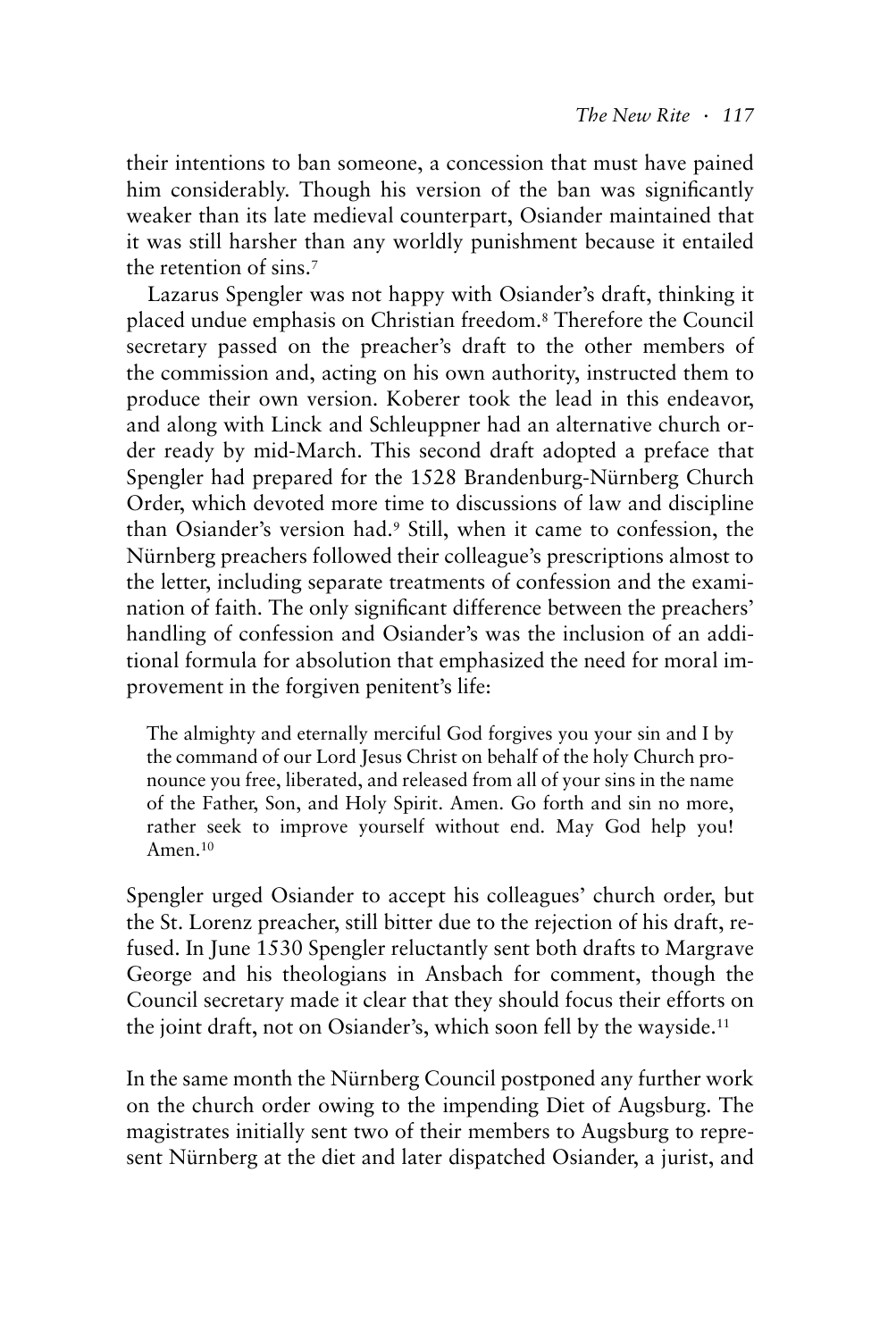their intentions to ban someone, a concession that must have pained him considerably. Though his version of the ban was significantly weaker than its late medieval counterpart, Osiander maintained that it was still harsher than any worldly punishment because it entailed the retention of sins.[7]

Lazarus Spengler was not happy with Osiander's draft, thinking it placed undue emphasis on Christian freedom.[8] Therefore the Council secretary passed on the preacher's draft to the other members of the commission and, acting on his own authority, instructed them to produce their own version. Koberer took the lead in this endeavor, and along with Linck and Schleuppner had an alternative church order ready by mid-March. This second draft adopted a preface that Spengler had prepared for the 1528 Brandenburg-Nürnberg Church Order, which devoted more time to discussions of law and discipline than Osiander's version had.[9] Still, when it came to confession, the Nürnberg preachers followed their colleague's prescriptions almost to the letter, including separate treatments of confession and the examination of faith. The only significant difference between the preachers' handling of confession and Osiander's was the inclusion of an additional formula for absolution that emphasized the need for moral improvement in the forgiven penitent's life:

> The almighty and eternally merciful God forgives you your sin and I by the command of our Lord Jesus Christ on behalf of the holy Church pronounce you free, liberated, and released from all of your sins in the name of the Father, Son, and Holy Spirit. Amen. Go forth and sin no more, rather seek to improve yourself without end. May God help you! Amen.[10]

Spengler urged Osiander to accept his colleagues' church order, but the St. Lorenz preacher, still bitter due to the rejection of his draft, refused. In June 1530 Spengler reluctantly sent both drafts to Margrave George and his theologians in Ansbach for comment, though the Council secretary made it clear that they should focus their efforts on the joint draft, not on Osiander's, which soon fell by the wayside.[11]

In the same month the Nürnberg Council postponed any further work on the church order owing to the impending Diet of Augsburg. The magistrates initially sent two of their members to Augsburg to represent Nürnberg at the diet and later dispatched Osiander, a jurist, and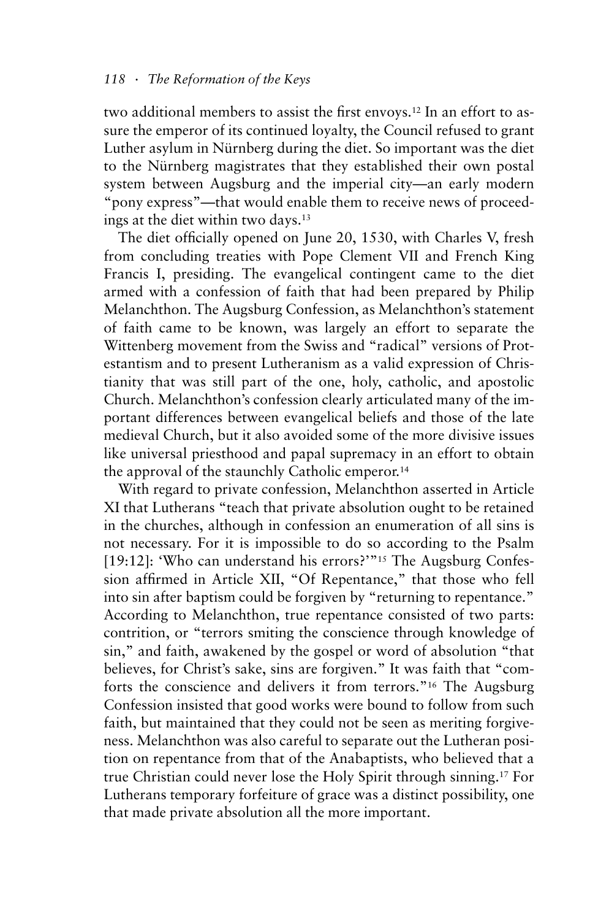two additional members to assist the first envoys.[12] In an effort to assure the emperor of its continued loyalty, the Council refused to grant Luther asylum in Nürnberg during the diet. So important was the diet to the Nürnberg magistrates that they established their own postal system between Augsburg and the imperial city—an early modern "pony express"—that would enable them to receive news of proceedings at the diet within two days.[13]

The diet officially opened on June 20, 1530, with Charles V, fresh from concluding treaties with Pope Clement VII and French King Francis I, presiding. The evangelical contingent came to the diet armed with a confession of faith that had been prepared by Philip Melanchthon. The Augsburg Confession, as Melanchthon's statement of faith came to be known, was largely an effort to separate the Wittenberg movement from the Swiss and "radical" versions of Protestantism and to present Lutheranism as a valid expression of Christianity that was still part of the one, holy, catholic, and apostolic Church. Melanchthon's confession clearly articulated many of the important differences between evangelical beliefs and those of the late medieval Church, but it also avoided some of the more divisive issues like universal priesthood and papal supremacy in an effort to obtain the approval of the staunchly Catholic emperor.[14]

With regard to private confession, Melanchthon asserted in Article XI that Lutherans "teach that private absolution ought to be retained in the churches, although in confession an enumeration of all sins is not necessary. For it is impossible to do so according to the Psalm [19:12]: 'Who can understand his errors?'"[15] The Augsburg Confession affirmed in Article XII, "Of Repentance," that those who fell into sin after baptism could be forgiven by "returning to repentance." According to Melanchthon, true repentance consisted of two parts: contrition, or "terrors smiting the conscience through knowledge of sin," and faith, awakened by the gospel or word of absolution "that believes, for Christ's sake, sins are forgiven." It was faith that "comforts the conscience and delivers it from terrors."[16] The Augsburg Confession insisted that good works were bound to follow from such faith, but maintained that they could not be seen as meriting forgiveness. Melanchthon was also careful to separate out the Lutheran position on repentance from that of the Anabaptists, who believed that a true Christian could never lose the Holy Spirit through sinning.[17] For Lutherans temporary forfeiture of grace was a distinct possibility, one that made private absolution all the more important.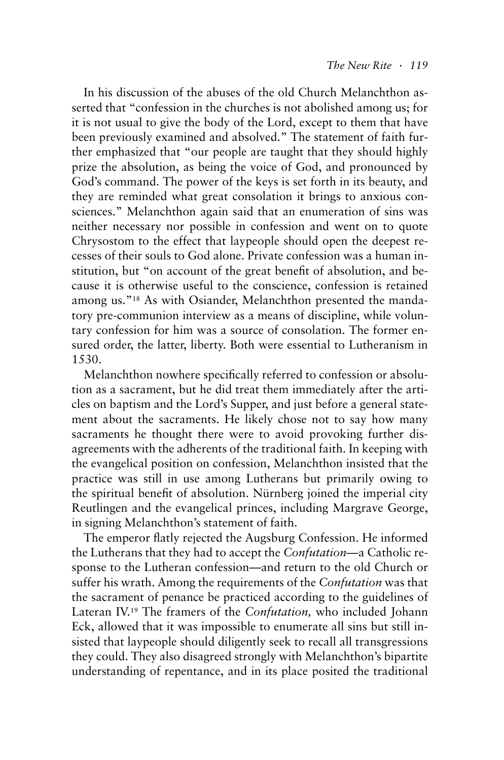In his discussion of the abuses of the old Church Melanchthon asserted that "confession in the churches is not abolished among us; for it is not usual to give the body of the Lord, except to them that have been previously examined and absolved." The statement of faith further emphasized that "our people are taught that they should highly prize the absolution, as being the voice of God, and pronounced by God's command. The power of the keys is set forth in its beauty, and they are reminded what great consolation it brings to anxious consciences." Melanchthon again said that an enumeration of sins was neither necessary nor possible in confession and went on to quote Chrysostom to the effect that laypeople should open the deepest recesses of their souls to God alone. Private confession was a human institution, but "on account of the great benefit of absolution, and because it is otherwise useful to the conscience, confession is retained among us."[18] As with Osiander, Melanchthon presented the mandatory pre-communion interview as a means of discipline, while voluntary confession for him was a source of consolation. The former ensured order, the latter, liberty. Both were essential to Lutheranism in 1530.

Melanchthon nowhere specifically referred to confession or absolution as a sacrament, but he did treat them immediately after the articles on baptism and the Lord's Supper, and just before a general statement about the sacraments. He likely chose not to say how many sacraments he thought there were to avoid provoking further disagreements with the adherents of the traditional faith. In keeping with the evangelical position on confession, Melanchthon insisted that the practice was still in use among Lutherans but primarily owing to the spiritual benefit of absolution. Nürnberg joined the imperial city Reutlingen and the evangelical princes, including Margrave George, in signing Melanchthon's statement of faith.

The emperor flatly rejected the Augsburg Confession. He informed the Lutherans that they had to accept the *Confutation*—a Catholic response to the Lutheran confession—and return to the old Church or suffer his wrath. Among the requirements of the *Confutation* was that the sacrament of penance be practiced according to the guidelines of Lateran IV.[19] The framers of the *Confutation,* who included Johann Eck, allowed that it was impossible to enumerate all sins but still insisted that laypeople should diligently seek to recall all transgressions they could. They also disagreed strongly with Melanchthon's bipartite understanding of repentance, and in its place posited the traditional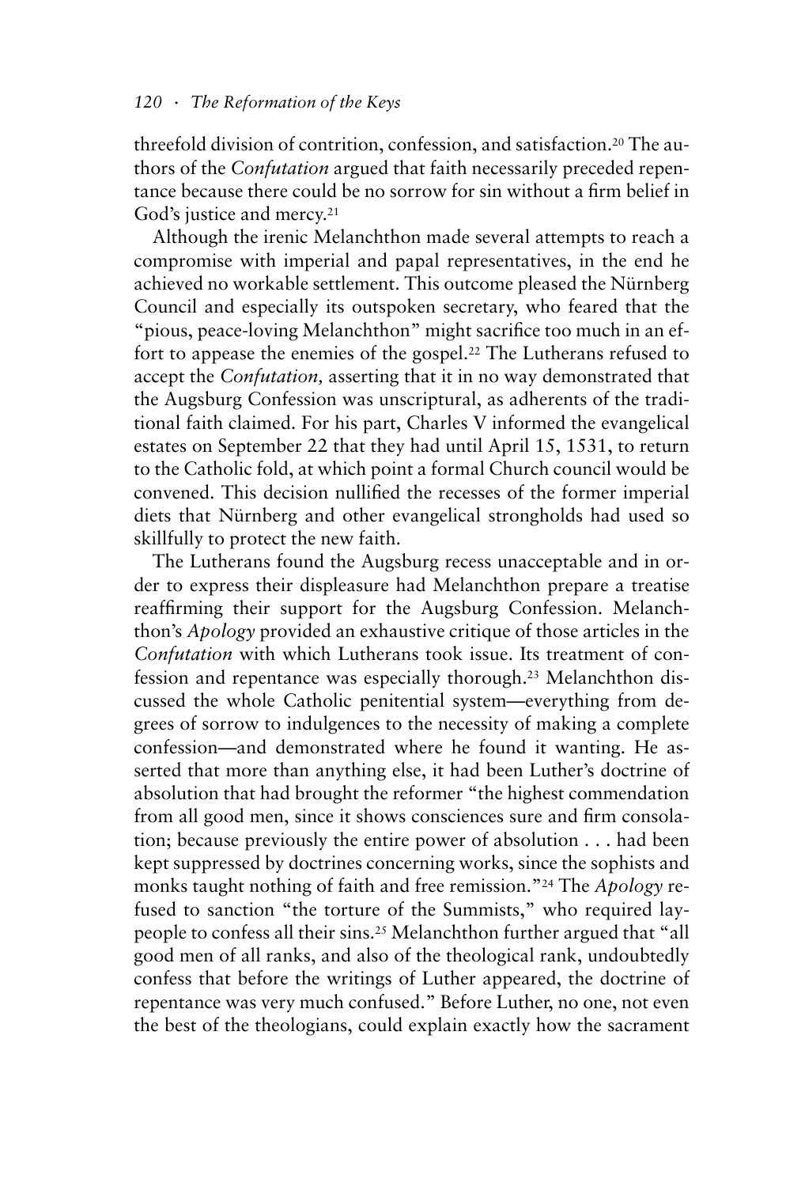threefold division of contrition, confession, and satisfaction.[20] The authors of the *Confutation* argued that faith necessarily preceded repentance because there could be no sorrow for sin without a firm belief in God's justice and mercy.[21]

Although the irenic Melanchthon made several attempts to reach a compromise with imperial and papal representatives, in the end he achieved no workable settlement. This outcome pleased the Nürnberg Council and especially its outspoken secretary, who feared that the "pious, peace-loving Melanchthon" might sacrifice too much in an effort to appease the enemies of the gospel.[22] The Lutherans refused to accept the *Confutation,* asserting that it in no way demonstrated that the Augsburg Confession was unscriptural, as adherents of the traditional faith claimed. For his part, Charles V informed the evangelical estates on September 22 that they had until April 15, 1531, to return to the Catholic fold, at which point a formal Church council would be convened. This decision nullified the recesses of the former imperial diets that Nürnberg and other evangelical strongholds had used so skillfully to protect the new faith.

The Lutherans found the Augsburg recess unacceptable and in order to express their displeasure had Melanchthon prepare a treatise reaffirming their support for the Augsburg Confession. Melanchthon's *Apology* provided an exhaustive critique of those articles in the *Confutation* with which Lutherans took issue. Its treatment of confession and repentance was especially thorough.[23] Melanchthon discussed the whole Catholic penitential system—everything from degrees of sorrow to indulgences to the necessity of making a complete confession—and demonstrated where he found it wanting. He asserted that more than anything else, it had been Luther's doctrine of absolution that had brought the reformer "the highest commendation from all good men, since it shows consciences sure and firm consolation; because previously the entire power of absolution . . . had been kept suppressed by doctrines concerning works, since the sophists and monks taught nothing of faith and free remission."[24] The *Apology* refused to sanction "the torture of the Summists," who required laypeople to confess all their sins.[25] Melanchthon further argued that "all good men of all ranks, and also of the theological rank, undoubtedly confess that before the writings of Luther appeared, the doctrine of repentance was very much confused." Before Luther, no one, not even the best of the theologians, could explain exactly how the sacrament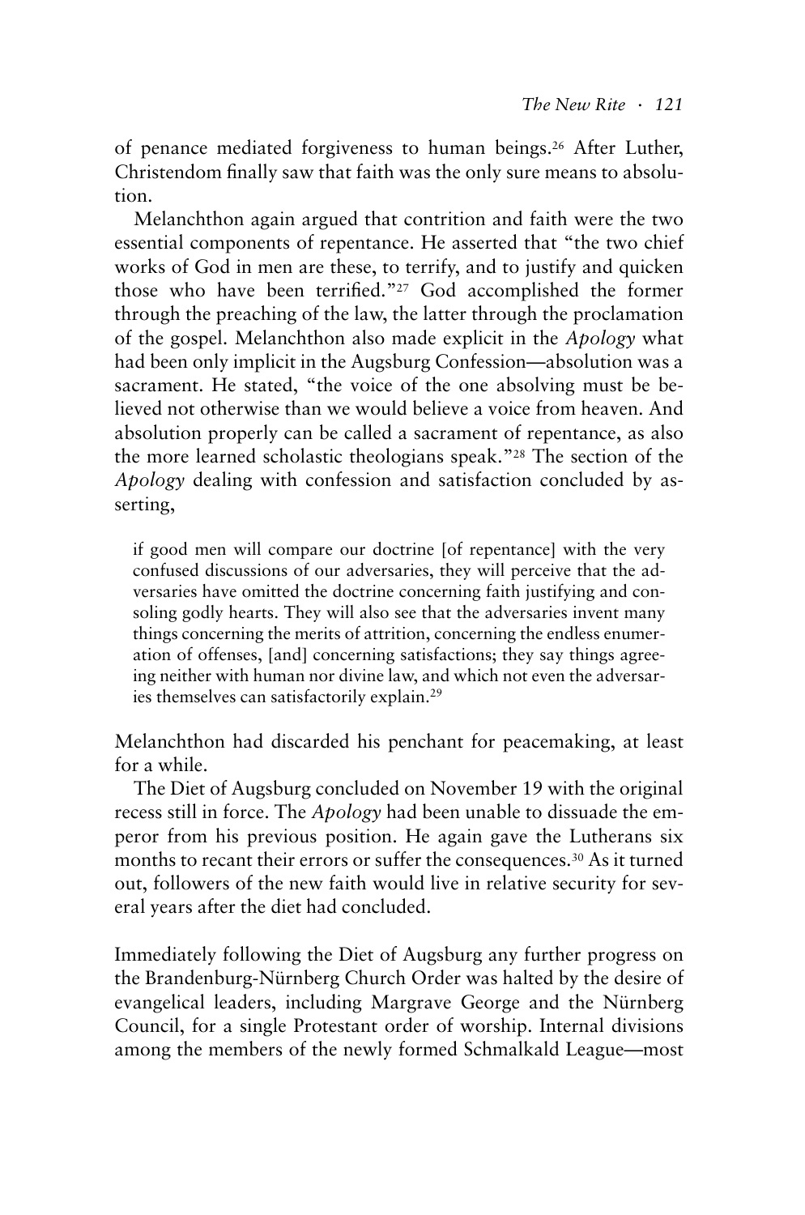of penance mediated forgiveness to human beings.[26] After Luther, Christendom finally saw that faith was the only sure means to absolution.

Melanchthon again argued that contrition and faith were the two essential components of repentance. He asserted that "the two chief works of God in men are these, to terrify, and to justify and quicken those who have been terrified."[27] God accomplished the former through the preaching of the law, the latter through the proclamation of the gospel. Melanchthon also made explicit in the *Apology* what had been only implicit in the Augsburg Confession—absolution was a sacrament. He stated, "the voice of the one absolving must be believed not otherwise than we would believe a voice from heaven. And absolution properly can be called a sacrament of repentance, as also the more learned scholastic theologians speak."[28] The section of the *Apology* dealing with confession and satisfaction concluded by asserting,

> if good men will compare our doctrine [of repentance] with the very confused discussions of our adversaries, they will perceive that the adversaries have omitted the doctrine concerning faith justifying and consoling godly hearts. They will also see that the adversaries invent many things concerning the merits of attrition, concerning the endless enumeration of offenses, [and] concerning satisfactions; they say things agreeing neither with human nor divine law, and which not even the adversaries themselves can satisfactorily explain.[29]

Melanchthon had discarded his penchant for peacemaking, at least for a while.

The Diet of Augsburg concluded on November 19 with the original recess still in force. The *Apology* had been unable to dissuade the emperor from his previous position. He again gave the Lutherans six months to recant their errors or suffer the consequences.[30] As it turned out, followers of the new faith would live in relative security for several years after the diet had concluded.

Immediately following the Diet of Augsburg any further progress on the Brandenburg-Nürnberg Church Order was halted by the desire of evangelical leaders, including Margrave George and the Nürnberg Council, for a single Protestant order of worship. Internal divisions among the members of the newly formed Schmalkald League—most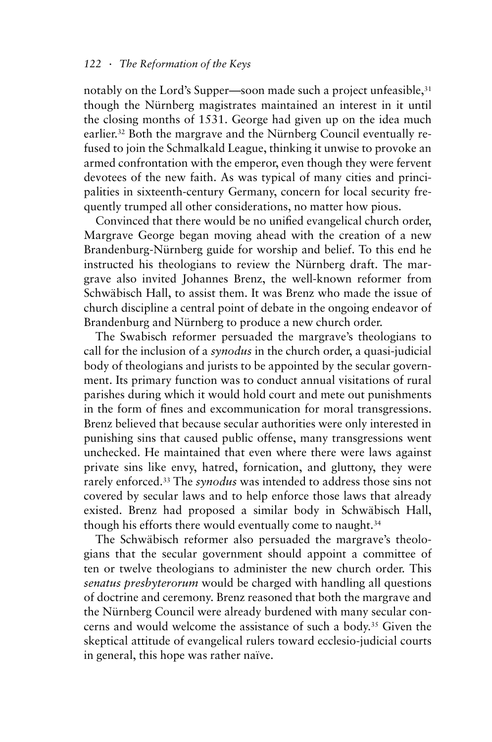notably on the Lord's Supper—soon made such a project unfeasible,[31] though the Nürnberg magistrates maintained an interest in it until the closing months of 1531. George had given up on the idea much earlier.[32] Both the margrave and the Nürnberg Council eventually refused to join the Schmalkald League, thinking it unwise to provoke an armed confrontation with the emperor, even though they were fervent devotees of the new faith. As was typical of many cities and principalities in sixteenth-century Germany, concern for local security frequently trumped all other considerations, no matter how pious.

Convinced that there would be no unified evangelical church order, Margrave George began moving ahead with the creation of a new Brandenburg-Nürnberg guide for worship and belief. To this end he instructed his theologians to review the Nürnberg draft. The margrave also invited Johannes Brenz, the well-known reformer from Schwäbisch Hall, to assist them. It was Brenz who made the issue of church discipline a central point of debate in the ongoing endeavor of Brandenburg and Nürnberg to produce a new church order.

The Swabisch reformer persuaded the margrave's theologians to call for the inclusion of a *synodus* in the church order, a quasi-judicial body of theologians and jurists to be appointed by the secular government. Its primary function was to conduct annual visitations of rural parishes during which it would hold court and mete out punishments in the form of fines and excommunication for moral transgressions. Brenz believed that because secular authorities were only interested in punishing sins that caused public offense, many transgressions went unchecked. He maintained that even where there were laws against private sins like envy, hatred, fornication, and gluttony, they were rarely enforced.[33] The *synodus* was intended to address those sins not covered by secular laws and to help enforce those laws that already existed. Brenz had proposed a similar body in Schwäbisch Hall, though his efforts there would eventually come to naught.[34]

The Schwäbisch reformer also persuaded the margrave's theologians that the secular government should appoint a committee of ten or twelve theologians to administer the new church order. This *senatus presbyterorum* would be charged with handling all questions of doctrine and ceremony. Brenz reasoned that both the margrave and the Nürnberg Council were already burdened with many secular concerns and would welcome the assistance of such a body.[35] Given the skeptical attitude of evangelical rulers toward ecclesio-judicial courts in general, this hope was rather naïve.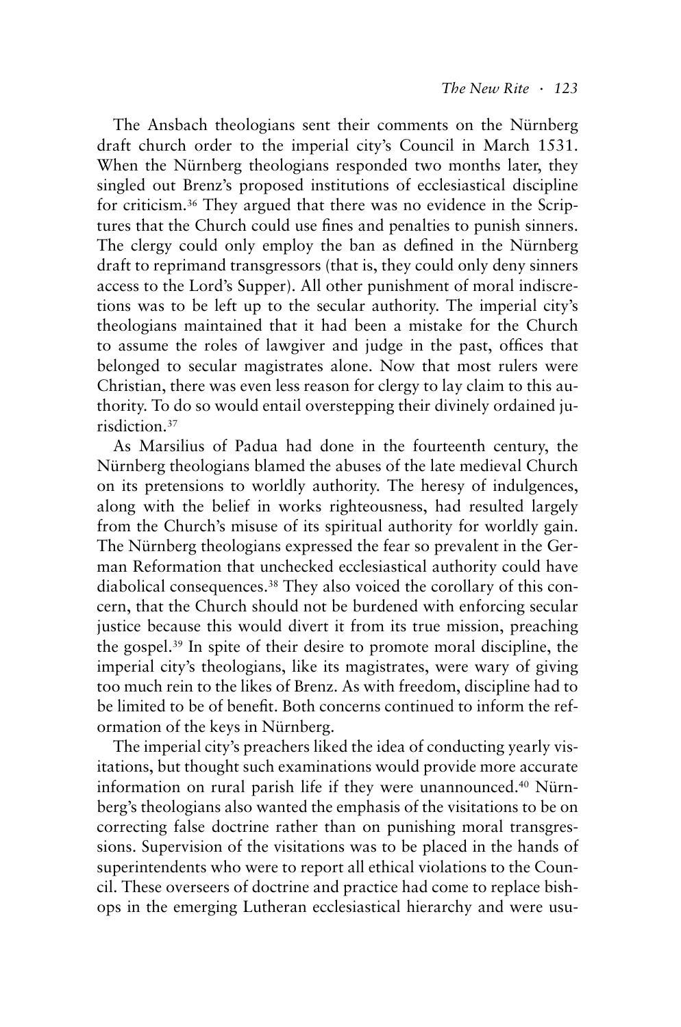The Ansbach theologians sent their comments on the Nürnberg draft church order to the imperial city's Council in March 1531. When the Nürnberg theologians responded two months later, they singled out Brenz's proposed institutions of ecclesiastical discipline for criticism.[36] They argued that there was no evidence in the Scriptures that the Church could use fines and penalties to punish sinners. The clergy could only employ the ban as defined in the Nürnberg draft to reprimand transgressors (that is, they could only deny sinners access to the Lord's Supper). All other punishment of moral indiscretions was to be left up to the secular authority. The imperial city's theologians maintained that it had been a mistake for the Church to assume the roles of lawgiver and judge in the past, offices that belonged to secular magistrates alone. Now that most rulers were Christian, there was even less reason for clergy to lay claim to this authority. To do so would entail overstepping their divinely ordained jurisdiction.[37]

As Marsilius of Padua had done in the fourteenth century, the Nürnberg theologians blamed the abuses of the late medieval Church on its pretensions to worldly authority. The heresy of indulgences, along with the belief in works righteousness, had resulted largely from the Church's misuse of its spiritual authority for worldly gain. The Nürnberg theologians expressed the fear so prevalent in the German Reformation that unchecked ecclesiastical authority could have diabolical consequences.[38] They also voiced the corollary of this concern, that the Church should not be burdened with enforcing secular justice because this would divert it from its true mission, preaching the gospel.[39] In spite of their desire to promote moral discipline, the imperial city's theologians, like its magistrates, were wary of giving too much rein to the likes of Brenz. As with freedom, discipline had to be limited to be of benefit. Both concerns continued to inform the reformation of the keys in Nürnberg.

The imperial city's preachers liked the idea of conducting yearly visitations, but thought such examinations would provide more accurate information on rural parish life if they were unannounced.[40] Nürnberg's theologians also wanted the emphasis of the visitations to be on correcting false doctrine rather than on punishing moral transgressions. Supervision of the visitations was to be placed in the hands of superintendents who were to report all ethical violations to the Council. These overseers of doctrine and practice had come to replace bishops in the emerging Lutheran ecclesiastical hierarchy and were usu-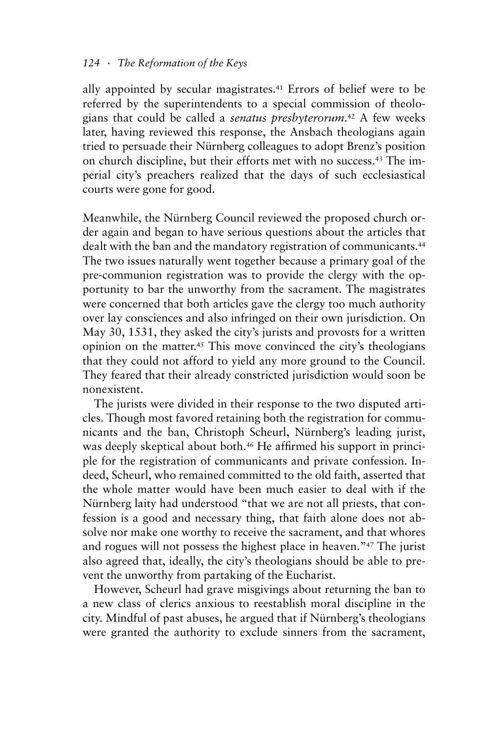ally appointed by secular magistrates.[41] Errors of belief were to be referred by the superintendents to a special commission of theologians that could be called a *senatus presbyterorum*.[42] A few weeks later, having reviewed this response, the Ansbach theologians again tried to persuade their Nürnberg colleagues to adopt Brenz's position on church discipline, but their efforts met with no success.[43] The imperial city's preachers realized that the days of such ecclesiastical courts were gone for good.

Meanwhile, the Nürnberg Council reviewed the proposed church order again and began to have serious questions about the articles that dealt with the ban and the mandatory registration of communicants.[44] The two issues naturally went together because a primary goal of the pre-communion registration was to provide the clergy with the opportunity to bar the unworthy from the sacrament. The magistrates were concerned that both articles gave the clergy too much authority over lay consciences and also infringed on their own jurisdiction. On May 30, 1531, they asked the city's jurists and provosts for a written opinion on the matter.[45] This move convinced the city's theologians that they could not afford to yield any more ground to the Council. They feared that their already constricted jurisdiction would soon be nonexistent.

The jurists were divided in their response to the two disputed articles. Though most favored retaining both the registration for communicants and the ban, Christoph Scheurl, Nürnberg's leading jurist, was deeply skeptical about both.[46] He affirmed his support in principle for the registration of communicants and private confession. Indeed, Scheurl, who remained committed to the old faith, asserted that the whole matter would have been much easier to deal with if the Nürnberg laity had understood "that we are not all priests, that confession is a good and necessary thing, that faith alone does not absolve nor make one worthy to receive the sacrament, and that whores and rogues will not possess the highest place in heaven."[47] The jurist also agreed that, ideally, the city's theologians should be able to prevent the unworthy from partaking of the Eucharist.

However, Scheurl had grave misgivings about returning the ban to a new class of clerics anxious to reestablish moral discipline in the city. Mindful of past abuses, he argued that if Nürnberg's theologians were granted the authority to exclude sinners from the sacrament,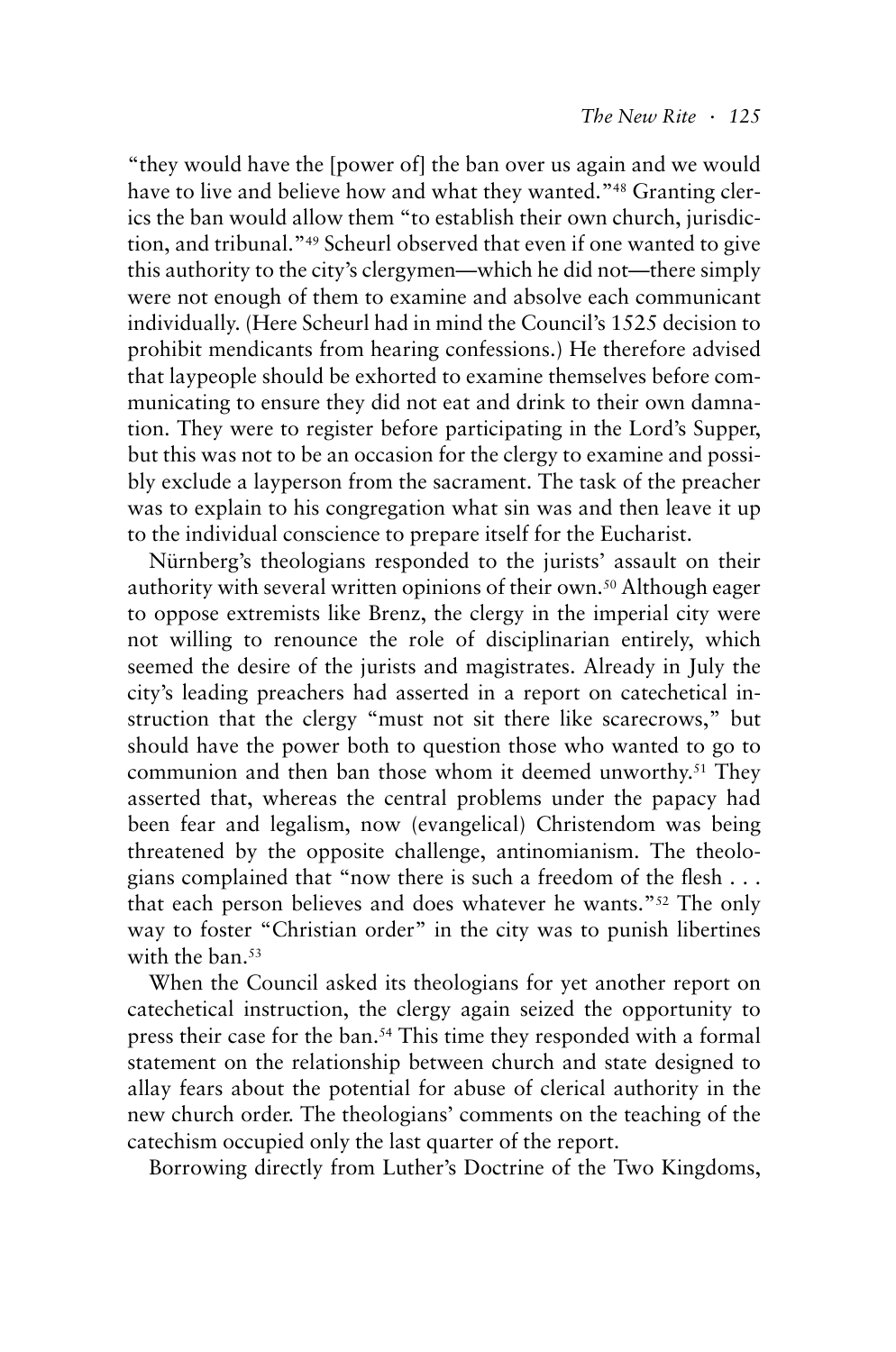"they would have the [power of] the ban over us again and we would have to live and believe how and what they wanted."[48] Granting clerics the ban would allow them "to establish their own church, jurisdiction, and tribunal."[49] Scheurl observed that even if one wanted to give this authority to the city's clergymen—which he did not—there simply were not enough of them to examine and absolve each communicant individually. (Here Scheurl had in mind the Council's 1525 decision to prohibit mendicants from hearing confessions.) He therefore advised that laypeople should be exhorted to examine themselves before communicating to ensure they did not eat and drink to their own damnation. They were to register before participating in the Lord's Supper, but this was not to be an occasion for the clergy to examine and possibly exclude a layperson from the sacrament. The task of the preacher was to explain to his congregation what sin was and then leave it up to the individual conscience to prepare itself for the Eucharist.

Nürnberg's theologians responded to the jurists' assault on their authority with several written opinions of their own.[50] Although eager to oppose extremists like Brenz, the clergy in the imperial city were not willing to renounce the role of disciplinarian entirely, which seemed the desire of the jurists and magistrates. Already in July the city's leading preachers had asserted in a report on catechetical instruction that the clergy "must not sit there like scarecrows," but should have the power both to question those who wanted to go to communion and then ban those whom it deemed unworthy.[51] They asserted that, whereas the central problems under the papacy had been fear and legalism, now (evangelical) Christendom was being threatened by the opposite challenge, antinomianism. The theologians complained that "now there is such a freedom of the flesh . . . that each person believes and does whatever he wants."[52] The only way to foster "Christian order" in the city was to punish libertines with the ban.[53]

When the Council asked its theologians for yet another report on catechetical instruction, the clergy again seized the opportunity to press their case for the ban.[54] This time they responded with a formal statement on the relationship between church and state designed to allay fears about the potential for abuse of clerical authority in the new church order. The theologians' comments on the teaching of the catechism occupied only the last quarter of the report.

Borrowing directly from Luther's Doctrine of the Two Kingdoms,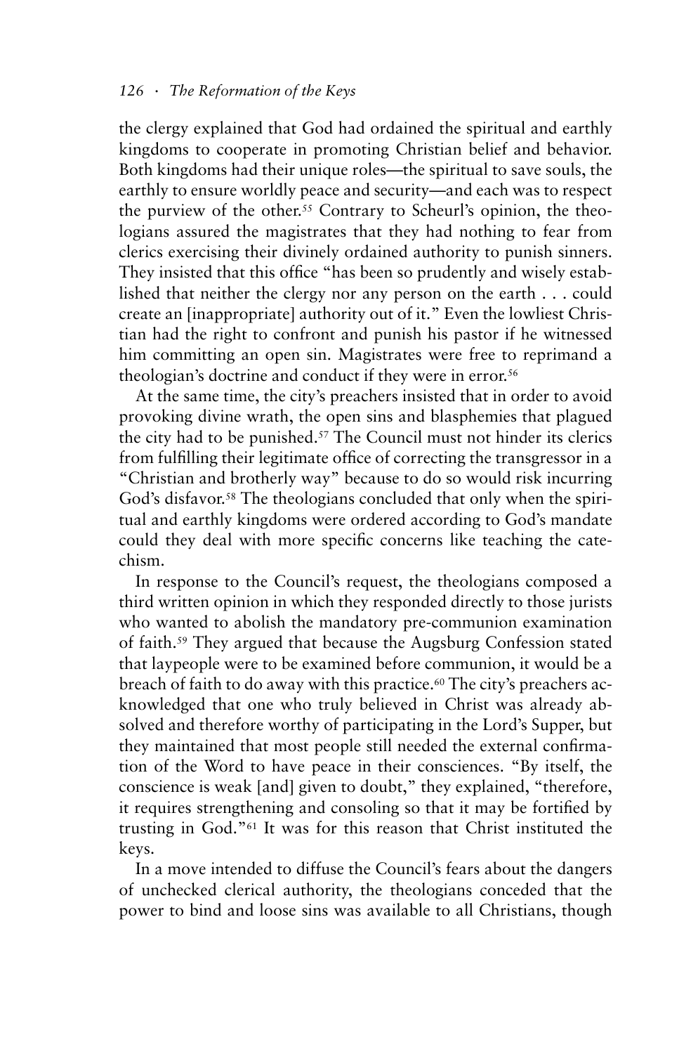the clergy explained that God had ordained the spiritual and earthly kingdoms to cooperate in promoting Christian belief and behavior. Both kingdoms had their unique roles—the spiritual to save souls, the earthly to ensure worldly peace and security—and each was to respect the purview of the other.[55] Contrary to Scheurl's opinion, the theologians assured the magistrates that they had nothing to fear from clerics exercising their divinely ordained authority to punish sinners. They insisted that this office "has been so prudently and wisely established that neither the clergy nor any person on the earth . . . could create an [inappropriate] authority out of it." Even the lowliest Christian had the right to confront and punish his pastor if he witnessed him committing an open sin. Magistrates were free to reprimand a theologian's doctrine and conduct if they were in error.[56]

At the same time, the city's preachers insisted that in order to avoid provoking divine wrath, the open sins and blasphemies that plagued the city had to be punished.[57] The Council must not hinder its clerics from fulfilling their legitimate office of correcting the transgressor in a "Christian and brotherly way" because to do so would risk incurring God's disfavor.[58] The theologians concluded that only when the spiritual and earthly kingdoms were ordered according to God's mandate could they deal with more specific concerns like teaching the catechism.

In response to the Council's request, the theologians composed a third written opinion in which they responded directly to those jurists who wanted to abolish the mandatory pre-communion examination of faith.[59] They argued that because the Augsburg Confession stated that laypeople were to be examined before communion, it would be a breach of faith to do away with this practice.[60] The city's preachers acknowledged that one who truly believed in Christ was already absolved and therefore worthy of participating in the Lord's Supper, but they maintained that most people still needed the external confirmation of the Word to have peace in their consciences. "By itself, the conscience is weak [and] given to doubt," they explained, "therefore, it requires strengthening and consoling so that it may be fortified by trusting in God."[61] It was for this reason that Christ instituted the keys.

In a move intended to diffuse the Council's fears about the dangers of unchecked clerical authority, the theologians conceded that the power to bind and loose sins was available to all Christians, though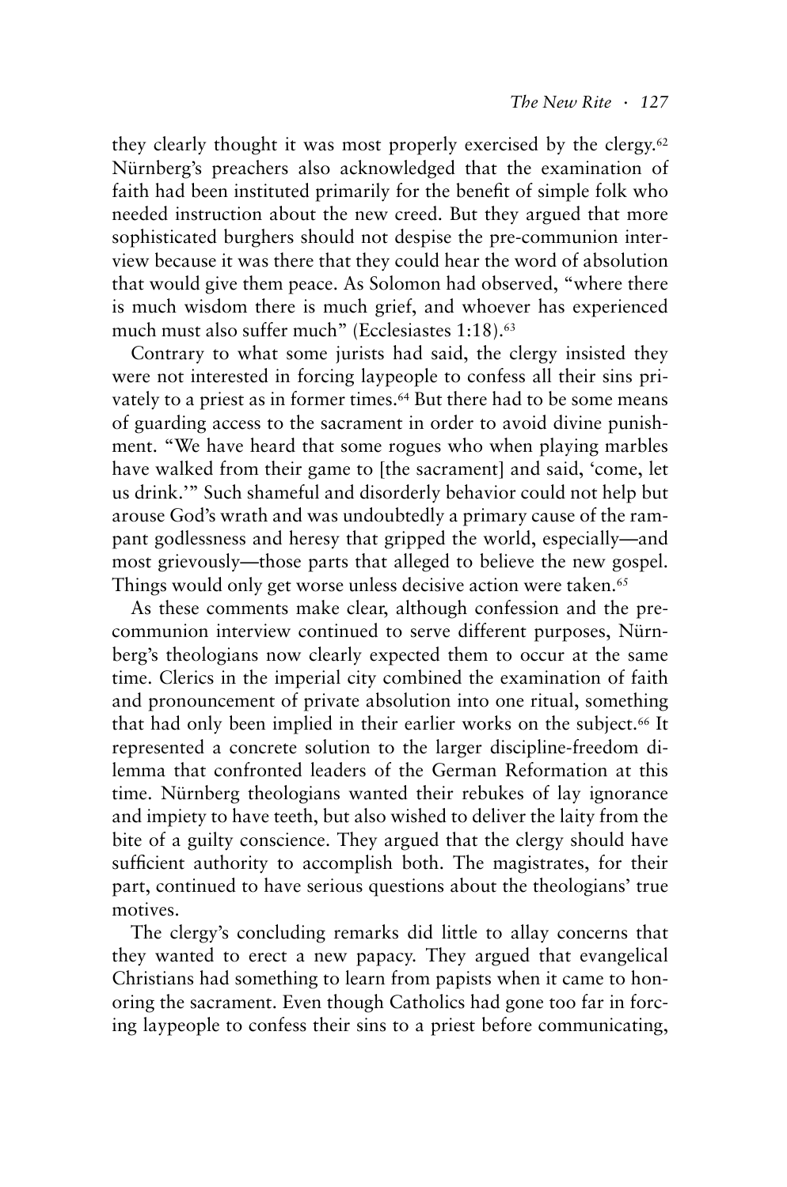they clearly thought it was most properly exercised by the clergy.[62] Nürnberg's preachers also acknowledged that the examination of faith had been instituted primarily for the benefit of simple folk who needed instruction about the new creed. But they argued that more sophisticated burghers should not despise the pre-communion interview because it was there that they could hear the word of absolution that would give them peace. As Solomon had observed, "where there is much wisdom there is much grief, and whoever has experienced much must also suffer much" (Ecclesiastes 1:18).[63]

Contrary to what some jurists had said, the clergy insisted they were not interested in forcing laypeople to confess all their sins privately to a priest as in former times.[64] But there had to be some means of guarding access to the sacrament in order to avoid divine punishment. "We have heard that some rogues who when playing marbles have walked from their game to [the sacrament] and said, 'come, let us drink.'" Such shameful and disorderly behavior could not help but arouse God's wrath and was undoubtedly a primary cause of the rampant godlessness and heresy that gripped the world, especially—and most grievously—those parts that alleged to believe the new gospel. Things would only get worse unless decisive action were taken.[65]

As these comments make clear, although confession and the pre-communion interview continued to serve different purposes, Nürnberg's theologians now clearly expected them to occur at the same time. Clerics in the imperial city combined the examination of faith and pronouncement of private absolution into one ritual, something that had only been implied in their earlier works on the subject.[66] It represented a concrete solution to the larger discipline-freedom dilemma that confronted leaders of the German Reformation at this time. Nürnberg theologians wanted their rebukes of lay ignorance and impiety to have teeth, but also wished to deliver the laity from the bite of a guilty conscience. They argued that the clergy should have sufficient authority to accomplish both. The magistrates, for their part, continued to have serious questions about the theologians' true motives.

The clergy's concluding remarks did little to allay concerns that they wanted to erect a new papacy. They argued that evangelical Christians had something to learn from papists when it came to honoring the sacrament. Even though Catholics had gone too far in forcing laypeople to confess their sins to a priest before communicating,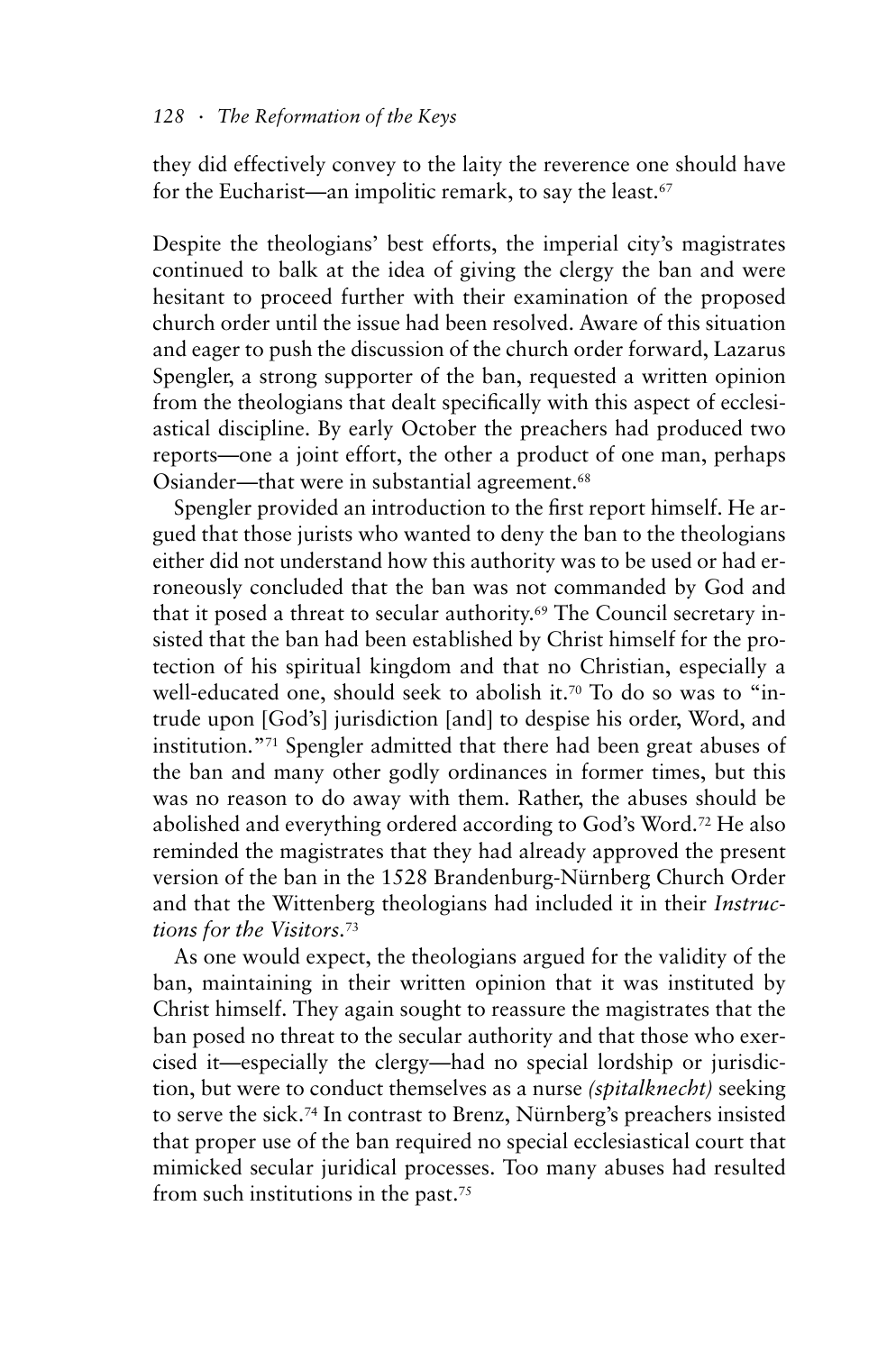they did effectively convey to the laity the reverence one should have for the Eucharist—an impolitic remark, to say the least.[67]

Despite the theologians' best efforts, the imperial city's magistrates continued to balk at the idea of giving the clergy the ban and were hesitant to proceed further with their examination of the proposed church order until the issue had been resolved. Aware of this situation and eager to push the discussion of the church order forward, Lazarus Spengler, a strong supporter of the ban, requested a written opinion from the theologians that dealt specifically with this aspect of ecclesiastical discipline. By early October the preachers had produced two reports—one a joint effort, the other a product of one man, perhaps Osiander—that were in substantial agreement.[68]

Spengler provided an introduction to the first report himself. He argued that those jurists who wanted to deny the ban to the theologians either did not understand how this authority was to be used or had erroneously concluded that the ban was not commanded by God and that it posed a threat to secular authority.[69] The Council secretary insisted that the ban had been established by Christ himself for the protection of his spiritual kingdom and that no Christian, especially a well-educated one, should seek to abolish it.[70] To do so was to "intrude upon [God's] jurisdiction [and] to despise his order, Word, and institution."[71] Spengler admitted that there had been great abuses of the ban and many other godly ordinances in former times, but this was no reason to do away with them. Rather, the abuses should be abolished and everything ordered according to God's Word.[72] He also reminded the magistrates that they had already approved the present version of the ban in the 1528 Brandenburg-Nürnberg Church Order and that the Wittenberg theologians had included it in their *Instructions for the Visitors*.[73]

As one would expect, the theologians argued for the validity of the ban, maintaining in their written opinion that it was instituted by Christ himself. They again sought to reassure the magistrates that the ban posed no threat to the secular authority and that those who exercised it—especially the clergy—had no special lordship or jurisdiction, but were to conduct themselves as a nurse *(spitalknecht)* seeking to serve the sick.[74] In contrast to Brenz, Nürnberg's preachers insisted that proper use of the ban required no special ecclesiastical court that mimicked secular juridical processes. Too many abuses had resulted from such institutions in the past.[75]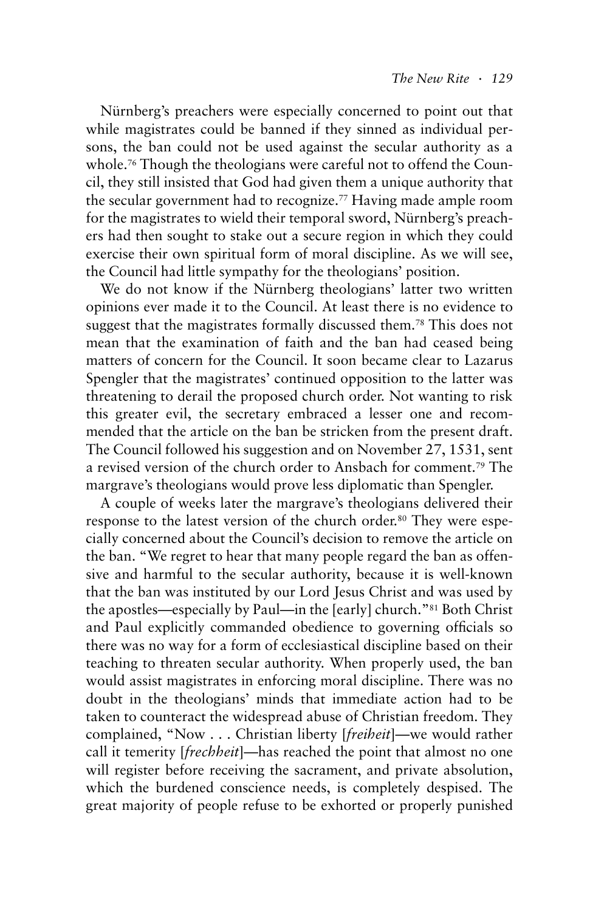Nürnberg's preachers were especially concerned to point out that while magistrates could be banned if they sinned as individual persons, the ban could not be used against the secular authority as a whole.[76] Though the theologians were careful not to offend the Council, they still insisted that God had given them a unique authority that the secular government had to recognize.[77] Having made ample room for the magistrates to wield their temporal sword, Nürnberg's preachers had then sought to stake out a secure region in which they could exercise their own spiritual form of moral discipline. As we will see, the Council had little sympathy for the theologians' position.

We do not know if the Nürnberg theologians' latter two written opinions ever made it to the Council. At least there is no evidence to suggest that the magistrates formally discussed them.[78] This does not mean that the examination of faith and the ban had ceased being matters of concern for the Council. It soon became clear to Lazarus Spengler that the magistrates' continued opposition to the latter was threatening to derail the proposed church order. Not wanting to risk this greater evil, the secretary embraced a lesser one and recommended that the article on the ban be stricken from the present draft. The Council followed his suggestion and on November 27, 1531, sent a revised version of the church order to Ansbach for comment.[79] The margrave's theologians would prove less diplomatic than Spengler.

A couple of weeks later the margrave's theologians delivered their response to the latest version of the church order.[80] They were especially concerned about the Council's decision to remove the article on the ban. "We regret to hear that many people regard the ban as offensive and harmful to the secular authority, because it is well-known that the ban was instituted by our Lord Jesus Christ and was used by the apostles—especially by Paul—in the [early] church."[81] Both Christ and Paul explicitly commanded obedience to governing officials so there was no way for a form of ecclesiastical discipline based on their teaching to threaten secular authority. When properly used, the ban would assist magistrates in enforcing moral discipline. There was no doubt in the theologians' minds that immediate action had to be taken to counteract the widespread abuse of Christian freedom. They complained, "Now . . . Christian liberty [*freiheit*]—we would rather call it temerity [*frechheit*]—has reached the point that almost no one will register before receiving the sacrament, and private absolution, which the burdened conscience needs, is completely despised. The great majority of people refuse to be exhorted or properly punished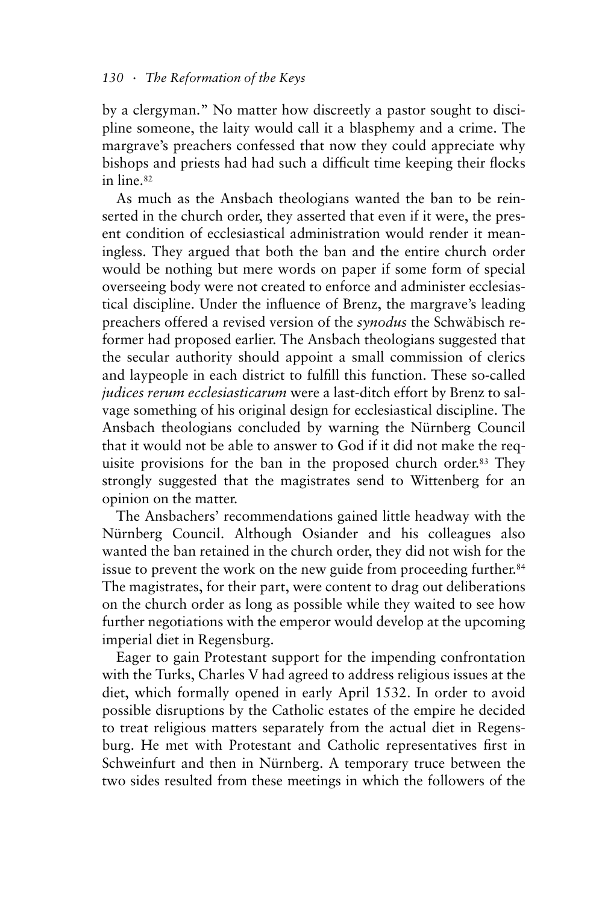by a clergyman." No matter how discreetly a pastor sought to discipline someone, the laity would call it a blasphemy and a crime. The margrave's preachers confessed that now they could appreciate why bishops and priests had had such a difficult time keeping their flocks in line.[82]

As much as the Ansbach theologians wanted the ban to be reinserted in the church order, they asserted that even if it were, the present condition of ecclesiastical administration would render it meaningless. They argued that both the ban and the entire church order would be nothing but mere words on paper if some form of special overseeing body were not created to enforce and administer ecclesiastical discipline. Under the influence of Brenz, the margrave's leading preachers offered a revised version of the *synodus* the Schwäbisch reformer had proposed earlier. The Ansbach theologians suggested that the secular authority should appoint a small commission of clerics and laypeople in each district to fulfill this function. These so-called *judices rerum ecclesiasticarum* were a last-ditch effort by Brenz to salvage something of his original design for ecclesiastical discipline. The Ansbach theologians concluded by warning the Nürnberg Council that it would not be able to answer to God if it did not make the requisite provisions for the ban in the proposed church order.[83] They strongly suggested that the magistrates send to Wittenberg for an opinion on the matter.

The Ansbachers' recommendations gained little headway with the Nürnberg Council. Although Osiander and his colleagues also wanted the ban retained in the church order, they did not wish for the issue to prevent the work on the new guide from proceeding further.[84] The magistrates, for their part, were content to drag out deliberations on the church order as long as possible while they waited to see how further negotiations with the emperor would develop at the upcoming imperial diet in Regensburg.

Eager to gain Protestant support for the impending confrontation with the Turks, Charles V had agreed to address religious issues at the diet, which formally opened in early April 1532. In order to avoid possible disruptions by the Catholic estates of the empire he decided to treat religious matters separately from the actual diet in Regensburg. He met with Protestant and Catholic representatives first in Schweinfurt and then in Nürnberg. A temporary truce between the two sides resulted from these meetings in which the followers of the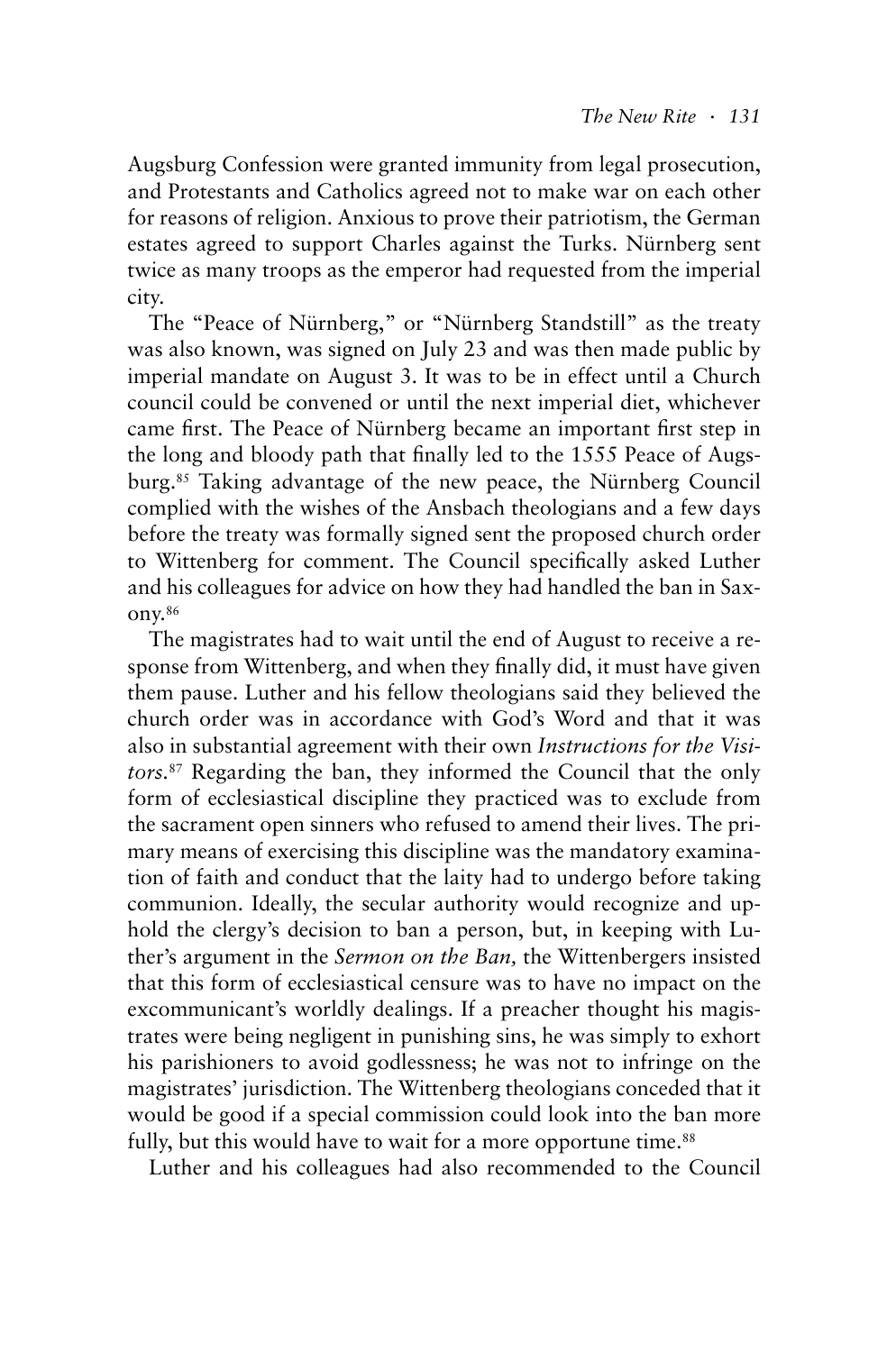Augsburg Confession were granted immunity from legal prosecution, and Protestants and Catholics agreed not to make war on each other for reasons of religion. Anxious to prove their patriotism, the German estates agreed to support Charles against the Turks. Nürnberg sent twice as many troops as the emperor had requested from the imperial city.

The "Peace of Nürnberg," or "Nürnberg Standstill" as the treaty was also known, was signed on July 23 and was then made public by imperial mandate on August 3. It was to be in effect until a Church council could be convened or until the next imperial diet, whichever came first. The Peace of Nürnberg became an important first step in the long and bloody path that finally led to the 1555 Peace of Augsburg.[85] Taking advantage of the new peace, the Nürnberg Council complied with the wishes of the Ansbach theologians and a few days before the treaty was formally signed sent the proposed church order to Wittenberg for comment. The Council specifically asked Luther and his colleagues for advice on how they had handled the ban in Saxony.[86]

The magistrates had to wait until the end of August to receive a response from Wittenberg, and when they finally did, it must have given them pause. Luther and his fellow theologians said they believed the church order was in accordance with God's Word and that it was also in substantial agreement with their own *Instructions for the Visitors*.[87] Regarding the ban, they informed the Council that the only form of ecclesiastical discipline they practiced was to exclude from the sacrament open sinners who refused to amend their lives. The primary means of exercising this discipline was the mandatory examination of faith and conduct that the laity had to undergo before taking communion. Ideally, the secular authority would recognize and uphold the clergy's decision to ban a person, but, in keeping with Luther's argument in the *Sermon on the Ban,* the Wittenbergers insisted that this form of ecclesiastical censure was to have no impact on the excommunicant's worldly dealings. If a preacher thought his magistrates were being negligent in punishing sins, he was simply to exhort his parishioners to avoid godlessness; he was not to infringe on the magistrates' jurisdiction. The Wittenberg theologians conceded that it would be good if a special commission could look into the ban more fully, but this would have to wait for a more opportune time.[88]

Luther and his colleagues had also recommended to the Council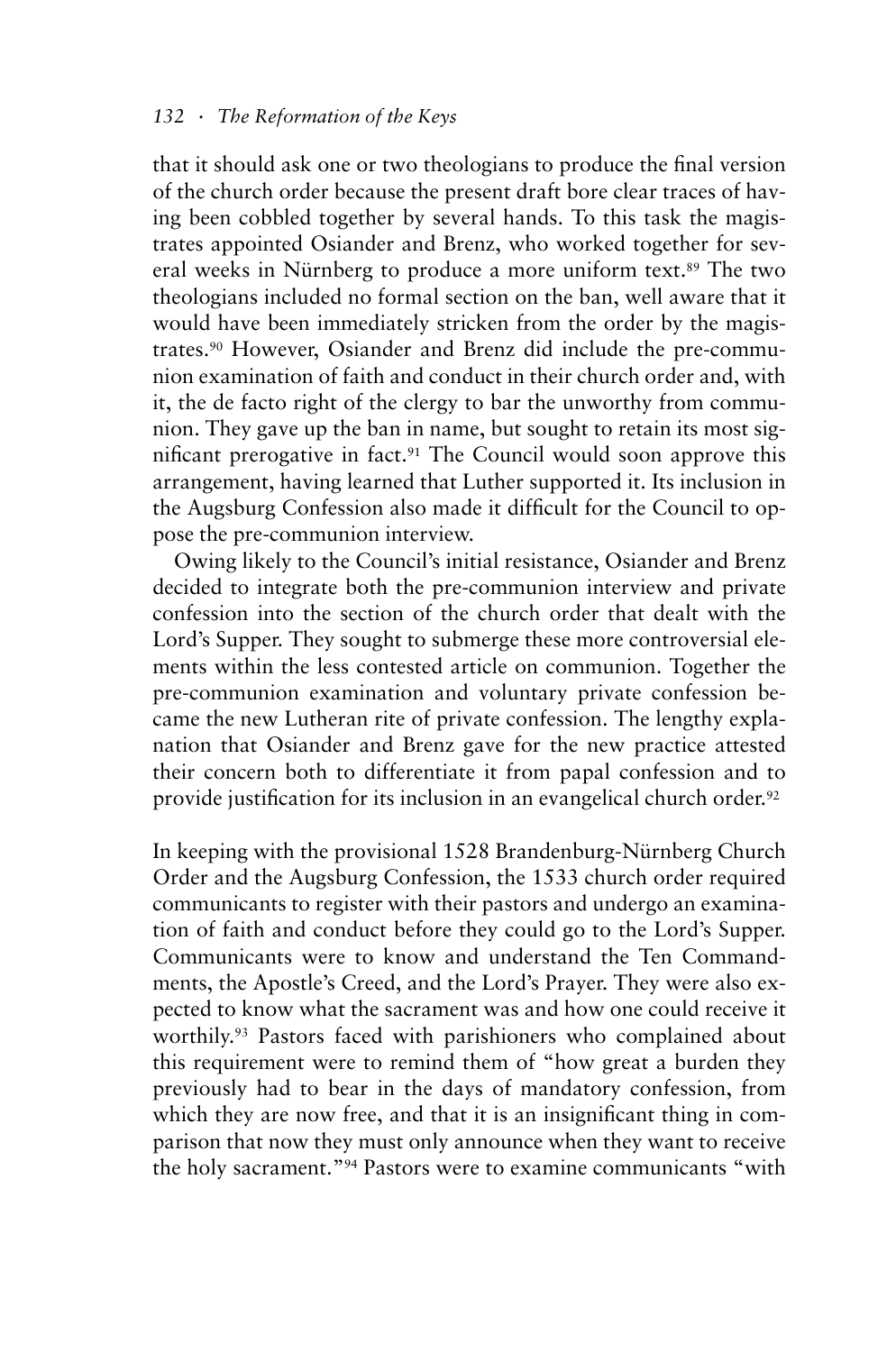that it should ask one or two theologians to produce the final version of the church order because the present draft bore clear traces of having been cobbled together by several hands. To this task the magistrates appointed Osiander and Brenz, who worked together for several weeks in Nürnberg to produce a more uniform text.[89] The two theologians included no formal section on the ban, well aware that it would have been immediately stricken from the order by the magistrates.[90] However, Osiander and Brenz did include the pre-communion examination of faith and conduct in their church order and, with it, the de facto right of the clergy to bar the unworthy from communion. They gave up the ban in name, but sought to retain its most significant prerogative in fact.[91] The Council would soon approve this arrangement, having learned that Luther supported it. Its inclusion in the Augsburg Confession also made it difficult for the Council to oppose the pre-communion interview.

Owing likely to the Council's initial resistance, Osiander and Brenz decided to integrate both the pre-communion interview and private confession into the section of the church order that dealt with the Lord's Supper. They sought to submerge these more controversial elements within the less contested article on communion. Together the pre-communion examination and voluntary private confession became the new Lutheran rite of private confession. The lengthy explanation that Osiander and Brenz gave for the new practice attested their concern both to differentiate it from papal confession and to provide justification for its inclusion in an evangelical church order.[92]

In keeping with the provisional 1528 Brandenburg-Nürnberg Church Order and the Augsburg Confession, the 1533 church order required communicants to register with their pastors and undergo an examination of faith and conduct before they could go to the Lord's Supper. Communicants were to know and understand the Ten Commandments, the Apostle's Creed, and the Lord's Prayer. They were also expected to know what the sacrament was and how one could receive it worthily.[93] Pastors faced with parishioners who complained about this requirement were to remind them of "how great a burden they previously had to bear in the days of mandatory confession, from which they are now free, and that it is an insignificant thing in comparison that now they must only announce when they want to receive the holy sacrament."[94] Pastors were to examine communicants "with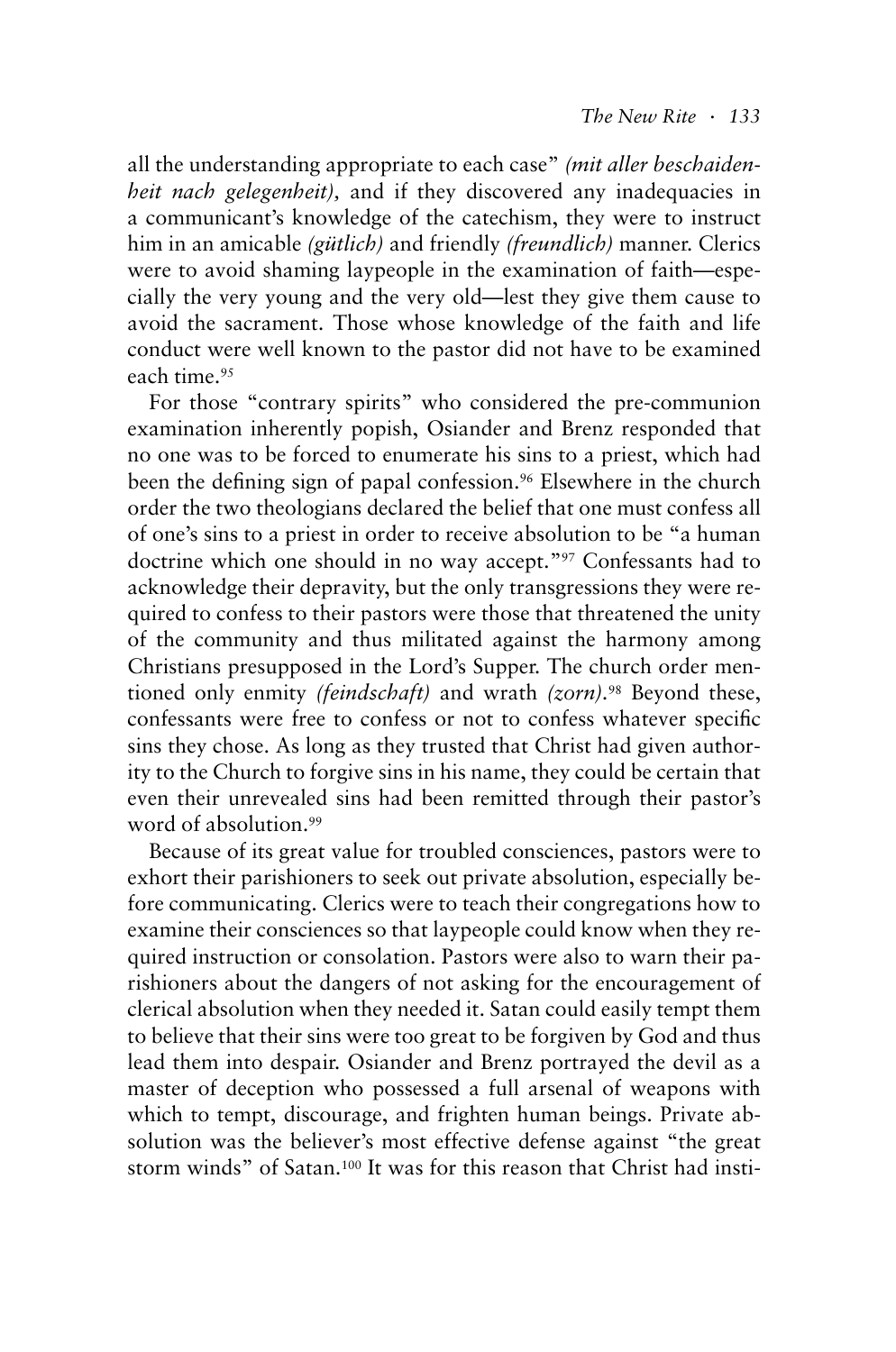all the understanding appropriate to each case" *(mit aller beschaidenheit nach gelegenheit),* and if they discovered any inadequacies in a communicant's knowledge of the catechism, they were to instruct him in an amicable *(gütlich)* and friendly *(freundlich)* manner. Clerics were to avoid shaming laypeople in the examination of faith—especially the very young and the very old—lest they give them cause to avoid the sacrament. Those whose knowledge of the faith and life conduct were well known to the pastor did not have to be examined each time.[95]

For those "contrary spirits" who considered the pre-communion examination inherently popish, Osiander and Brenz responded that no one was to be forced to enumerate his sins to a priest, which had been the defining sign of papal confession.[96] Elsewhere in the church order the two theologians declared the belief that one must confess all of one's sins to a priest in order to receive absolution to be "a human doctrine which one should in no way accept."[97] Confessants had to acknowledge their depravity, but the only transgressions they were required to confess to their pastors were those that threatened the unity of the community and thus militated against the harmony among Christians presupposed in the Lord's Supper. The church order mentioned only enmity *(feindschaft)* and wrath *(zorn)*.[98] Beyond these, confessants were free to confess or not to confess whatever specific sins they chose. As long as they trusted that Christ had given authority to the Church to forgive sins in his name, they could be certain that even their unrevealed sins had been remitted through their pastor's word of absolution.[99]

Because of its great value for troubled consciences, pastors were to exhort their parishioners to seek out private absolution, especially before communicating. Clerics were to teach their congregations how to examine their consciences so that laypeople could know when they required instruction or consolation. Pastors were also to warn their parishioners about the dangers of not asking for the encouragement of clerical absolution when they needed it. Satan could easily tempt them to believe that their sins were too great to be forgiven by God and thus lead them into despair. Osiander and Brenz portrayed the devil as a master of deception who possessed a full arsenal of weapons with which to tempt, discourage, and frighten human beings. Private absolution was the believer's most effective defense against "the great storm winds" of Satan.[100] It was for this reason that Christ had insti-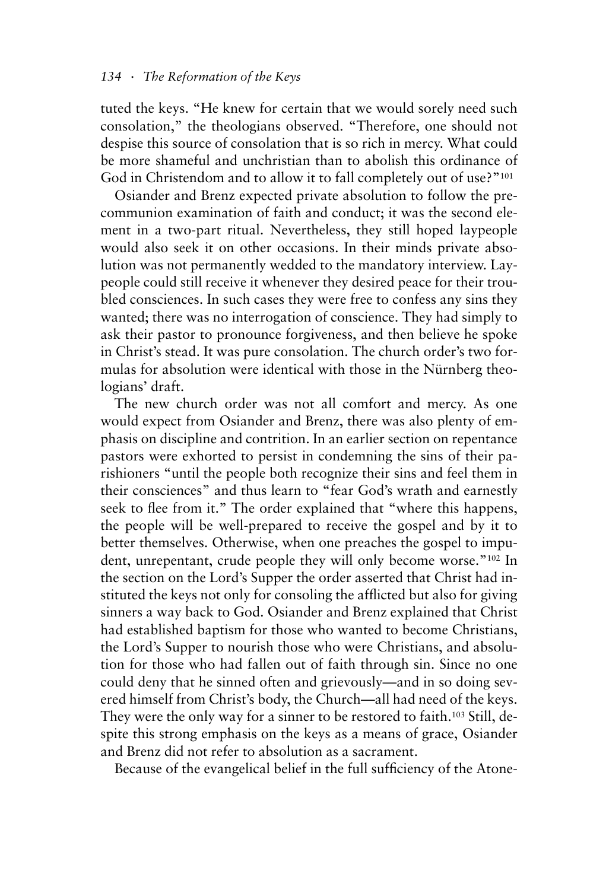tuted the keys. "He knew for certain that we would sorely need such consolation," the theologians observed. "Therefore, one should not despise this source of consolation that is so rich in mercy. What could be more shameful and unchristian than to abolish this ordinance of God in Christendom and to allow it to fall completely out of use?"[101]

Osiander and Brenz expected private absolution to follow the pre-communion examination of faith and conduct; it was the second element in a two-part ritual. Nevertheless, they still hoped laypeople would also seek it on other occasions. In their minds private absolution was not permanently wedded to the mandatory interview. Laypeople could still receive it whenever they desired peace for their troubled consciences. In such cases they were free to confess any sins they wanted; there was no interrogation of conscience. They had simply to ask their pastor to pronounce forgiveness, and then believe he spoke in Christ's stead. It was pure consolation. The church order's two formulas for absolution were identical with those in the Nürnberg theologians' draft.

The new church order was not all comfort and mercy. As one would expect from Osiander and Brenz, there was also plenty of emphasis on discipline and contrition. In an earlier section on repentance pastors were exhorted to persist in condemning the sins of their parishioners "until the people both recognize their sins and feel them in their consciences" and thus learn to "fear God's wrath and earnestly seek to flee from it." The order explained that "where this happens, the people will be well-prepared to receive the gospel and by it to better themselves. Otherwise, when one preaches the gospel to impudent, unrepentant, crude people they will only become worse."[102] In the section on the Lord's Supper the order asserted that Christ had instituted the keys not only for consoling the afflicted but also for giving sinners a way back to God. Osiander and Brenz explained that Christ had established baptism for those who wanted to become Christians, the Lord's Supper to nourish those who were Christians, and absolution for those who had fallen out of faith through sin. Since no one could deny that he sinned often and grievously—and in so doing severed himself from Christ's body, the Church—all had need of the keys. They were the only way for a sinner to be restored to faith.[103] Still, despite this strong emphasis on the keys as a means of grace, Osiander and Brenz did not refer to absolution as a sacrament.

Because of the evangelical belief in the full sufficiency of the Atone-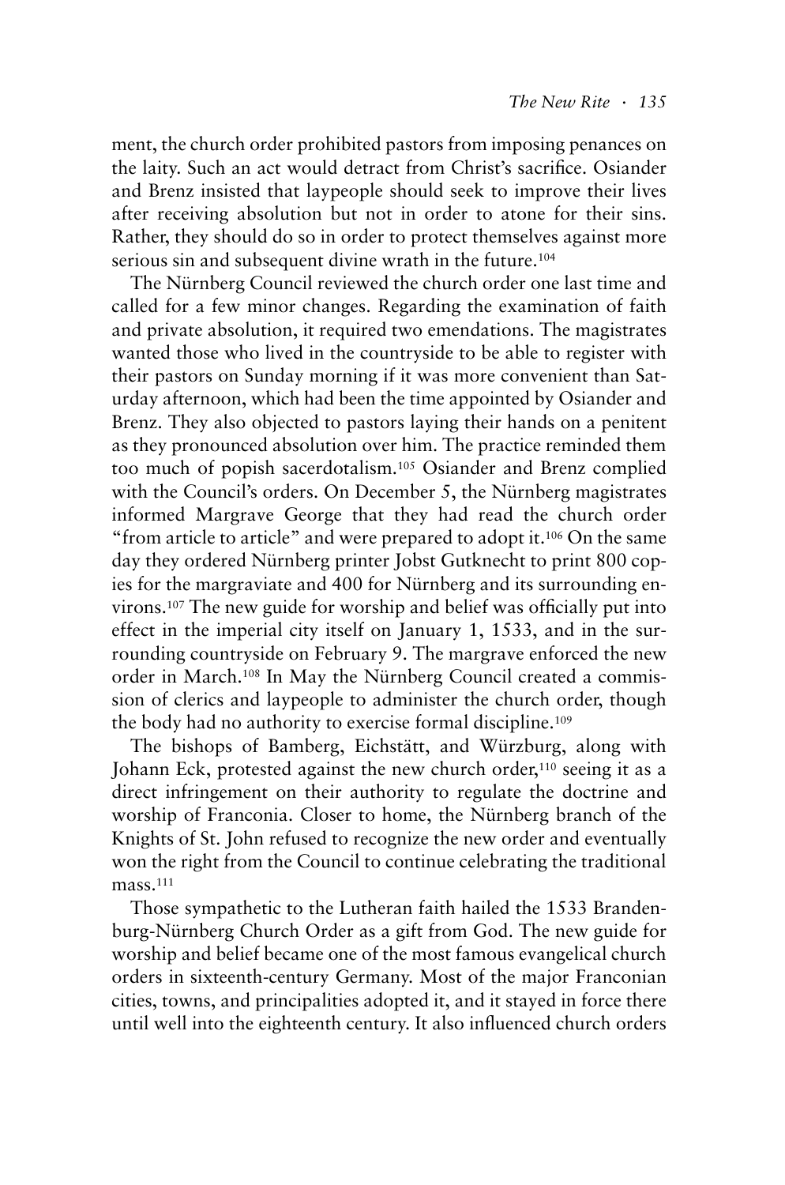ment, the church order prohibited pastors from imposing penances on the laity. Such an act would detract from Christ's sacrifice. Osiander and Brenz insisted that laypeople should seek to improve their lives after receiving absolution but not in order to atone for their sins. Rather, they should do so in order to protect themselves against more serious sin and subsequent divine wrath in the future.[104]

The Nürnberg Council reviewed the church order one last time and called for a few minor changes. Regarding the examination of faith and private absolution, it required two emendations. The magistrates wanted those who lived in the countryside to be able to register with their pastors on Sunday morning if it was more convenient than Saturday afternoon, which had been the time appointed by Osiander and Brenz. They also objected to pastors laying their hands on a penitent as they pronounced absolution over him. The practice reminded them too much of popish sacerdotalism.[105] Osiander and Brenz complied with the Council's orders. On December 5, the Nürnberg magistrates informed Margrave George that they had read the church order "from article to article" and were prepared to adopt it.[106] On the same day they ordered Nürnberg printer Jobst Gutknecht to print 800 copies for the margraviate and 400 for Nürnberg and its surrounding environs.[107] The new guide for worship and belief was officially put into effect in the imperial city itself on January 1, 1533, and in the surrounding countryside on February 9. The margrave enforced the new order in March.[108] In May the Nürnberg Council created a commission of clerics and laypeople to administer the church order, though the body had no authority to exercise formal discipline.[109]

The bishops of Bamberg, Eichstätt, and Würzburg, along with Johann Eck, protested against the new church order,[110] seeing it as a direct infringement on their authority to regulate the doctrine and worship of Franconia. Closer to home, the Nürnberg branch of the Knights of St. John refused to recognize the new order and eventually won the right from the Council to continue celebrating the traditional mass.[111]

Those sympathetic to the Lutheran faith hailed the 1533 Brandenburg-Nürnberg Church Order as a gift from God. The new guide for worship and belief became one of the most famous evangelical church orders in sixteenth-century Germany. Most of the major Franconian cities, towns, and principalities adopted it, and it stayed in force there until well into the eighteenth century. It also influenced church orders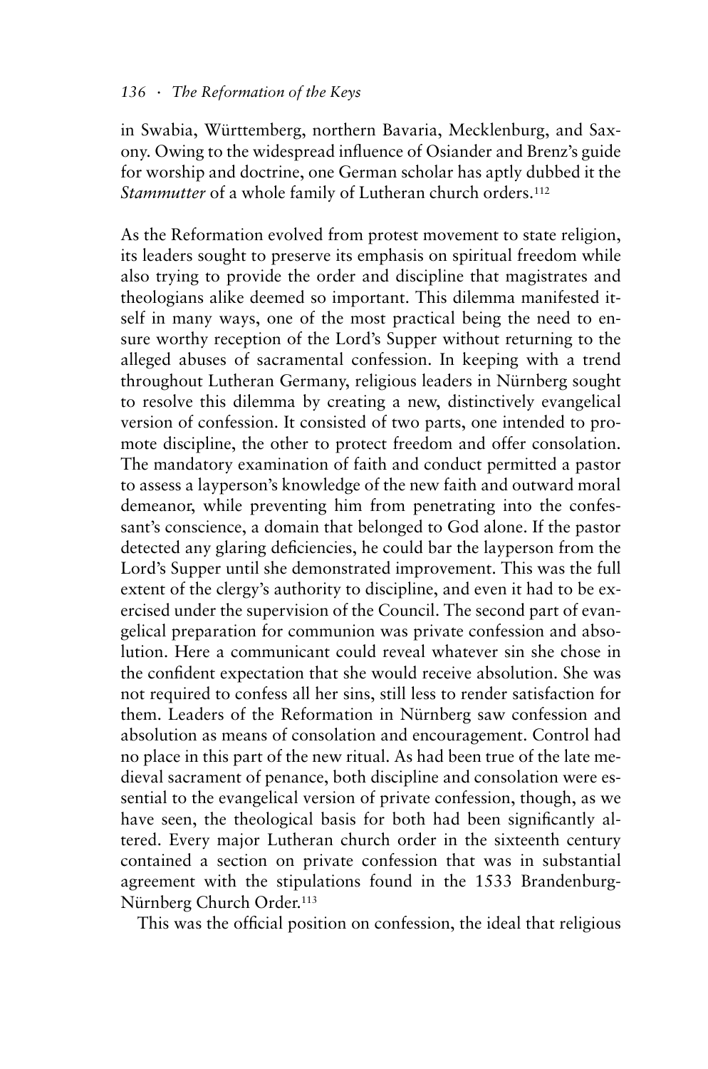in Swabia, Württemberg, northern Bavaria, Mecklenburg, and Saxony. Owing to the widespread influence of Osiander and Brenz's guide for worship and doctrine, one German scholar has aptly dubbed it the *Stammutter* of a whole family of Lutheran church orders.[112]

As the Reformation evolved from protest movement to state religion, its leaders sought to preserve its emphasis on spiritual freedom while also trying to provide the order and discipline that magistrates and theologians alike deemed so important. This dilemma manifested itself in many ways, one of the most practical being the need to ensure worthy reception of the Lord's Supper without returning to the alleged abuses of sacramental confession. In keeping with a trend throughout Lutheran Germany, religious leaders in Nürnberg sought to resolve this dilemma by creating a new, distinctively evangelical version of confession. It consisted of two parts, one intended to promote discipline, the other to protect freedom and offer consolation. The mandatory examination of faith and conduct permitted a pastor to assess a layperson's knowledge of the new faith and outward moral demeanor, while preventing him from penetrating into the confessant's conscience, a domain that belonged to God alone. If the pastor detected any glaring deficiencies, he could bar the layperson from the Lord's Supper until she demonstrated improvement. This was the full extent of the clergy's authority to discipline, and even it had to be exercised under the supervision of the Council. The second part of evangelical preparation for communion was private confession and absolution. Here a communicant could reveal whatever sin she chose in the confident expectation that she would receive absolution. She was not required to confess all her sins, still less to render satisfaction for them. Leaders of the Reformation in Nürnberg saw confession and absolution as means of consolation and encouragement. Control had no place in this part of the new ritual. As had been true of the late medieval sacrament of penance, both discipline and consolation were essential to the evangelical version of private confession, though, as we have seen, the theological basis for both had been significantly altered. Every major Lutheran church order in the sixteenth century contained a section on private confession that was in substantial agreement with the stipulations found in the 1533 Brandenburg-Nürnberg Church Order.[113]

This was the official position on confession, the ideal that religious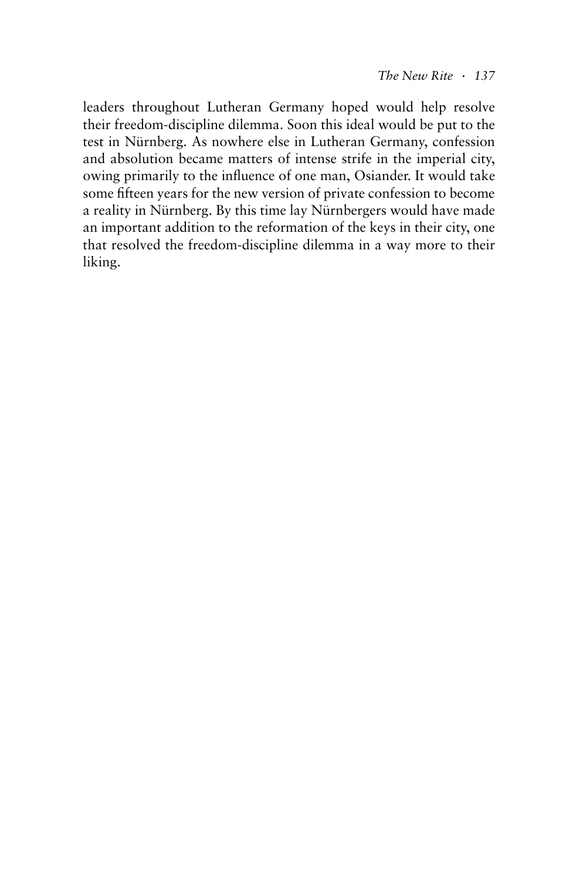leaders throughout Lutheran Germany hoped would help resolve their freedom-discipline dilemma. Soon this ideal would be put to the test in Nürnberg. As nowhere else in Lutheran Germany, confession and absolution became matters of intense strife in the imperial city, owing primarily to the influence of one man, Osiander. It would take some fifteen years for the new version of private confession to become a reality in Nürnberg. By this time lay Nürnbergers would have made an important addition to the reformation of the keys in their city, one that resolved the freedom-discipline dilemma in a way more to their liking.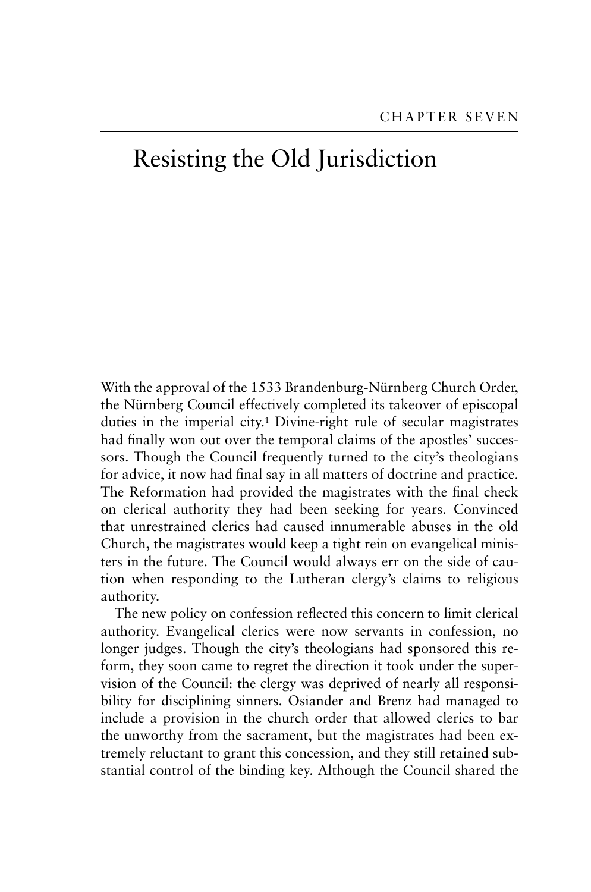CHAPTER SEVEN

# Resisting the Old Jurisdiction

With the approval of the 1533 Brandenburg-Nürnberg Church Order, the Nürnberg Council effectively completed its takeover of episcopal duties in the imperial city.[1] Divine-right rule of secular magistrates had finally won out over the temporal claims of the apostles' successors. Though the Council frequently turned to the city's theologians for advice, it now had final say in all matters of doctrine and practice. The Reformation had provided the magistrates with the final check on clerical authority they had been seeking for years. Convinced that unrestrained clerics had caused innumerable abuses in the old Church, the magistrates would keep a tight rein on evangelical ministers in the future. The Council would always err on the side of caution when responding to the Lutheran clergy's claims to religious authority.

The new policy on confession reflected this concern to limit clerical authority. Evangelical clerics were now servants in confession, no longer judges. Though the city's theologians had sponsored this reform, they soon came to regret the direction it took under the supervision of the Council: the clergy was deprived of nearly all responsibility for disciplining sinners. Osiander and Brenz had managed to include a provision in the church order that allowed clerics to bar the unworthy from the sacrament, but the magistrates had been extremely reluctant to grant this concession, and they still retained substantial control of the binding key. Although the Council shared the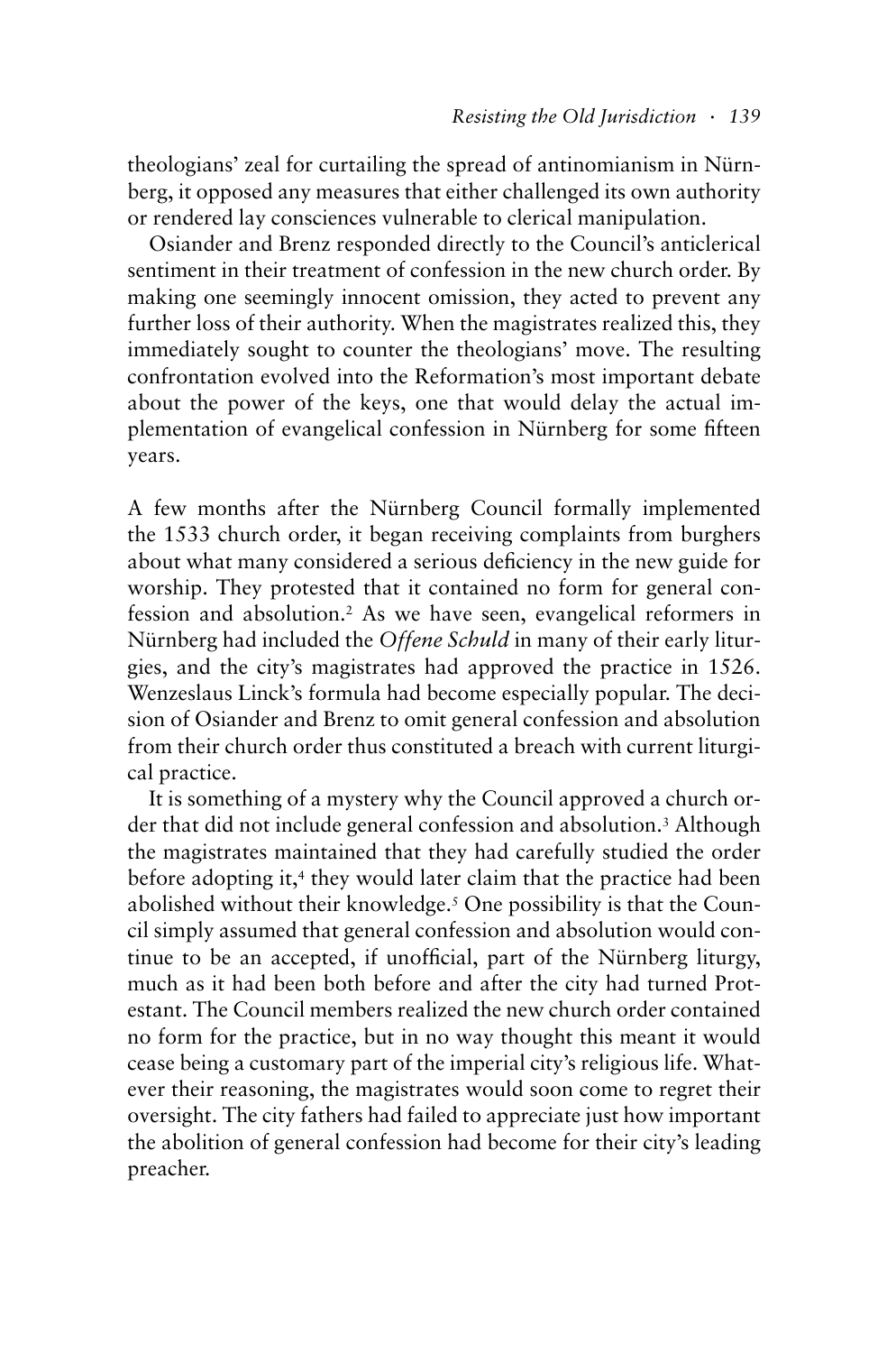theologians' zeal for curtailing the spread of antinomianism in Nürnberg, it opposed any measures that either challenged its own authority or rendered lay consciences vulnerable to clerical manipulation.

Osiander and Brenz responded directly to the Council's anticlerical sentiment in their treatment of confession in the new church order. By making one seemingly innocent omission, they acted to prevent any further loss of their authority. When the magistrates realized this, they immediately sought to counter the theologians' move. The resulting confrontation evolved into the Reformation's most important debate about the power of the keys, one that would delay the actual implementation of evangelical confession in Nürnberg for some fifteen years.

A few months after the Nürnberg Council formally implemented the 1533 church order, it began receiving complaints from burghers about what many considered a serious deficiency in the new guide for worship. They protested that it contained no form for general confession and absolution.[2] As we have seen, evangelical reformers in Nürnberg had included the *Offene Schuld* in many of their early liturgies, and the city's magistrates had approved the practice in 1526. Wenzeslaus Linck's formula had become especially popular. The decision of Osiander and Brenz to omit general confession and absolution from their church order thus constituted a breach with current liturgical practice.

It is something of a mystery why the Council approved a church order that did not include general confession and absolution.[3] Although the magistrates maintained that they had carefully studied the order before adopting it,[4] they would later claim that the practice had been abolished without their knowledge.[5] One possibility is that the Council simply assumed that general confession and absolution would continue to be an accepted, if unofficial, part of the Nürnberg liturgy, much as it had been both before and after the city had turned Protestant. The Council members realized the new church order contained no form for the practice, but in no way thought this meant it would cease being a customary part of the imperial city's religious life. Whatever their reasoning, the magistrates would soon come to regret their oversight. The city fathers had failed to appreciate just how important the abolition of general confession had become for their city's leading preacher.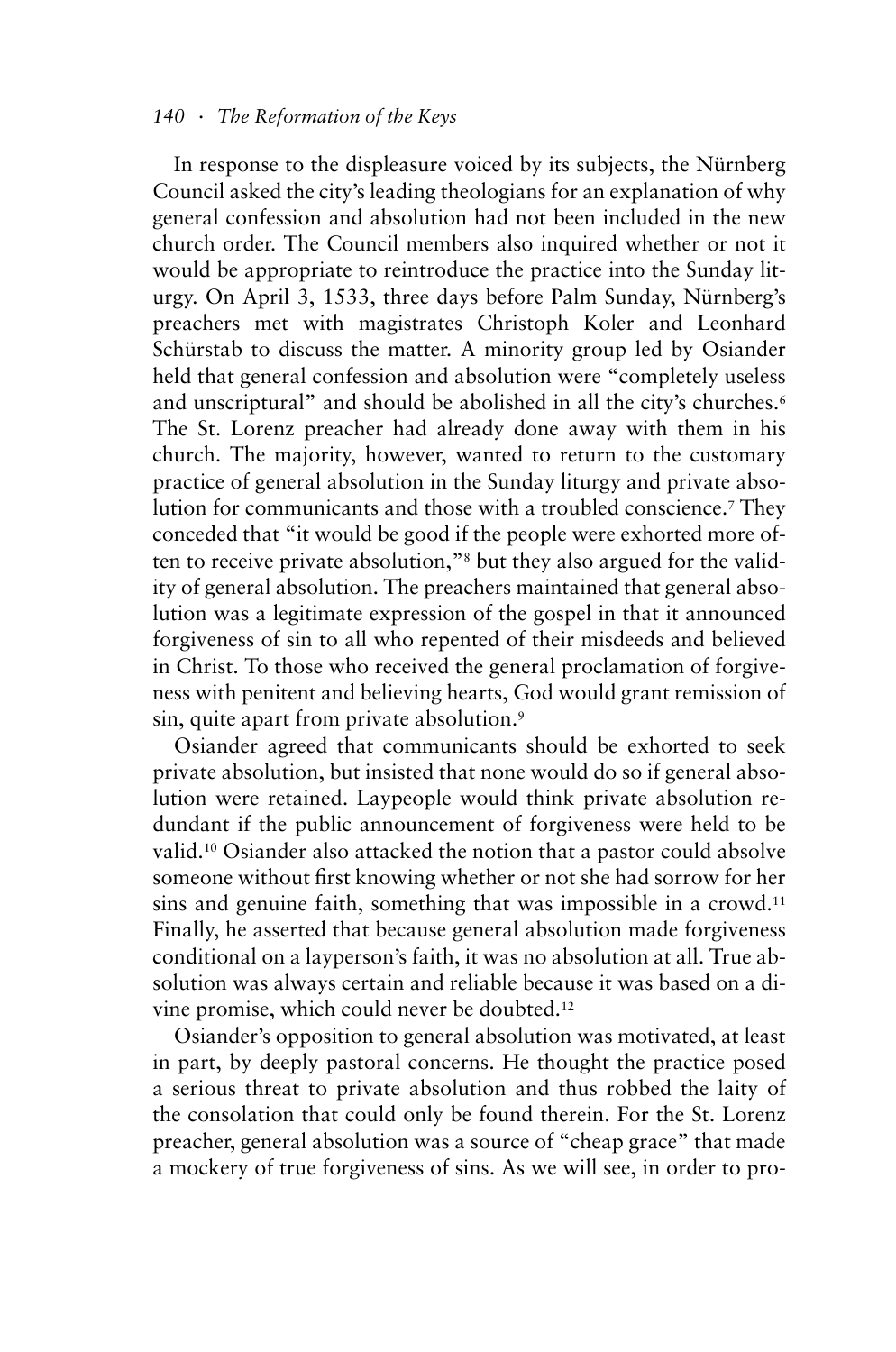In response to the displeasure voiced by its subjects, the Nürnberg Council asked the city's leading theologians for an explanation of why general confession and absolution had not been included in the new church order. The Council members also inquired whether or not it would be appropriate to reintroduce the practice into the Sunday liturgy. On April 3, 1533, three days before Palm Sunday, Nürnberg's preachers met with magistrates Christoph Koler and Leonhard Schürstab to discuss the matter. A minority group led by Osiander held that general confession and absolution were "completely useless and unscriptural" and should be abolished in all the city's churches.[6] The St. Lorenz preacher had already done away with them in his church. The majority, however, wanted to return to the customary practice of general absolution in the Sunday liturgy and private absolution for communicants and those with a troubled conscience.[7] They conceded that "it would be good if the people were exhorted more often to receive private absolution,"[8] but they also argued for the validity of general absolution. The preachers maintained that general absolution was a legitimate expression of the gospel in that it announced forgiveness of sin to all who repented of their misdeeds and believed in Christ. To those who received the general proclamation of forgiveness with penitent and believing hearts, God would grant remission of sin, quite apart from private absolution.[9]

Osiander agreed that communicants should be exhorted to seek private absolution, but insisted that none would do so if general absolution were retained. Laypeople would think private absolution redundant if the public announcement of forgiveness were held to be valid.[10] Osiander also attacked the notion that a pastor could absolve someone without first knowing whether or not she had sorrow for her sins and genuine faith, something that was impossible in a crowd.[11] Finally, he asserted that because general absolution made forgiveness conditional on a layperson's faith, it was no absolution at all. True absolution was always certain and reliable because it was based on a divine promise, which could never be doubted.[12]

Osiander's opposition to general absolution was motivated, at least in part, by deeply pastoral concerns. He thought the practice posed a serious threat to private absolution and thus robbed the laity of the consolation that could only be found therein. For the St. Lorenz preacher, general absolution was a source of "cheap grace" that made a mockery of true forgiveness of sins. As we will see, in order to pro-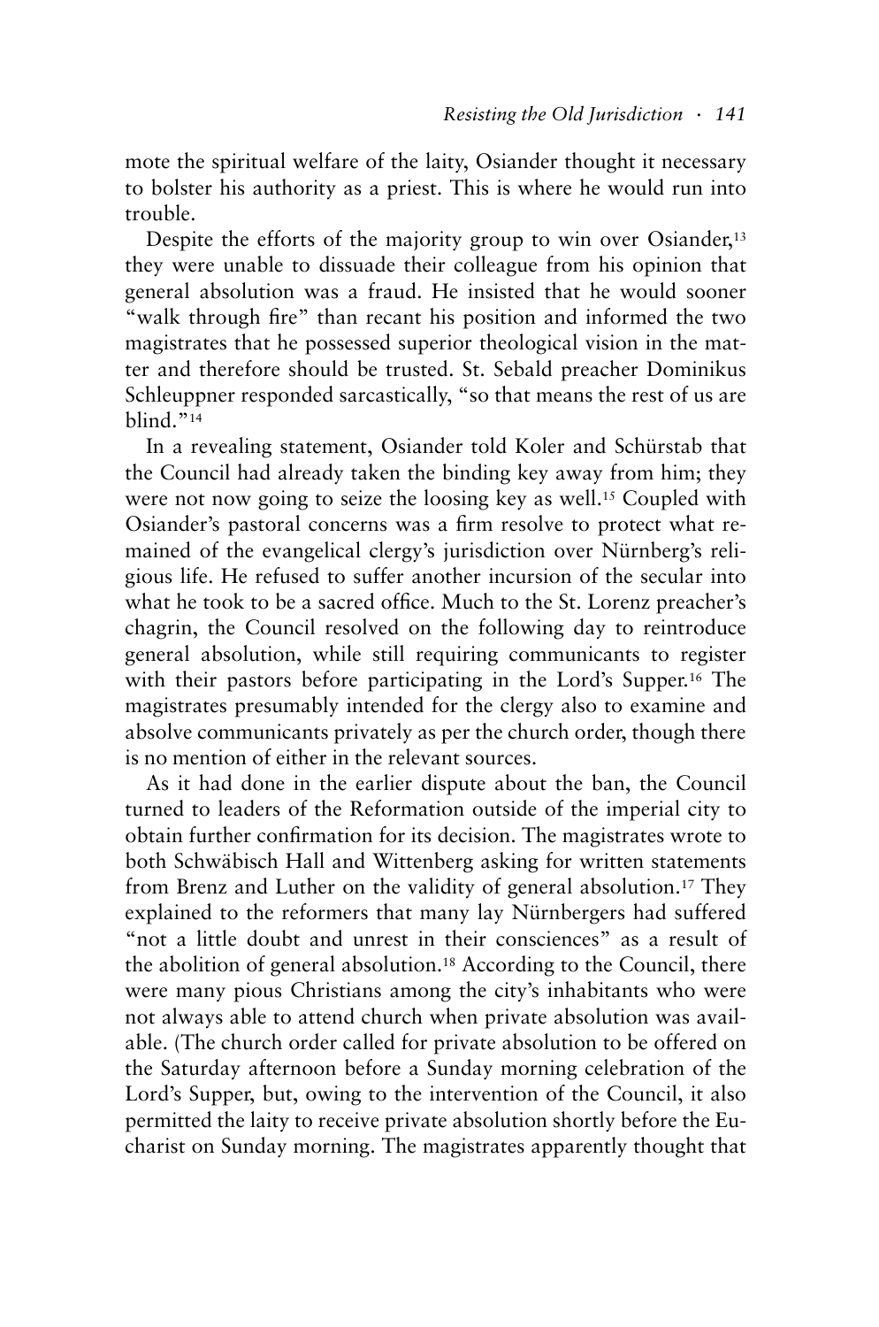mote the spiritual welfare of the laity, Osiander thought it necessary to bolster his authority as a priest. This is where he would run into trouble.

Despite the efforts of the majority group to win over Osiander,[13] they were unable to dissuade their colleague from his opinion that general absolution was a fraud. He insisted that he would sooner "walk through fire" than recant his position and informed the two magistrates that he possessed superior theological vision in the matter and therefore should be trusted. St. Sebald preacher Dominikus Schleuppner responded sarcastically, "so that means the rest of us are blind."[14]

In a revealing statement, Osiander told Koler and Schürstab that the Council had already taken the binding key away from him; they were not now going to seize the loosing key as well.[15] Coupled with Osiander's pastoral concerns was a firm resolve to protect what remained of the evangelical clergy's jurisdiction over Nürnberg's religious life. He refused to suffer another incursion of the secular into what he took to be a sacred office. Much to the St. Lorenz preacher's chagrin, the Council resolved on the following day to reintroduce general absolution, while still requiring communicants to register with their pastors before participating in the Lord's Supper.[16] The magistrates presumably intended for the clergy also to examine and absolve communicants privately as per the church order, though there is no mention of either in the relevant sources.

As it had done in the earlier dispute about the ban, the Council turned to leaders of the Reformation outside of the imperial city to obtain further confirmation for its decision. The magistrates wrote to both Schwäbisch Hall and Wittenberg asking for written statements from Brenz and Luther on the validity of general absolution.[17] They explained to the reformers that many lay Nürnbergers had suffered "not a little doubt and unrest in their consciences" as a result of the abolition of general absolution.[18] According to the Council, there were many pious Christians among the city's inhabitants who were not always able to attend church when private absolution was available. (The church order called for private absolution to be offered on the Saturday afternoon before a Sunday morning celebration of the Lord's Supper, but, owing to the intervention of the Council, it also permitted the laity to receive private absolution shortly before the Eucharist on Sunday morning. The magistrates apparently thought that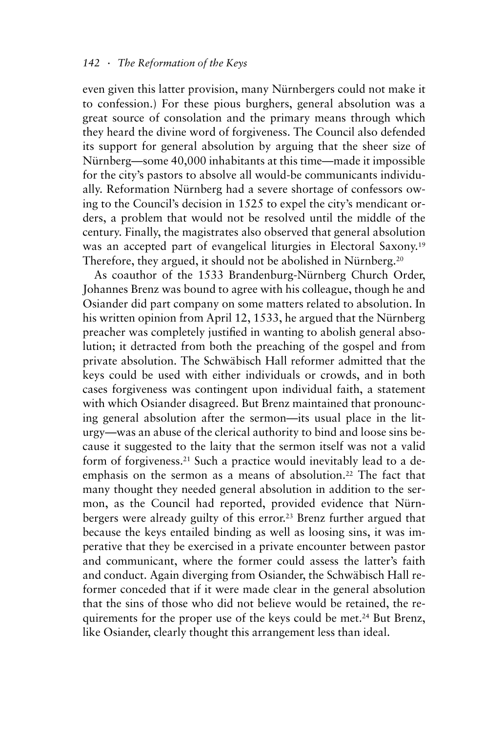even given this latter provision, many Nürnbergers could not make it to confession.) For these pious burghers, general absolution was a great source of consolation and the primary means through which they heard the divine word of forgiveness. The Council also defended its support for general absolution by arguing that the sheer size of Nürnberg—some 40,000 inhabitants at this time—made it impossible for the city's pastors to absolve all would-be communicants individually. Reformation Nürnberg had a severe shortage of confessors owing to the Council's decision in 1525 to expel the city's mendicant orders, a problem that would not be resolved until the middle of the century. Finally, the magistrates also observed that general absolution was an accepted part of evangelical liturgies in Electoral Saxony.[19] Therefore, they argued, it should not be abolished in Nürnberg.[20]

As coauthor of the 1533 Brandenburg-Nürnberg Church Order, Johannes Brenz was bound to agree with his colleague, though he and Osiander did part company on some matters related to absolution. In his written opinion from April 12, 1533, he argued that the Nürnberg preacher was completely justified in wanting to abolish general absolution; it detracted from both the preaching of the gospel and from private absolution. The Schwäbisch Hall reformer admitted that the keys could be used with either individuals or crowds, and in both cases forgiveness was contingent upon individual faith, a statement with which Osiander disagreed. But Brenz maintained that pronouncing general absolution after the sermon—its usual place in the liturgy—was an abuse of the clerical authority to bind and loose sins because it suggested to the laity that the sermon itself was not a valid form of forgiveness.[21] Such a practice would inevitably lead to a deemphasis on the sermon as a means of absolution.[22] The fact that many thought they needed general absolution in addition to the sermon, as the Council had reported, provided evidence that Nürnbergers were already guilty of this error.[23] Brenz further argued that because the keys entailed binding as well as loosing sins, it was imperative that they be exercised in a private encounter between pastor and communicant, where the former could assess the latter's faith and conduct. Again diverging from Osiander, the Schwäbisch Hall reformer conceded that if it were made clear in the general absolution that the sins of those who did not believe would be retained, the requirements for the proper use of the keys could be met.[24] But Brenz, like Osiander, clearly thought this arrangement less than ideal.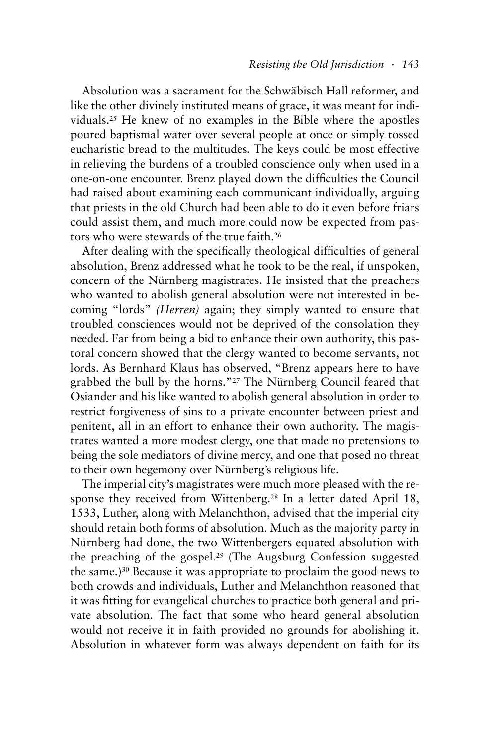Absolution was a sacrament for the Schwäbisch Hall reformer, and like the other divinely instituted means of grace, it was meant for individuals.[25] He knew of no examples in the Bible where the apostles poured baptismal water over several people at once or simply tossed eucharistic bread to the multitudes. The keys could be most effective in relieving the burdens of a troubled conscience only when used in a one-on-one encounter. Brenz played down the difficulties the Council had raised about examining each communicant individually, arguing that priests in the old Church had been able to do it even before friars could assist them, and much more could now be expected from pastors who were stewards of the true faith.[26]

After dealing with the specifically theological difficulties of general absolution, Brenz addressed what he took to be the real, if unspoken, concern of the Nürnberg magistrates. He insisted that the preachers who wanted to abolish general absolution were not interested in becoming "lords" *(Herren)* again; they simply wanted to ensure that troubled consciences would not be deprived of the consolation they needed. Far from being a bid to enhance their own authority, this pastoral concern showed that the clergy wanted to become servants, not lords. As Bernhard Klaus has observed, "Brenz appears here to have grabbed the bull by the horns."[27] The Nürnberg Council feared that Osiander and his like wanted to abolish general absolution in order to restrict forgiveness of sins to a private encounter between priest and penitent, all in an effort to enhance their own authority. The magistrates wanted a more modest clergy, one that made no pretensions to being the sole mediators of divine mercy, and one that posed no threat to their own hegemony over Nürnberg's religious life.

The imperial city's magistrates were much more pleased with the response they received from Wittenberg.[28] In a letter dated April 18, 1533, Luther, along with Melanchthon, advised that the imperial city should retain both forms of absolution. Much as the majority party in Nürnberg had done, the two Wittenbergers equated absolution with the preaching of the gospel.[29] (The Augsburg Confession suggested the same.)[30] Because it was appropriate to proclaim the good news to both crowds and individuals, Luther and Melanchthon reasoned that it was fitting for evangelical churches to practice both general and private absolution. The fact that some who heard general absolution would not receive it in faith provided no grounds for abolishing it. Absolution in whatever form was always dependent on faith for its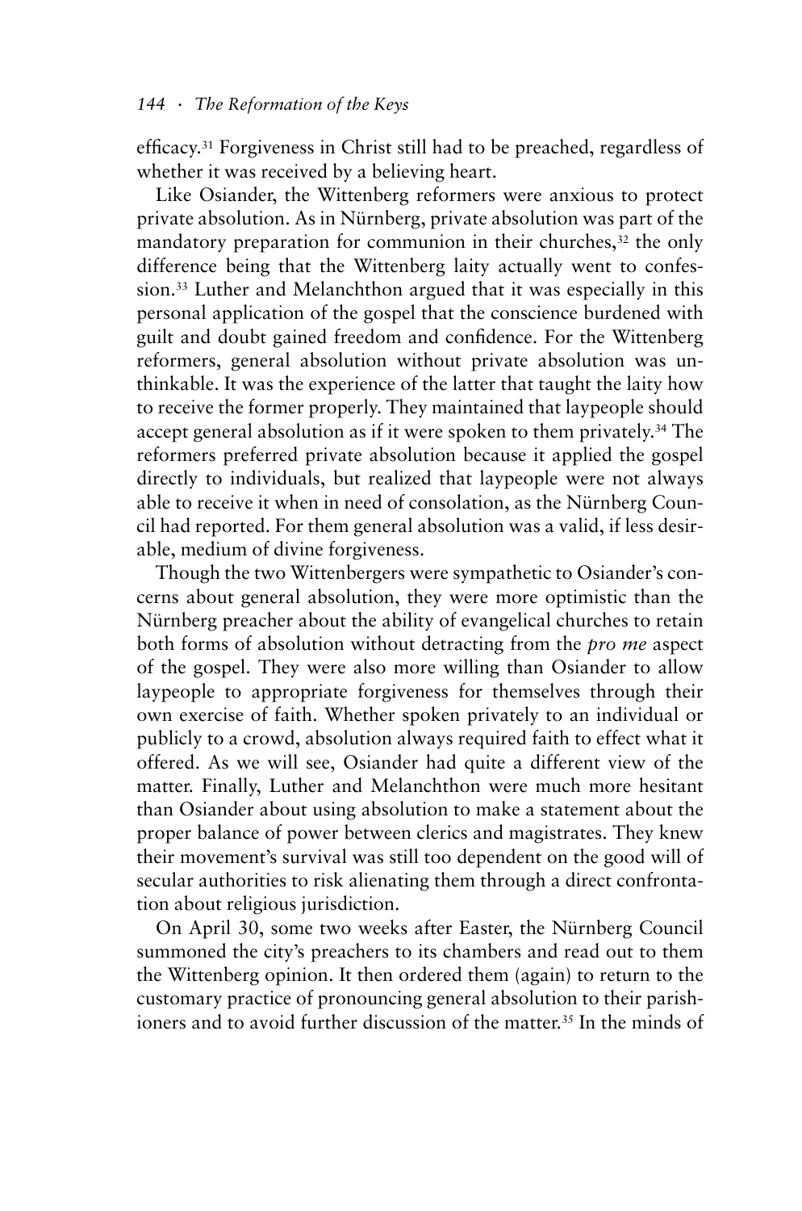efficacy.[31] Forgiveness in Christ still had to be preached, regardless of whether it was received by a believing heart.

Like Osiander, the Wittenberg reformers were anxious to protect private absolution. As in Nürnberg, private absolution was part of the mandatory preparation for communion in their churches,[32] the only difference being that the Wittenberg laity actually went to confession.[33] Luther and Melanchthon argued that it was especially in this personal application of the gospel that the conscience burdened with guilt and doubt gained freedom and confidence. For the Wittenberg reformers, general absolution without private absolution was unthinkable. It was the experience of the latter that taught the laity how to receive the former properly. They maintained that laypeople should accept general absolution as if it were spoken to them privately.[34] The reformers preferred private absolution because it applied the gospel directly to individuals, but realized that laypeople were not always able to receive it when in need of consolation, as the Nürnberg Council had reported. For them general absolution was a valid, if less desirable, medium of divine forgiveness.

Though the two Wittenbergers were sympathetic to Osiander's concerns about general absolution, they were more optimistic than the Nürnberg preacher about the ability of evangelical churches to retain both forms of absolution without detracting from the *pro me* aspect of the gospel. They were also more willing than Osiander to allow laypeople to appropriate forgiveness for themselves through their own exercise of faith. Whether spoken privately to an individual or publicly to a crowd, absolution always required faith to effect what it offered. As we will see, Osiander had quite a different view of the matter. Finally, Luther and Melanchthon were much more hesitant than Osiander about using absolution to make a statement about the proper balance of power between clerics and magistrates. They knew their movement's survival was still too dependent on the good will of secular authorities to risk alienating them through a direct confrontation about religious jurisdiction.

On April 30, some two weeks after Easter, the Nürnberg Council summoned the city's preachers to its chambers and read out to them the Wittenberg opinion. It then ordered them (again) to return to the customary practice of pronouncing general absolution to their parishioners and to avoid further discussion of the matter.[35] In the minds of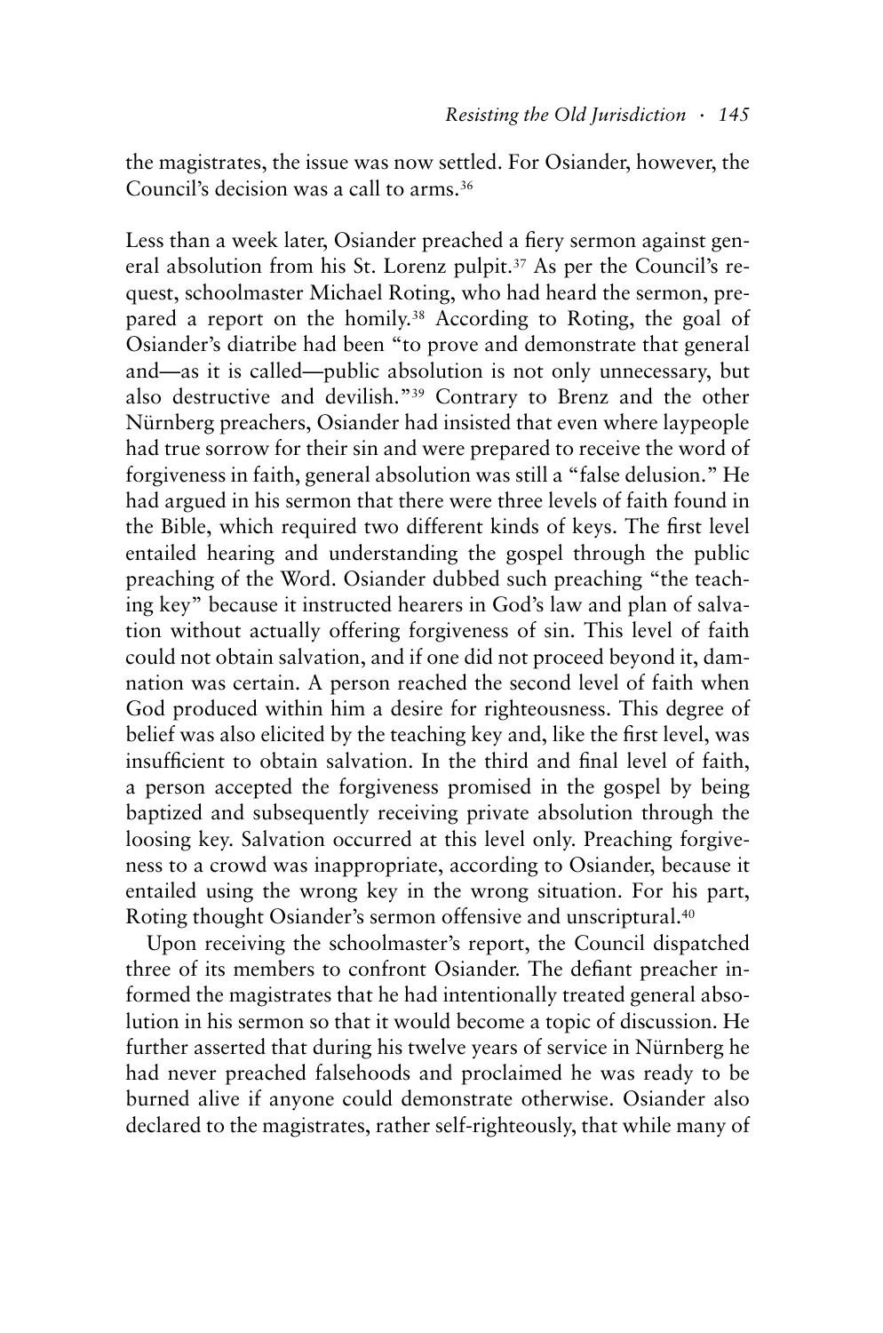the magistrates, the issue was now settled. For Osiander, however, the Council's decision was a call to arms.[36]

Less than a week later, Osiander preached a fiery sermon against general absolution from his St. Lorenz pulpit.[37] As per the Council's request, schoolmaster Michael Roting, who had heard the sermon, prepared a report on the homily.[38] According to Roting, the goal of Osiander's diatribe had been "to prove and demonstrate that general and—as it is called—public absolution is not only unnecessary, but also destructive and devilish."[39] Contrary to Brenz and the other Nürnberg preachers, Osiander had insisted that even where laypeople had true sorrow for their sin and were prepared to receive the word of forgiveness in faith, general absolution was still a "false delusion." He had argued in his sermon that there were three levels of faith found in the Bible, which required two different kinds of keys. The first level entailed hearing and understanding the gospel through the public preaching of the Word. Osiander dubbed such preaching "the teaching key" because it instructed hearers in God's law and plan of salvation without actually offering forgiveness of sin. This level of faith could not obtain salvation, and if one did not proceed beyond it, damnation was certain. A person reached the second level of faith when God produced within him a desire for righteousness. This degree of belief was also elicited by the teaching key and, like the first level, was insufficient to obtain salvation. In the third and final level of faith, a person accepted the forgiveness promised in the gospel by being baptized and subsequently receiving private absolution through the loosing key. Salvation occurred at this level only. Preaching forgiveness to a crowd was inappropriate, according to Osiander, because it entailed using the wrong key in the wrong situation. For his part, Roting thought Osiander's sermon offensive and unscriptural.[40]

Upon receiving the schoolmaster's report, the Council dispatched three of its members to confront Osiander. The defiant preacher informed the magistrates that he had intentionally treated general absolution in his sermon so that it would become a topic of discussion. He further asserted that during his twelve years of service in Nürnberg he had never preached falsehoods and proclaimed he was ready to be burned alive if anyone could demonstrate otherwise. Osiander also declared to the magistrates, rather self-righteously, that while many of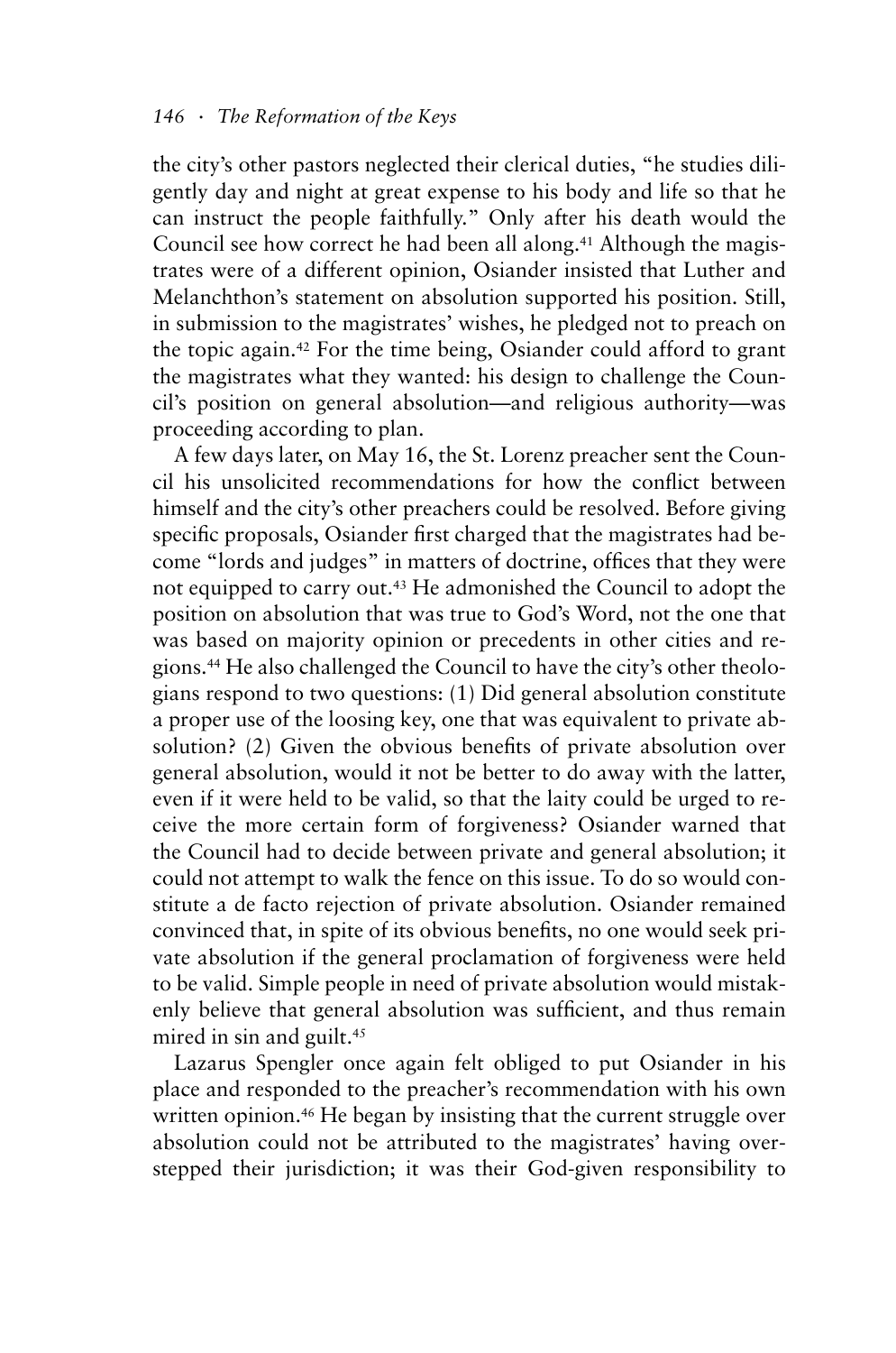the city's other pastors neglected their clerical duties, "he studies diligently day and night at great expense to his body and life so that he can instruct the people faithfully." Only after his death would the Council see how correct he had been all along.[41] Although the magistrates were of a different opinion, Osiander insisted that Luther and Melanchthon's statement on absolution supported his position. Still, in submission to the magistrates' wishes, he pledged not to preach on the topic again.[42] For the time being, Osiander could afford to grant the magistrates what they wanted: his design to challenge the Council's position on general absolution—and religious authority—was proceeding according to plan.

A few days later, on May 16, the St. Lorenz preacher sent the Council his unsolicited recommendations for how the conflict between himself and the city's other preachers could be resolved. Before giving specific proposals, Osiander first charged that the magistrates had become "lords and judges" in matters of doctrine, offices that they were not equipped to carry out.[43] He admonished the Council to adopt the position on absolution that was true to God's Word, not the one that was based on majority opinion or precedents in other cities and regions.[44] He also challenged the Council to have the city's other theologians respond to two questions: (1) Did general absolution constitute a proper use of the loosing key, one that was equivalent to private absolution? (2) Given the obvious benefits of private absolution over general absolution, would it not be better to do away with the latter, even if it were held to be valid, so that the laity could be urged to receive the more certain form of forgiveness? Osiander warned that the Council had to decide between private and general absolution; it could not attempt to walk the fence on this issue. To do so would constitute a de facto rejection of private absolution. Osiander remained convinced that, in spite of its obvious benefits, no one would seek private absolution if the general proclamation of forgiveness were held to be valid. Simple people in need of private absolution would mistakenly believe that general absolution was sufficient, and thus remain mired in sin and guilt.[45]

Lazarus Spengler once again felt obliged to put Osiander in his place and responded to the preacher's recommendation with his own written opinion.[46] He began by insisting that the current struggle over absolution could not be attributed to the magistrates' having overstepped their jurisdiction; it was their God-given responsibility to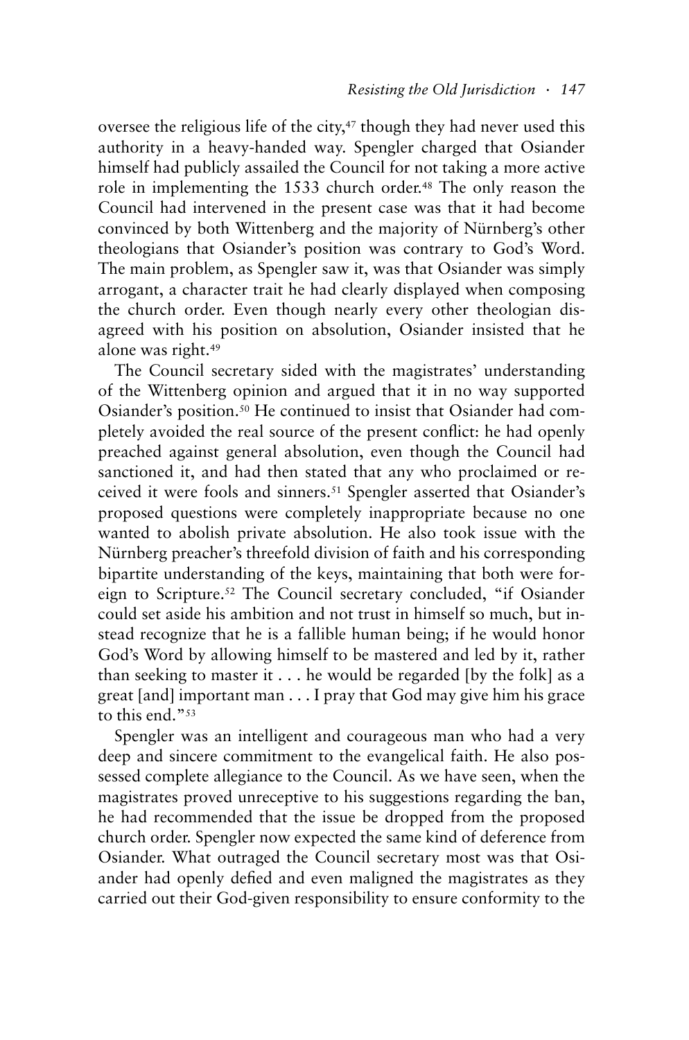oversee the religious life of the city,[47] though they had never used this authority in a heavy-handed way. Spengler charged that Osiander himself had publicly assailed the Council for not taking a more active role in implementing the 1533 church order.[48] The only reason the Council had intervened in the present case was that it had become convinced by both Wittenberg and the majority of Nürnberg's other theologians that Osiander's position was contrary to God's Word. The main problem, as Spengler saw it, was that Osiander was simply arrogant, a character trait he had clearly displayed when composing the church order. Even though nearly every other theologian disagreed with his position on absolution, Osiander insisted that he alone was right.[49]

The Council secretary sided with the magistrates' understanding of the Wittenberg opinion and argued that it in no way supported Osiander's position.[50] He continued to insist that Osiander had completely avoided the real source of the present conflict: he had openly preached against general absolution, even though the Council had sanctioned it, and had then stated that any who proclaimed or received it were fools and sinners.[51] Spengler asserted that Osiander's proposed questions were completely inappropriate because no one wanted to abolish private absolution. He also took issue with the Nürnberg preacher's threefold division of faith and his corresponding bipartite understanding of the keys, maintaining that both were foreign to Scripture.[52] The Council secretary concluded, "if Osiander could set aside his ambition and not trust in himself so much, but instead recognize that he is a fallible human being; if he would honor God's Word by allowing himself to be mastered and led by it, rather than seeking to master it . . . he would be regarded [by the folk] as a great [and] important man . . . I pray that God may give him his grace to this end."[53]

Spengler was an intelligent and courageous man who had a very deep and sincere commitment to the evangelical faith. He also possessed complete allegiance to the Council. As we have seen, when the magistrates proved unreceptive to his suggestions regarding the ban, he had recommended that the issue be dropped from the proposed church order. Spengler now expected the same kind of deference from Osiander. What outraged the Council secretary most was that Osiander had openly defied and even maligned the magistrates as they carried out their God-given responsibility to ensure conformity to the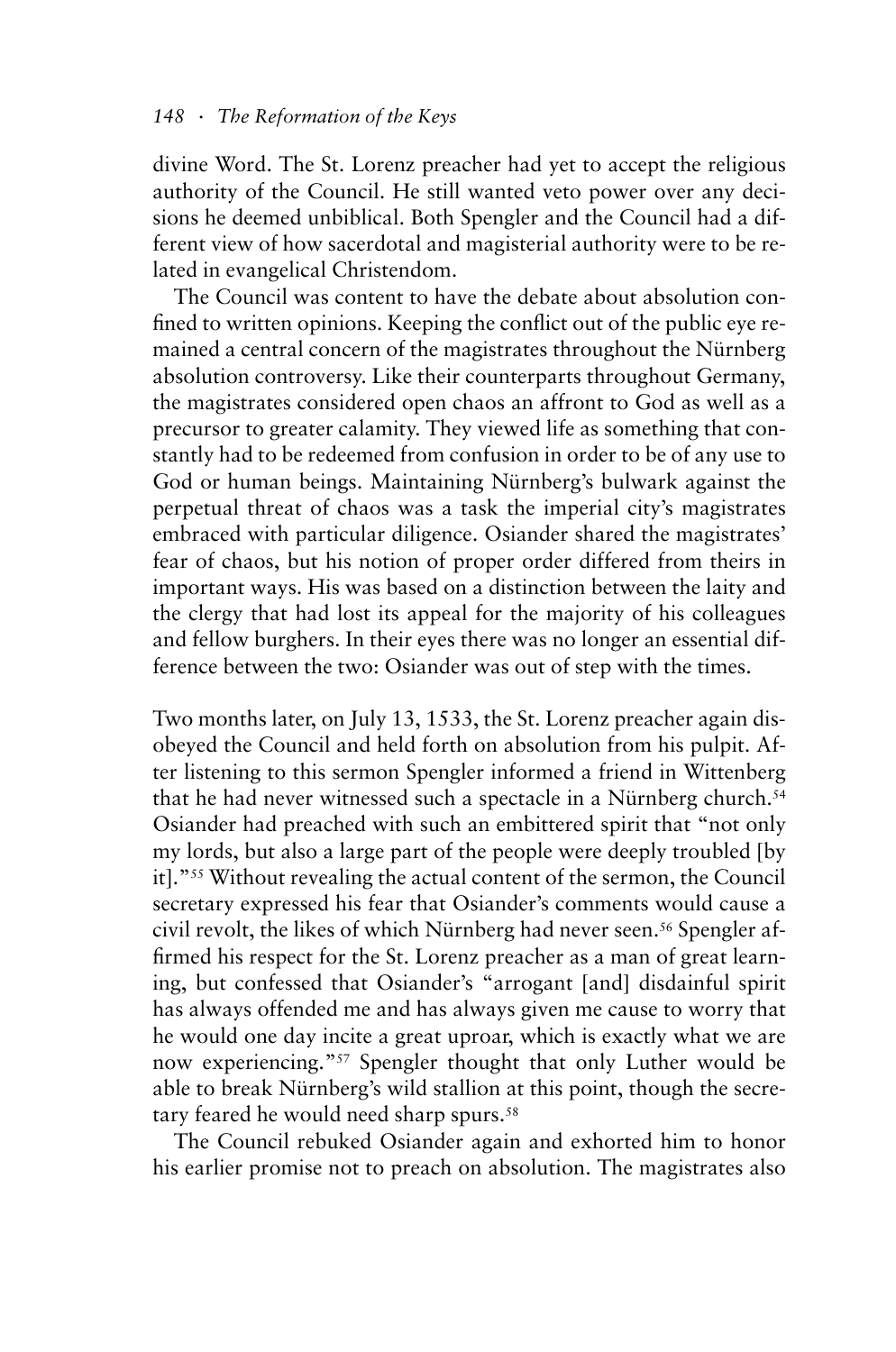divine Word. The St. Lorenz preacher had yet to accept the religious authority of the Council. He still wanted veto power over any decisions he deemed unbiblical. Both Spengler and the Council had a different view of how sacerdotal and magisterial authority were to be related in evangelical Christendom.

The Council was content to have the debate about absolution confined to written opinions. Keeping the conflict out of the public eye remained a central concern of the magistrates throughout the Nürnberg absolution controversy. Like their counterparts throughout Germany, the magistrates considered open chaos an affront to God as well as a precursor to greater calamity. They viewed life as something that constantly had to be redeemed from confusion in order to be of any use to God or human beings. Maintaining Nürnberg's bulwark against the perpetual threat of chaos was a task the imperial city's magistrates embraced with particular diligence. Osiander shared the magistrates' fear of chaos, but his notion of proper order differed from theirs in important ways. His was based on a distinction between the laity and the clergy that had lost its appeal for the majority of his colleagues and fellow burghers. In their eyes there was no longer an essential difference between the two: Osiander was out of step with the times.

Two months later, on July 13, 1533, the St. Lorenz preacher again disobeyed the Council and held forth on absolution from his pulpit. After listening to this sermon Spengler informed a friend in Wittenberg that he had never witnessed such a spectacle in a Nürnberg church.[54] Osiander had preached with such an embittered spirit that "not only my lords, but also a large part of the people were deeply troubled [by it]."[55] Without revealing the actual content of the sermon, the Council secretary expressed his fear that Osiander's comments would cause a civil revolt, the likes of which Nürnberg had never seen.[56] Spengler affirmed his respect for the St. Lorenz preacher as a man of great learning, but confessed that Osiander's "arrogant [and] disdainful spirit has always offended me and has always given me cause to worry that he would one day incite a great uproar, which is exactly what we are now experiencing."[57] Spengler thought that only Luther would be able to break Nürnberg's wild stallion at this point, though the secretary feared he would need sharp spurs.[58]

The Council rebuked Osiander again and exhorted him to honor his earlier promise not to preach on absolution. The magistrates also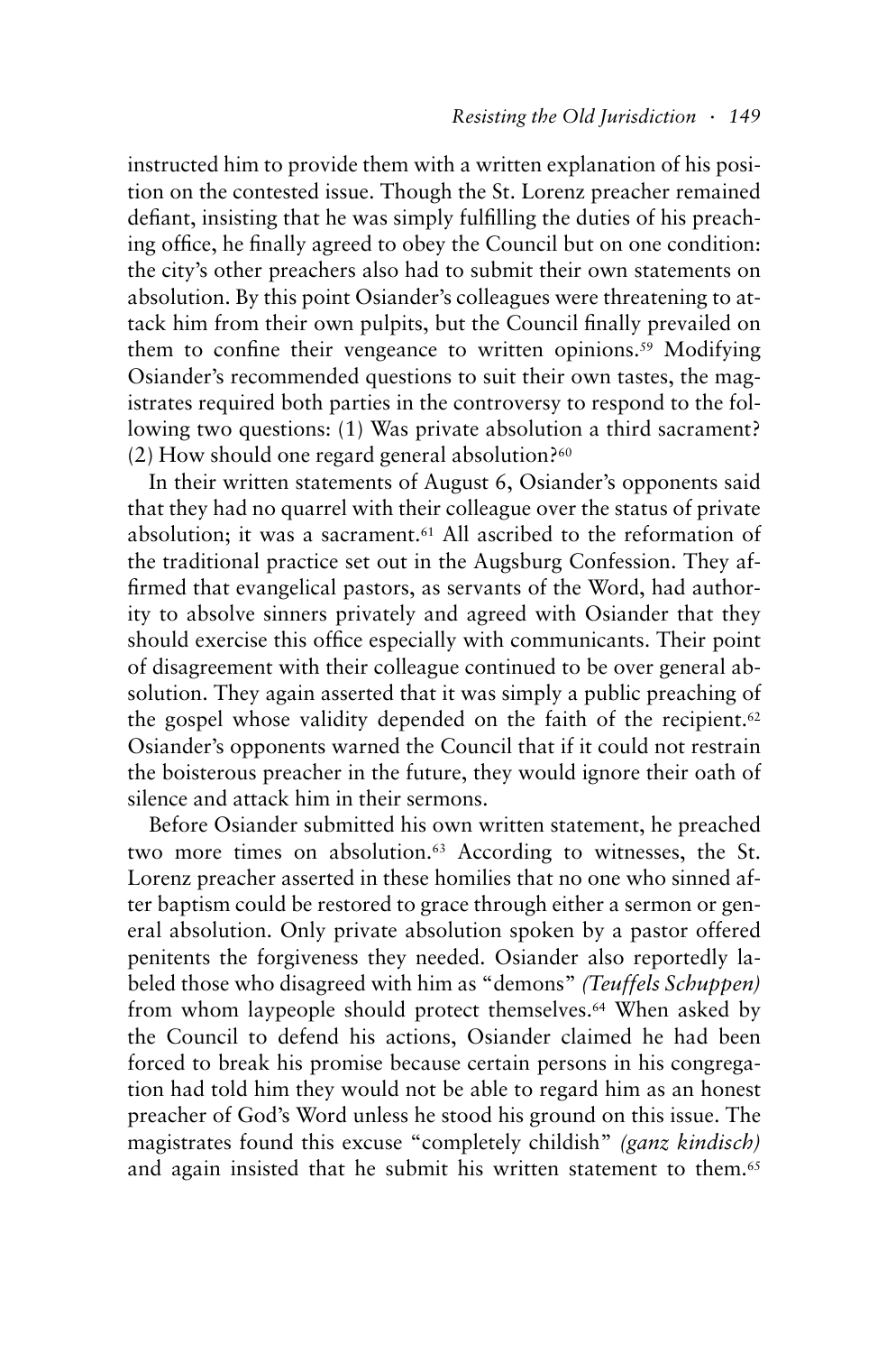instructed him to provide them with a written explanation of his position on the contested issue. Though the St. Lorenz preacher remained defiant, insisting that he was simply fulfilling the duties of his preaching office, he finally agreed to obey the Council but on one condition: the city's other preachers also had to submit their own statements on absolution. By this point Osiander's colleagues were threatening to attack him from their own pulpits, but the Council finally prevailed on them to confine their vengeance to written opinions.[59] Modifying Osiander's recommended questions to suit their own tastes, the magistrates required both parties in the controversy to respond to the following two questions: (1) Was private absolution a third sacrament? (2) How should one regard general absolution?[60]

In their written statements of August 6, Osiander's opponents said that they had no quarrel with their colleague over the status of private absolution; it was a sacrament.[61] All ascribed to the reformation of the traditional practice set out in the Augsburg Confession. They affirmed that evangelical pastors, as servants of the Word, had authority to absolve sinners privately and agreed with Osiander that they should exercise this office especially with communicants. Their point of disagreement with their colleague continued to be over general absolution. They again asserted that it was simply a public preaching of the gospel whose validity depended on the faith of the recipient.[62] Osiander's opponents warned the Council that if it could not restrain the boisterous preacher in the future, they would ignore their oath of silence and attack him in their sermons.

Before Osiander submitted his own written statement, he preached two more times on absolution.[63] According to witnesses, the St. Lorenz preacher asserted in these homilies that no one who sinned after baptism could be restored to grace through either a sermon or general absolution. Only private absolution spoken by a pastor offered penitents the forgiveness they needed. Osiander also reportedly labeled those who disagreed with him as "demons" *(Teuffels Schuppen)* from whom laypeople should protect themselves.[64] When asked by the Council to defend his actions, Osiander claimed he had been forced to break his promise because certain persons in his congregation had told him they would not be able to regard him as an honest preacher of God's Word unless he stood his ground on this issue. The magistrates found this excuse "completely childish" *(ganz kindisch)* and again insisted that he submit his written statement to them.[65]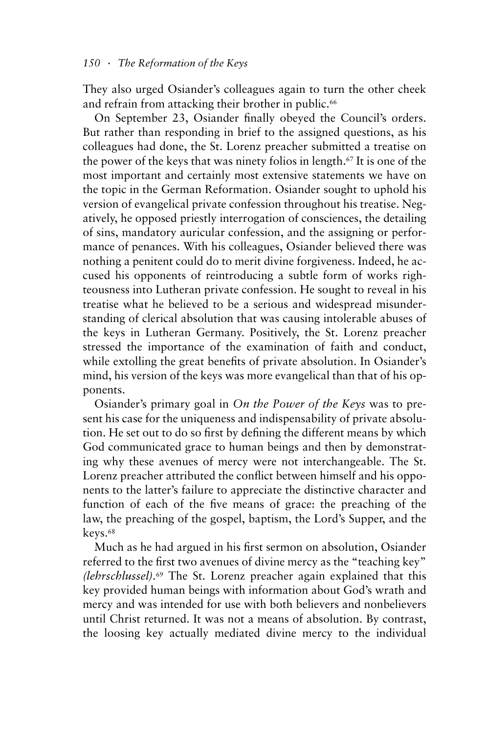They also urged Osiander's colleagues again to turn the other cheek and refrain from attacking their brother in public.[66]

On September 23, Osiander finally obeyed the Council's orders. But rather than responding in brief to the assigned questions, as his colleagues had done, the St. Lorenz preacher submitted a treatise on the power of the keys that was ninety folios in length.[67] It is one of the most important and certainly most extensive statements we have on the topic in the German Reformation. Osiander sought to uphold his version of evangelical private confession throughout his treatise. Negatively, he opposed priestly interrogation of consciences, the detailing of sins, mandatory auricular confession, and the assigning or performance of penances. With his colleagues, Osiander believed there was nothing a penitent could do to merit divine forgiveness. Indeed, he accused his opponents of reintroducing a subtle form of works righteousness into Lutheran private confession. He sought to reveal in his treatise what he believed to be a serious and widespread misunderstanding of clerical absolution that was causing intolerable abuses of the keys in Lutheran Germany. Positively, the St. Lorenz preacher stressed the importance of the examination of faith and conduct, while extolling the great benefits of private absolution. In Osiander's mind, his version of the keys was more evangelical than that of his opponents.

Osiander's primary goal in *On the Power of the Keys* was to present his case for the uniqueness and indispensability of private absolution. He set out to do so first by defining the different means by which God communicated grace to human beings and then by demonstrating why these avenues of mercy were not interchangeable. The St. Lorenz preacher attributed the conflict between himself and his opponents to the latter's failure to appreciate the distinctive character and function of each of the five means of grace: the preaching of the law, the preaching of the gospel, baptism, the Lord's Supper, and the keys.[68]

Much as he had argued in his first sermon on absolution, Osiander referred to the first two avenues of divine mercy as the "teaching key" *(lehrschlussel)*.[69] The St. Lorenz preacher again explained that this key provided human beings with information about God's wrath and mercy and was intended for use with both believers and nonbelievers until Christ returned. It was not a means of absolution. By contrast, the loosing key actually mediated divine mercy to the individual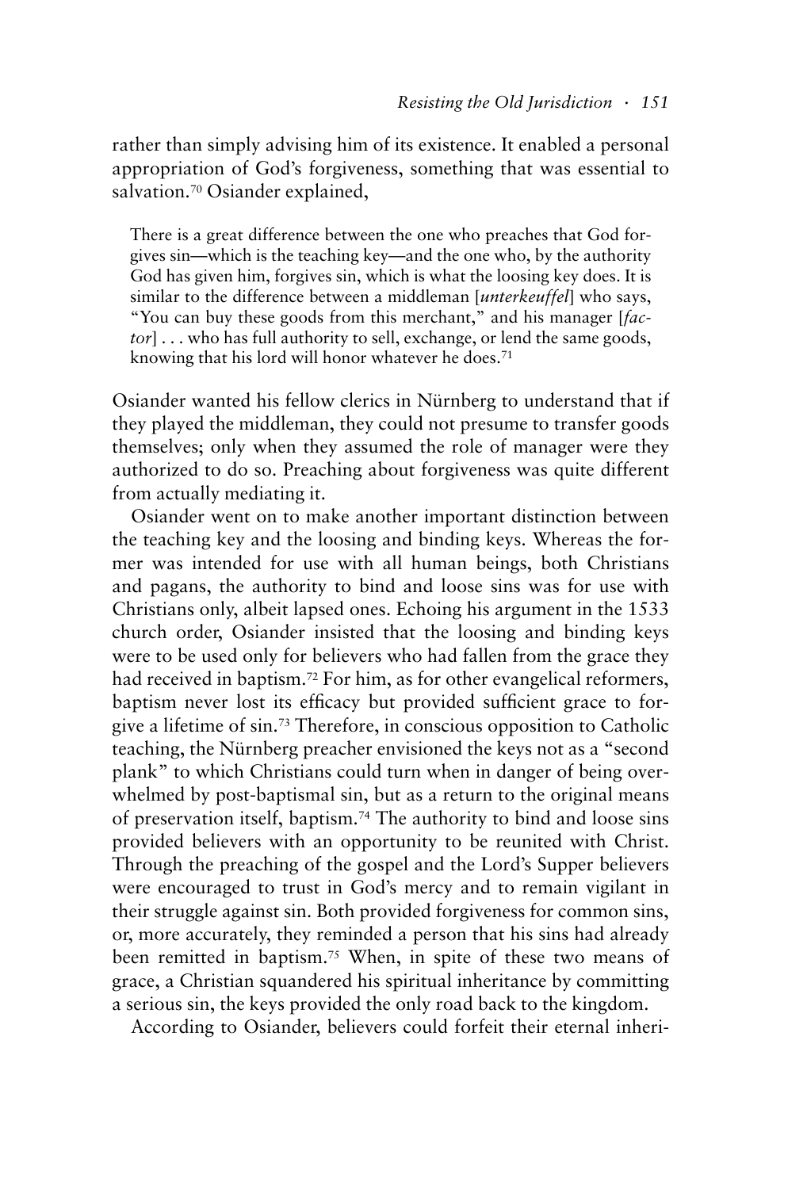rather than simply advising him of its existence. It enabled a personal appropriation of God's forgiveness, something that was essential to salvation.[70] Osiander explained,

> There is a great difference between the one who preaches that God forgives sin—which is the teaching key—and the one who, by the authority God has given him, forgives sin, which is what the loosing key does. It is similar to the difference between a middleman [*unterkeuffel*] who says, "You can buy these goods from this merchant," and his manager [*factor*] . . . who has full authority to sell, exchange, or lend the same goods, knowing that his lord will honor whatever he does.[71]

Osiander wanted his fellow clerics in Nürnberg to understand that if they played the middleman, they could not presume to transfer goods themselves; only when they assumed the role of manager were they authorized to do so. Preaching about forgiveness was quite different from actually mediating it.

Osiander went on to make another important distinction between the teaching key and the loosing and binding keys. Whereas the former was intended for use with all human beings, both Christians and pagans, the authority to bind and loose sins was for use with Christians only, albeit lapsed ones. Echoing his argument in the 1533 church order, Osiander insisted that the loosing and binding keys were to be used only for believers who had fallen from the grace they had received in baptism.[72] For him, as for other evangelical reformers, baptism never lost its efficacy but provided sufficient grace to forgive a lifetime of sin.[73] Therefore, in conscious opposition to Catholic teaching, the Nürnberg preacher envisioned the keys not as a "second plank" to which Christians could turn when in danger of being overwhelmed by post-baptismal sin, but as a return to the original means of preservation itself, baptism.[74] The authority to bind and loose sins provided believers with an opportunity to be reunited with Christ. Through the preaching of the gospel and the Lord's Supper believers were encouraged to trust in God's mercy and to remain vigilant in their struggle against sin. Both provided forgiveness for common sins, or, more accurately, they reminded a person that his sins had already been remitted in baptism.[75] When, in spite of these two means of grace, a Christian squandered his spiritual inheritance by committing a serious sin, the keys provided the only road back to the kingdom.

According to Osiander, believers could forfeit their eternal inheri-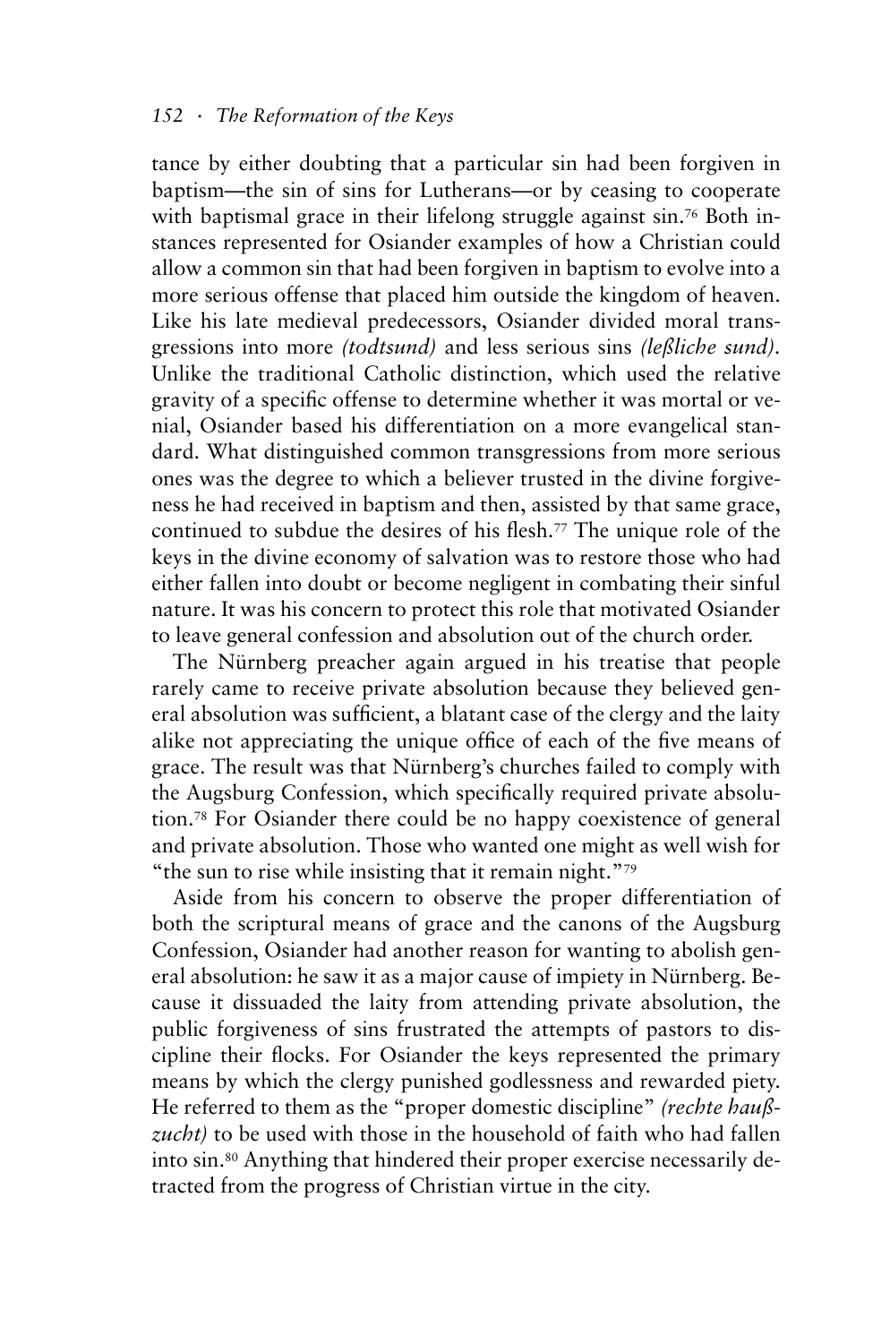tance by either doubting that a particular sin had been forgiven in baptism—the sin of sins for Lutherans—or by ceasing to cooperate with baptismal grace in their lifelong struggle against sin.[76] Both instances represented for Osiander examples of how a Christian could allow a common sin that had been forgiven in baptism to evolve into a more serious offense that placed him outside the kingdom of heaven. Like his late medieval predecessors, Osiander divided moral transgressions into more *(todtsund)* and less serious sins *(leßliche sund)*. Unlike the traditional Catholic distinction, which used the relative gravity of a specific offense to determine whether it was mortal or venial, Osiander based his differentiation on a more evangelical standard. What distinguished common transgressions from more serious ones was the degree to which a believer trusted in the divine forgiveness he had received in baptism and then, assisted by that same grace, continued to subdue the desires of his flesh.[77] The unique role of the keys in the divine economy of salvation was to restore those who had either fallen into doubt or become negligent in combating their sinful nature. It was his concern to protect this role that motivated Osiander to leave general confession and absolution out of the church order.

The Nürnberg preacher again argued in his treatise that people rarely came to receive private absolution because they believed general absolution was sufficient, a blatant case of the clergy and the laity alike not appreciating the unique office of each of the five means of grace. The result was that Nürnberg's churches failed to comply with the Augsburg Confession, which specifically required private absolution.[78] For Osiander there could be no happy coexistence of general and private absolution. Those who wanted one might as well wish for "the sun to rise while insisting that it remain night."[79]

Aside from his concern to observe the proper differentiation of both the scriptural means of grace and the canons of the Augsburg Confession, Osiander had another reason for wanting to abolish general absolution: he saw it as a major cause of impiety in Nürnberg. Because it dissuaded the laity from attending private absolution, the public forgiveness of sins frustrated the attempts of pastors to discipline their flocks. For Osiander the keys represented the primary means by which the clergy punished godlessness and rewarded piety. He referred to them as the "proper domestic discipline" *(rechte haußzucht)* to be used with those in the household of faith who had fallen into sin.[80] Anything that hindered their proper exercise necessarily detracted from the progress of Christian virtue in the city.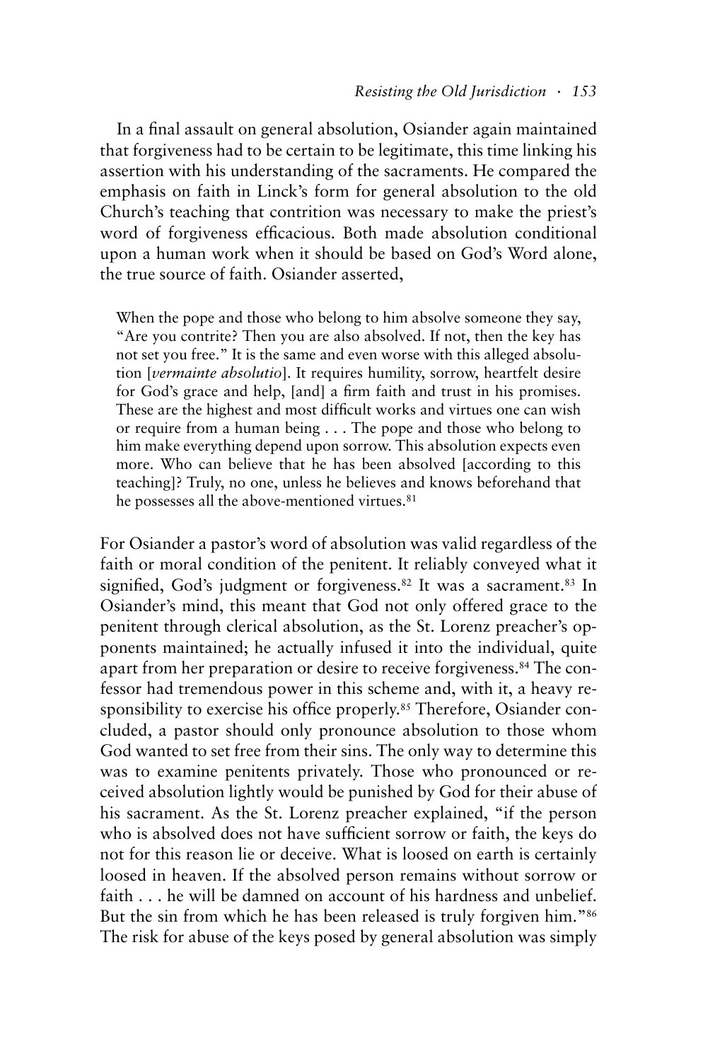In a final assault on general absolution, Osiander again maintained that forgiveness had to be certain to be legitimate, this time linking his assertion with his understanding of the sacraments. He compared the emphasis on faith in Linck's form for general absolution to the old Church's teaching that contrition was necessary to make the priest's word of forgiveness efficacious. Both made absolution conditional upon a human work when it should be based on God's Word alone, the true source of faith. Osiander asserted,

> When the pope and those who belong to him absolve someone they say, "Are you contrite? Then you are also absolved. If not, then the key has not set you free." It is the same and even worse with this alleged absolution [*vermainte absolutio*]. It requires humility, sorrow, heartfelt desire for God's grace and help, [and] a firm faith and trust in his promises. These are the highest and most difficult works and virtues one can wish or require from a human being . . . The pope and those who belong to him make everything depend upon sorrow. This absolution expects even more. Who can believe that he has been absolved [according to this teaching]? Truly, no one, unless he believes and knows beforehand that he possesses all the above-mentioned virtues.[81]

For Osiander a pastor's word of absolution was valid regardless of the faith or moral condition of the penitent. It reliably conveyed what it signified, God's judgment or forgiveness.[82] It was a sacrament.[83] In Osiander's mind, this meant that God not only offered grace to the penitent through clerical absolution, as the St. Lorenz preacher's opponents maintained; he actually infused it into the individual, quite apart from her preparation or desire to receive forgiveness.[84] The confessor had tremendous power in this scheme and, with it, a heavy responsibility to exercise his office properly.[85] Therefore, Osiander concluded, a pastor should only pronounce absolution to those whom God wanted to set free from their sins. The only way to determine this was to examine penitents privately. Those who pronounced or received absolution lightly would be punished by God for their abuse of his sacrament. As the St. Lorenz preacher explained, "if the person who is absolved does not have sufficient sorrow or faith, the keys do not for this reason lie or deceive. What is loosed on earth is certainly loosed in heaven. If the absolved person remains without sorrow or faith . . . he will be damned on account of his hardness and unbelief. But the sin from which he has been released is truly forgiven him."[86] The risk for abuse of the keys posed by general absolution was simply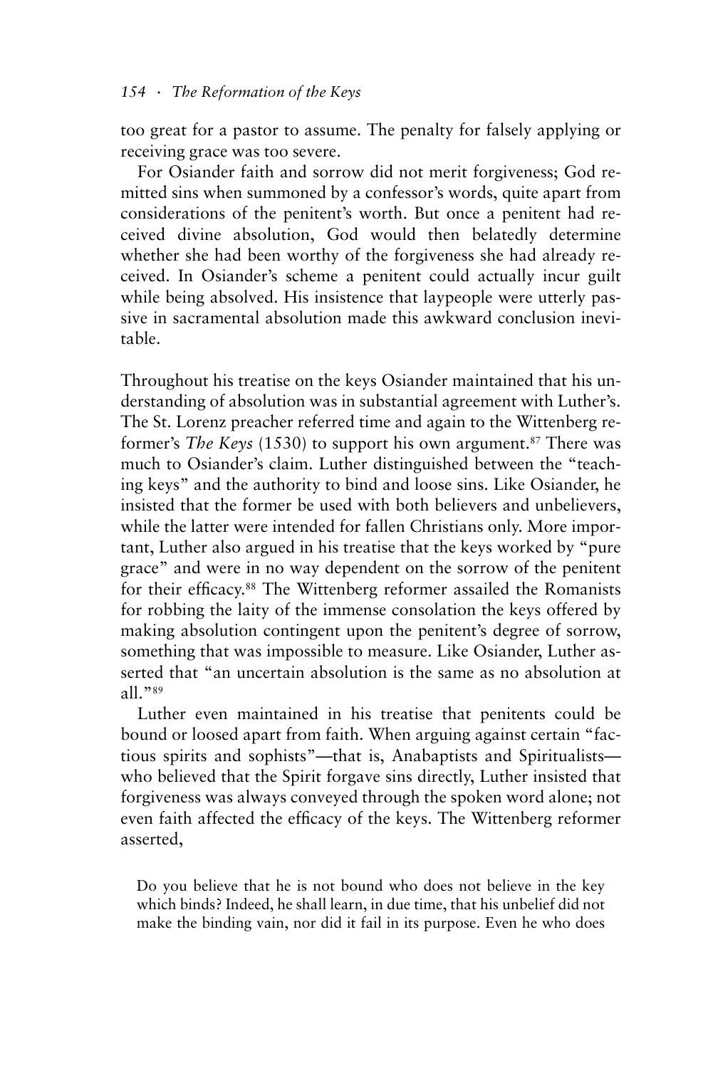too great for a pastor to assume. The penalty for falsely applying or receiving grace was too severe.

For Osiander faith and sorrow did not merit forgiveness; God remitted sins when summoned by a confessor's words, quite apart from considerations of the penitent's worth. But once a penitent had received divine absolution, God would then belatedly determine whether she had been worthy of the forgiveness she had already received. In Osiander's scheme a penitent could actually incur guilt while being absolved. His insistence that laypeople were utterly passive in sacramental absolution made this awkward conclusion inevitable.

Throughout his treatise on the keys Osiander maintained that his understanding of absolution was in substantial agreement with Luther's. The St. Lorenz preacher referred time and again to the Wittenberg reformer's *The Keys* (1530) to support his own argument.[87] There was much to Osiander's claim. Luther distinguished between the "teaching keys" and the authority to bind and loose sins. Like Osiander, he insisted that the former be used with both believers and unbelievers, while the latter were intended for fallen Christians only. More important, Luther also argued in his treatise that the keys worked by "pure grace" and were in no way dependent on the sorrow of the penitent for their efficacy.[88] The Wittenberg reformer assailed the Romanists for robbing the laity of the immense consolation the keys offered by making absolution contingent upon the penitent's degree of sorrow, something that was impossible to measure. Like Osiander, Luther asserted that "an uncertain absolution is the same as no absolution at all."[89]

Luther even maintained in his treatise that penitents could be bound or loosed apart from faith. When arguing against certain "factious spirits and sophists"—that is, Anabaptists and Spiritualists—who believed that the Spirit forgave sins directly, Luther insisted that forgiveness was always conveyed through the spoken word alone; not even faith affected the efficacy of the keys. The Wittenberg reformer asserted,

> Do you believe that he is not bound who does not believe in the key which binds? Indeed, he shall learn, in due time, that his unbelief did not make the binding vain, nor did it fail in its purpose. Even he who does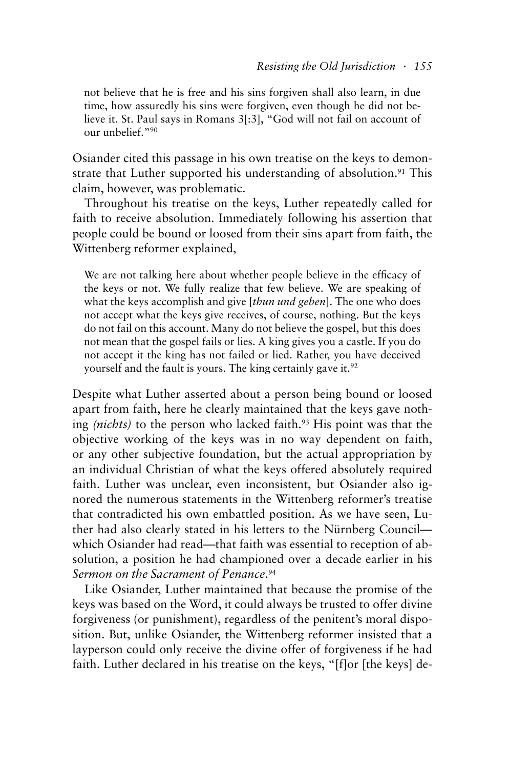> not believe that he is free and his sins forgiven shall also learn, in due time, how assuredly his sins were forgiven, even though he did not believe it. St. Paul says in Romans 3[:3], "God will not fail on account of our unbelief."[90]

Osiander cited this passage in his own treatise on the keys to demonstrate that Luther supported his understanding of absolution.[91] This claim, however, was problematic.

Throughout his treatise on the keys, Luther repeatedly called for faith to receive absolution. Immediately following his assertion that people could be bound or loosed from their sins apart from faith, the Wittenberg reformer explained,

> We are not talking here about whether people believe in the efficacy of the keys or not. We fully realize that few believe. We are speaking of what the keys accomplish and give [*thun und geben*]. The one who does not accept what the keys give receives, of course, nothing. But the keys do not fail on this account. Many do not believe the gospel, but this does not mean that the gospel fails or lies. A king gives you a castle. If you do not accept it the king has not failed or lied. Rather, you have deceived yourself and the fault is yours. The king certainly gave it.[92]

Despite what Luther asserted about a person being bound or loosed apart from faith, here he clearly maintained that the keys gave nothing *(nichts)* to the person who lacked faith.[93] His point was that the objective working of the keys was in no way dependent on faith, or any other subjective foundation, but the actual appropriation by an individual Christian of what the keys offered absolutely required faith. Luther was unclear, even inconsistent, but Osiander also ignored the numerous statements in the Wittenberg reformer's treatise that contradicted his own embattled position. As we have seen, Luther had also clearly stated in his letters to the Nürnberg Council—which Osiander had read—that faith was essential to reception of absolution, a position he had championed over a decade earlier in his *Sermon on the Sacrament of Penance*.[94]

Like Osiander, Luther maintained that because the promise of the keys was based on the Word, it could always be trusted to offer divine forgiveness (or punishment), regardless of the penitent's moral disposition. But, unlike Osiander, the Wittenberg reformer insisted that a layperson could only receive the divine offer of forgiveness if he had faith. Luther declared in his treatise on the keys, "[f]or [the keys] de-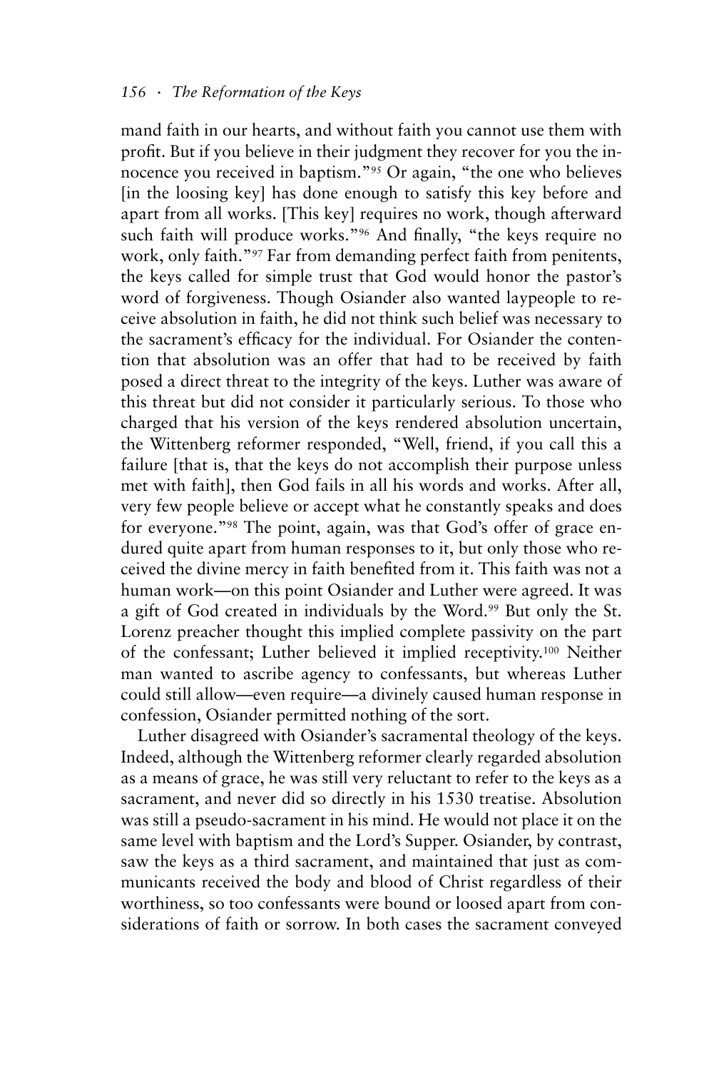mand faith in our hearts, and without faith you cannot use them with profit. But if you believe in their judgment they recover for you the innocence you received in baptism."[95] Or again, "the one who believes [in the loosing key] has done enough to satisfy this key before and apart from all works. [This key] requires no work, though afterward such faith will produce works."[96] And finally, "the keys require no work, only faith."[97] Far from demanding perfect faith from penitents, the keys called for simple trust that God would honor the pastor's word of forgiveness. Though Osiander also wanted laypeople to receive absolution in faith, he did not think such belief was necessary to the sacrament's efficacy for the individual. For Osiander the contention that absolution was an offer that had to be received by faith posed a direct threat to the integrity of the keys. Luther was aware of this threat but did not consider it particularly serious. To those who charged that his version of the keys rendered absolution uncertain, the Wittenberg reformer responded, "Well, friend, if you call this a failure [that is, that the keys do not accomplish their purpose unless met with faith], then God fails in all his words and works. After all, very few people believe or accept what he constantly speaks and does for everyone."[98] The point, again, was that God's offer of grace endured quite apart from human responses to it, but only those who received the divine mercy in faith benefited from it. This faith was not a human work—on this point Osiander and Luther were agreed. It was a gift of God created in individuals by the Word.[99] But only the St. Lorenz preacher thought this implied complete passivity on the part of the confessant; Luther believed it implied receptivity.[100] Neither man wanted to ascribe agency to confessants, but whereas Luther could still allow—even require—a divinely caused human response in confession, Osiander permitted nothing of the sort.

Luther disagreed with Osiander's sacramental theology of the keys. Indeed, although the Wittenberg reformer clearly regarded absolution as a means of grace, he was still very reluctant to refer to the keys as a sacrament, and never did so directly in his 1530 treatise. Absolution was still a pseudo-sacrament in his mind. He would not place it on the same level with baptism and the Lord's Supper. Osiander, by contrast, saw the keys as a third sacrament, and maintained that just as communicants received the body and blood of Christ regardless of their worthiness, so too confessants were bound or loosed apart from considerations of faith or sorrow. In both cases the sacrament conveyed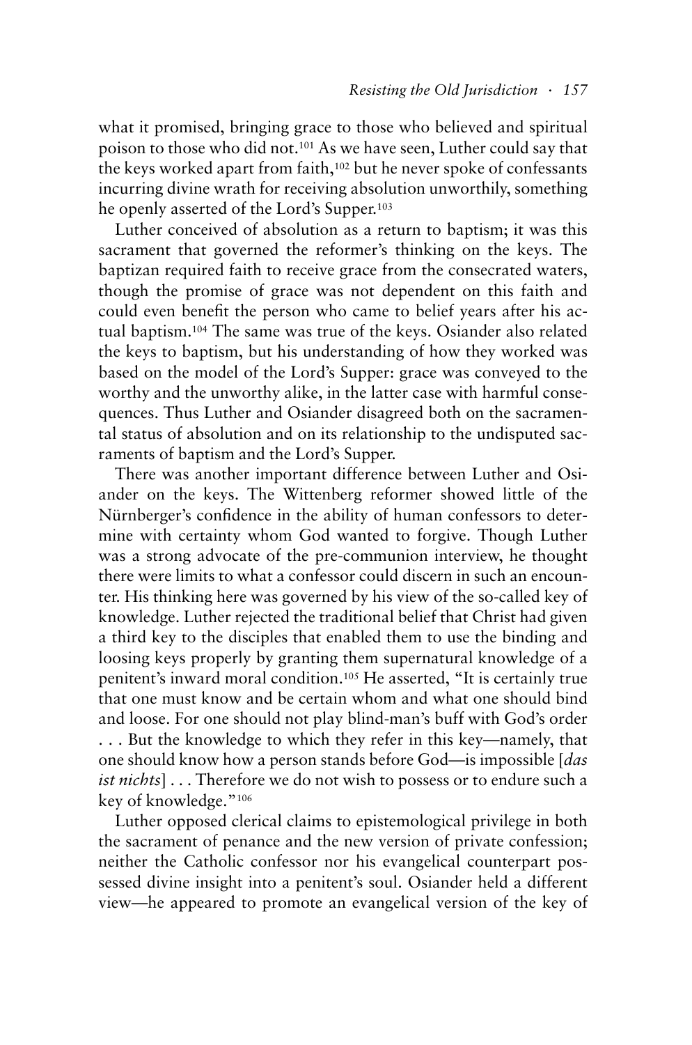what it promised, bringing grace to those who believed and spiritual poison to those who did not.[101] As we have seen, Luther could say that the keys worked apart from faith,[102] but he never spoke of confessants incurring divine wrath for receiving absolution unworthily, something he openly asserted of the Lord's Supper.[103]

Luther conceived of absolution as a return to baptism; it was this sacrament that governed the reformer's thinking on the keys. The baptizan required faith to receive grace from the consecrated waters, though the promise of grace was not dependent on this faith and could even benefit the person who came to belief years after his actual baptism.[104] The same was true of the keys. Osiander also related the keys to baptism, but his understanding of how they worked was based on the model of the Lord's Supper: grace was conveyed to the worthy and the unworthy alike, in the latter case with harmful consequences. Thus Luther and Osiander disagreed both on the sacramental status of absolution and on its relationship to the undisputed sacraments of baptism and the Lord's Supper.

There was another important difference between Luther and Osiander on the keys. The Wittenberg reformer showed little of the Nürnberger's confidence in the ability of human confessors to determine with certainty whom God wanted to forgive. Though Luther was a strong advocate of the pre-communion interview, he thought there were limits to what a confessor could discern in such an encounter. His thinking here was governed by his view of the so-called key of knowledge. Luther rejected the traditional belief that Christ had given a third key to the disciples that enabled them to use the binding and loosing keys properly by granting them supernatural knowledge of a penitent's inward moral condition.[105] He asserted, "It is certainly true that one must know and be certain whom and what one should bind and loose. For one should not play blind-man's buff with God's order . . . But the knowledge to which they refer in this key—namely, that one should know how a person stands before God—is impossible [*das ist nichts*] . . . Therefore we do not wish to possess or to endure such a key of knowledge."[106]

Luther opposed clerical claims to epistemological privilege in both the sacrament of penance and the new version of private confession; neither the Catholic confessor nor his evangelical counterpart possessed divine insight into a penitent's soul. Osiander held a different view—he appeared to promote an evangelical version of the key of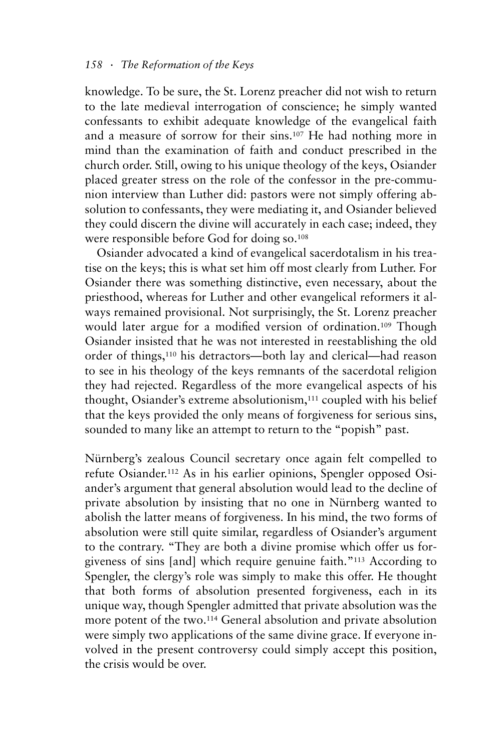knowledge. To be sure, the St. Lorenz preacher did not wish to return to the late medieval interrogation of conscience; he simply wanted confessants to exhibit adequate knowledge of the evangelical faith and a measure of sorrow for their sins.[107] He had nothing more in mind than the examination of faith and conduct prescribed in the church order. Still, owing to his unique theology of the keys, Osiander placed greater stress on the role of the confessor in the pre-communion interview than Luther did: pastors were not simply offering absolution to confessants, they were mediating it, and Osiander believed they could discern the divine will accurately in each case; indeed, they were responsible before God for doing so.[108]

Osiander advocated a kind of evangelical sacerdotalism in his treatise on the keys; this is what set him off most clearly from Luther. For Osiander there was something distinctive, even necessary, about the priesthood, whereas for Luther and other evangelical reformers it always remained provisional. Not surprisingly, the St. Lorenz preacher would later argue for a modified version of ordination.[109] Though Osiander insisted that he was not interested in reestablishing the old order of things,[110] his detractors—both lay and clerical—had reason to see in his theology of the keys remnants of the sacerdotal religion they had rejected. Regardless of the more evangelical aspects of his thought, Osiander's extreme absolutionism,[111] coupled with his belief that the keys provided the only means of forgiveness for serious sins, sounded to many like an attempt to return to the "popish" past.

Nürnberg's zealous Council secretary once again felt compelled to refute Osiander.[112] As in his earlier opinions, Spengler opposed Osiander's argument that general absolution would lead to the decline of private absolution by insisting that no one in Nürnberg wanted to abolish the latter means of forgiveness. In his mind, the two forms of absolution were still quite similar, regardless of Osiander's argument to the contrary. "They are both a divine promise which offer us forgiveness of sins [and] which require genuine faith."[113] According to Spengler, the clergy's role was simply to make this offer. He thought that both forms of absolution presented forgiveness, each in its unique way, though Spengler admitted that private absolution was the more potent of the two.[114] General absolution and private absolution were simply two applications of the same divine grace. If everyone involved in the present controversy could simply accept this position, the crisis would be over.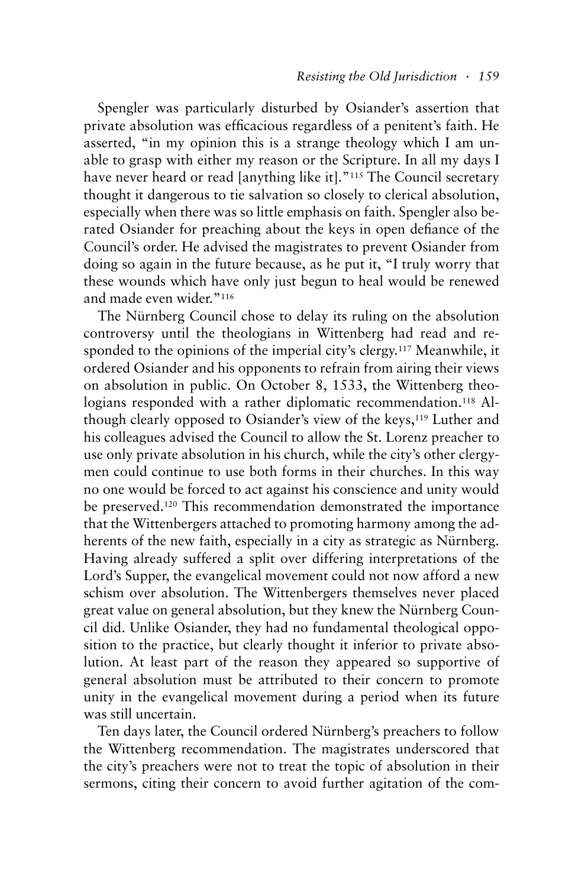Spengler was particularly disturbed by Osiander's assertion that private absolution was efficacious regardless of a penitent's faith. He asserted, "in my opinion this is a strange theology which I am unable to grasp with either my reason or the Scripture. In all my days I have never heard or read [anything like it]."[115] The Council secretary thought it dangerous to tie salvation so closely to clerical absolution, especially when there was so little emphasis on faith. Spengler also berated Osiander for preaching about the keys in open defiance of the Council's order. He advised the magistrates to prevent Osiander from doing so again in the future because, as he put it, "I truly worry that these wounds which have only just begun to heal would be renewed and made even wider."[116]

The Nürnberg Council chose to delay its ruling on the absolution controversy until the theologians in Wittenberg had read and responded to the opinions of the imperial city's clergy.[117] Meanwhile, it ordered Osiander and his opponents to refrain from airing their views on absolution in public. On October 8, 1533, the Wittenberg theologians responded with a rather diplomatic recommendation.[118] Although clearly opposed to Osiander's view of the keys,[119] Luther and his colleagues advised the Council to allow the St. Lorenz preacher to use only private absolution in his church, while the city's other clergymen could continue to use both forms in their churches. In this way no one would be forced to act against his conscience and unity would be preserved.[120] This recommendation demonstrated the importance that the Wittenbergers attached to promoting harmony among the adherents of the new faith, especially in a city as strategic as Nürnberg. Having already suffered a split over differing interpretations of the Lord's Supper, the evangelical movement could not now afford a new schism over absolution. The Wittenbergers themselves never placed great value on general absolution, but they knew the Nürnberg Council did. Unlike Osiander, they had no fundamental theological opposition to the practice, but clearly thought it inferior to private absolution. At least part of the reason they appeared so supportive of general absolution must be attributed to their concern to promote unity in the evangelical movement during a period when its future was still uncertain.

Ten days later, the Council ordered Nürnberg's preachers to follow the Wittenberg recommendation. The magistrates underscored that the city's preachers were not to treat the topic of absolution in their sermons, citing their concern to avoid further agitation of the com-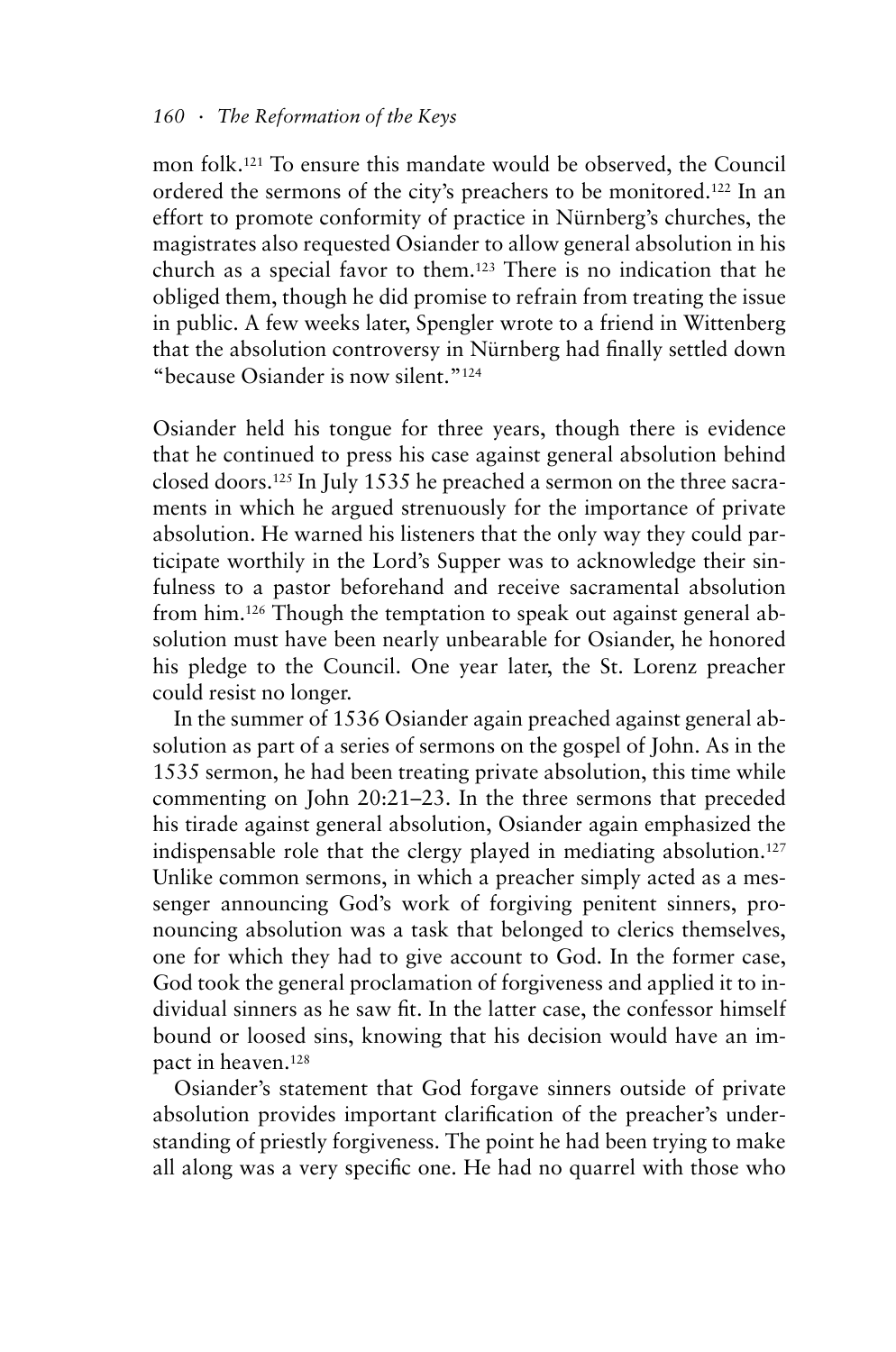mon folk.[121] To ensure this mandate would be observed, the Council ordered the sermons of the city's preachers to be monitored.[122] In an effort to promote conformity of practice in Nürnberg's churches, the magistrates also requested Osiander to allow general absolution in his church as a special favor to them.[123] There is no indication that he obliged them, though he did promise to refrain from treating the issue in public. A few weeks later, Spengler wrote to a friend in Wittenberg that the absolution controversy in Nürnberg had finally settled down "because Osiander is now silent."[124]

Osiander held his tongue for three years, though there is evidence that he continued to press his case against general absolution behind closed doors.[125] In July 1535 he preached a sermon on the three sacraments in which he argued strenuously for the importance of private absolution. He warned his listeners that the only way they could participate worthily in the Lord's Supper was to acknowledge their sinfulness to a pastor beforehand and receive sacramental absolution from him.[126] Though the temptation to speak out against general absolution must have been nearly unbearable for Osiander, he honored his pledge to the Council. One year later, the St. Lorenz preacher could resist no longer.

In the summer of 1536 Osiander again preached against general absolution as part of a series of sermons on the gospel of John. As in the 1535 sermon, he had been treating private absolution, this time while commenting on John 20:21–23. In the three sermons that preceded his tirade against general absolution, Osiander again emphasized the indispensable role that the clergy played in mediating absolution.[127] Unlike common sermons, in which a preacher simply acted as a messenger announcing God's work of forgiving penitent sinners, pronouncing absolution was a task that belonged to clerics themselves, one for which they had to give account to God. In the former case, God took the general proclamation of forgiveness and applied it to individual sinners as he saw fit. In the latter case, the confessor himself bound or loosed sins, knowing that his decision would have an impact in heaven.[128]

Osiander's statement that God forgave sinners outside of private absolution provides important clarification of the preacher's understanding of priestly forgiveness. The point he had been trying to make all along was a very specific one. He had no quarrel with those who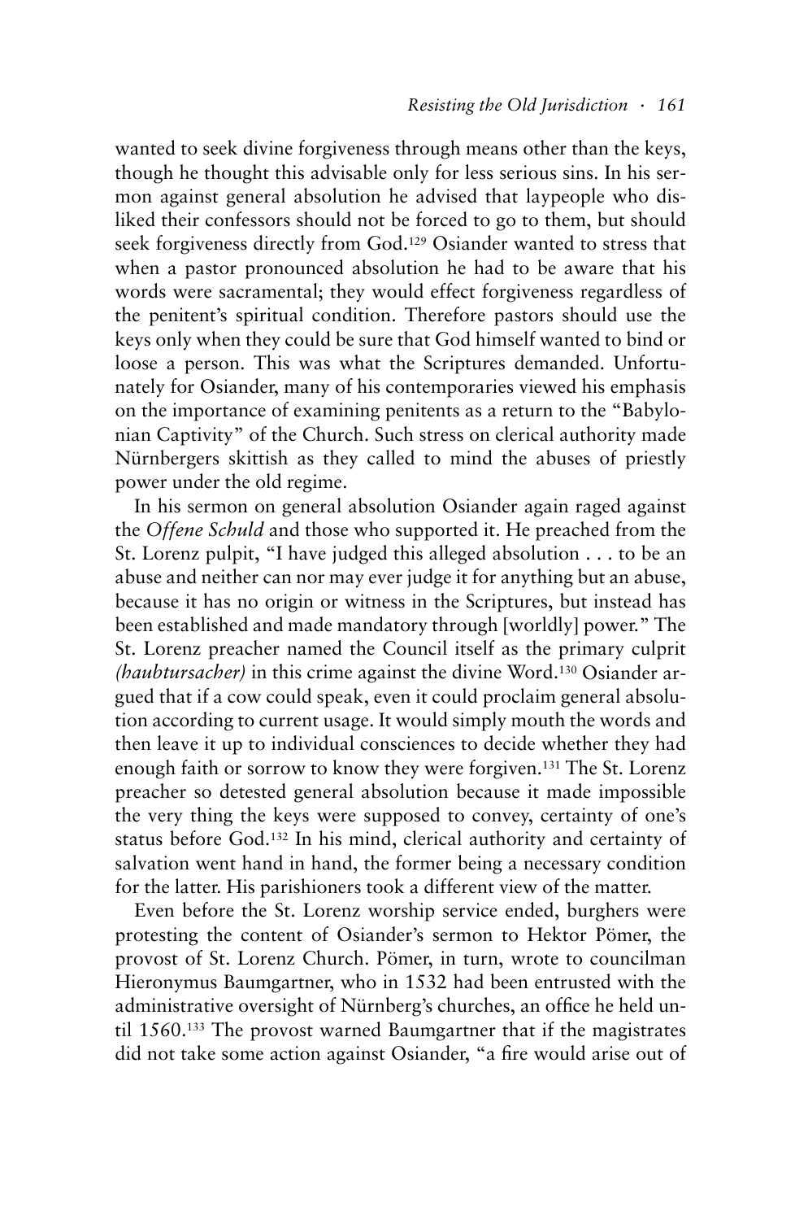wanted to seek divine forgiveness through means other than the keys, though he thought this advisable only for less serious sins. In his sermon against general absolution he advised that laypeople who disliked their confessors should not be forced to go to them, but should seek forgiveness directly from God.[129] Osiander wanted to stress that when a pastor pronounced absolution he had to be aware that his words were sacramental; they would effect forgiveness regardless of the penitent's spiritual condition. Therefore pastors should use the keys only when they could be sure that God himself wanted to bind or loose a person. This was what the Scriptures demanded. Unfortunately for Osiander, many of his contemporaries viewed his emphasis on the importance of examining penitents as a return to the "Babylonian Captivity" of the Church. Such stress on clerical authority made Nürnbergers skittish as they called to mind the abuses of priestly power under the old regime.

In his sermon on general absolution Osiander again raged against the *Offene Schuld* and those who supported it. He preached from the St. Lorenz pulpit, "I have judged this alleged absolution . . . to be an abuse and neither can nor may ever judge it for anything but an abuse, because it has no origin or witness in the Scriptures, but instead has been established and made mandatory through [worldly] power." The St. Lorenz preacher named the Council itself as the primary culprit *(haubtursacher)* in this crime against the divine Word.[130] Osiander argued that if a cow could speak, even it could proclaim general absolution according to current usage. It would simply mouth the words and then leave it up to individual consciences to decide whether they had enough faith or sorrow to know they were forgiven.[131] The St. Lorenz preacher so detested general absolution because it made impossible the very thing the keys were supposed to convey, certainty of one's status before God.[132] In his mind, clerical authority and certainty of salvation went hand in hand, the former being a necessary condition for the latter. His parishioners took a different view of the matter.

Even before the St. Lorenz worship service ended, burghers were protesting the content of Osiander's sermon to Hektor Pömer, the provost of St. Lorenz Church. Pömer, in turn, wrote to councilman Hieronymus Baumgartner, who in 1532 had been entrusted with the administrative oversight of Nürnberg's churches, an office he held until 1560.[133] The provost warned Baumgartner that if the magistrates did not take some action against Osiander, "a fire would arise out of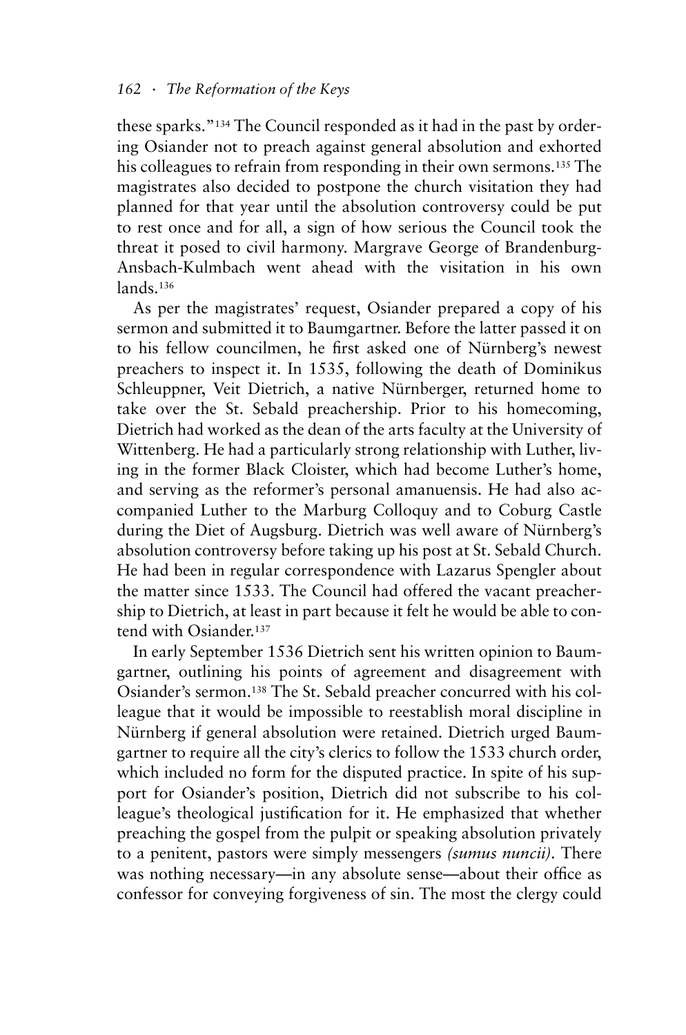these sparks."[134] The Council responded as it had in the past by ordering Osiander not to preach against general absolution and exhorted his colleagues to refrain from responding in their own sermons.[135] The magistrates also decided to postpone the church visitation they had planned for that year until the absolution controversy could be put to rest once and for all, a sign of how serious the Council took the threat it posed to civil harmony. Margrave George of Brandenburg-Ansbach-Kulmbach went ahead with the visitation in his own lands.[136]

As per the magistrates' request, Osiander prepared a copy of his sermon and submitted it to Baumgartner. Before the latter passed it on to his fellow councilmen, he first asked one of Nürnberg's newest preachers to inspect it. In 1535, following the death of Dominikus Schleuppner, Veit Dietrich, a native Nürnberger, returned home to take over the St. Sebald preachership. Prior to his homecoming, Dietrich had worked as the dean of the arts faculty at the University of Wittenberg. He had a particularly strong relationship with Luther, living in the former Black Cloister, which had become Luther's home, and serving as the reformer's personal amanuensis. He had also accompanied Luther to the Marburg Colloquy and to Coburg Castle during the Diet of Augsburg. Dietrich was well aware of Nürnberg's absolution controversy before taking up his post at St. Sebald Church. He had been in regular correspondence with Lazarus Spengler about the matter since 1533. The Council had offered the vacant preachership to Dietrich, at least in part because it felt he would be able to contend with Osiander.[137]

In early September 1536 Dietrich sent his written opinion to Baumgartner, outlining his points of agreement and disagreement with Osiander's sermon.[138] The St. Sebald preacher concurred with his colleague that it would be impossible to reestablish moral discipline in Nürnberg if general absolution were retained. Dietrich urged Baumgartner to require all the city's clerics to follow the 1533 church order, which included no form for the disputed practice. In spite of his support for Osiander's position, Dietrich did not subscribe to his colleague's theological justification for it. He emphasized that whether preaching the gospel from the pulpit or speaking absolution privately to a penitent, pastors were simply messengers *(sumus nuncii)*. There was nothing necessary—in any absolute sense—about their office as confessor for conveying forgiveness of sin. The most the clergy could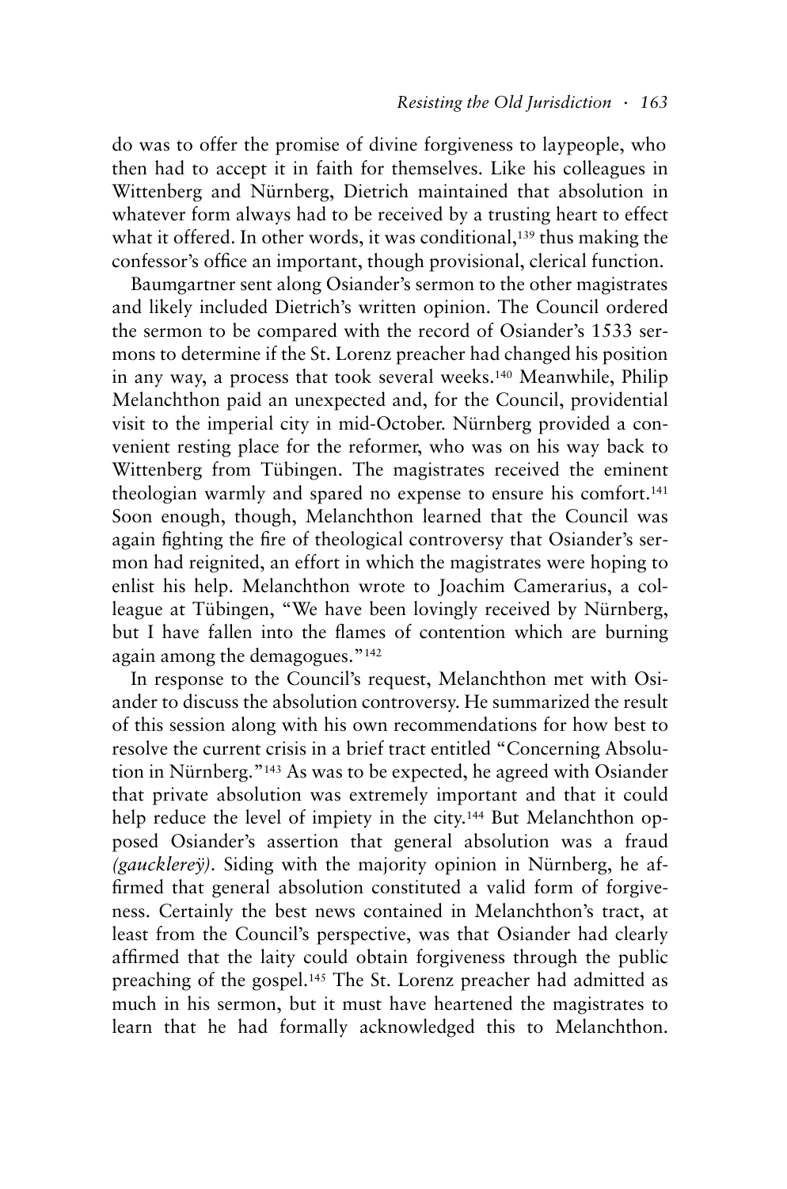do was to offer the promise of divine forgiveness to laypeople, who then had to accept it in faith for themselves. Like his colleagues in Wittenberg and Nürnberg, Dietrich maintained that absolution in whatever form always had to be received by a trusting heart to effect what it offered. In other words, it was conditional,[139] thus making the confessor's office an important, though provisional, clerical function.

Baumgartner sent along Osiander's sermon to the other magistrates and likely included Dietrich's written opinion. The Council ordered the sermon to be compared with the record of Osiander's 1533 sermons to determine if the St. Lorenz preacher had changed his position in any way, a process that took several weeks.[140] Meanwhile, Philip Melanchthon paid an unexpected and, for the Council, providential visit to the imperial city in mid-October. Nürnberg provided a convenient resting place for the reformer, who was on his way back to Wittenberg from Tübingen. The magistrates received the eminent theologian warmly and spared no expense to ensure his comfort.[141] Soon enough, though, Melanchthon learned that the Council was again fighting the fire of theological controversy that Osiander's sermon had reignited, an effort in which the magistrates were hoping to enlist his help. Melanchthon wrote to Joachim Camerarius, a colleague at Tübingen, "We have been lovingly received by Nürnberg, but I have fallen into the flames of contention which are burning again among the demagogues."[142]

In response to the Council's request, Melanchthon met with Osiander to discuss the absolution controversy. He summarized the result of this session along with his own recommendations for how best to resolve the current crisis in a brief tract entitled "Concerning Absolution in Nürnberg."[143] As was to be expected, he agreed with Osiander that private absolution was extremely important and that it could help reduce the level of impiety in the city.[144] But Melanchthon opposed Osiander's assertion that general absolution was a fraud *(gauckhereÿ)*. Siding with the majority opinion in Nürnberg, he affirmed that general absolution constituted a valid form of forgiveness. Certainly the best news contained in Melanchthon's tract, at least from the Council's perspective, was that Osiander had clearly affirmed that the laity could obtain forgiveness through the public preaching of the gospel.[145] The St. Lorenz preacher had admitted as much in his sermon, but it must have heartened the magistrates to learn that he had formally acknowledged this to Melanchthon.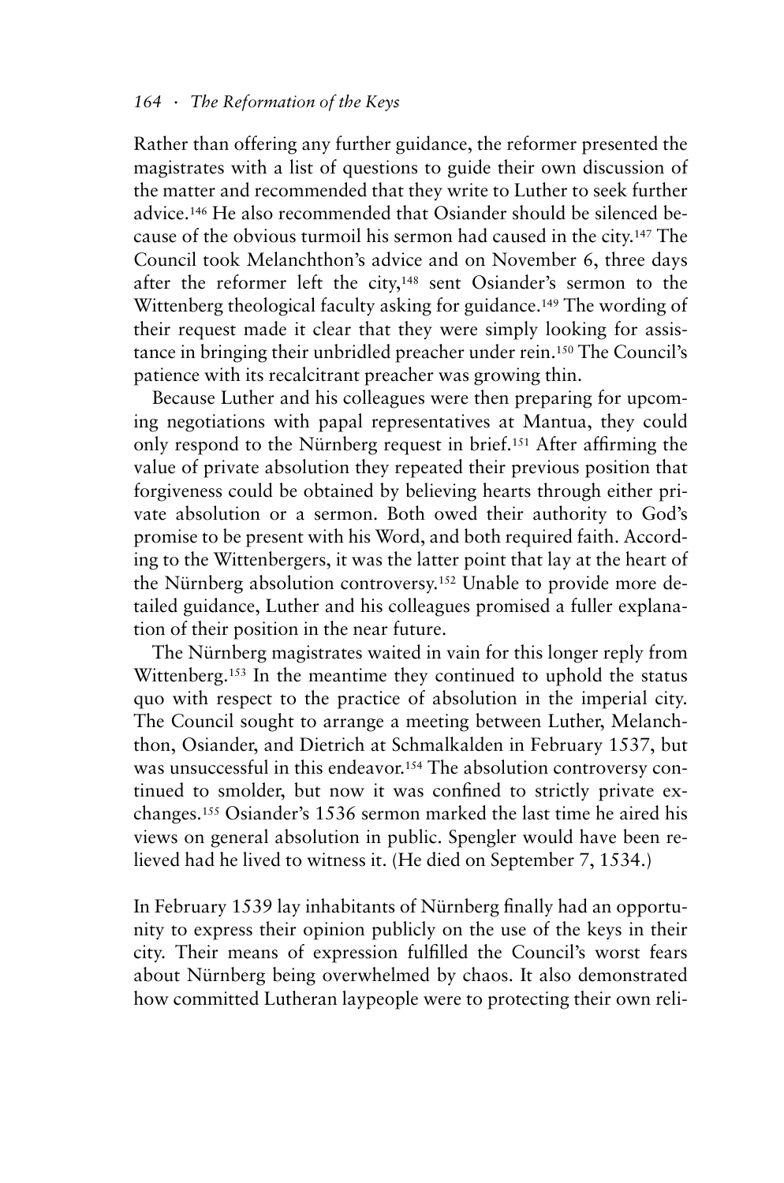Rather than offering any further guidance, the reformer presented the magistrates with a list of questions to guide their own discussion of the matter and recommended that they write to Luther to seek further advice.[146] He also recommended that Osiander should be silenced because of the obvious turmoil his sermon had caused in the city.[147] The Council took Melanchthon's advice and on November 6, three days after the reformer left the city,[148] sent Osiander's sermon to the Wittenberg theological faculty asking for guidance.[149] The wording of their request made it clear that they were simply looking for assistance in bringing their unbridled preacher under rein.[150] The Council's patience with its recalcitrant preacher was growing thin.

Because Luther and his colleagues were then preparing for upcoming negotiations with papal representatives at Mantua, they could only respond to the Nürnberg request in brief.[151] After affirming the value of private absolution they repeated their previous position that forgiveness could be obtained by believing hearts through either private absolution or a sermon. Both owed their authority to God's promise to be present with his Word, and both required faith. According to the Wittenbergers, it was the latter point that lay at the heart of the Nürnberg absolution controversy.[152] Unable to provide more detailed guidance, Luther and his colleagues promised a fuller explanation of their position in the near future.

The Nürnberg magistrates waited in vain for this longer reply from Wittenberg.[153] In the meantime they continued to uphold the status quo with respect to the practice of absolution in the imperial city. The Council sought to arrange a meeting between Luther, Melanchthon, Osiander, and Dietrich at Schmalkalden in February 1537, but was unsuccessful in this endeavor.[154] The absolution controversy continued to smolder, but now it was confined to strictly private exchanges.[155] Osiander's 1536 sermon marked the last time he aired his views on general absolution in public. Spengler would have been relieved had he lived to witness it. (He died on September 7, 1534.)

In February 1539 lay inhabitants of Nürnberg finally had an opportunity to express their opinion publicly on the use of the keys in their city. Their means of expression fulfilled the Council's worst fears about Nürnberg being overwhelmed by chaos. It also demonstrated how committed Lutheran laypeople were to protecting their own reli-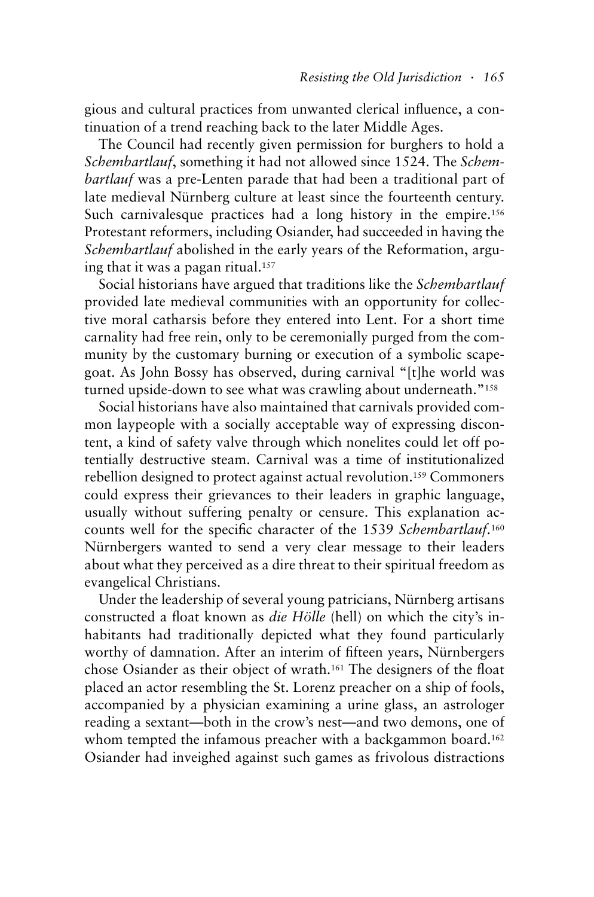gious and cultural practices from unwanted clerical influence, a continuation of a trend reaching back to the later Middle Ages.

The Council had recently given permission for burghers to hold a *Schembartlauf*, something it had not allowed since 1524. The *Schembartlauf* was a pre-Lenten parade that had been a traditional part of late medieval Nürnberg culture at least since the fourteenth century. Such carnivalesque practices had a long history in the empire.[156] Protestant reformers, including Osiander, had succeeded in having the *Schembartlauf* abolished in the early years of the Reformation, arguing that it was a pagan ritual.[157]

Social historians have argued that traditions like the *Schembartlauf* provided late medieval communities with an opportunity for collective moral catharsis before they entered into Lent. For a short time carnality had free rein, only to be ceremonially purged from the community by the customary burning or execution of a symbolic scapegoat. As John Bossy has observed, during carnival "[t]he world was turned upside-down to see what was crawling about underneath."[158]

Social historians have also maintained that carnivals provided common laypeople with a socially acceptable way of expressing discontent, a kind of safety valve through which nonelites could let off potentially destructive steam. Carnival was a time of institutionalized rebellion designed to protect against actual revolution.[159] Commoners could express their grievances to their leaders in graphic language, usually without suffering penalty or censure. This explanation accounts well for the specific character of the 1539 *Schembartlauf*.[160] Nürnbergers wanted to send a very clear message to their leaders about what they perceived as a dire threat to their spiritual freedom as evangelical Christians.

Under the leadership of several young patricians, Nürnberg artisans constructed a float known as *die Hölle* (hell) on which the city's inhabitants had traditionally depicted what they found particularly worthy of damnation. After an interim of fifteen years, Nürnbergers chose Osiander as their object of wrath.[161] The designers of the float placed an actor resembling the St. Lorenz preacher on a ship of fools, accompanied by a physician examining a urine glass, an astrologer reading a sextant—both in the crow's nest—and two demons, one of whom tempted the infamous preacher with a backgammon board.[162] Osiander had inveighed against such games as frivolous distractions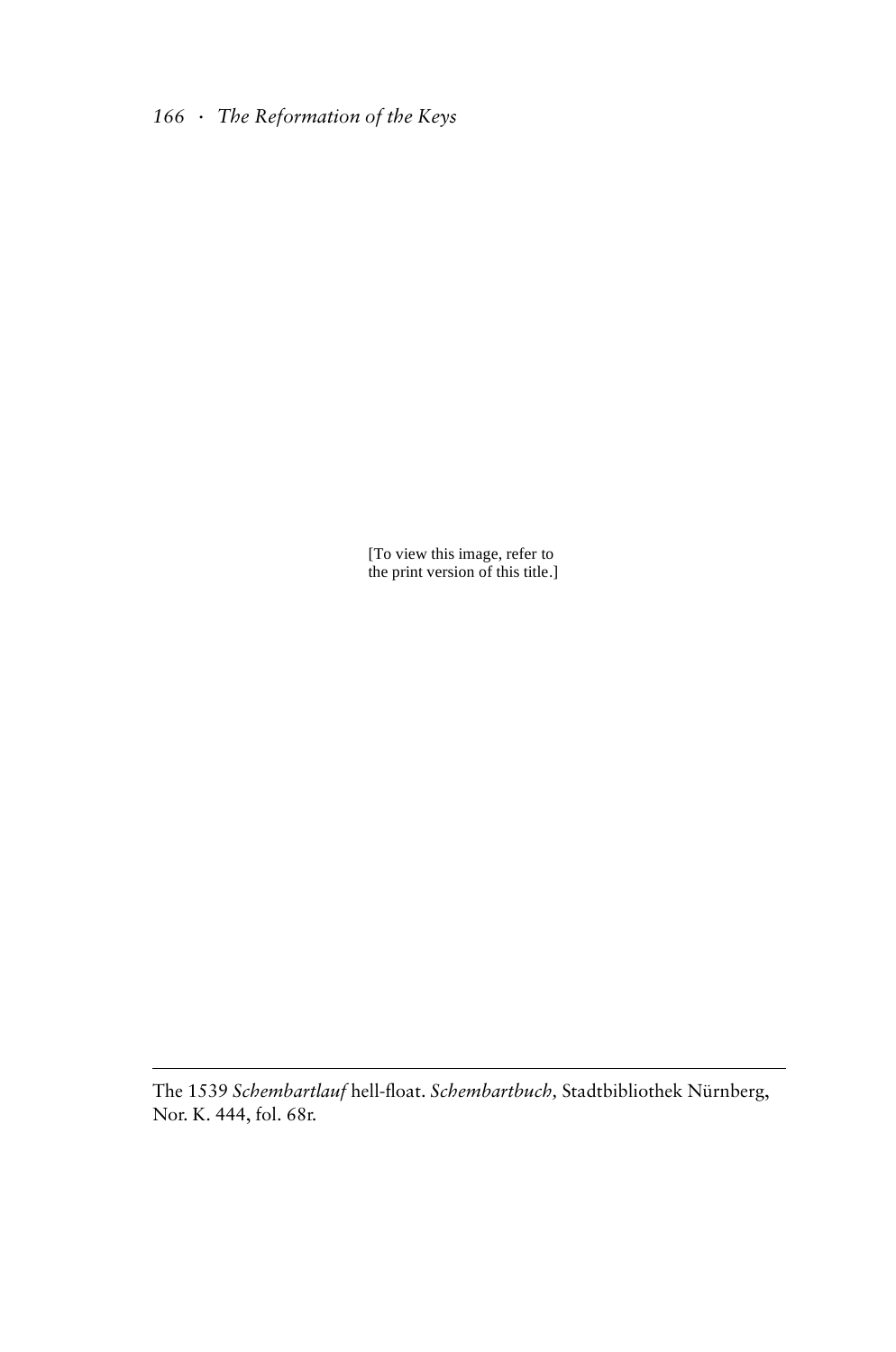[To view this image, refer to the print version of this title.]

The 1539 *Schembartlauf* hell-float. *Schembartbuch,* Stadtbibliothek Nürnberg, Nor. K. 444, fol. 68r.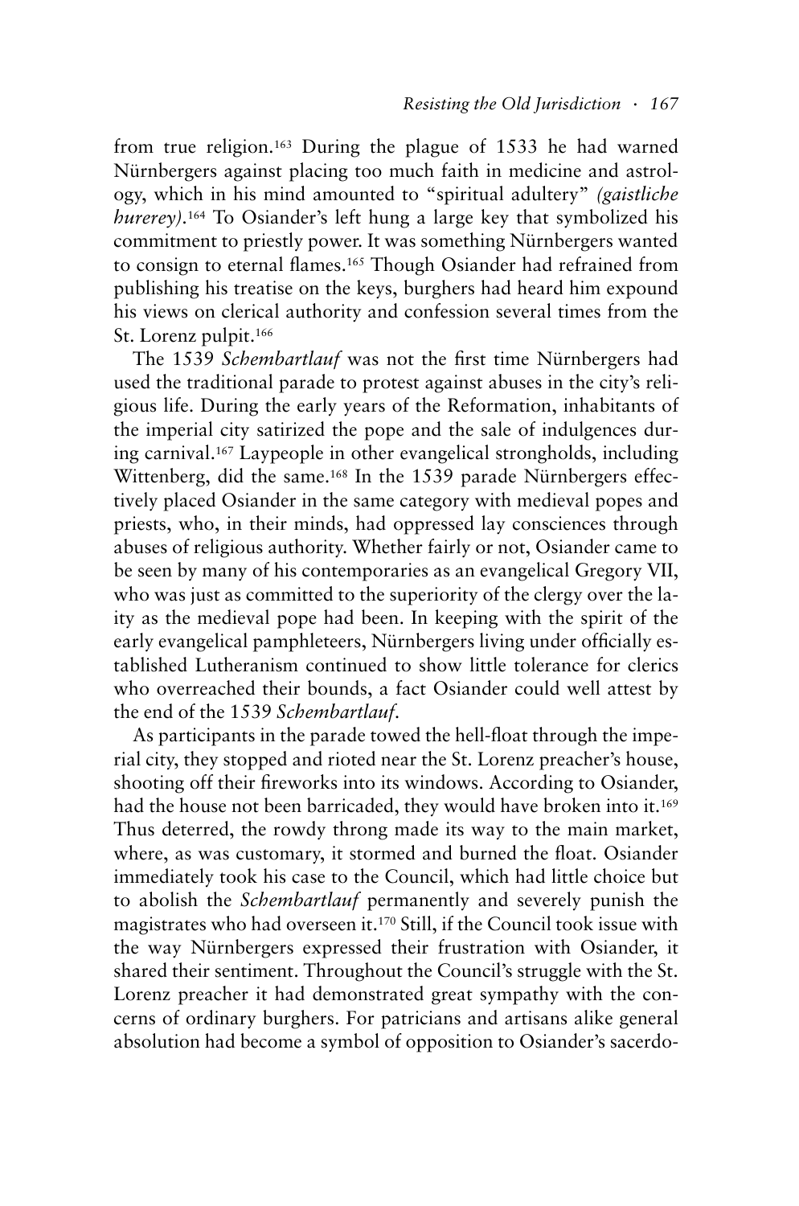from true religion.[163] During the plague of 1533 he had warned Nürnbergers against placing too much faith in medicine and astrology, which in his mind amounted to "spiritual adultery" *(gaistliche hurerey)*.[164] To Osiander's left hung a large key that symbolized his commitment to priestly power. It was something Nürnbergers wanted to consign to eternal flames.[165] Though Osiander had refrained from publishing his treatise on the keys, burghers had heard him expound his views on clerical authority and confession several times from the St. Lorenz pulpit.[166]

The 1539 *Schembartlauf* was not the first time Nürnbergers had used the traditional parade to protest against abuses in the city's religious life. During the early years of the Reformation, inhabitants of the imperial city satirized the pope and the sale of indulgences during carnival.[167] Laypeople in other evangelical strongholds, including Wittenberg, did the same.[168] In the 1539 parade Nürnbergers effectively placed Osiander in the same category with medieval popes and priests, who, in their minds, had oppressed lay consciences through abuses of religious authority. Whether fairly or not, Osiander came to be seen by many of his contemporaries as an evangelical Gregory VII, who was just as committed to the superiority of the clergy over the laity as the medieval pope had been. In keeping with the spirit of the early evangelical pamphleteers, Nürnbergers living under officially established Lutheranism continued to show little tolerance for clerics who overreached their bounds, a fact Osiander could well attest by the end of the 1539 *Schembartlauf*.

As participants in the parade towed the hell-float through the imperial city, they stopped and rioted near the St. Lorenz preacher's house, shooting off their fireworks into its windows. According to Osiander, had the house not been barricaded, they would have broken into it.[169] Thus deterred, the rowdy throng made its way to the main market, where, as was customary, it stormed and burned the float. Osiander immediately took his case to the Council, which had little choice but to abolish the *Schembartlauf* permanently and severely punish the magistrates who had overseen it.[170] Still, if the Council took issue with the way Nürnbergers expressed their frustration with Osiander, it shared their sentiment. Throughout the Council's struggle with the St. Lorenz preacher it had demonstrated great sympathy with the concerns of ordinary burghers. For patricians and artisans alike general absolution had become a symbol of opposition to Osiander's sacerdo-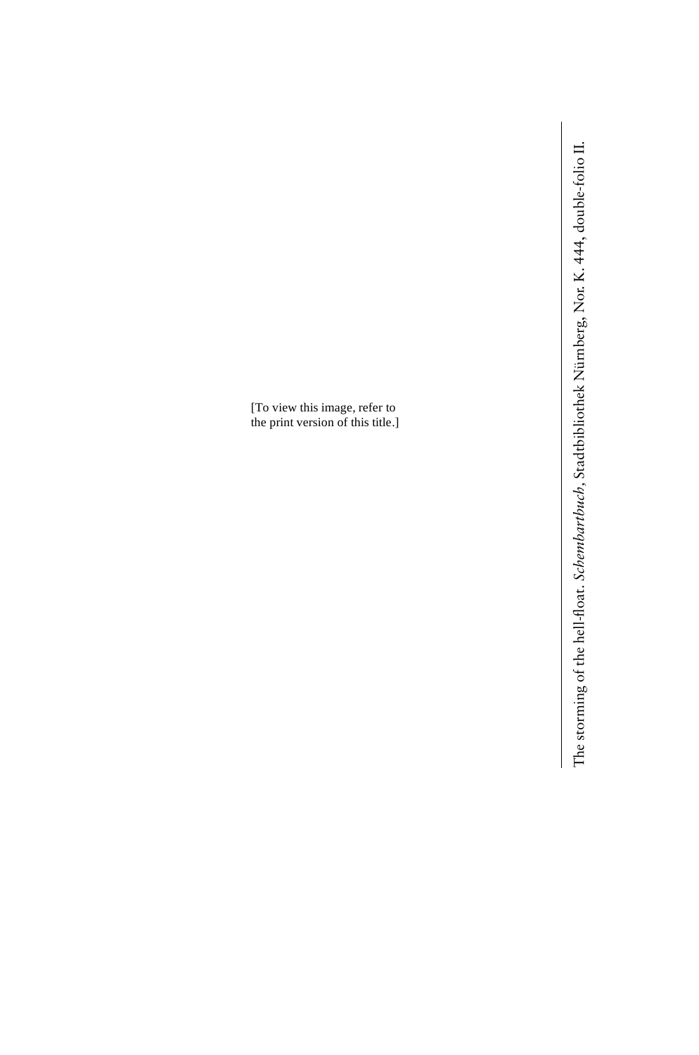[To view this image, refer to the print version of this title.]

The storming of the hell-float. *Schembartbuch*, Stadtbibliothek Nürnberg, Nor. K. 444, double-folio II.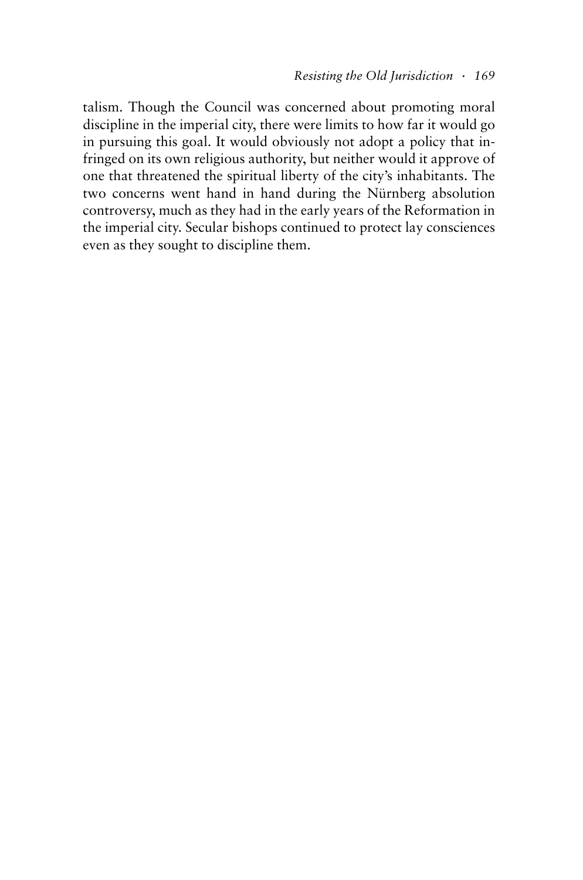talism. Though the Council was concerned about promoting moral discipline in the imperial city, there were limits to how far it would go in pursuing this goal. It would obviously not adopt a policy that infringed on its own religious authority, but neither would it approve of one that threatened the spiritual liberty of the city's inhabitants. The two concerns went hand in hand during the Nürnberg absolution controversy, much as they had in the early years of the Reformation in the imperial city. Secular bishops continued to protect lay consciences even as they sought to discipline them.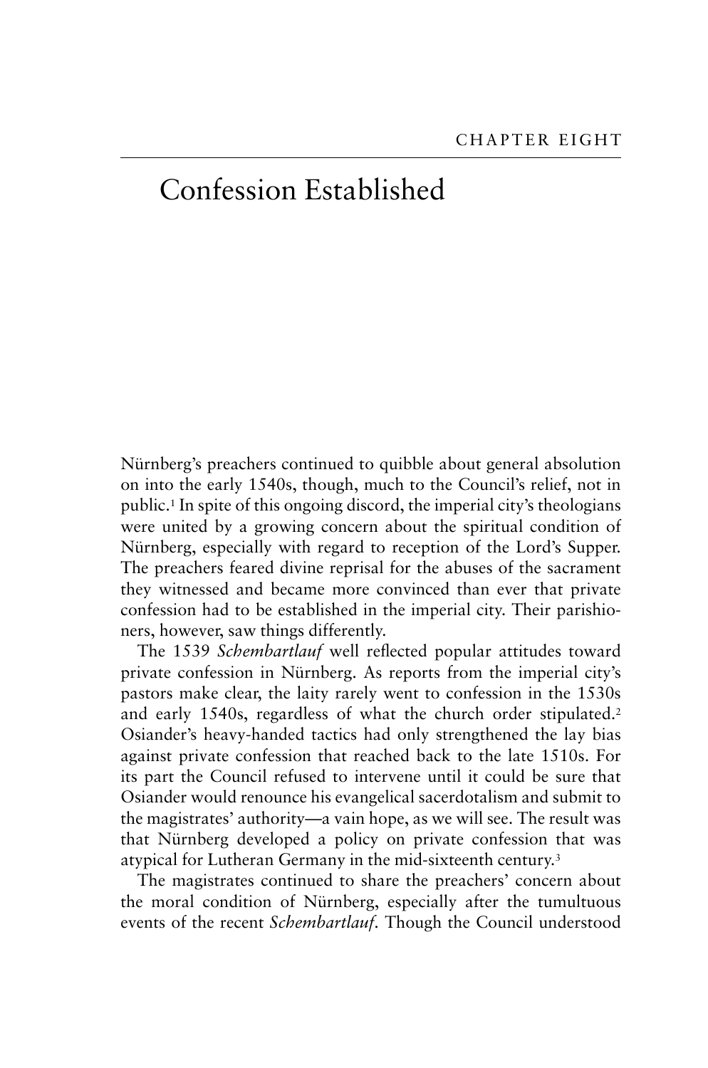CHAPTER EIGHT

# Confession Established

Nürnberg's preachers continued to quibble about general absolution on into the early 1540s, though, much to the Council's relief, not in public.[1] In spite of this ongoing discord, the imperial city's theologians were united by a growing concern about the spiritual condition of Nürnberg, especially with regard to reception of the Lord's Supper. The preachers feared divine reprisal for the abuses of the sacrament they witnessed and became more convinced than ever that private confession had to be established in the imperial city. Their parishioners, however, saw things differently.

The 1539 *Schembartlauf* well reflected popular attitudes toward private confession in Nürnberg. As reports from the imperial city's pastors make clear, the laity rarely went to confession in the 1530s and early 1540s, regardless of what the church order stipulated.[2] Osiander's heavy-handed tactics had only strengthened the lay bias against private confession that reached back to the late 1510s. For its part the Council refused to intervene until it could be sure that Osiander would renounce his evangelical sacerdotalism and submit to the magistrates' authority—a vain hope, as we will see. The result was that Nürnberg developed a policy on private confession that was atypical for Lutheran Germany in the mid-sixteenth century.[3]

The magistrates continued to share the preachers' concern about the moral condition of Nürnberg, especially after the tumultuous events of the recent *Schembartlauf*. Though the Council understood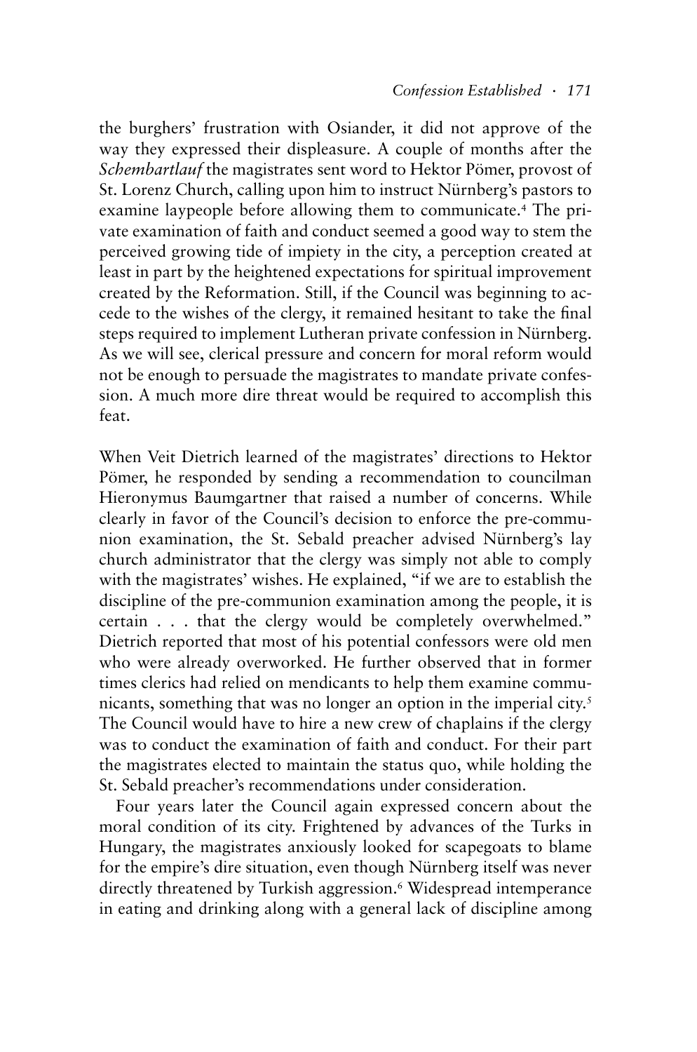the burghers' frustration with Osiander, it did not approve of the way they expressed their displeasure. A couple of months after the *Schembartlauf* the magistrates sent word to Hektor Pömer, provost of St. Lorenz Church, calling upon him to instruct Nürnberg's pastors to examine laypeople before allowing them to communicate.[4] The private examination of faith and conduct seemed a good way to stem the perceived growing tide of impiety in the city, a perception created at least in part by the heightened expectations for spiritual improvement created by the Reformation. Still, if the Council was beginning to accede to the wishes of the clergy, it remained hesitant to take the final steps required to implement Lutheran private confession in Nürnberg. As we will see, clerical pressure and concern for moral reform would not be enough to persuade the magistrates to mandate private confession. A much more dire threat would be required to accomplish this feat.

When Veit Dietrich learned of the magistrates' directions to Hektor Pömer, he responded by sending a recommendation to councilman Hieronymus Baumgartner that raised a number of concerns. While clearly in favor of the Council's decision to enforce the pre-communion examination, the St. Sebald preacher advised Nürnberg's lay church administrator that the clergy was simply not able to comply with the magistrates' wishes. He explained, "if we are to establish the discipline of the pre-communion examination among the people, it is certain . . . that the clergy would be completely overwhelmed." Dietrich reported that most of his potential confessors were old men who were already overworked. He further observed that in former times clerics had relied on mendicants to help them examine communicants, something that was no longer an option in the imperial city.[5] The Council would have to hire a new crew of chaplains if the clergy was to conduct the examination of faith and conduct. For their part the magistrates elected to maintain the status quo, while holding the St. Sebald preacher's recommendations under consideration.

Four years later the Council again expressed concern about the moral condition of its city. Frightened by advances of the Turks in Hungary, the magistrates anxiously looked for scapegoats to blame for the empire's dire situation, even though Nürnberg itself was never directly threatened by Turkish aggression.[6] Widespread intemperance in eating and drinking along with a general lack of discipline among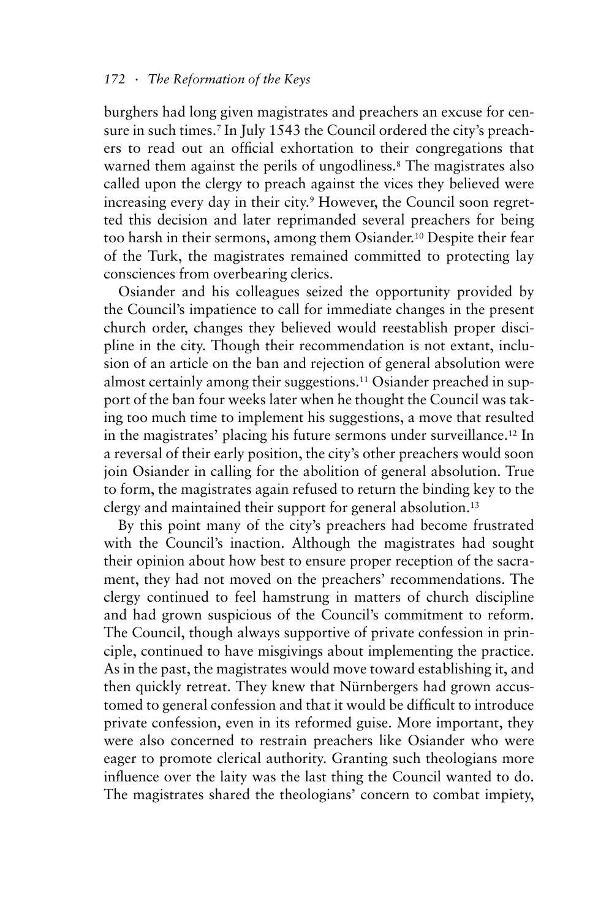burghers had long given magistrates and preachers an excuse for censure in such times.[7] In July 1543 the Council ordered the city's preachers to read out an official exhortation to their congregations that warned them against the perils of ungodliness.[8] The magistrates also called upon the clergy to preach against the vices they believed were increasing every day in their city.[9] However, the Council soon regretted this decision and later reprimanded several preachers for being too harsh in their sermons, among them Osiander.[10] Despite their fear of the Turk, the magistrates remained committed to protecting lay consciences from overbearing clerics.

Osiander and his colleagues seized the opportunity provided by the Council's impatience to call for immediate changes in the present church order, changes they believed would reestablish proper discipline in the city. Though their recommendation is not extant, inclusion of an article on the ban and rejection of general absolution were almost certainly among their suggestions.[11] Osiander preached in support of the ban four weeks later when he thought the Council was taking too much time to implement his suggestions, a move that resulted in the magistrates' placing his future sermons under surveillance.[12] In a reversal of their early position, the city's other preachers would soon join Osiander in calling for the abolition of general absolution. True to form, the magistrates again refused to return the binding key to the clergy and maintained their support for general absolution.[13]

By this point many of the city's preachers had become frustrated with the Council's inaction. Although the magistrates had sought their opinion about how best to ensure proper reception of the sacrament, they had not moved on the preachers' recommendations. The clergy continued to feel hamstrung in matters of church discipline and had grown suspicious of the Council's commitment to reform. The Council, though always supportive of private confession in principle, continued to have misgivings about implementing the practice. As in the past, the magistrates would move toward establishing it, and then quickly retreat. They knew that Nürnbergers had grown accustomed to general confession and that it would be difficult to introduce private confession, even in its reformed guise. More important, they were also concerned to restrain preachers like Osiander who were eager to promote clerical authority. Granting such theologians more influence over the laity was the last thing the Council wanted to do. The magistrates shared the theologians' concern to combat impiety,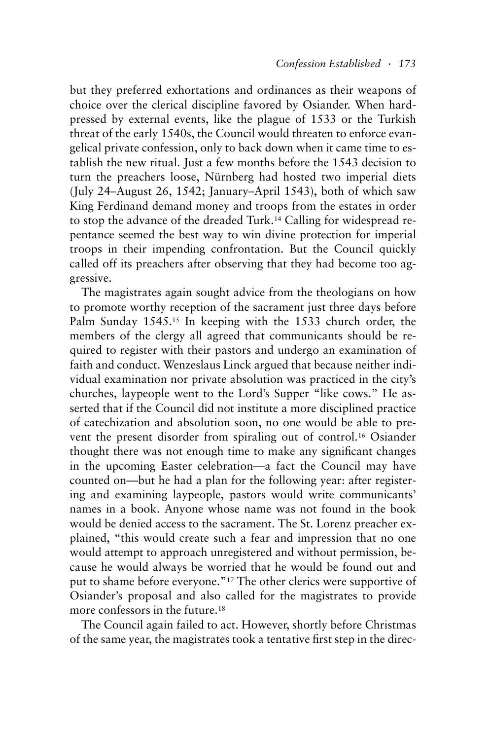but they preferred exhortations and ordinances as their weapons of choice over the clerical discipline favored by Osiander. When hard-pressed by external events, like the plague of 1533 or the Turkish threat of the early 1540s, the Council would threaten to enforce evangelical private confession, only to back down when it came time to establish the new ritual. Just a few months before the 1543 decision to turn the preachers loose, Nürnberg had hosted two imperial diets (July 24–August 26, 1542; January–April 1543), both of which saw King Ferdinand demand money and troops from the estates in order to stop the advance of the dreaded Turk.[14] Calling for widespread repentance seemed the best way to win divine protection for imperial troops in their impending confrontation. But the Council quickly called off its preachers after observing that they had become too aggressive.

The magistrates again sought advice from the theologians on how to promote worthy reception of the sacrament just three days before Palm Sunday 1545.[15] In keeping with the 1533 church order, the members of the clergy all agreed that communicants should be required to register with their pastors and undergo an examination of faith and conduct. Wenzeslaus Linck argued that because neither individual examination nor private absolution was practiced in the city's churches, laypeople went to the Lord's Supper "like cows." He asserted that if the Council did not institute a more disciplined practice of catechization and absolution soon, no one would be able to prevent the present disorder from spiraling out of control.[16] Osiander thought there was not enough time to make any significant changes in the upcoming Easter celebration—a fact the Council may have counted on—but he had a plan for the following year: after registering and examining laypeople, pastors would write communicants' names in a book. Anyone whose name was not found in the book would be denied access to the sacrament. The St. Lorenz preacher explained, "this would create such a fear and impression that no one would attempt to approach unregistered and without permission, because he would always be worried that he would be found out and put to shame before everyone."[17] The other clerics were supportive of Osiander's proposal and also called for the magistrates to provide more confessors in the future.[18]

The Council again failed to act. However, shortly before Christmas of the same year, the magistrates took a tentative first step in the direc-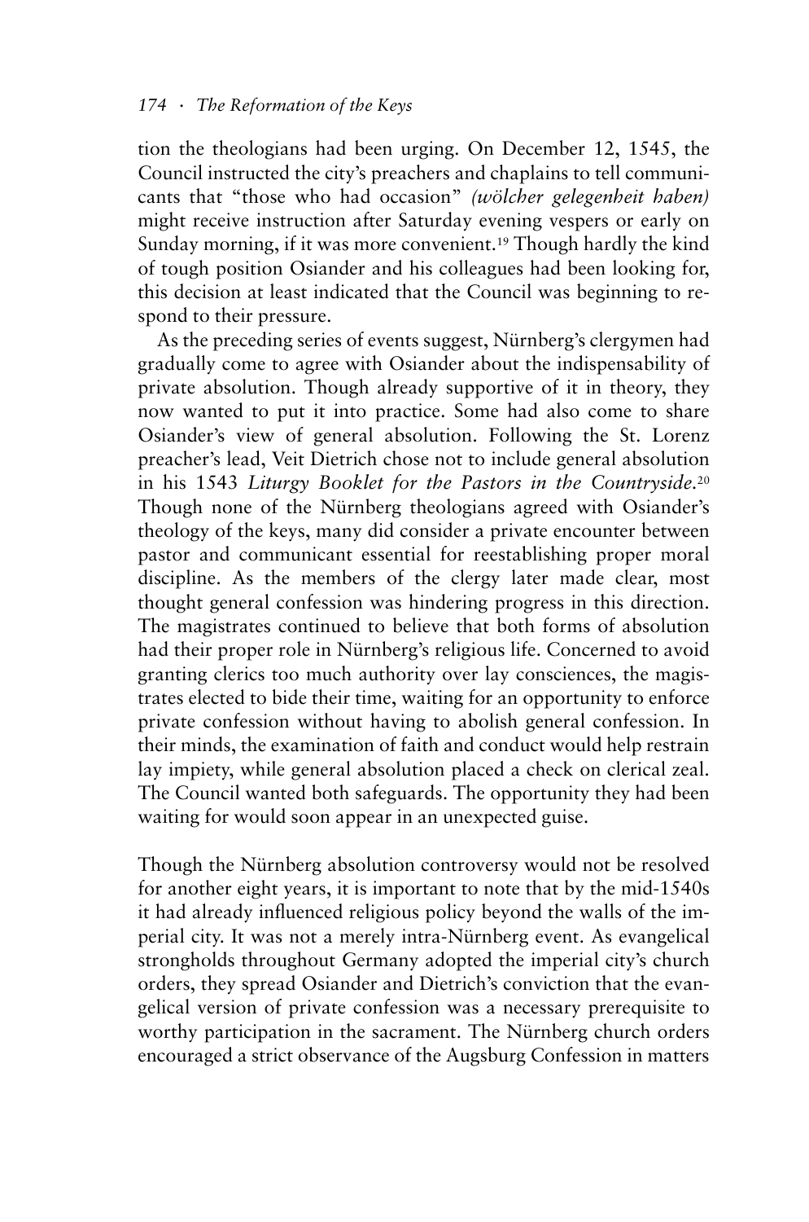tion the theologians had been urging. On December 12, 1545, the Council instructed the city's preachers and chaplains to tell communicants that "those who had occasion" *(wölcher gelegenheit haben)* might receive instruction after Saturday evening vespers or early on Sunday morning, if it was more convenient.[19] Though hardly the kind of tough position Osiander and his colleagues had been looking for, this decision at least indicated that the Council was beginning to respond to their pressure.

As the preceding series of events suggest, Nürnberg's clergymen had gradually come to agree with Osiander about the indispensability of private absolution. Though already supportive of it in theory, they now wanted to put it into practice. Some had also come to share Osiander's view of general absolution. Following the St. Lorenz preacher's lead, Veit Dietrich chose not to include general absolution in his 1543 *Liturgy Booklet for the Pastors in the Countryside*.[20] Though none of the Nürnberg theologians agreed with Osiander's theology of the keys, many did consider a private encounter between pastor and communicant essential for reestablishing proper moral discipline. As the members of the clergy later made clear, most thought general confession was hindering progress in this direction. The magistrates continued to believe that both forms of absolution had their proper role in Nürnberg's religious life. Concerned to avoid granting clerics too much authority over lay consciences, the magistrates elected to bide their time, waiting for an opportunity to enforce private confession without having to abolish general confession. In their minds, the examination of faith and conduct would help restrain lay impiety, while general absolution placed a check on clerical zeal. The Council wanted both safeguards. The opportunity they had been waiting for would soon appear in an unexpected guise.

Though the Nürnberg absolution controversy would not be resolved for another eight years, it is important to note that by the mid-1540s it had already influenced religious policy beyond the walls of the imperial city. It was not a merely intra-Nürnberg event. As evangelical strongholds throughout Germany adopted the imperial city's church orders, they spread Osiander and Dietrich's conviction that the evangelical version of private confession was a necessary prerequisite to worthy participation in the sacrament. The Nürnberg church orders encouraged a strict observance of the Augsburg Confession in matters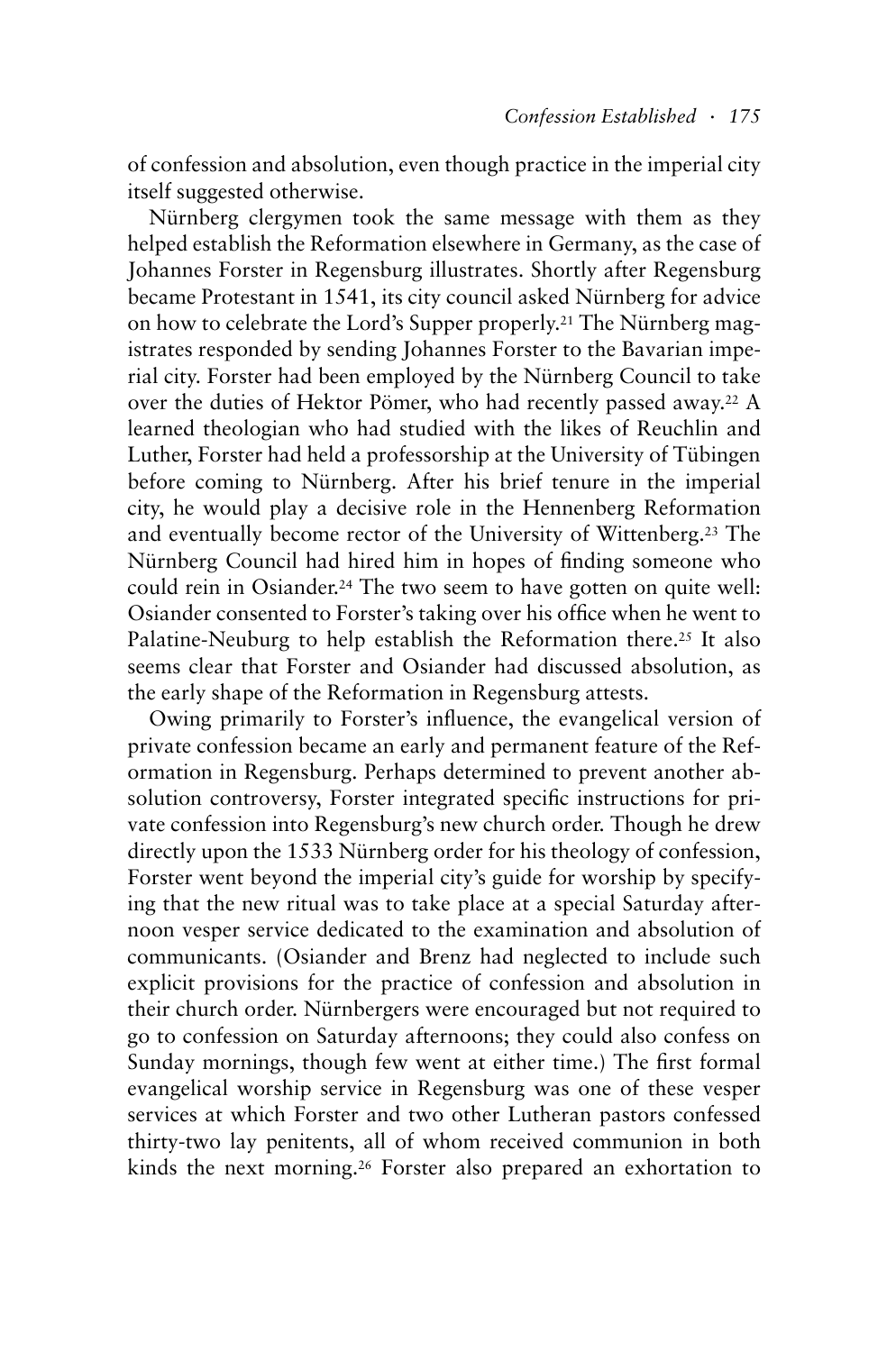of confession and absolution, even though practice in the imperial city itself suggested otherwise.

Nürnberg clergymen took the same message with them as they helped establish the Reformation elsewhere in Germany, as the case of Johannes Forster in Regensburg illustrates. Shortly after Regensburg became Protestant in 1541, its city council asked Nürnberg for advice on how to celebrate the Lord's Supper properly.[21] The Nürnberg magistrates responded by sending Johannes Forster to the Bavarian imperial city. Forster had been employed by the Nürnberg Council to take over the duties of Hektor Pömer, who had recently passed away.[22] A learned theologian who had studied with the likes of Reuchlin and Luther, Forster had held a professorship at the University of Tübingen before coming to Nürnberg. After his brief tenure in the imperial city, he would play a decisive role in the Hennenberg Reformation and eventually become rector of the University of Wittenberg.[23] The Nürnberg Council had hired him in hopes of finding someone who could rein in Osiander.[24] The two seem to have gotten on quite well: Osiander consented to Forster's taking over his office when he went to Palatine-Neuburg to help establish the Reformation there.[25] It also seems clear that Forster and Osiander had discussed absolution, as the early shape of the Reformation in Regensburg attests.

Owing primarily to Forster's influence, the evangelical version of private confession became an early and permanent feature of the Reformation in Regensburg. Perhaps determined to prevent another absolution controversy, Forster integrated specific instructions for private confession into Regensburg's new church order. Though he drew directly upon the 1533 Nürnberg order for his theology of confession, Forster went beyond the imperial city's guide for worship by specifying that the new ritual was to take place at a special Saturday afternoon vesper service dedicated to the examination and absolution of communicants. (Osiander and Brenz had neglected to include such explicit provisions for the practice of confession and absolution in their church order. Nürnbergers were encouraged but not required to go to confession on Saturday afternoons; they could also confess on Sunday mornings, though few went at either time.) The first formal evangelical worship service in Regensburg was one of these vesper services at which Forster and two other Lutheran pastors confessed thirty-two lay penitents, all of whom received communion in both kinds the next morning.[26] Forster also prepared an exhortation to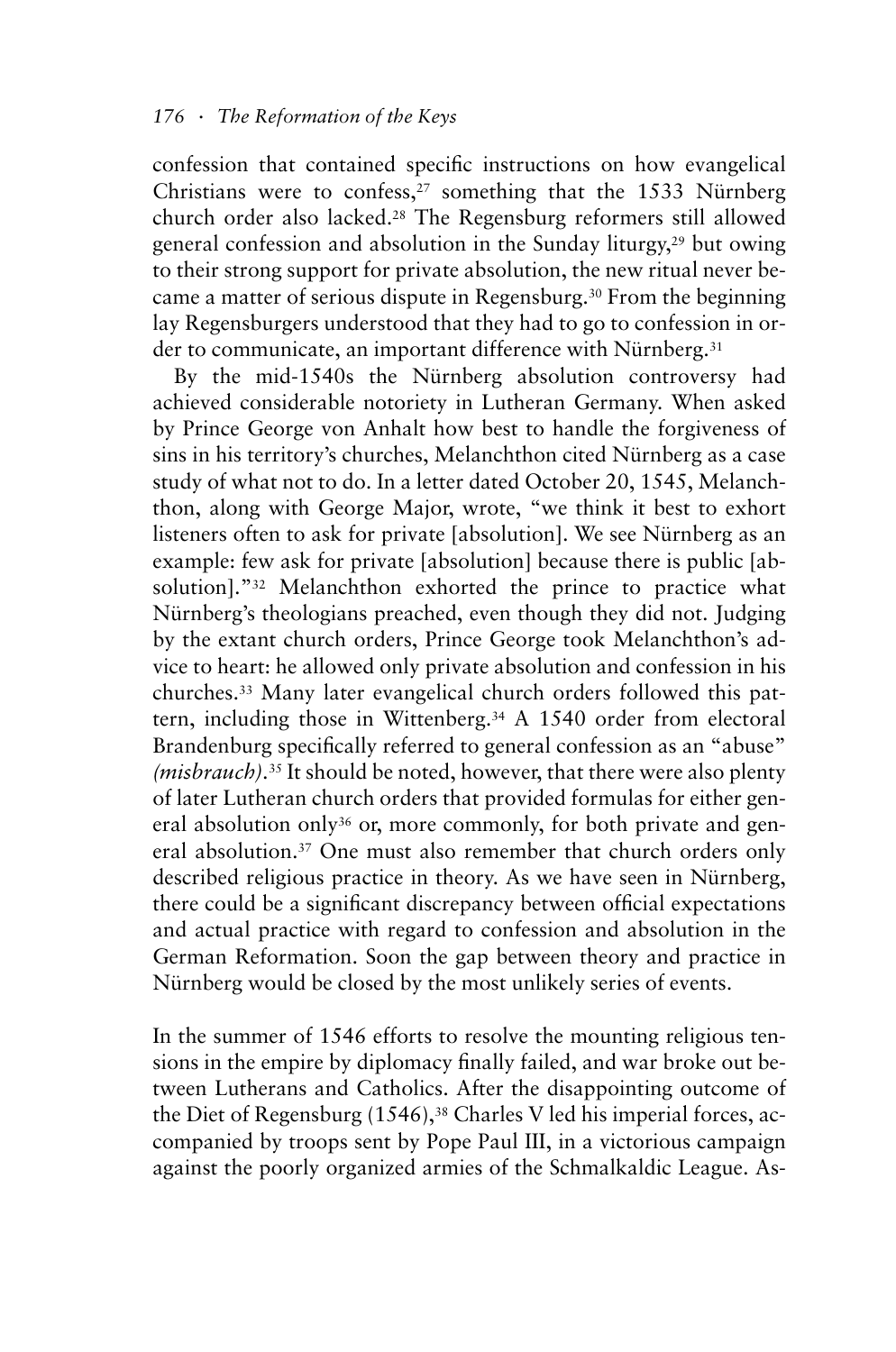confession that contained specific instructions on how evangelical Christians were to confess,[27] something that the 1533 Nürnberg church order also lacked.[28] The Regensburg reformers still allowed general confession and absolution in the Sunday liturgy,[29] but owing to their strong support for private absolution, the new ritual never became a matter of serious dispute in Regensburg.[30] From the beginning lay Regensburgers understood that they had to go to confession in order to communicate, an important difference with Nürnberg.[31]

By the mid-1540s the Nürnberg absolution controversy had achieved considerable notoriety in Lutheran Germany. When asked by Prince George von Anhalt how best to handle the forgiveness of sins in his territory's churches, Melanchthon cited Nürnberg as a case study of what not to do. In a letter dated October 20, 1545, Melanchthon, along with George Major, wrote, "we think it best to exhort listeners often to ask for private [absolution]. We see Nürnberg as an example: few ask for private [absolution] because there is public [absolution]."[32] Melanchthon exhorted the prince to practice what Nürnberg's theologians preached, even though they did not. Judging by the extant church orders, Prince George took Melanchthon's advice to heart: he allowed only private absolution and confession in his churches.[33] Many later evangelical church orders followed this pattern, including those in Wittenberg.[34] A 1540 order from electoral Brandenburg specifically referred to general confession as an "abuse" *(misbrauch)*.[35] It should be noted, however, that there were also plenty of later Lutheran church orders that provided formulas for either general absolution only[36] or, more commonly, for both private and general absolution.[37] One must also remember that church orders only described religious practice in theory. As we have seen in Nürnberg, there could be a significant discrepancy between official expectations and actual practice with regard to confession and absolution in the German Reformation. Soon the gap between theory and practice in Nürnberg would be closed by the most unlikely series of events.

In the summer of 1546 efforts to resolve the mounting religious tensions in the empire by diplomacy finally failed, and war broke out between Lutherans and Catholics. After the disappointing outcome of the Diet of Regensburg (1546),[38] Charles V led his imperial forces, accompanied by troops sent by Pope Paul III, in a victorious campaign against the poorly organized armies of the Schmalkaldic League. As-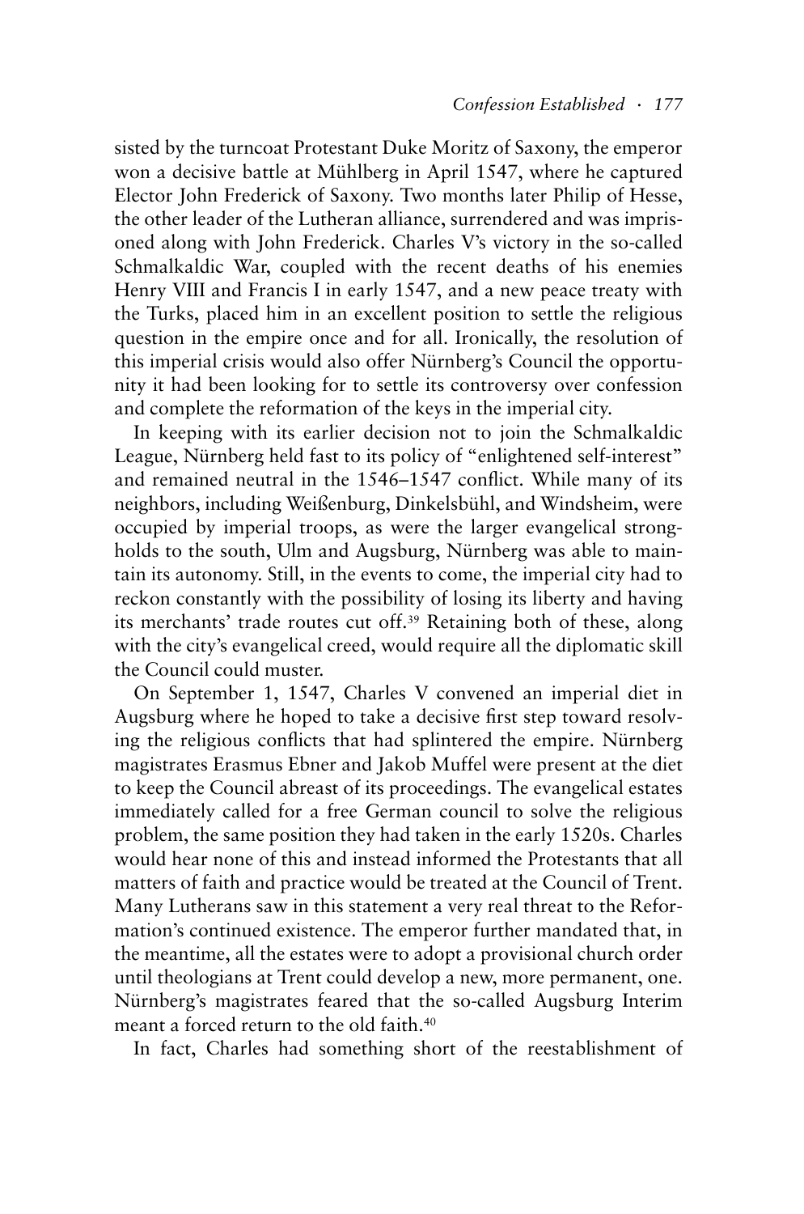sisted by the turncoat Protestant Duke Moritz of Saxony, the emperor won a decisive battle at Mühlberg in April 1547, where he captured Elector John Frederick of Saxony. Two months later Philip of Hesse, the other leader of the Lutheran alliance, surrendered and was imprisoned along with John Frederick. Charles V's victory in the so-called Schmalkaldic War, coupled with the recent deaths of his enemies Henry VIII and Francis I in early 1547, and a new peace treaty with the Turks, placed him in an excellent position to settle the religious question in the empire once and for all. Ironically, the resolution of this imperial crisis would also offer Nürnberg's Council the opportunity it had been looking for to settle its controversy over confession and complete the reformation of the keys in the imperial city.

In keeping with its earlier decision not to join the Schmalkaldic League, Nürnberg held fast to its policy of "enlightened self-interest" and remained neutral in the 1546–1547 conflict. While many of its neighbors, including Weißenburg, Dinkelsbühl, and Windsheim, were occupied by imperial troops, as were the larger evangelical strongholds to the south, Ulm and Augsburg, Nürnberg was able to maintain its autonomy. Still, in the events to come, the imperial city had to reckon constantly with the possibility of losing its liberty and having its merchants' trade routes cut off.[39] Retaining both of these, along with the city's evangelical creed, would require all the diplomatic skill the Council could muster.

On September 1, 1547, Charles V convened an imperial diet in Augsburg where he hoped to take a decisive first step toward resolving the religious conflicts that had splintered the empire. Nürnberg magistrates Erasmus Ebner and Jakob Muffel were present at the diet to keep the Council abreast of its proceedings. The evangelical estates immediately called for a free German council to solve the religious problem, the same position they had taken in the early 1520s. Charles would hear none of this and instead informed the Protestants that all matters of faith and practice would be treated at the Council of Trent. Many Lutherans saw in this statement a very real threat to the Reformation's continued existence. The emperor further mandated that, in the meantime, all the estates were to adopt a provisional church order until theologians at Trent could develop a new, more permanent, one. Nürnberg's magistrates feared that the so-called Augsburg Interim meant a forced return to the old faith.[40]

In fact, Charles had something short of the reestablishment of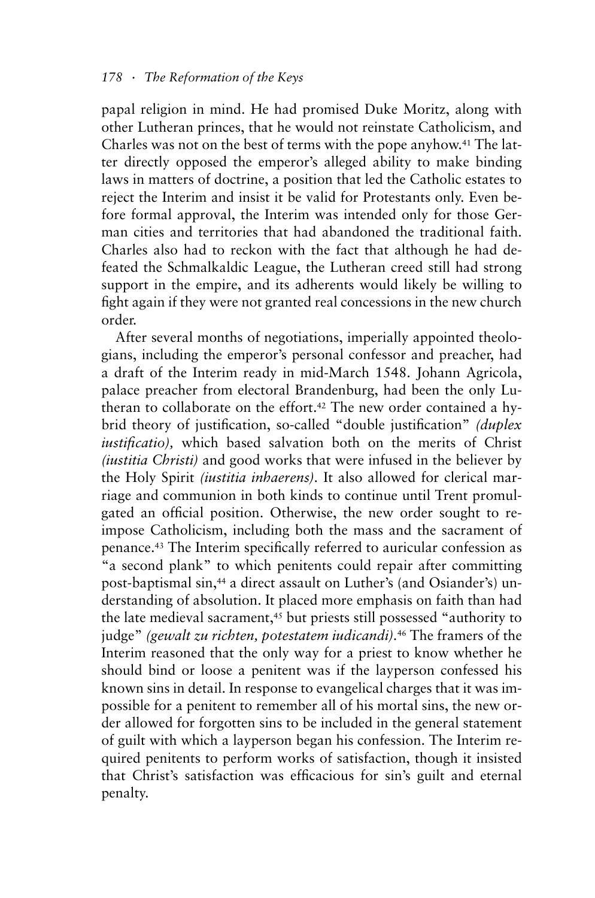papal religion in mind. He had promised Duke Moritz, along with other Lutheran princes, that he would not reinstate Catholicism, and Charles was not on the best of terms with the pope anyhow.[41] The latter directly opposed the emperor's alleged ability to make binding laws in matters of doctrine, a position that led the Catholic estates to reject the Interim and insist it be valid for Protestants only. Even before formal approval, the Interim was intended only for those German cities and territories that had abandoned the traditional faith. Charles also had to reckon with the fact that although he had defeated the Schmalkaldic League, the Lutheran creed still had strong support in the empire, and its adherents would likely be willing to fight again if they were not granted real concessions in the new church order.

After several months of negotiations, imperially appointed theologians, including the emperor's personal confessor and preacher, had a draft of the Interim ready in mid-March 1548. Johann Agricola, palace preacher from electoral Brandenburg, had been the only Lutheran to collaborate on the effort.[42] The new order contained a hybrid theory of justification, so-called "double justification" *(duplex iustificatio),* which based salvation both on the merits of Christ *(iustitia Christi)* and good works that were infused in the believer by the Holy Spirit *(iustitia inhaerens).* It also allowed for clerical marriage and communion in both kinds to continue until Trent promulgated an official position. Otherwise, the new order sought to reimpose Catholicism, including both the mass and the sacrament of penance.[43] The Interim specifically referred to auricular confession as "a second plank" to which penitents could repair after committing post-baptismal sin,[44] a direct assault on Luther's (and Osiander's) understanding of absolution. It placed more emphasis on faith than had the late medieval sacrament,[45] but priests still possessed "authority to judge" *(gewalt zu richten, potestatem iudicandi).*[46] The framers of the Interim reasoned that the only way for a priest to know whether he should bind or loose a penitent was if the layperson confessed his known sins in detail. In response to evangelical charges that it was impossible for a penitent to remember all of his mortal sins, the new order allowed for forgotten sins to be included in the general statement of guilt with which a layperson began his confession. The Interim required penitents to perform works of satisfaction, though it insisted that Christ's satisfaction was efficacious for sin's guilt and eternal penalty.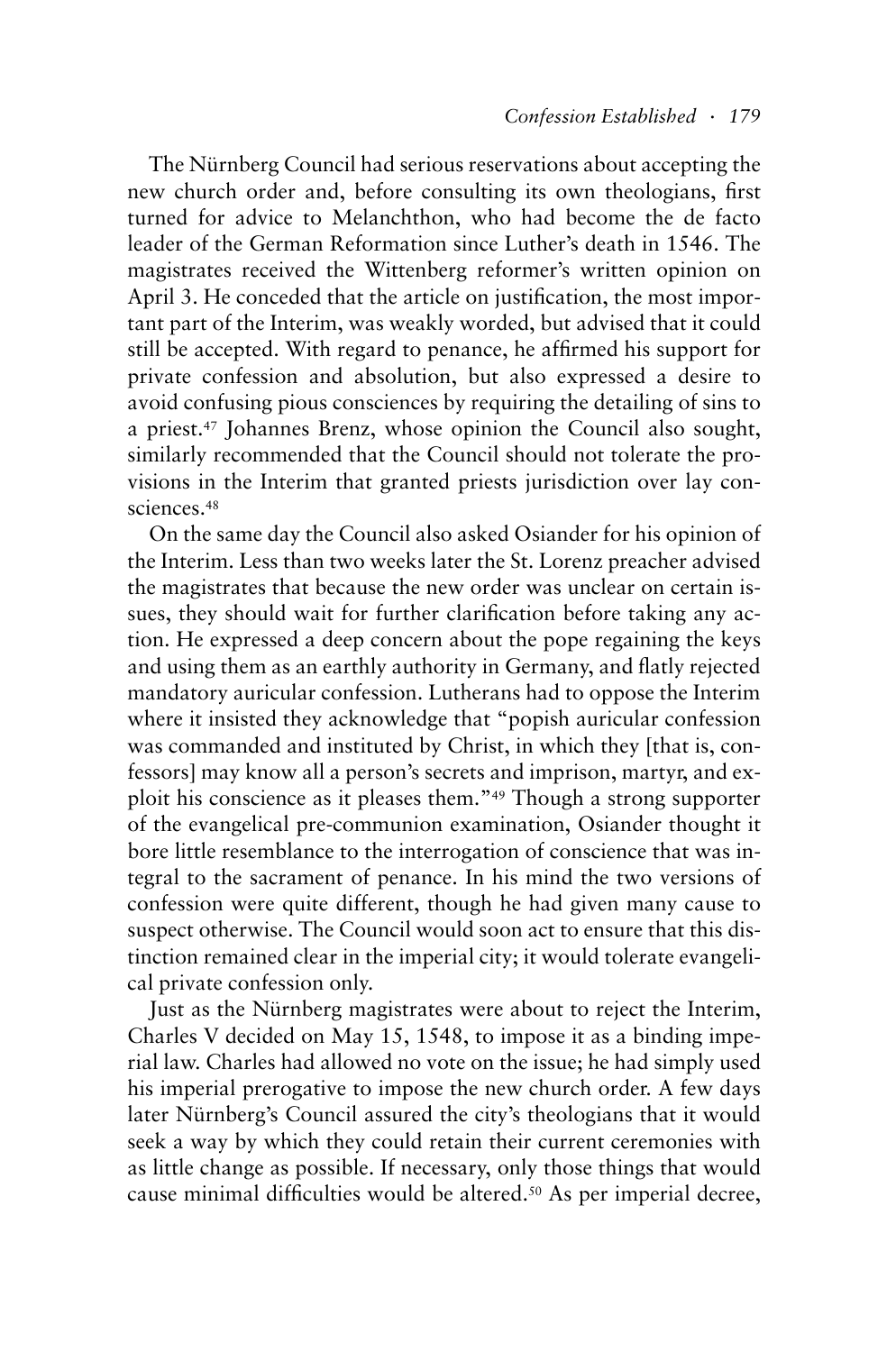The Nürnberg Council had serious reservations about accepting the new church order and, before consulting its own theologians, first turned for advice to Melanchthon, who had become the de facto leader of the German Reformation since Luther's death in 1546. The magistrates received the Wittenberg reformer's written opinion on April 3. He conceded that the article on justification, the most important part of the Interim, was weakly worded, but advised that it could still be accepted. With regard to penance, he affirmed his support for private confession and absolution, but also expressed a desire to avoid confusing pious consciences by requiring the detailing of sins to a priest.[47] Johannes Brenz, whose opinion the Council also sought, similarly recommended that the Council should not tolerate the provisions in the Interim that granted priests jurisdiction over lay consciences.[48]

On the same day the Council also asked Osiander for his opinion of the Interim. Less than two weeks later the St. Lorenz preacher advised the magistrates that because the new order was unclear on certain issues, they should wait for further clarification before taking any action. He expressed a deep concern about the pope regaining the keys and using them as an earthly authority in Germany, and flatly rejected mandatory auricular confession. Lutherans had to oppose the Interim where it insisted they acknowledge that "popish auricular confession was commanded and instituted by Christ, in which they [that is, confessors] may know all a person's secrets and imprison, martyr, and exploit his conscience as it pleases them."[49] Though a strong supporter of the evangelical pre-communion examination, Osiander thought it bore little resemblance to the interrogation of conscience that was integral to the sacrament of penance. In his mind the two versions of confession were quite different, though he had given many cause to suspect otherwise. The Council would soon act to ensure that this distinction remained clear in the imperial city; it would tolerate evangelical private confession only.

Just as the Nürnberg magistrates were about to reject the Interim, Charles V decided on May 15, 1548, to impose it as a binding imperial law. Charles had allowed no vote on the issue; he had simply used his imperial prerogative to impose the new church order. A few days later Nürnberg's Council assured the city's theologians that it would seek a way by which they could retain their current ceremonies with as little change as possible. If necessary, only those things that would cause minimal difficulties would be altered.[50] As per imperial decree,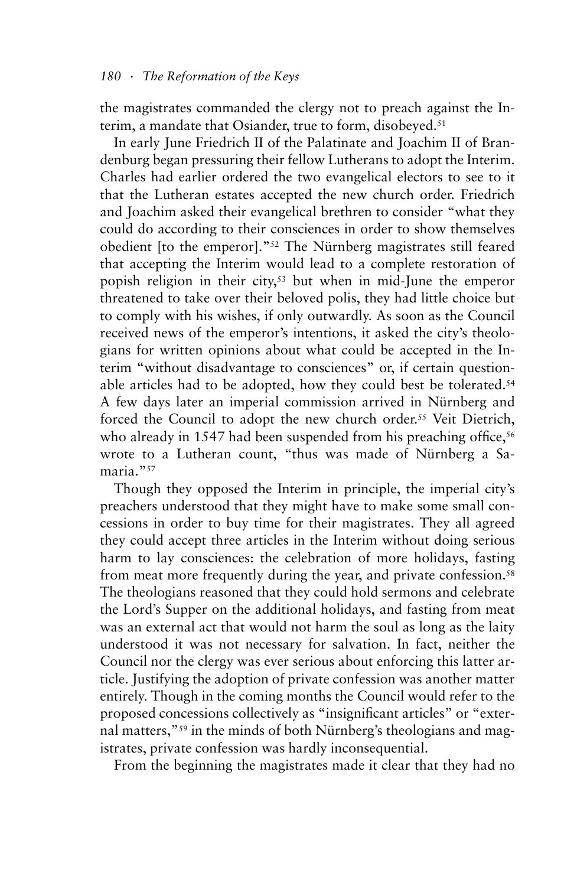the magistrates commanded the clergy not to preach against the Interim, a mandate that Osiander, true to form, disobeyed.[51]

In early June Friedrich II of the Palatinate and Joachim II of Brandenburg began pressuring their fellow Lutherans to adopt the Interim. Charles had earlier ordered the two evangelical electors to see to it that the Lutheran estates accepted the new church order. Friedrich and Joachim asked their evangelical brethren to consider "what they could do according to their consciences in order to show themselves obedient [to the emperor]."[52] The Nürnberg magistrates still feared that accepting the Interim would lead to a complete restoration of popish religion in their city,[53] but when in mid-June the emperor threatened to take over their beloved polis, they had little choice but to comply with his wishes, if only outwardly. As soon as the Council received news of the emperor's intentions, it asked the city's theologians for written opinions about what could be accepted in the Interim "without disadvantage to consciences" or, if certain questionable articles had to be adopted, how they could best be tolerated.[54] A few days later an imperial commission arrived in Nürnberg and forced the Council to adopt the new church order.[55] Veit Dietrich, who already in 1547 had been suspended from his preaching office,[56] wrote to a Lutheran count, "thus was made of Nürnberg a Samaria."[57]

Though they opposed the Interim in principle, the imperial city's preachers understood that they might have to make some small concessions in order to buy time for their magistrates. They all agreed they could accept three articles in the Interim without doing serious harm to lay consciences: the celebration of more holidays, fasting from meat more frequently during the year, and private confession.[58] The theologians reasoned that they could hold sermons and celebrate the Lord's Supper on the additional holidays, and fasting from meat was an external act that would not harm the soul as long as the laity understood it was not necessary for salvation. In fact, neither the Council nor the clergy was ever serious about enforcing this latter article. Justifying the adoption of private confession was another matter entirely. Though in the coming months the Council would refer to the proposed concessions collectively as "insignificant articles" or "external matters,"[59] in the minds of both Nürnberg's theologians and magistrates, private confession was hardly inconsequential.

From the beginning the magistrates made it clear that they had no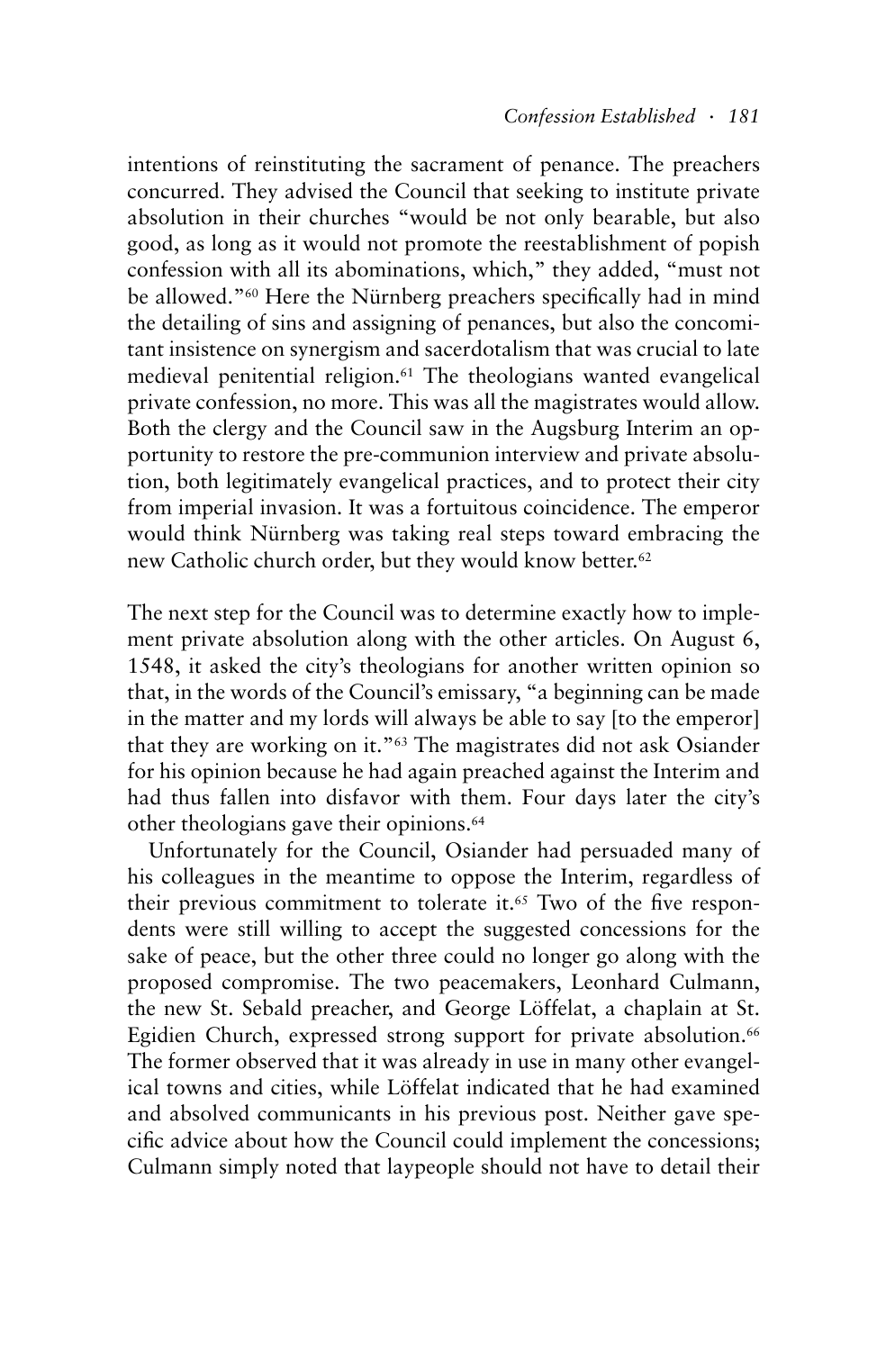intentions of reinstituting the sacrament of penance. The preachers concurred. They advised the Council that seeking to institute private absolution in their churches "would be not only bearable, but also good, as long as it would not promote the reestablishment of popish confession with all its abominations, which," they added, "must not be allowed."[60] Here the Nürnberg preachers specifically had in mind the detailing of sins and assigning of penances, but also the concomitant insistence on synergism and sacerdotalism that was crucial to late medieval penitential religion.[61] The theologians wanted evangelical private confession, no more. This was all the magistrates would allow. Both the clergy and the Council saw in the Augsburg Interim an opportunity to restore the pre-communion interview and private absolution, both legitimately evangelical practices, and to protect their city from imperial invasion. It was a fortuitous coincidence. The emperor would think Nürnberg was taking real steps toward embracing the new Catholic church order, but they would know better.[62]

The next step for the Council was to determine exactly how to implement private absolution along with the other articles. On August 6, 1548, it asked the city's theologians for another written opinion so that, in the words of the Council's emissary, "a beginning can be made in the matter and my lords will always be able to say [to the emperor] that they are working on it."[63] The magistrates did not ask Osiander for his opinion because he had again preached against the Interim and had thus fallen into disfavor with them. Four days later the city's other theologians gave their opinions.[64]

Unfortunately for the Council, Osiander had persuaded many of his colleagues in the meantime to oppose the Interim, regardless of their previous commitment to tolerate it.[65] Two of the five respondents were still willing to accept the suggested concessions for the sake of peace, but the other three could no longer go along with the proposed compromise. The two peacemakers, Leonhard Culmann, the new St. Sebald preacher, and George Löffelat, a chaplain at St. Egidien Church, expressed strong support for private absolution.[66] The former observed that it was already in use in many other evangelical towns and cities, while Löffelat indicated that he had examined and absolved communicants in his previous post. Neither gave specific advice about how the Council could implement the concessions; Culmann simply noted that laypeople should not have to detail their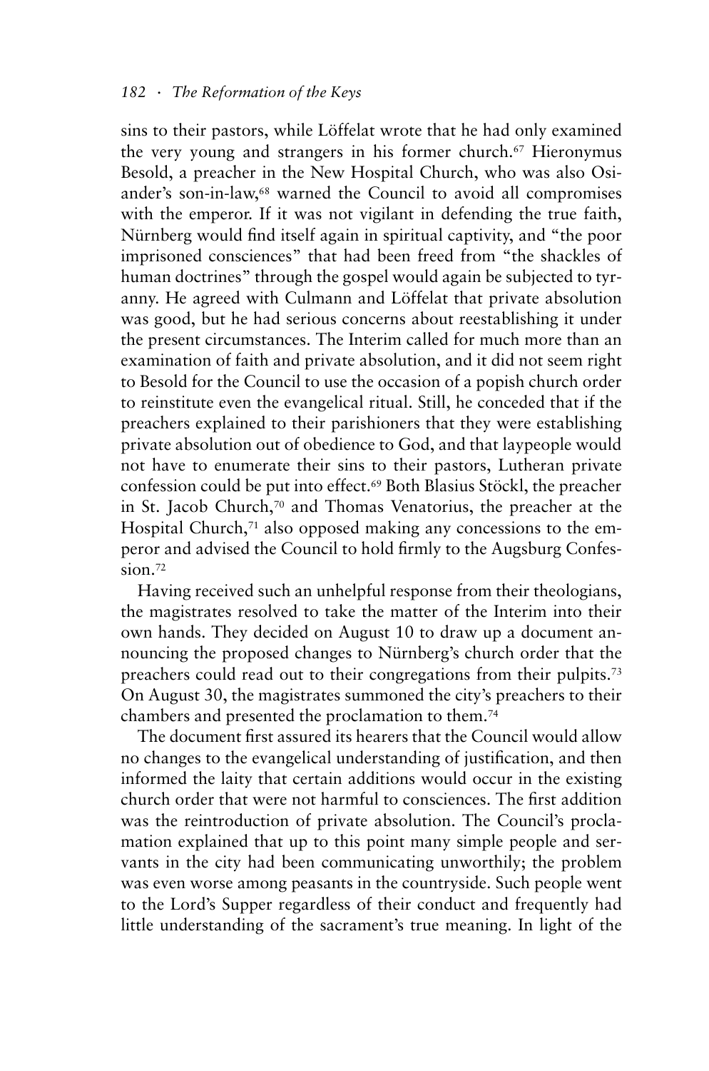sins to their pastors, while Löffelat wrote that he had only examined the very young and strangers in his former church.[67] Hieronymus Besold, a preacher in the New Hospital Church, who was also Osiander's son-in-law,[68] warned the Council to avoid all compromises with the emperor. If it was not vigilant in defending the true faith, Nürnberg would find itself again in spiritual captivity, and "the poor imprisoned consciences" that had been freed from "the shackles of human doctrines" through the gospel would again be subjected to tyranny. He agreed with Culmann and Löffelat that private absolution was good, but he had serious concerns about reestablishing it under the present circumstances. The Interim called for much more than an examination of faith and private absolution, and it did not seem right to Besold for the Council to use the occasion of a popish church order to reinstitute even the evangelical ritual. Still, he conceded that if the preachers explained to their parishioners that they were establishing private absolution out of obedience to God, and that laypeople would not have to enumerate their sins to their pastors, Lutheran private confession could be put into effect.[69] Both Blasius Stöckl, the preacher in St. Jacob Church,[70] and Thomas Venatorius, the preacher at the Hospital Church,[71] also opposed making any concessions to the emperor and advised the Council to hold firmly to the Augsburg Confession.[72]

Having received such an unhelpful response from their theologians, the magistrates resolved to take the matter of the Interim into their own hands. They decided on August 10 to draw up a document announcing the proposed changes to Nürnberg's church order that the preachers could read out to their congregations from their pulpits.[73] On August 30, the magistrates summoned the city's preachers to their chambers and presented the proclamation to them.[74]

The document first assured its hearers that the Council would allow no changes to the evangelical understanding of justification, and then informed the laity that certain additions would occur in the existing church order that were not harmful to consciences. The first addition was the reintroduction of private absolution. The Council's proclamation explained that up to this point many simple people and servants in the city had been communicating unworthily; the problem was even worse among peasants in the countryside. Such people went to the Lord's Supper regardless of their conduct and frequently had little understanding of the sacrament's true meaning. In light of the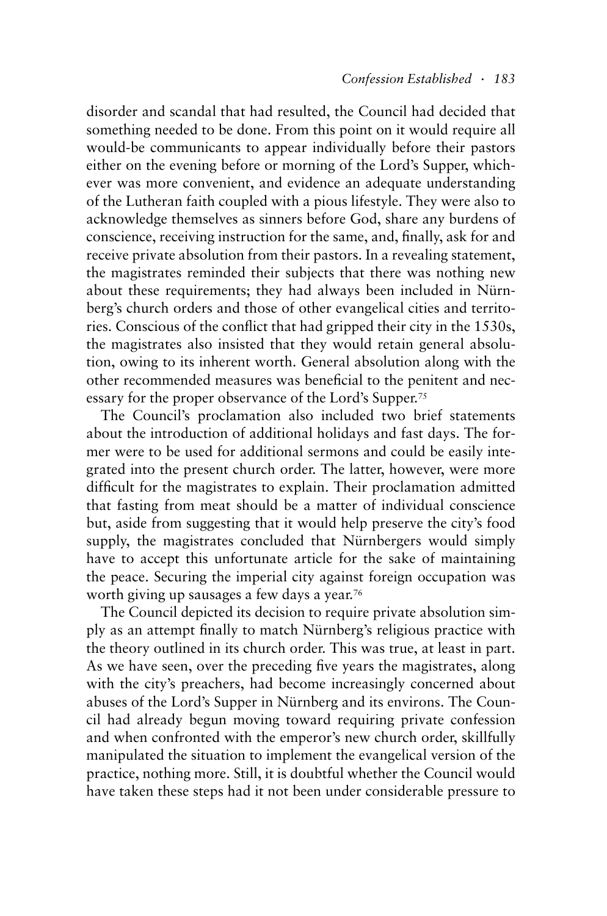disorder and scandal that had resulted, the Council had decided that something needed to be done. From this point on it would require all would-be communicants to appear individually before their pastors either on the evening before or morning of the Lord's Supper, whichever was more convenient, and evidence an adequate understanding of the Lutheran faith coupled with a pious lifestyle. They were also to acknowledge themselves as sinners before God, share any burdens of conscience, receiving instruction for the same, and, finally, ask for and receive private absolution from their pastors. In a revealing statement, the magistrates reminded their subjects that there was nothing new about these requirements; they had always been included in Nürnberg's church orders and those of other evangelical cities and territories. Conscious of the conflict that had gripped their city in the 1530s, the magistrates also insisted that they would retain general absolution, owing to its inherent worth. General absolution along with the other recommended measures was beneficial to the penitent and necessary for the proper observance of the Lord's Supper.[75]

The Council's proclamation also included two brief statements about the introduction of additional holidays and fast days. The former were to be used for additional sermons and could be easily integrated into the present church order. The latter, however, were more difficult for the magistrates to explain. Their proclamation admitted that fasting from meat should be a matter of individual conscience but, aside from suggesting that it would help preserve the city's food supply, the magistrates concluded that Nürnbergers would simply have to accept this unfortunate article for the sake of maintaining the peace. Securing the imperial city against foreign occupation was worth giving up sausages a few days a year.[76]

The Council depicted its decision to require private absolution simply as an attempt finally to match Nürnberg's religious practice with the theory outlined in its church order. This was true, at least in part. As we have seen, over the preceding five years the magistrates, along with the city's preachers, had become increasingly concerned about abuses of the Lord's Supper in Nürnberg and its environs. The Council had already begun moving toward requiring private confession and when confronted with the emperor's new church order, skillfully manipulated the situation to implement the evangelical version of the practice, nothing more. Still, it is doubtful whether the Council would have taken these steps had it not been under considerable pressure to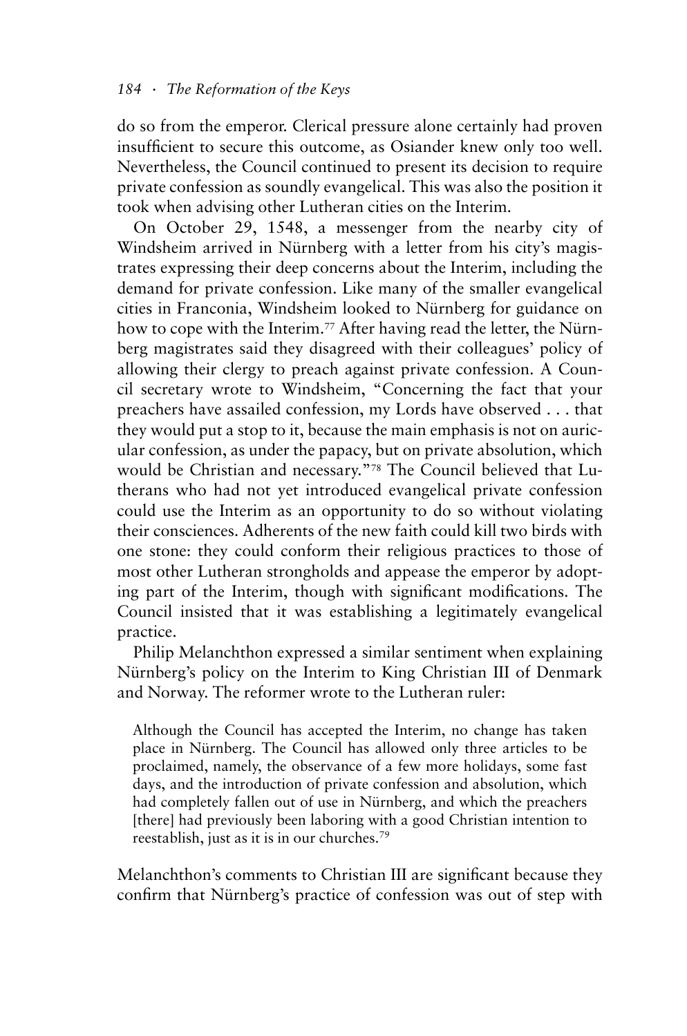do so from the emperor. Clerical pressure alone certainly had proven insufficient to secure this outcome, as Osiander knew only too well. Nevertheless, the Council continued to present its decision to require private confession as soundly evangelical. This was also the position it took when advising other Lutheran cities on the Interim.

On October 29, 1548, a messenger from the nearby city of Windsheim arrived in Nürnberg with a letter from his city's magistrates expressing their deep concerns about the Interim, including the demand for private confession. Like many of the smaller evangelical cities in Franconia, Windsheim looked to Nürnberg for guidance on how to cope with the Interim.[77] After having read the letter, the Nürnberg magistrates said they disagreed with their colleagues' policy of allowing their clergy to preach against private confession. A Council secretary wrote to Windsheim, "Concerning the fact that your preachers have assailed confession, my Lords have observed . . . that they would put a stop to it, because the main emphasis is not on auricular confession, as under the papacy, but on private absolution, which would be Christian and necessary."[78] The Council believed that Lutherans who had not yet introduced evangelical private confession could use the Interim as an opportunity to do so without violating their consciences. Adherents of the new faith could kill two birds with one stone: they could conform their religious practices to those of most other Lutheran strongholds and appease the emperor by adopting part of the Interim, though with significant modifications. The Council insisted that it was establishing a legitimately evangelical practice.

Philip Melanchthon expressed a similar sentiment when explaining Nürnberg's policy on the Interim to King Christian III of Denmark and Norway. The reformer wrote to the Lutheran ruler:

> Although the Council has accepted the Interim, no change has taken place in Nürnberg. The Council has allowed only three articles to be proclaimed, namely, the observance of a few more holidays, some fast days, and the introduction of private confession and absolution, which had completely fallen out of use in Nürnberg, and which the preachers [there] had previously been laboring with a good Christian intention to reestablish, just as it is in our churches.[79]

Melanchthon's comments to Christian III are significant because they confirm that Nürnberg's practice of confession was out of step with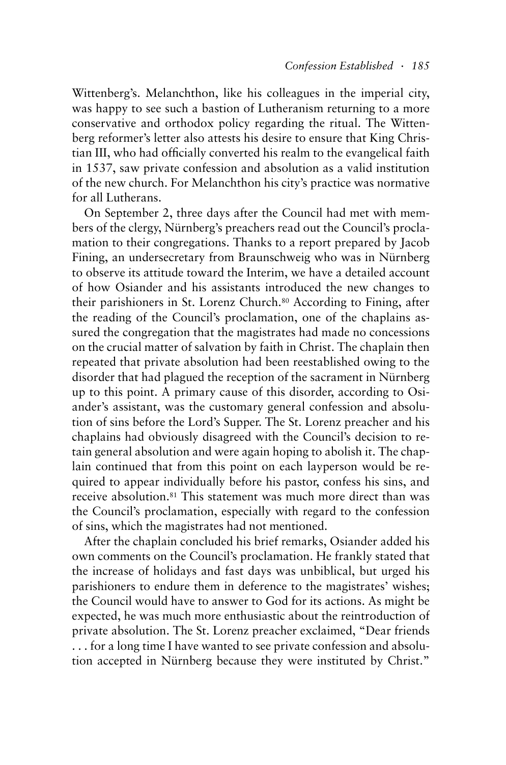Wittenberg's. Melanchthon, like his colleagues in the imperial city, was happy to see such a bastion of Lutheranism returning to a more conservative and orthodox policy regarding the ritual. The Wittenberg reformer's letter also attests his desire to ensure that King Christian III, who had officially converted his realm to the evangelical faith in 1537, saw private confession and absolution as a valid institution of the new church. For Melanchthon his city's practice was normative for all Lutherans.

On September 2, three days after the Council had met with members of the clergy, Nürnberg's preachers read out the Council's proclamation to their congregations. Thanks to a report prepared by Jacob Fining, an undersecretary from Braunschweig who was in Nürnberg to observe its attitude toward the Interim, we have a detailed account of how Osiander and his assistants introduced the new changes to their parishioners in St. Lorenz Church.[80] According to Fining, after the reading of the Council's proclamation, one of the chaplains assured the congregation that the magistrates had made no concessions on the crucial matter of salvation by faith in Christ. The chaplain then repeated that private absolution had been reestablished owing to the disorder that had plagued the reception of the sacrament in Nürnberg up to this point. A primary cause of this disorder, according to Osiander's assistant, was the customary general confession and absolution of sins before the Lord's Supper. The St. Lorenz preacher and his chaplains had obviously disagreed with the Council's decision to retain general absolution and were again hoping to abolish it. The chaplain continued that from this point on each layperson would be required to appear individually before his pastor, confess his sins, and receive absolution.[81] This statement was much more direct than was the Council's proclamation, especially with regard to the confession of sins, which the magistrates had not mentioned.

After the chaplain concluded his brief remarks, Osiander added his own comments on the Council's proclamation. He frankly stated that the increase of holidays and fast days was unbiblical, but urged his parishioners to endure them in deference to the magistrates' wishes; the Council would have to answer to God for its actions. As might be expected, he was much more enthusiastic about the reintroduction of private absolution. The St. Lorenz preacher exclaimed, "Dear friends . . . for a long time I have wanted to see private confession and absolution accepted in Nürnberg because they were instituted by Christ."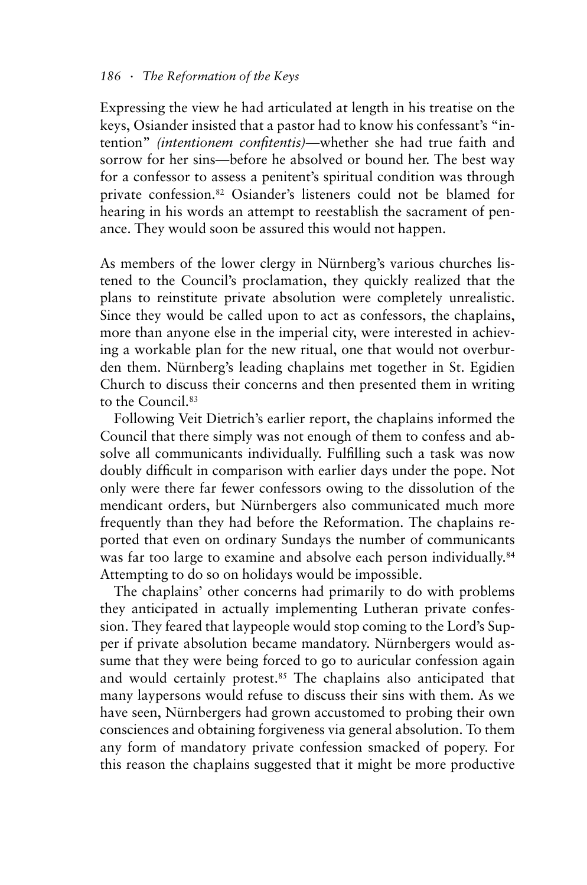Expressing the view he had articulated at length in his treatise on the keys, Osiander insisted that a pastor had to know his confessant's "intention" *(intentionem confitentis)*—whether she had true faith and sorrow for her sins—before he absolved or bound her. The best way for a confessor to assess a penitent's spiritual condition was through private confession.[82] Osiander's listeners could not be blamed for hearing in his words an attempt to reestablish the sacrament of penance. They would soon be assured this would not happen.

As members of the lower clergy in Nürnberg's various churches listened to the Council's proclamation, they quickly realized that the plans to reinstitute private absolution were completely unrealistic. Since they would be called upon to act as confessors, the chaplains, more than anyone else in the imperial city, were interested in achieving a workable plan for the new ritual, one that would not overburden them. Nürnberg's leading chaplains met together in St. Egidien Church to discuss their concerns and then presented them in writing to the Council.[83]

Following Veit Dietrich's earlier report, the chaplains informed the Council that there simply was not enough of them to confess and absolve all communicants individually. Fulfilling such a task was now doubly difficult in comparison with earlier days under the pope. Not only were there far fewer confessors owing to the dissolution of the mendicant orders, but Nürnbergers also communicated much more frequently than they had before the Reformation. The chaplains reported that even on ordinary Sundays the number of communicants was far too large to examine and absolve each person individually.[84] Attempting to do so on holidays would be impossible.

The chaplains' other concerns had primarily to do with problems they anticipated in actually implementing Lutheran private confession. They feared that laypeople would stop coming to the Lord's Supper if private absolution became mandatory. Nürnbergers would assume that they were being forced to go to auricular confession again and would certainly protest.[85] The chaplains also anticipated that many laypersons would refuse to discuss their sins with them. As we have seen, Nürnbergers had grown accustomed to probing their own consciences and obtaining forgiveness via general absolution. To them any form of mandatory private confession smacked of popery. For this reason the chaplains suggested that it might be more productive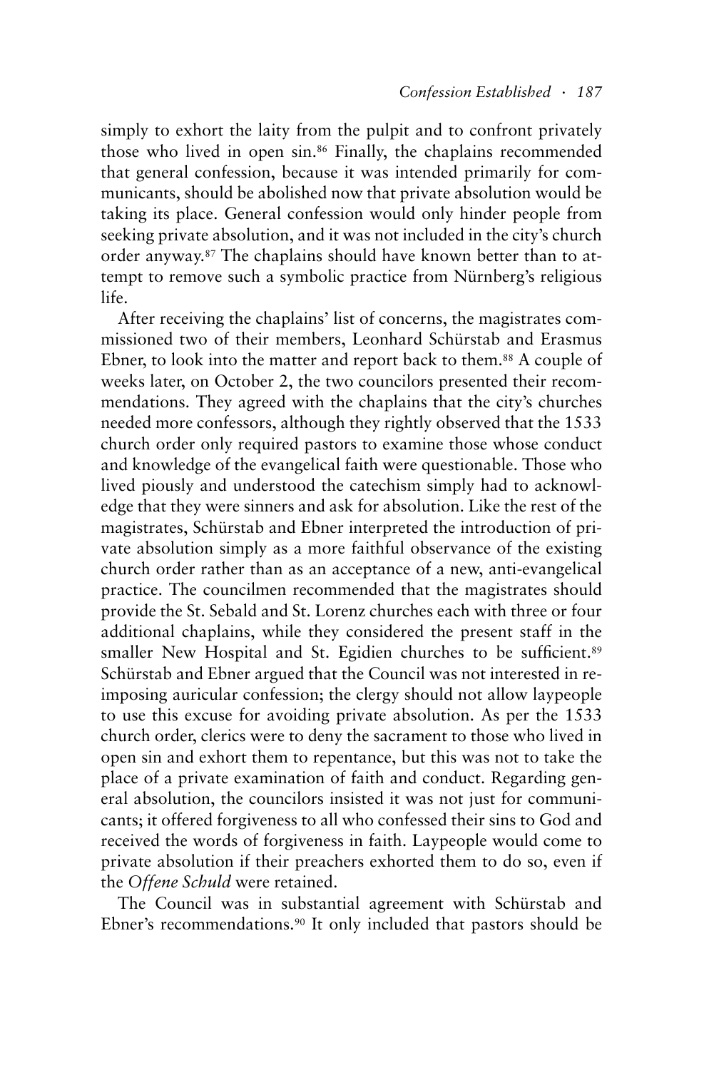simply to exhort the laity from the pulpit and to confront privately those who lived in open sin.[86] Finally, the chaplains recommended that general confession, because it was intended primarily for communicants, should be abolished now that private absolution would be taking its place. General confession would only hinder people from seeking private absolution, and it was not included in the city's church order anyway.[87] The chaplains should have known better than to attempt to remove such a symbolic practice from Nürnberg's religious life.

After receiving the chaplains' list of concerns, the magistrates commissioned two of their members, Leonhard Schürstab and Erasmus Ebner, to look into the matter and report back to them.[88] A couple of weeks later, on October 2, the two councilors presented their recommendations. They agreed with the chaplains that the city's churches needed more confessors, although they rightly observed that the 1533 church order only required pastors to examine those whose conduct and knowledge of the evangelical faith were questionable. Those who lived piously and understood the catechism simply had to acknowledge that they were sinners and ask for absolution. Like the rest of the magistrates, Schürstab and Ebner interpreted the introduction of private absolution simply as a more faithful observance of the existing church order rather than as an acceptance of a new, anti-evangelical practice. The councilmen recommended that the magistrates should provide the St. Sebald and St. Lorenz churches each with three or four additional chaplains, while they considered the present staff in the smaller New Hospital and St. Egidien churches to be sufficient.[89] Schürstab and Ebner argued that the Council was not interested in reimposing auricular confession; the clergy should not allow laypeople to use this excuse for avoiding private absolution. As per the 1533 church order, clerics were to deny the sacrament to those who lived in open sin and exhort them to repentance, but this was not to take the place of a private examination of faith and conduct. Regarding general absolution, the councilors insisted it was not just for communicants; it offered forgiveness to all who confessed their sins to God and received the words of forgiveness in faith. Laypeople would come to private absolution if their preachers exhorted them to do so, even if the *Offene Schuld* were retained.

The Council was in substantial agreement with Schürstab and Ebner's recommendations.[90] It only included that pastors should be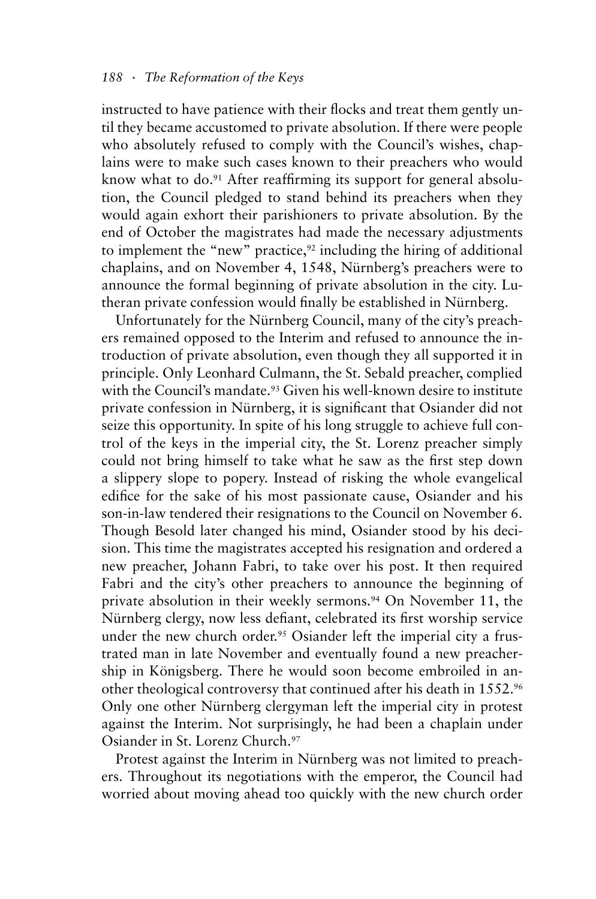instructed to have patience with their flocks and treat them gently until they became accustomed to private absolution. If there were people who absolutely refused to comply with the Council's wishes, chaplains were to make such cases known to their preachers who would know what to do.[91] After reaffirming its support for general absolution, the Council pledged to stand behind its preachers when they would again exhort their parishioners to private absolution. By the end of October the magistrates had made the necessary adjustments to implement the "new" practice,[92] including the hiring of additional chaplains, and on November 4, 1548, Nürnberg's preachers were to announce the formal beginning of private absolution in the city. Lutheran private confession would finally be established in Nürnberg.

Unfortunately for the Nürnberg Council, many of the city's preachers remained opposed to the Interim and refused to announce the introduction of private absolution, even though they all supported it in principle. Only Leonhard Culmann, the St. Sebald preacher, complied with the Council's mandate.[93] Given his well-known desire to institute private confession in Nürnberg, it is significant that Osiander did not seize this opportunity. In spite of his long struggle to achieve full control of the keys in the imperial city, the St. Lorenz preacher simply could not bring himself to take what he saw as the first step down a slippery slope to popery. Instead of risking the whole evangelical edifice for the sake of his most passionate cause, Osiander and his son-in-law tendered their resignations to the Council on November 6. Though Besold later changed his mind, Osiander stood by his decision. This time the magistrates accepted his resignation and ordered a new preacher, Johann Fabri, to take over his post. It then required Fabri and the city's other preachers to announce the beginning of private absolution in their weekly sermons.[94] On November 11, the Nürnberg clergy, now less defiant, celebrated its first worship service under the new church order.[95] Osiander left the imperial city a frustrated man in late November and eventually found a new preachership in Königsberg. There he would soon become embroiled in another theological controversy that continued after his death in 1552.[96] Only one other Nürnberg clergyman left the imperial city in protest against the Interim. Not surprisingly, he had been a chaplain under Osiander in St. Lorenz Church.[97]

Protest against the Interim in Nürnberg was not limited to preachers. Throughout its negotiations with the emperor, the Council had worried about moving ahead too quickly with the new church order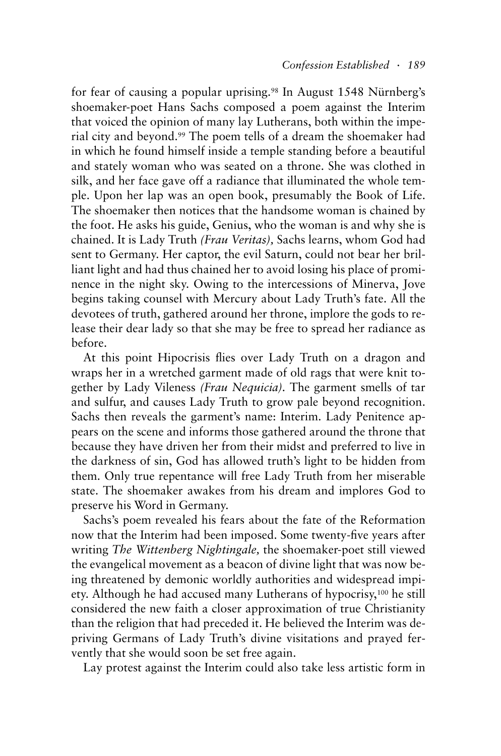for fear of causing a popular uprising.[98] In August 1548 Nürnberg's shoemaker-poet Hans Sachs composed a poem against the Interim that voiced the opinion of many lay Lutherans, both within the imperial city and beyond.[99] The poem tells of a dream the shoemaker had in which he found himself inside a temple standing before a beautiful and stately woman who was seated on a throne. She was clothed in silk, and her face gave off a radiance that illuminated the whole temple. Upon her lap was an open book, presumably the Book of Life. The shoemaker then notices that the handsome woman is chained by the foot. He asks his guide, Genius, who the woman is and why she is chained. It is Lady Truth *(Frau Veritas),* Sachs learns, whom God had sent to Germany. Her captor, the evil Saturn, could not bear her brilliant light and had thus chained her to avoid losing his place of prominence in the night sky. Owing to the intercessions of Minerva, Jove begins taking counsel with Mercury about Lady Truth's fate. All the devotees of truth, gathered around her throne, implore the gods to release their dear lady so that she may be free to spread her radiance as before.

At this point Hipocrisis flies over Lady Truth on a dragon and wraps her in a wretched garment made of old rags that were knit together by Lady Vileness *(Frau Nequicia).* The garment smells of tar and sulfur, and causes Lady Truth to grow pale beyond recognition. Sachs then reveals the garment's name: Interim. Lady Penitence appears on the scene and informs those gathered around the throne that because they have driven her from their midst and preferred to live in the darkness of sin, God has allowed truth's light to be hidden from them. Only true repentance will free Lady Truth from her miserable state. The shoemaker awakes from his dream and implores God to preserve his Word in Germany.

Sachs's poem revealed his fears about the fate of the Reformation now that the Interim had been imposed. Some twenty-five years after writing *The Wittenberg Nightingale,* the shoemaker-poet still viewed the evangelical movement as a beacon of divine light that was now being threatened by demonic worldly authorities and widespread impiety. Although he had accused many Lutherans of hypocrisy,[100] he still considered the new faith a closer approximation of true Christianity than the religion that had preceded it. He believed the Interim was depriving Germans of Lady Truth's divine visitations and prayed fervently that she would soon be set free again.

Lay protest against the Interim could also take less artistic form in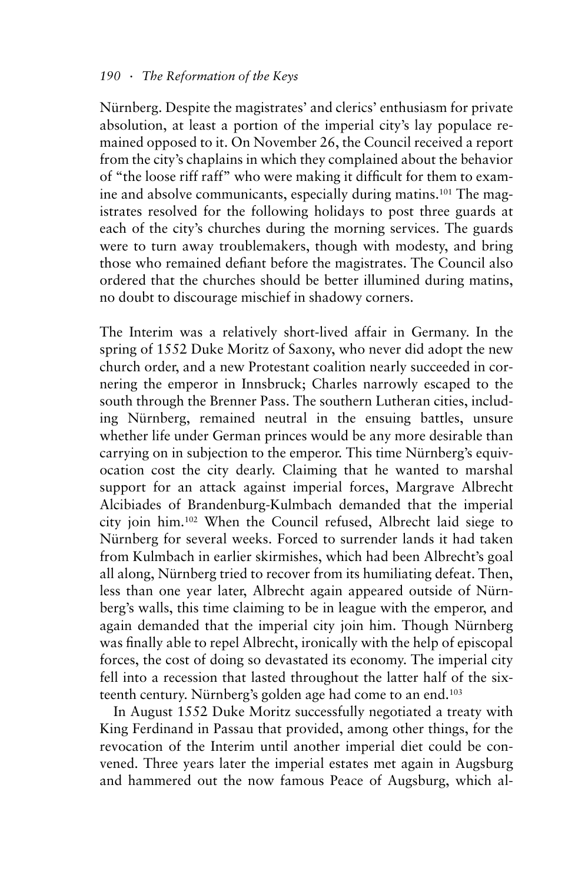Nürnberg. Despite the magistrates' and clerics' enthusiasm for private absolution, at least a portion of the imperial city's lay populace remained opposed to it. On November 26, the Council received a report from the city's chaplains in which they complained about the behavior of "the loose riff raff" who were making it difficult for them to examine and absolve communicants, especially during matins.[101] The magistrates resolved for the following holidays to post three guards at each of the city's churches during the morning services. The guards were to turn away troublemakers, though with modesty, and bring those who remained defiant before the magistrates. The Council also ordered that the churches should be better illumined during matins, no doubt to discourage mischief in shadowy corners.

The Interim was a relatively short-lived affair in Germany. In the spring of 1552 Duke Moritz of Saxony, who never did adopt the new church order, and a new Protestant coalition nearly succeeded in cornering the emperor in Innsbruck; Charles narrowly escaped to the south through the Brenner Pass. The southern Lutheran cities, including Nürnberg, remained neutral in the ensuing battles, unsure whether life under German princes would be any more desirable than carrying on in subjection to the emperor. This time Nürnberg's equivocation cost the city dearly. Claiming that he wanted to marshal support for an attack against imperial forces, Margrave Albrecht Alcibiades of Brandenburg-Kulmbach demanded that the imperial city join him.[102] When the Council refused, Albrecht laid siege to Nürnberg for several weeks. Forced to surrender lands it had taken from Kulmbach in earlier skirmishes, which had been Albrecht's goal all along, Nürnberg tried to recover from its humiliating defeat. Then, less than one year later, Albrecht again appeared outside of Nürnberg's walls, this time claiming to be in league with the emperor, and again demanded that the imperial city join him. Though Nürnberg was finally able to repel Albrecht, ironically with the help of episcopal forces, the cost of doing so devastated its economy. The imperial city fell into a recession that lasted throughout the latter half of the sixteenth century. Nürnberg's golden age had come to an end.[103]

In August 1552 Duke Moritz successfully negotiated a treaty with King Ferdinand in Passau that provided, among other things, for the revocation of the Interim until another imperial diet could be convened. Three years later the imperial estates met again in Augsburg and hammered out the now famous Peace of Augsburg, which al-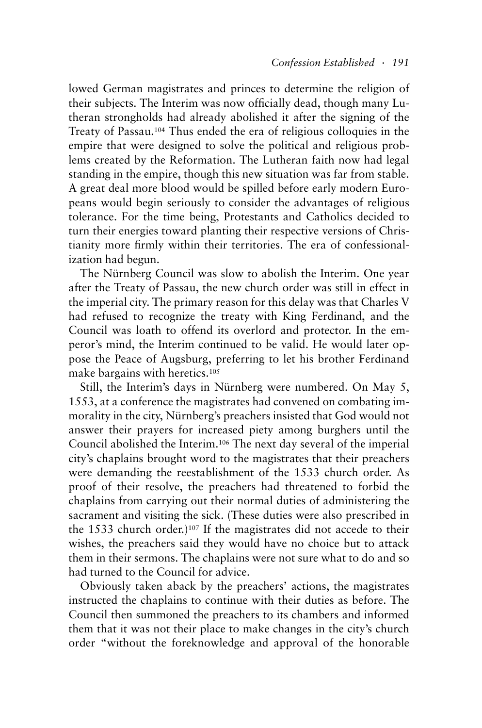lowed German magistrates and princes to determine the religion of their subjects. The Interim was now officially dead, though many Lutheran strongholds had already abolished it after the signing of the Treaty of Passau.[104] Thus ended the era of religious colloquies in the empire that were designed to solve the political and religious problems created by the Reformation. The Lutheran faith now had legal standing in the empire, though this new situation was far from stable. A great deal more blood would be spilled before early modern Europeans would begin seriously to consider the advantages of religious tolerance. For the time being, Protestants and Catholics decided to turn their energies toward planting their respective versions of Christianity more firmly within their territories. The era of confessionalization had begun.

The Nürnberg Council was slow to abolish the Interim. One year after the Treaty of Passau, the new church order was still in effect in the imperial city. The primary reason for this delay was that Charles V had refused to recognize the treaty with King Ferdinand, and the Council was loath to offend its overlord and protector. In the emperor's mind, the Interim continued to be valid. He would later oppose the Peace of Augsburg, preferring to let his brother Ferdinand make bargains with heretics.[105]

Still, the Interim's days in Nürnberg were numbered. On May 5, 1553, at a conference the magistrates had convened on combating immorality in the city, Nürnberg's preachers insisted that God would not answer their prayers for increased piety among burghers until the Council abolished the Interim.[106] The next day several of the imperial city's chaplains brought word to the magistrates that their preachers were demanding the reestablishment of the 1533 church order. As proof of their resolve, the preachers had threatened to forbid the chaplains from carrying out their normal duties of administering the sacrament and visiting the sick. (These duties were also prescribed in the 1533 church order.)[107] If the magistrates did not accede to their wishes, the preachers said they would have no choice but to attack them in their sermons. The chaplains were not sure what to do and so had turned to the Council for advice.

Obviously taken aback by the preachers' actions, the magistrates instructed the chaplains to continue with their duties as before. The Council then summoned the preachers to its chambers and informed them that it was not their place to make changes in the city's church order "without the foreknowledge and approval of the honorable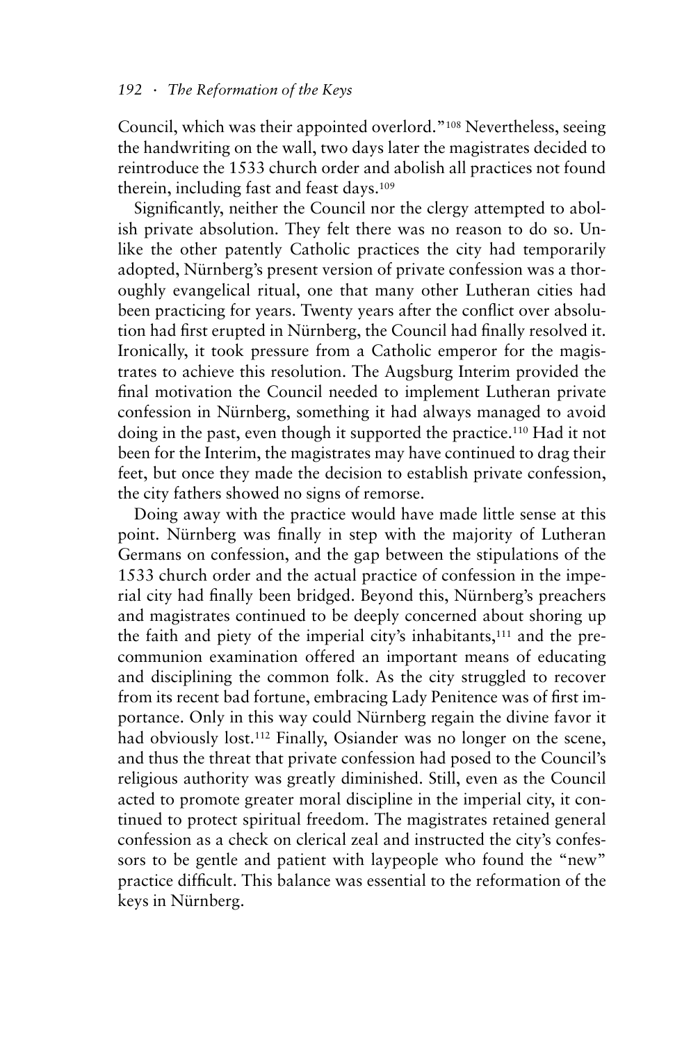Council, which was their appointed overlord."[108] Nevertheless, seeing the handwriting on the wall, two days later the magistrates decided to reintroduce the 1533 church order and abolish all practices not found therein, including fast and feast days.[109]

Significantly, neither the Council nor the clergy attempted to abolish private absolution. They felt there was no reason to do so. Unlike the other patently Catholic practices the city had temporarily adopted, Nürnberg's present version of private confession was a thoroughly evangelical ritual, one that many other Lutheran cities had been practicing for years. Twenty years after the conflict over absolution had first erupted in Nürnberg, the Council had finally resolved it. Ironically, it took pressure from a Catholic emperor for the magistrates to achieve this resolution. The Augsburg Interim provided the final motivation the Council needed to implement Lutheran private confession in Nürnberg, something it had always managed to avoid doing in the past, even though it supported the practice.[110] Had it not been for the Interim, the magistrates may have continued to drag their feet, but once they made the decision to establish private confession, the city fathers showed no signs of remorse.

Doing away with the practice would have made little sense at this point. Nürnberg was finally in step with the majority of Lutheran Germans on confession, and the gap between the stipulations of the 1533 church order and the actual practice of confession in the imperial city had finally been bridged. Beyond this, Nürnberg's preachers and magistrates continued to be deeply concerned about shoring up the faith and piety of the imperial city's inhabitants,[111] and the precommunion examination offered an important means of educating and disciplining the common folk. As the city struggled to recover from its recent bad fortune, embracing Lady Penitence was of first importance. Only in this way could Nürnberg regain the divine favor it had obviously lost.[112] Finally, Osiander was no longer on the scene, and thus the threat that private confession had posed to the Council's religious authority was greatly diminished. Still, even as the Council acted to promote greater moral discipline in the imperial city, it continued to protect spiritual freedom. The magistrates retained general confession as a check on clerical zeal and instructed the city's confessors to be gentle and patient with laypeople who found the "new" practice difficult. This balance was essential to the reformation of the keys in Nürnberg.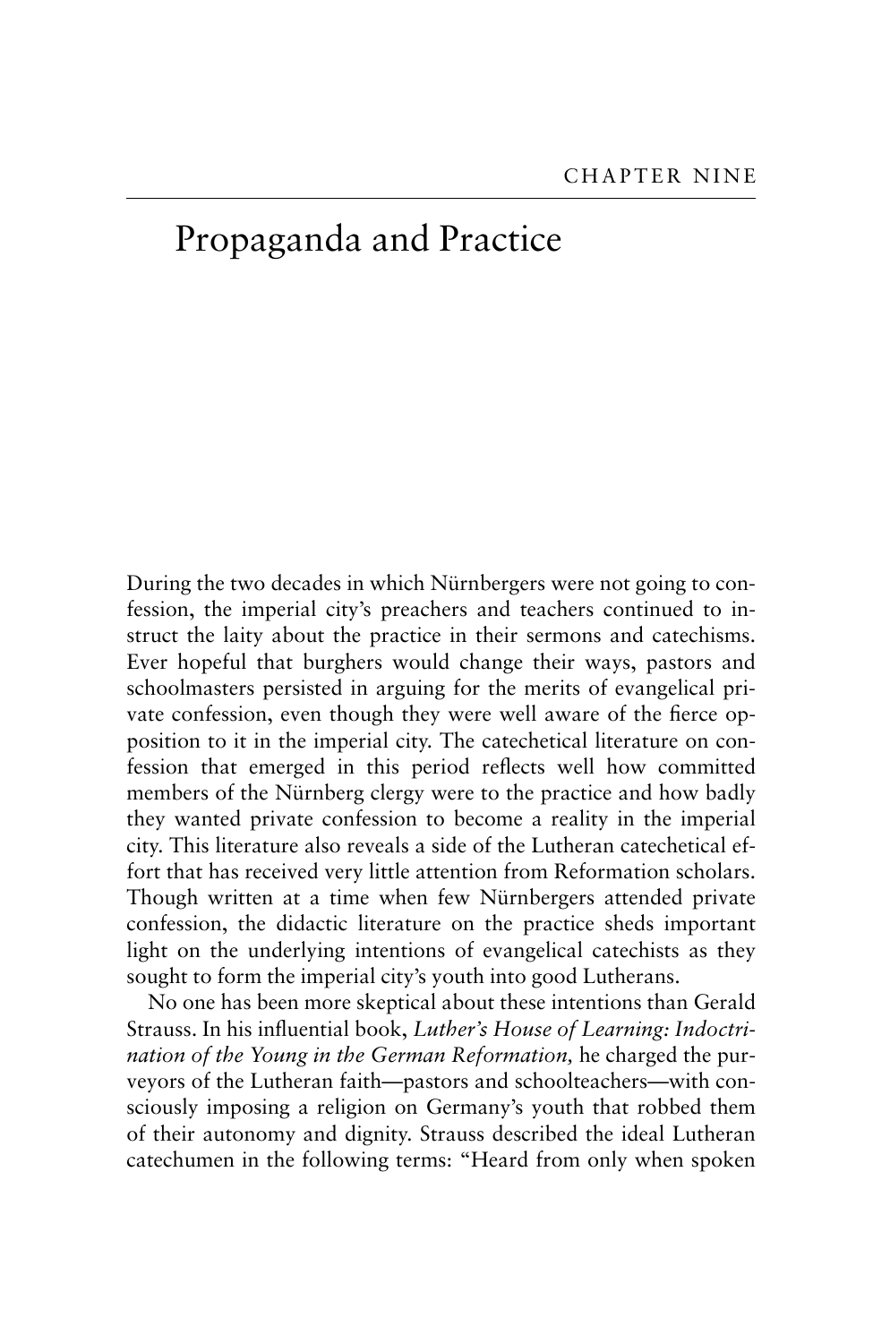CHAPTER NINE

# Propaganda and Practice

During the two decades in which Nürnbergers were not going to confession, the imperial city's preachers and teachers continued to instruct the laity about the practice in their sermons and catechisms. Ever hopeful that burghers would change their ways, pastors and schoolmasters persisted in arguing for the merits of evangelical private confession, even though they were well aware of the fierce opposition to it in the imperial city. The catechetical literature on confession that emerged in this period reflects well how committed members of the Nürnberg clergy were to the practice and how badly they wanted private confession to become a reality in the imperial city. This literature also reveals a side of the Lutheran catechetical effort that has received very little attention from Reformation scholars. Though written at a time when few Nürnbergers attended private confession, the didactic literature on the practice sheds important light on the underlying intentions of evangelical catechists as they sought to form the imperial city's youth into good Lutherans.

No one has been more skeptical about these intentions than Gerald Strauss. In his influential book, *Luther's House of Learning: Indoctrination of the Young in the German Reformation,* he charged the purveyors of the Lutheran faith—pastors and schoolteachers—with consciously imposing a religion on Germany's youth that robbed them of their autonomy and dignity. Strauss described the ideal Lutheran catechumen in the following terms: "Heard from only when spoken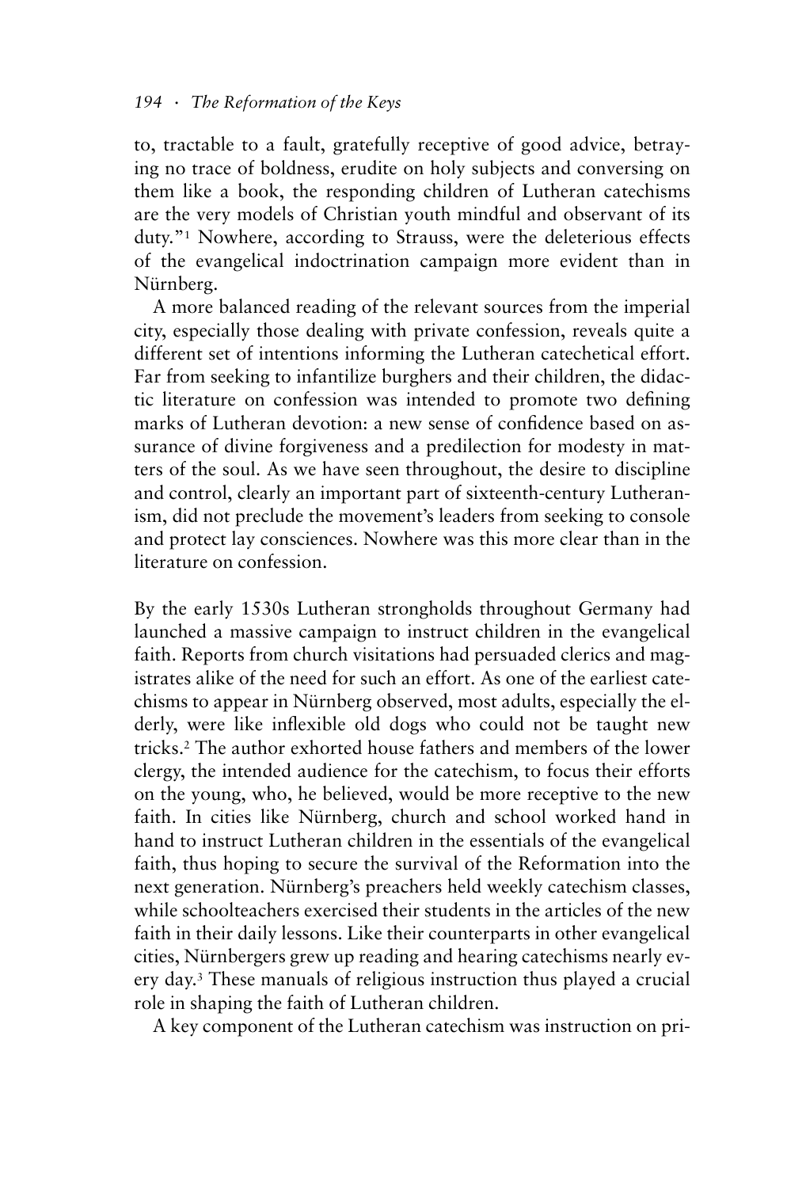to, tractable to a fault, gratefully receptive of good advice, betraying no trace of boldness, erudite on holy subjects and conversing on them like a book, the responding children of Lutheran catechisms are the very models of Christian youth mindful and observant of its duty."[1] Nowhere, according to Strauss, were the deleterious effects of the evangelical indoctrination campaign more evident than in Nürnberg.

A more balanced reading of the relevant sources from the imperial city, especially those dealing with private confession, reveals quite a different set of intentions informing the Lutheran catechetical effort. Far from seeking to infantilize burghers and their children, the didactic literature on confession was intended to promote two defining marks of Lutheran devotion: a new sense of confidence based on assurance of divine forgiveness and a predilection for modesty in matters of the soul. As we have seen throughout, the desire to discipline and control, clearly an important part of sixteenth-century Lutheranism, did not preclude the movement's leaders from seeking to console and protect lay consciences. Nowhere was this more clear than in the literature on confession.

By the early 1530s Lutheran strongholds throughout Germany had launched a massive campaign to instruct children in the evangelical faith. Reports from church visitations had persuaded clerics and magistrates alike of the need for such an effort. As one of the earliest catechisms to appear in Nürnberg observed, most adults, especially the elderly, were like inflexible old dogs who could not be taught new tricks.[2] The author exhorted house fathers and members of the lower clergy, the intended audience for the catechism, to focus their efforts on the young, who, he believed, would be more receptive to the new faith. In cities like Nürnberg, church and school worked hand in hand to instruct Lutheran children in the essentials of the evangelical faith, thus hoping to secure the survival of the Reformation into the next generation. Nürnberg's preachers held weekly catechism classes, while schoolteachers exercised their students in the articles of the new faith in their daily lessons. Like their counterparts in other evangelical cities, Nürnbergers grew up reading and hearing catechisms nearly every day.[3] These manuals of religious instruction thus played a crucial role in shaping the faith of Lutheran children.

A key component of the Lutheran catechism was instruction on pri-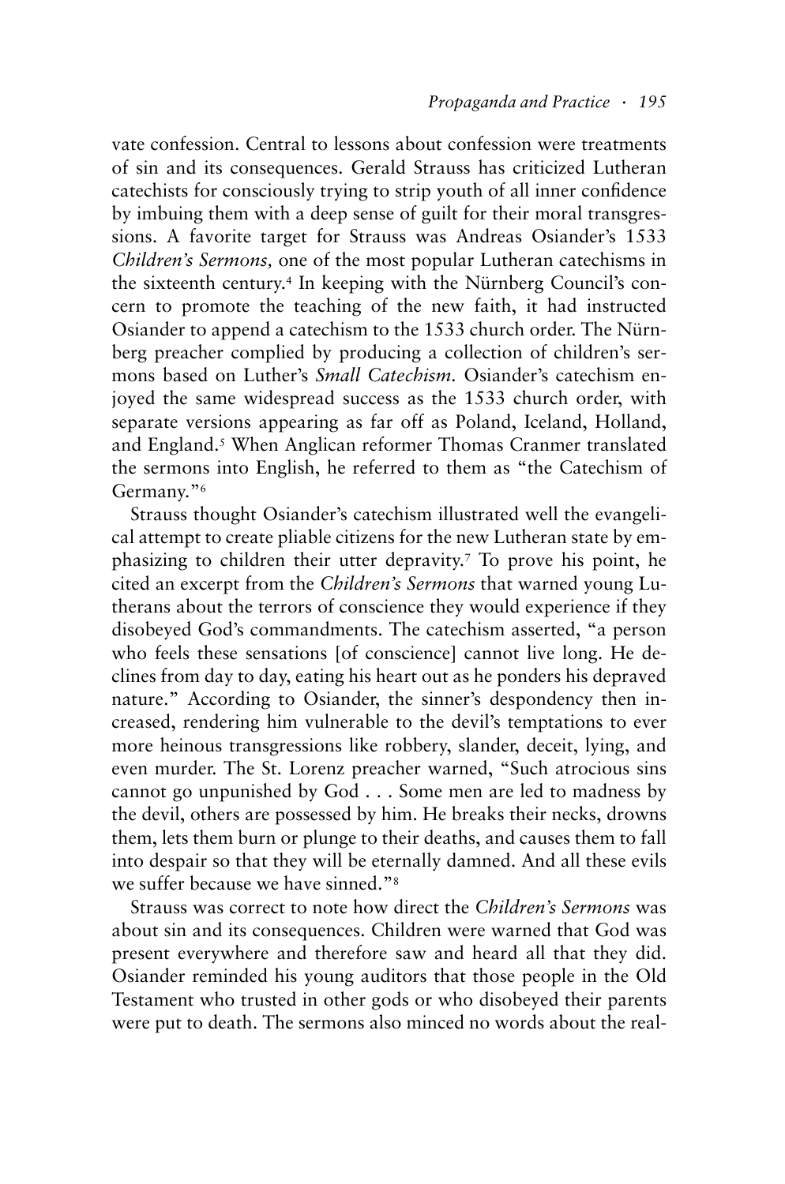vate confession. Central to lessons about confession were treatments of sin and its consequences. Gerald Strauss has criticized Lutheran catechists for consciously trying to strip youth of all inner confidence by imbuing them with a deep sense of guilt for their moral transgressions. A favorite target for Strauss was Andreas Osiander's 1533 *Children's Sermons,* one of the most popular Lutheran catechisms in the sixteenth century.[4] In keeping with the Nürnberg Council's concern to promote the teaching of the new faith, it had instructed Osiander to append a catechism to the 1533 church order. The Nürnberg preacher complied by producing a collection of children's sermons based on Luther's *Small Catechism.* Osiander's catechism enjoyed the same widespread success as the 1533 church order, with separate versions appearing as far off as Poland, Iceland, Holland, and England.[5] When Anglican reformer Thomas Cranmer translated the sermons into English, he referred to them as "the Catechism of Germany."[6]

Strauss thought Osiander's catechism illustrated well the evangelical attempt to create pliable citizens for the new Lutheran state by emphasizing to children their utter depravity.[7] To prove his point, he cited an excerpt from the *Children's Sermons* that warned young Lutherans about the terrors of conscience they would experience if they disobeyed God's commandments. The catechism asserted, "a person who feels these sensations [of conscience] cannot live long. He declines from day to day, eating his heart out as he ponders his depraved nature." According to Osiander, the sinner's despondency then increased, rendering him vulnerable to the devil's temptations to ever more heinous transgressions like robbery, slander, deceit, lying, and even murder. The St. Lorenz preacher warned, "Such atrocious sins cannot go unpunished by God . . . Some men are led to madness by the devil, others are possessed by him. He breaks their necks, drowns them, lets them burn or plunge to their deaths, and causes them to fall into despair so that they will be eternally damned. And all these evils we suffer because we have sinned."[8]

Strauss was correct to note how direct the *Children's Sermons* was about sin and its consequences. Children were warned that God was present everywhere and therefore saw and heard all that they did. Osiander reminded his young auditors that those people in the Old Testament who trusted in other gods or who disobeyed their parents were put to death. The sermons also minced no words about the real-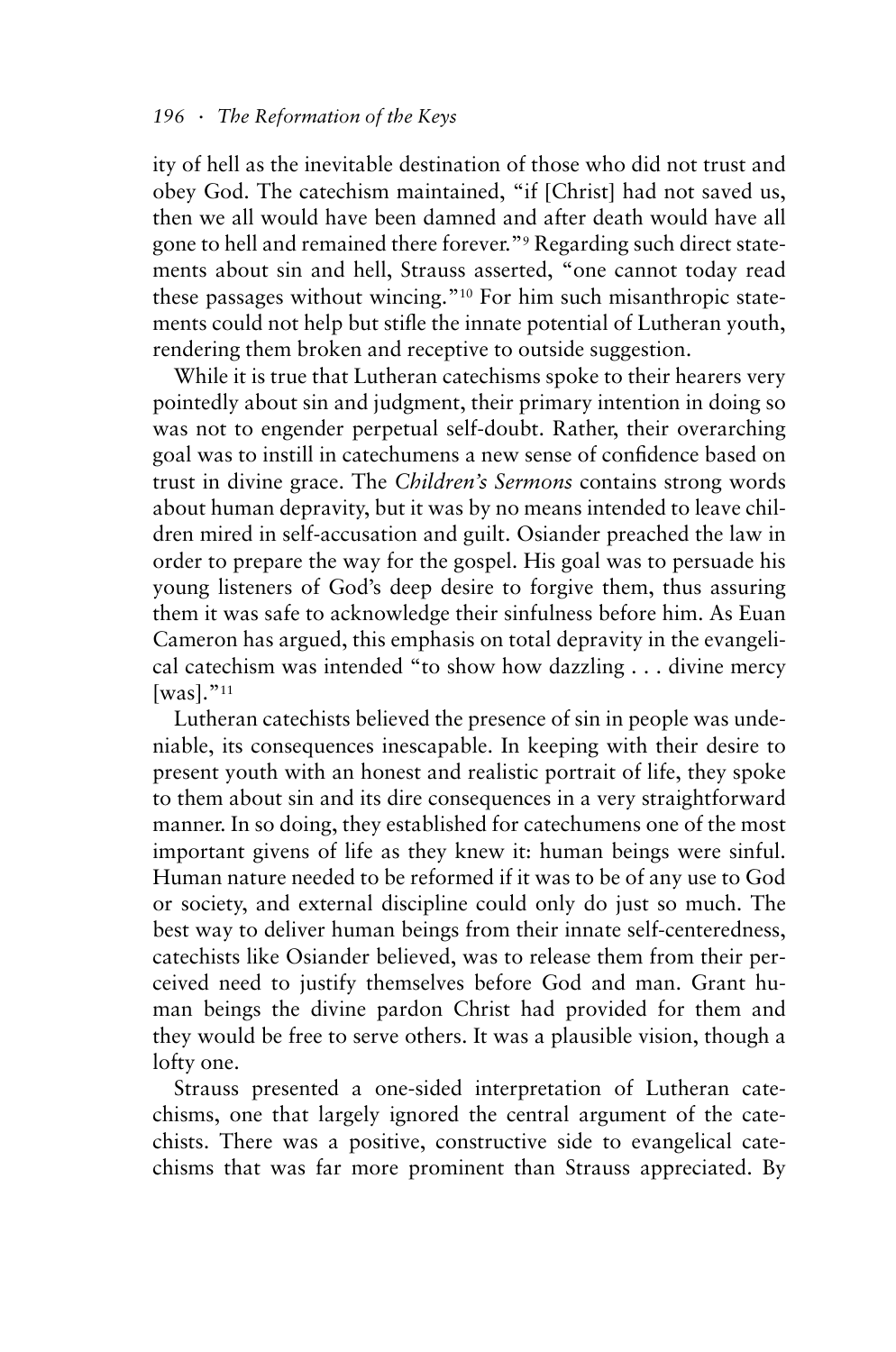ity of hell as the inevitable destination of those who did not trust and obey God. The catechism maintained, "if [Christ] had not saved us, then we all would have been damned and after death would have all gone to hell and remained there forever."[9] Regarding such direct statements about sin and hell, Strauss asserted, "one cannot today read these passages without wincing."[10] For him such misanthropic statements could not help but stifle the innate potential of Lutheran youth, rendering them broken and receptive to outside suggestion.

While it is true that Lutheran catechisms spoke to their hearers very pointedly about sin and judgment, their primary intention in doing so was not to engender perpetual self-doubt. Rather, their overarching goal was to instill in catechumens a new sense of confidence based on trust in divine grace. The *Children's Sermons* contains strong words about human depravity, but it was by no means intended to leave children mired in self-accusation and guilt. Osiander preached the law in order to prepare the way for the gospel. His goal was to persuade his young listeners of God's deep desire to forgive them, thus assuring them it was safe to acknowledge their sinfulness before him. As Euan Cameron has argued, this emphasis on total depravity in the evangelical catechism was intended "to show how dazzling . . . divine mercy [was]."[11]

Lutheran catechists believed the presence of sin in people was undeniable, its consequences inescapable. In keeping with their desire to present youth with an honest and realistic portrait of life, they spoke to them about sin and its dire consequences in a very straightforward manner. In so doing, they established for catechumens one of the most important givens of life as they knew it: human beings were sinful. Human nature needed to be reformed if it was to be of any use to God or society, and external discipline could only do just so much. The best way to deliver human beings from their innate self-centeredness, catechists like Osiander believed, was to release them from their perceived need to justify themselves before God and man. Grant human beings the divine pardon Christ had provided for them and they would be free to serve others. It was a plausible vision, though a lofty one.

Strauss presented a one-sided interpretation of Lutheran catechisms, one that largely ignored the central argument of the catechists. There was a positive, constructive side to evangelical catechisms that was far more prominent than Strauss appreciated. By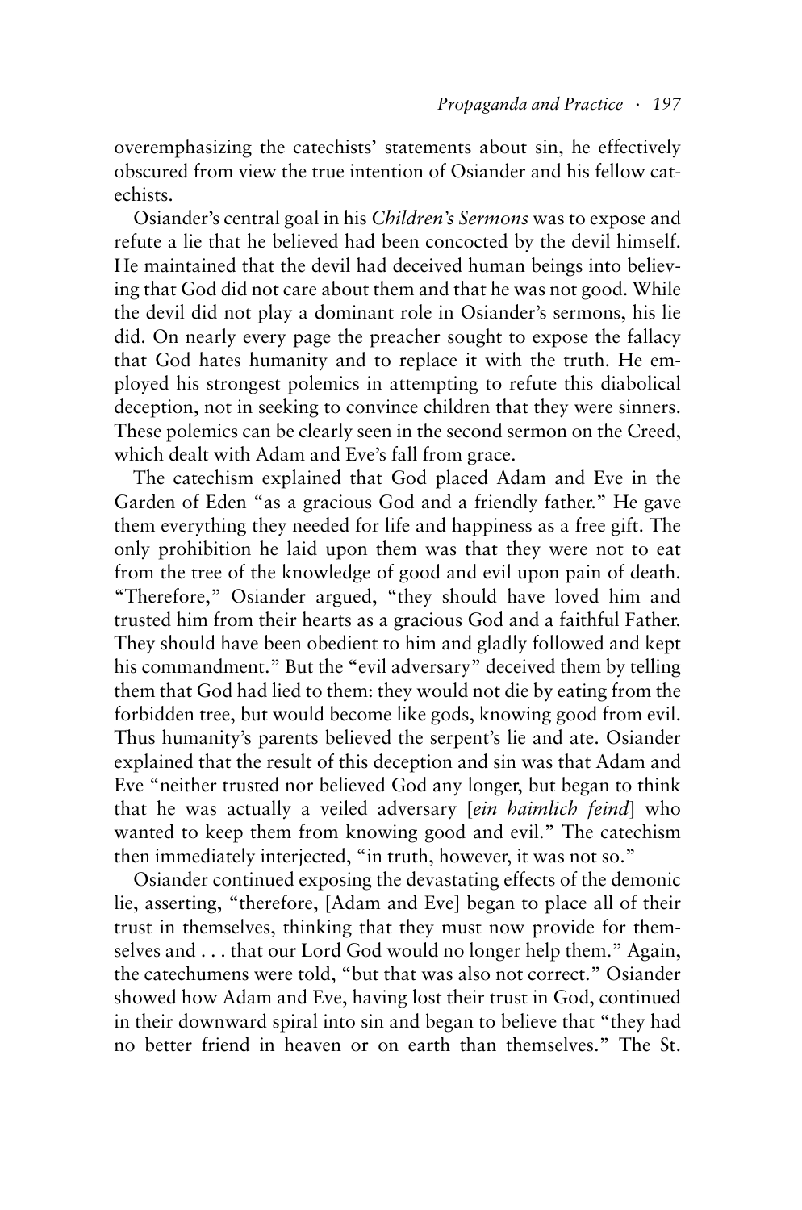overemphasizing the catechists' statements about sin, he effectively obscured from view the true intention of Osiander and his fellow catechists.

Osiander's central goal in his *Children's Sermons* was to expose and refute a lie that he believed had been concocted by the devil himself. He maintained that the devil had deceived human beings into believing that God did not care about them and that he was not good. While the devil did not play a dominant role in Osiander's sermons, his lie did. On nearly every page the preacher sought to expose the fallacy that God hates humanity and to replace it with the truth. He employed his strongest polemics in attempting to refute this diabolical deception, not in seeking to convince children that they were sinners. These polemics can be clearly seen in the second sermon on the Creed, which dealt with Adam and Eve's fall from grace.

The catechism explained that God placed Adam and Eve in the Garden of Eden "as a gracious God and a friendly father." He gave them everything they needed for life and happiness as a free gift. The only prohibition he laid upon them was that they were not to eat from the tree of the knowledge of good and evil upon pain of death. "Therefore," Osiander argued, "they should have loved him and trusted him from their hearts as a gracious God and a faithful Father. They should have been obedient to him and gladly followed and kept his commandment." But the "evil adversary" deceived them by telling them that God had lied to them: they would not die by eating from the forbidden tree, but would become like gods, knowing good from evil. Thus humanity's parents believed the serpent's lie and ate. Osiander explained that the result of this deception and sin was that Adam and Eve "neither trusted nor believed God any longer, but began to think that he was actually a veiled adversary [*ein haimlich feind*] who wanted to keep them from knowing good and evil." The catechism then immediately interjected, "in truth, however, it was not so."

Osiander continued exposing the devastating effects of the demonic lie, asserting, "therefore, [Adam and Eve] began to place all of their trust in themselves, thinking that they must now provide for themselves and . . . that our Lord God would no longer help them." Again, the catechumens were told, "but that was also not correct." Osiander showed how Adam and Eve, having lost their trust in God, continued in their downward spiral into sin and began to believe that "they had no better friend in heaven or on earth than themselves." The St.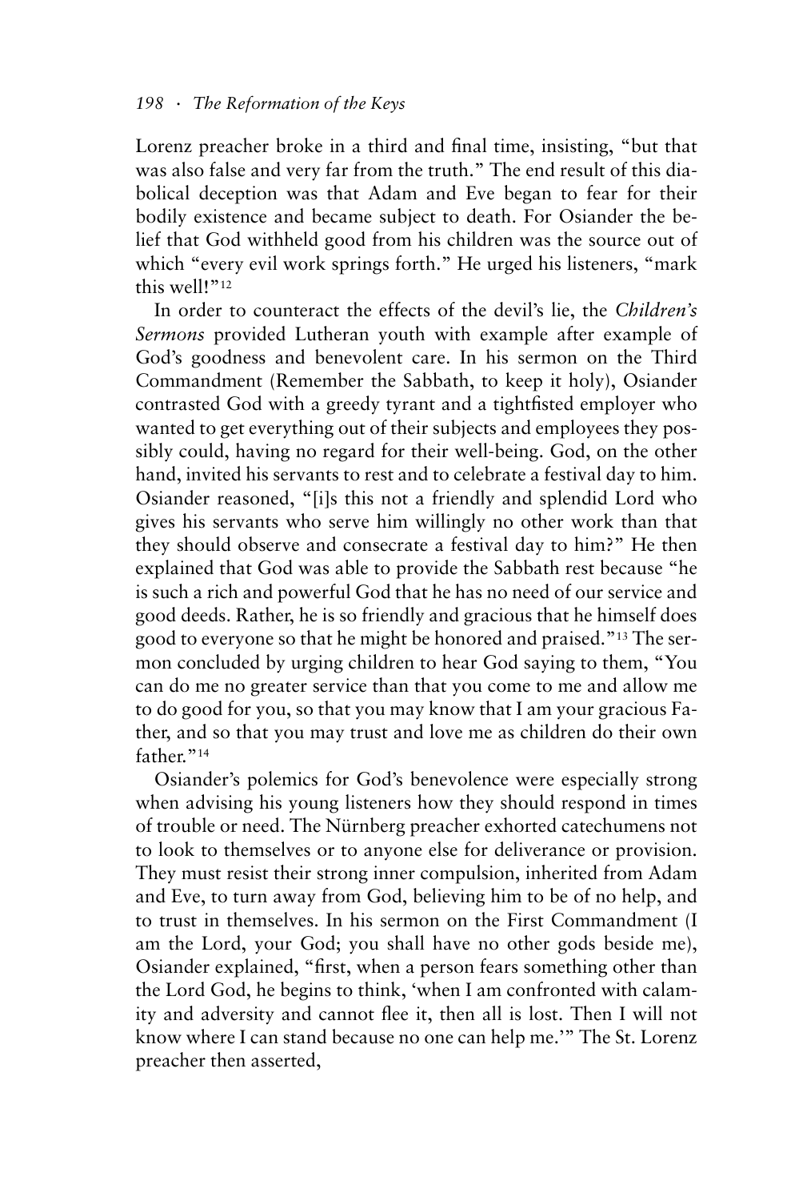Lorenz preacher broke in a third and final time, insisting, "but that was also false and very far from the truth." The end result of this diabolical deception was that Adam and Eve began to fear for their bodily existence and became subject to death. For Osiander the belief that God withheld good from his children was the source out of which "every evil work springs forth." He urged his listeners, "mark this well!"[12]

In order to counteract the effects of the devil's lie, the *Children's Sermons* provided Lutheran youth with example after example of God's goodness and benevolent care. In his sermon on the Third Commandment (Remember the Sabbath, to keep it holy), Osiander contrasted God with a greedy tyrant and a tightfisted employer who wanted to get everything out of their subjects and employees they possibly could, having no regard for their well-being. God, on the other hand, invited his servants to rest and to celebrate a festival day to him. Osiander reasoned, "[i]s this not a friendly and splendid Lord who gives his servants who serve him willingly no other work than that they should observe and consecrate a festival day to him?" He then explained that God was able to provide the Sabbath rest because "he is such a rich and powerful God that he has no need of our service and good deeds. Rather, he is so friendly and gracious that he himself does good to everyone so that he might be honored and praised."[13] The sermon concluded by urging children to hear God saying to them, "You can do me no greater service than that you come to me and allow me to do good for you, so that you may know that I am your gracious Father, and so that you may trust and love me as children do their own father."[14]

Osiander's polemics for God's benevolence were especially strong when advising his young listeners how they should respond in times of trouble or need. The Nürnberg preacher exhorted catechumens not to look to themselves or to anyone else for deliverance or provision. They must resist their strong inner compulsion, inherited from Adam and Eve, to turn away from God, believing him to be of no help, and to trust in themselves. In his sermon on the First Commandment (I am the Lord, your God; you shall have no other gods beside me), Osiander explained, "first, when a person fears something other than the Lord God, he begins to think, 'when I am confronted with calamity and adversity and cannot flee it, then all is lost. Then I will not know where I can stand because no one can help me.'" The St. Lorenz preacher then asserted,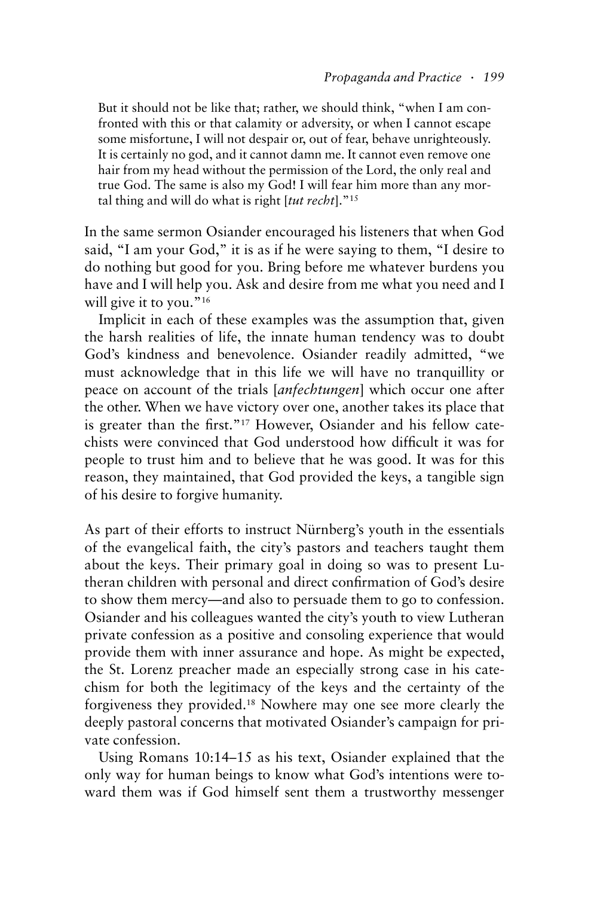> But it should not be like that; rather, we should think, "when I am confronted with this or that calamity or adversity, or when I cannot escape some misfortune, I will not despair or, out of fear, behave unrighteously. It is certainly no god, and it cannot damn me. It cannot even remove one hair from my head without the permission of the Lord, the only real and true God. The same is also my God! I will fear him more than any mortal thing and will do what is right [*tut recht*]."[15]

In the same sermon Osiander encouraged his listeners that when God said, "I am your God," it is as if he were saying to them, "I desire to do nothing but good for you. Bring before me whatever burdens you have and I will help you. Ask and desire from me what you need and I will give it to you."[16]

Implicit in each of these examples was the assumption that, given the harsh realities of life, the innate human tendency was to doubt God's kindness and benevolence. Osiander readily admitted, "we must acknowledge that in this life we will have no tranquillity or peace on account of the trials [*anfechtungen*] which occur one after the other. When we have victory over one, another takes its place that is greater than the first."[17] However, Osiander and his fellow catechists were convinced that God understood how difficult it was for people to trust him and to believe that he was good. It was for this reason, they maintained, that God provided the keys, a tangible sign of his desire to forgive humanity.

As part of their efforts to instruct Nürnberg's youth in the essentials of the evangelical faith, the city's pastors and teachers taught them about the keys. Their primary goal in doing so was to present Lutheran children with personal and direct confirmation of God's desire to show them mercy—and also to persuade them to go to confession. Osiander and his colleagues wanted the city's youth to view Lutheran private confession as a positive and consoling experience that would provide them with inner assurance and hope. As might be expected, the St. Lorenz preacher made an especially strong case in his catechism for both the legitimacy of the keys and the certainty of the forgiveness they provided.[18] Nowhere may one see more clearly the deeply pastoral concerns that motivated Osiander's campaign for private confession.

Using Romans 10:14–15 as his text, Osiander explained that the only way for human beings to know what God's intentions were toward them was if God himself sent them a trustworthy messenger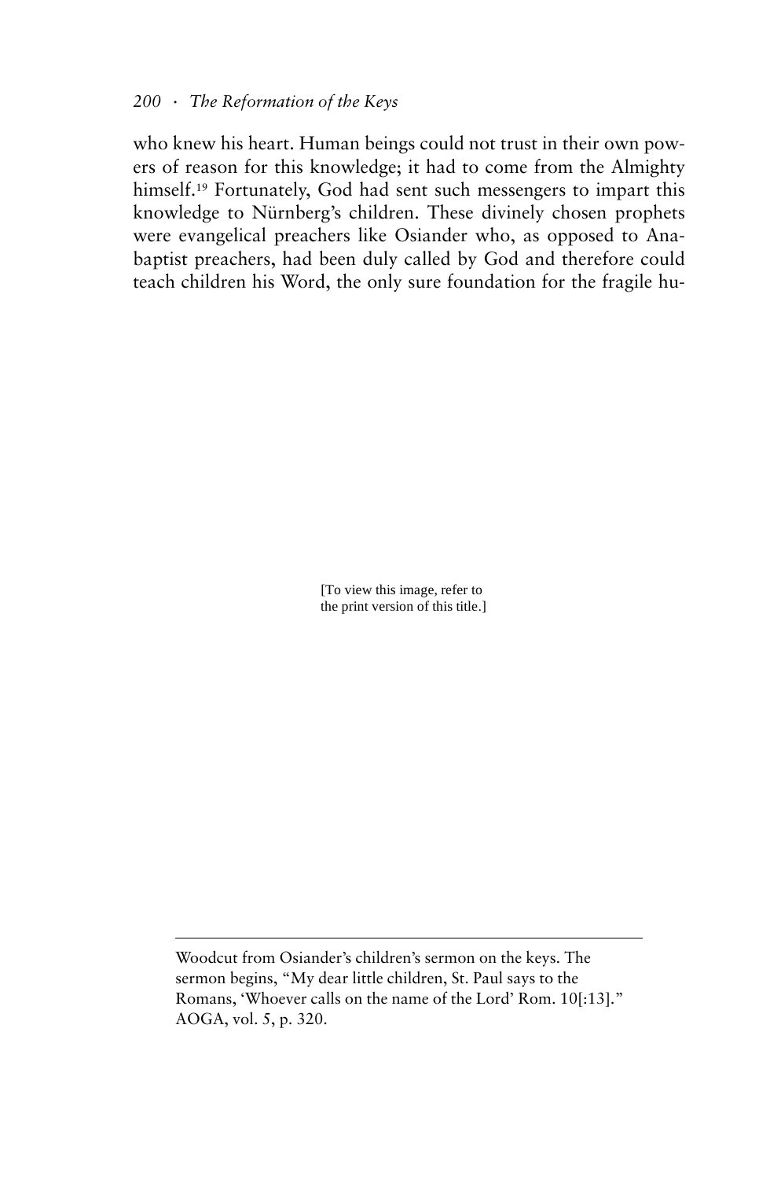who knew his heart. Human beings could not trust in their own powers of reason for this knowledge; it had to come from the Almighty himself.[19] Fortunately, God had sent such messengers to impart this knowledge to Nürnberg's children. These divinely chosen prophets were evangelical preachers like Osiander who, as opposed to Anabaptist preachers, had been duly called by God and therefore could teach children his Word, the only sure foundation for the fragile hu-

[To view this image, refer to the print version of this title.]

Woodcut from Osiander's children's sermon on the keys. The sermon begins, "My dear little children, St. Paul says to the Romans, 'Whoever calls on the name of the Lord' Rom. 10[:13]." AOGA, vol. 5, p. 320.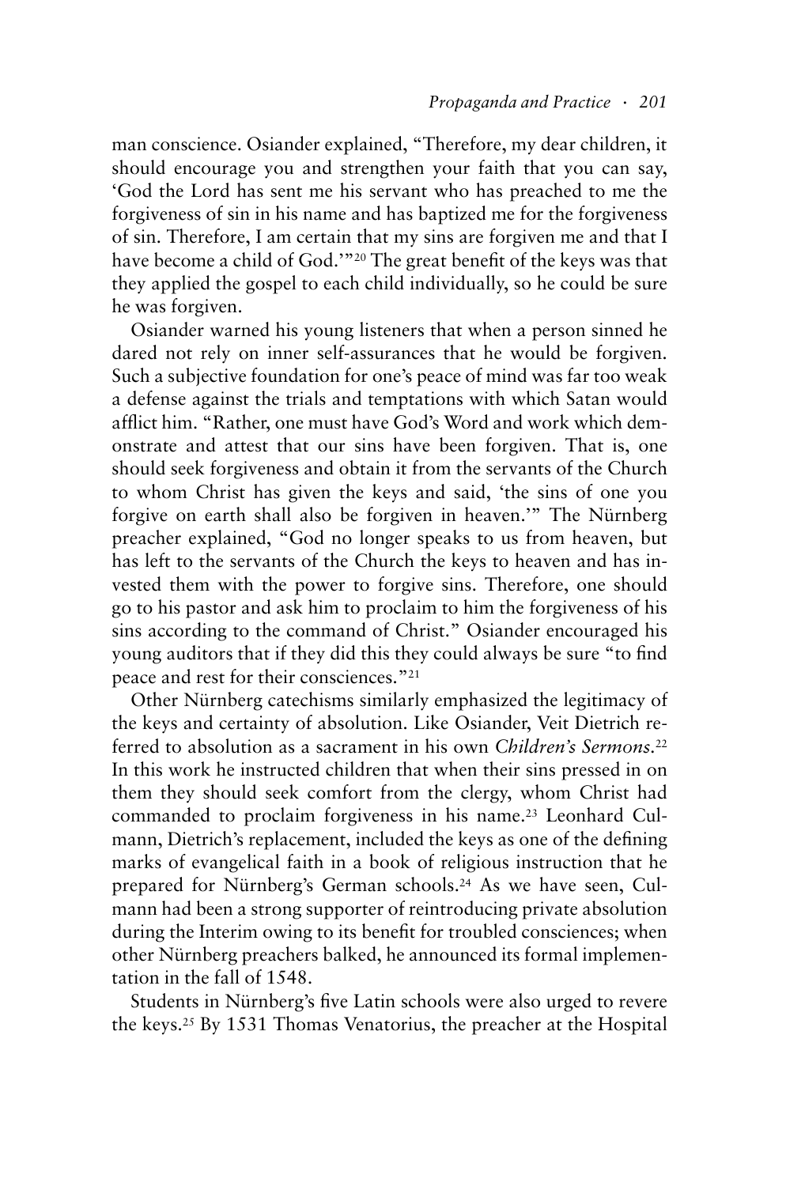man conscience. Osiander explained, "Therefore, my dear children, it should encourage you and strengthen your faith that you can say, 'God the Lord has sent me his servant who has preached to me the forgiveness of sin in his name and has baptized me for the forgiveness of sin. Therefore, I am certain that my sins are forgiven me and that I have become a child of God.'"[20] The great benefit of the keys was that they applied the gospel to each child individually, so he could be sure he was forgiven.

Osiander warned his young listeners that when a person sinned he dared not rely on inner self-assurances that he would be forgiven. Such a subjective foundation for one's peace of mind was far too weak a defense against the trials and temptations with which Satan would afflict him. "Rather, one must have God's Word and work which demonstrate and attest that our sins have been forgiven. That is, one should seek forgiveness and obtain it from the servants of the Church to whom Christ has given the keys and said, 'the sins of one you forgive on earth shall also be forgiven in heaven.'" The Nürnberg preacher explained, "God no longer speaks to us from heaven, but has left to the servants of the Church the keys to heaven and has invested them with the power to forgive sins. Therefore, one should go to his pastor and ask him to proclaim to him the forgiveness of his sins according to the command of Christ." Osiander encouraged his young auditors that if they did this they could always be sure "to find peace and rest for their consciences."[21]

Other Nürnberg catechisms similarly emphasized the legitimacy of the keys and certainty of absolution. Like Osiander, Veit Dietrich referred to absolution as a sacrament in his own *Children's Sermons*.[22] In this work he instructed children that when their sins pressed in on them they should seek comfort from the clergy, whom Christ had commanded to proclaim forgiveness in his name.[23] Leonhard Culmann, Dietrich's replacement, included the keys as one of the defining marks of evangelical faith in a book of religious instruction that he prepared for Nürnberg's German schools.[24] As we have seen, Culmann had been a strong supporter of reintroducing private absolution during the Interim owing to its benefit for troubled consciences; when other Nürnberg preachers balked, he announced its formal implementation in the fall of 1548.

Students in Nürnberg's five Latin schools were also urged to revere the keys.[25] By 1531 Thomas Venatorius, the preacher at the Hospital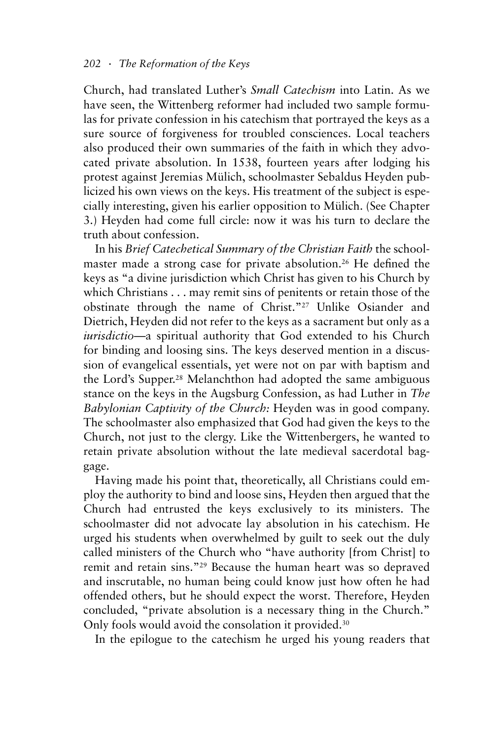Church, had translated Luther's *Small Catechism* into Latin. As we have seen, the Wittenberg reformer had included two sample formulas for private confession in his catechism that portrayed the keys as a sure source of forgiveness for troubled consciences. Local teachers also produced their own summaries of the faith in which they advocated private absolution. In 1538, fourteen years after lodging his protest against Jeremias Mülich, schoolmaster Sebaldus Heyden publicized his own views on the keys. His treatment of the subject is especially interesting, given his earlier opposition to Mülich. (See Chapter 3.) Heyden had come full circle: now it was his turn to declare the truth about confession.

In his *Brief Catechetical Summary of the Christian Faith* the schoolmaster made a strong case for private absolution.[26] He defined the keys as "a divine jurisdiction which Christ has given to his Church by which Christians . . . may remit sins of penitents or retain those of the obstinate through the name of Christ."[27] Unlike Osiander and Dietrich, Heyden did not refer to the keys as a sacrament but only as a *iurisdictio*—a spiritual authority that God extended to his Church for binding and loosing sins. The keys deserved mention in a discussion of evangelical essentials, yet were not on par with baptism and the Lord's Supper.[28] Melanchthon had adopted the same ambiguous stance on the keys in the Augsburg Confession, as had Luther in *The Babylonian Captivity of the Church:* Heyden was in good company. The schoolmaster also emphasized that God had given the keys to the Church, not just to the clergy. Like the Wittenbergers, he wanted to retain private absolution without the late medieval sacerdotal baggage.

Having made his point that, theoretically, all Christians could employ the authority to bind and loose sins, Heyden then argued that the Church had entrusted the keys exclusively to its ministers. The schoolmaster did not advocate lay absolution in his catechism. He urged his students when overwhelmed by guilt to seek out the duly called ministers of the Church who "have authority [from Christ] to remit and retain sins."[29] Because the human heart was so depraved and inscrutable, no human being could know just how often he had offended others, but he should expect the worst. Therefore, Heyden concluded, "private absolution is a necessary thing in the Church." Only fools would avoid the consolation it provided.[30]

In the epilogue to the catechism he urged his young readers that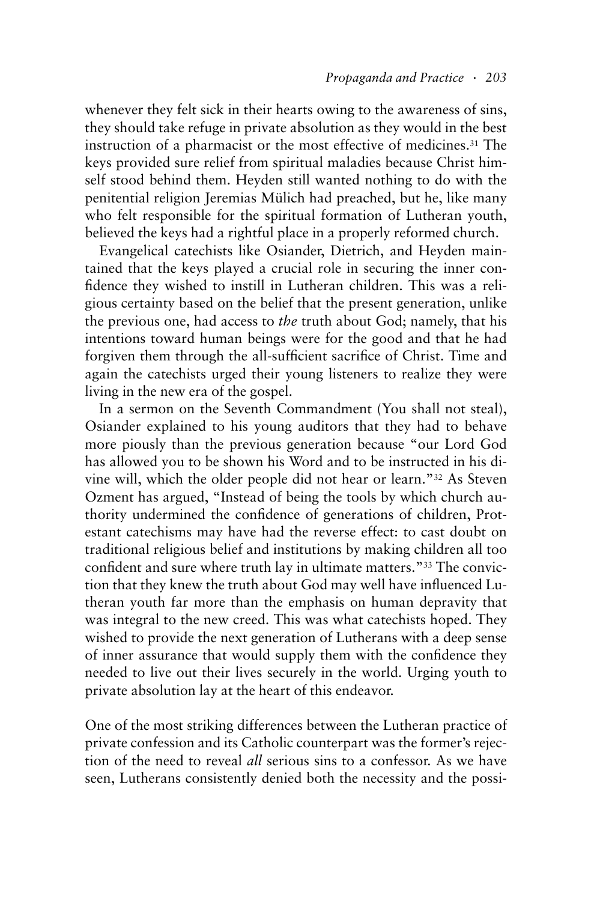whenever they felt sick in their hearts owing to the awareness of sins, they should take refuge in private absolution as they would in the best instruction of a pharmacist or the most effective of medicines.[31] The keys provided sure relief from spiritual maladies because Christ himself stood behind them. Heyden still wanted nothing to do with the penitential religion Jeremias Mülich had preached, but he, like many who felt responsible for the spiritual formation of Lutheran youth, believed the keys had a rightful place in a properly reformed church.

Evangelical catechists like Osiander, Dietrich, and Heyden maintained that the keys played a crucial role in securing the inner confidence they wished to instill in Lutheran children. This was a religious certainty based on the belief that the present generation, unlike the previous one, had access to *the* truth about God; namely, that his intentions toward human beings were for the good and that he had forgiven them through the all-sufficient sacrifice of Christ. Time and again the catechists urged their young listeners to realize they were living in the new era of the gospel.

In a sermon on the Seventh Commandment (You shall not steal), Osiander explained to his young auditors that they had to behave more piously than the previous generation because "our Lord God has allowed you to be shown his Word and to be instructed in his divine will, which the older people did not hear or learn."[32] As Steven Ozment has argued, "Instead of being the tools by which church authority undermined the confidence of generations of children, Protestant catechisms may have had the reverse effect: to cast doubt on traditional religious belief and institutions by making children all too confident and sure where truth lay in ultimate matters."[33] The conviction that they knew the truth about God may well have influenced Lutheran youth far more than the emphasis on human depravity that was integral to the new creed. This was what catechists hoped. They wished to provide the next generation of Lutherans with a deep sense of inner assurance that would supply them with the confidence they needed to live out their lives securely in the world. Urging youth to private absolution lay at the heart of this endeavor.

One of the most striking differences between the Lutheran practice of private confession and its Catholic counterpart was the former's rejection of the need to reveal *all* serious sins to a confessor. As we have seen, Lutherans consistently denied both the necessity and the possi-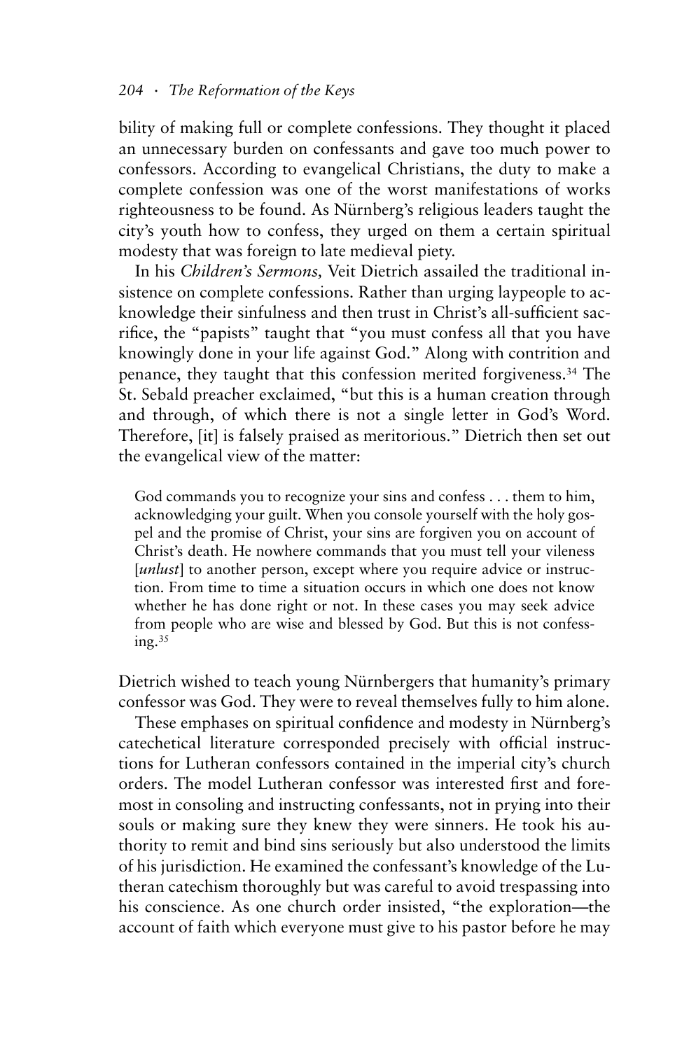bility of making full or complete confessions. They thought it placed an unnecessary burden on confessants and gave too much power to confessors. According to evangelical Christians, the duty to make a complete confession was one of the worst manifestations of works righteousness to be found. As Nürnberg's religious leaders taught the city's youth how to confess, they urged on them a certain spiritual modesty that was foreign to late medieval piety.

In his *Children's Sermons,* Veit Dietrich assailed the traditional insistence on complete confessions. Rather than urging laypeople to acknowledge their sinfulness and then trust in Christ's all-sufficient sacrifice, the "papists" taught that "you must confess all that you have knowingly done in your life against God." Along with contrition and penance, they taught that this confession merited forgiveness.[34] The St. Sebald preacher exclaimed, "but this is a human creation through and through, of which there is not a single letter in God's Word. Therefore, [it] is falsely praised as meritorious." Dietrich then set out the evangelical view of the matter:

> God commands you to recognize your sins and confess . . . them to him, acknowledging your guilt. When you console yourself with the holy gospel and the promise of Christ, your sins are forgiven you on account of Christ's death. He nowhere commands that you must tell your vileness [*unlust*] to another person, except where you require advice or instruction. From time to time a situation occurs in which one does not know whether he has done right or not. In these cases you may seek advice from people who are wise and blessed by God. But this is not confessing.[35]

Dietrich wished to teach young Nürnbergers that humanity's primary confessor was God. They were to reveal themselves fully to him alone.

These emphases on spiritual confidence and modesty in Nürnberg's catechetical literature corresponded precisely with official instructions for Lutheran confessors contained in the imperial city's church orders. The model Lutheran confessor was interested first and foremost in consoling and instructing confessants, not in prying into their souls or making sure they knew they were sinners. He took his authority to remit and bind sins seriously but also understood the limits of his jurisdiction. He examined the confessant's knowledge of the Lutheran catechism thoroughly but was careful to avoid trespassing into his conscience. As one church order insisted, "the exploration—the account of faith which everyone must give to his pastor before he may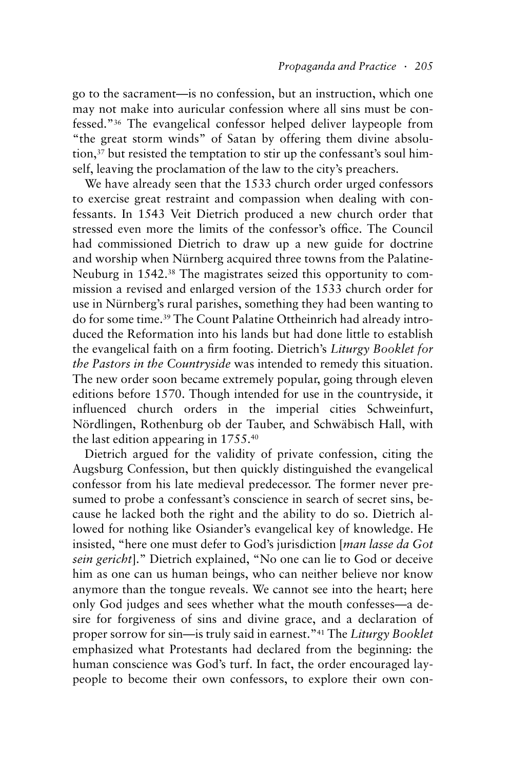go to the sacrament—is no confession, but an instruction, which one may not make into auricular confession where all sins must be confessed."[36] The evangelical confessor helped deliver laypeople from "the great storm winds" of Satan by offering them divine absolution,[37] but resisted the temptation to stir up the confessant's soul himself, leaving the proclamation of the law to the city's preachers.

We have already seen that the 1533 church order urged confessors to exercise great restraint and compassion when dealing with confessants. In 1543 Veit Dietrich produced a new church order that stressed even more the limits of the confessor's office. The Council had commissioned Dietrich to draw up a new guide for doctrine and worship when Nürnberg acquired three towns from the Palatine-Neuburg in 1542.[38] The magistrates seized this opportunity to commission a revised and enlarged version of the 1533 church order for use in Nürnberg's rural parishes, something they had been wanting to do for some time.[39] The Count Palatine Ottheinrich had already introduced the Reformation into his lands but had done little to establish the evangelical faith on a firm footing. Dietrich's *Liturgy Booklet for the Pastors in the Countryside* was intended to remedy this situation. The new order soon became extremely popular, going through eleven editions before 1570. Though intended for use in the countryside, it influenced church orders in the imperial cities Schweinfurt, Nördlingen, Rothenburg ob der Tauber, and Schwäbisch Hall, with the last edition appearing in 1755.[40]

Dietrich argued for the validity of private confession, citing the Augsburg Confession, but then quickly distinguished the evangelical confessor from his late medieval predecessor. The former never presumed to probe a confessant's conscience in search of secret sins, because he lacked both the right and the ability to do so. Dietrich allowed for nothing like Osiander's evangelical key of knowledge. He insisted, "here one must defer to God's jurisdiction [*man lasse da Got sein gericht*]." Dietrich explained, "No one can lie to God or deceive him as one can us human beings, who can neither believe nor know anymore than the tongue reveals. We cannot see into the heart; here only God judges and sees whether what the mouth confesses—a desire for forgiveness of sins and divine grace, and a declaration of proper sorrow for sin—is truly said in earnest."[41] The *Liturgy Booklet* emphasized what Protestants had declared from the beginning: the human conscience was God's turf. In fact, the order encouraged laypeople to become their own confessors, to explore their own con-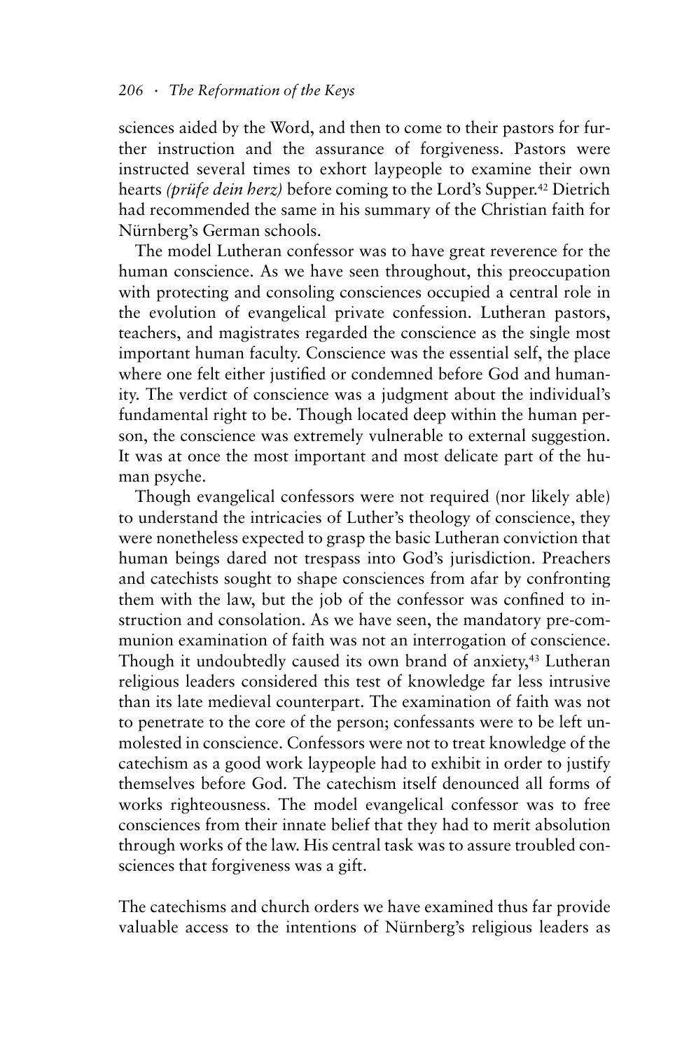sciences aided by the Word, and then to come to their pastors for further instruction and the assurance of forgiveness. Pastors were instructed several times to exhort laypeople to examine their own hearts *(prüfe dein herz)* before coming to the Lord's Supper.[42] Dietrich had recommended the same in his summary of the Christian faith for Nürnberg's German schools.

The model Lutheran confessor was to have great reverence for the human conscience. As we have seen throughout, this preoccupation with protecting and consoling consciences occupied a central role in the evolution of evangelical private confession. Lutheran pastors, teachers, and magistrates regarded the conscience as the single most important human faculty. Conscience was the essential self, the place where one felt either justified or condemned before God and humanity. The verdict of conscience was a judgment about the individual's fundamental right to be. Though located deep within the human person, the conscience was extremely vulnerable to external suggestion. It was at once the most important and most delicate part of the human psyche.

Though evangelical confessors were not required (nor likely able) to understand the intricacies of Luther's theology of conscience, they were nonetheless expected to grasp the basic Lutheran conviction that human beings dared not trespass into God's jurisdiction. Preachers and catechists sought to shape consciences from afar by confronting them with the law, but the job of the confessor was confined to instruction and consolation. As we have seen, the mandatory pre-communion examination of faith was not an interrogation of conscience. Though it undoubtedly caused its own brand of anxiety,[43] Lutheran religious leaders considered this test of knowledge far less intrusive than its late medieval counterpart. The examination of faith was not to penetrate to the core of the person; confessants were to be left unmolested in conscience. Confessors were not to treat knowledge of the catechism as a good work laypeople had to exhibit in order to justify themselves before God. The catechism itself denounced all forms of works righteousness. The model evangelical confessor was to free consciences from their innate belief that they had to merit absolution through works of the law. His central task was to assure troubled consciences that forgiveness was a gift.

The catechisms and church orders we have examined thus far provide valuable access to the intentions of Nürnberg's religious leaders as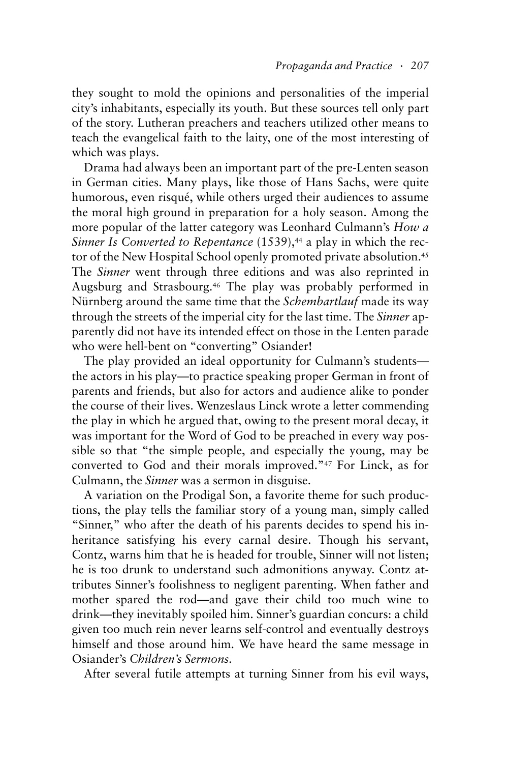they sought to mold the opinions and personalities of the imperial city's inhabitants, especially its youth. But these sources tell only part of the story. Lutheran preachers and teachers utilized other means to teach the evangelical faith to the laity, one of the most interesting of which was plays.

Drama had always been an important part of the pre-Lenten season in German cities. Many plays, like those of Hans Sachs, were quite humorous, even risqué, while others urged their audiences to assume the moral high ground in preparation for a holy season. Among the more popular of the latter category was Leonhard Culmann's *How a Sinner Is Converted to Repentance* (1539),[44] a play in which the rector of the New Hospital School openly promoted private absolution.[45] The *Sinner* went through three editions and was also reprinted in Augsburg and Strasbourg.[46] The play was probably performed in Nürnberg around the same time that the *Schembartlauf* made its way through the streets of the imperial city for the last time. The *Sinner* apparently did not have its intended effect on those in the Lenten parade who were hell-bent on "converting" Osiander!

The play provided an ideal opportunity for Culmann's students—the actors in his play—to practice speaking proper German in front of parents and friends, but also for actors and audience alike to ponder the course of their lives. Wenzeslaus Linck wrote a letter commending the play in which he argued that, owing to the present moral decay, it was important for the Word of God to be preached in every way possible so that "the simple people, and especially the young, may be converted to God and their morals improved."[47] For Linck, as for Culmann, the *Sinner* was a sermon in disguise.

A variation on the Prodigal Son, a favorite theme for such productions, the play tells the familiar story of a young man, simply called "Sinner," who after the death of his parents decides to spend his inheritance satisfying his every carnal desire. Though his servant, Contz, warns him that he is headed for trouble, Sinner will not listen; he is too drunk to understand such admonitions anyway. Contz attributes Sinner's foolishness to negligent parenting. When father and mother spared the rod—and gave their child too much wine to drink—they inevitably spoiled him. Sinner's guardian concurs: a child given too much rein never learns self-control and eventually destroys himself and those around him. We have heard the same message in Osiander's *Children's Sermons*.

After several futile attempts at turning Sinner from his evil ways,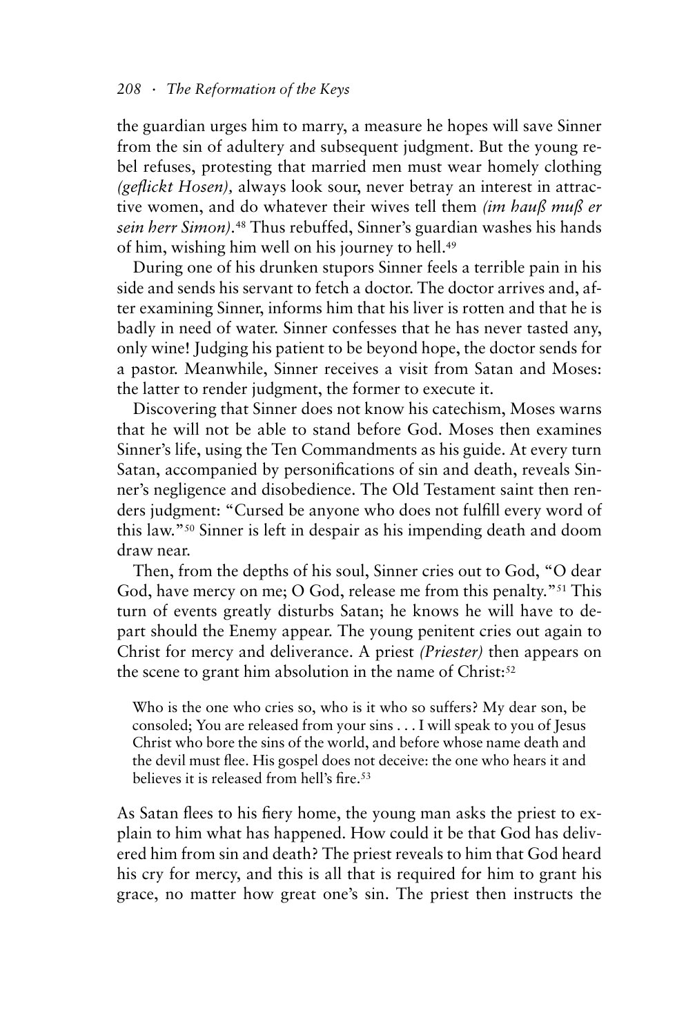the guardian urges him to marry, a measure he hopes will save Sinner from the sin of adultery and subsequent judgment. But the young rebel refuses, protesting that married men must wear homely clothing *(geflickt Hosen),* always look sour, never betray an interest in attractive women, and do whatever their wives tell them *(im hauß muß er sein herr Simon).*[48] Thus rebuffed, Sinner's guardian washes his hands of him, wishing him well on his journey to hell.[49]

During one of his drunken stupors Sinner feels a terrible pain in his side and sends his servant to fetch a doctor. The doctor arrives and, after examining Sinner, informs him that his liver is rotten and that he is badly in need of water. Sinner confesses that he has never tasted any, only wine! Judging his patient to be beyond hope, the doctor sends for a pastor. Meanwhile, Sinner receives a visit from Satan and Moses: the latter to render judgment, the former to execute it.

Discovering that Sinner does not know his catechism, Moses warns that he will not be able to stand before God. Moses then examines Sinner's life, using the Ten Commandments as his guide. At every turn Satan, accompanied by personifications of sin and death, reveals Sinner's negligence and disobedience. The Old Testament saint then renders judgment: "Cursed be anyone who does not fulfill every word of this law."[50] Sinner is left in despair as his impending death and doom draw near.

Then, from the depths of his soul, Sinner cries out to God, "O dear God, have mercy on me; O God, release me from this penalty."[51] This turn of events greatly disturbs Satan; he knows he will have to depart should the Enemy appear. The young penitent cries out again to Christ for mercy and deliverance. A priest *(Priester)* then appears on the scene to grant him absolution in the name of Christ:[52]

> Who is the one who cries so, who is it who so suffers? My dear son, be consoled; You are released from your sins . . . I will speak to you of Jesus Christ who bore the sins of the world, and before whose name death and the devil must flee. His gospel does not deceive: the one who hears it and believes it is released from hell's fire.[53]

As Satan flees to his fiery home, the young man asks the priest to explain to him what has happened. How could it be that God has delivered him from sin and death? The priest reveals to him that God heard his cry for mercy, and this is all that is required for him to grant his grace, no matter how great one's sin. The priest then instructs the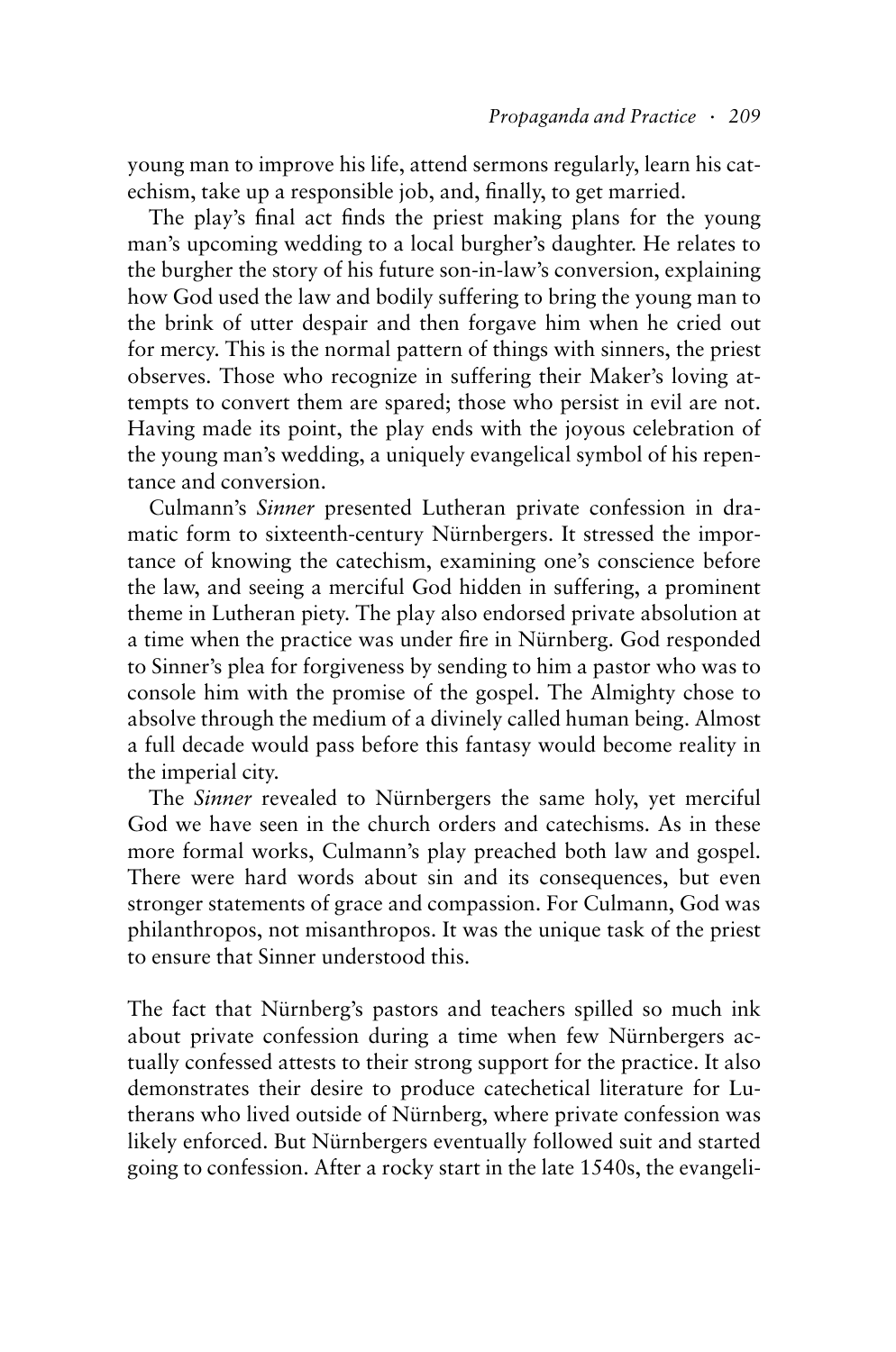young man to improve his life, attend sermons regularly, learn his catechism, take up a responsible job, and, finally, to get married.

The play's final act finds the priest making plans for the young man's upcoming wedding to a local burgher's daughter. He relates to the burgher the story of his future son-in-law's conversion, explaining how God used the law and bodily suffering to bring the young man to the brink of utter despair and then forgave him when he cried out for mercy. This is the normal pattern of things with sinners, the priest observes. Those who recognize in suffering their Maker's loving attempts to convert them are spared; those who persist in evil are not. Having made its point, the play ends with the joyous celebration of the young man's wedding, a uniquely evangelical symbol of his repentance and conversion.

Culmann's *Sinner* presented Lutheran private confession in dramatic form to sixteenth-century Nürnbergers. It stressed the importance of knowing the catechism, examining one's conscience before the law, and seeing a merciful God hidden in suffering, a prominent theme in Lutheran piety. The play also endorsed private absolution at a time when the practice was under fire in Nürnberg. God responded to Sinner's plea for forgiveness by sending to him a pastor who was to console him with the promise of the gospel. The Almighty chose to absolve through the medium of a divinely called human being. Almost a full decade would pass before this fantasy would become reality in the imperial city.

The *Sinner* revealed to Nürnbergers the same holy, yet merciful God we have seen in the church orders and catechisms. As in these more formal works, Culmann's play preached both law and gospel. There were hard words about sin and its consequences, but even stronger statements of grace and compassion. For Culmann, God was philanthropos, not misanthropos. It was the unique task of the priest to ensure that Sinner understood this.

The fact that Nürnberg's pastors and teachers spilled so much ink about private confession during a time when few Nürnbergers actually confessed attests to their strong support for the practice. It also demonstrates their desire to produce catechetical literature for Lutherans who lived outside of Nürnberg, where private confession was likely enforced. But Nürnbergers eventually followed suit and started going to confession. After a rocky start in the late 1540s, the evangeli-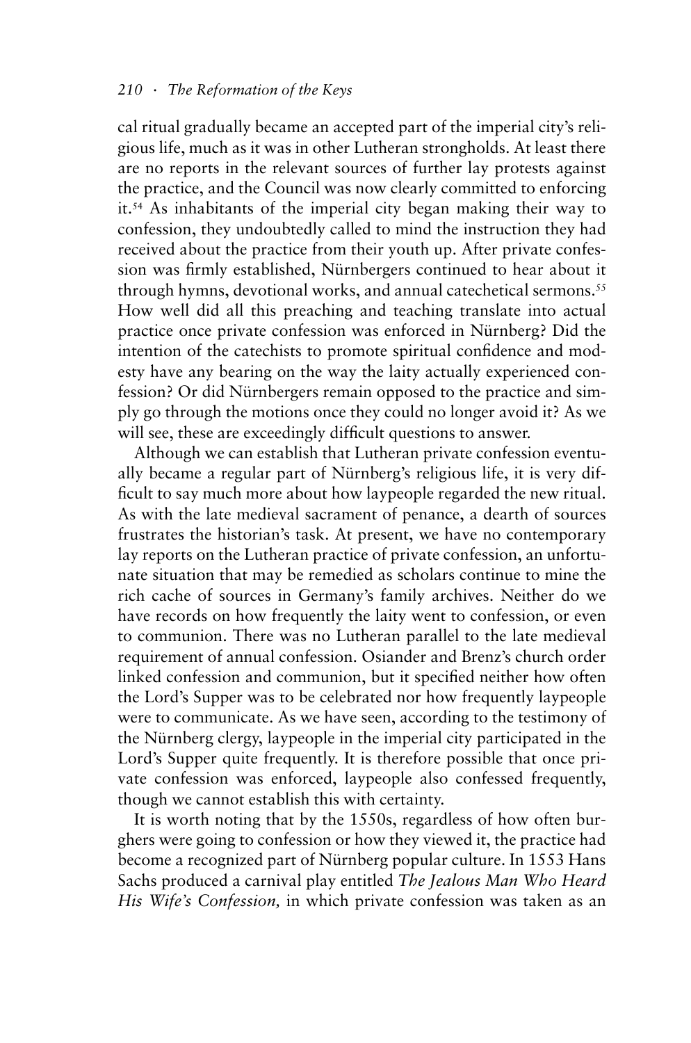cal ritual gradually became an accepted part of the imperial city's religious life, much as it was in other Lutheran strongholds. At least there are no reports in the relevant sources of further lay protests against the practice, and the Council was now clearly committed to enforcing it.[54] As inhabitants of the imperial city began making their way to confession, they undoubtedly called to mind the instruction they had received about the practice from their youth up. After private confession was firmly established, Nürnbergers continued to hear about it through hymns, devotional works, and annual catechetical sermons.[55] How well did all this preaching and teaching translate into actual practice once private confession was enforced in Nürnberg? Did the intention of the catechists to promote spiritual confidence and modesty have any bearing on the way the laity actually experienced confession? Or did Nürnbergers remain opposed to the practice and simply go through the motions once they could no longer avoid it? As we will see, these are exceedingly difficult questions to answer.

Although we can establish that Lutheran private confession eventually became a regular part of Nürnberg's religious life, it is very difficult to say much more about how laypeople regarded the new ritual. As with the late medieval sacrament of penance, a dearth of sources frustrates the historian's task. At present, we have no contemporary lay reports on the Lutheran practice of private confession, an unfortunate situation that may be remedied as scholars continue to mine the rich cache of sources in Germany's family archives. Neither do we have records on how frequently the laity went to confession, or even to communion. There was no Lutheran parallel to the late medieval requirement of annual confession. Osiander and Brenz's church order linked confession and communion, but it specified neither how often the Lord's Supper was to be celebrated nor how frequently laypeople were to communicate. As we have seen, according to the testimony of the Nürnberg clergy, laypeople in the imperial city participated in the Lord's Supper quite frequently. It is therefore possible that once private confession was enforced, laypeople also confessed frequently, though we cannot establish this with certainty.

It is worth noting that by the 1550s, regardless of how often burghers were going to confession or how they viewed it, the practice had become a recognized part of Nürnberg popular culture. In 1553 Hans Sachs produced a carnival play entitled *The Jealous Man Who Heard His Wife's Confession,* in which private confession was taken as an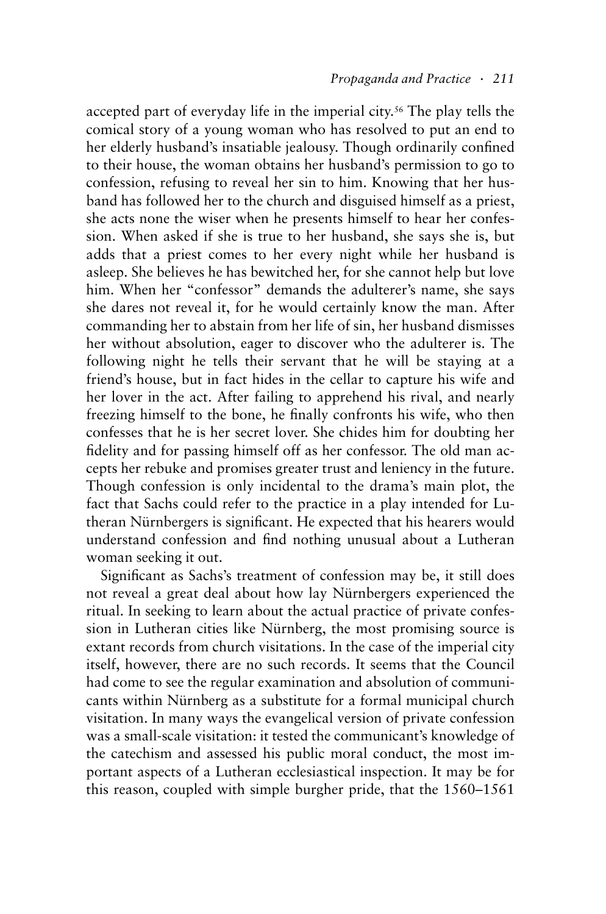accepted part of everyday life in the imperial city.[56] The play tells the comical story of a young woman who has resolved to put an end to her elderly husband's insatiable jealousy. Though ordinarily confined to their house, the woman obtains her husband's permission to go to confession, refusing to reveal her sin to him. Knowing that her husband has followed her to the church and disguised himself as a priest, she acts none the wiser when he presents himself to hear her confession. When asked if she is true to her husband, she says she is, but adds that a priest comes to her every night while her husband is asleep. She believes he has bewitched her, for she cannot help but love him. When her "confessor" demands the adulterer's name, she says she dares not reveal it, for he would certainly know the man. After commanding her to abstain from her life of sin, her husband dismisses her without absolution, eager to discover who the adulterer is. The following night he tells their servant that he will be staying at a friend's house, but in fact hides in the cellar to capture his wife and her lover in the act. After failing to apprehend his rival, and nearly freezing himself to the bone, he finally confronts his wife, who then confesses that he is her secret lover. She chides him for doubting her fidelity and for passing himself off as her confessor. The old man accepts her rebuke and promises greater trust and leniency in the future. Though confession is only incidental to the drama's main plot, the fact that Sachs could refer to the practice in a play intended for Lutheran Nürnbergers is significant. He expected that his hearers would understand confession and find nothing unusual about a Lutheran woman seeking it out.

Significant as Sachs's treatment of confession may be, it still does not reveal a great deal about how lay Nürnbergers experienced the ritual. In seeking to learn about the actual practice of private confession in Lutheran cities like Nürnberg, the most promising source is extant records from church visitations. In the case of the imperial city itself, however, there are no such records. It seems that the Council had come to see the regular examination and absolution of communicants within Nürnberg as a substitute for a formal municipal church visitation. In many ways the evangelical version of private confession was a small-scale visitation: it tested the communicant's knowledge of the catechism and assessed his public moral conduct, the most important aspects of a Lutheran ecclesiastical inspection. It may be for this reason, coupled with simple burgher pride, that the 1560–1561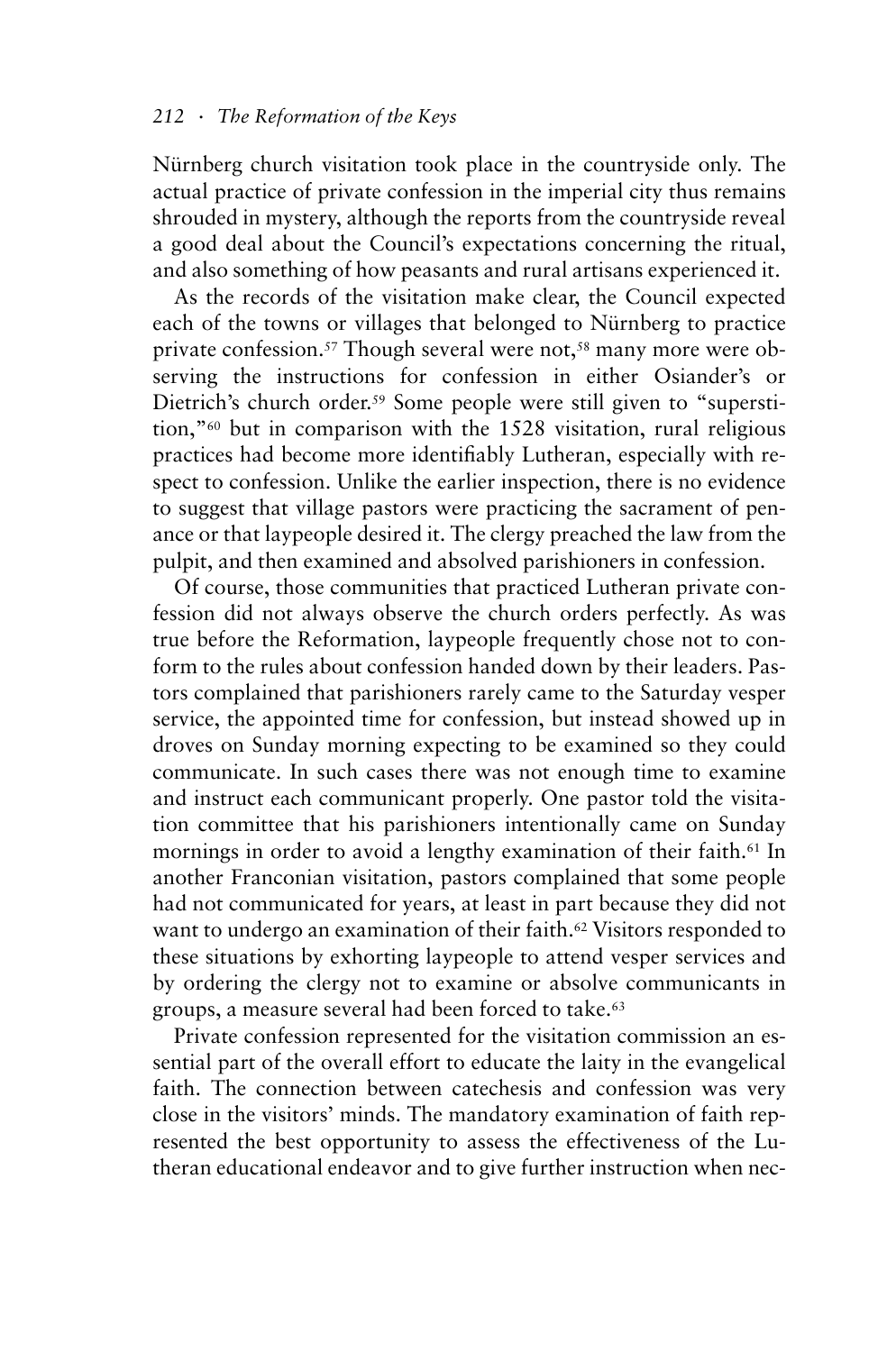Nürnberg church visitation took place in the countryside only. The actual practice of private confession in the imperial city thus remains shrouded in mystery, although the reports from the countryside reveal a good deal about the Council's expectations concerning the ritual, and also something of how peasants and rural artisans experienced it.

As the records of the visitation make clear, the Council expected each of the towns or villages that belonged to Nürnberg to practice private confession.[57] Though several were not,[58] many more were observing the instructions for confession in either Osiander's or Dietrich's church order.[59] Some people were still given to "superstition,"[60] but in comparison with the 1528 visitation, rural religious practices had become more identifiably Lutheran, especially with respect to confession. Unlike the earlier inspection, there is no evidence to suggest that village pastors were practicing the sacrament of penance or that laypeople desired it. The clergy preached the law from the pulpit, and then examined and absolved parishioners in confession.

Of course, those communities that practiced Lutheran private confession did not always observe the church orders perfectly. As was true before the Reformation, laypeople frequently chose not to conform to the rules about confession handed down by their leaders. Pastors complained that parishioners rarely came to the Saturday vesper service, the appointed time for confession, but instead showed up in droves on Sunday morning expecting to be examined so they could communicate. In such cases there was not enough time to examine and instruct each communicant properly. One pastor told the visitation committee that his parishioners intentionally came on Sunday mornings in order to avoid a lengthy examination of their faith.[61] In another Franconian visitation, pastors complained that some people had not communicated for years, at least in part because they did not want to undergo an examination of their faith.[62] Visitors responded to these situations by exhorting laypeople to attend vesper services and by ordering the clergy not to examine or absolve communicants in groups, a measure several had been forced to take.[63]

Private confession represented for the visitation commission an essential part of the overall effort to educate the laity in the evangelical faith. The connection between catechesis and confession was very close in the visitors' minds. The mandatory examination of faith represented the best opportunity to assess the effectiveness of the Lutheran educational endeavor and to give further instruction when nec-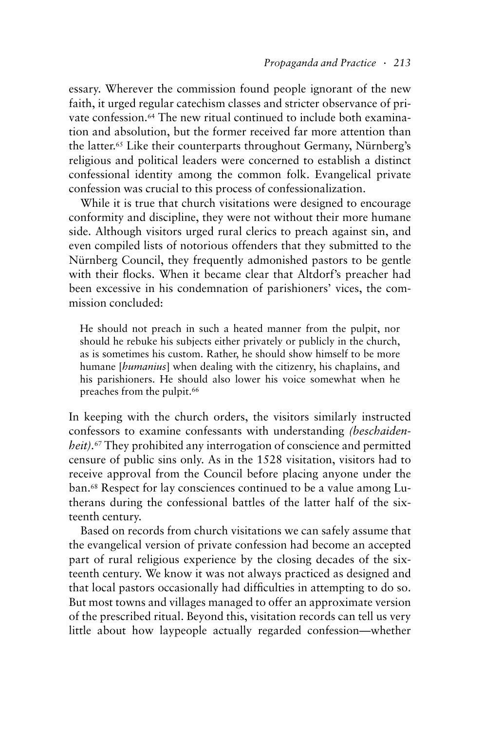essary. Wherever the commission found people ignorant of the new faith, it urged regular catechism classes and stricter observance of private confession.[64] The new ritual continued to include both examination and absolution, but the former received far more attention than the latter.[65] Like their counterparts throughout Germany, Nürnberg's religious and political leaders were concerned to establish a distinct confessional identity among the common folk. Evangelical private confession was crucial to this process of confessionalization.

While it is true that church visitations were designed to encourage conformity and discipline, they were not without their more humane side. Although visitors urged rural clerics to preach against sin, and even compiled lists of notorious offenders that they submitted to the Nürnberg Council, they frequently admonished pastors to be gentle with their flocks. When it became clear that Altdorf's preacher had been excessive in his condemnation of parishioners' vices, the commission concluded:

> He should not preach in such a heated manner from the pulpit, nor should he rebuke his subjects either privately or publicly in the church, as is sometimes his custom. Rather, he should show himself to be more humane [*humanius*] when dealing with the citizenry, his chaplains, and his parishioners. He should also lower his voice somewhat when he preaches from the pulpit.[66]

In keeping with the church orders, the visitors similarly instructed confessors to examine confessants with understanding *(beschaidenheit)*.[67] They prohibited any interrogation of conscience and permitted censure of public sins only. As in the 1528 visitation, visitors had to receive approval from the Council before placing anyone under the ban.[68] Respect for lay consciences continued to be a value among Lutherans during the confessional battles of the latter half of the sixteenth century.

Based on records from church visitations we can safely assume that the evangelical version of private confession had become an accepted part of rural religious experience by the closing decades of the sixteenth century. We know it was not always practiced as designed and that local pastors occasionally had difficulties in attempting to do so. But most towns and villages managed to offer an approximate version of the prescribed ritual. Beyond this, visitation records can tell us very little about how laypeople actually regarded confession—whether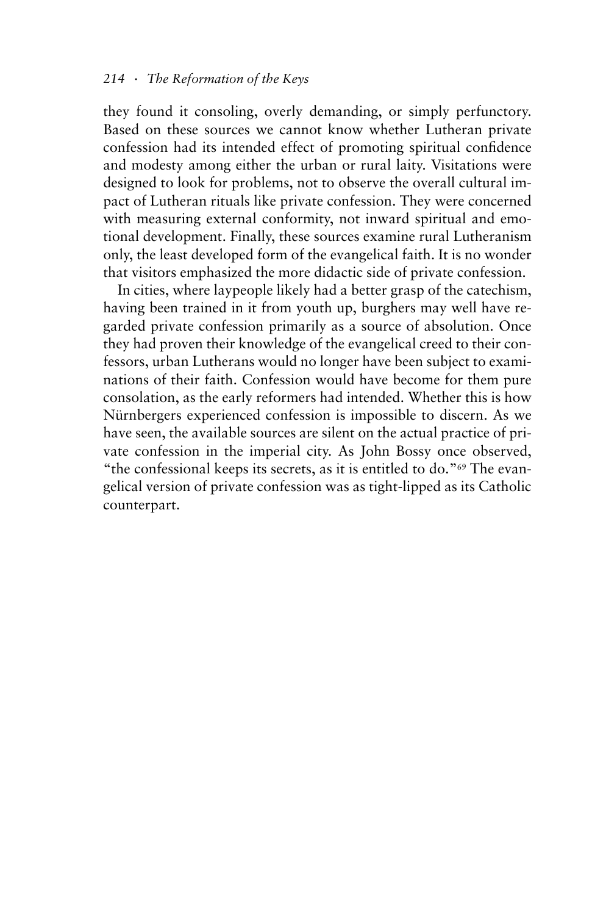they found it consoling, overly demanding, or simply perfunctory. Based on these sources we cannot know whether Lutheran private confession had its intended effect of promoting spiritual confidence and modesty among either the urban or rural laity. Visitations were designed to look for problems, not to observe the overall cultural impact of Lutheran rituals like private confession. They were concerned with measuring external conformity, not inward spiritual and emotional development. Finally, these sources examine rural Lutheranism only, the least developed form of the evangelical faith. It is no wonder that visitors emphasized the more didactic side of private confession.

In cities, where laypeople likely had a better grasp of the catechism, having been trained in it from youth up, burghers may well have regarded private confession primarily as a source of absolution. Once they had proven their knowledge of the evangelical creed to their confessors, urban Lutherans would no longer have been subject to examinations of their faith. Confession would have become for them pure consolation, as the early reformers had intended. Whether this is how Nürnbergers experienced confession is impossible to discern. As we have seen, the available sources are silent on the actual practice of private confession in the imperial city. As John Bossy once observed, "the confessional keeps its secrets, as it is entitled to do."[69] The evangelical version of private confession was as tight-lipped as its Catholic counterpart.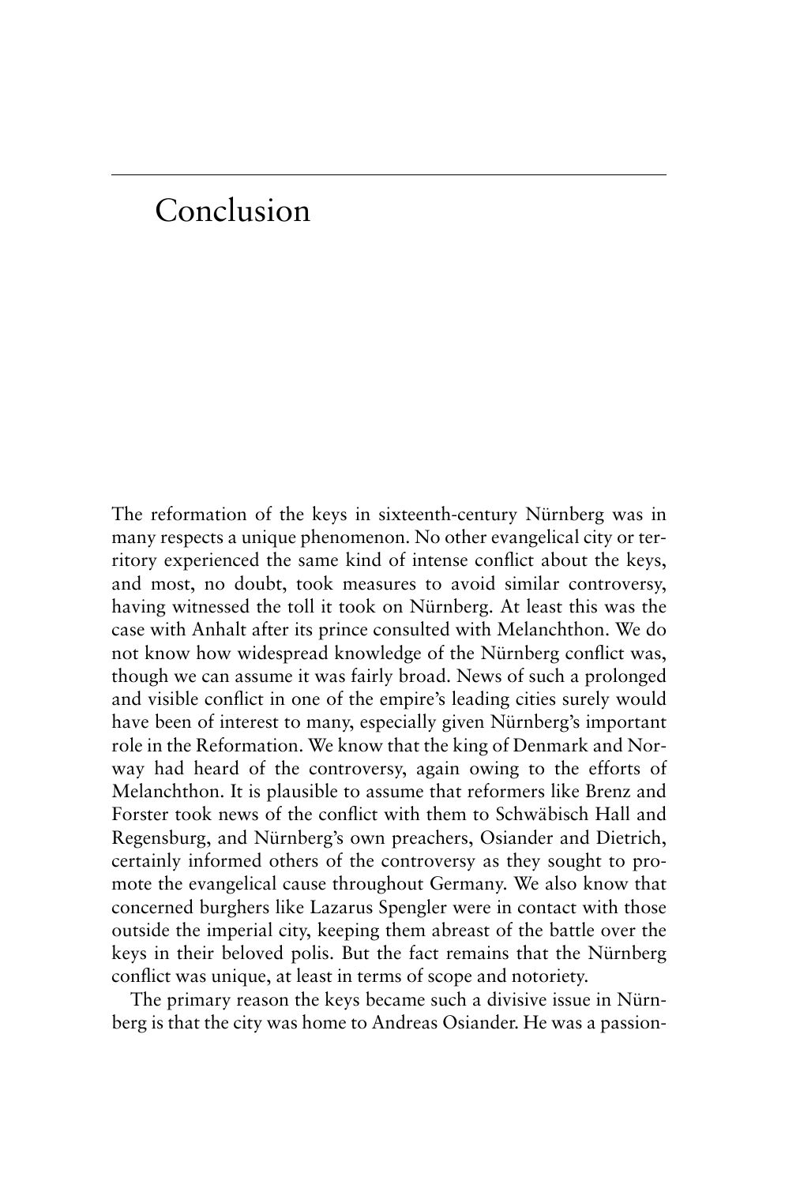# Conclusion

The reformation of the keys in sixteenth-century Nürnberg was in many respects a unique phenomenon. No other evangelical city or territory experienced the same kind of intense conflict about the keys, and most, no doubt, took measures to avoid similar controversy, having witnessed the toll it took on Nürnberg. At least this was the case with Anhalt after its prince consulted with Melanchthon. We do not know how widespread knowledge of the Nürnberg conflict was, though we can assume it was fairly broad. News of such a prolonged and visible conflict in one of the empire's leading cities surely would have been of interest to many, especially given Nürnberg's important role in the Reformation. We know that the king of Denmark and Norway had heard of the controversy, again owing to the efforts of Melanchthon. It is plausible to assume that reformers like Brenz and Forster took news of the conflict with them to Schwäbisch Hall and Regensburg, and Nürnberg's own preachers, Osiander and Dietrich, certainly informed others of the controversy as they sought to promote the evangelical cause throughout Germany. We also know that concerned burghers like Lazarus Spengler were in contact with those outside the imperial city, keeping them abreast of the battle over the keys in their beloved polis. But the fact remains that the Nürnberg conflict was unique, at least in terms of scope and notoriety.

The primary reason the keys became such a divisive issue in Nürnberg is that the city was home to Andreas Osiander. He was a passion-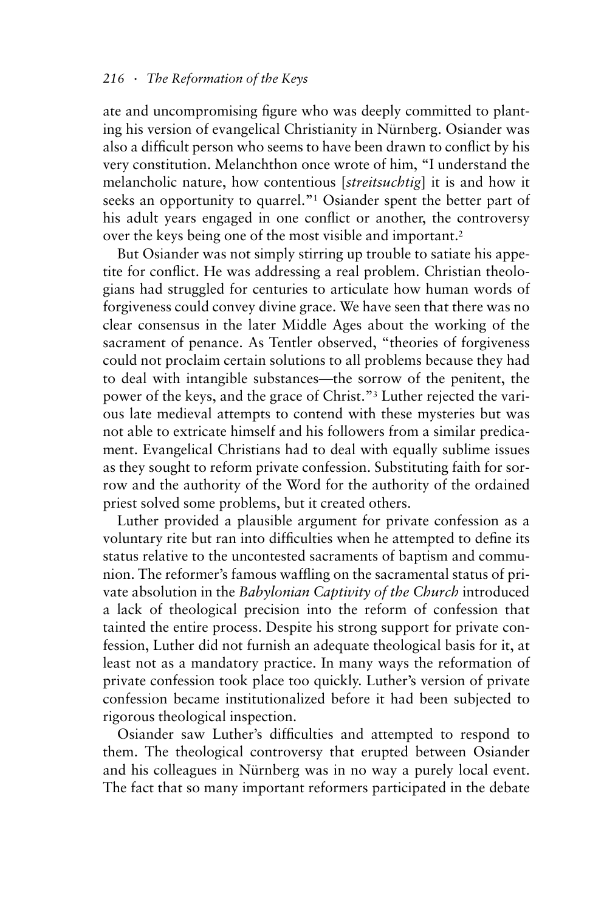ate and uncompromising figure who was deeply committed to planting his version of evangelical Christianity in Nürnberg. Osiander was also a difficult person who seems to have been drawn to conflict by his very constitution. Melanchthon once wrote of him, "I understand the melancholic nature, how contentious [*streitsuchtig*] it is and how it seeks an opportunity to quarrel."[1] Osiander spent the better part of his adult years engaged in one conflict or another, the controversy over the keys being one of the most visible and important.[2]

But Osiander was not simply stirring up trouble to satiate his appetite for conflict. He was addressing a real problem. Christian theologians had struggled for centuries to articulate how human words of forgiveness could convey divine grace. We have seen that there was no clear consensus in the later Middle Ages about the working of the sacrament of penance. As Tentler observed, "theories of forgiveness could not proclaim certain solutions to all problems because they had to deal with intangible substances—the sorrow of the penitent, the power of the keys, and the grace of Christ."[3] Luther rejected the various late medieval attempts to contend with these mysteries but was not able to extricate himself and his followers from a similar predicament. Evangelical Christians had to deal with equally sublime issues as they sought to reform private confession. Substituting faith for sorrow and the authority of the Word for the authority of the ordained priest solved some problems, but it created others.

Luther provided a plausible argument for private confession as a voluntary rite but ran into difficulties when he attempted to define its status relative to the uncontested sacraments of baptism and communion. The reformer's famous waffling on the sacramental status of private absolution in the *Babylonian Captivity of the Church* introduced a lack of theological precision into the reform of confession that tainted the entire process. Despite his strong support for private confession, Luther did not furnish an adequate theological basis for it, at least not as a mandatory practice. In many ways the reformation of private confession took place too quickly. Luther's version of private confession became institutionalized before it had been subjected to rigorous theological inspection.

Osiander saw Luther's difficulties and attempted to respond to them. The theological controversy that erupted between Osiander and his colleagues in Nürnberg was in no way a purely local event. The fact that so many important reformers participated in the debate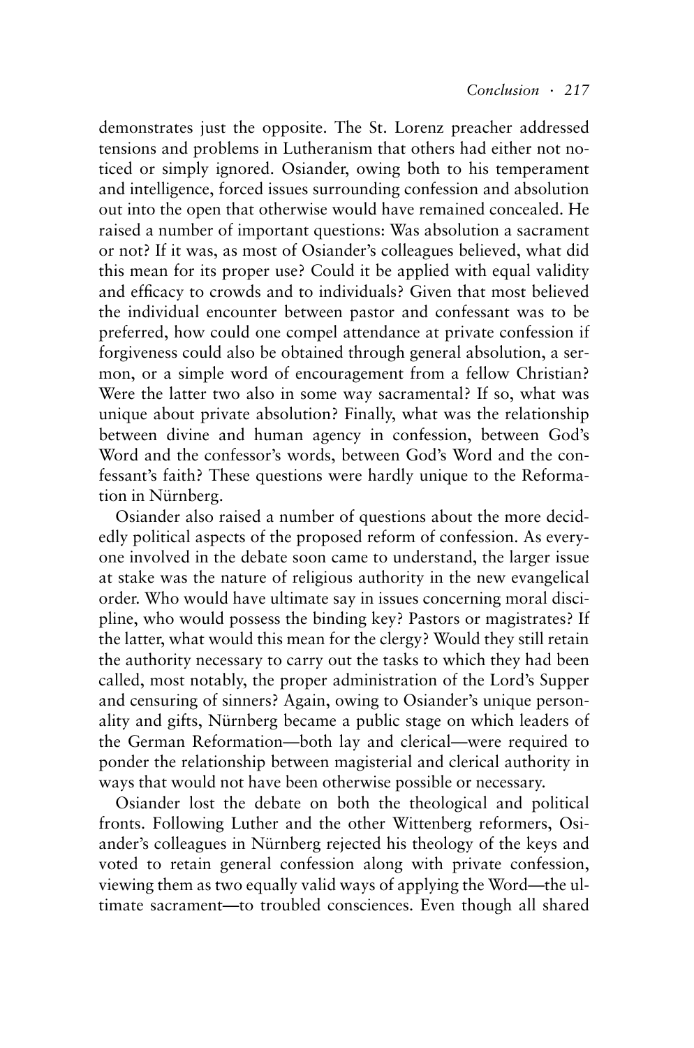demonstrates just the opposite. The St. Lorenz preacher addressed tensions and problems in Lutheranism that others had either not noticed or simply ignored. Osiander, owing both to his temperament and intelligence, forced issues surrounding confession and absolution out into the open that otherwise would have remained concealed. He raised a number of important questions: Was absolution a sacrament or not? If it was, as most of Osiander's colleagues believed, what did this mean for its proper use? Could it be applied with equal validity and efficacy to crowds and to individuals? Given that most believed the individual encounter between pastor and confessant was to be preferred, how could one compel attendance at private confession if forgiveness could also be obtained through general absolution, a sermon, or a simple word of encouragement from a fellow Christian? Were the latter two also in some way sacramental? If so, what was unique about private absolution? Finally, what was the relationship between divine and human agency in confession, between God's Word and the confessor's words, between God's Word and the confessant's faith? These questions were hardly unique to the Reformation in Nürnberg.

Osiander also raised a number of questions about the more decidedly political aspects of the proposed reform of confession. As everyone involved in the debate soon came to understand, the larger issue at stake was the nature of religious authority in the new evangelical order. Who would have ultimate say in issues concerning moral discipline, who would possess the binding key? Pastors or magistrates? If the latter, what would this mean for the clergy? Would they still retain the authority necessary to carry out the tasks to which they had been called, most notably, the proper administration of the Lord's Supper and censuring of sinners? Again, owing to Osiander's unique personality and gifts, Nürnberg became a public stage on which leaders of the German Reformation—both lay and clerical—were required to ponder the relationship between magisterial and clerical authority in ways that would not have been otherwise possible or necessary.

Osiander lost the debate on both the theological and political fronts. Following Luther and the other Wittenberg reformers, Osiander's colleagues in Nürnberg rejected his theology of the keys and voted to retain general confession along with private confession, viewing them as two equally valid ways of applying the Word—the ultimate sacrament—to troubled consciences. Even though all shared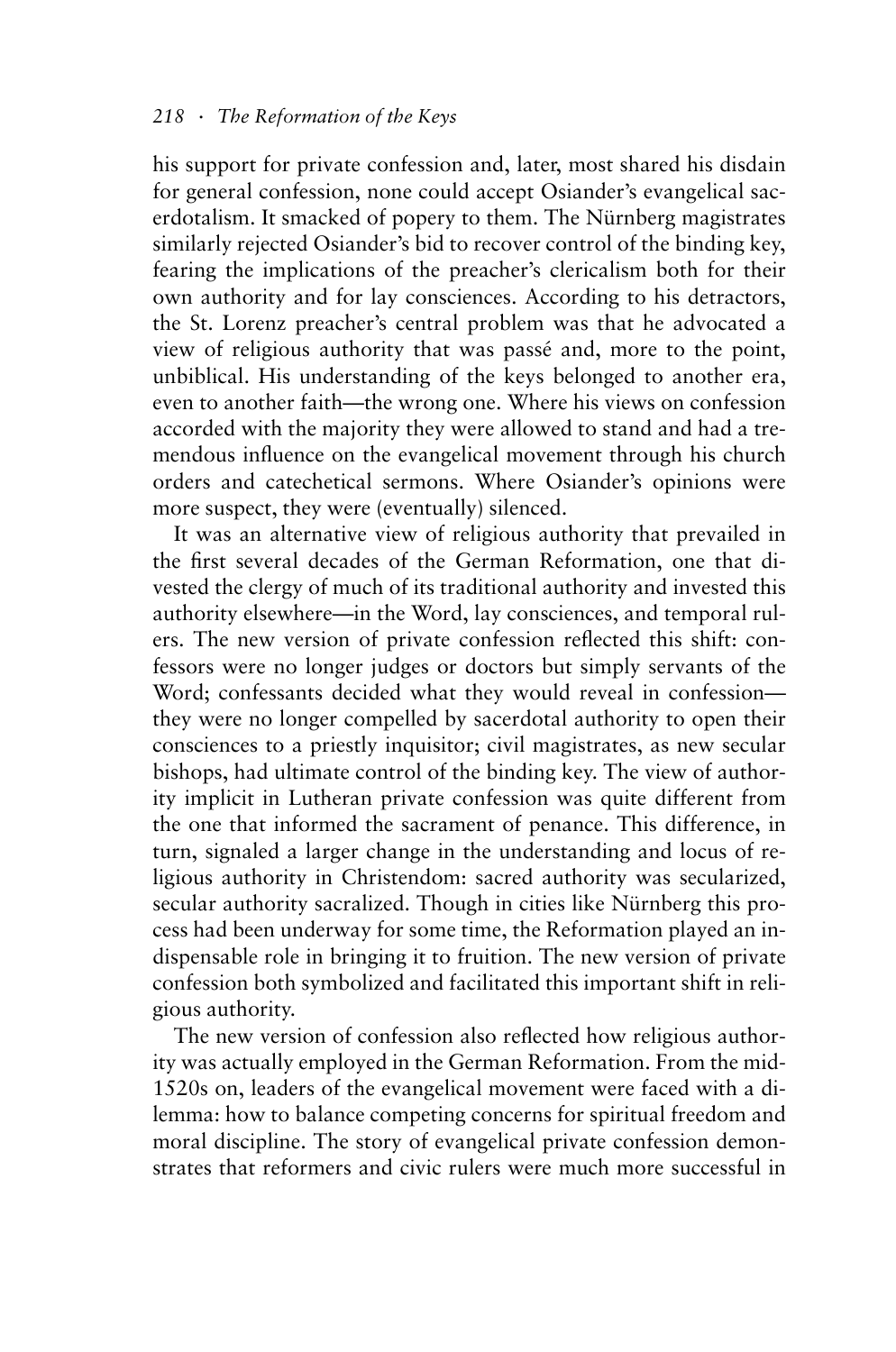his support for private confession and, later, most shared his disdain for general confession, none could accept Osiander's evangelical sacerdotalism. It smacked of popery to them. The Nürnberg magistrates similarly rejected Osiander's bid to recover control of the binding key, fearing the implications of the preacher's clericalism both for their own authority and for lay consciences. According to his detractors, the St. Lorenz preacher's central problem was that he advocated a view of religious authority that was passé and, more to the point, unbiblical. His understanding of the keys belonged to another era, even to another faith—the wrong one. Where his views on confession accorded with the majority they were allowed to stand and had a tremendous influence on the evangelical movement through his church orders and catechetical sermons. Where Osiander's opinions were more suspect, they were (eventually) silenced.

It was an alternative view of religious authority that prevailed in the first several decades of the German Reformation, one that divested the clergy of much of its traditional authority and invested this authority elsewhere—in the Word, lay consciences, and temporal rulers. The new version of private confession reflected this shift: confessors were no longer judges or doctors but simply servants of the Word; confessants decided what they would reveal in confession—they were no longer compelled by sacerdotal authority to open their consciences to a priestly inquisitor; civil magistrates, as new secular bishops, had ultimate control of the binding key. The view of authority implicit in Lutheran private confession was quite different from the one that informed the sacrament of penance. This difference, in turn, signaled a larger change in the understanding and locus of religious authority in Christendom: sacred authority was secularized, secular authority sacralized. Though in cities like Nürnberg this process had been underway for some time, the Reformation played an indispensable role in bringing it to fruition. The new version of private confession both symbolized and facilitated this important shift in religious authority.

The new version of confession also reflected how religious authority was actually employed in the German Reformation. From the mid-1520s on, leaders of the evangelical movement were faced with a dilemma: how to balance competing concerns for spiritual freedom and moral discipline. The story of evangelical private confession demonstrates that reformers and civic rulers were much more successful in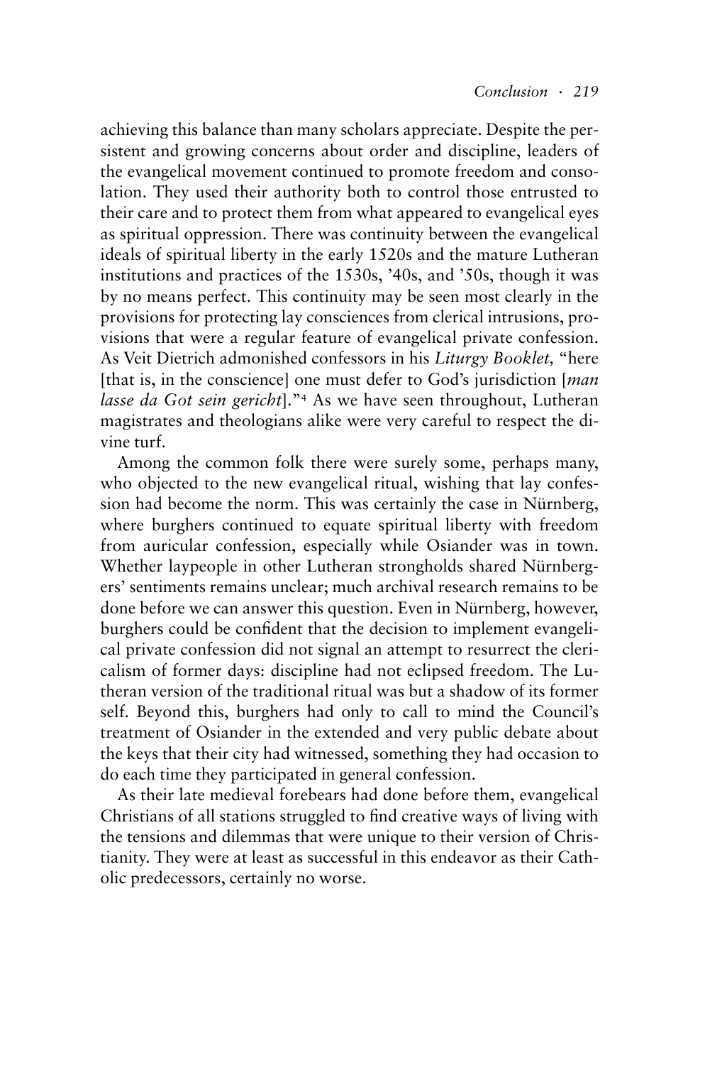achieving this balance than many scholars appreciate. Despite the persistent and growing concerns about order and discipline, leaders of the evangelical movement continued to promote freedom and consolation. They used their authority both to control those entrusted to their care and to protect them from what appeared to evangelical eyes as spiritual oppression. There was continuity between the evangelical ideals of spiritual liberty in the early 1520s and the mature Lutheran institutions and practices of the 1530s, '40s, and '50s, though it was by no means perfect. This continuity may be seen most clearly in the provisions for protecting lay consciences from clerical intrusions, provisions that were a regular feature of evangelical private confession. As Veit Dietrich admonished confessors in his *Liturgy Booklet,* "here [that is, in the conscience] one must defer to God's jurisdiction [*man lasse da Got sein gericht*]."[4] As we have seen throughout, Lutheran magistrates and theologians alike were very careful to respect the divine turf.

Among the common folk there were surely some, perhaps many, who objected to the new evangelical ritual, wishing that lay confession had become the norm. This was certainly the case in Nürnberg, where burghers continued to equate spiritual liberty with freedom from auricular confession, especially while Osiander was in town. Whether laypeople in other Lutheran strongholds shared Nürnbergers' sentiments remains unclear; much archival research remains to be done before we can answer this question. Even in Nürnberg, however, burghers could be confident that the decision to implement evangelical private confession did not signal an attempt to resurrect the clericalism of former days: discipline had not eclipsed freedom. The Lutheran version of the traditional ritual was but a shadow of its former self. Beyond this, burghers had only to call to mind the Council's treatment of Osiander in the extended and very public debate about the keys that their city had witnessed, something they had occasion to do each time they participated in general confession.

As their late medieval forebears had done before them, evangelical Christians of all stations struggled to find creative ways of living with the tensions and dilemmas that were unique to their version of Christianity. They were at least as successful in this endeavor as their Catholic predecessors, certainly no worse.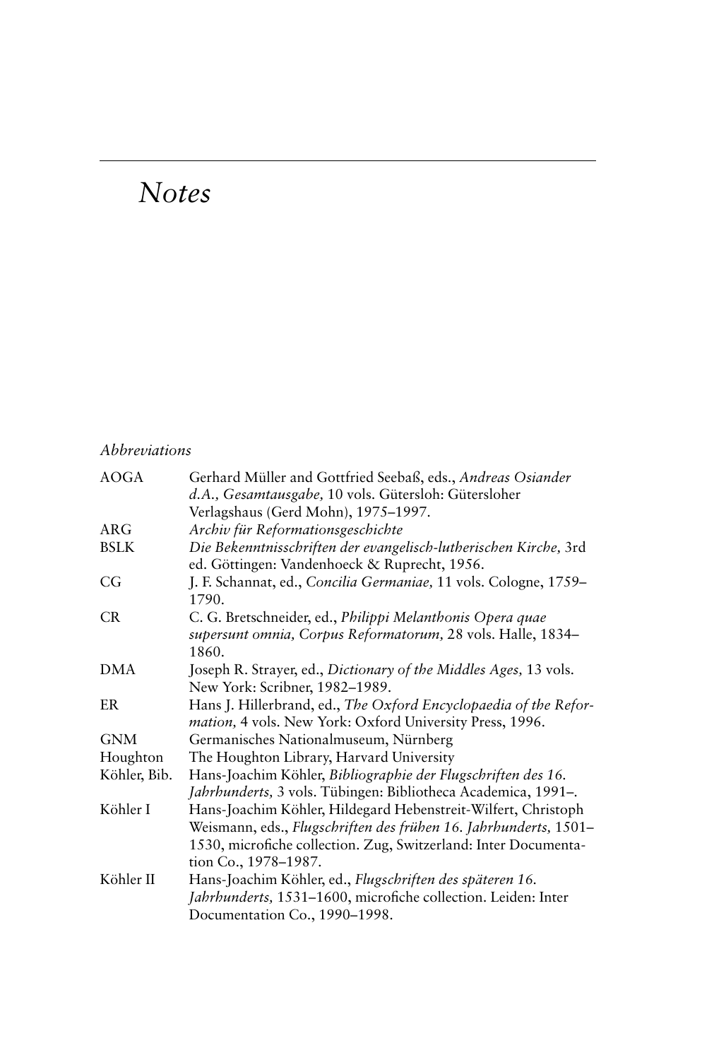# *Notes*

*Abbreviations*

| | |
|---|---|
| AOGA | Gerhard Müller and Gottfried Seebaß, eds., *Andreas Osiander d.A., Gesamtausgabe,* 10 vols. Gütersloh: Gütersloher Verlagshaus (Gerd Mohn), 1975–1997. |
| ARG | *Archiv für Reformationsgeschichte* |
| BSLK | *Die Bekenntnisschriften der evangelisch-lutherischen Kirche,* 3rd ed. Göttingen: Vandenhoeck & Ruprecht, 1956. |
| CG | J. F. Schannat, ed., *Concilia Germaniae,* 11 vols. Cologne, 1759–1790. |
| CR | C. G. Bretschneider, ed., *Philippi Melanthonis Opera quae supersunt omnia, Corpus Reformatorum,* 28 vols. Halle, 1834–1860. |
| DMA | Joseph R. Strayer, ed., *Dictionary of the Middles Ages,* 13 vols. New York: Scribner, 1982–1989. |
| ER | Hans J. Hillerbrand, ed., *The Oxford Encyclopaedia of the Reformation,* 4 vols. New York: Oxford University Press, 1996. |
| GNM | Germanisches Nationalmuseum, Nürnberg |
| Houghton | The Houghton Library, Harvard University |
| Köhler, Bib. | Hans-Joachim Köhler, *Bibliographie der Flugschriften des 16. Jahrhunderts,* 3 vols. Tübingen: Bibliotheca Academica, 1991–. |
| Köhler I | Hans-Joachim Köhler, Hildegard Hebenstreit-Wilfert, Christoph Weismann, eds., *Flugschriften des frühen 16. Jahrhunderts,* 1501–1530, microfiche collection. Zug, Switzerland: Inter Documentation Co., 1978–1987. |
| Köhler II | Hans-Joachim Köhler, ed., *Flugschriften des späteren 16. Jahrhunderts,* 1531–1600, microfiche collection. Leiden: Inter Documentation Co., 1990–1998. |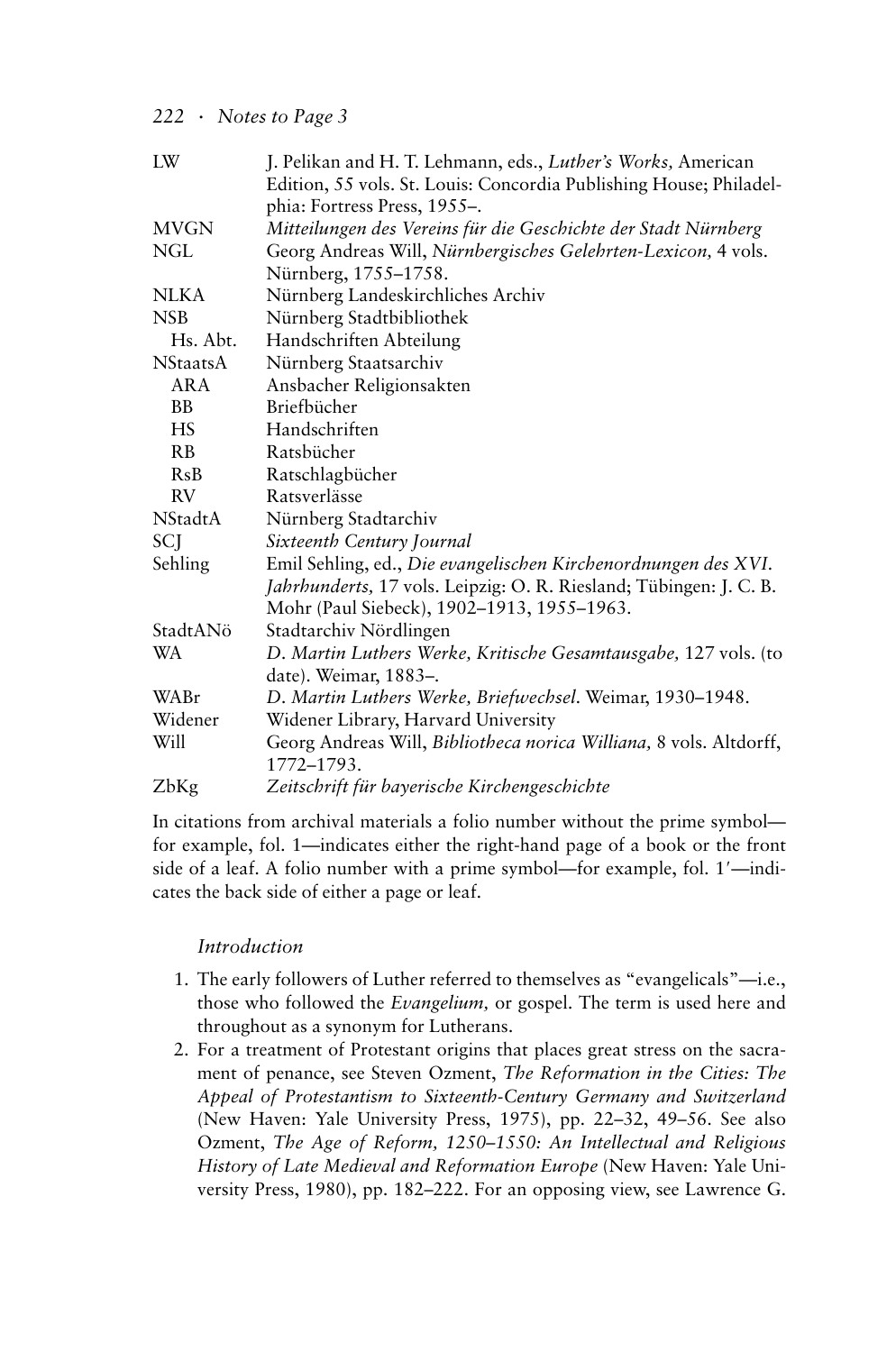| | |
|---|---|
| LW | J. Pelikan and H. T. Lehmann, eds., *Luther's Works,* American Edition, 55 vols. St. Louis: Concordia Publishing House; Philadelphia: Fortress Press, 1955–. |
| MVGN | *Mitteilungen des Vereins für die Geschichte der Stadt Nürnberg* |
| NGL | Georg Andreas Will, *Nürnbergisches Gelehrten-Lexicon,* 4 vols. Nürnberg, 1755–1758. |
| NLKA | Nürnberg Landeskirchliches Archiv |
| NSB | Nürnberg Stadtbibliothek |
| Hs. Abt. | Handschriften Abteilung |
| NStaatsA | Nürnberg Staatsarchiv |
| ARA | Ansbacher Religionsakten |
| BB | Briefbücher |
| HS | Handschriften |
| RB | Ratsbücher |
| RsB | Ratschlagbücher |
| RV | Ratsverlässe |
| NStadtA | Nürnberg Stadtarchiv |
| SCJ | *Sixteenth Century Journal* |
| Sehling | Emil Sehling, ed., *Die evangelischen Kirchenordnungen des XVI. Jahrhunderts,* 17 vols. Leipzig: O. R. Riesland; Tübingen: J. C. B. Mohr (Paul Siebeck), 1902–1913, 1955–1963. |
| StadtANö | Stadtarchiv Nördlingen |
| WA | *D. Martin Luthers Werke, Kritische Gesamtausgabe,* 127 vols. (to date). Weimar, 1883–. |
| WABr | *D. Martin Luthers Werke, Briefwechsel.* Weimar, 1930–1948. |
| Widener | Widener Library, Harvard University |
| Will | Georg Andreas Will, *Bibliotheca norica Williana,* 8 vols. Altdorff, 1772–1793. |
| ZbKg | *Zeitschrift für bayerische Kirchengeschichte* |

In citations from archival materials a folio number without the prime symbol—for example, fol. 1—indicates either the right-hand page of a book or the front side of a leaf. A folio number with a prime symbol—for example, fol. 1′—indicates the back side of either a page or leaf.

*Introduction*

1. The early followers of Luther referred to themselves as "evangelicals"—i.e., those who followed the *Evangelium,* or gospel. The term is used here and throughout as a synonym for Lutherans.
2. For a treatment of Protestant origins that places great stress on the sacrament of penance, see Steven Ozment, *The Reformation in the Cities: The Appeal of Protestantism to Sixteenth-Century Germany and Switzerland* (New Haven: Yale University Press, 1975), pp. 22–32, 49–56. See also Ozment, *The Age of Reform, 1250–1550: An Intellectual and Religious History of Late Medieval and Reformation Europe* (New Haven: Yale University Press, 1980), pp. 182–222. For an opposing view, see Lawrence G.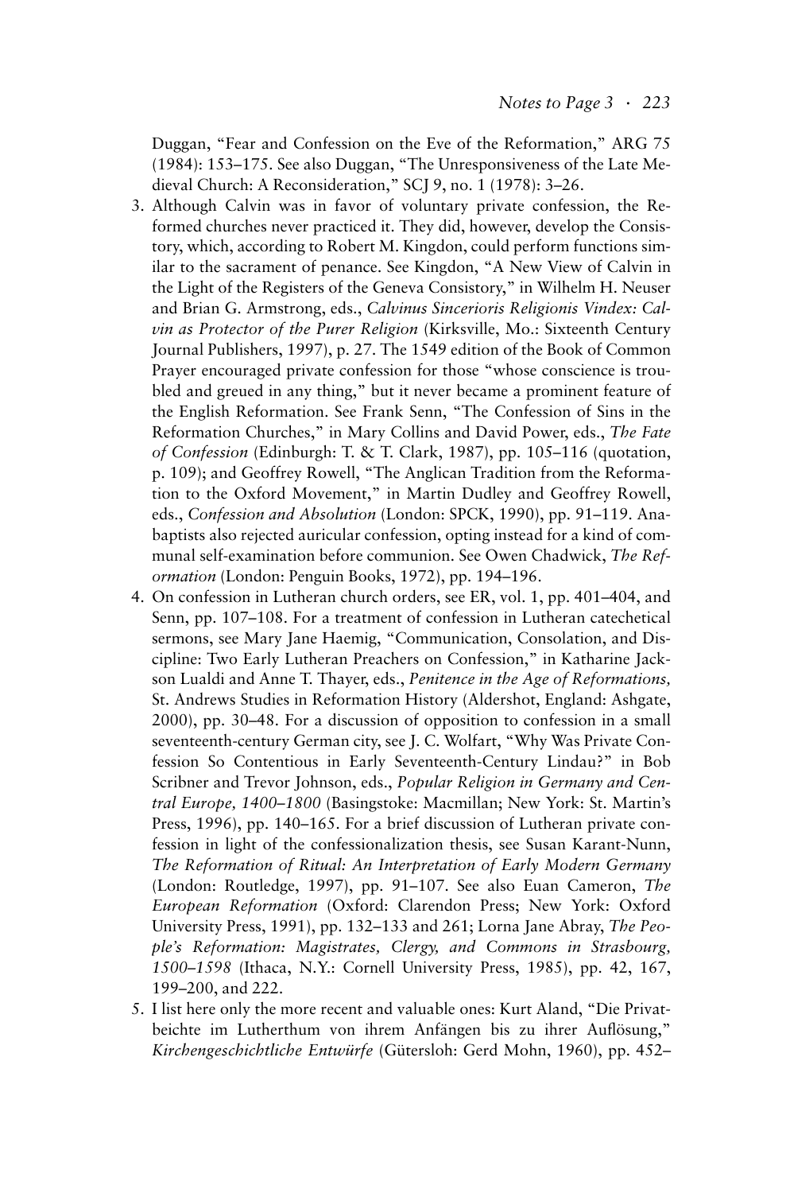Duggan, "Fear and Confession on the Eve of the Reformation," ARG 75 (1984): 153–175. See also Duggan, "The Unresponsiveness of the Late Medieval Church: A Reconsideration," SCJ 9, no. 1 (1978): 3–26.

3. Although Calvin was in favor of voluntary private confession, the Reformed churches never practiced it. They did, however, develop the Consistory, which, according to Robert M. Kingdon, could perform functions similar to the sacrament of penance. See Kingdon, "A New View of Calvin in the Light of the Registers of the Geneva Consistory," in Wilhelm H. Neuser and Brian G. Armstrong, eds., *Calvinus Sincerioris Religionis Vindex: Calvin as Protector of the Purer Religion* (Kirksville, Mo.: Sixteenth Century Journal Publishers, 1997), p. 27. The 1549 edition of the Book of Common Prayer encouraged private confession for those "whose conscience is troubled and greued in any thing," but it never became a prominent feature of the English Reformation. See Frank Senn, "The Confession of Sins in the Reformation Churches," in Mary Collins and David Power, eds., *The Fate of Confession* (Edinburgh: T. & T. Clark, 1987), pp. 105–116 (quotation, p. 109); and Geoffrey Rowell, "The Anglican Tradition from the Reformation to the Oxford Movement," in Martin Dudley and Geoffrey Rowell, eds., *Confession and Absolution* (London: SPCK, 1990), pp. 91–119. Anabaptists also rejected auricular confession, opting instead for a kind of communal self-examination before communion. See Owen Chadwick, *The Reformation* (London: Penguin Books, 1972), pp. 194–196.
4. On confession in Lutheran church orders, see ER, vol. 1, pp. 401–404, and Senn, pp. 107–108. For a treatment of confession in Lutheran catechetical sermons, see Mary Jane Haemig, "Communication, Consolation, and Discipline: Two Early Lutheran Preachers on Confession," in Katharine Jackson Lualdi and Anne T. Thayer, eds., *Penitence in the Age of Reformations,* St. Andrews Studies in Reformation History (Aldershot, England: Ashgate, 2000), pp. 30–48. For a discussion of opposition to confession in a small seventeenth-century German city, see J. C. Wolfart, "Why Was Private Confession So Contentious in Early Seventeenth-Century Lindau?" in Bob Scribner and Trevor Johnson, eds., *Popular Religion in Germany and Central Europe, 1400–1800* (Basingstoke: Macmillan; New York: St. Martin's Press, 1996), pp. 140–165. For a brief discussion of Lutheran private confession in light of the confessionalization thesis, see Susan Karant-Nunn, *The Reformation of Ritual: An Interpretation of Early Modern Germany* (London: Routledge, 1997), pp. 91–107. See also Euan Cameron, *The European Reformation* (Oxford: Clarendon Press; New York: Oxford University Press, 1991), pp. 132–133 and 261; Lorna Jane Abray, *The People's Reformation: Magistrates, Clergy, and Commons in Strasbourg, 1500–1598* (Ithaca, N.Y.: Cornell University Press, 1985), pp. 42, 167, 199–200, and 222.
5. I list here only the more recent and valuable ones: Kurt Aland, "Die Privatbeichte im Lutherthum von ihrem Anfängen bis zu ihrer Auflösung," *Kirchengeschichtliche Entwürfe* (Gütersloh: Gerd Mohn, 1960), pp. 452–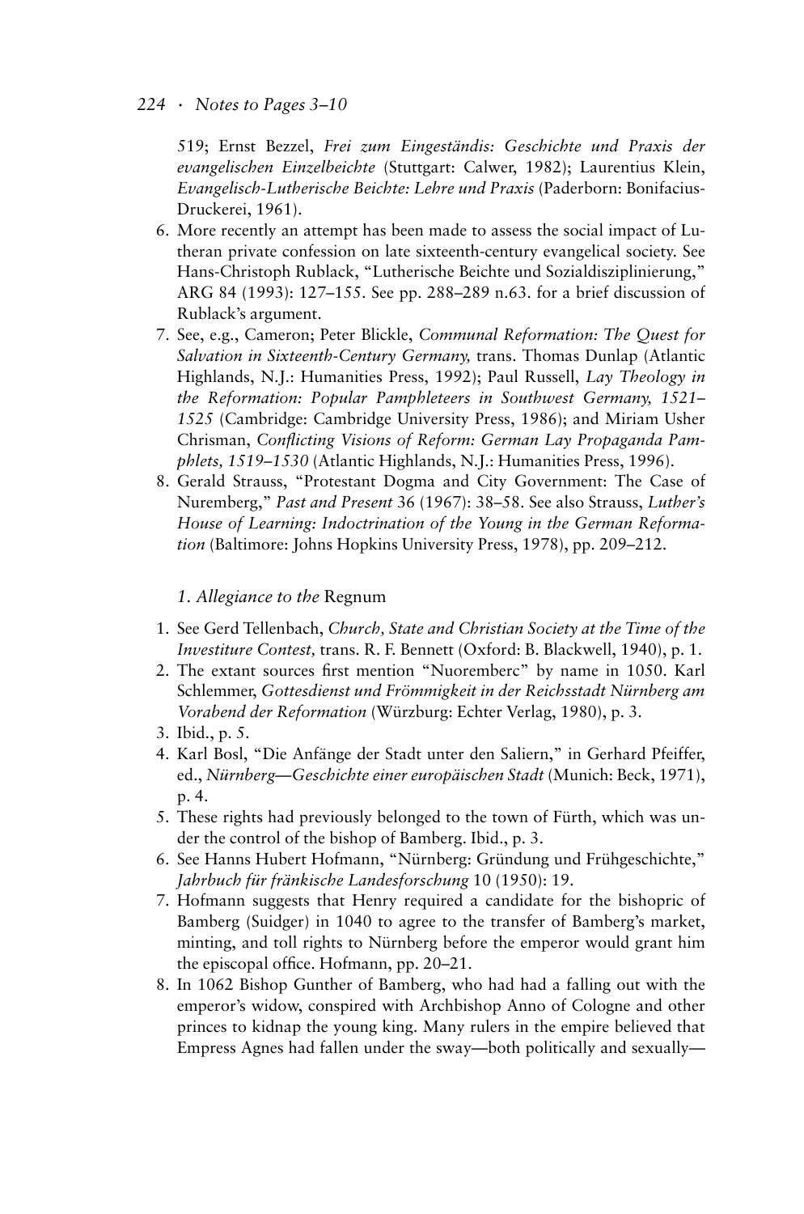519; Ernst Bezzel, *Frei zum Eingeständis: Geschichte und Praxis der evangelischen Einzelbeichte* (Stuttgart: Calwer, 1982); Laurentius Klein, *Evangelisch-Lutherische Beichte: Lehre und Praxis* (Paderborn: Bonifacius-Druckerei, 1961).

6. More recently an attempt has been made to assess the social impact of Lutheran private confession on late sixteenth-century evangelical society. See Hans-Christoph Rublack, "Lutherische Beichte und Sozialdisziplinierung," ARG 84 (1993): 127–155. See pp. 288–289 n.63. for a brief discussion of Rublack's argument.
7. See, e.g., Cameron; Peter Blickle, *Communal Reformation: The Quest for Salvation in Sixteenth-Century Germany,* trans. Thomas Dunlap (Atlantic Highlands, N.J.: Humanities Press, 1992); Paul Russell, *Lay Theology in the Reformation: Popular Pamphleteers in Southwest Germany, 1521–1525* (Cambridge: Cambridge University Press, 1986); and Miriam Usher Chrisman, *Conflicting Visions of Reform: German Lay Propaganda Pamphlets, 1519–1530* (Atlantic Highlands, N.J.: Humanities Press, 1996).
8. Gerald Strauss, "Protestant Dogma and City Government: The Case of Nuremberg," *Past and Present* 36 (1967): 38–58. See also Strauss, *Luther's House of Learning: Indoctrination of the Young in the German Reformation* (Baltimore: Johns Hopkins University Press, 1978), pp. 209–212.

## 1. *Allegiance to the* Regnum

1. See Gerd Tellenbach, *Church, State and Christian Society at the Time of the Investiture Contest,* trans. R. F. Bennett (Oxford: B. Blackwell, 1940), p. 1.
2. The extant sources first mention "Nuoremberc" by name in 1050. Karl Schlemmer, *Gottesdienst und Frömmigkeit in der Reichsstadt Nürnberg am Vorabend der Reformation* (Würzburg: Echter Verlag, 1980), p. 3.
3. Ibid., p. 5.
4. Karl Bosl, "Die Anfänge der Stadt unter den Saliern," in Gerhard Pfeiffer, ed., *Nürnberg—Geschichte einer europäischen Stadt* (Munich: Beck, 1971), p. 4.
5. These rights had previously belonged to the town of Fürth, which was under the control of the bishop of Bamberg. Ibid., p. 3.
6. See Hanns Hubert Hofmann, "Nürnberg: Gründung und Frühgeschichte," *Jahrbuch für fränkische Landesforschung* 10 (1950): 19.
7. Hofmann suggests that Henry required a candidate for the bishopric of Bamberg (Suidger) in 1040 to agree to the transfer of Bamberg's market, minting, and toll rights to Nürnberg before the emperor would grant him the episcopal office. Hofmann, pp. 20–21.
8. In 1062 Bishop Gunther of Bamberg, who had had a falling out with the emperor's widow, conspired with Archbishop Anno of Cologne and other princes to kidnap the young king. Many rulers in the empire believed that Empress Agnes had fallen under the sway—both politically and sexually—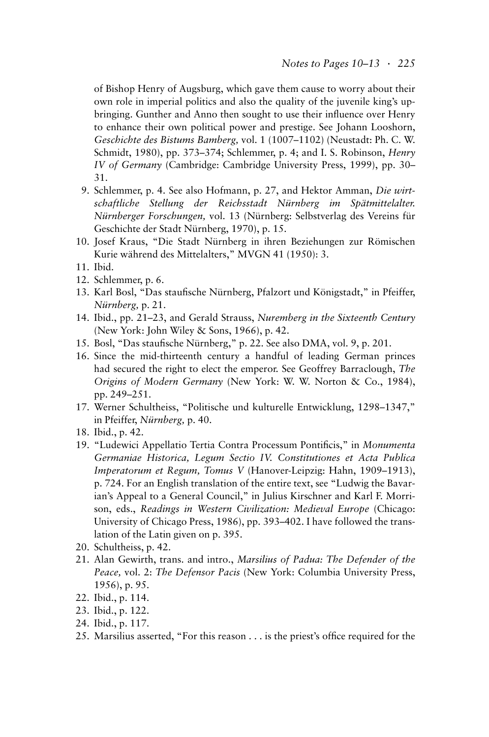of Bishop Henry of Augsburg, which gave them cause to worry about their own role in imperial politics and also the quality of the juvenile king's upbringing. Gunther and Anno then sought to use their influence over Henry to enhance their own political power and prestige. See Johann Looshorn, *Geschichte des Bistums Bamberg,* vol. 1 (1007–1102) (Neustadt: Ph. C. W. Schmidt, 1980), pp. 373–374; Schlemmer, p. 4; and I. S. Robinson, *Henry IV of Germany* (Cambridge: Cambridge University Press, 1999), pp. 30–31.

9. Schlemmer, p. 4. See also Hofmann, p. 27, and Hektor Amman, *Die wirtschaftliche Stellung der Reichsstadt Nürnberg im Spätmittelalter. Nürnberger Forschungen,* vol. 13 (Nürnberg: Selbstverlag des Vereins für Geschichte der Stadt Nürnberg, 1970), p. 15.
10. Josef Kraus, "Die Stadt Nürnberg in ihren Beziehungen zur Römischen Kurie während des Mittelalters," MVGN 41 (1950): 3.
11. Ibid.
12. Schlemmer, p. 6.
13. Karl Bosl, "Das staufische Nürnberg, Pfalzort und Königstadt," in Pfeiffer, *Nürnberg,* p. 21.
14. Ibid., pp. 21–23, and Gerald Strauss, *Nuremberg in the Sixteenth Century* (New York: John Wiley & Sons, 1966), p. 42.
15. Bosl, "Das staufische Nürnberg," p. 22. See also DMA, vol. 9, p. 201.
16. Since the mid-thirteenth century a handful of leading German princes had secured the right to elect the emperor. See Geoffrey Barraclough, *The Origins of Modern Germany* (New York: W. W. Norton & Co., 1984), pp. 249–251.
17. Werner Schultheiss, "Politische und kulturelle Entwicklung, 1298–1347," in Pfeiffer, *Nürnberg,* p. 40.
18. Ibid., p. 42.
19. "Ludewici Appellatio Tertia Contra Processum Pontificis," in *Monumenta Germaniae Historica, Legum Sectio IV. Constitutiones et Acta Publica Imperatorum et Regum, Tomus V* (Hanover-Leipzig: Hahn, 1909–1913), p. 724. For an English translation of the entire text, see "Ludwig the Bavarian's Appeal to a General Council," in Julius Kirschner and Karl F. Morrison, eds., *Readings in Western Civilization: Medieval Europe* (Chicago: University of Chicago Press, 1986), pp. 393–402. I have followed the translation of the Latin given on p. 395.
20. Schultheiss, p. 42.
21. Alan Gewirth, trans. and intro., *Marsilius of Padua: The Defender of the Peace,* vol. 2: *The Defensor Pacis* (New York: Columbia University Press, 1956), p. 95.
22. Ibid., p. 114.
23. Ibid., p. 122.
24. Ibid., p. 117.
25. Marsilius asserted, "For this reason . . . is the priest's office required for the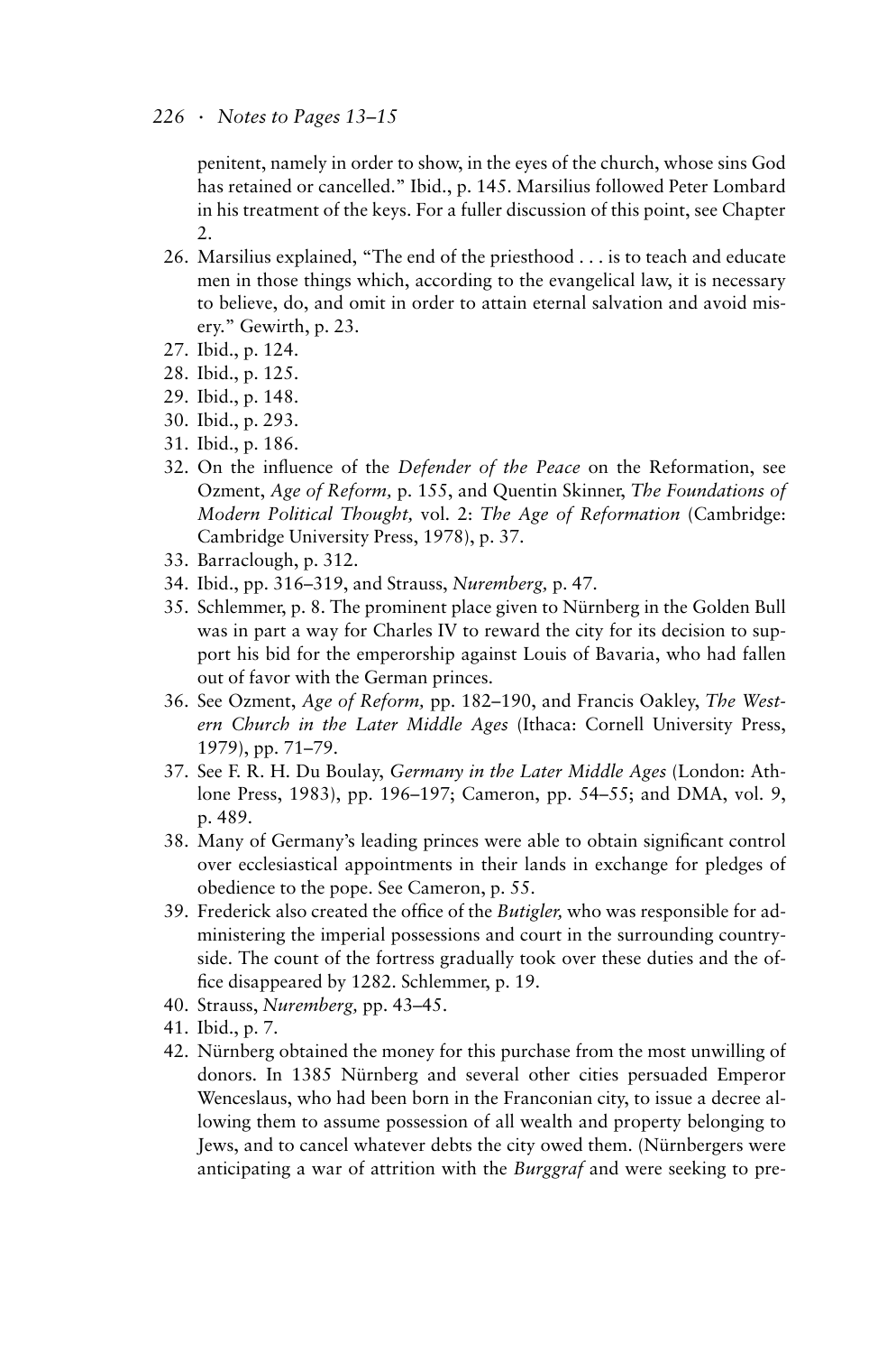penitent, namely in order to show, in the eyes of the church, whose sins God has retained or cancelled." Ibid., p. 145. Marsilius followed Peter Lombard in his treatment of the keys. For a fuller discussion of this point, see Chapter 2.

26. Marsilius explained, "The end of the priesthood . . . is to teach and educate men in those things which, according to the evangelical law, it is necessary to believe, do, and omit in order to attain eternal salvation and avoid misery." Gewirth, p. 23.
27. Ibid., p. 124.
28. Ibid., p. 125.
29. Ibid., p. 148.
30. Ibid., p. 293.
31. Ibid., p. 186.
32. On the influence of the *Defender of the Peace* on the Reformation, see Ozment, *Age of Reform,* p. 155, and Quentin Skinner, *The Foundations of Modern Political Thought,* vol. 2: *The Age of Reformation* (Cambridge: Cambridge University Press, 1978), p. 37.
33. Barraclough, p. 312.
34. Ibid., pp. 316–319, and Strauss, *Nuremberg,* p. 47.
35. Schlemmer, p. 8. The prominent place given to Nürnberg in the Golden Bull was in part a way for Charles IV to reward the city for its decision to support his bid for the emperorship against Louis of Bavaria, who had fallen out of favor with the German princes.
36. See Ozment, *Age of Reform,* pp. 182–190, and Francis Oakley, *The Western Church in the Later Middle Ages* (Ithaca: Cornell University Press, 1979), pp. 71–79.
37. See F. R. H. Du Boulay, *Germany in the Later Middle Ages* (London: Athlone Press, 1983), pp. 196–197; Cameron, pp. 54–55; and DMA, vol. 9, p. 489.
38. Many of Germany's leading princes were able to obtain significant control over ecclesiastical appointments in their lands in exchange for pledges of obedience to the pope. See Cameron, p. 55.
39. Frederick also created the office of the *Butigler,* who was responsible for administering the imperial possessions and court in the surrounding countryside. The count of the fortress gradually took over these duties and the office disappeared by 1282. Schlemmer, p. 19.
40. Strauss, *Nuremberg,* pp. 43–45.
41. Ibid., p. 7.
42. Nürnberg obtained the money for this purchase from the most unwilling of donors. In 1385 Nürnberg and several other cities persuaded Emperor Wenceslaus, who had been born in the Franconian city, to issue a decree allowing them to assume possession of all wealth and property belonging to Jews, and to cancel whatever debts the city owed them. (Nürnbergers were anticipating a war of attrition with the *Burggraf* and were seeking to pre-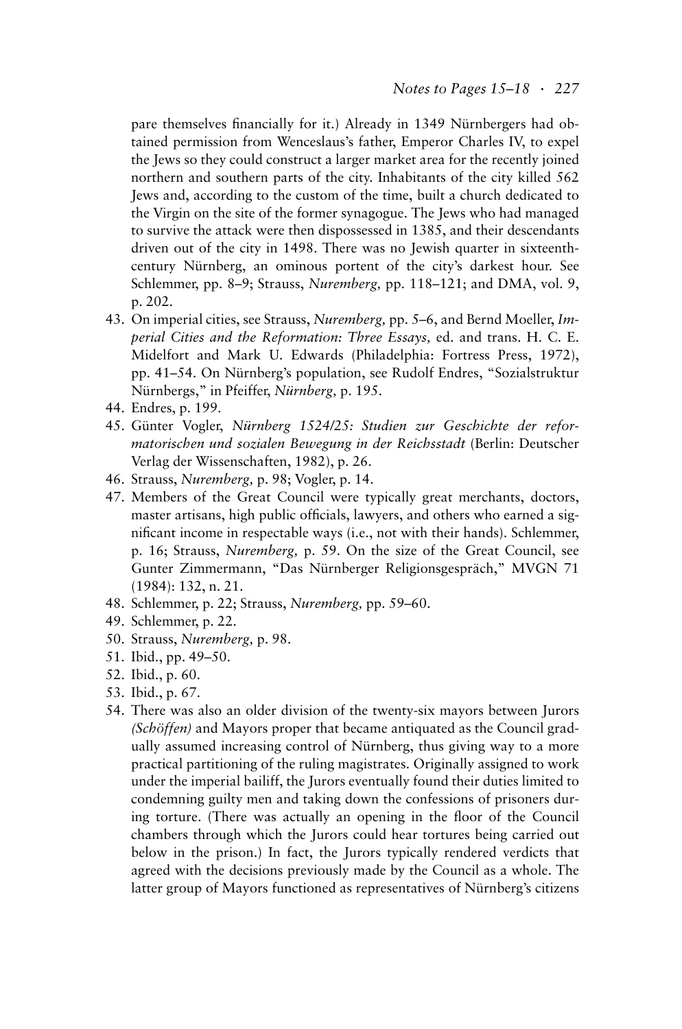pare themselves financially for it.) Already in 1349 Nürnbergers had obtained permission from Wenceslaus's father, Emperor Charles IV, to expel the Jews so they could construct a larger market area for the recently joined northern and southern parts of the city. Inhabitants of the city killed 562 Jews and, according to the custom of the time, built a church dedicated to the Virgin on the site of the former synagogue. The Jews who had managed to survive the attack were then dispossessed in 1385, and their descendants driven out of the city in 1498. There was no Jewish quarter in sixteenth-century Nürnberg, an ominous portent of the city's darkest hour. See Schlemmer, pp. 8–9; Strauss, *Nuremberg,* pp. 118–121; and DMA, vol. 9, p. 202.

43. On imperial cities, see Strauss, *Nuremberg,* pp. 5–6, and Bernd Moeller, *Imperial Cities and the Reformation: Three Essays,* ed. and trans. H. C. E. Midelfort and Mark U. Edwards (Philadelphia: Fortress Press, 1972), pp. 41–54. On Nürnberg's population, see Rudolf Endres, "Sozialstruktur Nürnbergs," in Pfeiffer, *Nürnberg,* p. 195.
44. Endres, p. 199.
45. Günter Vogler, *Nürnberg 1524/25: Studien zur Geschichte der reformatorischen und sozialen Bewegung in der Reichsstadt* (Berlin: Deutscher Verlag der Wissenschaften, 1982), p. 26.
46. Strauss, *Nuremberg,* p. 98; Vogler, p. 14.
47. Members of the Great Council were typically great merchants, doctors, master artisans, high public officials, lawyers, and others who earned a significant income in respectable ways (i.e., not with their hands). Schlemmer, p. 16; Strauss, *Nuremberg,* p. 59. On the size of the Great Council, see Gunter Zimmermann, "Das Nürnberger Religionsgespräch," MVGN 71 (1984): 132, n. 21.
48. Schlemmer, p. 22; Strauss, *Nuremberg,* pp. 59–60.
49. Schlemmer, p. 22.
50. Strauss, *Nuremberg,* p. 98.
51. Ibid., pp. 49–50.
52. Ibid., p. 60.
53. Ibid., p. 67.
54. There was also an older division of the twenty-six mayors between Jurors *(Schöffen)* and Mayors proper that became antiquated as the Council gradually assumed increasing control of Nürnberg, thus giving way to a more practical partitioning of the ruling magistrates. Originally assigned to work under the imperial bailiff, the Jurors eventually found their duties limited to condemning guilty men and taking down the confessions of prisoners during torture. (There was actually an opening in the floor of the Council chambers through which the Jurors could hear tortures being carried out below in the prison.) In fact, the Jurors typically rendered verdicts that agreed with the decisions previously made by the Council as a whole. The latter group of Mayors functioned as representatives of Nürnberg's citizens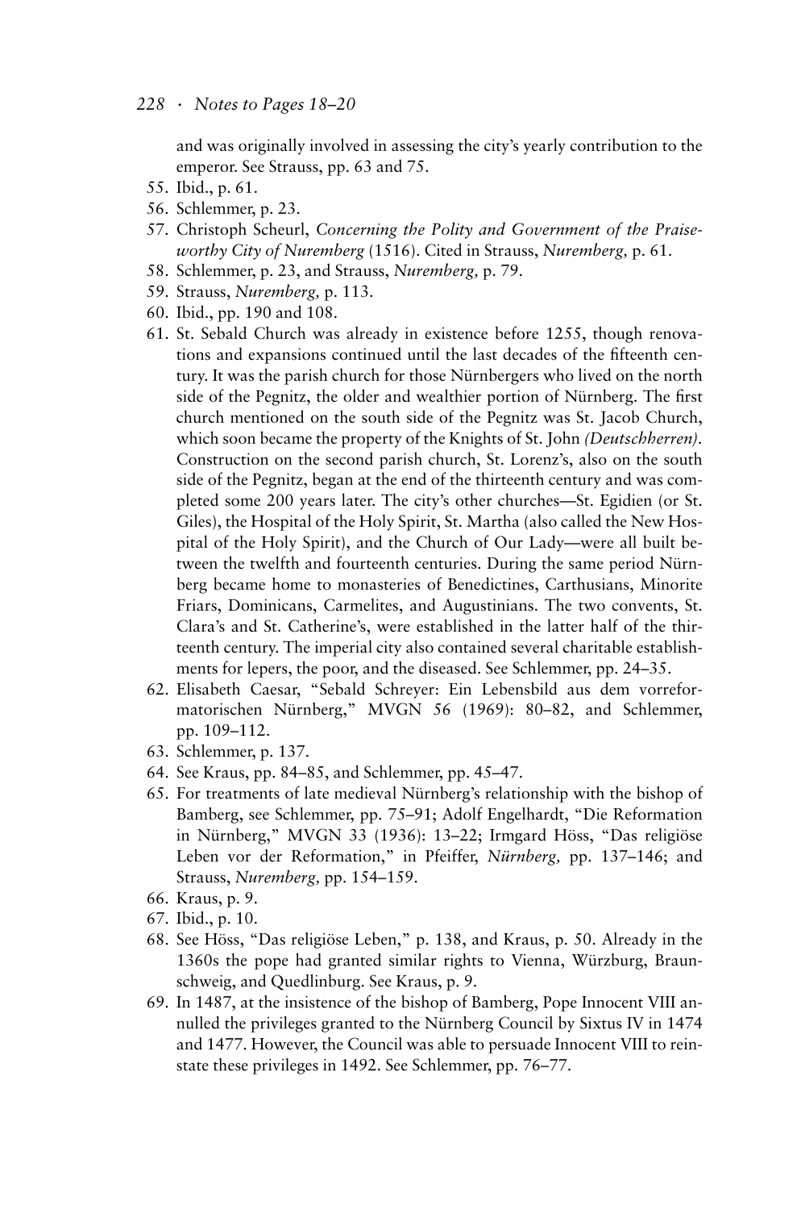and was originally involved in assessing the city's yearly contribution to the emperor. See Strauss, pp. 63 and 75.

55. Ibid., p. 61.
56. Schlemmer, p. 23.
57. Christoph Scheurl, *Concerning the Polity and Government of the Praiseworthy City of Nuremberg* (1516). Cited in Strauss, *Nuremberg,* p. 61.
58. Schlemmer, p. 23, and Strauss, *Nuremberg,* p. 79.
59. Strauss, *Nuremberg,* p. 113.
60. Ibid., pp. 190 and 108.
61. St. Sebald Church was already in existence before 1255, though renovations and expansions continued until the last decades of the fifteenth century. It was the parish church for those Nürnbergers who lived on the north side of the Pegnitz, the older and wealthier portion of Nürnberg. The first church mentioned on the south side of the Pegnitz was St. Jacob Church, which soon became the property of the Knights of St. John *(Deutschherren).* Construction on the second parish church, St. Lorenz's, also on the south side of the Pegnitz, began at the end of the thirteenth century and was completed some 200 years later. The city's other churches—St. Egidien (or St. Giles), the Hospital of the Holy Spirit, St. Martha (also called the New Hospital of the Holy Spirit), and the Church of Our Lady—were all built between the twelfth and fourteenth centuries. During the same period Nürnberg became home to monasteries of Benedictines, Carthusians, Minorite Friars, Dominicans, Carmelites, and Augustinians. The two convents, St. Clara's and St. Catherine's, were established in the latter half of the thirteenth century. The imperial city also contained several charitable establishments for lepers, the poor, and the diseased. See Schlemmer, pp. 24–35.
62. Elisabeth Caesar, "Sebald Schreyer: Ein Lebensbild aus dem vorreformatorischen Nürnberg," MVGN 56 (1969): 80–82, and Schlemmer, pp. 109–112.
63. Schlemmer, p. 137.
64. See Kraus, pp. 84–85, and Schlemmer, pp. 45–47.
65. For treatments of late medieval Nürnberg's relationship with the bishop of Bamberg, see Schlemmer, pp. 75–91; Adolf Engelhardt, "Die Reformation in Nürnberg," MVGN 33 (1936): 13–22; Irmgard Höss, "Das religiöse Leben vor der Reformation," in Pfeiffer, *Nürnberg,* pp. 137–146; and Strauss, *Nuremberg,* pp. 154–159.
66. Kraus, p. 9.
67. Ibid., p. 10.
68. See Höss, "Das religiöse Leben," p. 138, and Kraus, p. 50. Already in the 1360s the pope had granted similar rights to Vienna, Würzburg, Braunschweig, and Quedlinburg. See Kraus, p. 9.
69. In 1487, at the insistence of the bishop of Bamberg, Pope Innocent VIII annulled the privileges granted to the Nürnberg Council by Sixtus IV in 1474 and 1477. However, the Council was able to persuade Innocent VIII to reinstate these privileges in 1492. See Schlemmer, pp. 76–77.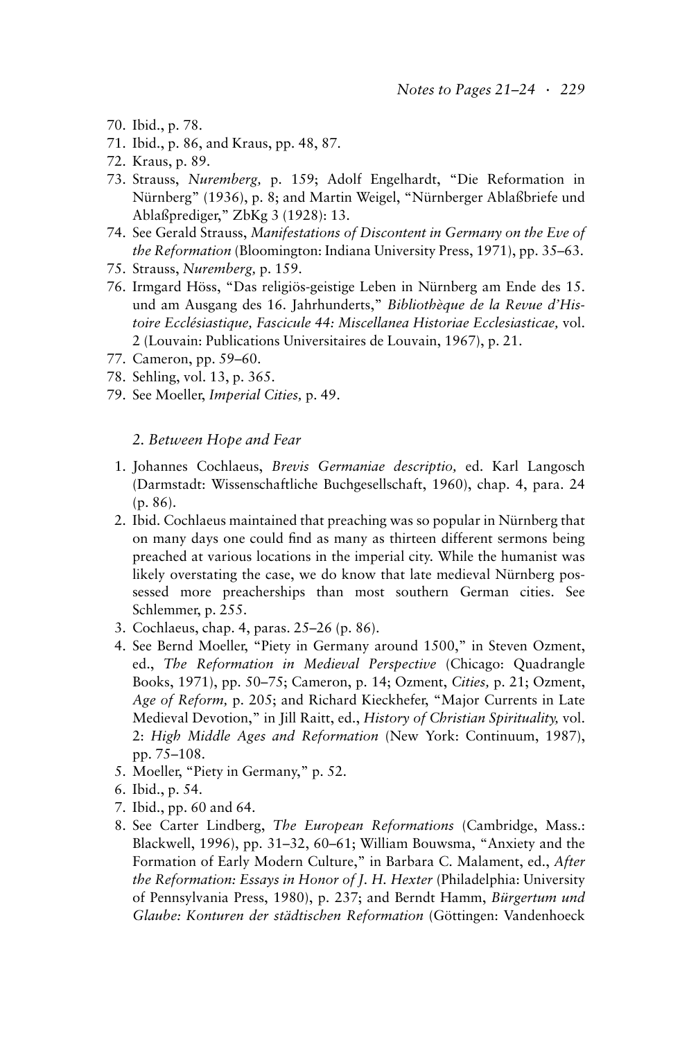70. Ibid., p. 78.
71. Ibid., p. 86, and Kraus, pp. 48, 87.
72. Kraus, p. 89.
73. Strauss, *Nuremberg,* p. 159; Adolf Engelhardt, "Die Reformation in Nürnberg" (1936), p. 8; and Martin Weigel, "Nürnberger Ablaßbriefe und Ablaßprediger," ZbKg 3 (1928): 13.
74. See Gerald Strauss, *Manifestations of Discontent in Germany on the Eve of the Reformation* (Bloomington: Indiana University Press, 1971), pp. 35–63.
75. Strauss, *Nuremberg,* p. 159.
76. Irmgard Höss, "Das religiös-geistige Leben in Nürnberg am Ende des 15. und am Ausgang des 16. Jahrhunderts," *Bibliothèque de la Revue d'Histoire Ecclésiastique, Fascicule 44: Miscellanea Historiae Ecclesiasticae,* vol. 2 (Louvain: Publications Universitaires de Louvain, 1967), p. 21.
77. Cameron, pp. 59–60.
78. Sehling, vol. 13, p. 365.
79. See Moeller, *Imperial Cities,* p. 49.

## *2. Between Hope and Fear*

1. Johannes Cochlaeus, *Brevis Germaniae descriptio,* ed. Karl Langosch (Darmstadt: Wissenschaftliche Buchgesellschaft, 1960), chap. 4, para. 24 (p. 86).
2. Ibid. Cochlaeus maintained that preaching was so popular in Nürnberg that on many days one could find as many as thirteen different sermons being preached at various locations in the imperial city. While the humanist was likely overstating the case, we do know that late medieval Nürnberg possessed more preacherships than most southern German cities. See Schlemmer, p. 255.
3. Cochlaeus, chap. 4, paras. 25–26 (p. 86).
4. See Bernd Moeller, "Piety in Germany around 1500," in Steven Ozment, ed., *The Reformation in Medieval Perspective* (Chicago: Quadrangle Books, 1971), pp. 50–75; Cameron, p. 14; Ozment, *Cities,* p. 21; Ozment, *Age of Reform,* p. 205; and Richard Kieckhefer, "Major Currents in Late Medieval Devotion," in Jill Raitt, ed., *History of Christian Spirituality,* vol. 2: *High Middle Ages and Reformation* (New York: Continuum, 1987), pp. 75–108.
5. Moeller, "Piety in Germany," p. 52.
6. Ibid., p. 54.
7. Ibid., pp. 60 and 64.
8. See Carter Lindberg, *The European Reformations* (Cambridge, Mass.: Blackwell, 1996), pp. 31–32, 60–61; William Bouwsma, "Anxiety and the Formation of Early Modern Culture," in Barbara C. Malament, ed., *After the Reformation: Essays in Honor of J. H. Hexter* (Philadelphia: University of Pennsylvania Press, 1980), p. 237; and Berndt Hamm, *Bürgertum und Glaube: Konturen der städtischen Reformation* (Göttingen: Vandenhoeck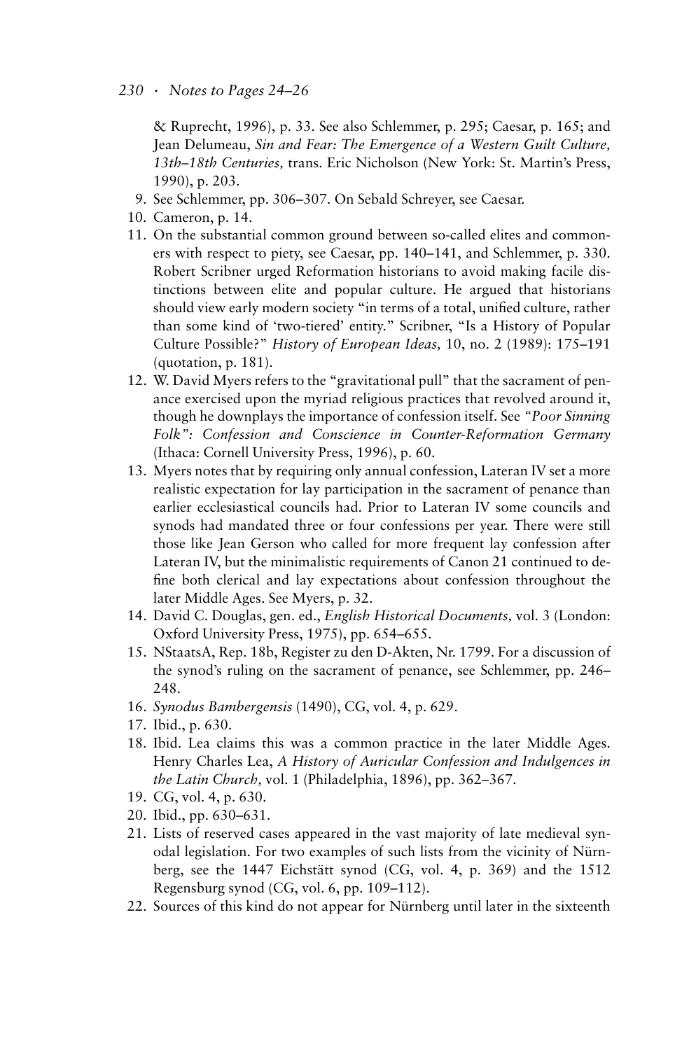& Ruprecht, 1996), p. 33. See also Schlemmer, p. 295; Caesar, p. 165; and Jean Delumeau, *Sin and Fear: The Emergence of a Western Guilt Culture, 13th–18th Centuries,* trans. Eric Nicholson (New York: St. Martin's Press, 1990), p. 203.

9. See Schlemmer, pp. 306–307. On Sebald Schreyer, see Caesar.
10. Cameron, p. 14.
11. On the substantial common ground between so-called elites and commoners with respect to piety, see Caesar, pp. 140–141, and Schlemmer, p. 330. Robert Scribner urged Reformation historians to avoid making facile distinctions between elite and popular culture. He argued that historians should view early modern society "in terms of a total, unified culture, rather than some kind of 'two-tiered' entity." Scribner, "Is a History of Popular Culture Possible?" *History of European Ideas,* 10, no. 2 (1989): 175–191 (quotation, p. 181).
12. W. David Myers refers to the "gravitational pull" that the sacrament of penance exercised upon the myriad religious practices that revolved around it, though he downplays the importance of confession itself. See *"Poor Sinning Folk": Confession and Conscience in Counter-Reformation Germany* (Ithaca: Cornell University Press, 1996), p. 60.
13. Myers notes that by requiring only annual confession, Lateran IV set a more realistic expectation for lay participation in the sacrament of penance than earlier ecclesiastical councils had. Prior to Lateran IV some councils and synods had mandated three or four confessions per year. There were still those like Jean Gerson who called for more frequent lay confession after Lateran IV, but the minimalistic requirements of Canon 21 continued to define both clerical and lay expectations about confession throughout the later Middle Ages. See Myers, p. 32.
14. David C. Douglas, gen. ed., *English Historical Documents,* vol. 3 (London: Oxford University Press, 1975), pp. 654–655.
15. NStaatsA, Rep. 18b, Register zu den D-Akten, Nr. 1799. For a discussion of the synod's ruling on the sacrament of penance, see Schlemmer, pp. 246–248.
16. *Synodus Bambergensis* (1490), CG, vol. 4, p. 629.
17. Ibid., p. 630.
18. Ibid. Lea claims this was a common practice in the later Middle Ages. Henry Charles Lea, *A History of Auricular Confession and Indulgences in the Latin Church,* vol. 1 (Philadelphia, 1896), pp. 362–367.
19. CG, vol. 4, p. 630.
20. Ibid., pp. 630–631.
21. Lists of reserved cases appeared in the vast majority of late medieval synodal legislation. For two examples of such lists from the vicinity of Nürnberg, see the 1447 Eichstätt synod (CG, vol. 4, p. 369) and the 1512 Regensburg synod (CG, vol. 6, pp. 109–112).
22. Sources of this kind do not appear for Nürnberg until later in the sixteenth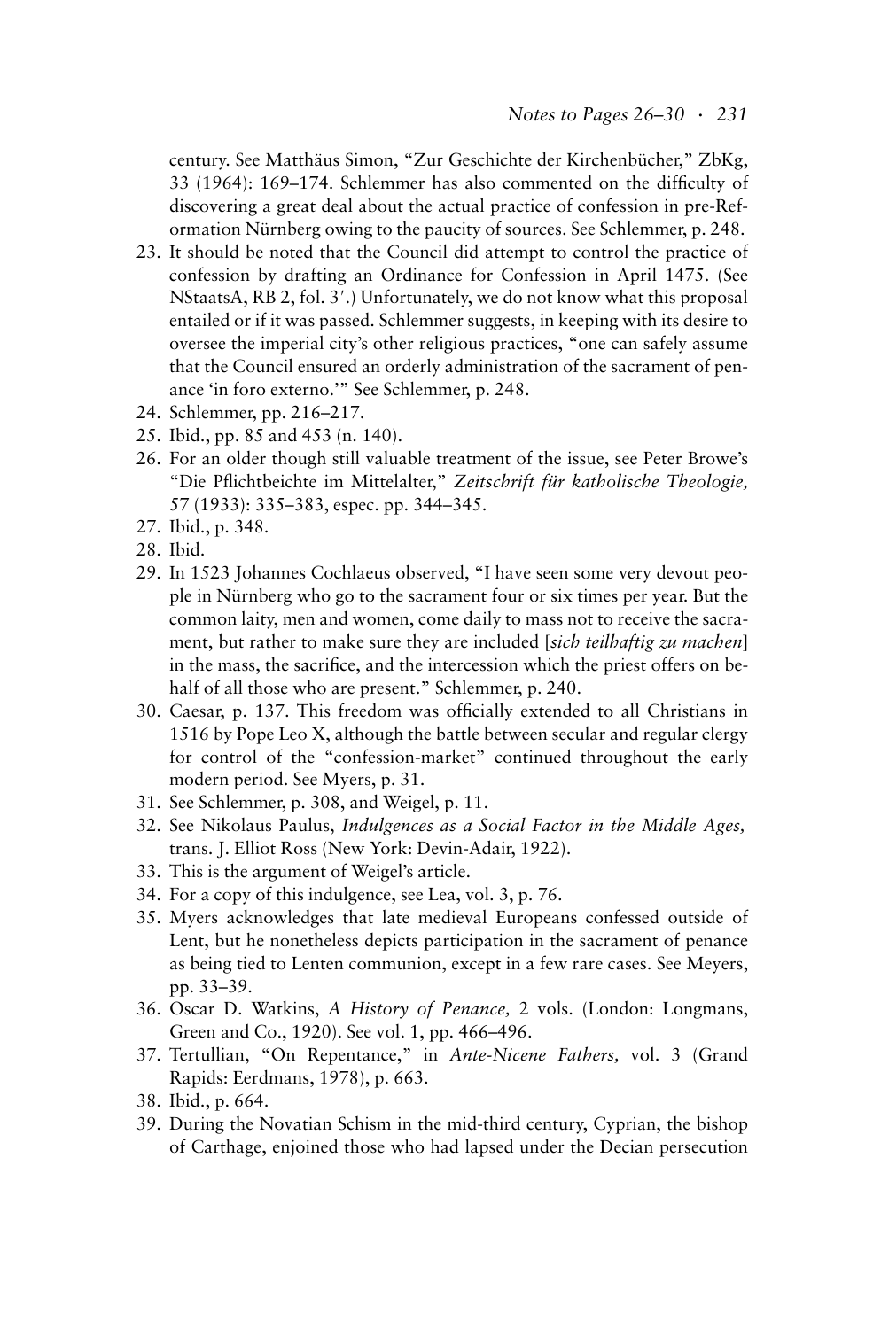century. See Matthäus Simon, "Zur Geschichte der Kirchenbücher," ZbKg, 33 (1964): 169–174. Schlemmer has also commented on the difficulty of discovering a great deal about the actual practice of confession in pre-Reformation Nürnberg owing to the paucity of sources. See Schlemmer, p. 248.

23. It should be noted that the Council did attempt to control the practice of confession by drafting an Ordinance for Confession in April 1475. (See NStaatsA, RB 2, fol. 3′.) Unfortunately, we do not know what this proposal entailed or if it was passed. Schlemmer suggests, in keeping with its desire to oversee the imperial city's other religious practices, "one can safely assume that the Council ensured an orderly administration of the sacrament of penance 'in foro externo.'" See Schlemmer, p. 248.
24. Schlemmer, pp. 216–217.
25. Ibid., pp. 85 and 453 (n. 140).
26. For an older though still valuable treatment of the issue, see Peter Browe's "Die Pflichtbeichte im Mittelalter," *Zeitschrift für katholische Theologie,* 57 (1933): 335–383, espec. pp. 344–345.
27. Ibid., p. 348.
28. Ibid.
29. In 1523 Johannes Cochlaeus observed, "I have seen some very devout people in Nürnberg who go to the sacrament four or six times per year. But the common laity, men and women, come daily to mass not to receive the sacrament, but rather to make sure they are included [*sich teilhaftig zu machen*] in the mass, the sacrifice, and the intercession which the priest offers on behalf of all those who are present." Schlemmer, p. 240.
30. Caesar, p. 137. This freedom was officially extended to all Christians in 1516 by Pope Leo X, although the battle between secular and regular clergy for control of the "confession-market" continued throughout the early modern period. See Myers, p. 31.
31. See Schlemmer, p. 308, and Weigel, p. 11.
32. See Nikolaus Paulus, *Indulgences as a Social Factor in the Middle Ages,* trans. J. Elliot Ross (New York: Devin-Adair, 1922).
33. This is the argument of Weigel's article.
34. For a copy of this indulgence, see Lea, vol. 3, p. 76.
35. Myers acknowledges that late medieval Europeans confessed outside of Lent, but he nonetheless depicts participation in the sacrament of penance as being tied to Lenten communion, except in a few rare cases. See Meyers, pp. 33–39.
36. Oscar D. Watkins, *A History of Penance,* 2 vols. (London: Longmans, Green and Co., 1920). See vol. 1, pp. 466–496.
37. Tertullian, "On Repentance," in *Ante-Nicene Fathers,* vol. 3 (Grand Rapids: Eerdmans, 1978), p. 663.
38. Ibid., p. 664.
39. During the Novatian Schism in the mid-third century, Cyprian, the bishop of Carthage, enjoined those who had lapsed under the Decian persecution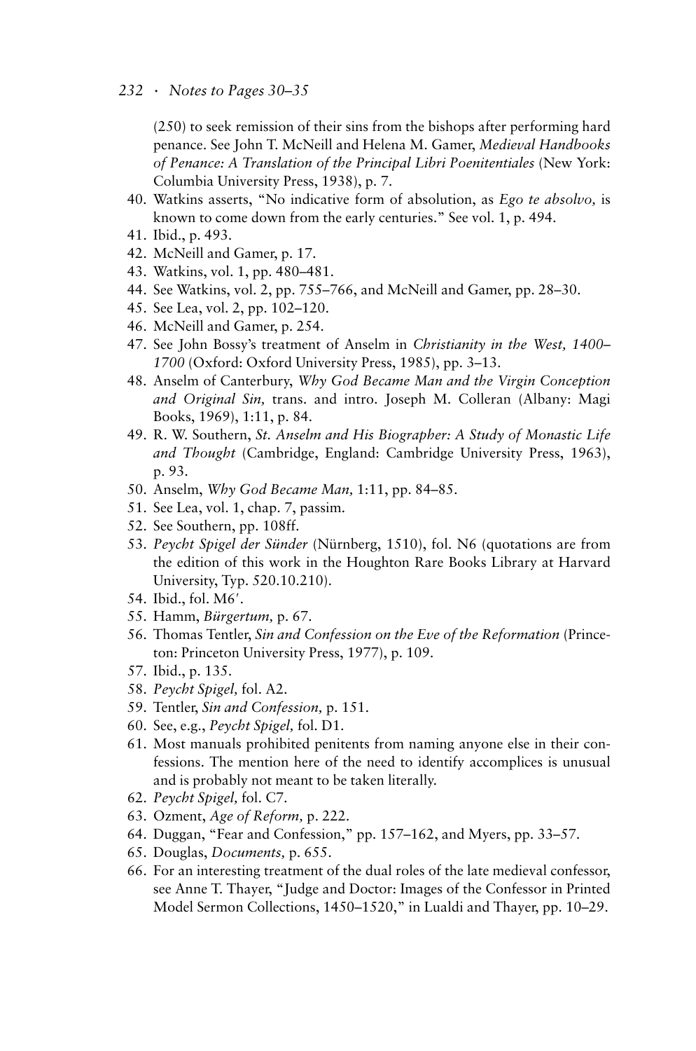(250) to seek remission of their sins from the bishops after performing hard penance. See John T. McNeill and Helena M. Gamer, *Medieval Handbooks of Penance: A Translation of the Principal Libri Poenitentiales* (New York: Columbia University Press, 1938), p. 7.

40. Watkins asserts, "No indicative form of absolution, as *Ego te absolvo,* is known to come down from the early centuries." See vol. 1, p. 494.
41. Ibid., p. 493.
42. McNeill and Gamer, p. 17.
43. Watkins, vol. 1, pp. 480–481.
44. See Watkins, vol. 2, pp. 755–766, and McNeill and Gamer, pp. 28–30.
45. See Lea, vol. 2, pp. 102–120.
46. McNeill and Gamer, p. 254.
47. See John Bossy's treatment of Anselm in *Christianity in the West, 1400–1700* (Oxford: Oxford University Press, 1985), pp. 3–13.
48. Anselm of Canterbury, *Why God Became Man and the Virgin Conception and Original Sin,* trans. and intro. Joseph M. Colleran (Albany: Magi Books, 1969), 1:11, p. 84.
49. R. W. Southern, *St. Anselm and His Biographer: A Study of Monastic Life and Thought* (Cambridge, England: Cambridge University Press, 1963), p. 93.
50. Anselm, *Why God Became Man,* 1:11, pp. 84–85.
51. See Lea, vol. 1, chap. 7, passim.
52. See Southern, pp. 108ff.
53. *Peycht Spigel der Sünder* (Nürnberg, 1510), fol. N6 (quotations are from the edition of this work in the Houghton Rare Books Library at Harvard University, Typ. 520.10.210).
54. Ibid., fol. M6′.
55. Hamm, *Bürgertum,* p. 67.
56. Thomas Tentler, *Sin and Confession on the Eve of the Reformation* (Princeton: Princeton University Press, 1977), p. 109.
57. Ibid., p. 135.
58. *Peycht Spigel,* fol. A2.
59. Tentler, *Sin and Confession,* p. 151.
60. See, e.g., *Peycht Spigel,* fol. D1.
61. Most manuals prohibited penitents from naming anyone else in their confessions. The mention here of the need to identify accomplices is unusual and is probably not meant to be taken literally.
62. *Peycht Spigel,* fol. C7.
63. Ozment, *Age of Reform,* p. 222.
64. Duggan, "Fear and Confession," pp. 157–162, and Myers, pp. 33–57.
65. Douglas, *Documents,* p. 655.
66. For an interesting treatment of the dual roles of the late medieval confessor, see Anne T. Thayer, "Judge and Doctor: Images of the Confessor in Printed Model Sermon Collections, 1450–1520," in Lualdi and Thayer, pp. 10–29.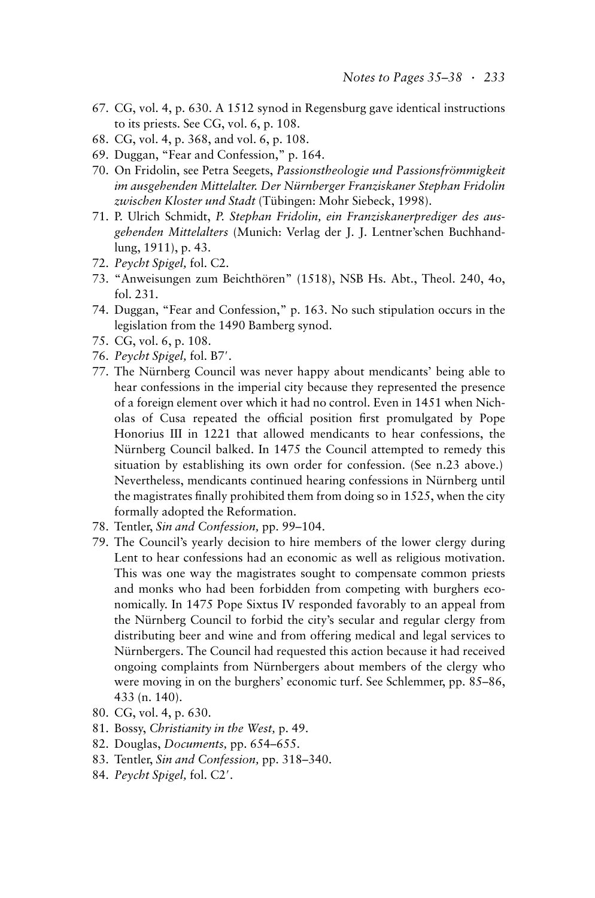67. CG, vol. 4, p. 630. A 1512 synod in Regensburg gave identical instructions to its priests. See CG, vol. 6, p. 108.
68. CG, vol. 4, p. 368, and vol. 6, p. 108.
69. Duggan, "Fear and Confession," p. 164.
70. On Fridolin, see Petra Seegets, *Passionstheologie und Passionsfrömmigkeit im ausgehenden Mittelalter. Der Nürnberger Franziskaner Stephan Fridolin zwischen Kloster und Stadt* (Tübingen: Mohr Siebeck, 1998).
71. P. Ulrich Schmidt, *P. Stephan Fridolin, ein Franziskanerprediger des ausgehenden Mittelalters* (Munich: Verlag der J. J. Lentner'schen Buchhandlung, 1911), p. 43.
72. *Peycht Spigel,* fol. C2.
73. "Anweisungen zum Beichthören" (1518), NSB Hs. Abt., Theol. 240, 4o, fol. 231.
74. Duggan, "Fear and Confession," p. 163. No such stipulation occurs in the legislation from the 1490 Bamberg synod.
75. CG, vol. 6, p. 108.
76. *Peycht Spigel,* fol. B7′.
77. The Nürnberg Council was never happy about mendicants' being able to hear confessions in the imperial city because they represented the presence of a foreign element over which it had no control. Even in 1451 when Nicholas of Cusa repeated the official position first promulgated by Pope Honorius III in 1221 that allowed mendicants to hear confessions, the Nürnberg Council balked. In 1475 the Council attempted to remedy this situation by establishing its own order for confession. (See n.23 above.) Nevertheless, mendicants continued hearing confessions in Nürnberg until the magistrates finally prohibited them from doing so in 1525, when the city formally adopted the Reformation.
78. Tentler, *Sin and Confession,* pp. 99–104.
79. The Council's yearly decision to hire members of the lower clergy during Lent to hear confessions had an economic as well as religious motivation. This was one way the magistrates sought to compensate common priests and monks who had been forbidden from competing with burghers economically. In 1475 Pope Sixtus IV responded favorably to an appeal from the Nürnberg Council to forbid the city's secular and regular clergy from distributing beer and wine and from offering medical and legal services to Nürnbergers. The Council had requested this action because it had received ongoing complaints from Nürnbergers about members of the clergy who were moving in on the burghers' economic turf. See Schlemmer, pp. 85–86, 433 (n. 140).
80. CG, vol. 4, p. 630.
81. Bossy, *Christianity in the West,* p. 49.
82. Douglas, *Documents,* pp. 654–655.
83. Tentler, *Sin and Confession,* pp. 318–340.
84. *Peycht Spigel,* fol. C2′.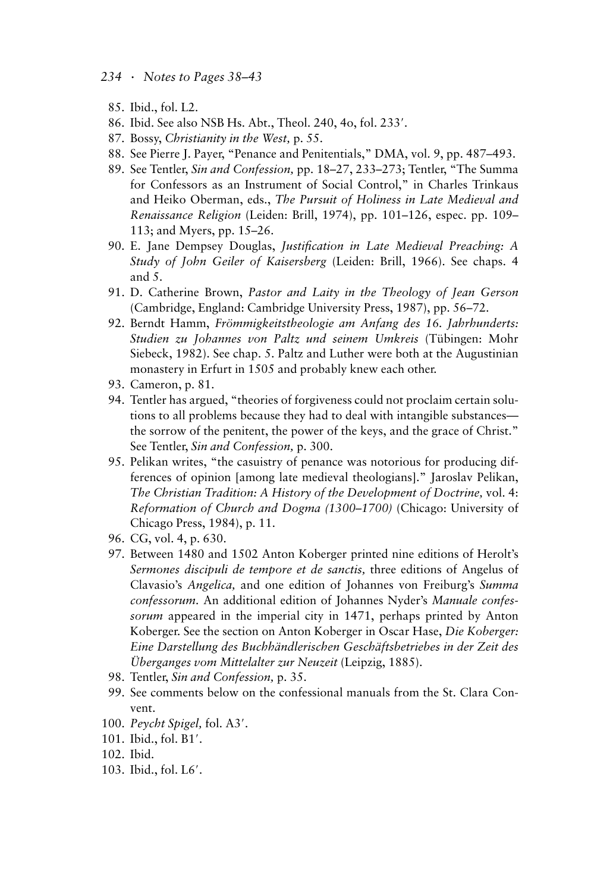85. Ibid., fol. L2.
86. Ibid. See also NSB Hs. Abt., Theol. 240, 4o, fol. 233′.
87. Bossy, *Christianity in the West,* p. 55.
88. See Pierre J. Payer, "Penance and Penitentials," DMA, vol. 9, pp. 487–493.
89. See Tentler, *Sin and Confession,* pp. 18–27, 233–273; Tentler, "The Summa for Confessors as an Instrument of Social Control," in Charles Trinkaus and Heiko Oberman, eds., *The Pursuit of Holiness in Late Medieval and Renaissance Religion* (Leiden: Brill, 1974), pp. 101–126, espec. pp. 109–113; and Myers, pp. 15–26.
90. E. Jane Dempsey Douglas, *Justification in Late Medieval Preaching: A Study of John Geiler of Kaisersberg* (Leiden: Brill, 1966). See chaps. 4 and 5.
91. D. Catherine Brown, *Pastor and Laity in the Theology of Jean Gerson* (Cambridge, England: Cambridge University Press, 1987), pp. 56–72.
92. Berndt Hamm, *Frömmigkeitstheologie am Anfang des 16. Jahrhunderts: Studien zu Johannes von Paltz und seinem Umkreis* (Tübingen: Mohr Siebeck, 1982). See chap. 5. Paltz and Luther were both at the Augustinian monastery in Erfurt in 1505 and probably knew each other.
93. Cameron, p. 81.
94. Tentler has argued, "theories of forgiveness could not proclaim certain solutions to all problems because they had to deal with intangible substances—the sorrow of the penitent, the power of the keys, and the grace of Christ." See Tentler, *Sin and Confession,* p. 300.
95. Pelikan writes, "the casuistry of penance was notorious for producing differences of opinion [among late medieval theologians]." Jaroslav Pelikan, *The Christian Tradition: A History of the Development of Doctrine,* vol. 4: *Reformation of Church and Dogma (1300–1700)* (Chicago: University of Chicago Press, 1984), p. 11.
96. CG, vol. 4, p. 630.
97. Between 1480 and 1502 Anton Koberger printed nine editions of Herolt's *Sermones discipuli de tempore et de sanctis,* three editions of Angelus of Clavasio's *Angelica,* and one edition of Johannes von Freiburg's *Summa confessorum.* An additional edition of Johannes Nyder's *Manuale confessorum* appeared in the imperial city in 1471, perhaps printed by Anton Koberger. See the section on Anton Koberger in Oscar Hase, *Die Koberger: Eine Darstellung des Buchhändlerischen Geschäftsbetriebes in der Zeit des Überganges vom Mittelalter zur Neuzeit* (Leipzig, 1885).
98. Tentler, *Sin and Confession,* p. 35.
99. See comments below on the confessional manuals from the St. Clara Convent.
100. *Peycht Spigel,* fol. A3′.
101. Ibid., fol. B1′.
102. Ibid.
103. Ibid., fol. L6′.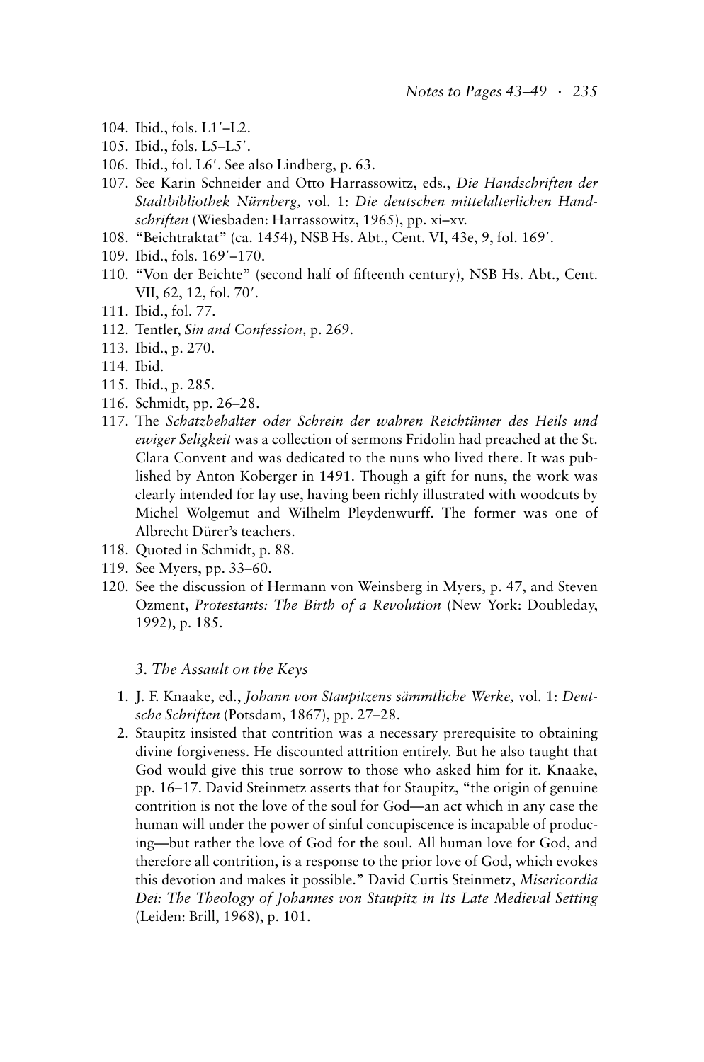104. Ibid., fols. L1′–L2.
105. Ibid., fols. L5–L5′.
106. Ibid., fol. L6′. See also Lindberg, p. 63.
107. See Karin Schneider and Otto Harrassowitz, eds., *Die Handschriften der Stadtbibliothek Nürnberg,* vol. 1: *Die deutschen mittelalterlichen Handschriften* (Wiesbaden: Harrassowitz, 1965), pp. xi–xv.
108. "Beichtraktat" (ca. 1454), NSB Hs. Abt., Cent. VI, 43e, 9, fol. 169′.
109. Ibid., fols. 169′–170.
110. "Von der Beichte" (second half of fifteenth century), NSB Hs. Abt., Cent. VII, 62, 12, fol. 70′.
111. Ibid., fol. 77.
112. Tentler, *Sin and Confession,* p. 269.
113. Ibid., p. 270.
114. Ibid.
115. Ibid., p. 285.
116. Schmidt, pp. 26–28.
117. The *Schatzbehalter oder Schrein der wahren Reichtümer des Heils und ewiger Seligkeit* was a collection of sermons Fridolin had preached at the St. Clara Convent and was dedicated to the nuns who lived there. It was published by Anton Koberger in 1491. Though a gift for nuns, the work was clearly intended for lay use, having been richly illustrated with woodcuts by Michel Wolgemut and Wilhelm Pleydenwurff. The former was one of Albrecht Dürer's teachers.
118. Quoted in Schmidt, p. 88.
119. See Myers, pp. 33–60.
120. See the discussion of Hermann von Weinsberg in Myers, p. 47, and Steven Ozment, *Protestants: The Birth of a Revolution* (New York: Doubleday, 1992), p. 185.

### *3. The Assault on the Keys*

1. J. F. Knaake, ed., *Johann von Staupitzens sämmtliche Werke,* vol. 1: *Deutsche Schriften* (Potsdam, 1867), pp. 27–28.
2. Staupitz insisted that contrition was a necessary prerequisite to obtaining divine forgiveness. He discounted attrition entirely. But he also taught that God would give this true sorrow to those who asked him for it. Knaake, pp. 16–17. David Steinmetz asserts that for Staupitz, "the origin of genuine contrition is not the love of the soul for God—an act which in any case the human will under the power of sinful concupiscence is incapable of producing—but rather the love of God for the soul. All human love for God, and therefore all contrition, is a response to the prior love of God, which evokes this devotion and makes it possible." David Curtis Steinmetz, *Misericordia Dei: The Theology of Johannes von Staupitz in Its Late Medieval Setting* (Leiden: Brill, 1968), p. 101.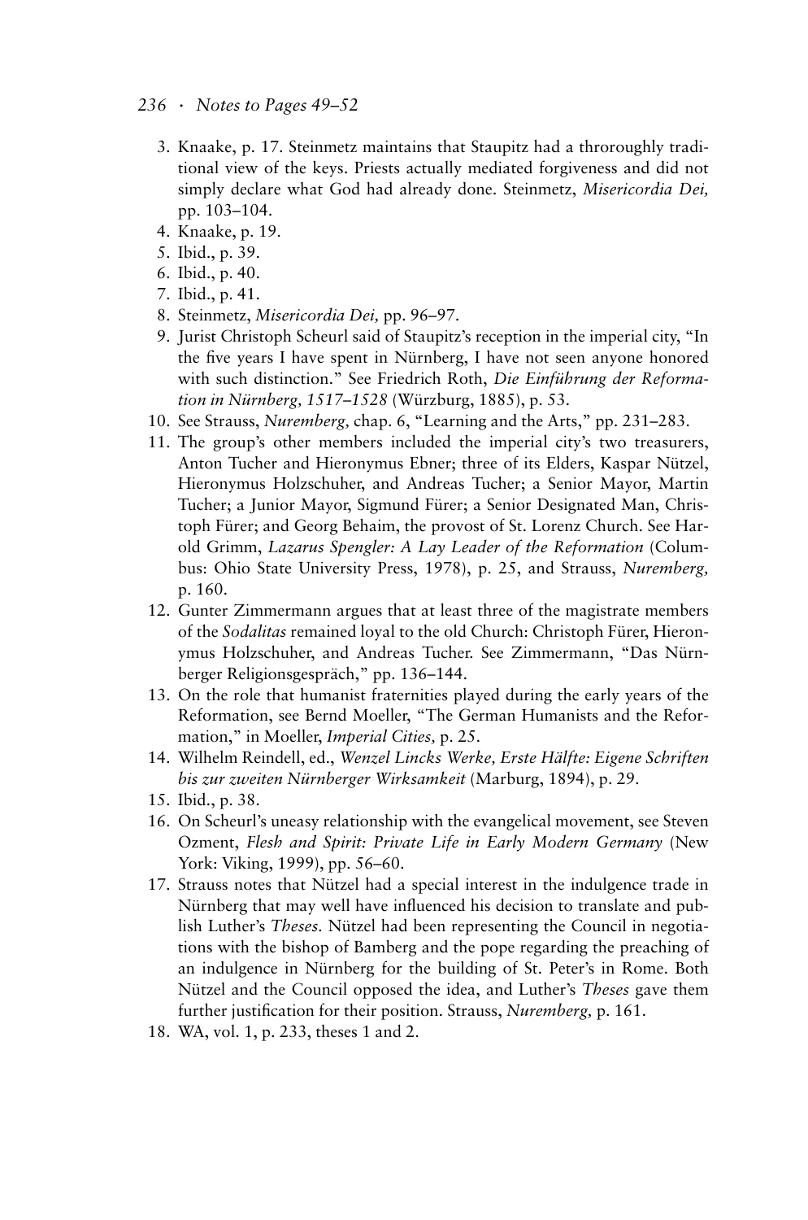3. Knaake, p. 17. Steinmetz maintains that Staupitz had a throroughly traditional view of the keys. Priests actually mediated forgiveness and did not simply declare what God had already done. Steinmetz, *Misericordia Dei,* pp. 103–104.
4. Knaake, p. 19.
5. Ibid., p. 39.
6. Ibid., p. 40.
7. Ibid., p. 41.
8. Steinmetz, *Misericordia Dei,* pp. 96–97.
9. Jurist Christoph Scheurl said of Staupitz's reception in the imperial city, "In the five years I have spent in Nürnberg, I have not seen anyone honored with such distinction." See Friedrich Roth, *Die Einführung der Reformation in Nürnberg, 1517–1528* (Würzburg, 1885), p. 53.
10. See Strauss, *Nuremberg,* chap. 6, "Learning and the Arts," pp. 231–283.
11. The group's other members included the imperial city's two treasurers, Anton Tucher and Hieronymus Ebner; three of its Elders, Kaspar Nützel, Hieronymus Holzschuher, and Andreas Tucher; a Senior Mayor, Martin Tucher; a Junior Mayor, Sigmund Fürer; a Senior Designated Man, Christoph Fürer; and Georg Behaim, the provost of St. Lorenz Church. See Harold Grimm, *Lazarus Spengler: A Lay Leader of the Reformation* (Columbus: Ohio State University Press, 1978), p. 25, and Strauss, *Nuremberg,* p. 160.
12. Gunter Zimmermann argues that at least three of the magistrate members of the *Sodalitas* remained loyal to the old Church: Christoph Fürer, Hieronymus Holzschuher, and Andreas Tucher. See Zimmermann, "Das Nürnberger Religionsgespräch," pp. 136–144.
13. On the role that humanist fraternities played during the early years of the Reformation, see Bernd Moeller, "The German Humanists and the Reformation," in Moeller, *Imperial Cities,* p. 25.
14. Wilhelm Reindell, ed., *Wenzel Lincks Werke, Erste Hälfte: Eigene Schriften bis zur zweiten Nürnberger Wirksamkeit* (Marburg, 1894), p. 29.
15. Ibid., p. 38.
16. On Scheurl's uneasy relationship with the evangelical movement, see Steven Ozment, *Flesh and Spirit: Private Life in Early Modern Germany* (New York: Viking, 1999), pp. 56–60.
17. Strauss notes that Nützel had a special interest in the indulgence trade in Nürnberg that may well have influenced his decision to translate and publish Luther's *Theses.* Nützel had been representing the Council in negotiations with the bishop of Bamberg and the pope regarding the preaching of an indulgence in Nürnberg for the building of St. Peter's in Rome. Both Nützel and the Council opposed the idea, and Luther's *Theses* gave them further justification for their position. Strauss, *Nuremberg,* p. 161.
18. WA, vol. 1, p. 233, theses 1 and 2.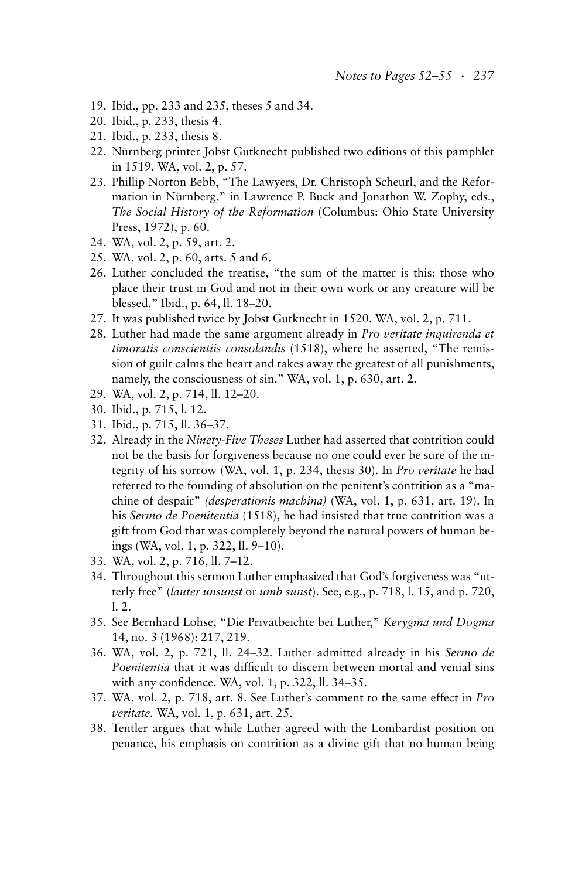19. Ibid., pp. 233 and 235, theses 5 and 34.
20. Ibid., p. 233, thesis 4.
21. Ibid., p. 233, thesis 8.
22. Nürnberg printer Jobst Gutknecht published two editions of this pamphlet in 1519. WA, vol. 2, p. 57.
23. Phillip Norton Bebb, "The Lawyers, Dr. Christoph Scheurl, and the Reformation in Nürnberg," in Lawrence P. Buck and Jonathon W. Zophy, eds., *The Social History of the Reformation* (Columbus: Ohio State University Press, 1972), p. 60.
24. WA, vol. 2, p. 59, art. 2.
25. WA, vol. 2, p. 60, arts. 5 and 6.
26. Luther concluded the treatise, "the sum of the matter is this: those who place their trust in God and not in their own work or any creature will be blessed." Ibid., p. 64, ll. 18–20.
27. It was published twice by Jobst Gutknecht in 1520. WA, vol. 2, p. 711.
28. Luther had made the same argument already in *Pro veritate inquirenda et timoratis conscientiis consolandis* (1518), where he asserted, "The remission of guilt calms the heart and takes away the greatest of all punishments, namely, the consciousness of sin." WA, vol. 1, p. 630, art. 2.
29. WA, vol. 2, p. 714, ll. 12–20.
30. Ibid., p. 715, l. 12.
31. Ibid., p. 715, ll. 36–37.
32. Already in the *Ninety-Five Theses* Luther had asserted that contrition could not be the basis for forgiveness because no one could ever be sure of the integrity of his sorrow (WA, vol. 1, p. 234, thesis 30). In *Pro veritate* he had referred to the founding of absolution on the penitent's contrition as a "machine of despair" *(desperationis machina)* (WA, vol. 1, p. 631, art. 19). In his *Sermo de Poenitentia* (1518), he had insisted that true contrition was a gift from God that was completely beyond the natural powers of human beings (WA, vol. 1, p. 322, ll. 9–10).
33. WA, vol. 2, p. 716, ll. 7–12.
34. Throughout this sermon Luther emphasized that God's forgiveness was "utterly free" (*lauter unsunst* or *umb sunst*). See, e.g., p. 718, l. 15, and p. 720, l. 2.
35. See Bernhard Lohse, "Die Privatbeichte bei Luther," *Kerygma und Dogma* 14, no. 3 (1968): 217, 219.
36. WA, vol. 2, p. 721, ll. 24–32. Luther admitted already in his *Sermo de Poenitentia* that it was difficult to discern between mortal and venial sins with any confidence. WA, vol. 1, p. 322, ll. 34–35.
37. WA, vol. 2, p. 718, art. 8. See Luther's comment to the same effect in *Pro veritate*. WA, vol. 1, p. 631, art. 25.
38. Tentler argues that while Luther agreed with the Lombardist position on penance, his emphasis on contrition as a divine gift that no human being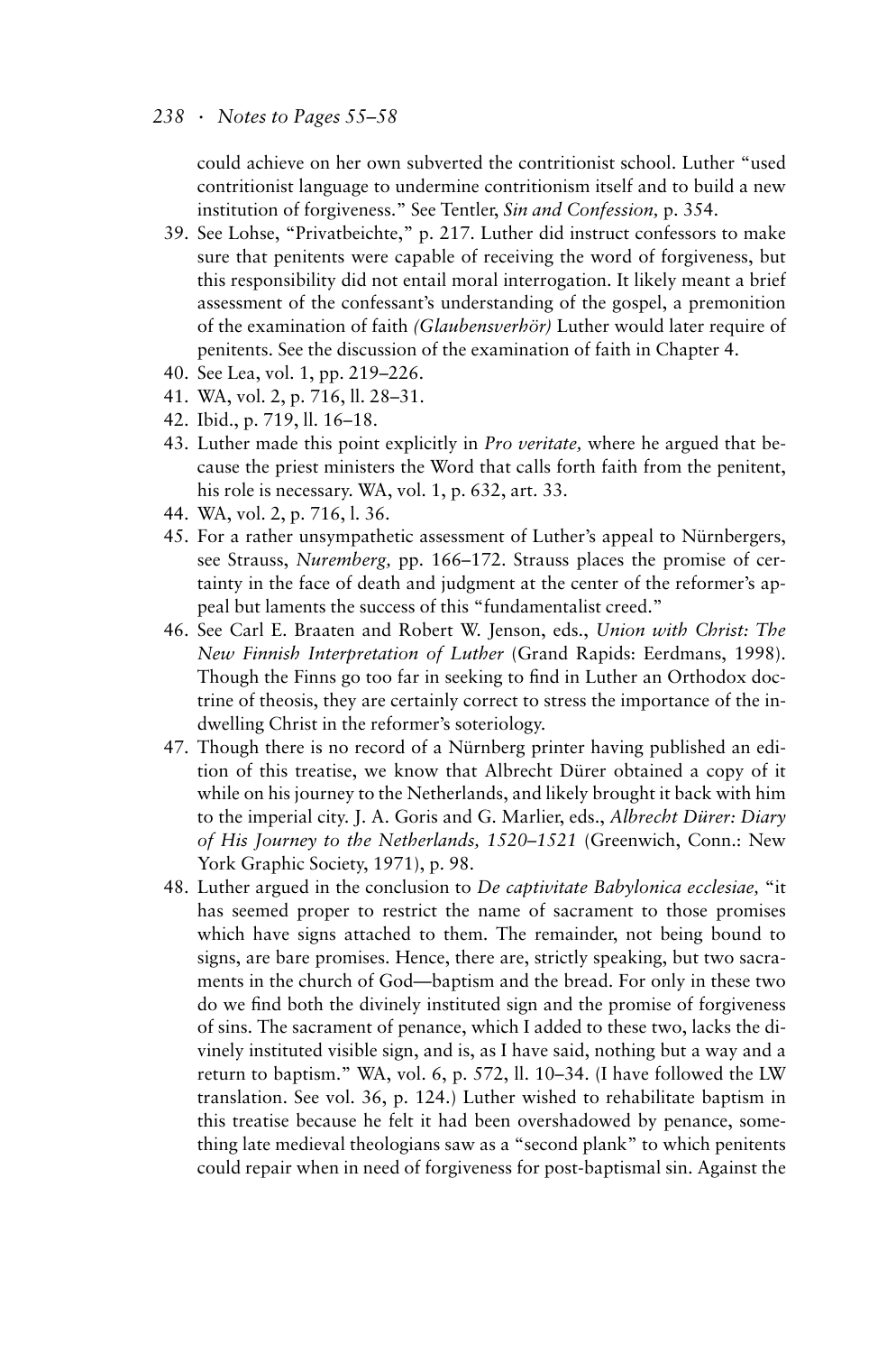could achieve on her own subverted the contritionist school. Luther "used contritionist language to undermine contritionism itself and to build a new institution of forgiveness." See Tentler, *Sin and Confession,* p. 354.

39. See Lohse, "Privatbeichte," p. 217. Luther did instruct confessors to make sure that penitents were capable of receiving the word of forgiveness, but this responsibility did not entail moral interrogation. It likely meant a brief assessment of the confessant's understanding of the gospel, a premonition of the examination of faith *(Glaubensverhör)* Luther would later require of penitents. See the discussion of the examination of faith in Chapter 4.
40. See Lea, vol. 1, pp. 219–226.
41. WA, vol. 2, p. 716, ll. 28–31.
42. Ibid., p. 719, ll. 16–18.
43. Luther made this point explicitly in *Pro veritate,* where he argued that because the priest ministers the Word that calls forth faith from the penitent, his role is necessary. WA, vol. 1, p. 632, art. 33.
44. WA, vol. 2, p. 716, l. 36.
45. For a rather unsympathetic assessment of Luther's appeal to Nürnbergers, see Strauss, *Nuremberg,* pp. 166–172. Strauss places the promise of certainty in the face of death and judgment at the center of the reformer's appeal but laments the success of this "fundamentalist creed."
46. See Carl E. Braaten and Robert W. Jenson, eds., *Union with Christ: The New Finnish Interpretation of Luther* (Grand Rapids: Eerdmans, 1998). Though the Finns go too far in seeking to find in Luther an Orthodox doctrine of theosis, they are certainly correct to stress the importance of the indwelling Christ in the reformer's soteriology.
47. Though there is no record of a Nürnberg printer having published an edition of this treatise, we know that Albrecht Dürer obtained a copy of it while on his journey to the Netherlands, and likely brought it back with him to the imperial city. J. A. Goris and G. Marlier, eds., *Albrecht Dürer: Diary of His Journey to the Netherlands, 1520–1521* (Greenwich, Conn.: New York Graphic Society, 1971), p. 98.
48. Luther argued in the conclusion to *De captivitate Babylonica ecclesiae,* "it has seemed proper to restrict the name of sacrament to those promises which have signs attached to them. The remainder, not being bound to signs, are bare promises. Hence, there are, strictly speaking, but two sacraments in the church of God—baptism and the bread. For only in these two do we find both the divinely instituted sign and the promise of forgiveness of sins. The sacrament of penance, which I added to these two, lacks the divinely instituted visible sign, and is, as I have said, nothing but a way and a return to baptism." WA, vol. 6, p. 572, ll. 10–34. (I have followed the LW translation. See vol. 36, p. 124.) Luther wished to rehabilitate baptism in this treatise because he felt it had been overshadowed by penance, something late medieval theologians saw as a "second plank" to which penitents could repair when in need of forgiveness for post-baptismal sin. Against the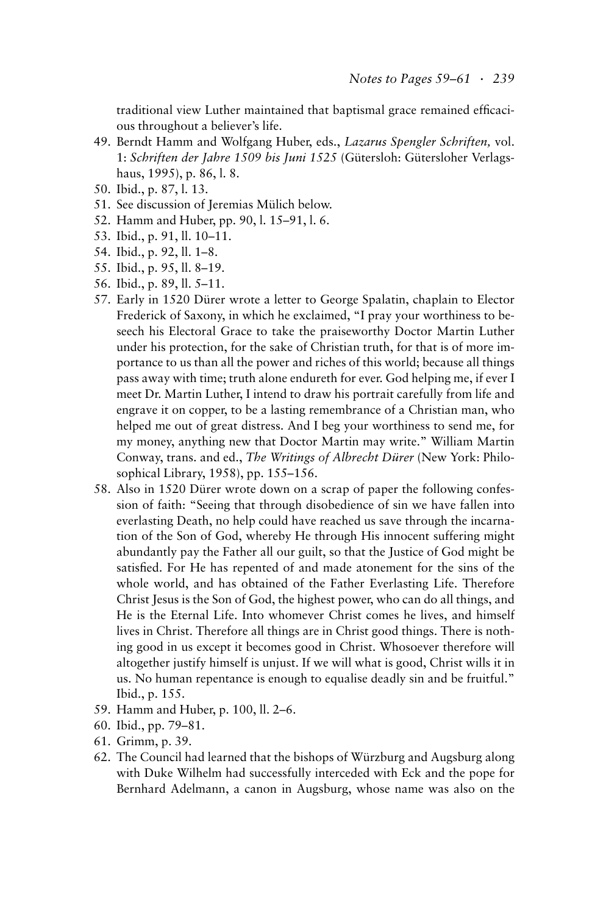traditional view Luther maintained that baptismal grace remained efficacious throughout a believer's life.

49. Berndt Hamm and Wolfgang Huber, eds., *Lazarus Spengler Schriften,* vol. 1: *Schriften der Jahre 1509 bis Juni 1525* (Gütersloh: Gütersloher Verlagshaus, 1995), p. 86, l. 8.
50. Ibid., p. 87, l. 13.
51. See discussion of Jeremias Mülich below.
52. Hamm and Huber, pp. 90, l. 15–91, l. 6.
53. Ibid., p. 91, ll. 10–11.
54. Ibid., p. 92, ll. 1–8.
55. Ibid., p. 95, ll. 8–19.
56. Ibid., p. 89, ll. 5–11.
57. Early in 1520 Dürer wrote a letter to George Spalatin, chaplain to Elector Frederick of Saxony, in which he exclaimed, "I pray your worthiness to beseech his Electoral Grace to take the praiseworthy Doctor Martin Luther under his protection, for the sake of Christian truth, for that is of more importance to us than all the power and riches of this world; because all things pass away with time; truth alone endureth for ever. God helping me, if ever I meet Dr. Martin Luther, I intend to draw his portrait carefully from life and engrave it on copper, to be a lasting remembrance of a Christian man, who helped me out of great distress. And I beg your worthiness to send me, for my money, anything new that Doctor Martin may write." William Martin Conway, trans. and ed., *The Writings of Albrecht Dürer* (New York: Philosophical Library, 1958), pp. 155–156.
58. Also in 1520 Dürer wrote down on a scrap of paper the following confession of faith: "Seeing that through disobedience of sin we have fallen into everlasting Death, no help could have reached us save through the incarnation of the Son of God, whereby He through His innocent suffering might abundantly pay the Father all our guilt, so that the Justice of God might be satisfied. For He has repented of and made atonement for the sins of the whole world, and has obtained of the Father Everlasting Life. Therefore Christ Jesus is the Son of God, the highest power, who can do all things, and He is the Eternal Life. Into whomever Christ comes he lives, and himself lives in Christ. Therefore all things are in Christ good things. There is nothing good in us except it becomes good in Christ. Whosoever therefore will altogether justify himself is unjust. If we will what is good, Christ wills it in us. No human repentance is enough to equalise deadly sin and be fruitful." Ibid., p. 155.
59. Hamm and Huber, p. 100, ll. 2–6.
60. Ibid., pp. 79–81.
61. Grimm, p. 39.
62. The Council had learned that the bishops of Würzburg and Augsburg along with Duke Wilhelm had successfully interceded with Eck and the pope for Bernhard Adelmann, a canon in Augsburg, whose name was also on the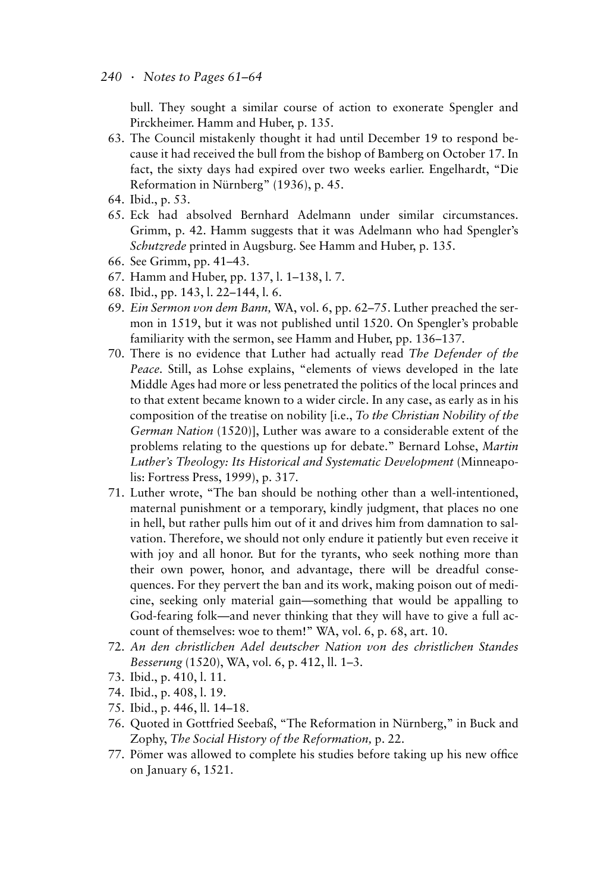bull. They sought a similar course of action to exonerate Spengler and Pirckheimer. Hamm and Huber, p. 135.

63. The Council mistakenly thought it had until December 19 to respond because it had received the bull from the bishop of Bamberg on October 17. In fact, the sixty days had expired over two weeks earlier. Engelhardt, "Die Reformation in Nürnberg" (1936), p. 45.
64. Ibid., p. 53.
65. Eck had absolved Bernhard Adelmann under similar circumstances. Grimm, p. 42. Hamm suggests that it was Adelmann who had Spengler's *Schutzrede* printed in Augsburg. See Hamm and Huber, p. 135.
66. See Grimm, pp. 41–43.
67. Hamm and Huber, pp. 137, l. 1–138, l. 7.
68. Ibid., pp. 143, l. 22–144, l. 6.
69. *Ein Sermon von dem Bann,* WA, vol. 6, pp. 62–75. Luther preached the sermon in 1519, but it was not published until 1520. On Spengler's probable familiarity with the sermon, see Hamm and Huber, pp. 136–137.
70. There is no evidence that Luther had actually read *The Defender of the Peace.* Still, as Lohse explains, "elements of views developed in the late Middle Ages had more or less penetrated the politics of the local princes and to that extent became known to a wider circle. In any case, as early as in his composition of the treatise on nobility [i.e., *To the Christian Nobility of the German Nation* (1520)], Luther was aware to a considerable extent of the problems relating to the questions up for debate." Bernard Lohse, *Martin Luther's Theology: Its Historical and Systematic Development* (Minneapolis: Fortress Press, 1999), p. 317.
71. Luther wrote, "The ban should be nothing other than a well-intentioned, maternal punishment or a temporary, kindly judgment, that places no one in hell, but rather pulls him out of it and drives him from damnation to salvation. Therefore, we should not only endure it patiently but even receive it with joy and all honor. But for the tyrants, who seek nothing more than their own power, honor, and advantage, there will be dreadful consequences. For they pervert the ban and its work, making poison out of medicine, seeking only material gain—something that would be appalling to God-fearing folk—and never thinking that they will have to give a full account of themselves: woe to them!" WA, vol. 6, p. 68, art. 10.
72. *An den christlichen Adel deutscher Nation von des christlichen Standes Besserung* (1520), WA, vol. 6, p. 412, ll. 1–3.
73. Ibid., p. 410, l. 11.
74. Ibid., p. 408, l. 19.
75. Ibid., p. 446, ll. 14–18.
76. Quoted in Gottfried Seebaß, "The Reformation in Nürnberg," in Buck and Zophy, *The Social History of the Reformation,* p. 22.
77. Pömer was allowed to complete his studies before taking up his new office on January 6, 1521.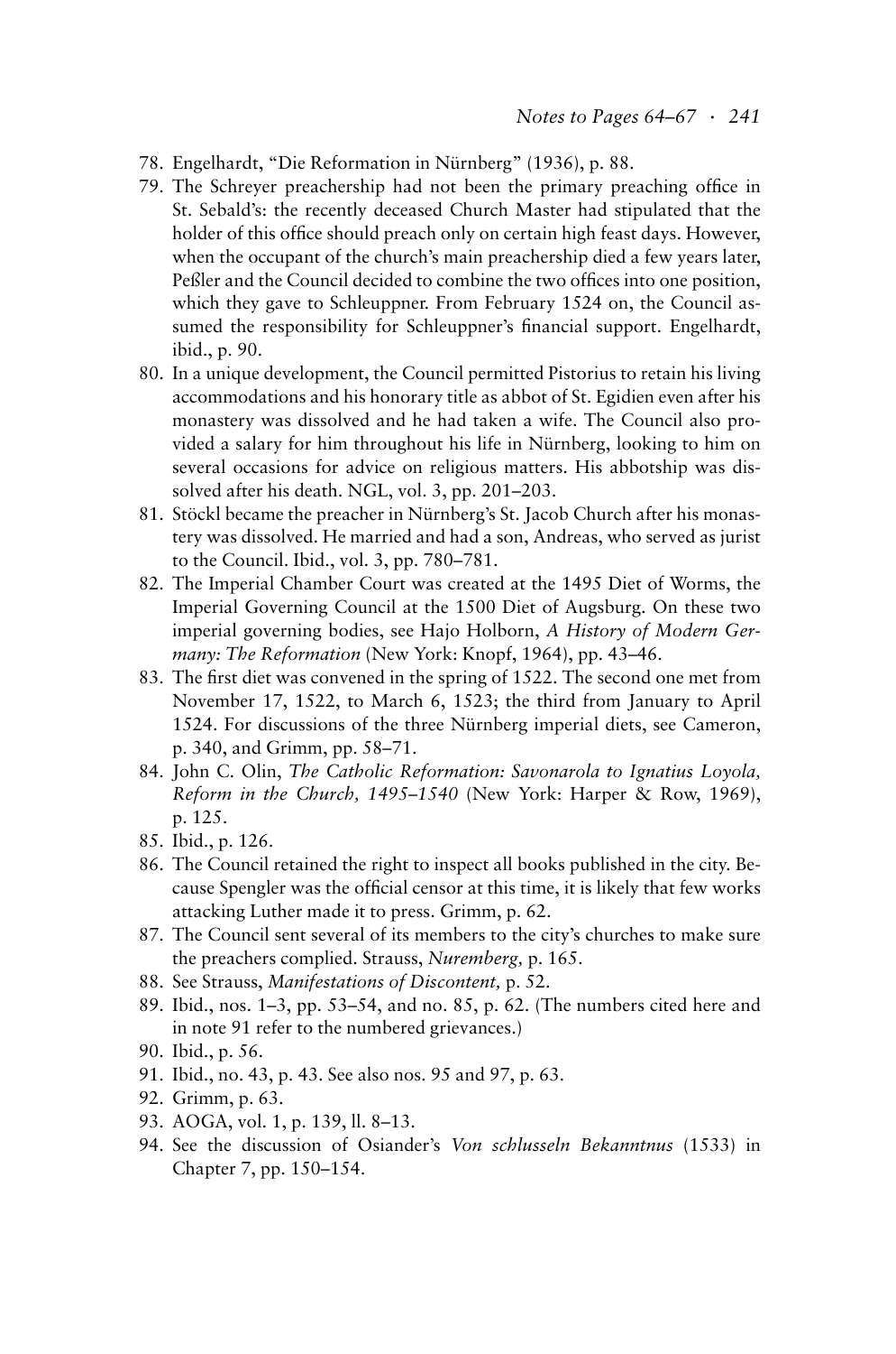78. Engelhardt, "Die Reformation in Nürnberg" (1936), p. 88.
79. The Schreyer preachership had not been the primary preaching office in St. Sebald's: the recently deceased Church Master had stipulated that the holder of this office should preach only on certain high feast days. However, when the occupant of the church's main preachership died a few years later, Peßler and the Council decided to combine the two offices into one position, which they gave to Schleuppner. From February 1524 on, the Council assumed the responsibility for Schleuppner's financial support. Engelhardt, ibid., p. 90.
80. In a unique development, the Council permitted Pistorius to retain his living accommodations and his honorary title as abbot of St. Egidien even after his monastery was dissolved and he had taken a wife. The Council also provided a salary for him throughout his life in Nürnberg, looking to him on several occasions for advice on religious matters. His abbotship was dissolved after his death. NGL, vol. 3, pp. 201–203.
81. Stöckl became the preacher in Nürnberg's St. Jacob Church after his monastery was dissolved. He married and had a son, Andreas, who served as jurist to the Council. Ibid., vol. 3, pp. 780–781.
82. The Imperial Chamber Court was created at the 1495 Diet of Worms, the Imperial Governing Council at the 1500 Diet of Augsburg. On these two imperial governing bodies, see Hajo Holborn, *A History of Modern Germany: The Reformation* (New York: Knopf, 1964), pp. 43–46.
83. The first diet was convened in the spring of 1522. The second one met from November 17, 1522, to March 6, 1523; the third from January to April 1524. For discussions of the three Nürnberg imperial diets, see Cameron, p. 340, and Grimm, pp. 58–71.
84. John C. Olin, *The Catholic Reformation: Savonarola to Ignatius Loyola, Reform in the Church, 1495–1540* (New York: Harper & Row, 1969), p. 125.
85. Ibid., p. 126.
86. The Council retained the right to inspect all books published in the city. Because Spengler was the official censor at this time, it is likely that few works attacking Luther made it to press. Grimm, p. 62.
87. The Council sent several of its members to the city's churches to make sure the preachers complied. Strauss, *Nuremberg,* p. 165.
88. See Strauss, *Manifestations of Discontent,* p. 52.
89. Ibid., nos. 1–3, pp. 53–54, and no. 85, p. 62. (The numbers cited here and in note 91 refer to the numbered grievances.)
90. Ibid., p. 56.
91. Ibid., no. 43, p. 43. See also nos. 95 and 97, p. 63.
92. Grimm, p. 63.
93. AOGA, vol. 1, p. 139, ll. 8–13.
94. See the discussion of Osiander's *Von schlusseln Bekanntnus* (1533) in Chapter 7, pp. 150–154.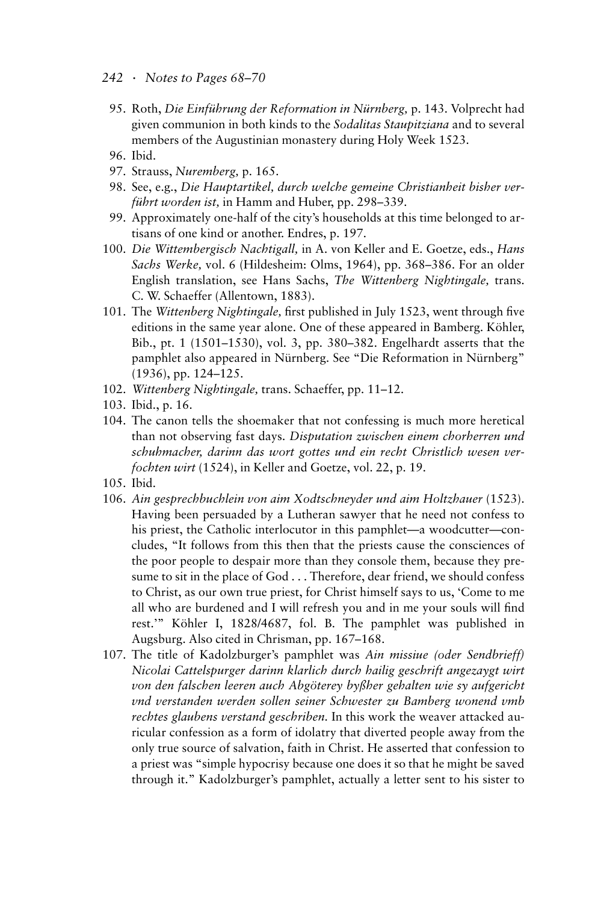95. Roth, *Die Einführung der Reformation in Nürnberg,* p. 143. Volprecht had given communion in both kinds to the *Sodalitas Staupitziana* and to several members of the Augustinian monastery during Holy Week 1523.
96. Ibid.
97. Strauss, *Nuremberg,* p. 165.
98. See, e.g., *Die Hauptartikel, durch welche gemeine Christianheit bisher verführt worden ist,* in Hamm and Huber, pp. 298–339.
99. Approximately one-half of the city's households at this time belonged to artisans of one kind or another. Endres, p. 197.
100. *Die Wittembergisch Nachtigall,* in A. von Keller and E. Goetze, eds., *Hans Sachs Werke,* vol. 6 (Hildesheim: Olms, 1964), pp. 368–386. For an older English translation, see Hans Sachs, *The Wittenberg Nightingale,* trans. C. W. Schaeffer (Allentown, 1883).
101. The *Wittenberg Nightingale,* first published in July 1523, went through five editions in the same year alone. One of these appeared in Bamberg. Köhler, Bib., pt. 1 (1501–1530), vol. 3, pp. 380–382. Engelhardt asserts that the pamphlet also appeared in Nürnberg. See "Die Reformation in Nürnberg" (1936), pp. 124–125.
102. *Wittenberg Nightingale,* trans. Schaeffer, pp. 11–12.
103. Ibid., p. 16.
104. The canon tells the shoemaker that not confessing is much more heretical than not observing fast days. *Disputation zwischen einem chorherren und schuhmacher, darinn das wort gottes und ein recht Christlich wesen verfochten wirt* (1524), in Keller and Goetze, vol. 22, p. 19.
105. Ibid.
106. *Ain gesprechbuchlein von aim Xodtschneyder und aim Holtzhauer* (1523). Having been persuaded by a Lutheran sawyer that he need not confess to his priest, the Catholic interlocutor in this pamphlet—a woodcutter—concludes, "It follows from this then that the priests cause the consciences of the poor people to despair more than they console them, because they presume to sit in the place of God . . . Therefore, dear friend, we should confess to Christ, as our own true priest, for Christ himself says to us, 'Come to me all who are burdened and I will refresh you and in me your souls will find rest.'" Köhler I, 1828/4687, fol. B. The pamphlet was published in Augsburg. Also cited in Chrisman, pp. 167–168.
107. The title of Kadolzburger's pamphlet was *Ain missiue (oder Sendbrieff) Nicolai Cattelspurger darinn klarlich durch hailig geschrift angezaygt wirt von den falschen leeren auch Abgöterey byßher gehalten wie sy aufgericht vnd verstanden werden sollen seiner Schwester zu Bamberg wonend vmb rechtes glaubens verstand geschriben.* In this work the weaver attacked auricular confession as a form of idolatry that diverted people away from the only true source of salvation, faith in Christ. He asserted that confession to a priest was "simple hypocrisy because one does it so that he might be saved through it." Kadolzburger's pamphlet, actually a letter sent to his sister to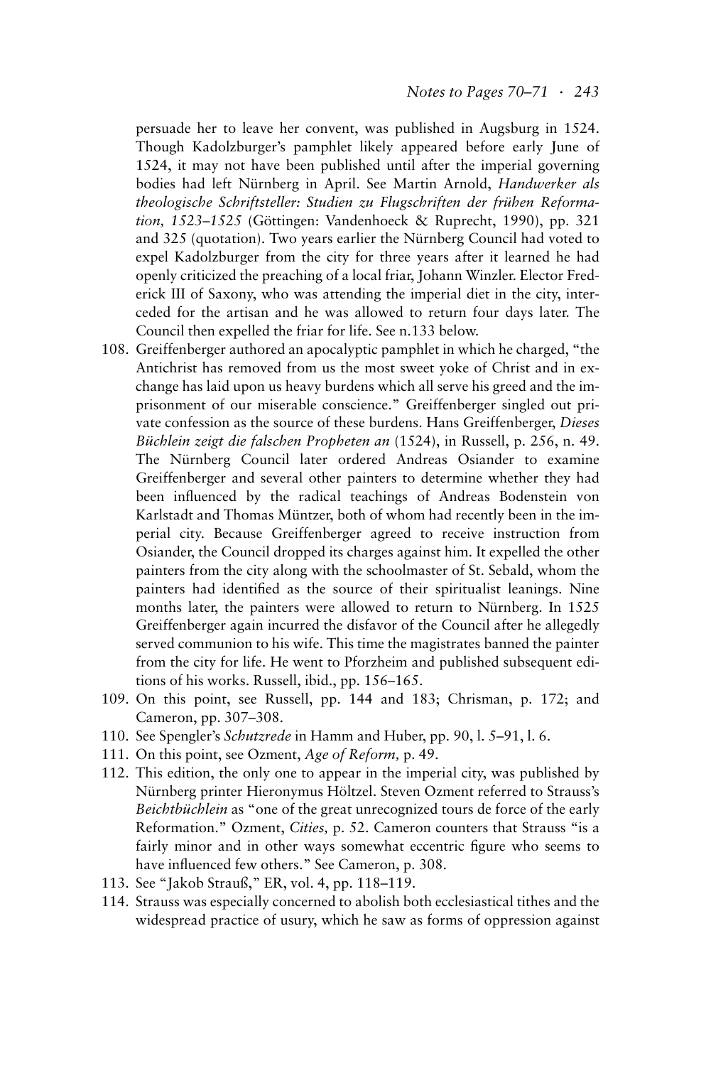persuade her to leave her convent, was published in Augsburg in 1524. Though Kadolzburger's pamphlet likely appeared before early June of 1524, it may not have been published until after the imperial governing bodies had left Nürnberg in April. See Martin Arnold, *Handwerker als theologische Schriftsteller: Studien zu Flugschriften der frühen Reformation, 1523–1525* (Göttingen: Vandenhoeck & Ruprecht, 1990), pp. 321 and 325 (quotation). Two years earlier the Nürnberg Council had voted to expel Kadolzburger from the city for three years after it learned he had openly criticized the preaching of a local friar, Johann Winzler. Elector Frederick III of Saxony, who was attending the imperial diet in the city, interceded for the artisan and he was allowed to return four days later. The Council then expelled the friar for life. See n.133 below.

108. Greiffenberger authored an apocalyptic pamphlet in which he charged, "the Antichrist has removed from us the most sweet yoke of Christ and in exchange has laid upon us heavy burdens which all serve his greed and the imprisonment of our miserable conscience." Greiffenberger singled out private confession as the source of these burdens. Hans Greiffenberger, *Dieses Büchlein zeigt die falschen Propheten an* (1524), in Russell, p. 256, n. 49. The Nürnberg Council later ordered Andreas Osiander to examine Greiffenberger and several other painters to determine whether they had been influenced by the radical teachings of Andreas Bodenstein von Karlstadt and Thomas Müntzer, both of whom had recently been in the imperial city. Because Greiffenberger agreed to receive instruction from Osiander, the Council dropped its charges against him. It expelled the other painters from the city along with the schoolmaster of St. Sebald, whom the painters had identified as the source of their spiritualist leanings. Nine months later, the painters were allowed to return to Nürnberg. In 1525 Greiffenberger again incurred the disfavor of the Council after he allegedly served communion to his wife. This time the magistrates banned the painter from the city for life. He went to Pforzheim and published subsequent editions of his works. Russell, ibid., pp. 156–165.
109. On this point, see Russell, pp. 144 and 183; Chrisman, p. 172; and Cameron, pp. 307–308.
110. See Spengler's *Schutzrede* in Hamm and Huber, pp. 90, l. 5–91, l. 6.
111. On this point, see Ozment, *Age of Reform,* p. 49.
112. This edition, the only one to appear in the imperial city, was published by Nürnberg printer Hieronymus Höltzel. Steven Ozment referred to Strauss's *Beichtbüchlein* as "one of the great unrecognized tours de force of the early Reformation." Ozment, *Cities,* p. 52. Cameron counters that Strauss "is a fairly minor and in other ways somewhat eccentric figure who seems to have influenced few others." See Cameron, p. 308.
113. See "Jakob Strauß," ER, vol. 4, pp. 118–119.
114. Strauss was especially concerned to abolish both ecclesiastical tithes and the widespread practice of usury, which he saw as forms of oppression against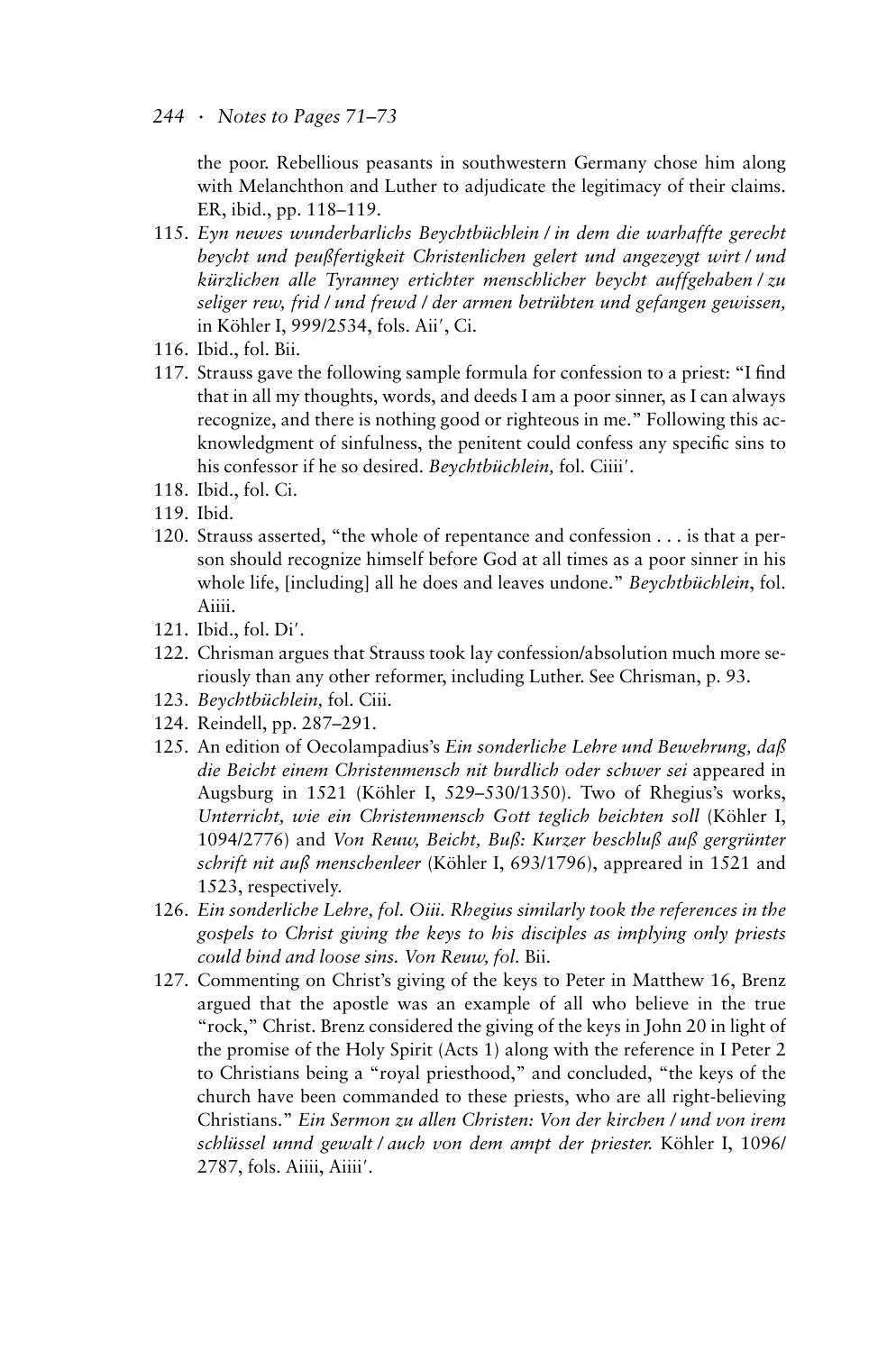the poor. Rebellious peasants in southwestern Germany chose him along with Melanchthon and Luther to adjudicate the legitimacy of their claims. ER, ibid., pp. 118–119.

115. *Eyn newes wunderbarlichs Beychtbüchlein / in dem die warhaffte gerecht beycht und peußfertigkeit Christenlichen gelert und angezeygt wirt / und kürzlichen alle Tyranney ertichter menschlicher beycht auffgehaben / zu seliger rew, frid / und frewd / der armen betrübten und gefangen gewissen,* in Köhler I, 999/2534, fols. Aii′, Ci.
116. Ibid., fol. Bii.
117. Strauss gave the following sample formula for confession to a priest: "I find that in all my thoughts, words, and deeds I am a poor sinner, as I can always recognize, and there is nothing good or righteous in me." Following this acknowledgment of sinfulness, the penitent could confess any specific sins to his confessor if he so desired. *Beychtbüchlein,* fol. Ciiii′.
118. Ibid., fol. Ci.
119. Ibid.
120. Strauss asserted, "the whole of repentance and confession . . . is that a person should recognize himself before God at all times as a poor sinner in his whole life, [including] all he does and leaves undone." *Beychtbüchlein*, fol. Aiiii.
121. Ibid., fol. Di′.
122. Chrisman argues that Strauss took lay confession/absolution much more seriously than any other reformer, including Luther. See Chrisman, p. 93.
123. *Beychtbüchlein,* fol. Ciii.
124. Reindell, pp. 287–291.
125. An edition of Oecolampadius's *Ein sonderliche Lehre und Bewehrung, daß die Beicht einem Christenmensch nit burdlich oder schwer sei* appeared in Augsburg in 1521 (Köhler I, 529–530/1350). Two of Rhegius's works, *Unterricht, wie ein Christenmensch Gott teglich beichten soll* (Köhler I, 1094/2776) and *Von Reuw, Beicht, Buß: Kurzer beschluß auß gergrünter schrift nit auß menschenleer* (Köhler I, 693/1796), appeared in 1521 and 1523, respectively.
126. *Ein sonderliche Lehre, fol. Oiii. Rhegius similarly took the references in the gospels to Christ giving the keys to his disciples as implying only priests could bind and loose sins. Von Reuw, fol.* Bii.
127. Commenting on Christ's giving of the keys to Peter in Matthew 16, Brenz argued that the apostle was an example of all who believe in the true "rock," Christ. Brenz considered the giving of the keys in John 20 in light of the promise of the Holy Spirit (Acts 1) along with the reference in I Peter 2 to Christians being a "royal priesthood," and concluded, "the keys of the church have been commanded to these priests, who are all right-believing Christians." *Ein Sermon zu allen Christen: Von der kirchen / und von irem schlüssel unnd gewalt / auch von dem ampt der priester.* Köhler I, 1096/2787, fols. Aiiii, Aiiii′.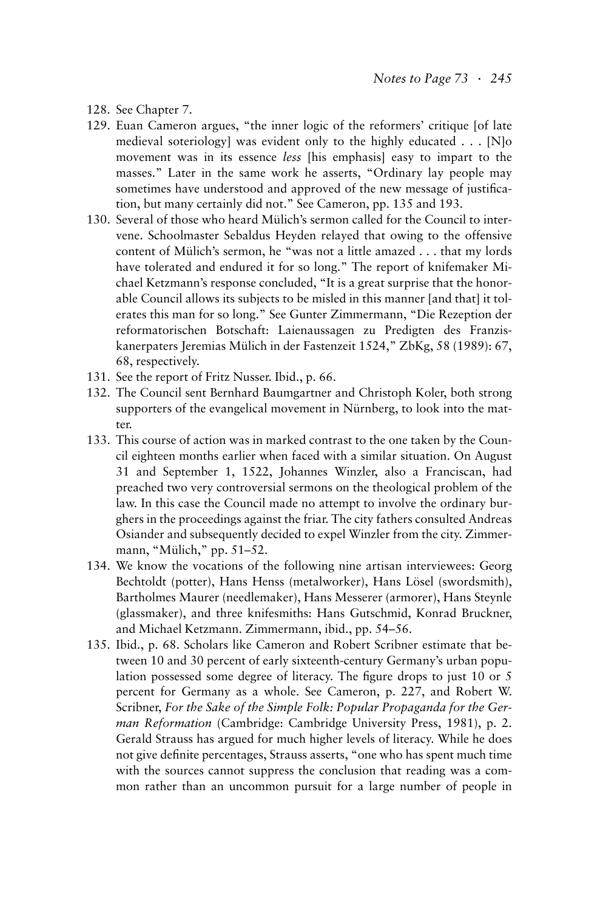128. See Chapter 7.

129. Euan Cameron argues, "the inner logic of the reformers' critique [of late medieval soteriology] was evident only to the highly educated . . . [N]o movement was in its essence *less* [his emphasis] easy to impart to the masses." Later in the same work he asserts, "Ordinary lay people may sometimes have understood and approved of the new message of justification, but many certainly did not." See Cameron, pp. 135 and 193.

130. Several of those who heard Mülich's sermon called for the Council to intervene. Schoolmaster Sebaldus Heyden relayed that owing to the offensive content of Mülich's sermon, he "was not a little amazed . . . that my lords have tolerated and endured it for so long." The report of knifemaker Michael Ketzmann's response concluded, "It is a great surprise that the honorable Council allows its subjects to be misled in this manner [and that] it tolerates this man for so long." See Gunter Zimmermann, "Die Rezeption der reformatorischen Botschaft: Laienaussagen zu Predigten des Franziskanerpaters Jeremias Mülich in der Fastenzeit 1524," ZbKg, 58 (1989): 67, 68, respectively.

131. See the report of Fritz Nusser. Ibid., p. 66.

132. The Council sent Bernhard Baumgartner and Christoph Koler, both strong supporters of the evangelical movement in Nürnberg, to look into the matter.

133. This course of action was in marked contrast to the one taken by the Council eighteen months earlier when faced with a similar situation. On August 31 and September 1, 1522, Johannes Winzler, also a Franciscan, had preached two very controversial sermons on the theological problem of the law. In this case the Council made no attempt to involve the ordinary burghers in the proceedings against the friar. The city fathers consulted Andreas Osiander and subsequently decided to expel Winzler from the city. Zimmermann, "Mülich," pp. 51–52.

134. We know the vocations of the following nine artisan interviewees: Georg Bechtoldt (potter), Hans Henss (metalworker), Hans Lösel (swordsmith), Bartholmes Maurer (needlemaker), Hans Messerer (armorer), Hans Steynle (glassmaker), and three knifesmiths: Hans Gutschmid, Konrad Bruckner, and Michael Ketzmann. Zimmermann, ibid., pp. 54–56.

135. Ibid., p. 68. Scholars like Cameron and Robert Scribner estimate that between 10 and 30 percent of early sixteenth-century Germany's urban population possessed some degree of literacy. The figure drops to just 10 or 5 percent for Germany as a whole. See Cameron, p. 227, and Robert W. Scribner, *For the Sake of the Simple Folk: Popular Propaganda for the German Reformation* (Cambridge: Cambridge University Press, 1981), p. 2. Gerald Strauss has argued for much higher levels of literacy. While he does not give definite percentages, Strauss asserts, "one who has spent much time with the sources cannot suppress the conclusion that reading was a common rather than an uncommon pursuit for a large number of people in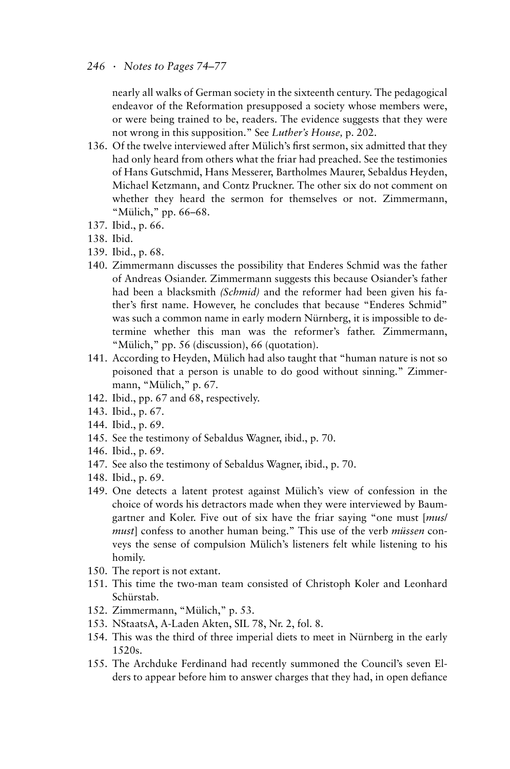nearly all walks of German society in the sixteenth century. The pedagogical endeavor of the Reformation presupposed a society whose members were, or were being trained to be, readers. The evidence suggests that they were not wrong in this supposition." See *Luther's House,* p. 202.

136. Of the twelve interviewed after Mülich's first sermon, six admitted that they had only heard from others what the friar had preached. See the testimonies of Hans Gutschmid, Hans Messerer, Bartholmes Maurer, Sebaldus Heyden, Michael Ketzmann, and Contz Pruckner. The other six do not comment on whether they heard the sermon for themselves or not. Zimmermann, "Mülich," pp. 66–68.
137. Ibid., p. 66.
138. Ibid.
139. Ibid., p. 68.
140. Zimmermann discusses the possibility that Enderes Schmid was the father of Andreas Osiander. Zimmermann suggests this because Osiander's father had been a blacksmith *(Schmid)* and the reformer had been given his father's first name. However, he concludes that because "Enderes Schmid" was such a common name in early modern Nürnberg, it is impossible to determine whether this man was the reformer's father. Zimmermann, "Mülich," pp. 56 (discussion), 66 (quotation).
141. According to Heyden, Mülich had also taught that "human nature is not so poisoned that a person is unable to do good without sinning." Zimmermann, "Mülich," p. 67.
142. Ibid., pp. 67 and 68, respectively.
143. Ibid., p. 67.
144. Ibid., p. 69.
145. See the testimony of Sebaldus Wagner, ibid., p. 70.
146. Ibid., p. 69.
147. See also the testimony of Sebaldus Wagner, ibid., p. 70.
148. Ibid., p. 69.
149. One detects a latent protest against Mülich's view of confession in the choice of words his detractors made when they were interviewed by Baumgartner and Koler. Five out of six have the friar saying "one must [*mus*/*must*] confess to another human being." This use of the verb *müssen* conveys the sense of compulsion Mülich's listeners felt while listening to his homily.
150. The report is not extant.
151. This time the two-man team consisted of Christoph Koler and Leonhard Schürstab.
152. Zimmermann, "Mülich," p. 53.
153. NStaatsA, A-Laden Akten, SIL 78, Nr. 2, fol. 8.
154. This was the third of three imperial diets to meet in Nürnberg in the early 1520s.
155. The Archduke Ferdinand had recently summoned the Council's seven Elders to appear before him to answer charges that they had, in open defiance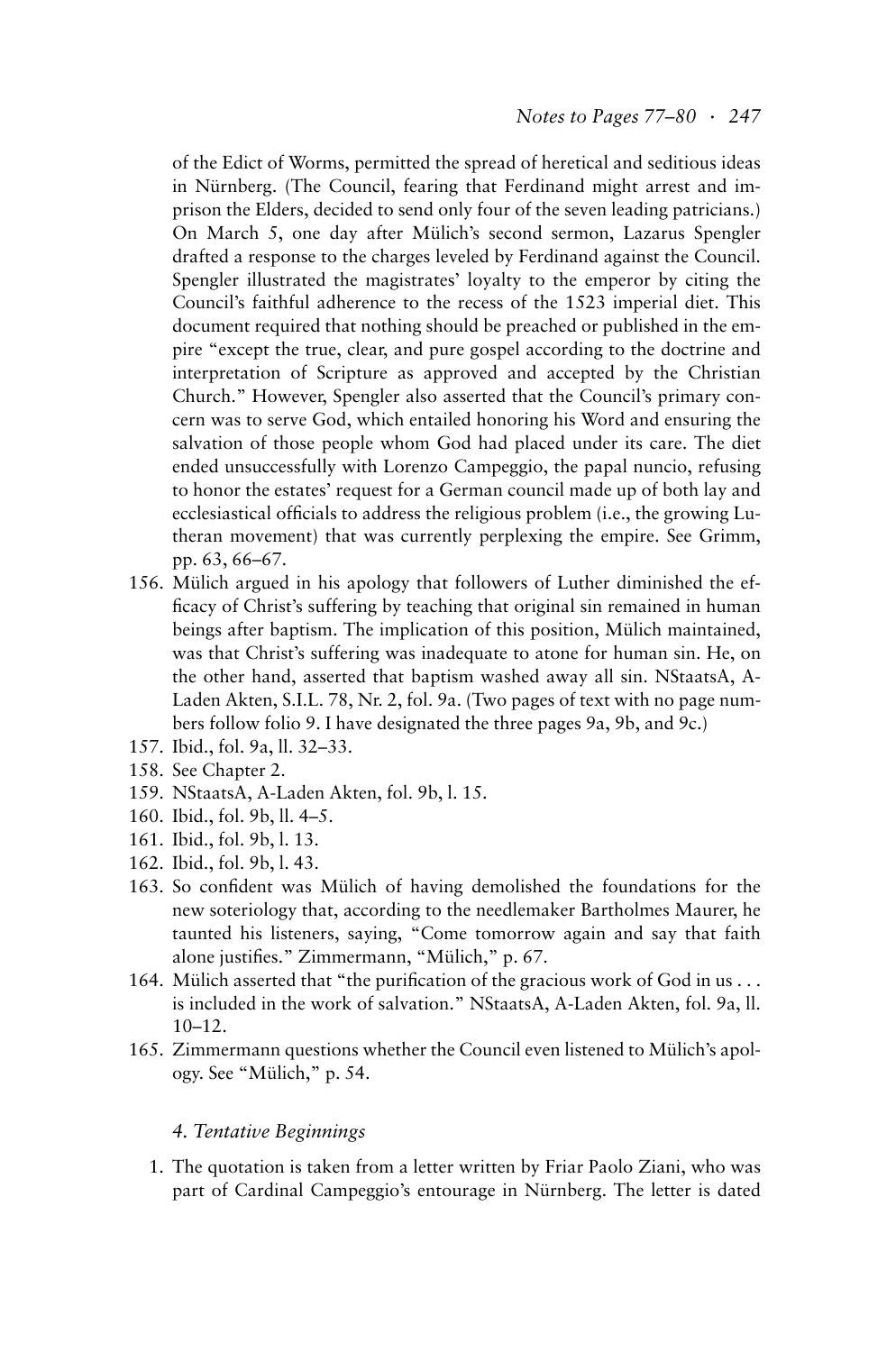of the Edict of Worms, permitted the spread of heretical and seditious ideas in Nürnberg. (The Council, fearing that Ferdinand might arrest and imprison the Elders, decided to send only four of the seven leading patricians.) On March 5, one day after Mülich's second sermon, Lazarus Spengler drafted a response to the charges leveled by Ferdinand against the Council. Spengler illustrated the magistrates' loyalty to the emperor by citing the Council's faithful adherence to the recess of the 1523 imperial diet. This document required that nothing should be preached or published in the empire "except the true, clear, and pure gospel according to the doctrine and interpretation of Scripture as approved and accepted by the Christian Church." However, Spengler also asserted that the Council's primary concern was to serve God, which entailed honoring his Word and ensuring the salvation of those people whom God had placed under its care. The diet ended unsuccessfully with Lorenzo Campeggio, the papal nuncio, refusing to honor the estates' request for a German council made up of both lay and ecclesiastical officials to address the religious problem (i.e., the growing Lutheran movement) that was currently perplexing the empire. See Grimm, pp. 63, 66–67.

156. Mülich argued in his apology that followers of Luther diminished the efficacy of Christ's suffering by teaching that original sin remained in human beings after baptism. The implication of this position, Mülich maintained, was that Christ's suffering was inadequate to atone for human sin. He, on the other hand, asserted that baptism washed away all sin. NStaatsA, A-Laden Akten, S.I.L. 78, Nr. 2, fol. 9a. (Two pages of text with no page numbers follow folio 9. I have designated the three pages 9a, 9b, and 9c.)
157. Ibid., fol. 9a, ll. 32–33.
158. See Chapter 2.
159. NStaatsA, A-Laden Akten, fol. 9b, l. 15.
160. Ibid., fol. 9b, ll. 4–5.
161. Ibid., fol. 9b, l. 13.
162. Ibid., fol. 9b, l. 43.
163. So confident was Mülich of having demolished the foundations for the new soteriology that, according to the needlemaker Bartholmes Maurer, he taunted his listeners, saying, "Come tomorrow again and say that faith alone justifies." Zimmermann, "Mülich," p. 67.
164. Mülich asserted that "the purification of the gracious work of God in us . . . is included in the work of salvation." NStaatsA, A-Laden Akten, fol. 9a, ll. 10–12.
165. Zimmermann questions whether the Council even listened to Mülich's apology. See "Mülich," p. 54.

### *4. Tentative Beginnings*

1. The quotation is taken from a letter written by Friar Paolo Ziani, who was part of Cardinal Campeggio's entourage in Nürnberg. The letter is dated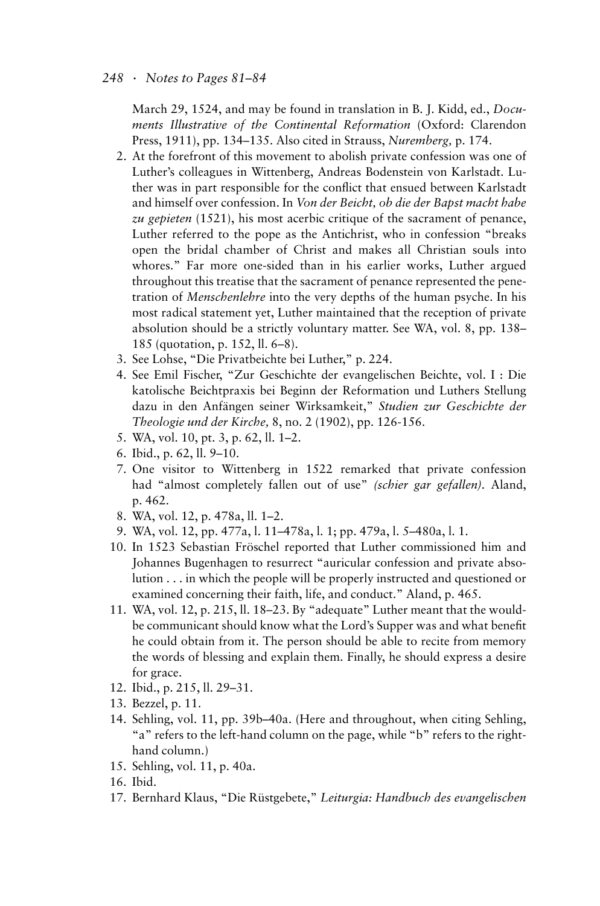March 29, 1524, and may be found in translation in B. J. Kidd, ed., *Documents Illustrative of the Continental Reformation* (Oxford: Clarendon Press, 1911), pp. 134–135. Also cited in Strauss, *Nuremberg,* p. 174.

2. At the forefront of this movement to abolish private confession was one of Luther's colleagues in Wittenberg, Andreas Bodenstein von Karlstadt. Luther was in part responsible for the conflict that ensued between Karlstadt and himself over confession. In *Von der Beicht, ob die der Bapst macht habe zu gepieten* (1521), his most acerbic critique of the sacrament of penance, Luther referred to the pope as the Antichrist, who in confession "breaks open the bridal chamber of Christ and makes all Christian souls into whores." Far more one-sided than in his earlier works, Luther argued throughout this treatise that the sacrament of penance represented the penetration of *Menschenlehre* into the very depths of the human psyche. In his most radical statement yet, Luther maintained that the reception of private absolution should be a strictly voluntary matter. See WA, vol. 8, pp. 138–185 (quotation, p. 152, ll. 6–8).
3. See Lohse, "Die Privatbeichte bei Luther," p. 224.
4. See Emil Fischer, "Zur Geschichte der evangelischen Beichte, vol. I : Die katolische Beichtpraxis bei Beginn der Reformation und Luthers Stellung dazu in den Anfängen seiner Wirksamkeit," *Studien zur Geschichte der Theologie und der Kirche,* 8, no. 2 (1902), pp. 126-156.
5. WA, vol. 10, pt. 3, p. 62, ll. 1–2.
6. Ibid., p. 62, ll. 9–10.
7. One visitor to Wittenberg in 1522 remarked that private confession had "almost completely fallen out of use" *(schier gar gefallen)*. Aland, p. 462.
8. WA, vol. 12, p. 478a, ll. 1–2.
9. WA, vol. 12, pp. 477a, l. 11–478a, l. 1; pp. 479a, l. 5–480a, l. 1.
10. In 1523 Sebastian Fröschel reported that Luther commissioned him and Johannes Bugenhagen to resurrect "auricular confession and private absolution . . . in which the people will be properly instructed and questioned or examined concerning their faith, life, and conduct." Aland, p. 465.
11. WA, vol. 12, p. 215, ll. 18–23. By "adequate" Luther meant that the would-be communicant should know what the Lord's Supper was and what benefit he could obtain from it. The person should be able to recite from memory the words of blessing and explain them. Finally, he should express a desire for grace.
12. Ibid., p. 215, ll. 29–31.
13. Bezzel, p. 11.
14. Sehling, vol. 11, pp. 39b–40a. (Here and throughout, when citing Sehling, "a" refers to the left-hand column on the page, while "b" refers to the right-hand column.)
15. Sehling, vol. 11, p. 40a.
16. Ibid.
17. Bernhard Klaus, "Die Rüstgebete," *Leiturgia: Handbuch des evangelischen*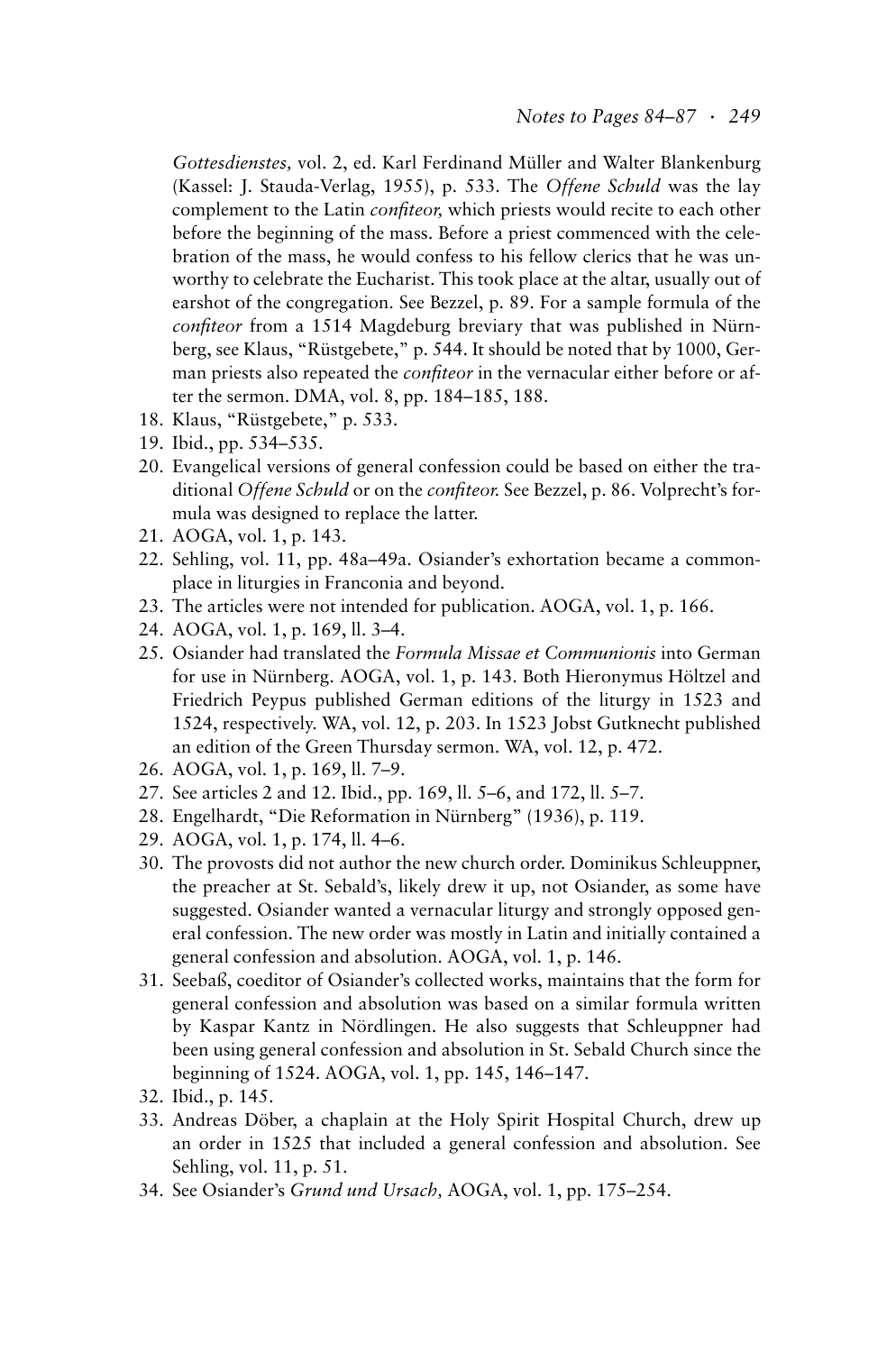*Gottesdienstes,* vol. 2, ed. Karl Ferdinand Müller and Walter Blankenburg (Kassel: J. Stauda-Verlag, 1955), p. 533. The *Offene Schuld* was the lay complement to the Latin *confiteor,* which priests would recite to each other before the beginning of the mass. Before a priest commenced with the celebration of the mass, he would confess to his fellow clerics that he was unworthy to celebrate the Eucharist. This took place at the altar, usually out of earshot of the congregation. See Bezzel, p. 89. For a sample formula of the *confiteor* from a 1514 Magdeburg breviary that was published in Nürnberg, see Klaus, "Rüstgebete," p. 544. It should be noted that by 1000, German priests also repeated the *confiteor* in the vernacular either before or after the sermon. DMA, vol. 8, pp. 184–185, 188.

18. Klaus, "Rüstgebete," p. 533.
19. Ibid., pp. 534–535.
20. Evangelical versions of general confession could be based on either the traditional *Offene Schuld* or on the *confiteor.* See Bezzel, p. 86. Volprecht's formula was designed to replace the latter.
21. AOGA, vol. 1, p. 143.
22. Sehling, vol. 11, pp. 48a–49a. Osiander's exhortation became a commonplace in liturgies in Franconia and beyond.
23. The articles were not intended for publication. AOGA, vol. 1, p. 166.
24. AOGA, vol. 1, p. 169, ll. 3–4.
25. Osiander had translated the *Formula Missae et Communionis* into German for use in Nürnberg. AOGA, vol. 1, p. 143. Both Hieronymus Höltzel and Friedrich Peypus published German editions of the liturgy in 1523 and 1524, respectively. WA, vol. 12, p. 203. In 1523 Jobst Gutknecht published an edition of the Green Thursday sermon. WA, vol. 12, p. 472.
26. AOGA, vol. 1, p. 169, ll. 7–9.
27. See articles 2 and 12. Ibid., pp. 169, ll. 5–6, and 172, ll. 5–7.
28. Engelhardt, "Die Reformation in Nürnberg" (1936), p. 119.
29. AOGA, vol. 1, p. 174, ll. 4–6.
30. The provosts did not author the new church order. Dominikus Schleuppner, the preacher at St. Sebald's, likely drew it up, not Osiander, as some have suggested. Osiander wanted a vernacular liturgy and strongly opposed general confession. The new order was mostly in Latin and initially contained a general confession and absolution. AOGA, vol. 1, p. 146.
31. Seebaß, coeditor of Osiander's collected works, maintains that the form for general confession and absolution was based on a similar formula written by Kaspar Kantz in Nördlingen. He also suggests that Schleuppner had been using general confession and absolution in St. Sebald Church since the beginning of 1524. AOGA, vol. 1, pp. 145, 146–147.
32. Ibid., p. 145.
33. Andreas Döber, a chaplain at the Holy Spirit Hospital Church, drew up an order in 1525 that included a general confession and absolution. See Sehling, vol. 11, p. 51.
34. See Osiander's *Grund und Ursach,* AOGA, vol. 1, pp. 175–254.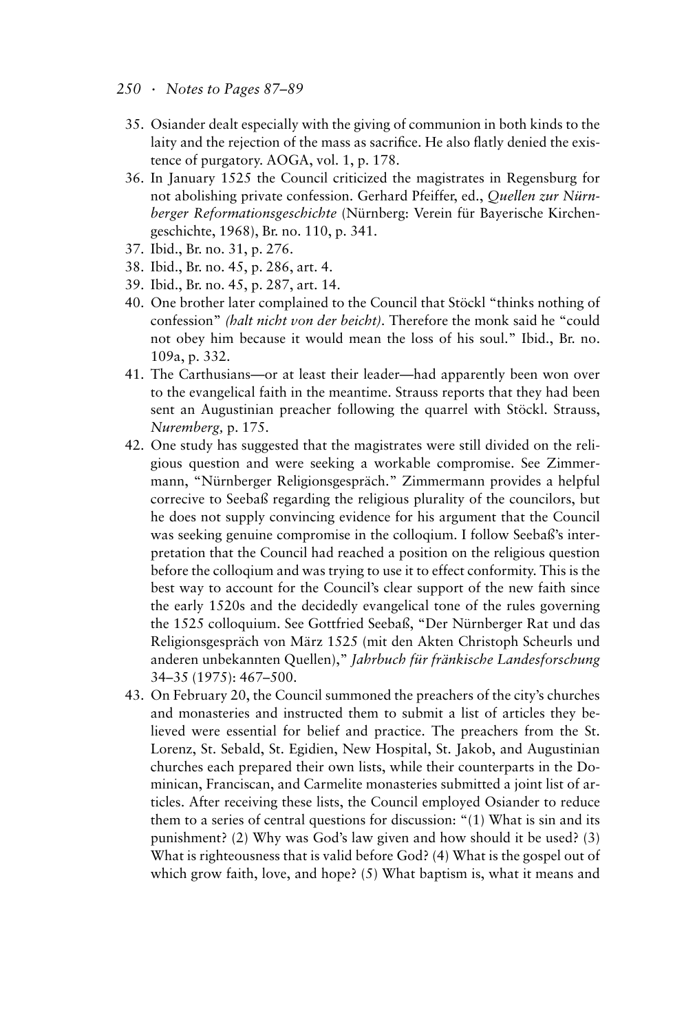35. Osiander dealt especially with the giving of communion in both kinds to the laity and the rejection of the mass as sacrifice. He also flatly denied the existence of purgatory. AOGA, vol. 1, p. 178.
36. In January 1525 the Council criticized the magistrates in Regensburg for not abolishing private confession. Gerhard Pfeiffer, ed., *Quellen zur Nürnberger Reformationsgeschichte* (Nürnberg: Verein für Bayerische Kirchengeschichte, 1968), Br. no. 110, p. 341.
37. Ibid., Br. no. 31, p. 276.
38. Ibid., Br. no. 45, p. 286, art. 4.
39. Ibid., Br. no. 45, p. 287, art. 14.
40. One brother later complained to the Council that Stöckl "thinks nothing of confession" *(halt nicht von der beicht)*. Therefore the monk said he "could not obey him because it would mean the loss of his soul." Ibid., Br. no. 109a, p. 332.
41. The Carthusians—or at least their leader—had apparently been won over to the evangelical faith in the meantime. Strauss reports that they had been sent an Augustinian preacher following the quarrel with Stöckl. Strauss, *Nuremberg,* p. 175.
42. One study has suggested that the magistrates were still divided on the religious question and were seeking a workable compromise. See Zimmermann, "Nürnberger Religionsgespräch." Zimmermann provides a helpful correcive to Seebaß regarding the religious plurality of the councilors, but he does not supply convincing evidence for his argument that the Council was seeking genuine compromise in the colloqium. I follow Seebaß's interpretation that the Council had reached a position on the religious question before the colloqium and was trying to use it to effect conformity. This is the best way to account for the Council's clear support of the new faith since the early 1520s and the decidedly evangelical tone of the rules governing the 1525 colloquium. See Gottfried Seebaß, "Der Nürnberger Rat und das Religionsgespräch von März 1525 (mit den Akten Christoph Scheurls und anderen unbekannten Quellen)," *Jahrbuch für fränkische Landesforschung* 34–35 (1975): 467–500.
43. On February 20, the Council summoned the preachers of the city's churches and monasteries and instructed them to submit a list of articles they believed were essential for belief and practice. The preachers from the St. Lorenz, St. Sebald, St. Egidien, New Hospital, St. Jakob, and Augustinian churches each prepared their own lists, while their counterparts in the Dominican, Franciscan, and Carmelite monasteries submitted a joint list of articles. After receiving these lists, the Council employed Osiander to reduce them to a series of central questions for discussion: "(1) What is sin and its punishment? (2) Why was God's law given and how should it be used? (3) What is righteousness that is valid before God? (4) What is the gospel out of which grow faith, love, and hope? (5) What baptism is, what it means and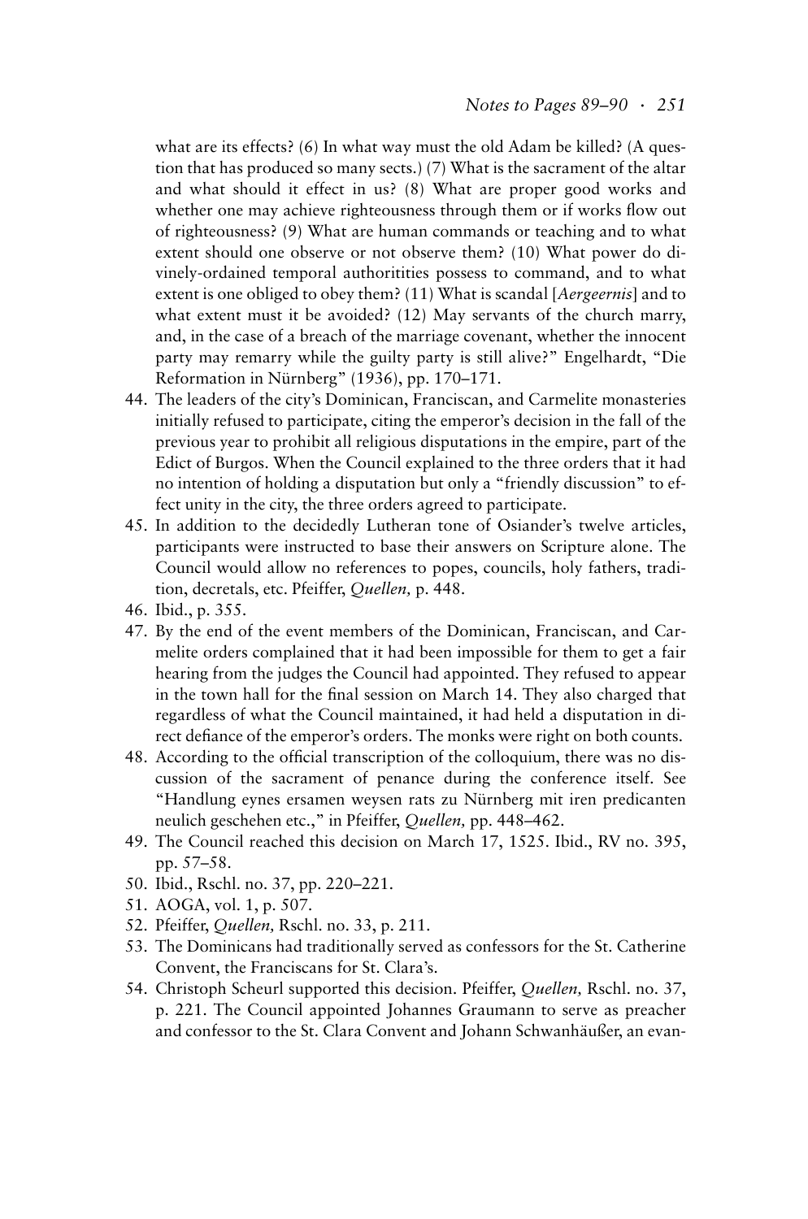what are its effects? (6) In what way must the old Adam be killed? (A question that has produced so many sects.) (7) What is the sacrament of the altar and what should it effect in us? (8) What are proper good works and whether one may achieve righteousness through them or if works flow out of righteousness? (9) What are human commands or teaching and to what extent should one observe or not observe them? (10) What power do divinely-ordained temporal authoritities possess to command, and to what extent is one obliged to obey them? (11) What is scandal [*Aergeernis*] and to what extent must it be avoided? (12) May servants of the church marry, and, in the case of a breach of the marriage covenant, whether the innocent party may remarry while the guilty party is still alive?" Engelhardt, "Die Reformation in Nürnberg" (1936), pp. 170–171.

44. The leaders of the city's Dominican, Franciscan, and Carmelite monasteries initially refused to participate, citing the emperor's decision in the fall of the previous year to prohibit all religious disputations in the empire, part of the Edict of Burgos. When the Council explained to the three orders that it had no intention of holding a disputation but only a "friendly discussion" to effect unity in the city, the three orders agreed to participate.
45. In addition to the decidedly Lutheran tone of Osiander's twelve articles, participants were instructed to base their answers on Scripture alone. The Council would allow no references to popes, councils, holy fathers, tradition, decretals, etc. Pfeiffer, *Quellen,* p. 448.
46. Ibid., p. 355.
47. By the end of the event members of the Dominican, Franciscan, and Carmelite orders complained that it had been impossible for them to get a fair hearing from the judges the Council had appointed. They refused to appear in the town hall for the final session on March 14. They also charged that regardless of what the Council maintained, it had held a disputation in direct defiance of the emperor's orders. The monks were right on both counts.
48. According to the official transcription of the colloquium, there was no discussion of the sacrament of penance during the conference itself. See "Handlung eynes ersamen weysen rats zu Nürnberg mit iren predicanten neulich geschehen etc.," in Pfeiffer, *Quellen,* pp. 448–462.
49. The Council reached this decision on March 17, 1525. Ibid., RV no. 395, pp. 57–58.
50. Ibid., Rschl. no. 37, pp. 220–221.
51. AOGA, vol. 1, p. 507.
52. Pfeiffer, *Quellen,* Rschl. no. 33, p. 211.
53. The Dominicans had traditionally served as confessors for the St. Catherine Convent, the Franciscans for St. Clara's.
54. Christoph Scheurl supported this decision. Pfeiffer, *Quellen,* Rschl. no. 37, p. 221. The Council appointed Johannes Graumann to serve as preacher and confessor to the St. Clara Convent and Johann Schwanhäußer, an evan-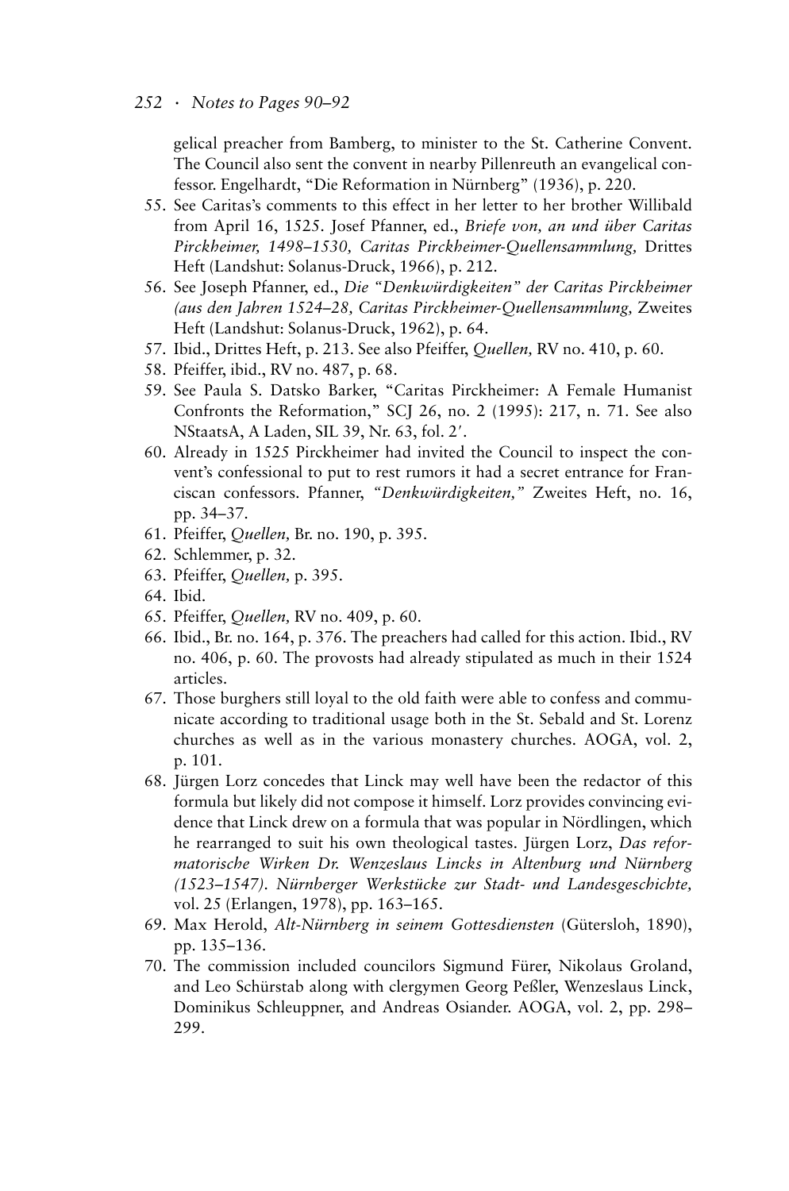gelical preacher from Bamberg, to minister to the St. Catherine Convent. The Council also sent the convent in nearby Pillenreuth an evangelical confessor. Engelhardt, "Die Reformation in Nürnberg" (1936), p. 220.

55. See Caritas's comments to this effect in her letter to her brother Willibald from April 16, 1525. Josef Pfanner, ed., *Briefe von, an und über Caritas Pirckheimer, 1498–1530, Caritas Pirckheimer-Quellensammlung,* Drittes Heft (Landshut: Solanus-Druck, 1966), p. 212.
56. See Joseph Pfanner, ed., *Die "Denkwürdigkeiten" der Caritas Pirckheimer (aus den Jahren 1524–28, Caritas Pirckheimer-Quellensammlung,* Zweites Heft (Landshut: Solanus-Druck, 1962), p. 64.
57. Ibid., Drittes Heft, p. 213. See also Pfeiffer, *Quellen,* RV no. 410, p. 60.
58. Pfeiffer, ibid., RV no. 487, p. 68.
59. See Paula S. Datsko Barker, "Caritas Pirckheimer: A Female Humanist Confronts the Reformation," SCJ 26, no. 2 (1995): 217, n. 71. See also NStaatsA, A Laden, SIL 39, Nr. 63, fol. 2′.
60. Already in 1525 Pirckheimer had invited the Council to inspect the convent's confessional to put to rest rumors it had a secret entrance for Franciscan confessors. Pfanner, *"Denkwürdigkeiten,"* Zweites Heft, no. 16, pp. 34–37.
61. Pfeiffer, *Quellen,* Br. no. 190, p. 395.
62. Schlemmer, p. 32.
63. Pfeiffer, *Quellen,* p. 395.
64. Ibid.
65. Pfeiffer, *Quellen,* RV no. 409, p. 60.
66. Ibid., Br. no. 164, p. 376. The preachers had called for this action. Ibid., RV no. 406, p. 60. The provosts had already stipulated as much in their 1524 articles.
67. Those burghers still loyal to the old faith were able to confess and communicate according to traditional usage both in the St. Sebald and St. Lorenz churches as well as in the various monastery churches. AOGA, vol. 2, p. 101.
68. Jürgen Lorz concedes that Linck may well have been the redactor of this formula but likely did not compose it himself. Lorz provides convincing evidence that Linck drew on a formula that was popular in Nördlingen, which he rearranged to suit his own theological tastes. Jürgen Lorz, *Das reformatorische Wirken Dr. Wenzeslaus Lincks in Altenburg und Nürnberg (1523–1547). Nürnberger Werkstücke zur Stadt- und Landesgeschichte,* vol. 25 (Erlangen, 1978), pp. 163–165.
69. Max Herold, *Alt-Nürnberg in seinem Gottesdiensten* (Gütersloh, 1890), pp. 135–136.
70. The commission included councilors Sigmund Fürer, Nikolaus Groland, and Leo Schürstab along with clergymen Georg Peßler, Wenzeslaus Linck, Dominikus Schleuppner, and Andreas Osiander. AOGA, vol. 2, pp. 298–299.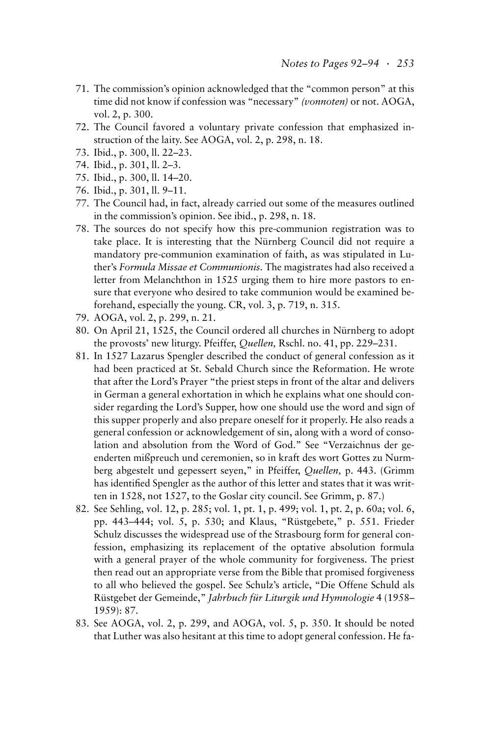71. The commission's opinion acknowledged that the "common person" at this time did not know if confession was "necessary" *(vonnoten)* or not. AOGA, vol. 2, p. 300.
72. The Council favored a voluntary private confession that emphasized instruction of the laity. See AOGA, vol. 2, p. 298, n. 18.
73. Ibid., p. 300, ll. 22–23.
74. Ibid., p. 301, ll. 2–3.
75. Ibid., p. 300, ll. 14–20.
76. Ibid., p. 301, ll. 9–11.
77. The Council had, in fact, already carried out some of the measures outlined in the commission's opinion. See ibid., p. 298, n. 18.
78. The sources do not specify how this pre-communion registration was to take place. It is interesting that the Nürnberg Council did not require a mandatory pre-communion examination of faith, as was stipulated in Luther's *Formula Missae et Communionis*. The magistrates had also received a letter from Melanchthon in 1525 urging them to hire more pastors to ensure that everyone who desired to take communion would be examined beforehand, especially the young. CR, vol. 3, p. 719, n. 315.
79. AOGA, vol. 2, p. 299, n. 21.
80. On April 21, 1525, the Council ordered all churches in Nürnberg to adopt the provosts' new liturgy. Pfeiffer, *Quellen,* Rschl. no. 41, pp. 229–231.
81. In 1527 Lazarus Spengler described the conduct of general confession as it had been practiced at St. Sebald Church since the Reformation. He wrote that after the Lord's Prayer "the priest steps in front of the altar and delivers in German a general exhortation in which he explains what one should consider regarding the Lord's Supper, how one should use the word and sign of this supper properly and also prepare oneself for it properly. He also reads a general confession or acknowledgement of sin, along with a word of consolation and absolution from the Word of God." See "Verzaichnus der geenderten mißpreuch und ceremonien, so in kraft des wort Gottes zu Nurmberg abgestelt und gepessert seyen," in Pfeiffer, *Quellen,* p. 443. (Grimm has identified Spengler as the author of this letter and states that it was written in 1528, not 1527, to the Goslar city council. See Grimm, p. 87.)
82. See Sehling, vol. 12, p. 285; vol. 1, pt. 1, p. 499; vol. 1, pt. 2, p. 60a; vol. 6, pp. 443–444; vol. 5, p. 530; and Klaus, "Rüstgebete," p. 551. Frieder Schulz discusses the widespread use of the Strasbourg form for general confession, emphasizing its replacement of the optative absolution formula with a general prayer of the whole community for forgiveness. The priest then read out an appropriate verse from the Bible that promised forgiveness to all who believed the gospel. See Schulz's article, "Die Offene Schuld als Rüstgebet der Gemeinde," *Jahrbuch für Liturgik und Hymnologie* 4 (1958–1959): 87.
83. See AOGA, vol. 2, p. 299, and AOGA, vol. 5, p. 350. It should be noted that Luther was also hesitant at this time to adopt general confession. He fa-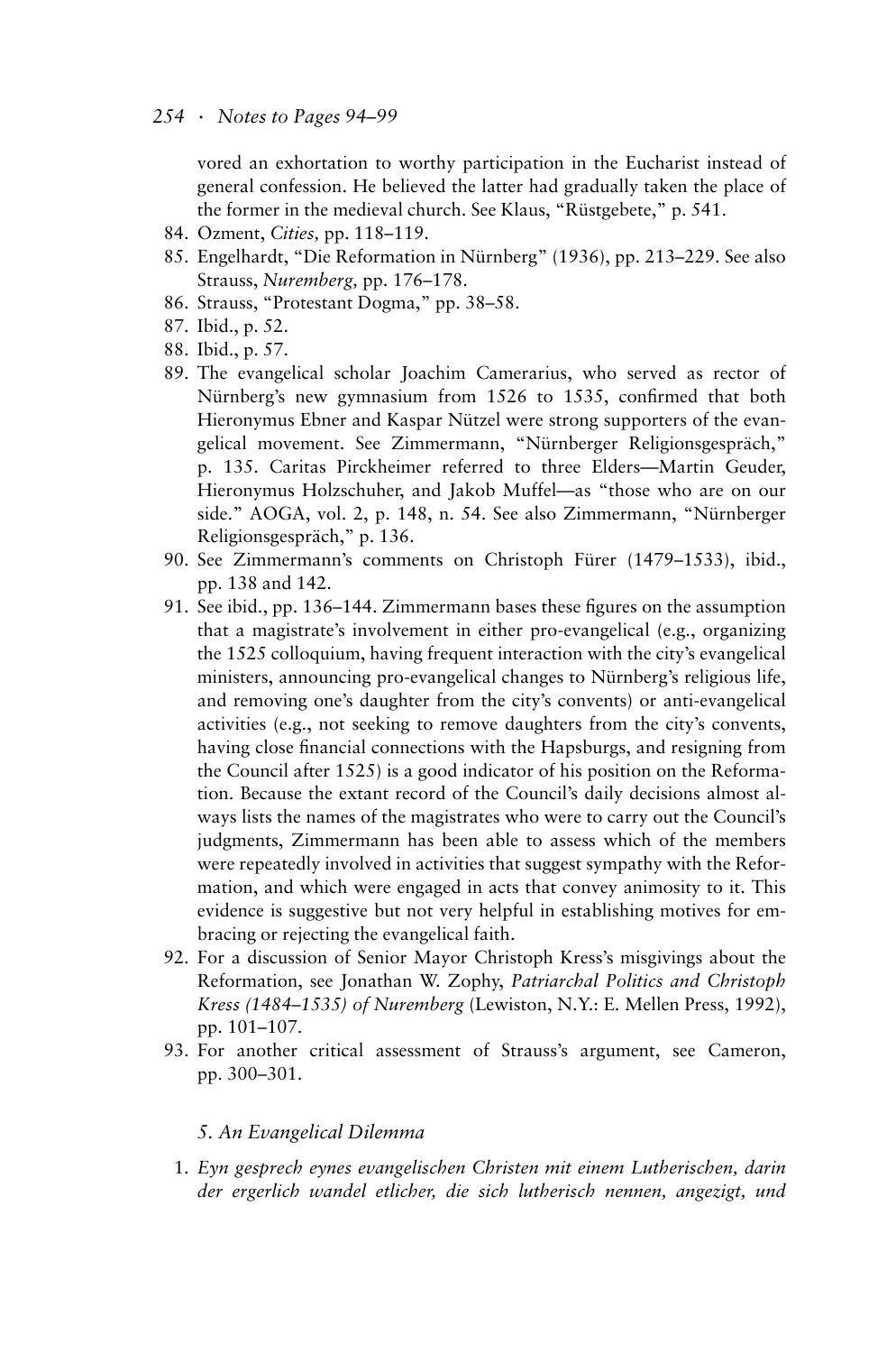vored an exhortation to worthy participation in the Eucharist instead of general confession. He believed the latter had gradually taken the place of the former in the medieval church. See Klaus, "Rüstgebete," p. 541.

84. Ozment, *Cities,* pp. 118–119.
85. Engelhardt, "Die Reformation in Nürnberg" (1936), pp. 213–229. See also Strauss, *Nuremberg,* pp. 176–178.
86. Strauss, "Protestant Dogma," pp. 38–58.
87. Ibid., p. 52.
88. Ibid., p. 57.
89. The evangelical scholar Joachim Camerarius, who served as rector of Nürnberg's new gymnasium from 1526 to 1535, confirmed that both Hieronymus Ebner and Kaspar Nützel were strong supporters of the evangelical movement. See Zimmermann, "Nürnberger Religionsgespräch," p. 135. Caritas Pirckheimer referred to three Elders—Martin Geuder, Hieronymus Holzschuher, and Jakob Muffel—as "those who are on our side." AOGA, vol. 2, p. 148, n. 54. See also Zimmermann, "Nürnberger Religionsgespräch," p. 136.
90. See Zimmermann's comments on Christoph Fürer (1479–1533), ibid., pp. 138 and 142.
91. See ibid., pp. 136–144. Zimmermann bases these figures on the assumption that a magistrate's involvement in either pro-evangelical (e.g., organizing the 1525 colloquium, having frequent interaction with the city's evangelical ministers, announcing pro-evangelical changes to Nürnberg's religious life, and removing one's daughter from the city's convents) or anti-evangelical activities (e.g., not seeking to remove daughters from the city's convents, having close financial connections with the Hapsburgs, and resigning from the Council after 1525) is a good indicator of his position on the Reformation. Because the extant record of the Council's daily decisions almost always lists the names of the magistrates who were to carry out the Council's judgments, Zimmermann has been able to assess which of the members were repeatedly involved in activities that suggest sympathy with the Reformation, and which were engaged in acts that convey animosity to it. This evidence is suggestive but not very helpful in establishing motives for embracing or rejecting the evangelical faith.
92. For a discussion of Senior Mayor Christoph Kress's misgivings about the Reformation, see Jonathan W. Zophy, *Patriarchal Politics and Christoph Kress (1484–1535) of Nuremberg* (Lewiston, N.Y.: E. Mellen Press, 1992), pp. 101–107.
93. For another critical assessment of Strauss's argument, see Cameron, pp. 300–301.

## *5. An Evangelical Dilemma*

1. *Eyn gesprech eynes evangelischen Christen mit einem Lutherischen, darin der ergerlich wandel etlicher, die sich lutherisch nennen, angezigt, und*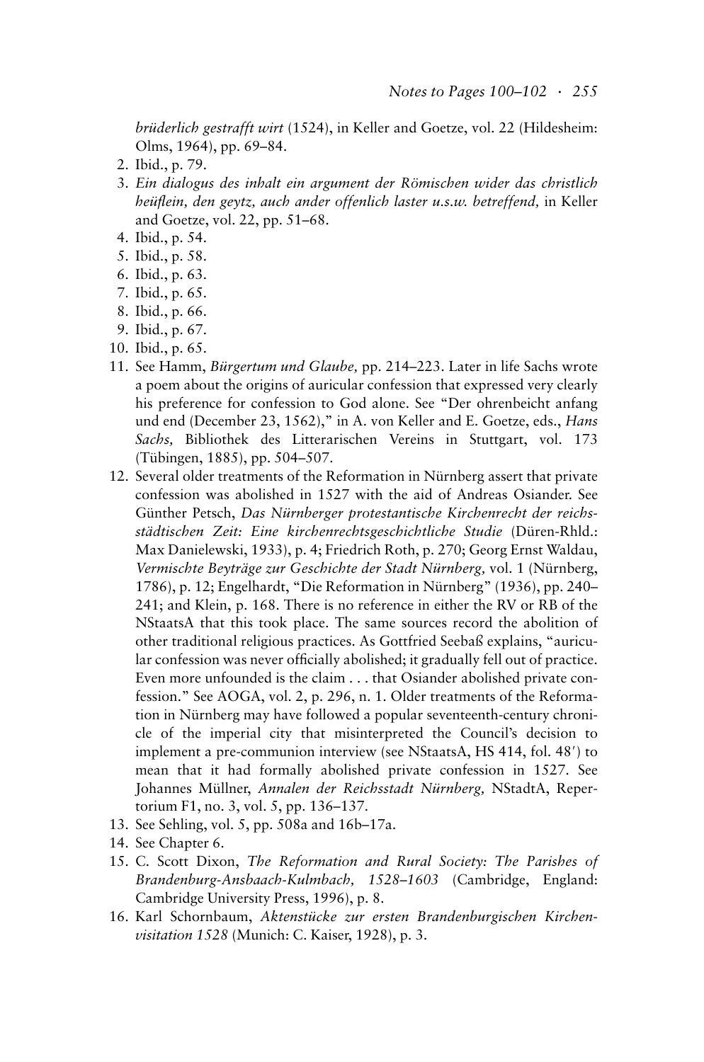*brüderlich gestrafft wirt* (1524), in Keller and Goetze, vol. 22 (Hildesheim: Olms, 1964), pp. 69–84.

2. Ibid., p. 79.
3. *Ein dialogus des inhalt ein argument der Römischen wider das christlich heüflein, den geytz, auch ander offenlich laster u.s.w. betreffend,* in Keller and Goetze, vol. 22, pp. 51–68.
4. Ibid., p. 54.
5. Ibid., p. 58.
6. Ibid., p. 63.
7. Ibid., p. 65.
8. Ibid., p. 66.
9. Ibid., p. 67.
10. Ibid., p. 65.
11. See Hamm, *Bürgertum und Glaube,* pp. 214–223. Later in life Sachs wrote a poem about the origins of auricular confession that expressed very clearly his preference for confession to God alone. See "Der ohrenbeicht anfang und end (December 23, 1562)," in A. von Keller and E. Goetze, eds., *Hans Sachs,* Bibliothek des Litterarischen Vereins in Stuttgart, vol. 173 (Tübingen, 1885), pp. 504–507.
12. Several older treatments of the Reformation in Nürnberg assert that private confession was abolished in 1527 with the aid of Andreas Osiander. See Günther Petsch, *Das Nürnberger protestantische Kirchenrecht der reichsstädtischen Zeit: Eine kirchenrechtsgeschichtliche Studie* (Düren-Rhld.: Max Danielewski, 1933), p. 4; Friedrich Roth, p. 270; Georg Ernst Waldau, *Vermischte Beyträge zur Geschichte der Stadt Nürnberg,* vol. 1 (Nürnberg, 1786), p. 12; Engelhardt, "Die Reformation in Nürnberg" (1936), pp. 240–241; and Klein, p. 168. There is no reference in either the RV or RB of the NStaatsA that this took place. The same sources record the abolition of other traditional religious practices. As Gottfried Seebaß explains, "auricular confession was never officially abolished; it gradually fell out of practice. Even more unfounded is the claim . . . that Osiander abolished private confession." See AOGA, vol. 2, p. 296, n. 1. Older treatments of the Reformation in Nürnberg may have followed a popular seventeenth-century chronicle of the imperial city that misinterpreted the Council's decision to implement a pre-communion interview (see NStaatsA, HS 414, fol. 48′) to mean that it had formally abolished private confession in 1527. See Johannes Müllner, *Annalen der Reichsstadt Nürnberg,* NStadtA, Repertorium F1, no. 3, vol. 5, pp. 136–137.
13. See Sehling, vol. 5, pp. 508a and 16b–17a.
14. See Chapter 6.
15. C. Scott Dixon, *The Reformation and Rural Society: The Parishes of Brandenburg-Ansbaach-Kulmbach, 1528–1603* (Cambridge, England: Cambridge University Press, 1996), p. 8.
16. Karl Schornbaum, *Aktenstücke zur ersten Brandenburgischen Kirchenvisitation 1528* (Munich: C. Kaiser, 1928), p. 3.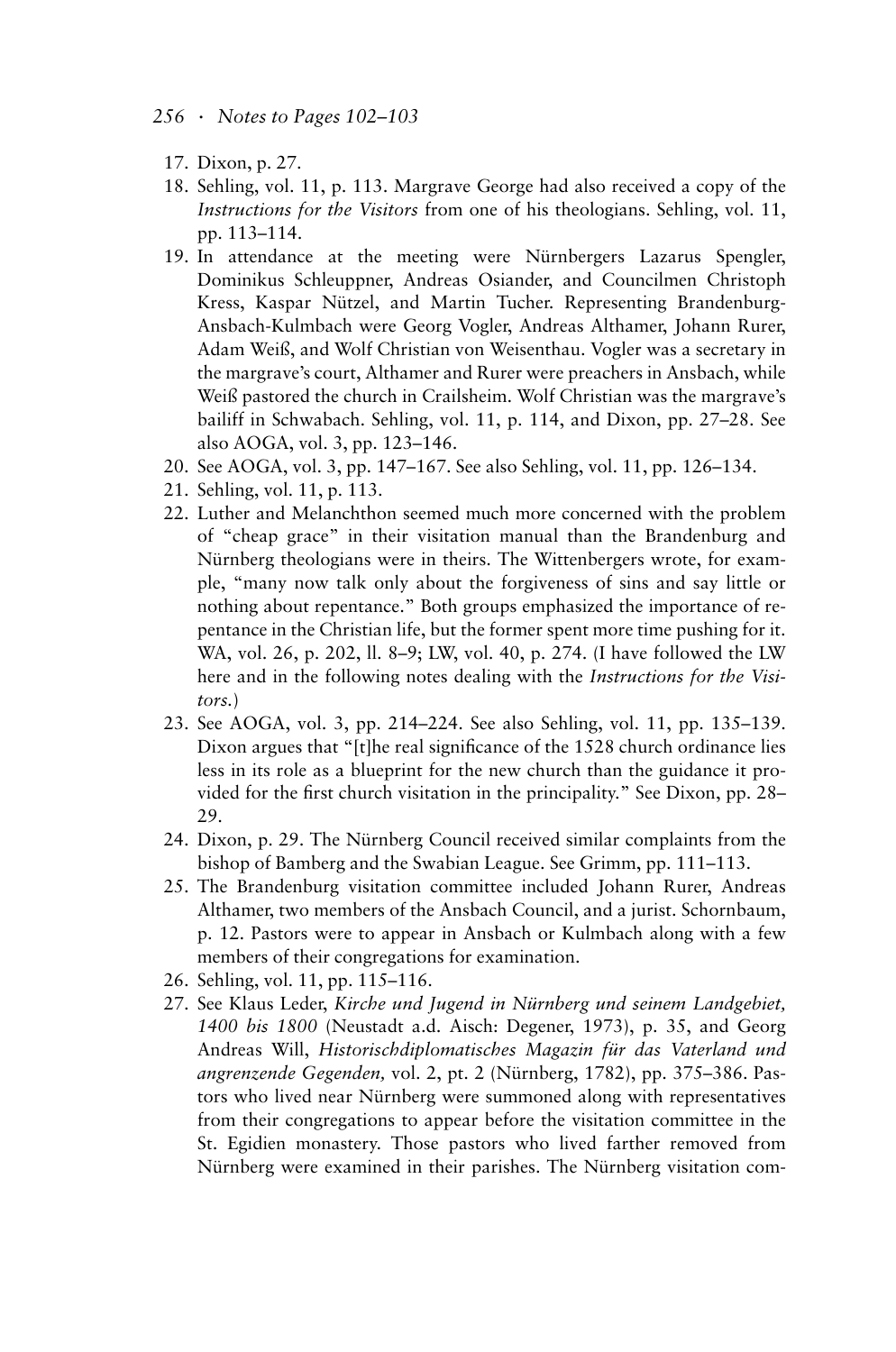17. Dixon, p. 27.
18. Sehling, vol. 11, p. 113. Margrave George had also received a copy of the *Instructions for the Visitors* from one of his theologians. Sehling, vol. 11, pp. 113–114.
19. In attendance at the meeting were Nürnbergers Lazarus Spengler, Dominikus Schleuppner, Andreas Osiander, and Councilmen Christoph Kress, Kaspar Nützel, and Martin Tucher. Representing Brandenburg-Ansbach-Kulmbach were Georg Vogler, Andreas Althamer, Johann Rurer, Adam Weiß, and Wolf Christian von Weisenthau. Vogler was a secretary in the margrave's court, Althamer and Rurer were preachers in Ansbach, while Weiß pastored the church in Crailsheim. Wolf Christian was the margrave's bailiff in Schwabach. Sehling, vol. 11, p. 114, and Dixon, pp. 27–28. See also AOGA, vol. 3, pp. 123–146.
20. See AOGA, vol. 3, pp. 147–167. See also Sehling, vol. 11, pp. 126–134.
21. Sehling, vol. 11, p. 113.
22. Luther and Melanchthon seemed much more concerned with the problem of "cheap grace" in their visitation manual than the Brandenburg and Nürnberg theologians were in theirs. The Wittenbergers wrote, for example, "many now talk only about the forgiveness of sins and say little or nothing about repentance." Both groups emphasized the importance of repentance in the Christian life, but the former spent more time pushing for it. WA, vol. 26, p. 202, ll. 8–9; LW, vol. 40, p. 274. (I have followed the LW here and in the following notes dealing with the *Instructions for the Visitors.*)
23. See AOGA, vol. 3, pp. 214–224. See also Sehling, vol. 11, pp. 135–139. Dixon argues that "[t]he real significance of the 1528 church ordinance lies less in its role as a blueprint for the new church than the guidance it provided for the first church visitation in the principality." See Dixon, pp. 28–29.
24. Dixon, p. 29. The Nürnberg Council received similar complaints from the bishop of Bamberg and the Swabian League. See Grimm, pp. 111–113.
25. The Brandenburg visitation committee included Johann Rurer, Andreas Althamer, two members of the Ansbach Council, and a jurist. Schornbaum, p. 12. Pastors were to appear in Ansbach or Kulmbach along with a few members of their congregations for examination.
26. Sehling, vol. 11, pp. 115–116.
27. See Klaus Leder, *Kirche und Jugend in Nürnberg und seinem Landgebiet, 1400 bis 1800* (Neustadt a.d. Aisch: Degener, 1973), p. 35, and Georg Andreas Will, *Historischdiplomatisches Magazin für das Vaterland und angrenzende Gegenden,* vol. 2, pt. 2 (Nürnberg, 1782), pp. 375–386. Pastors who lived near Nürnberg were summoned along with representatives from their congregations to appear before the visitation committee in the St. Egidien monastery. Those pastors who lived farther removed from Nürnberg were examined in their parishes. The Nürnberg visitation com-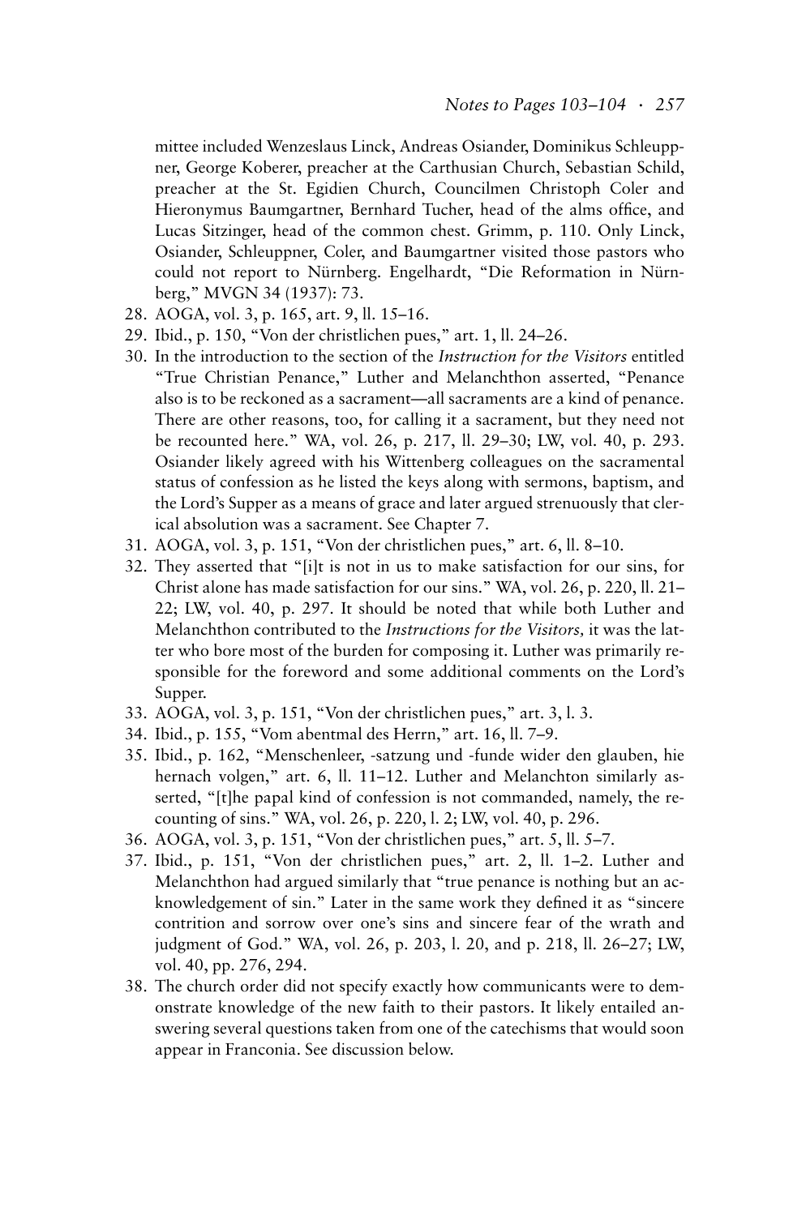mittee included Wenzeslaus Linck, Andreas Osiander, Dominikus Schleuppner, George Koberer, preacher at the Carthusian Church, Sebastian Schild, preacher at the St. Egidien Church, Councilmen Christoph Coler and Hieronymus Baumgartner, Bernhard Tucher, head of the alms office, and Lucas Sitzinger, head of the common chest. Grimm, p. 110. Only Linck, Osiander, Schleuppner, Coler, and Baumgartner visited those pastors who could not report to Nürnberg. Engelhardt, "Die Reformation in Nürnberg," MVGN 34 (1937): 73.

28. AOGA, vol. 3, p. 165, art. 9, ll. 15–16.
29. Ibid., p. 150, "Von der christlichen pues," art. 1, ll. 24–26.
30. In the introduction to the section of the *Instruction for the Visitors* entitled "True Christian Penance," Luther and Melanchthon asserted, "Penance also is to be reckoned as a sacrament—all sacraments are a kind of penance. There are other reasons, too, for calling it a sacrament, but they need not be recounted here." WA, vol. 26, p. 217, ll. 29–30; LW, vol. 40, p. 293. Osiander likely agreed with his Wittenberg colleagues on the sacramental status of confession as he listed the keys along with sermons, baptism, and the Lord's Supper as a means of grace and later argued strenuously that clerical absolution was a sacrament. See Chapter 7.
31. AOGA, vol. 3, p. 151, "Von der christlichen pues," art. 6, ll. 8–10.
32. They asserted that "[i]t is not in us to make satisfaction for our sins, for Christ alone has made satisfaction for our sins." WA, vol. 26, p. 220, ll. 21–22; LW, vol. 40, p. 297. It should be noted that while both Luther and Melanchthon contributed to the *Instructions for the Visitors,* it was the latter who bore most of the burden for composing it. Luther was primarily responsible for the foreword and some additional comments on the Lord's Supper.
33. AOGA, vol. 3, p. 151, "Von der christlichen pues," art. 3, l. 3.
34. Ibid., p. 155, "Vom abentmal des Herrn," art. 16, ll. 7–9.
35. Ibid., p. 162, "Menschenleer, -satzung und -funde wider den glauben, hie hernach volgen," art. 6, ll. 11–12. Luther and Melanchton similarly asserted, "[t]he papal kind of confession is not commanded, namely, the recounting of sins." WA, vol. 26, p. 220, l. 2; LW, vol. 40, p. 296.
36. AOGA, vol. 3, p. 151, "Von der christlichen pues," art. 5, ll. 5–7.
37. Ibid., p. 151, "Von der christlichen pues," art. 2, ll. 1–2. Luther and Melanchthon had argued similarly that "true penance is nothing but an acknowledgement of sin." Later in the same work they defined it as "sincere contrition and sorrow over one's sins and sincere fear of the wrath and judgment of God." WA, vol. 26, p. 203, l. 20, and p. 218, ll. 26–27; LW, vol. 40, pp. 276, 294.
38. The church order did not specify exactly how communicants were to demonstrate knowledge of the new faith to their pastors. It likely entailed answering several questions taken from one of the catechisms that would soon appear in Franconia. See discussion below.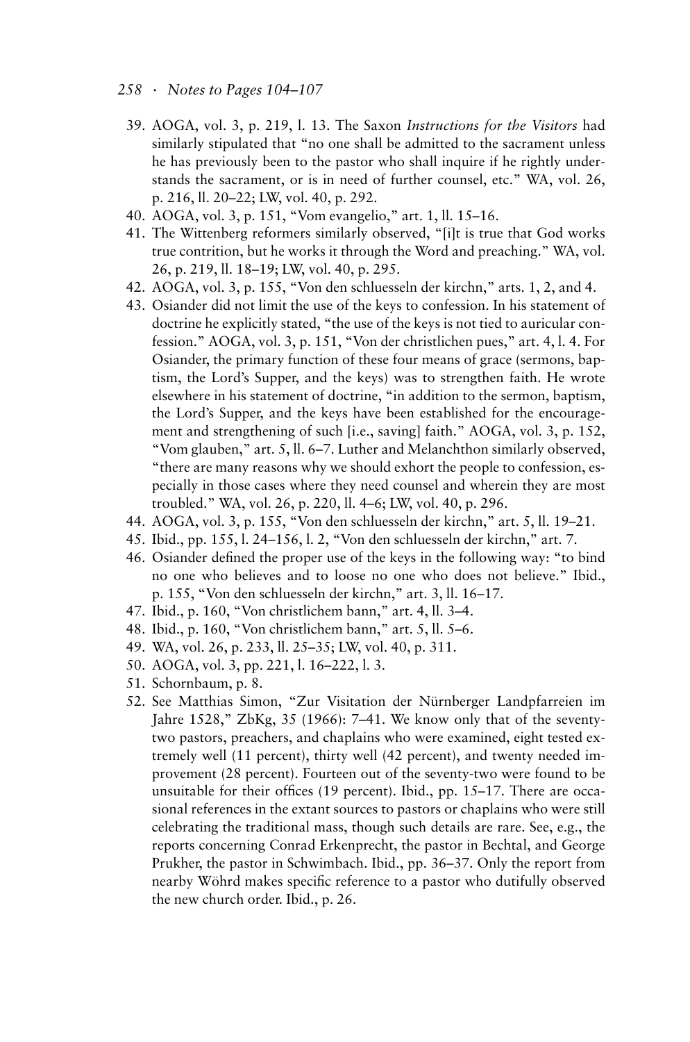39. AOGA, vol. 3, p. 219, l. 13. The Saxon *Instructions for the Visitors* had similarly stipulated that "no one shall be admitted to the sacrament unless he has previously been to the pastor who shall inquire if he rightly understands the sacrament, or is in need of further counsel, etc." WA, vol. 26, p. 216, ll. 20–22; LW, vol. 40, p. 292.
40. AOGA, vol. 3, p. 151, "Vom evangelio," art. 1, ll. 15–16.
41. The Wittenberg reformers similarly observed, "[i]t is true that God works true contrition, but he works it through the Word and preaching." WA, vol. 26, p. 219, ll. 18–19; LW, vol. 40, p. 295.
42. AOGA, vol. 3, p. 155, "Von den schluesseln der kirchn," arts. 1, 2, and 4.
43. Osiander did not limit the use of the keys to confession. In his statement of doctrine he explicitly stated, "the use of the keys is not tied to auricular confession." AOGA, vol. 3, p. 151, "Von der christlichen pues," art. 4, l. 4. For Osiander, the primary function of these four means of grace (sermons, baptism, the Lord's Supper, and the keys) was to strengthen faith. He wrote elsewhere in his statement of doctrine, "in addition to the sermon, baptism, the Lord's Supper, and the keys have been established for the encouragement and strengthening of such [i.e., saving] faith." AOGA, vol. 3, p. 152, "Vom glauben," art. 5, ll. 6–7. Luther and Melanchthon similarly observed, "there are many reasons why we should exhort the people to confession, especially in those cases where they need counsel and wherein they are most troubled." WA, vol. 26, p. 220, ll. 4–6; LW, vol. 40, p. 296.
44. AOGA, vol. 3, p. 155, "Von den schluesseln der kirchn," art. 5, ll. 19–21.
45. Ibid., pp. 155, l. 24–156, l. 2, "Von den schluesseln der kirchn," art. 7.
46. Osiander defined the proper use of the keys in the following way: "to bind no one who believes and to loose no one who does not believe." Ibid., p. 155, "Von den schluesseln der kirchn," art. 3, ll. 16–17.
47. Ibid., p. 160, "Von christlichem bann," art. 4, ll. 3–4.
48. Ibid., p. 160, "Von christlichem bann," art. 5, ll. 5–6.
49. WA, vol. 26, p. 233, ll. 25–35; LW, vol. 40, p. 311.
50. AOGA, vol. 3, pp. 221, l. 16–222, l. 3.
51. Schornbaum, p. 8.
52. See Matthias Simon, "Zur Visitation der Nürnberger Landpfarreien im Jahre 1528," ZbKg, 35 (1966): 7–41. We know only that of the seventy-two pastors, preachers, and chaplains who were examined, eight tested extremely well (11 percent), thirty well (42 percent), and twenty needed improvement (28 percent). Fourteen out of the seventy-two were found to be unsuitable for their offices (19 percent). Ibid., pp. 15–17. There are occasional references in the extant sources to pastors or chaplains who were still celebrating the traditional mass, though such details are rare. See, e.g., the reports concerning Conrad Erkenprecht, the pastor in Bechtal, and George Prukher, the pastor in Schwimbach. Ibid., pp. 36–37. Only the report from nearby Wöhrd makes specific reference to a pastor who dutifully observed the new church order. Ibid., p. 26.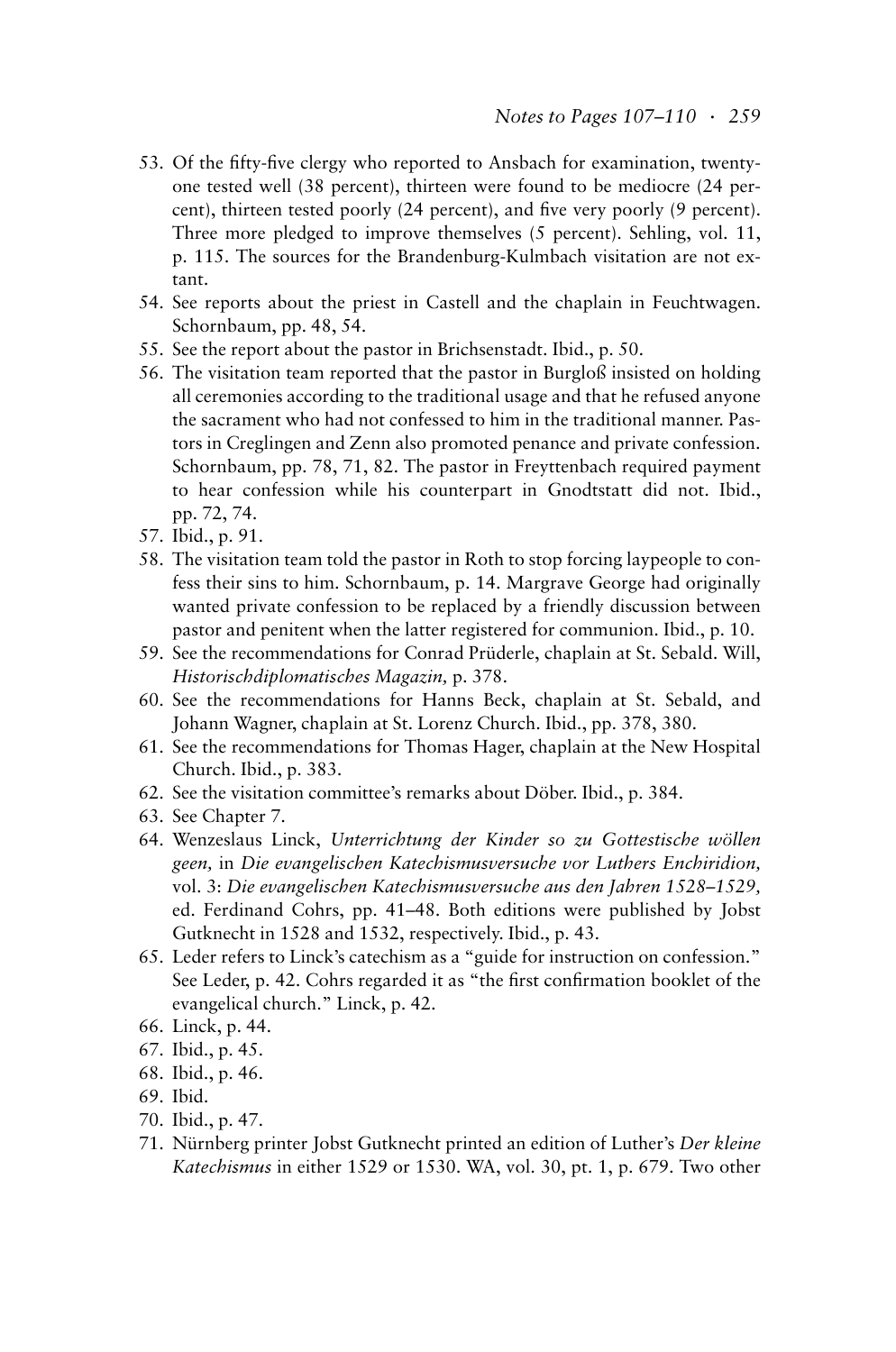53. Of the fifty-five clergy who reported to Ansbach for examination, twenty-one tested well (38 percent), thirteen were found to be mediocre (24 percent), thirteen tested poorly (24 percent), and five very poorly (9 percent). Three more pledged to improve themselves (5 percent). Sehling, vol. 11, p. 115. The sources for the Brandenburg-Kulmbach visitation are not extant.
54. See reports about the priest in Castell and the chaplain in Feuchtwagen. Schornbaum, pp. 48, 54.
55. See the report about the pastor in Brichsenstadt. Ibid., p. 50.
56. The visitation team reported that the pastor in Burgloß insisted on holding all ceremonies according to the traditional usage and that he refused anyone the sacrament who had not confessed to him in the traditional manner. Pastors in Creglingen and Zenn also promoted penance and private confession. Schornbaum, pp. 78, 71, 82. The pastor in Freyttenbach required payment to hear confession while his counterpart in Gnodtstatt did not. Ibid., pp. 72, 74.
57. Ibid., p. 91.
58. The visitation team told the pastor in Roth to stop forcing laypeople to confess their sins to him. Schornbaum, p. 14. Margrave George had originally wanted private confession to be replaced by a friendly discussion between pastor and penitent when the latter registered for communion. Ibid., p. 10.
59. See the recommendations for Conrad Prüderle, chaplain at St. Sebald. Will, *Historischdiplomatisches Magazin,* p. 378.
60. See the recommendations for Hanns Beck, chaplain at St. Sebald, and Johann Wagner, chaplain at St. Lorenz Church. Ibid., pp. 378, 380.
61. See the recommendations for Thomas Hager, chaplain at the New Hospital Church. Ibid., p. 383.
62. See the visitation committee's remarks about Döber. Ibid., p. 384.
63. See Chapter 7.
64. Wenzeslaus Linck, *Unterrichtung der Kinder so zu Gottestische wöllen geen,* in *Die evangelischen Katechismusversuche vor Luthers Enchiridion,* vol. 3: *Die evangelischen Katechismusversuche aus den Jahren 1528–1529,* ed. Ferdinand Cohrs, pp. 41–48. Both editions were published by Jobst Gutknecht in 1528 and 1532, respectively. Ibid., p. 43.
65. Leder refers to Linck's catechism as a "guide for instruction on confession." See Leder, p. 42. Cohrs regarded it as "the first confirmation booklet of the evangelical church." Linck, p. 42.
66. Linck, p. 44.
67. Ibid., p. 45.
68. Ibid., p. 46.
69. Ibid.
70. Ibid., p. 47.
71. Nürnberg printer Jobst Gutknecht printed an edition of Luther's *Der kleine Katechismus* in either 1529 or 1530. WA, vol. 30, pt. 1, p. 679. Two other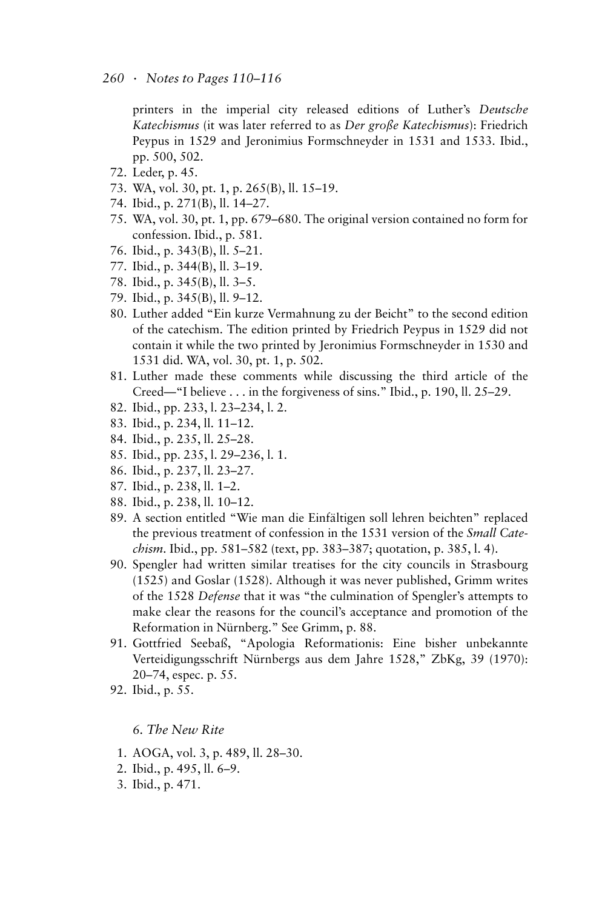printers in the imperial city released editions of Luther's *Deutsche Katechismus* (it was later referred to as *Der große Katechismus*): Friedrich Peypus in 1529 and Jeronimius Formschneyder in 1531 and 1533. Ibid., pp. 500, 502.

72. Leder, p. 45.
73. WA, vol. 30, pt. 1, p. 265(B), ll. 15–19.
74. Ibid., p. 271(B), ll. 14–27.
75. WA, vol. 30, pt. 1, pp. 679–680. The original version contained no form for confession. Ibid., p. 581.
76. Ibid., p. 343(B), ll. 5–21.
77. Ibid., p. 344(B), ll. 3–19.
78. Ibid., p. 345(B), ll. 3–5.
79. Ibid., p. 345(B), ll. 9–12.
80. Luther added "Ein kurze Vermahnung zu der Beicht" to the second edition of the catechism. The edition printed by Friedrich Peypus in 1529 did not contain it while the two printed by Jeronimius Formschneyder in 1530 and 1531 did. WA, vol. 30, pt. 1, p. 502.
81. Luther made these comments while discussing the third article of the Creed—"I believe . . . in the forgiveness of sins." Ibid., p. 190, ll. 25–29.
82. Ibid., pp. 233, l. 23–234, l. 2.
83. Ibid., p. 234, ll. 11–12.
84. Ibid., p. 235, ll. 25–28.
85. Ibid., pp. 235, l. 29–236, l. 1.
86. Ibid., p. 237, ll. 23–27.
87. Ibid., p. 238, ll. 1–2.
88. Ibid., p. 238, ll. 10–12.
89. A section entitled "Wie man die Einfältigen soll lehren beichten" replaced the previous treatment of confession in the 1531 version of the *Small Catechism*. Ibid., pp. 581–582 (text, pp. 383–387; quotation, p. 385, l. 4).
90. Spengler had written similar treatises for the city councils in Strasbourg (1525) and Goslar (1528). Although it was never published, Grimm writes of the 1528 *Defense* that it was "the culmination of Spengler's attempts to make clear the reasons for the council's acceptance and promotion of the Reformation in Nürnberg." See Grimm, p. 88.
91. Gottfried Seebaß, "Apologia Reformationis: Eine bisher unbekannte Verteidigungsschrift Nürnbergs aus dem Jahre 1528," ZbKg, 39 (1970): 20–74, espec. p. 55.
92. Ibid., p. 55.

## 6. The New Rite

1. AOGA, vol. 3, p. 489, ll. 28–30.
2. Ibid., p. 495, ll. 6–9.
3. Ibid., p. 471.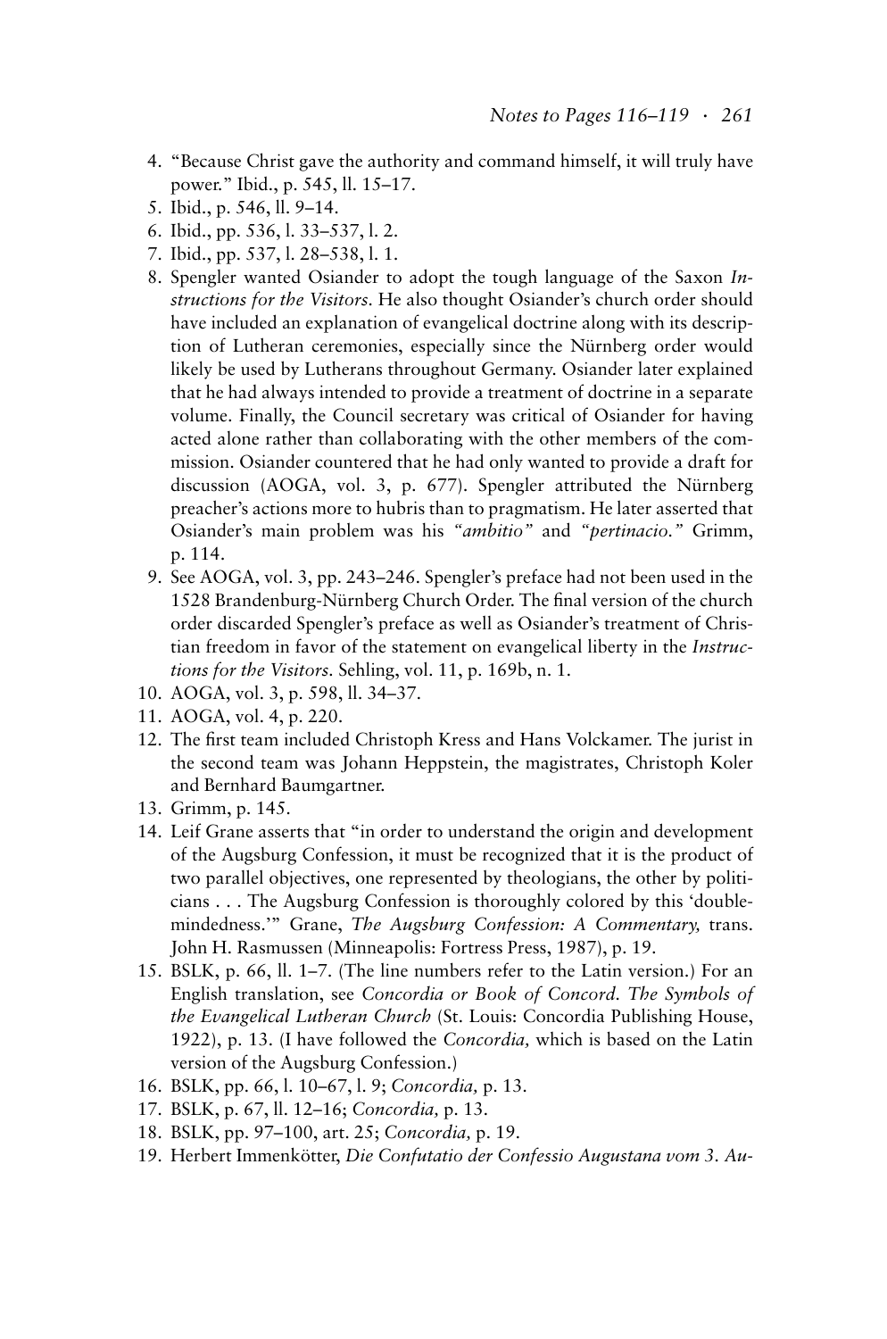4. "Because Christ gave the authority and command himself, it will truly have power." Ibid., p. 545, ll. 15–17.
5. Ibid., p. 546, ll. 9–14.
6. Ibid., pp. 536, l. 33–537, l. 2.
7. Ibid., pp. 537, l. 28–538, l. 1.
8. Spengler wanted Osiander to adopt the tough language of the Saxon *Instructions for the Visitors*. He also thought Osiander's church order should have included an explanation of evangelical doctrine along with its description of Lutheran ceremonies, especially since the Nürnberg order would likely be used by Lutherans throughout Germany. Osiander later explained that he had always intended to provide a treatment of doctrine in a separate volume. Finally, the Council secretary was critical of Osiander for having acted alone rather than collaborating with the other members of the commission. Osiander countered that he had only wanted to provide a draft for discussion (AOGA, vol. 3, p. 677). Spengler attributed the Nürnberg preacher's actions more to hubris than to pragmatism. He later asserted that Osiander's main problem was his *"ambitio"* and *"pertinacio."* Grimm, p. 114.
9. See AOGA, vol. 3, pp. 243–246. Spengler's preface had not been used in the 1528 Brandenburg-Nürnberg Church Order. The final version of the church order discarded Spengler's preface as well as Osiander's treatment of Christian freedom in favor of the statement on evangelical liberty in the *Instructions for the Visitors*. Sehling, vol. 11, p. 169b, n. 1.
10. AOGA, vol. 3, p. 598, ll. 34–37.
11. AOGA, vol. 4, p. 220.
12. The first team included Christoph Kress and Hans Volckamer. The jurist in the second team was Johann Heppstein, the magistrates, Christoph Koler and Bernhard Baumgartner.
13. Grimm, p. 145.
14. Leif Grane asserts that "in order to understand the origin and development of the Augsburg Confession, it must be recognized that it is the product of two parallel objectives, one represented by theologians, the other by politicians . . . The Augsburg Confession is thoroughly colored by this 'double-mindedness.'" Grane, *The Augsburg Confession: A Commentary,* trans. John H. Rasmussen (Minneapolis: Fortress Press, 1987), p. 19.
15. BSLK, p. 66, ll. 1–7. (The line numbers refer to the Latin version.) For an English translation, see *Concordia or Book of Concord. The Symbols of the Evangelical Lutheran Church* (St. Louis: Concordia Publishing House, 1922), p. 13. (I have followed the *Concordia,* which is based on the Latin version of the Augsburg Confession.)
16. BSLK, pp. 66, l. 10–67, l. 9; *Concordia,* p. 13.
17. BSLK, p. 67, ll. 12–16; *Concordia,* p. 13.
18. BSLK, pp. 97–100, art. 25; *Concordia,* p. 19.
19. Herbert Immenkötter, *Die Confutatio der Confessio Augustana vom 3. Au-*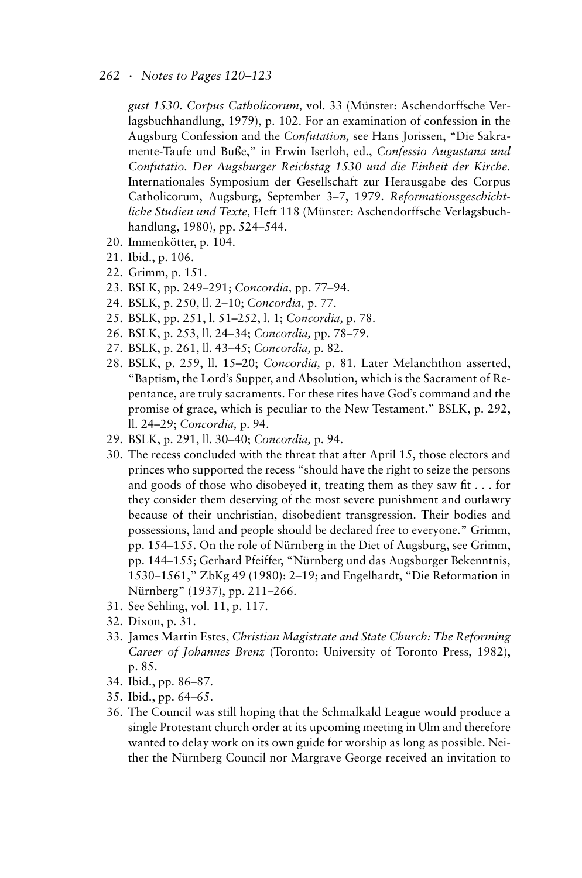*gust 1530. Corpus Catholicorum,* vol. 33 (Münster: Aschendorffsche Verlagsbuchhandlung, 1979), p. 102. For an examination of confession in the Augsburg Confession and the *Confutation,* see Hans Jorissen, "Die Sakramente-Taufe und Buße," in Erwin Iserloh, ed., *Confessio Augustana und Confutatio. Der Augsburger Reichstag 1530 und die Einheit der Kirche.* Internationales Symposium der Gesellschaft zur Herausgabe des Corpus Catholicorum, Augsburg, September 3–7, 1979. *Reformationsgeschichtliche Studien und Texte,* Heft 118 (Münster: Aschendorffsche Verlagsbuchhandlung, 1980), pp. 524–544.

20. Immenkötter, p. 104.
21. Ibid., p. 106.
22. Grimm, p. 151.
23. BSLK, pp. 249–291; *Concordia,* pp. 77–94.
24. BSLK, p. 250, ll. 2–10; *Concordia,* p. 77.
25. BSLK, pp. 251, l. 51–252, l. 1; *Concordia,* p. 78.
26. BSLK, p. 253, ll. 24–34; *Concordia,* pp. 78–79.
27. BSLK, p. 261, ll. 43–45; *Concordia,* p. 82.
28. BSLK, p. 259, ll. 15–20; *Concordia,* p. 81. Later Melanchthon asserted, "Baptism, the Lord's Supper, and Absolution, which is the Sacrament of Repentance, are truly sacraments. For these rites have God's command and the promise of grace, which is peculiar to the New Testament." BSLK, p. 292, ll. 24–29; *Concordia,* p. 94.
29. BSLK, p. 291, ll. 30–40; *Concordia,* p. 94.
30. The recess concluded with the threat that after April 15, those electors and princes who supported the recess "should have the right to seize the persons and goods of those who disobeyed it, treating them as they saw fit . . . for they consider them deserving of the most severe punishment and outlawry because of their unchristian, disobedient transgression. Their bodies and possessions, land and people should be declared free to everyone." Grimm, pp. 154–155. On the role of Nürnberg in the Diet of Augsburg, see Grimm, pp. 144–155; Gerhard Pfeiffer, "Nürnberg und das Augsburger Bekenntnis, 1530–1561," ZbKg 49 (1980): 2–19; and Engelhardt, "Die Reformation in Nürnberg" (1937), pp. 211–266.
31. See Sehling, vol. 11, p. 117.
32. Dixon, p. 31.
33. James Martin Estes, *Christian Magistrate and State Church: The Reforming Career of Johannes Brenz* (Toronto: University of Toronto Press, 1982), p. 85.
34. Ibid., pp. 86–87.
35. Ibid., pp. 64–65.
36. The Council was still hoping that the Schmalkald League would produce a single Protestant church order at its upcoming meeting in Ulm and therefore wanted to delay work on its own guide for worship as long as possible. Neither the Nürnberg Council nor Margrave George received an invitation to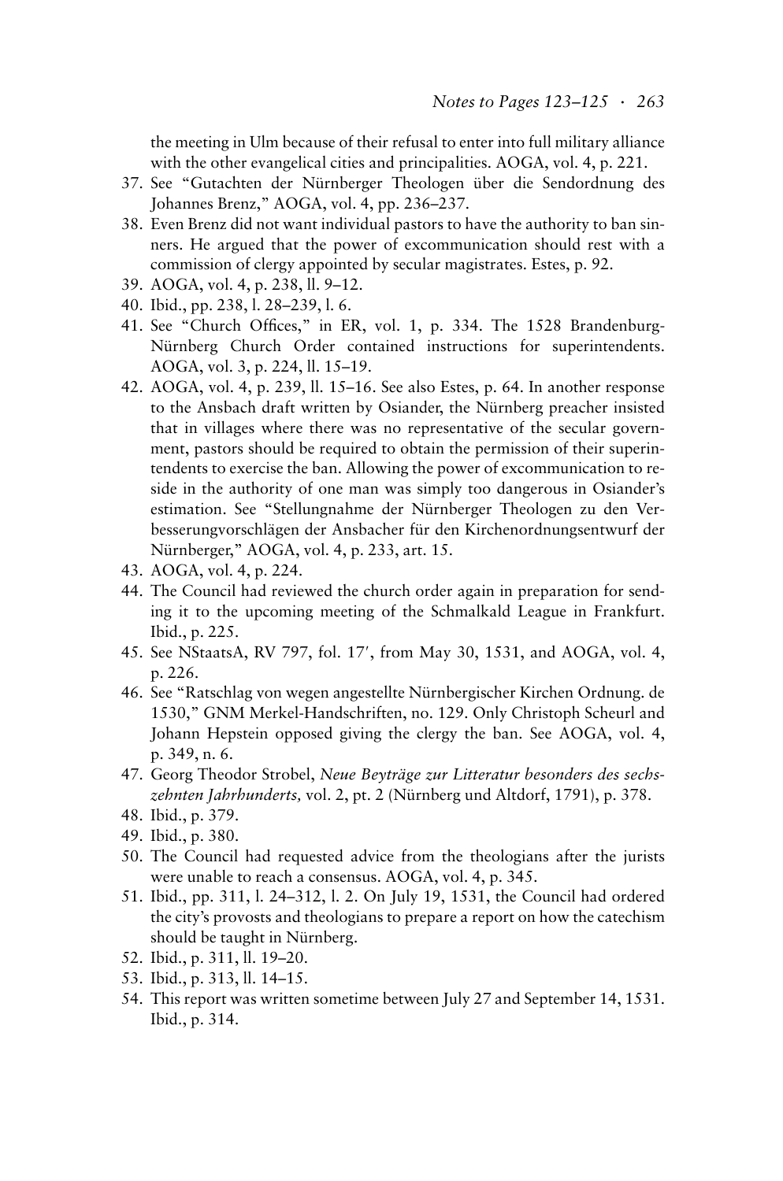the meeting in Ulm because of their refusal to enter into full military alliance with the other evangelical cities and principalities. AOGA, vol. 4, p. 221.

37. See "Gutachten der Nürnberger Theologen über die Sendordnung des Johannes Brenz," AOGA, vol. 4, pp. 236–237.
38. Even Brenz did not want individual pastors to have the authority to ban sinners. He argued that the power of excommunication should rest with a commission of clergy appointed by secular magistrates. Estes, p. 92.
39. AOGA, vol. 4, p. 238, ll. 9–12.
40. Ibid., pp. 238, l. 28–239, l. 6.
41. See "Church Offices," in ER, vol. 1, p. 334. The 1528 Brandenburg-Nürnberg Church Order contained instructions for superintendents. AOGA, vol. 3, p. 224, ll. 15–19.
42. AOGA, vol. 4, p. 239, ll. 15–16. See also Estes, p. 64. In another response to the Ansbach draft written by Osiander, the Nürnberg preacher insisted that in villages where there was no representative of the secular government, pastors should be required to obtain the permission of their superintendents to exercise the ban. Allowing the power of excommunication to reside in the authority of one man was simply too dangerous in Osiander's estimation. See "Stellungnahme der Nürnberger Theologen zu den Verbesserungvorschlägen der Ansbacher für den Kirchenordnungsentwurf der Nürnberger," AOGA, vol. 4, p. 233, art. 15.
43. AOGA, vol. 4, p. 224.
44. The Council had reviewed the church order again in preparation for sending it to the upcoming meeting of the Schmalkald League in Frankfurt. Ibid., p. 225.
45. See NStaatsA, RV 797, fol. 17′, from May 30, 1531, and AOGA, vol. 4, p. 226.
46. See "Ratschlag von wegen angestellte Nürnbergischer Kirchen Ordnung. de 1530," GNM Merkel-Handschriften, no. 129. Only Christoph Scheurl and Johann Hepstein opposed giving the clergy the ban. See AOGA, vol. 4, p. 349, n. 6.
47. Georg Theodor Strobel, *Neue Beyträge zur Litteratur besonders des sechszehnten Jahrhunderts,* vol. 2, pt. 2 (Nürnberg und Altdorf, 1791), p. 378.
48. Ibid., p. 379.
49. Ibid., p. 380.
50. The Council had requested advice from the theologians after the jurists were unable to reach a consensus. AOGA, vol. 4, p. 345.
51. Ibid., pp. 311, l. 24–312, l. 2. On July 19, 1531, the Council had ordered the city's provosts and theologians to prepare a report on how the catechism should be taught in Nürnberg.
52. Ibid., p. 311, ll. 19–20.
53. Ibid., p. 313, ll. 14–15.
54. This report was written sometime between July 27 and September 14, 1531. Ibid., p. 314.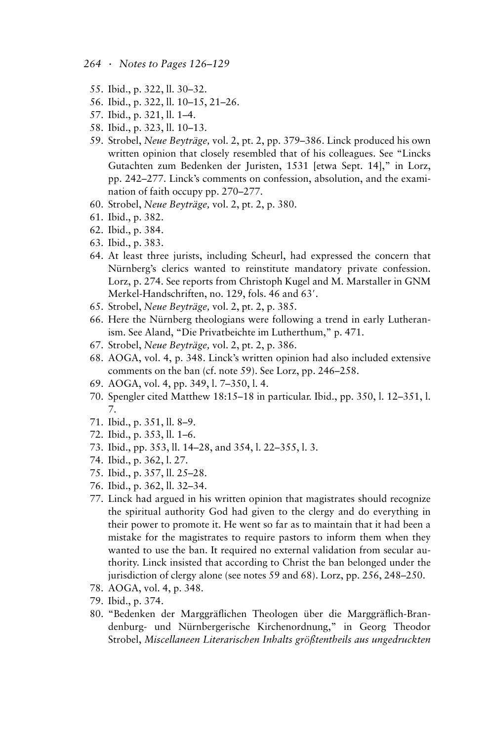55. Ibid., p. 322, ll. 30–32.
56. Ibid., p. 322, ll. 10–15, 21–26.
57. Ibid., p. 321, ll. 1–4.
58. Ibid., p. 323, ll. 10–13.
59. Strobel, *Neue Beyträge,* vol. 2, pt. 2, pp. 379–386. Linck produced his own written opinion that closely resembled that of his colleagues. See "Lincks Gutachten zum Bedenken der Juristen, 1531 [etwa Sept. 14]," in Lorz, pp. 242–277. Linck's comments on confession, absolution, and the examination of faith occupy pp. 270–277.
60. Strobel, *Neue Beyträge,* vol. 2, pt. 2, p. 380.
61. Ibid., p. 382.
62. Ibid., p. 384.
63. Ibid., p. 383.
64. At least three jurists, including Scheurl, had expressed the concern that Nürnberg's clerics wanted to reinstitute mandatory private confession. Lorz, p. 274. See reports from Christoph Kugel and M. Marstaller in GNM Merkel-Handschriften, no. 129, fols. 46 and 63′.
65. Strobel, *Neue Beyträge,* vol. 2, pt. 2, p. 385.
66. Here the Nürnberg theologians were following a trend in early Lutheranism. See Aland, "Die Privatbeichte im Lutherthum," p. 471.
67. Strobel, *Neue Beyträge,* vol. 2, pt. 2, p. 386.
68. AOGA, vol. 4, p. 348. Linck's written opinion had also included extensive comments on the ban (cf. note 59). See Lorz, pp. 246–258.
69. AOGA, vol. 4, pp. 349, l. 7–350, l. 4.
70. Spengler cited Matthew 18:15–18 in particular. Ibid., pp. 350, l. 12–351, l. 7.
71. Ibid., p. 351, ll. 8–9.
72. Ibid., p. 353, ll. 1–6.
73. Ibid., pp. 353, ll. 14–28, and 354, l. 22–355, l. 3.
74. Ibid., p. 362, l. 27.
75. Ibid., p. 357, ll. 25–28.
76. Ibid., p. 362, ll. 32–34.
77. Linck had argued in his written opinion that magistrates should recognize the spiritual authority God had given to the clergy and do everything in their power to promote it. He went so far as to maintain that it had been a mistake for the magistrates to require pastors to inform them when they wanted to use the ban. It required no external validation from secular authority. Linck insisted that according to Christ the ban belonged under the jurisdiction of clergy alone (see notes 59 and 68). Lorz, pp. 256, 248–250.
78. AOGA, vol. 4, p. 348.
79. Ibid., p. 374.
80. "Bedenken der Marggräflichen Theologen über die Marggräflich-Brandenburg- und Nürnbergerische Kirchenordnung," in Georg Theodor Strobel, *Miscellaneen Literarischen Inhalts größtentheils aus ungedruckten*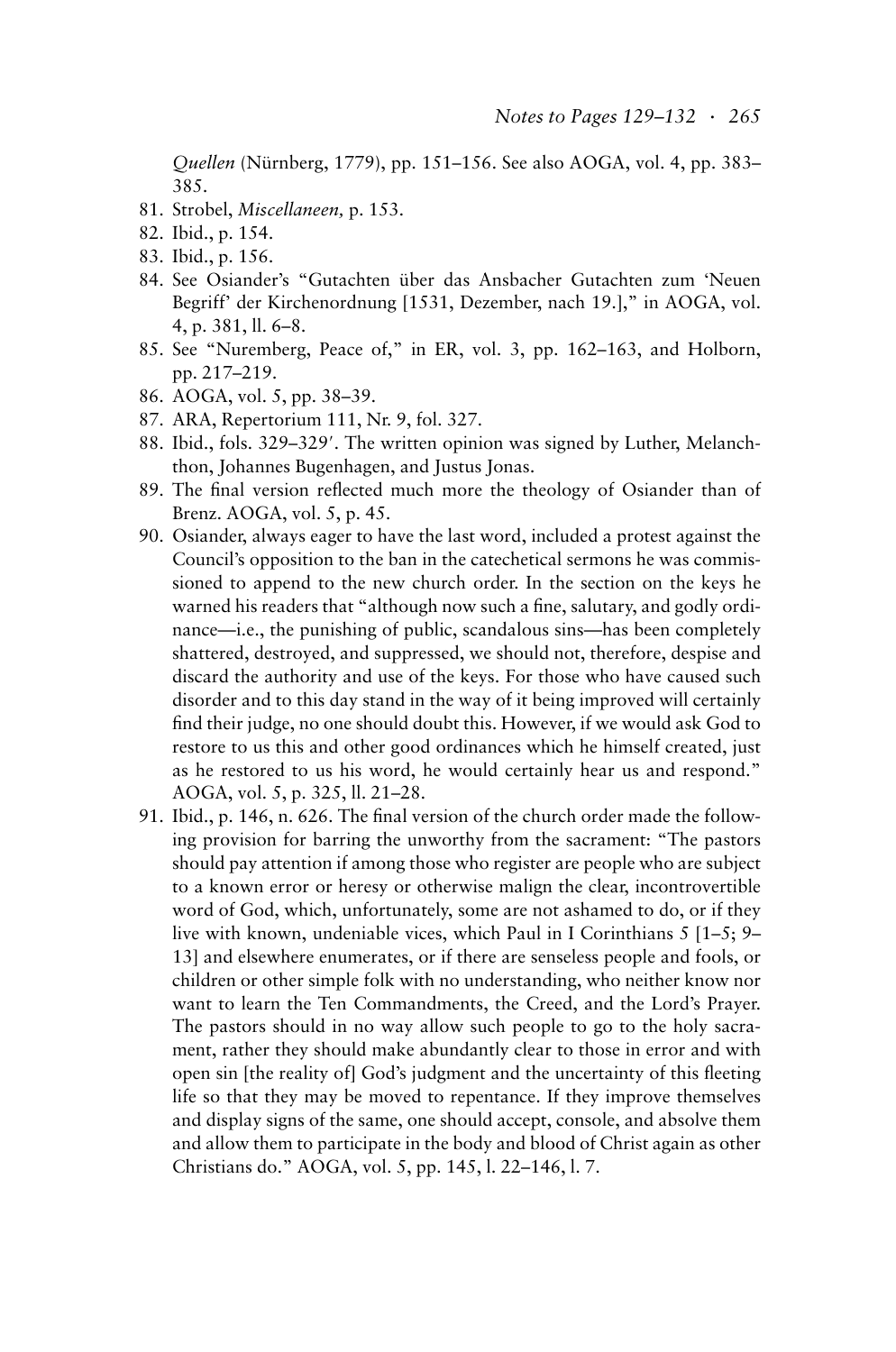*Quellen* (Nürnberg, 1779), pp. 151–156. See also AOGA, vol. 4, pp. 383–385.

81. Strobel, *Miscellaneen,* p. 153.
82. Ibid., p. 154.
83. Ibid., p. 156.
84. See Osiander's "Gutachten über das Ansbacher Gutachten zum 'Neuen Begriff' der Kirchenordnung [1531, Dezember, nach 19.]," in AOGA, vol. 4, p. 381, ll. 6–8.
85. See "Nuremberg, Peace of," in ER, vol. 3, pp. 162–163, and Holborn, pp. 217–219.
86. AOGA, vol. 5, pp. 38–39.
87. ARA, Repertorium 111, Nr. 9, fol. 327.
88. Ibid., fols. 329–329′. The written opinion was signed by Luther, Melanchthon, Johannes Bugenhagen, and Justus Jonas.
89. The final version reflected much more the theology of Osiander than of Brenz. AOGA, vol. 5, p. 45.
90. Osiander, always eager to have the last word, included a protest against the Council's opposition to the ban in the catechetical sermons he was commissioned to append to the new church order. In the section on the keys he warned his readers that "although now such a fine, salutary, and godly ordinance—i.e., the punishing of public, scandalous sins—has been completely shattered, destroyed, and suppressed, we should not, therefore, despise and discard the authority and use of the keys. For those who have caused such disorder and to this day stand in the way of it being improved will certainly find their judge, no one should doubt this. However, if we would ask God to restore to us this and other good ordinances which he himself created, just as he restored to us his word, he would certainly hear us and respond." AOGA, vol. 5, p. 325, ll. 21–28.
91. Ibid., p. 146, n. 626. The final version of the church order made the following provision for barring the unworthy from the sacrament: "The pastors should pay attention if among those who register are people who are subject to a known error or heresy or otherwise malign the clear, incontrovertible word of God, which, unfortunately, some are not ashamed to do, or if they live with known, undeniable vices, which Paul in I Corinthians 5 [1–5; 9–13] and elsewhere enumerates, or if there are senseless people and fools, or children or other simple folk with no understanding, who neither know nor want to learn the Ten Commandments, the Creed, and the Lord's Prayer. The pastors should in no way allow such people to go to the holy sacrament, rather they should make abundantly clear to those in error and with open sin [the reality of] God's judgment and the uncertainty of this fleeting life so that they may be moved to repentance. If they improve themselves and display signs of the same, one should accept, console, and absolve them and allow them to participate in the body and blood of Christ again as other Christians do." AOGA, vol. 5, pp. 145, l. 22–146, l. 7.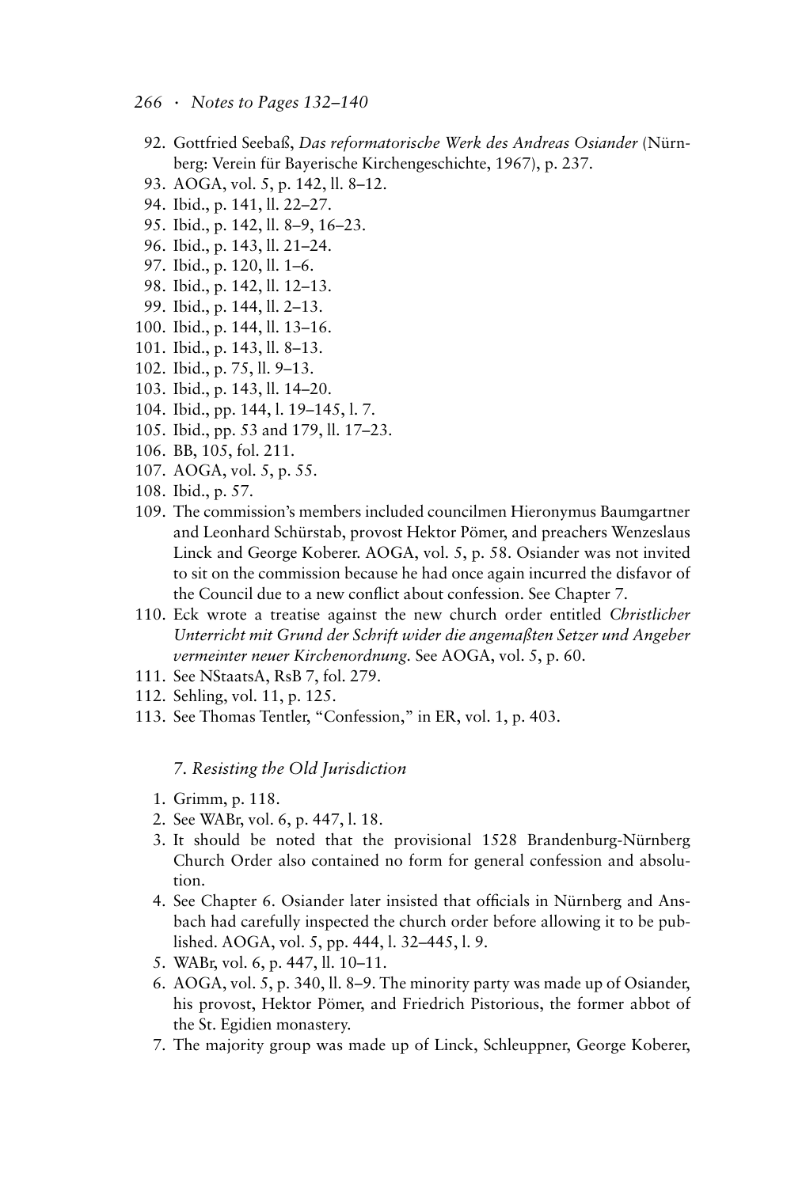92. Gottfried Seebaß, *Das reformatorische Werk des Andreas Osiander* (Nürnberg: Verein für Bayerische Kirchengeschichte, 1967), p. 237.
93. AOGA, vol. 5, p. 142, ll. 8–12.
94. Ibid., p. 141, ll. 22–27.
95. Ibid., p. 142, ll. 8–9, 16–23.
96. Ibid., p. 143, ll. 21–24.
97. Ibid., p. 120, ll. 1–6.
98. Ibid., p. 142, ll. 12–13.
99. Ibid., p. 144, ll. 2–13.
100. Ibid., p. 144, ll. 13–16.
101. Ibid., p. 143, ll. 8–13.
102. Ibid., p. 75, ll. 9–13.
103. Ibid., p. 143, ll. 14–20.
104. Ibid., pp. 144, l. 19–145, l. 7.
105. Ibid., pp. 53 and 179, ll. 17–23.
106. BB, 105, fol. 211.
107. AOGA, vol. 5, p. 55.
108. Ibid., p. 57.
109. The commission's members included councilmen Hieronymus Baumgartner and Leonhard Schürstab, provost Hektor Pömer, and preachers Wenzeslaus Linck and George Koberer. AOGA, vol. 5, p. 58. Osiander was not invited to sit on the commission because he had once again incurred the disfavor of the Council due to a new conflict about confession. See Chapter 7.
110. Eck wrote a treatise against the new church order entitled *Christlicher Unterricht mit Grund der Schrift wider die angemaßten Setzer und Angeber vermeinter neuer Kirchenordnung.* See AOGA, vol. 5, p. 60.
111. See NStaatsA, RsB 7, fol. 279.
112. Sehling, vol. 11, p. 125.
113. See Thomas Tentler, "Confession," in ER, vol. 1, p. 403.

## *7. Resisting the Old Jurisdiction*

1. Grimm, p. 118.
2. See WABr, vol. 6, p. 447, l. 18.
3. It should be noted that the provisional 1528 Brandenburg-Nürnberg Church Order also contained no form for general confession and absolution.
4. See Chapter 6. Osiander later insisted that officials in Nürnberg and Ansbach had carefully inspected the church order before allowing it to be published. AOGA, vol. 5, pp. 444, l. 32–445, l. 9.
5. WABr, vol. 6, p. 447, ll. 10–11.
6. AOGA, vol. 5, p. 340, ll. 8–9. The minority party was made up of Osiander, his provost, Hektor Pömer, and Friedrich Pistorious, the former abbot of the St. Egidien monastery.
7. The majority group was made up of Linck, Schleuppner, George Koberer,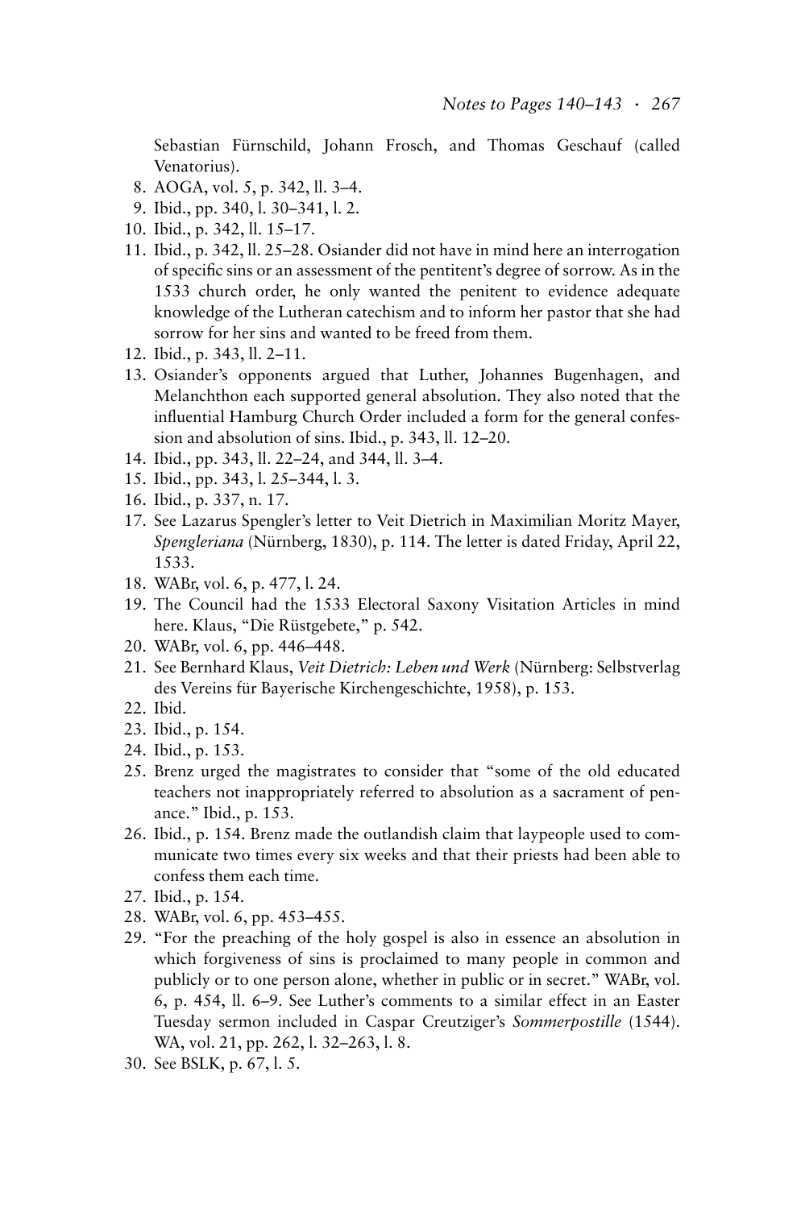Sebastian Fürnschild, Johann Frosch, and Thomas Geschauf (called Venatorius).

8. AOGA, vol. 5, p. 342, ll. 3–4.
9. Ibid., pp. 340, l. 30–341, l. 2.
10. Ibid., p. 342, ll. 15–17.
11. Ibid., p. 342, ll. 25–28. Osiander did not have in mind here an interrogation of specific sins or an assessment of the pentitent's degree of sorrow. As in the 1533 church order, he only wanted the penitent to evidence adequate knowledge of the Lutheran catechism and to inform her pastor that she had sorrow for her sins and wanted to be freed from them.
12. Ibid., p. 343, ll. 2–11.
13. Osiander's opponents argued that Luther, Johannes Bugenhagen, and Melanchthon each supported general absolution. They also noted that the influential Hamburg Church Order included a form for the general confession and absolution of sins. Ibid., p. 343, ll. 12–20.
14. Ibid., pp. 343, ll. 22–24, and 344, ll. 3–4.
15. Ibid., pp. 343, l. 25–344, l. 3.
16. Ibid., p. 337, n. 17.
17. See Lazarus Spengler's letter to Veit Dietrich in Maximilian Moritz Mayer, *Spengleriana* (Nürnberg, 1830), p. 114. The letter is dated Friday, April 22, 1533.
18. WABr, vol. 6, p. 477, l. 24.
19. The Council had the 1533 Electoral Saxony Visitation Articles in mind here. Klaus, "Die Rüstgebete," p. 542.
20. WABr, vol. 6, pp. 446–448.
21. See Bernhard Klaus, *Veit Dietrich: Leben und Werk* (Nürnberg: Selbstverlag des Vereins für Bayerische Kirchengeschichte, 1958), p. 153.
22. Ibid.
23. Ibid., p. 154.
24. Ibid., p. 153.
25. Brenz urged the magistrates to consider that "some of the old educated teachers not inappropriately referred to absolution as a sacrament of penance." Ibid., p. 153.
26. Ibid., p. 154. Brenz made the outlandish claim that laypeople used to communicate two times every six weeks and that their priests had been able to confess them each time.
27. Ibid., p. 154.
28. WABr, vol. 6, pp. 453–455.
29. "For the preaching of the holy gospel is also in essence an absolution in which forgiveness of sins is proclaimed to many people in common and publicly or to one person alone, whether in public or in secret." WABr, vol. 6, p. 454, ll. 6–9. See Luther's comments to a similar effect in an Easter Tuesday sermon included in Caspar Creutziger's *Sommerpostille* (1544). WA, vol. 21, pp. 262, l. 32–263, l. 8.
30. See BSLK, p. 67, l. 5.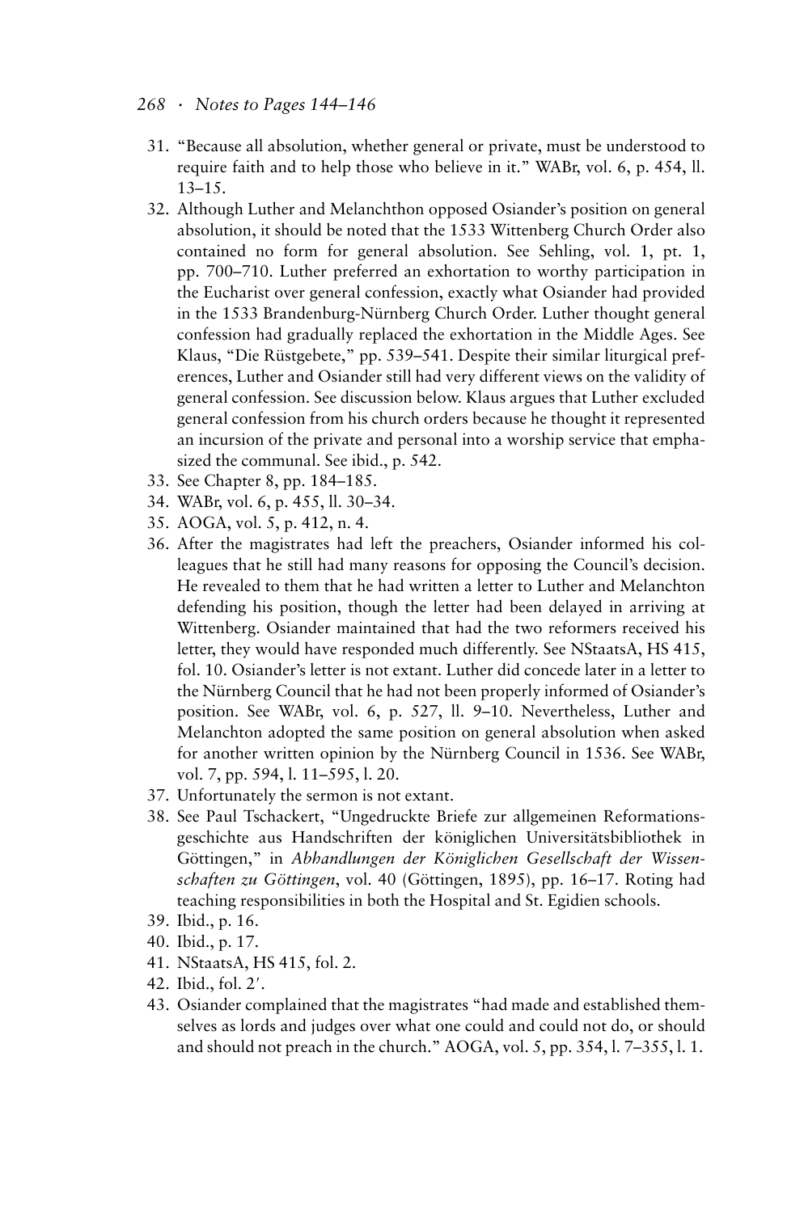31. "Because all absolution, whether general or private, must be understood to require faith and to help those who believe in it." WABr, vol. 6, p. 454, ll. 13–15.
32. Although Luther and Melanchthon opposed Osiander's position on general absolution, it should be noted that the 1533 Wittenberg Church Order also contained no form for general absolution. See Sehling, vol. 1, pt. 1, pp. 700–710. Luther preferred an exhortation to worthy participation in the Eucharist over general confession, exactly what Osiander had provided in the 1533 Brandenburg-Nürnberg Church Order. Luther thought general confession had gradually replaced the exhortation in the Middle Ages. See Klaus, "Die Rüstgebete," pp. 539–541. Despite their similar liturgical preferences, Luther and Osiander still had very different views on the validity of general confession. See discussion below. Klaus argues that Luther excluded general confession from his church orders because he thought it represented an incursion of the private and personal into a worship service that emphasized the communal. See ibid., p. 542.
33. See Chapter 8, pp. 184–185.
34. WABr, vol. 6, p. 455, ll. 30–34.
35. AOGA, vol. 5, p. 412, n. 4.
36. After the magistrates had left the preachers, Osiander informed his colleagues that he still had many reasons for opposing the Council's decision. He revealed to them that he had written a letter to Luther and Melanchton defending his position, though the letter had been delayed in arriving at Wittenberg. Osiander maintained that had the two reformers received his letter, they would have responded much differently. See NStaatsA, HS 415, fol. 10. Osiander's letter is not extant. Luther did concede later in a letter to the Nürnberg Council that he had not been properly informed of Osiander's position. See WABr, vol. 6, p. 527, ll. 9–10. Nevertheless, Luther and Melanchton adopted the same position on general absolution when asked for another written opinion by the Nürnberg Council in 1536. See WABr, vol. 7, pp. 594, l. 11–595, l. 20.
37. Unfortunately the sermon is not extant.
38. See Paul Tschackert, "Ungedruckte Briefe zur allgemeinen Reformationsgeschichte aus Handschriften der königlichen Universitätsbibliothek in Göttingen," in *Abhandlungen der Königlichen Gesellschaft der Wissenschaften zu Göttingen*, vol. 40 (Göttingen, 1895), pp. 16–17. Roting had teaching responsibilities in both the Hospital and St. Egidien schools.
39. Ibid., p. 16.
40. Ibid., p. 17.
41. NStaatsA, HS 415, fol. 2.
42. Ibid., fol. 2′.
43. Osiander complained that the magistrates "had made and established themselves as lords and judges over what one could and could not do, or should and should not preach in the church." AOGA, vol. 5, pp. 354, l. 7–355, l. 1.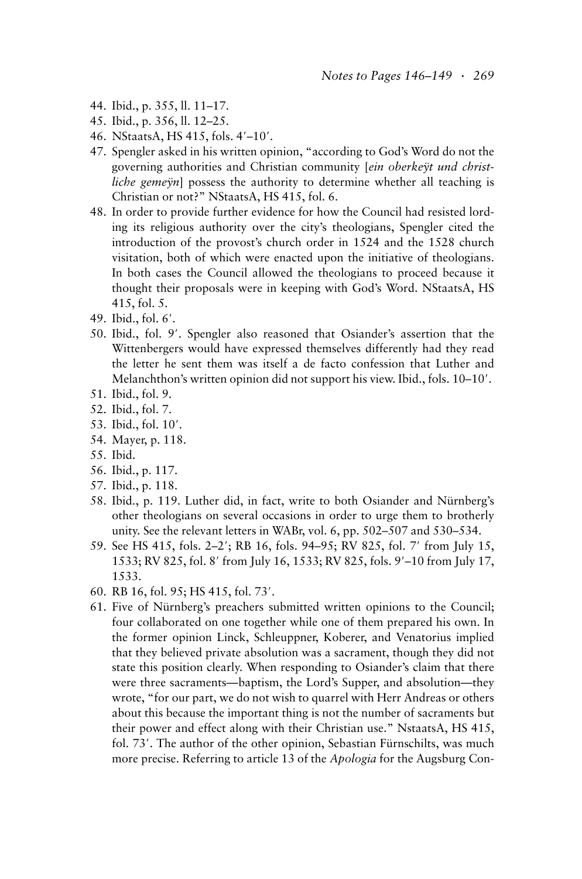44. Ibid., p. 355, ll. 11–17.
45. Ibid., p. 356, ll. 12–25.
46. NStaatsA, HS 415, fols. 4′–10′.
47. Spengler asked in his written opinion, "according to God's Word do not the governing authorities and Christian community [*ein oberkeÿt und christliche gemeÿn*] possess the authority to determine whether all teaching is Christian or not?" NStaatsA, HS 415, fol. 6.
48. In order to provide further evidence for how the Council had resisted lording its religious authority over the city's theologians, Spengler cited the introduction of the provost's church order in 1524 and the 1528 church visitation, both of which were enacted upon the initiative of theologians. In both cases the Council allowed the theologians to proceed because it thought their proposals were in keeping with God's Word. NStaatsA, HS 415, fol. 5.
49. Ibid., fol. 6′.
50. Ibid., fol. 9′. Spengler also reasoned that Osiander's assertion that the Wittenbergers would have expressed themselves differently had they read the letter he sent them was itself a de facto confession that Luther and Melanchthon's written opinion did not support his view. Ibid., fols. 10–10′.
51. Ibid., fol. 9.
52. Ibid., fol. 7.
53. Ibid., fol. 10′.
54. Mayer, p. 118.
55. Ibid.
56. Ibid., p. 117.
57. Ibid., p. 118.
58. Ibid., p. 119. Luther did, in fact, write to both Osiander and Nürnberg's other theologians on several occasions in order to urge them to brotherly unity. See the relevant letters in WABr, vol. 6, pp. 502–507 and 530–534.
59. See HS 415, fols. 2–2′; RB 16, fols. 94–95; RV 825, fol. 7′ from July 15, 1533; RV 825, fol. 8′ from July 16, 1533; RV 825, fols. 9′–10 from July 17, 1533.
60. RB 16, fol. 95; HS 415, fol. 73′.
61. Five of Nürnberg's preachers submitted written opinions to the Council; four collaborated on one together while one of them prepared his own. In the former opinion Linck, Schleuppner, Koberer, and Venatorius implied that they believed private absolution was a sacrament, though they did not state this position clearly. When responding to Osiander's claim that there were three sacraments—baptism, the Lord's Supper, and absolution—they wrote, "for our part, we do not wish to quarrel with Herr Andreas or others about this because the important thing is not the number of sacraments but their power and effect along with their Christian use." NstaatsA, HS 415, fol. 73′. The author of the other opinion, Sebastian Fürnschilts, was much more precise. Referring to article 13 of the *Apologia* for the Augsburg Con-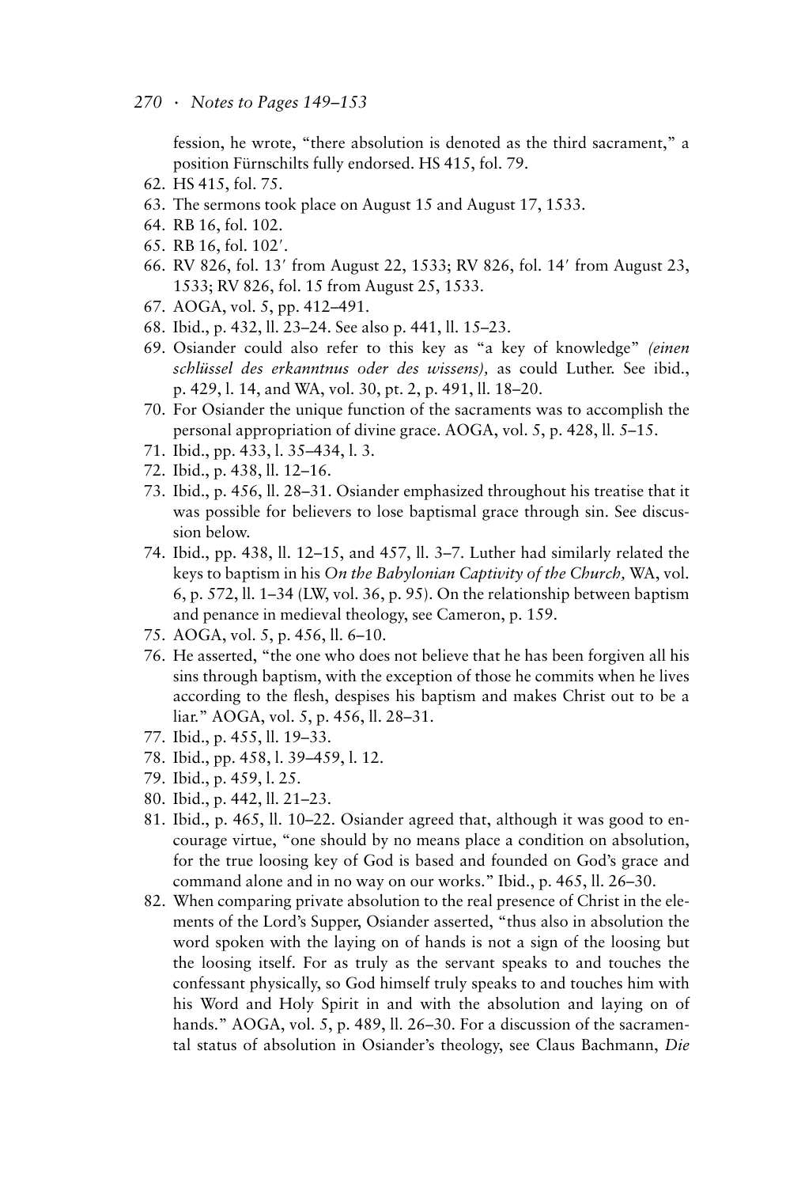fession, he wrote, "there absolution is denoted as the third sacrament," a position Fürnschilts fully endorsed. HS 415, fol. 79.

62. HS 415, fol. 75.
63. The sermons took place on August 15 and August 17, 1533.
64. RB 16, fol. 102.
65. RB 16, fol. 102′.
66. RV 826, fol. 13′ from August 22, 1533; RV 826, fol. 14′ from August 23, 1533; RV 826, fol. 15 from August 25, 1533.
67. AOGA, vol. 5, pp. 412–491.
68. Ibid., p. 432, ll. 23–24. See also p. 441, ll. 15–23.
69. Osiander could also refer to this key as "a key of knowledge" *(einen schlüssel des erkanntnus oder des wissens),* as could Luther. See ibid., p. 429, l. 14, and WA, vol. 30, pt. 2, p. 491, ll. 18–20.
70. For Osiander the unique function of the sacraments was to accomplish the personal appropriation of divine grace. AOGA, vol. 5, p. 428, ll. 5–15.
71. Ibid., pp. 433, l. 35–434, l. 3.
72. Ibid., p. 438, ll. 12–16.
73. Ibid., p. 456, ll. 28–31. Osiander emphasized throughout his treatise that it was possible for believers to lose baptismal grace through sin. See discussion below.
74. Ibid., pp. 438, ll. 12–15, and 457, ll. 3–7. Luther had similarly related the keys to baptism in his *On the Babylonian Captivity of the Church,* WA, vol. 6, p. 572, ll. 1–34 (LW, vol. 36, p. 95). On the relationship between baptism and penance in medieval theology, see Cameron, p. 159.
75. AOGA, vol. 5, p. 456, ll. 6–10.
76. He asserted, "the one who does not believe that he has been forgiven all his sins through baptism, with the exception of those he commits when he lives according to the flesh, despises his baptism and makes Christ out to be a liar." AOGA, vol. 5, p. 456, ll. 28–31.
77. Ibid., p. 455, ll. 19–33.
78. Ibid., pp. 458, l. 39–459, l. 12.
79. Ibid., p. 459, l. 25.
80. Ibid., p. 442, ll. 21–23.
81. Ibid., p. 465, ll. 10–22. Osiander agreed that, although it was good to encourage virtue, "one should by no means place a condition on absolution, for the true loosing key of God is based and founded on God's grace and command alone and in no way on our works." Ibid., p. 465, ll. 26–30.
82. When comparing private absolution to the real presence of Christ in the elements of the Lord's Supper, Osiander asserted, "thus also in absolution the word spoken with the laying on of hands is not a sign of the loosing but the loosing itself. For as truly as the servant speaks to and touches the confessant physically, so God himself truly speaks to and touches him with his Word and Holy Spirit in and with the absolution and laying on of hands." AOGA, vol. 5, p. 489, ll. 26–30. For a discussion of the sacramental status of absolution in Osiander's theology, see Claus Bachmann, *Die*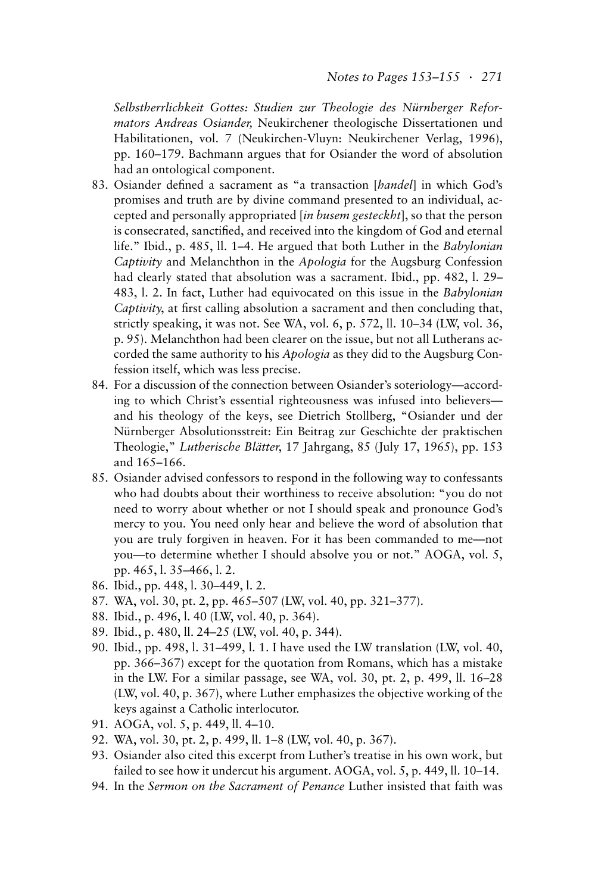*Selbstherrlichkeit Gottes: Studien zur Theologie des Nürnberger Reformators Andreas Osiander,* Neukirchener theologische Dissertationen und Habilitationen, vol. 7 (Neukirchen-Vluyn: Neukirchener Verlag, 1996), pp. 160–179. Bachmann argues that for Osiander the word of absolution had an ontological component.

83. Osiander defined a sacrament as "a transaction [*handel*] in which God's promises and truth are by divine command presented to an individual, accepted and personally appropriated [*in busem gesteckht*], so that the person is consecrated, sanctified, and received into the kingdom of God and eternal life." Ibid., p. 485, ll. 1–4. He argued that both Luther in the *Babylonian Captivity* and Melanchthon in the *Apologia* for the Augsburg Confession had clearly stated that absolution was a sacrament. Ibid., pp. 482, l. 29–483, l. 2. In fact, Luther had equivocated on this issue in the *Babylonian Captivity,* at first calling absolution a sacrament and then concluding that, strictly speaking, it was not. See WA, vol. 6, p. 572, ll. 10–34 (LW, vol. 36, p. 95). Melanchthon had been clearer on the issue, but not all Lutherans accorded the same authority to his *Apologia* as they did to the Augsburg Confession itself, which was less precise.
84. For a discussion of the connection between Osiander's soteriology—according to which Christ's essential righteousness was infused into believers—and his theology of the keys, see Dietrich Stollberg, "Osiander und der Nürnberger Absolutionsstreit: Ein Beitrag zur Geschichte der praktischen Theologie," *Lutherische Blätter,* 17 Jahrgang, 85 (July 17, 1965), pp. 153 and 165–166.
85. Osiander advised confessors to respond in the following way to confessants who had doubts about their worthiness to receive absolution: "you do not need to worry about whether or not I should speak and pronounce God's mercy to you. You need only hear and believe the word of absolution that you are truly forgiven in heaven. For it has been commanded to me—not you—to determine whether I should absolve you or not." AOGA, vol. 5, pp. 465, l. 35–466, l. 2.
86. Ibid., pp. 448, l. 30–449, l. 2.
87. WA, vol. 30, pt. 2, pp. 465–507 (LW, vol. 40, pp. 321–377).
88. Ibid., p. 496, l. 40 (LW, vol. 40, p. 364).
89. Ibid., p. 480, ll. 24–25 (LW, vol. 40, p. 344).
90. Ibid., pp. 498, l. 31–499, l. 1. I have used the LW translation (LW, vol. 40, pp. 366–367) except for the quotation from Romans, which has a mistake in the LW. For a similar passage, see WA, vol. 30, pt. 2, p. 499, ll. 16–28 (LW, vol. 40, p. 367), where Luther emphasizes the objective working of the keys against a Catholic interlocutor.
91. AOGA, vol. 5, p. 449, ll. 4–10.
92. WA, vol. 30, pt. 2, p. 499, ll. 1–8 (LW, vol. 40, p. 367).
93. Osiander also cited this excerpt from Luther's treatise in his own work, but failed to see how it undercut his argument. AOGA, vol. 5, p. 449, ll. 10–14.
94. In the *Sermon on the Sacrament of Penance* Luther insisted that faith was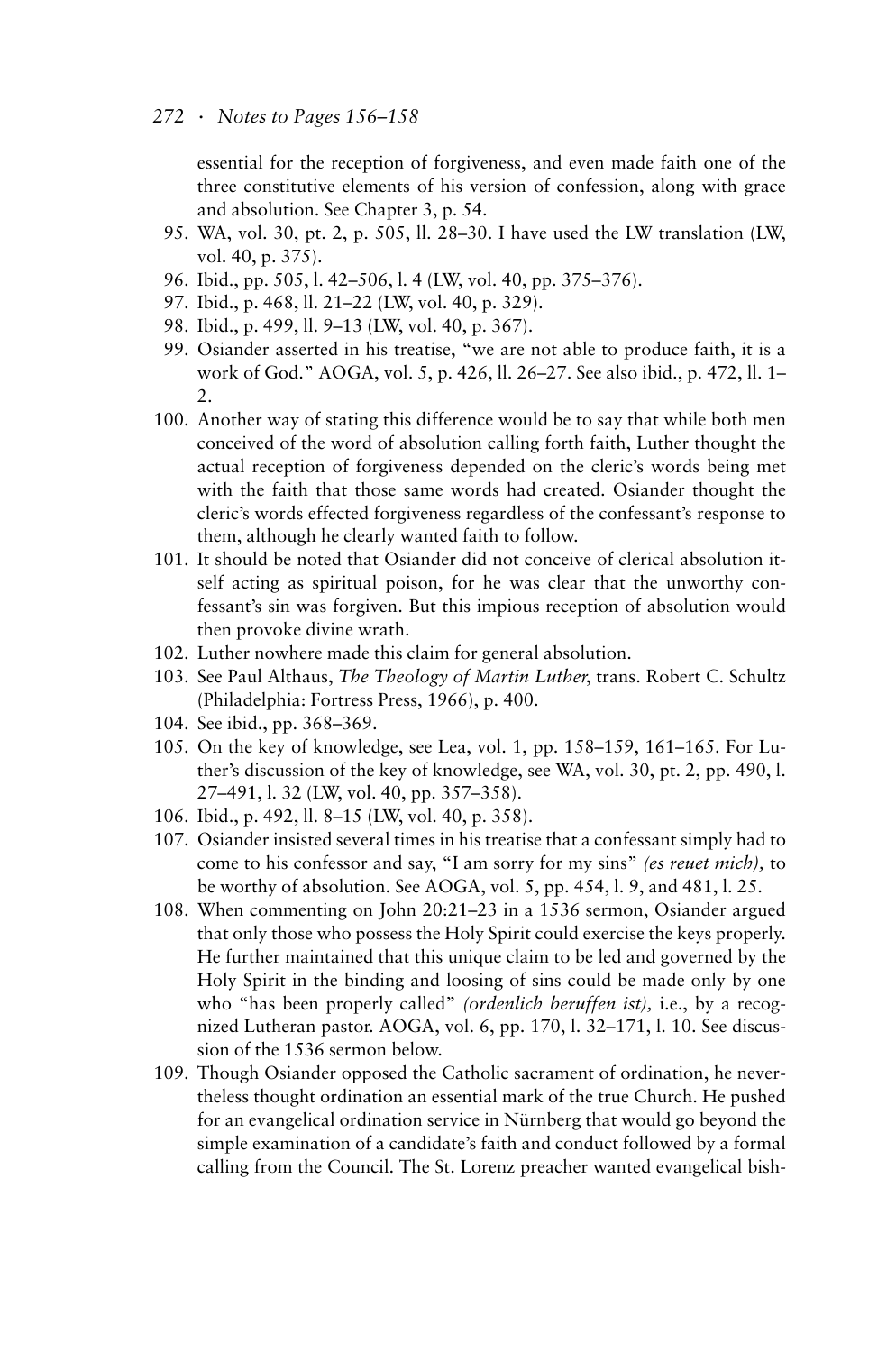essential for the reception of forgiveness, and even made faith one of the three constitutive elements of his version of confession, along with grace and absolution. See Chapter 3, p. 54.

95. WA, vol. 30, pt. 2, p. 505, ll. 28–30. I have used the LW translation (LW, vol. 40, p. 375).
96. Ibid., pp. 505, l. 42–506, l. 4 (LW, vol. 40, pp. 375–376).
97. Ibid., p. 468, ll. 21–22 (LW, vol. 40, p. 329).
98. Ibid., p. 499, ll. 9–13 (LW, vol. 40, p. 367).
99. Osiander asserted in his treatise, "we are not able to produce faith, it is a work of God." AOGA, vol. 5, p. 426, ll. 26–27. See also ibid., p. 472, ll. 1–2.
100. Another way of stating this difference would be to say that while both men conceived of the word of absolution calling forth faith, Luther thought the actual reception of forgiveness depended on the cleric's words being met with the faith that those same words had created. Osiander thought the cleric's words effected forgiveness regardless of the confessant's response to them, although he clearly wanted faith to follow.
101. It should be noted that Osiander did not conceive of clerical absolution itself acting as spiritual poison, for he was clear that the unworthy confessant's sin was forgiven. But this impious reception of absolution would then provoke divine wrath.
102. Luther nowhere made this claim for general absolution.
103. See Paul Althaus, *The Theology of Martin Luther*, trans. Robert C. Schultz (Philadelphia: Fortress Press, 1966), p. 400.
104. See ibid., pp. 368–369.
105. On the key of knowledge, see Lea, vol. 1, pp. 158–159, 161–165. For Luther's discussion of the key of knowledge, see WA, vol. 30, pt. 2, pp. 490, l. 27–491, l. 32 (LW, vol. 40, pp. 357–358).
106. Ibid., p. 492, ll. 8–15 (LW, vol. 40, p. 358).
107. Osiander insisted several times in his treatise that a confessant simply had to come to his confessor and say, "I am sorry for my sins" *(es reuet mich),* to be worthy of absolution. See AOGA, vol. 5, pp. 454, l. 9, and 481, l. 25.
108. When commenting on John 20:21–23 in a 1536 sermon, Osiander argued that only those who possess the Holy Spirit could exercise the keys properly. He further maintained that this unique claim to be led and governed by the Holy Spirit in the binding and loosing of sins could be made only by one who "has been properly called" *(ordenlich beruffen ist),* i.e., by a recognized Lutheran pastor. AOGA, vol. 6, pp. 170, l. 32–171, l. 10. See discussion of the 1536 sermon below.
109. Though Osiander opposed the Catholic sacrament of ordination, he nevertheless thought ordination an essential mark of the true Church. He pushed for an evangelical ordination service in Nürnberg that would go beyond the simple examination of a candidate's faith and conduct followed by a formal calling from the Council. The St. Lorenz preacher wanted evangelical bish-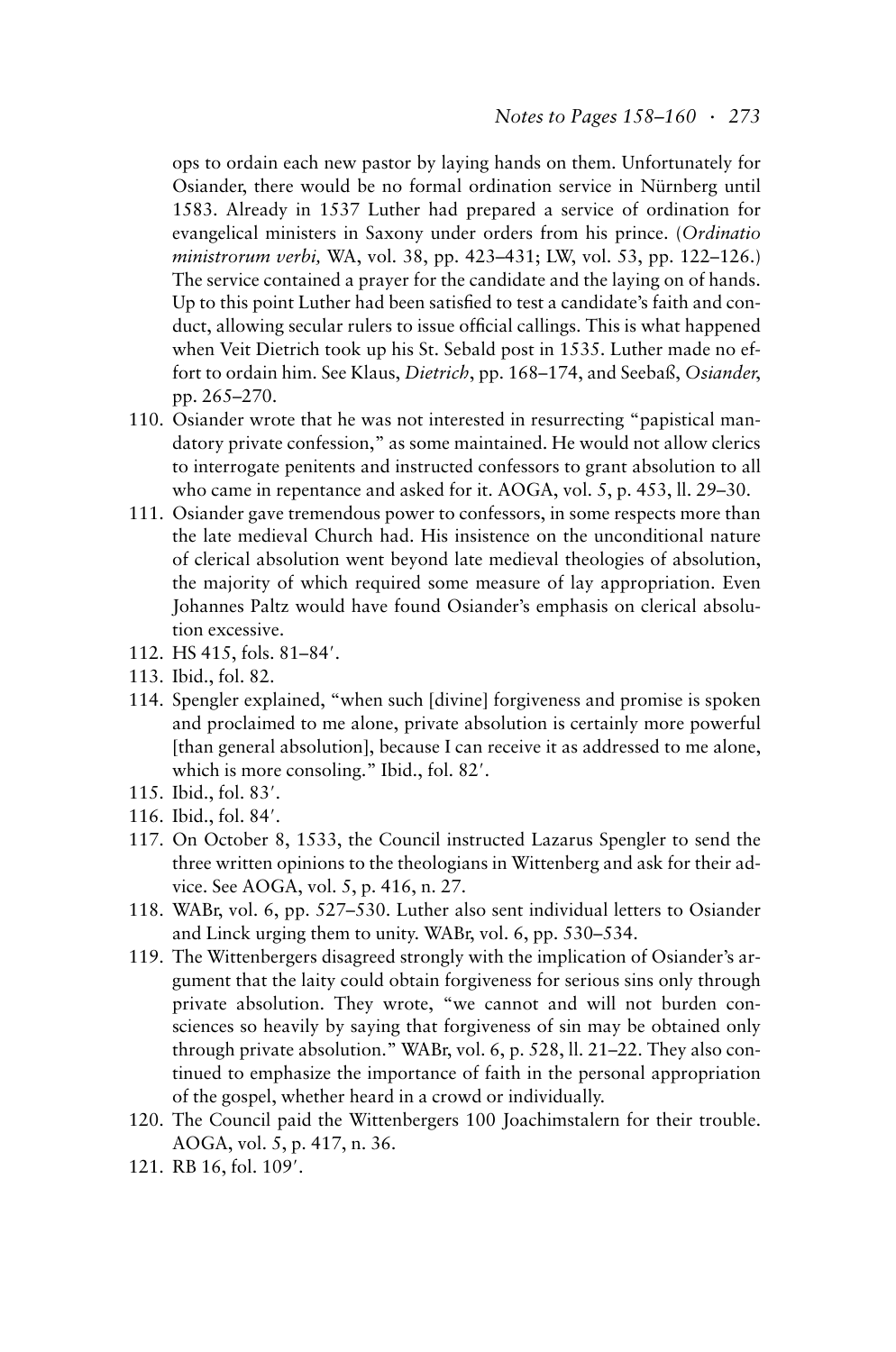ops to ordain each new pastor by laying hands on them. Unfortunately for Osiander, there would be no formal ordination service in Nürnberg until 1583. Already in 1537 Luther had prepared a service of ordination for evangelical ministers in Saxony under orders from his prince. (*Ordinatio ministrorum verbi,* WA, vol. 38, pp. 423–431; LW, vol. 53, pp. 122–126.) The service contained a prayer for the candidate and the laying on of hands. Up to this point Luther had been satisfied to test a candidate's faith and conduct, allowing secular rulers to issue official callings. This is what happened when Veit Dietrich took up his St. Sebald post in 1535. Luther made no effort to ordain him. See Klaus, *Dietrich*, pp. 168–174, and Seebaß, *Osiander,* pp. 265–270.

110. Osiander wrote that he was not interested in resurrecting "papistical mandatory private confession," as some maintained. He would not allow clerics to interrogate penitents and instructed confessors to grant absolution to all who came in repentance and asked for it. AOGA, vol. 5, p. 453, ll. 29–30.
111. Osiander gave tremendous power to confessors, in some respects more than the late medieval Church had. His insistence on the unconditional nature of clerical absolution went beyond late medieval theologies of absolution, the majority of which required some measure of lay appropriation. Even Johannes Paltz would have found Osiander's emphasis on clerical absolution excessive.
112. HS 415, fols. 81–84′.
113. Ibid., fol. 82.
114. Spengler explained, "when such [divine] forgiveness and promise is spoken and proclaimed to me alone, private absolution is certainly more powerful [than general absolution], because I can receive it as addressed to me alone, which is more consoling." Ibid., fol. 82′.
115. Ibid., fol. 83′.
116. Ibid., fol. 84′.
117. On October 8, 1533, the Council instructed Lazarus Spengler to send the three written opinions to the theologians in Wittenberg and ask for their advice. See AOGA, vol. 5, p. 416, n. 27.
118. WABr, vol. 6, pp. 527–530. Luther also sent individual letters to Osiander and Linck urging them to unity. WABr, vol. 6, pp. 530–534.
119. The Wittenbergers disagreed strongly with the implication of Osiander's argument that the laity could obtain forgiveness for serious sins only through private absolution. They wrote, "we cannot and will not burden consciences so heavily by saying that forgiveness of sin may be obtained only through private absolution." WABr, vol. 6, p. 528, ll. 21–22. They also continued to emphasize the importance of faith in the personal appropriation of the gospel, whether heard in a crowd or individually.
120. The Council paid the Wittenbergers 100 Joachimstalern for their trouble. AOGA, vol. 5, p. 417, n. 36.
121. RB 16, fol. 109′.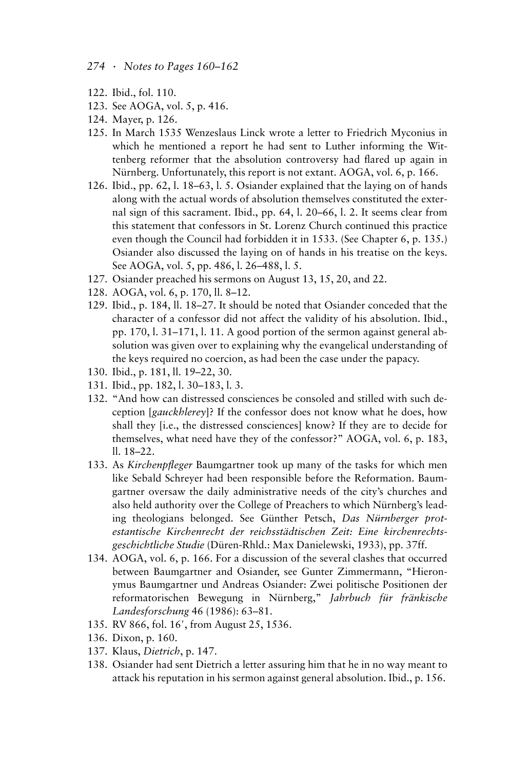122. Ibid., fol. 110.
123. See AOGA, vol. 5, p. 416.
124. Mayer, p. 126.
125. In March 1535 Wenzeslaus Linck wrote a letter to Friedrich Myconius in which he mentioned a report he had sent to Luther informing the Wittenberg reformer that the absolution controversy had flared up again in Nürnberg. Unfortunately, this report is not extant. AOGA, vol. 6, p. 166.
126. Ibid., pp. 62, l. 18–63, l. 5. Osiander explained that the laying on of hands along with the actual words of absolution themselves constituted the external sign of this sacrament. Ibid., pp. 64, l. 20–66, l. 2. It seems clear from this statement that confessors in St. Lorenz Church continued this practice even though the Council had forbidden it in 1533. (See Chapter 6, p. 135.) Osiander also discussed the laying on of hands in his treatise on the keys. See AOGA, vol. 5, pp. 486, l. 26–488, l. 5.
127. Osiander preached his sermons on August 13, 15, 20, and 22.
128. AOGA, vol. 6, p. 170, ll. 8–12.
129. Ibid., p. 184, ll. 18–27. It should be noted that Osiander conceded that the character of a confessor did not affect the validity of his absolution. Ibid., pp. 170, l. 31–171, l. 11. A good portion of the sermon against general absolution was given over to explaining why the evangelical understanding of the keys required no coercion, as had been the case under the papacy.
130. Ibid., p. 181, ll. 19–22, 30.
131. Ibid., pp. 182, l. 30–183, l. 3.
132. "And how can distressed consciences be consoled and stilled with such deception [*gauckhlerey*]? If the confessor does not know what he does, how shall they [i.e., the distressed consciences] know? If they are to decide for themselves, what need have they of the confessor?" AOGA, vol. 6, p. 183, ll. 18–22.
133. As *Kirchenpfleger* Baumgartner took up many of the tasks for which men like Sebald Schreyer had been responsible before the Reformation. Baumgartner oversaw the daily administrative needs of the city's churches and also held authority over the College of Preachers to which Nürnberg's leading theologians belonged. See Günther Petsch, *Das Nürnberger protestantische Kirchenrecht der reichsstädtischen Zeit: Eine kirchenrechtsgeschichtliche Studie* (Düren-Rhld.: Max Danielewski, 1933), pp. 37ff.
134. AOGA, vol. 6, p. 166. For a discussion of the several clashes that occurred between Baumgartner and Osiander, see Gunter Zimmermann, "Hieronymus Baumgartner und Andreas Osiander: Zwei politische Positionen der reformatorischen Bewegung in Nürnberg," *Jahrbuch für fränkische Landesforschung* 46 (1986): 63–81.
135. RV 866, fol. 16′, from August 25, 1536.
136. Dixon, p. 160.
137. Klaus, *Dietrich*, p. 147.
138. Osiander had sent Dietrich a letter assuring him that he in no way meant to attack his reputation in his sermon against general absolution. Ibid., p. 156.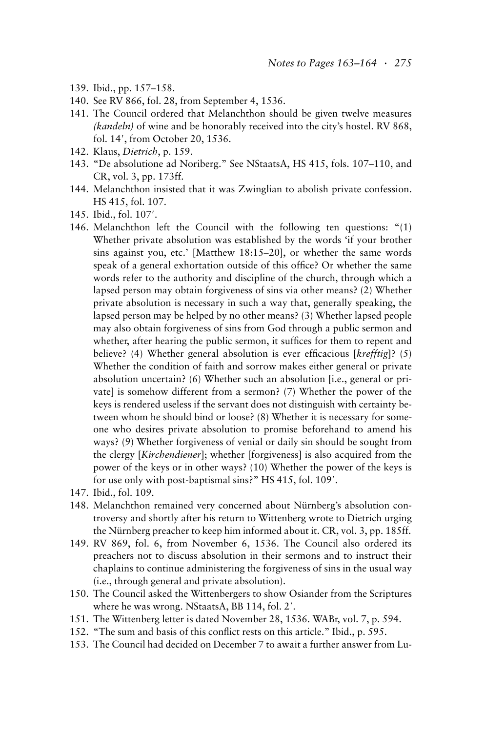139. Ibid., pp. 157–158.
140. See RV 866, fol. 28, from September 4, 1536.
141. The Council ordered that Melanchthon should be given twelve measures *(kandeln)* of wine and be honorably received into the city's hostel. RV 868, fol. 14′, from October 20, 1536.
142. Klaus, *Dietrich*, p. 159.
143. "De absolutione ad Noriberg." See NStaatsA, HS 415, fols. 107–110, and CR, vol. 3, pp. 173ff.
144. Melanchthon insisted that it was Zwinglian to abolish private confession. HS 415, fol. 107.
145. Ibid., fol. 107′.
146. Melanchthon left the Council with the following ten questions: "(1) Whether private absolution was established by the words 'if your brother sins against you, etc.' [Matthew 18:15–20], or whether the same words speak of a general exhortation outside of this office? Or whether the same words refer to the authority and discipline of the church, through which a lapsed person may obtain forgiveness of sins via other means? (2) Whether private absolution is necessary in such a way that, generally speaking, the lapsed person may be helped by no other means? (3) Whether lapsed people may also obtain forgiveness of sins from God through a public sermon and whether, after hearing the public sermon, it suffices for them to repent and believe? (4) Whether general absolution is ever efficacious [*krefftig*]? (5) Whether the condition of faith and sorrow makes either general or private absolution uncertain? (6) Whether such an absolution [i.e., general or private] is somehow different from a sermon? (7) Whether the power of the keys is rendered useless if the servant does not distinguish with certainty between whom he should bind or loose? (8) Whether it is necessary for someone who desires private absolution to promise beforehand to amend his ways? (9) Whether forgiveness of venial or daily sin should be sought from the clergy [*Kirchendiener*]; whether [forgiveness] is also acquired from the power of the keys or in other ways? (10) Whether the power of the keys is for use only with post-baptismal sins?" HS 415, fol. 109′.
147. Ibid., fol. 109.
148. Melanchthon remained very concerned about Nürnberg's absolution controversy and shortly after his return to Wittenberg wrote to Dietrich urging the Nürnberg preacher to keep him informed about it. CR, vol. 3, pp. 185ff.
149. RV 869, fol. 6, from November 6, 1536. The Council also ordered its preachers not to discuss absolution in their sermons and to instruct their chaplains to continue administering the forgiveness of sins in the usual way (i.e., through general and private absolution).
150. The Council asked the Wittenbergers to show Osiander from the Scriptures where he was wrong. NStaatsA, BB 114, fol. 2′.
151. The Wittenberg letter is dated November 28, 1536. WABr, vol. 7, p. 594.
152. "The sum and basis of this conflict rests on this article." Ibid., p. 595.
153. The Council had decided on December 7 to await a further answer from Lu-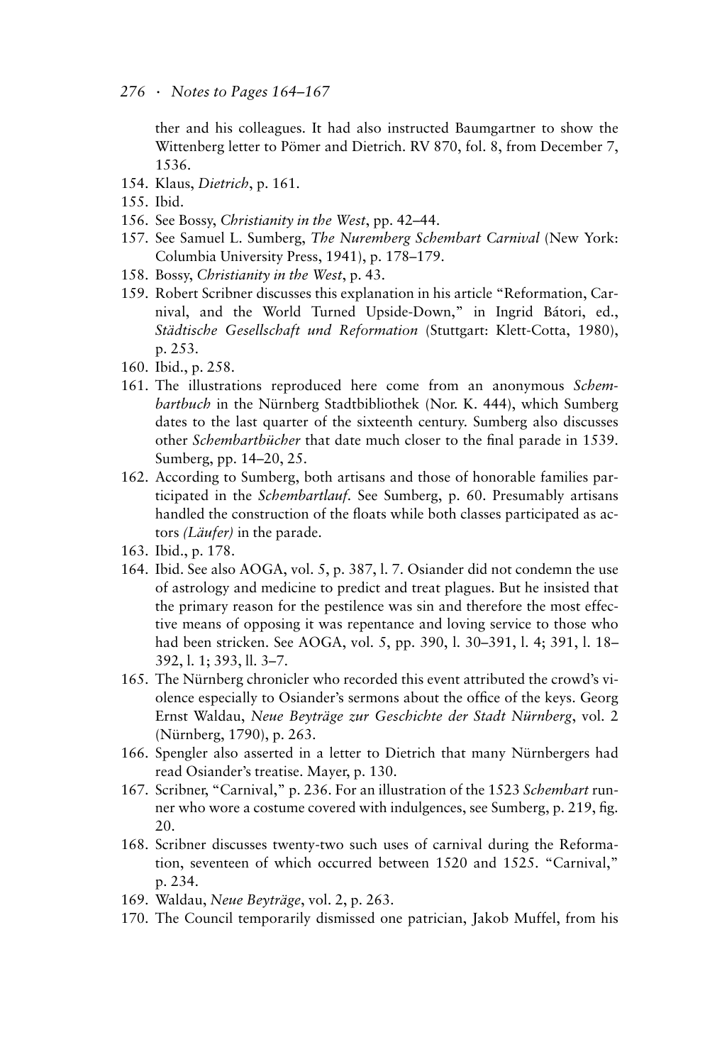ther and his colleagues. It had also instructed Baumgartner to show the Wittenberg letter to Pömer and Dietrich. RV 870, fol. 8, from December 7, 1536.

154. Klaus, *Dietrich*, p. 161.
155. Ibid.
156. See Bossy, *Christianity in the West*, pp. 42–44.
157. See Samuel L. Sumberg, *The Nuremberg Schembart Carnival* (New York: Columbia University Press, 1941), p. 178–179.
158. Bossy, *Christianity in the West*, p. 43.
159. Robert Scribner discusses this explanation in his article "Reformation, Carnival, and the World Turned Upside-Down," in Ingrid Bátori, ed., *Städtische Gesellschaft und Reformation* (Stuttgart: Klett-Cotta, 1980), p. 253.
160. Ibid., p. 258.
161. The illustrations reproduced here come from an anonymous *Schembartbuch* in the Nürnberg Stadtbibliothek (Nor. K. 444), which Sumberg dates to the last quarter of the sixteenth century. Sumberg also discusses other *Schembartbücher* that date much closer to the final parade in 1539. Sumberg, pp. 14–20, 25.
162. According to Sumberg, both artisans and those of honorable families participated in the *Schembartlauf*. See Sumberg, p. 60. Presumably artisans handled the construction of the floats while both classes participated as actors *(Läufer)* in the parade.
163. Ibid., p. 178.
164. Ibid. See also AOGA, vol. 5, p. 387, l. 7. Osiander did not condemn the use of astrology and medicine to predict and treat plagues. But he insisted that the primary reason for the pestilence was sin and therefore the most effective means of opposing it was repentance and loving service to those who had been stricken. See AOGA, vol. 5, pp. 390, l. 30–391, l. 4; 391, l. 18–392, l. 1; 393, ll. 3–7.
165. The Nürnberg chronicler who recorded this event attributed the crowd's violence especially to Osiander's sermons about the office of the keys. Georg Ernst Waldau, *Neue Beyträge zur Geschichte der Stadt Nürnberg*, vol. 2 (Nürnberg, 1790), p. 263.
166. Spengler also asserted in a letter to Dietrich that many Nürnbergers had read Osiander's treatise. Mayer, p. 130.
167. Scribner, "Carnival," p. 236. For an illustration of the 1523 *Schembart* runner who wore a costume covered with indulgences, see Sumberg, p. 219, fig. 20.
168. Scribner discusses twenty-two such uses of carnival during the Reformation, seventeen of which occurred between 1520 and 1525. "Carnival," p. 234.
169. Waldau, *Neue Beyträge*, vol. 2, p. 263.
170. The Council temporarily dismissed one patrician, Jakob Muffel, from his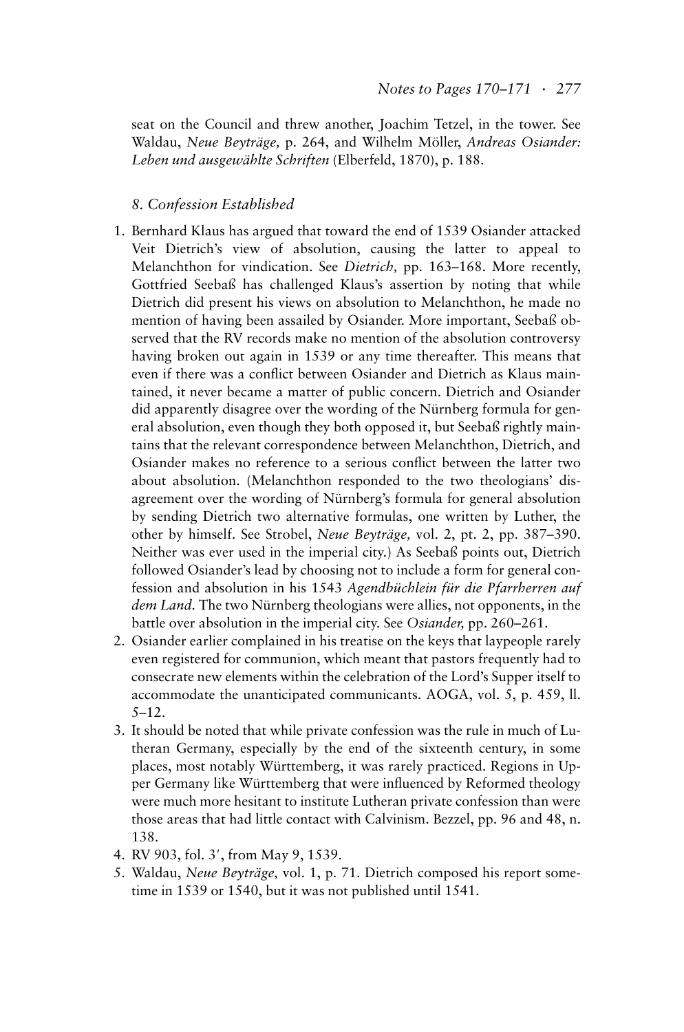seat on the Council and threw another, Joachim Tetzel, in the tower. See Waldau, *Neue Beyträge,* p. 264, and Wilhelm Möller, *Andreas Osiander: Leben und ausgewählte Schriften* (Elberfeld, 1870), p. 188.

## *8. Confession Established*

1. Bernhard Klaus has argued that toward the end of 1539 Osiander attacked Veit Dietrich's view of absolution, causing the latter to appeal to Melanchthon for vindication. See *Dietrich,* pp. 163–168. More recently, Gottfried Seebaß has challenged Klaus's assertion by noting that while Dietrich did present his views on absolution to Melanchthon, he made no mention of having been assailed by Osiander. More important, Seebaß observed that the RV records make no mention of the absolution controversy having broken out again in 1539 or any time thereafter. This means that even if there was a conflict between Osiander and Dietrich as Klaus maintained, it never became a matter of public concern. Dietrich and Osiander did apparently disagree over the wording of the Nürnberg formula for general absolution, even though they both opposed it, but Seebaß rightly maintains that the relevant correspondence between Melanchthon, Dietrich, and Osiander makes no reference to a serious conflict between the latter two about absolution. (Melanchthon responded to the two theologians' disagreement over the wording of Nürnberg's formula for general absolution by sending Dietrich two alternative formulas, one written by Luther, the other by himself. See Strobel, *Neue Beyträge,* vol. 2, pt. 2, pp. 387–390. Neither was ever used in the imperial city.) As Seebaß points out, Dietrich followed Osiander's lead by choosing not to include a form for general confession and absolution in his 1543 *Agendbüchlein für die Pfarrherren auf dem Land.* The two Nürnberg theologians were allies, not opponents, in the battle over absolution in the imperial city. See *Osiander,* pp. 260–261.
2. Osiander earlier complained in his treatise on the keys that laypeople rarely even registered for communion, which meant that pastors frequently had to consecrate new elements within the celebration of the Lord's Supper itself to accommodate the unanticipated communicants. AOGA, vol. 5, p. 459, ll. 5–12.
3. It should be noted that while private confession was the rule in much of Lutheran Germany, especially by the end of the sixteenth century, in some places, most notably Württemberg, it was rarely practiced. Regions in Upper Germany like Württemberg that were influenced by Reformed theology were much more hesitant to institute Lutheran private confession than were those areas that had little contact with Calvinism. Bezzel, pp. 96 and 48, n. 138.
4. RV 903, fol. 3′, from May 9, 1539.
5. Waldau, *Neue Beyträge,* vol. 1, p. 71. Dietrich composed his report sometime in 1539 or 1540, but it was not published until 1541.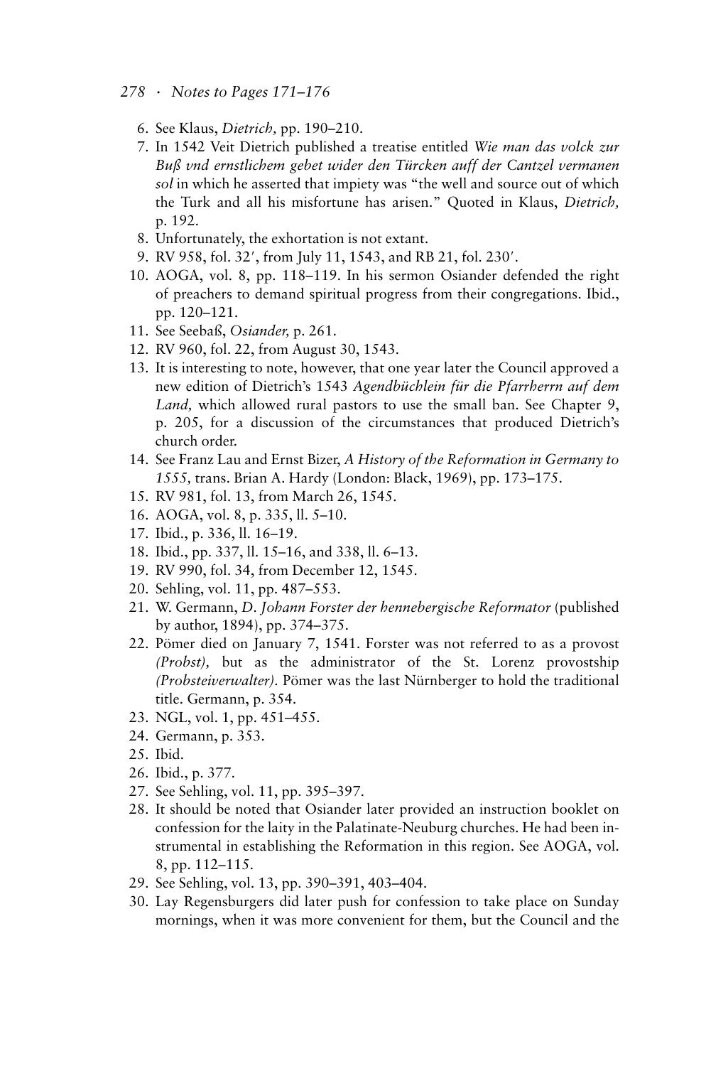6. See Klaus, *Dietrich,* pp. 190–210.
7. In 1542 Veit Dietrich published a treatise entitled *Wie man das volck zur Buß vnd ernstlichem gebet wider den Türcken auff der Cantzel vermanen sol* in which he asserted that impiety was "the well and source out of which the Turk and all his misfortune has arisen." Quoted in Klaus, *Dietrich,* p. 192.
8. Unfortunately, the exhortation is not extant.
9. RV 958, fol. 32′, from July 11, 1543, and RB 21, fol. 230′.
10. AOGA, vol. 8, pp. 118–119. In his sermon Osiander defended the right of preachers to demand spiritual progress from their congregations. Ibid., pp. 120–121.
11. See Seebaß, *Osiander,* p. 261.
12. RV 960, fol. 22, from August 30, 1543.
13. It is interesting to note, however, that one year later the Council approved a new edition of Dietrich's 1543 *Agendbüchlein für die Pfarrherrn auf dem Land,* which allowed rural pastors to use the small ban. See Chapter 9, p. 205, for a discussion of the circumstances that produced Dietrich's church order.
14. See Franz Lau and Ernst Bizer, *A History of the Reformation in Germany to 1555,* trans. Brian A. Hardy (London: Black, 1969), pp. 173–175.
15. RV 981, fol. 13, from March 26, 1545.
16. AOGA, vol. 8, p. 335, ll. 5–10.
17. Ibid., p. 336, ll. 16–19.
18. Ibid., pp. 337, ll. 15–16, and 338, ll. 6–13.
19. RV 990, fol. 34, from December 12, 1545.
20. Sehling, vol. 11, pp. 487–553.
21. W. Germann, *D. Johann Forster der hennebergische Reformator* (published by author, 1894), pp. 374–375.
22. Pömer died on January 7, 1541. Forster was not referred to as a provost *(Probst),* but as the administrator of the St. Lorenz provostship *(Probsteiverwalter).* Pömer was the last Nürnberger to hold the traditional title. Germann, p. 354.
23. NGL, vol. 1, pp. 451–455.
24. Germann, p. 353.
25. Ibid.
26. Ibid., p. 377.
27. See Sehling, vol. 11, pp. 395–397.
28. It should be noted that Osiander later provided an instruction booklet on confession for the laity in the Palatinate-Neuburg churches. He had been instrumental in establishing the Reformation in this region. See AOGA, vol. 8, pp. 112–115.
29. See Sehling, vol. 13, pp. 390–391, 403–404.
30. Lay Regensburgers did later push for confession to take place on Sunday mornings, when it was more convenient for them, but the Council and the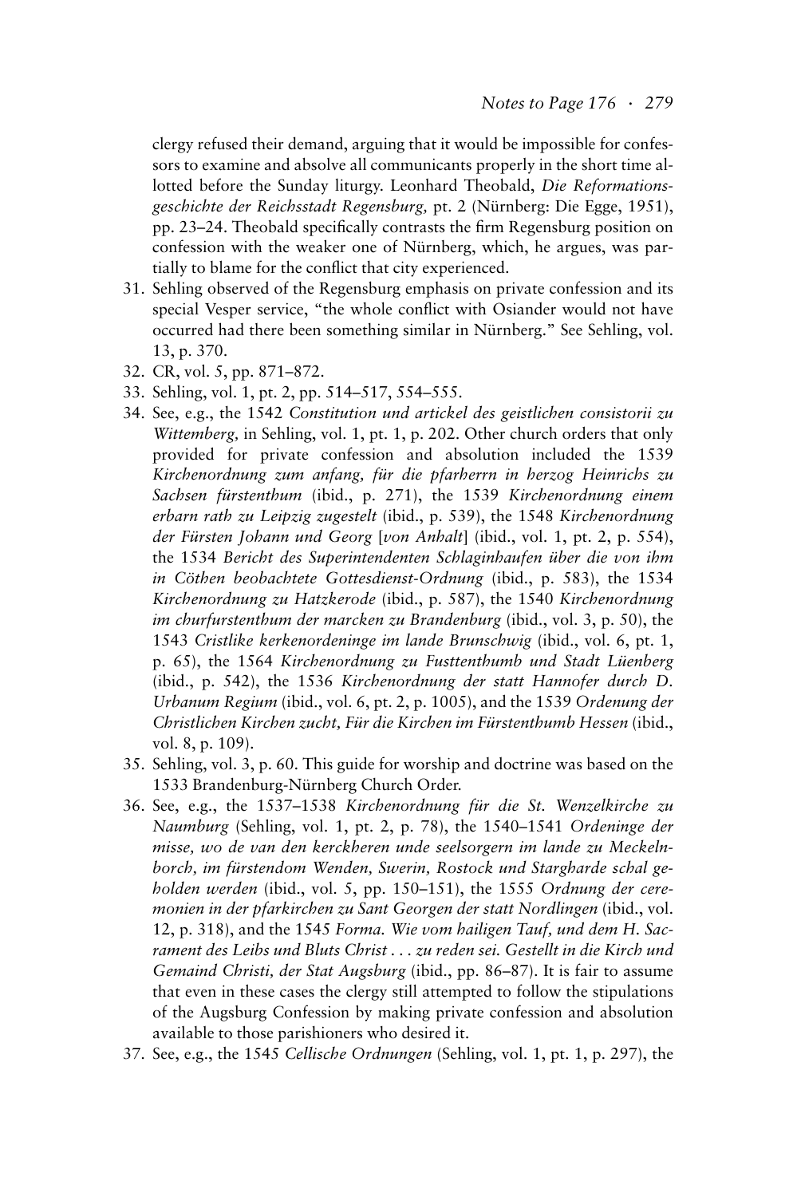clergy refused their demand, arguing that it would be impossible for confessors to examine and absolve all communicants properly in the short time allotted before the Sunday liturgy. Leonhard Theobald, *Die Reformationsgeschichte der Reichsstadt Regensburg,* pt. 2 (Nürnberg: Die Egge, 1951), pp. 23–24. Theobald specifically contrasts the firm Regensburg position on confession with the weaker one of Nürnberg, which, he argues, was partially to blame for the conflict that city experienced.

31. Sehling observed of the Regensburg emphasis on private confession and its special Vesper service, "the whole conflict with Osiander would not have occurred had there been something similar in Nürnberg." See Sehling, vol. 13, p. 370.
32. CR, vol. 5, pp. 871–872.
33. Sehling, vol. 1, pt. 2, pp. 514–517, 554–555.
34. See, e.g., the 1542 *Constitution und artickel des geistlichen consistorii zu Wittemberg,* in Sehling, vol. 1, pt. 1, p. 202. Other church orders that only provided for private confession and absolution included the 1539 *Kirchenordnung zum anfang, für die pfarherrn in herzog Heinrichs zu Sachsen fürstenthum* (ibid., p. 271), the 1539 *Kirchenordnung einem erbarn rath zu Leipzig zugestelt* (ibid., p. 539), the 1548 *Kirchenordnung der Fürsten Johann und Georg* [*von Anhalt*] (ibid., vol. 1, pt. 2, p. 554), the 1534 *Bericht des Superintendenten Schlaginhaufen über die von ihm in Cöthen beobachtete Gottesdienst-Ordnung* (ibid., p. 583), the 1534 *Kirchenordnung zu Hatzkerode* (ibid., p. 587), the 1540 *Kirchenordnung im churfurstenthum der marcken zu Brandenburg* (ibid., vol. 3, p. 50), the 1543 *Cristlike kerkenordeninge im lande Brunschwig* (ibid., vol. 6, pt. 1, p. 65), the 1564 *Kirchenordnung zu Fusttenthumb und Stadt Lüenberg* (ibid., p. 542), the 1536 *Kirchenordnung der statt Hannofer durch D. Urbanum Regium* (ibid., vol. 6, pt. 2, p. 1005), and the 1539 *Ordenung der Christlichen Kirchen zucht, Für die Kirchen im Fürstenthumb Hessen* (ibid., vol. 8, p. 109).
35. Sehling, vol. 3, p. 60. This guide for worship and doctrine was based on the 1533 Brandenburg-Nürnberg Church Order.
36. See, e.g., the 1537–1538 *Kirchenordnung für die St. Wenzelkirche zu Naumburg* (Sehling, vol. 1, pt. 2, p. 78), the 1540–1541 *Ordeninge der misse, wo de van den kerckheren unde seelsorgern im lande zu Meckelnborch, im fürstendom Wenden, Swerin, Rostock und Stargharde schal geholden werden* (ibid., vol. 5, pp. 150–151), the 1555 *Ordnung der ceremonien in der pfarkirchen zu Sant Georgen der statt Nordlingen* (ibid., vol. 12, p. 318), and the 1545 *Forma. Wie vom hailigen Tauf, und dem H. Sacrament des Leibs und Bluts Christ . . . zu reden sei. Gestellt in die Kirch und Gemaind Christi, der Stat Augsburg* (ibid., pp. 86–87). It is fair to assume that even in these cases the clergy still attempted to follow the stipulations of the Augsburg Confession by making private confession and absolution available to those parishioners who desired it.
37. See, e.g., the 1545 *Cellische Ordnungen* (Sehling, vol. 1, pt. 1, p. 297), the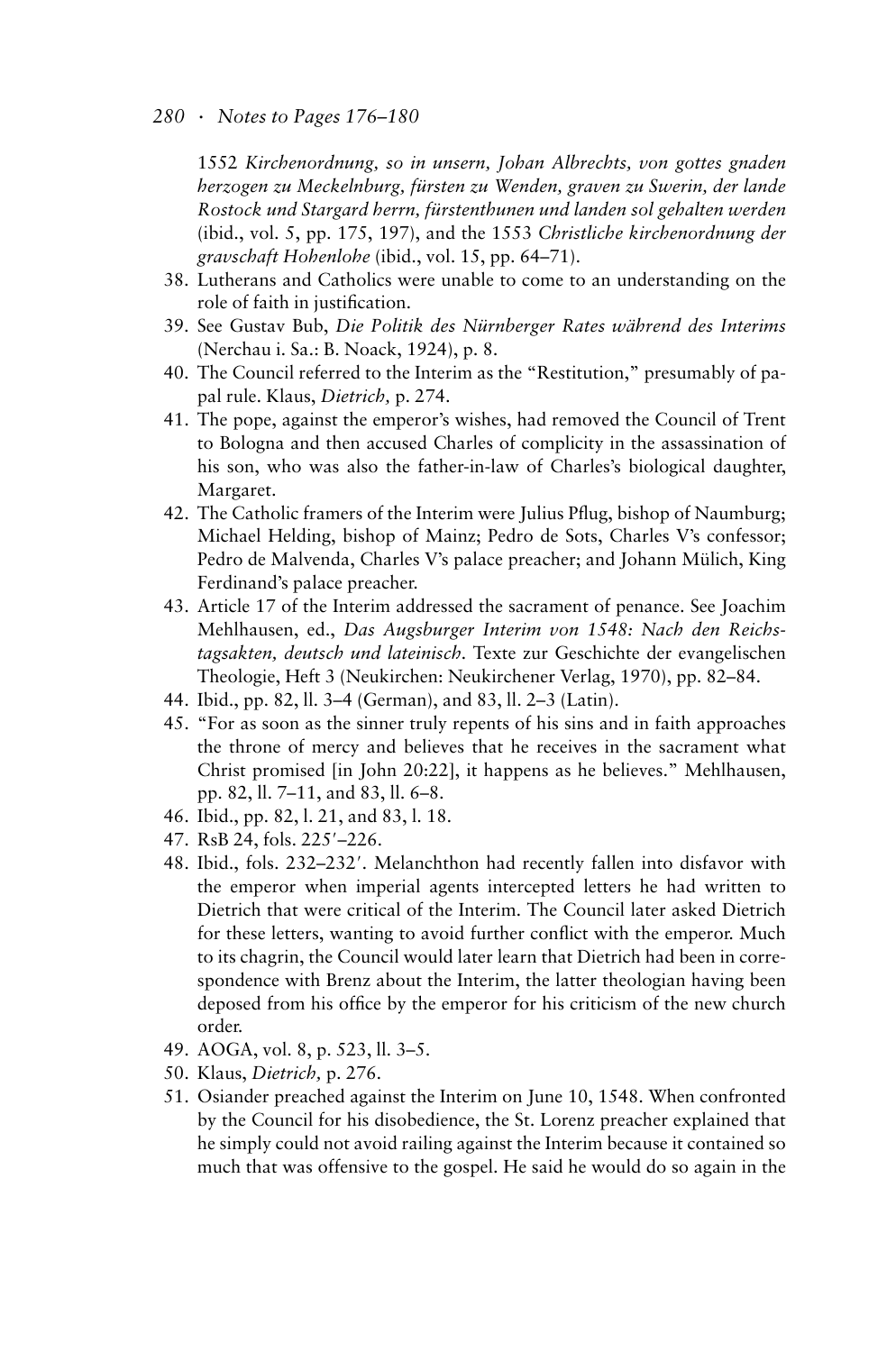1552 *Kirchenordnung, so in unsern, Johan Albrechts, von gottes gnaden herzogen zu Meckelnburg, fürsten zu Wenden, graven zu Swerin, der lande Rostock und Stargard herrn, fürstenthunen und landen sol gehalten werden* (ibid., vol. 5, pp. 175, 197), and the 1553 *Christliche kirchenordnung der gravschaft Hohenlohe* (ibid., vol. 15, pp. 64–71).

38. Lutherans and Catholics were unable to come to an understanding on the role of faith in justification.
39. See Gustav Bub, *Die Politik des Nürnberger Rates während des Interims* (Nerchau i. Sa.: B. Noack, 1924), p. 8.
40. The Council referred to the Interim as the "Restitution," presumably of papal rule. Klaus, *Dietrich,* p. 274.
41. The pope, against the emperor's wishes, had removed the Council of Trent to Bologna and then accused Charles of complicity in the assassination of his son, who was also the father-in-law of Charles's biological daughter, Margaret.
42. The Catholic framers of the Interim were Julius Pflug, bishop of Naumburg; Michael Helding, bishop of Mainz; Pedro de Sots, Charles V's confessor; Pedro de Malvenda, Charles V's palace preacher; and Johann Mülich, King Ferdinand's palace preacher.
43. Article 17 of the Interim addressed the sacrament of penance. See Joachim Mehlhausen, ed., *Das Augsburger Interim von 1548: Nach den Reichstagsakten, deutsch und lateinisch.* Texte zur Geschichte der evangelischen Theologie, Heft 3 (Neukirchen: Neukirchener Verlag, 1970), pp. 82–84.
44. Ibid., pp. 82, ll. 3–4 (German), and 83, ll. 2–3 (Latin).
45. "For as soon as the sinner truly repents of his sins and in faith approaches the throne of mercy and believes that he receives in the sacrament what Christ promised [in John 20:22], it happens as he believes." Mehlhausen, pp. 82, ll. 7–11, and 83, ll. 6–8.
46. Ibid., pp. 82, l. 21, and 83, l. 18.
47. RsB 24, fols. 225′–226.
48. Ibid., fols. 232–232′. Melanchthon had recently fallen into disfavor with the emperor when imperial agents intercepted letters he had written to Dietrich that were critical of the Interim. The Council later asked Dietrich for these letters, wanting to avoid further conflict with the emperor. Much to its chagrin, the Council would later learn that Dietrich had been in correspondence with Brenz about the Interim, the latter theologian having been deposed from his office by the emperor for his criticism of the new church order.
49. AOGA, vol. 8, p. 523, ll. 3–5.
50. Klaus, *Dietrich,* p. 276.
51. Osiander preached against the Interim on June 10, 1548. When confronted by the Council for his disobedience, the St. Lorenz preacher explained that he simply could not avoid railing against the Interim because it contained so much that was offensive to the gospel. He said he would do so again in the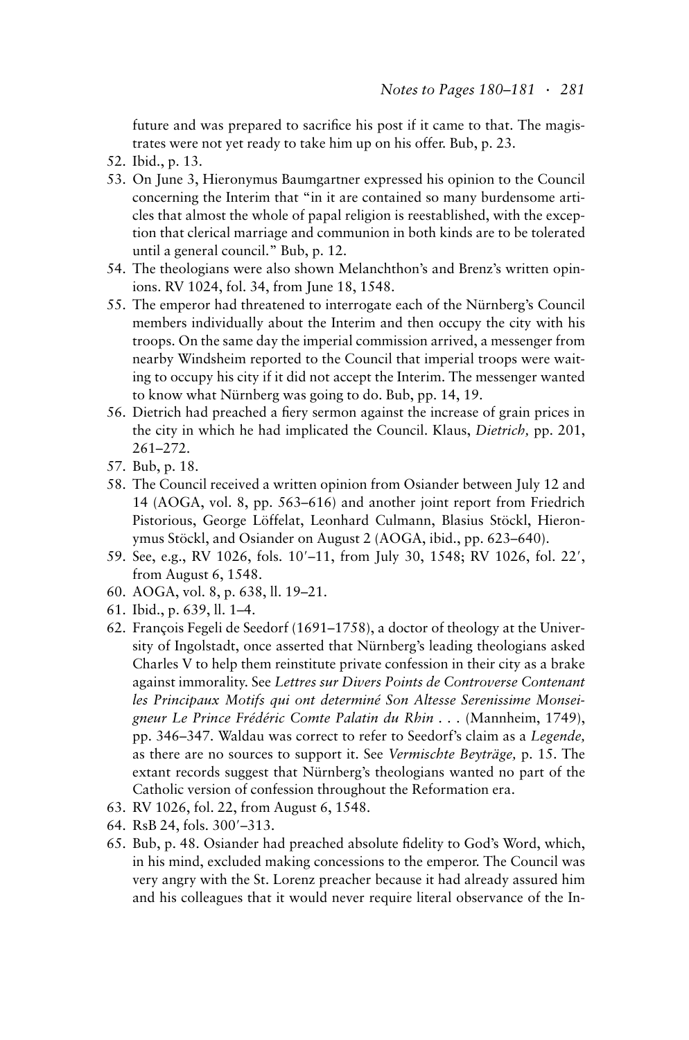future and was prepared to sacrifice his post if it came to that. The magistrates were not yet ready to take him up on his offer. Bub, p. 23.

52. Ibid., p. 13.
53. On June 3, Hieronymus Baumgartner expressed his opinion to the Council concerning the Interim that "in it are contained so many burdensome articles that almost the whole of papal religion is reestablished, with the exception that clerical marriage and communion in both kinds are to be tolerated until a general council." Bub, p. 12.
54. The theologians were also shown Melanchthon's and Brenz's written opinions. RV 1024, fol. 34, from June 18, 1548.
55. The emperor had threatened to interrogate each of the Nürnberg's Council members individually about the Interim and then occupy the city with his troops. On the same day the imperial commission arrived, a messenger from nearby Windsheim reported to the Council that imperial troops were waiting to occupy his city if it did not accept the Interim. The messenger wanted to know what Nürnberg was going to do. Bub, pp. 14, 19.
56. Dietrich had preached a fiery sermon against the increase of grain prices in the city in which he had implicated the Council. Klaus, *Dietrich,* pp. 201, 261–272.
57. Bub, p. 18.
58. The Council received a written opinion from Osiander between July 12 and 14 (AOGA, vol. 8, pp. 563–616) and another joint report from Friedrich Pistorious, George Löffelat, Leonhard Culmann, Blasius Stöckl, Hieronymus Stöckl, and Osiander on August 2 (AOGA, ibid., pp. 623–640).
59. See, e.g., RV 1026, fols. 10′–11, from July 30, 1548; RV 1026, fol. 22′, from August 6, 1548.
60. AOGA, vol. 8, p. 638, ll. 19–21.
61. Ibid., p. 639, ll. 1–4.
62. François Fegeli de Seedorf (1691–1758), a doctor of theology at the University of Ingolstadt, once asserted that Nürnberg's leading theologians asked Charles V to help them reinstitute private confession in their city as a brake against immorality. See *Lettres sur Divers Points de Controverse Contenant les Principaux Motifs qui ont determiné Son Altesse Serenissime Monseigneur Le Prince Frédéric Comte Palatin du Rhin* . . . (Mannheim, 1749), pp. 346–347. Waldau was correct to refer to Seedorf's claim as a *Legende,* as there are no sources to support it. See *Vermischte Beyträge,* p. 15. The extant records suggest that Nürnberg's theologians wanted no part of the Catholic version of confession throughout the Reformation era.
63. RV 1026, fol. 22, from August 6, 1548.
64. RsB 24, fols. 300′–313.
65. Bub, p. 48. Osiander had preached absolute fidelity to God's Word, which, in his mind, excluded making concessions to the emperor. The Council was very angry with the St. Lorenz preacher because it had already assured him and his colleagues that it would never require literal observance of the In-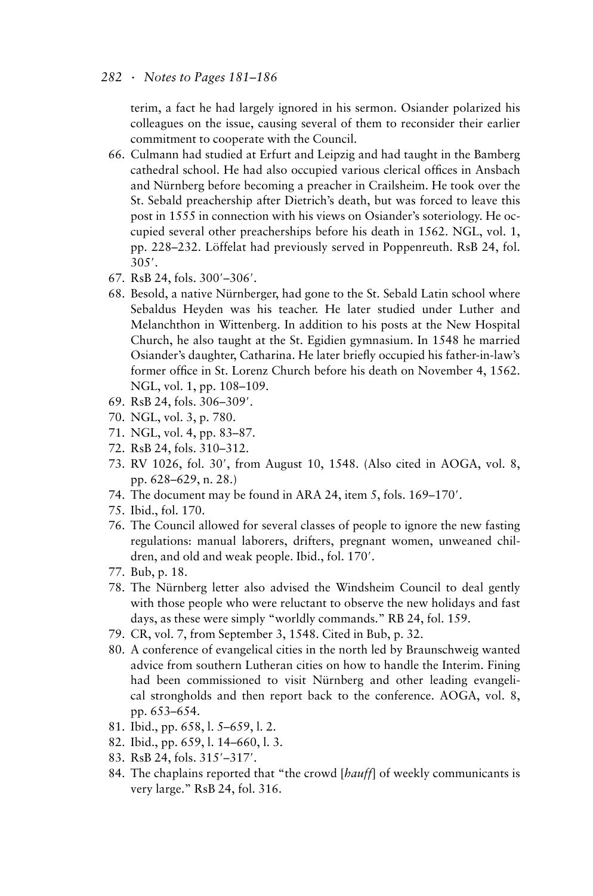terim, a fact he had largely ignored in his sermon. Osiander polarized his colleagues on the issue, causing several of them to reconsider their earlier commitment to cooperate with the Council.

66. Culmann had studied at Erfurt and Leipzig and had taught in the Bamberg cathedral school. He had also occupied various clerical offices in Ansbach and Nürnberg before becoming a preacher in Crailsheim. He took over the St. Sebald preachership after Dietrich's death, but was forced to leave this post in 1555 in connection with his views on Osiander's soteriology. He occupied several other preacherships before his death in 1562. NGL, vol. 1, pp. 228–232. Löffelat had previously served in Poppenreuth. RsB 24, fol. 305′.
67. RsB 24, fols. 300′–306′.
68. Besold, a native Nürnberger, had gone to the St. Sebald Latin school where Sebaldus Heyden was his teacher. He later studied under Luther and Melanchthon in Wittenberg. In addition to his posts at the New Hospital Church, he also taught at the St. Egidien gymnasium. In 1548 he married Osiander's daughter, Catharina. He later briefly occupied his father-in-law's former office in St. Lorenz Church before his death on November 4, 1562. NGL, vol. 1, pp. 108–109.
69. RsB 24, fols. 306–309′.
70. NGL, vol. 3, p. 780.
71. NGL, vol. 4, pp. 83–87.
72. RsB 24, fols. 310–312.
73. RV 1026, fol. 30′, from August 10, 1548. (Also cited in AOGA, vol. 8, pp. 628–629, n. 28.)
74. The document may be found in ARA 24, item 5, fols. 169–170′.
75. Ibid., fol. 170.
76. The Council allowed for several classes of people to ignore the new fasting regulations: manual laborers, drifters, pregnant women, unweaned children, and old and weak people. Ibid., fol. 170′.
77. Bub, p. 18.
78. The Nürnberg letter also advised the Windsheim Council to deal gently with those people who were reluctant to observe the new holidays and fast days, as these were simply "worldly commands." RB 24, fol. 159.
79. CR, vol. 7, from September 3, 1548. Cited in Bub, p. 32.
80. A conference of evangelical cities in the north led by Braunschweig wanted advice from southern Lutheran cities on how to handle the Interim. Fining had been commissioned to visit Nürnberg and other leading evangelical strongholds and then report back to the conference. AOGA, vol. 8, pp. 653–654.
81. Ibid., pp. 658, l. 5–659, l. 2.
82. Ibid., pp. 659, l. 14–660, l. 3.
83. RsB 24, fols. 315′–317′.
84. The chaplains reported that "the crowd [*hauff*] of weekly communicants is very large." RsB 24, fol. 316.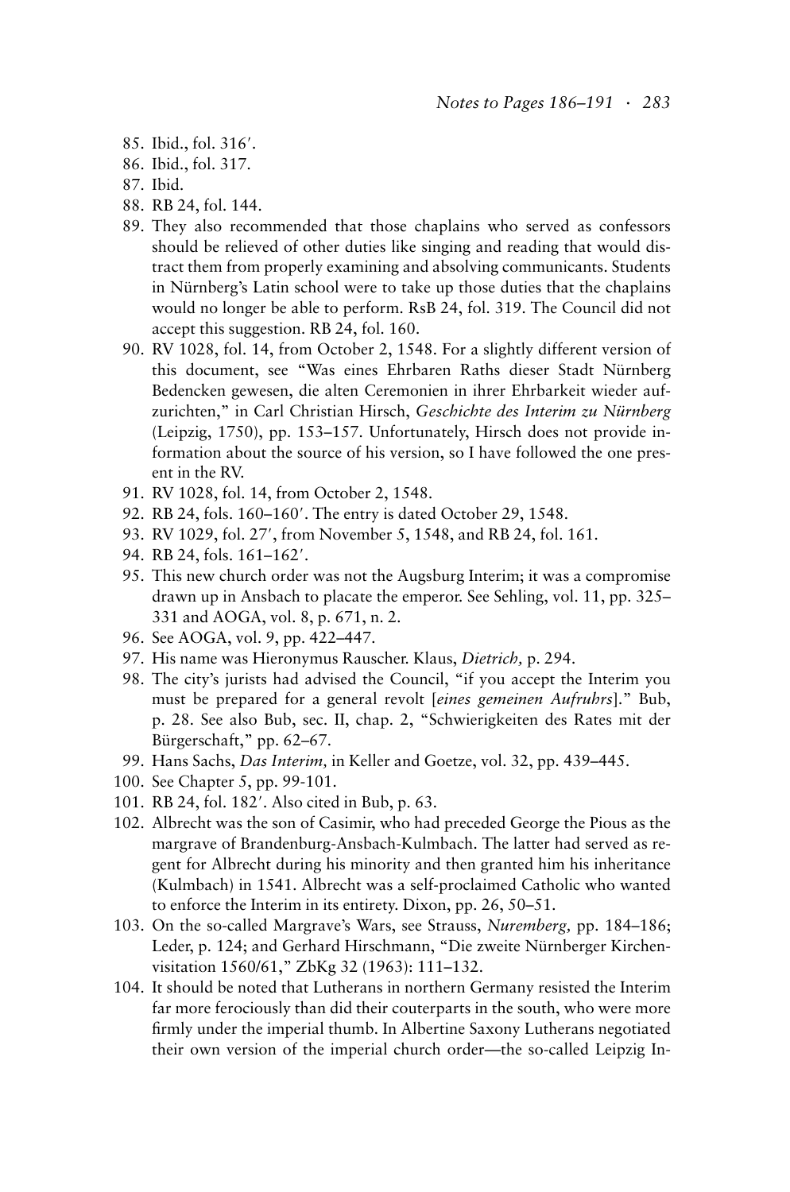85. Ibid., fol. 316′.
86. Ibid., fol. 317.
87. Ibid.
88. RB 24, fol. 144.
89. They also recommended that those chaplains who served as confessors should be relieved of other duties like singing and reading that would distract them from properly examining and absolving communicants. Students in Nürnberg's Latin school were to take up those duties that the chaplains would no longer be able to perform. RsB 24, fol. 319. The Council did not accept this suggestion. RB 24, fol. 160.
90. RV 1028, fol. 14, from October 2, 1548. For a slightly different version of this document, see "Was eines Ehrbaren Raths dieser Stadt Nürnberg Bedencken gewesen, die alten Ceremonien in ihrer Ehrbarkeit wieder aufzurichten," in Carl Christian Hirsch, *Geschichte des Interim zu Nürnberg* (Leipzig, 1750), pp. 153–157. Unfortunately, Hirsch does not provide information about the source of his version, so I have followed the one present in the RV.
91. RV 1028, fol. 14, from October 2, 1548.
92. RB 24, fols. 160–160′. The entry is dated October 29, 1548.
93. RV 1029, fol. 27′, from November 5, 1548, and RB 24, fol. 161.
94. RB 24, fols. 161–162′.
95. This new church order was not the Augsburg Interim; it was a compromise drawn up in Ansbach to placate the emperor. See Sehling, vol. 11, pp. 325–331 and AOGA, vol. 8, p. 671, n. 2.
96. See AOGA, vol. 9, pp. 422–447.
97. His name was Hieronymus Rauscher. Klaus, *Dietrich,* p. 294.
98. The city's jurists had advised the Council, "if you accept the Interim you must be prepared for a general revolt [*eines gemeinen Aufruhrs*]." Bub, p. 28. See also Bub, sec. II, chap. 2, "Schwierigkeiten des Rates mit der Bürgerschaft," pp. 62–67.
99. Hans Sachs, *Das Interim,* in Keller and Goetze, vol. 32, pp. 439–445.
100. See Chapter 5, pp. 99-101.
101. RB 24, fol. 182′. Also cited in Bub, p. 63.
102. Albrecht was the son of Casimir, who had preceded George the Pious as the margrave of Brandenburg-Ansbach-Kulmbach. The latter had served as regent for Albrecht during his minority and then granted him his inheritance (Kulmbach) in 1541. Albrecht was a self-proclaimed Catholic who wanted to enforce the Interim in its entirety. Dixon, pp. 26, 50–51.
103. On the so-called Margrave's Wars, see Strauss, *Nuremberg,* pp. 184–186; Leder, p. 124; and Gerhard Hirschmann, "Die zweite Nürnberger Kirchenvisitation 1560/61," ZbKg 32 (1963): 111–132.
104. It should be noted that Lutherans in northern Germany resisted the Interim far more ferociously than did their couterparts in the south, who were more firmly under the imperial thumb. In Albertine Saxony Lutherans negotiated their own version of the imperial church order—the so-called Leipzig In-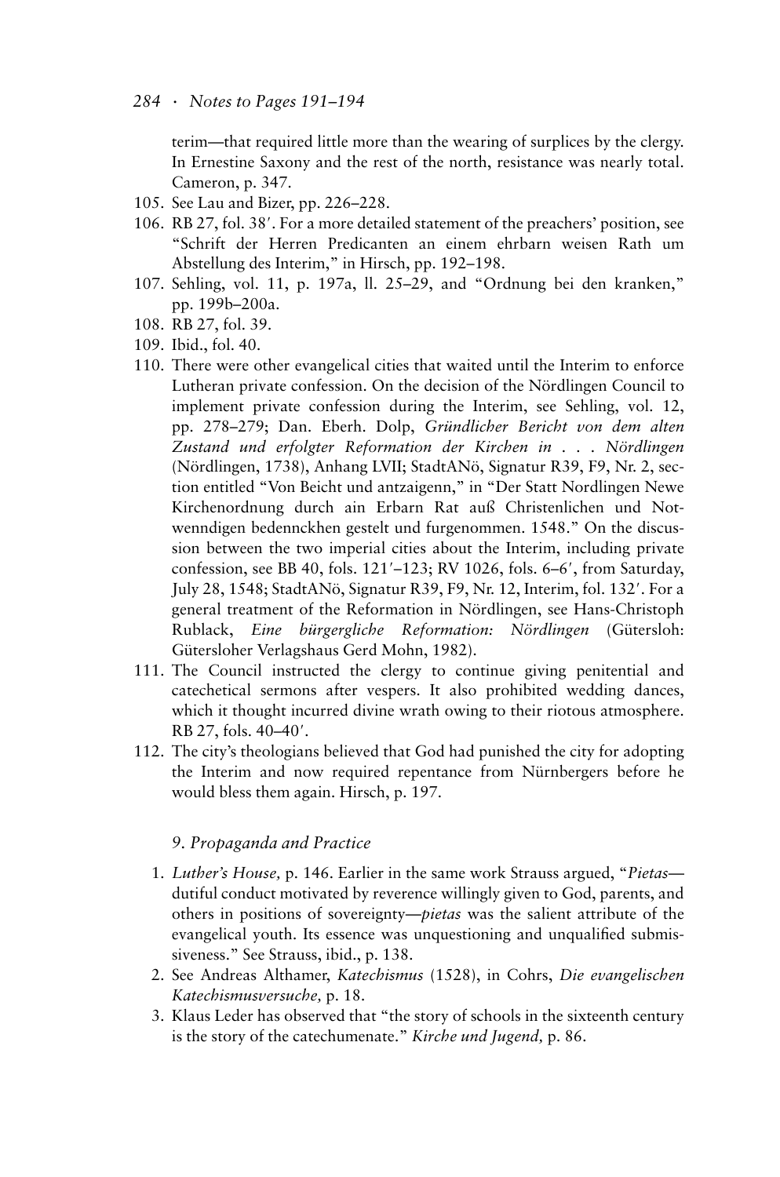terim—that required little more than the wearing of surplices by the clergy. In Ernestine Saxony and the rest of the north, resistance was nearly total. Cameron, p. 347.

105. See Lau and Bizer, pp. 226–228.
106. RB 27, fol. 38′. For a more detailed statement of the preachers' position, see "Schrift der Herren Predicanten an einem ehrbarn weisen Rath um Abstellung des Interim," in Hirsch, pp. 192–198.
107. Sehling, vol. 11, p. 197a, ll. 25–29, and "Ordnung bei den kranken," pp. 199b–200a.
108. RB 27, fol. 39.
109. Ibid., fol. 40.
110. There were other evangelical cities that waited until the Interim to enforce Lutheran private confession. On the decision of the Nördlingen Council to implement private confession during the Interim, see Sehling, vol. 12, pp. 278–279; Dan. Eberh. Dolp, *Gründlicher Bericht von dem alten Zustand und erfolgter Reformation der Kirchen in . . . Nördlingen* (Nördlingen, 1738), Anhang LVII; StadtANö, Signatur R39, F9, Nr. 2, section entitled "Von Beicht und antzaigenn," in "Der Statt Nordlingen Newe Kirchenordnung durch ain Erbarn Rat auß Christenlichen und Notwenndigen bedennckhen gestelt und furgenommen. 1548." On the discussion between the two imperial cities about the Interim, including private confession, see BB 40, fols. 121′–123; RV 1026, fols. 6–6′, from Saturday, July 28, 1548; StadtANö, Signatur R39, F9, Nr. 12, Interim, fol. 132′. For a general treatment of the Reformation in Nördlingen, see Hans-Christoph Rublack, *Eine bürgergliche Reformation: Nördlingen* (Gütersloh: Gütersloher Verlagshaus Gerd Mohn, 1982).
111. The Council instructed the clergy to continue giving penitential and catechetical sermons after vespers. It also prohibited wedding dances, which it thought incurred divine wrath owing to their riotous atmosphere. RB 27, fols. 40–40′.
112. The city's theologians believed that God had punished the city for adopting the Interim and now required repentance from Nürnbergers before he would bless them again. Hirsch, p. 197.

## *9. Propaganda and Practice*

1. *Luther's House,* p. 146. Earlier in the same work Strauss argued, "*Pietas*—dutiful conduct motivated by reverence willingly given to God, parents, and others in positions of sovereignty—*pietas* was the salient attribute of the evangelical youth. Its essence was unquestioning and unqualified submissiveness." See Strauss, ibid., p. 138.
2. See Andreas Althamer, *Katechismus* (1528), in Cohrs, *Die evangelischen Katechismusversuche,* p. 18.
3. Klaus Leder has observed that "the story of schools in the sixteenth century is the story of the catechumenate." *Kirche und Jugend,* p. 86.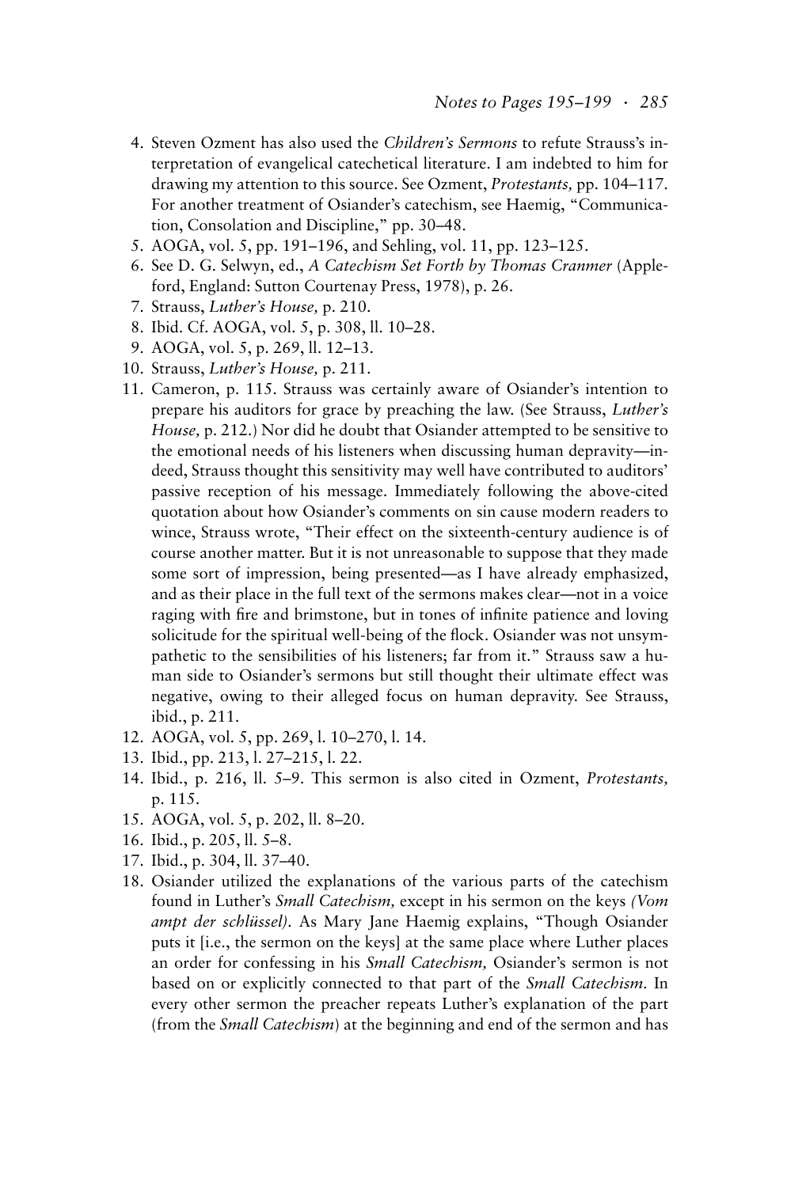4. Steven Ozment has also used the *Children's Sermons* to refute Strauss's interpretation of evangelical catechetical literature. I am indebted to him for drawing my attention to this source. See Ozment, *Protestants,* pp. 104–117. For another treatment of Osiander's catechism, see Haemig, "Communication, Consolation and Discipline," pp. 30–48.
5. AOGA, vol. 5, pp. 191–196, and Sehling, vol. 11, pp. 123–125.
6. See D. G. Selwyn, ed., *A Catechism Set Forth by Thomas Cranmer* (Appleford, England: Sutton Courtenay Press, 1978), p. 26.
7. Strauss, *Luther's House,* p. 210.
8. Ibid. Cf. AOGA, vol. 5, p. 308, ll. 10–28.
9. AOGA, vol. 5, p. 269, ll. 12–13.
10. Strauss, *Luther's House,* p. 211.
11. Cameron, p. 115. Strauss was certainly aware of Osiander's intention to prepare his auditors for grace by preaching the law. (See Strauss, *Luther's House,* p. 212.) Nor did he doubt that Osiander attempted to be sensitive to the emotional needs of his listeners when discussing human depravity—indeed, Strauss thought this sensitivity may well have contributed to auditors' passive reception of his message. Immediately following the above-cited quotation about how Osiander's comments on sin cause modern readers to wince, Strauss wrote, "Their effect on the sixteenth-century audience is of course another matter. But it is not unreasonable to suppose that they made some sort of impression, being presented—as I have already emphasized, and as their place in the full text of the sermons makes clear—not in a voice raging with fire and brimstone, but in tones of infinite patience and loving solicitude for the spiritual well-being of the flock. Osiander was not unsympathetic to the sensibilities of his listeners; far from it." Strauss saw a human side to Osiander's sermons but still thought their ultimate effect was negative, owing to their alleged focus on human depravity. See Strauss, ibid., p. 211.
12. AOGA, vol. 5, pp. 269, l. 10–270, l. 14.
13. Ibid., pp. 213, l. 27–215, l. 22.
14. Ibid., p. 216, ll. 5–9. This sermon is also cited in Ozment, *Protestants,* p. 115.
15. AOGA, vol. 5, p. 202, ll. 8–20.
16. Ibid., p. 205, ll. 5–8.
17. Ibid., p. 304, ll. 37–40.
18. Osiander utilized the explanations of the various parts of the catechism found in Luther's *Small Catechism,* except in his sermon on the keys *(Vom ampt der schlüssel).* As Mary Jane Haemig explains, "Though Osiander puts it [i.e., the sermon on the keys] at the same place where Luther places an order for confessing in his *Small Catechism,* Osiander's sermon is not based on or explicitly connected to that part of the *Small Catechism*. In every other sermon the preacher repeats Luther's explanation of the part (from the *Small Catechism*) at the beginning and end of the sermon and has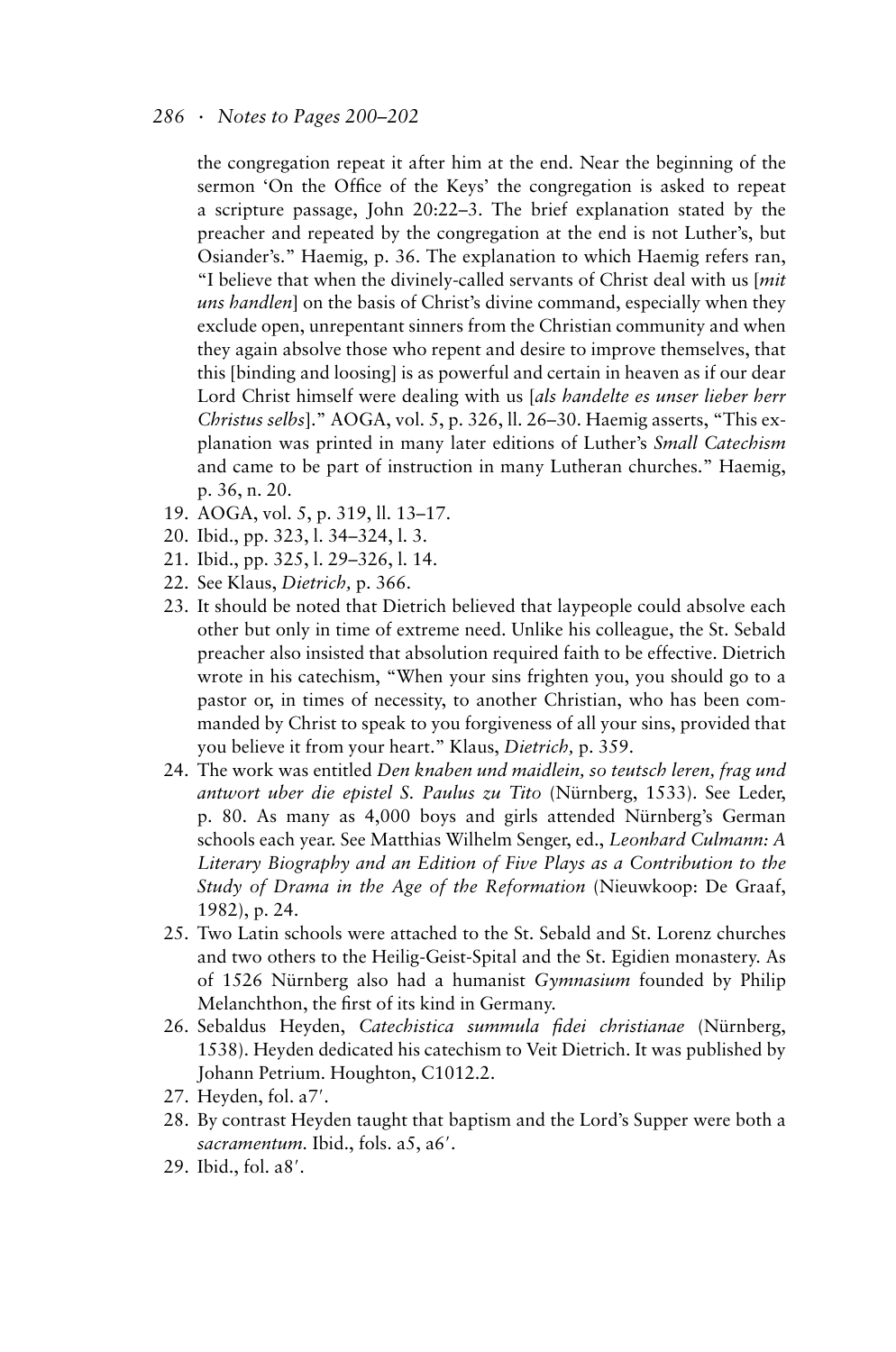the congregation repeat it after him at the end. Near the beginning of the sermon 'On the Office of the Keys' the congregation is asked to repeat a scripture passage, John 20:22–3. The brief explanation stated by the preacher and repeated by the congregation at the end is not Luther's, but Osiander's." Haemig, p. 36. The explanation to which Haemig refers ran, "I believe that when the divinely-called servants of Christ deal with us [*mit uns handlen*] on the basis of Christ's divine command, especially when they exclude open, unrepentant sinners from the Christian community and when they again absolve those who repent and desire to improve themselves, that this [binding and loosing] is as powerful and certain in heaven as if our dear Lord Christ himself were dealing with us [*als handelte es unser lieber herr Christus selbs*]." AOGA, vol. 5, p. 326, ll. 26–30. Haemig asserts, "This explanation was printed in many later editions of Luther's *Small Catechism* and came to be part of instruction in many Lutheran churches." Haemig, p. 36, n. 20.

19. AOGA, vol. 5, p. 319, ll. 13–17.
20. Ibid., pp. 323, l. 34–324, l. 3.
21. Ibid., pp. 325, l. 29–326, l. 14.
22. See Klaus, *Dietrich,* p. 366.
23. It should be noted that Dietrich believed that laypeople could absolve each other but only in time of extreme need. Unlike his colleague, the St. Sebald preacher also insisted that absolution required faith to be effective. Dietrich wrote in his catechism, "When your sins frighten you, you should go to a pastor or, in times of necessity, to another Christian, who has been commanded by Christ to speak to you forgiveness of all your sins, provided that you believe it from your heart." Klaus, *Dietrich,* p. 359.
24. The work was entitled *Den knaben und maidlein, so teutsch leren, frag und antwort uber die epistel S. Paulus zu Tito* (Nürnberg, 1533). See Leder, p. 80. As many as 4,000 boys and girls attended Nürnberg's German schools each year. See Matthias Wilhelm Senger, ed., *Leonhard Culmann: A Literary Biography and an Edition of Five Plays as a Contribution to the Study of Drama in the Age of the Reformation* (Nieuwkoop: De Graaf, 1982), p. 24.
25. Two Latin schools were attached to the St. Sebald and St. Lorenz churches and two others to the Heilig-Geist-Spital and the St. Egidien monastery. As of 1526 Nürnberg also had a humanist *Gymnasium* founded by Philip Melanchthon, the first of its kind in Germany.
26. Sebaldus Heyden, *Catechistica summula fidei christianae* (Nürnberg, 1538). Heyden dedicated his catechism to Veit Dietrich. It was published by Johann Petrium. Houghton, C1012.2.
27. Heyden, fol. a7′.
28. By contrast Heyden taught that baptism and the Lord's Supper were both a *sacramentum.* Ibid., fols. a5, a6′.
29. Ibid., fol. a8′.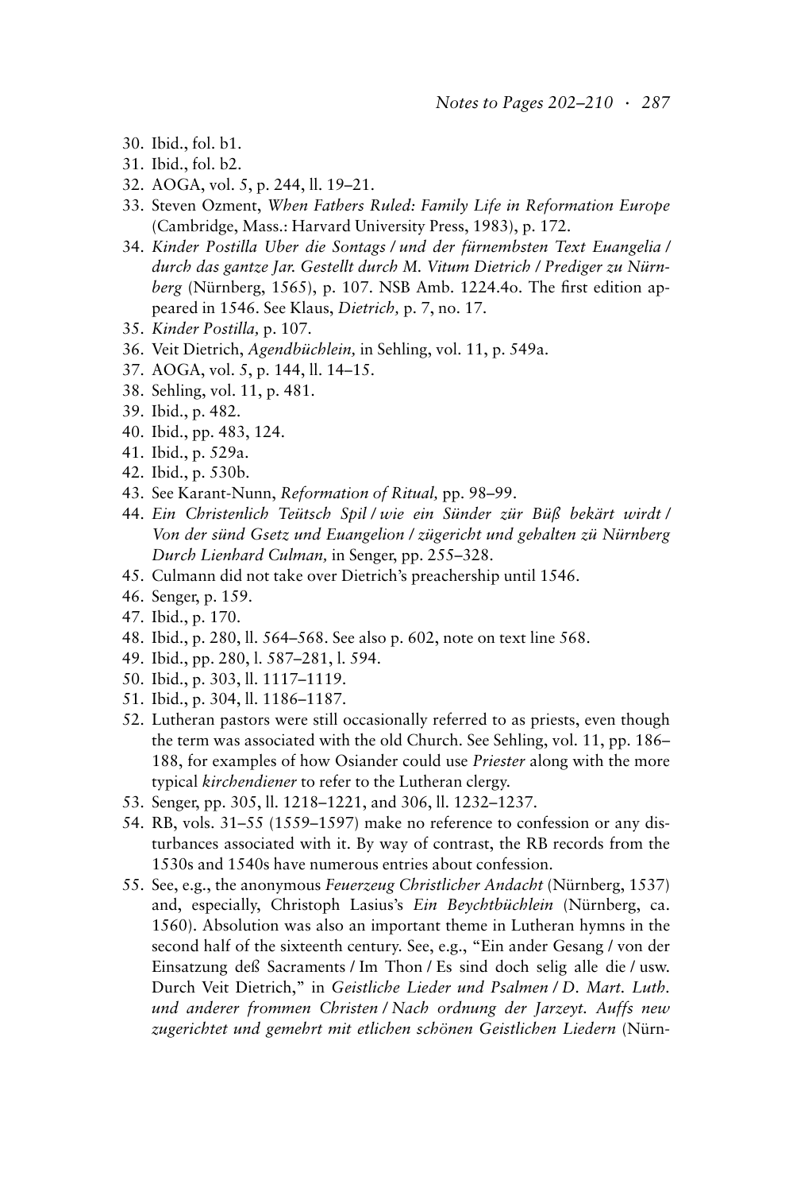30. Ibid., fol. b1.
31. Ibid., fol. b2.
32. AOGA, vol. 5, p. 244, ll. 19–21.
33. Steven Ozment, *When Fathers Ruled: Family Life in Reformation Europe* (Cambridge, Mass.: Harvard University Press, 1983), p. 172.
34. *Kinder Postilla Uber die Sontags / und der fürnembsten Text Euangelia / durch das gantze Jar. Gestellt durch M. Vitum Dietrich / Prediger zu Nürnberg* (Nürnberg, 1565), p. 107. NSB Amb. 1224.4o. The first edition appeared in 1546. See Klaus, *Dietrich,* p. 7, no. 17.
35. *Kinder Postilla,* p. 107.
36. Veit Dietrich, *Agendbüchlein,* in Sehling, vol. 11, p. 549a.
37. AOGA, vol. 5, p. 144, ll. 14–15.
38. Sehling, vol. 11, p. 481.
39. Ibid., p. 482.
40. Ibid., pp. 483, 124.
41. Ibid., p. 529a.
42. Ibid., p. 530b.
43. See Karant-Nunn, *Reformation of Ritual,* pp. 98–99.
44. *Ein Christenlich Teütsch Spil / wie ein Sünder zür Büß bekärt wirdt / Von der sünd Gsetz und Euangelion / zügericht und gehalten zü Nürnberg Durch Lienhard Culman,* in Senger, pp. 255–328.
45. Culmann did not take over Dietrich's preachership until 1546.
46. Senger, p. 159.
47. Ibid., p. 170.
48. Ibid., p. 280, ll. 564–568. See also p. 602, note on text line 568.
49. Ibid., pp. 280, l. 587–281, l. 594.
50. Ibid., p. 303, ll. 1117–1119.
51. Ibid., p. 304, ll. 1186–1187.
52. Lutheran pastors were still occasionally referred to as priests, even though the term was associated with the old Church. See Sehling, vol. 11, pp. 186–188, for examples of how Osiander could use *Priester* along with the more typical *kirchendiener* to refer to the Lutheran clergy.
53. Senger, pp. 305, ll. 1218–1221, and 306, ll. 1232–1237.
54. RB, vols. 31–55 (1559–1597) make no reference to confession or any disturbances associated with it. By way of contrast, the RB records from the 1530s and 1540s have numerous entries about confession.
55. See, e.g., the anonymous *Feuerzeug Christlicher Andacht* (Nürnberg, 1537) and, especially, Christoph Lasius's *Ein Beychtbüchlein* (Nürnberg, ca. 1560). Absolution was also an important theme in Lutheran hymns in the second half of the sixteenth century. See, e.g., "Ein ander Gesang / von der Einsatzung deß Sacraments / Im Thon / Es sind doch selig alle die / usw. Durch Veit Dietrich," in *Geistliche Lieder und Psalmen / D. Mart. Luth. und anderer frommen Christen / Nach ordnung der Jarzeyt. Auffs new zugerichtet und gemehrt mit etlichen schönen Geistlichen Liedern* (Nürn-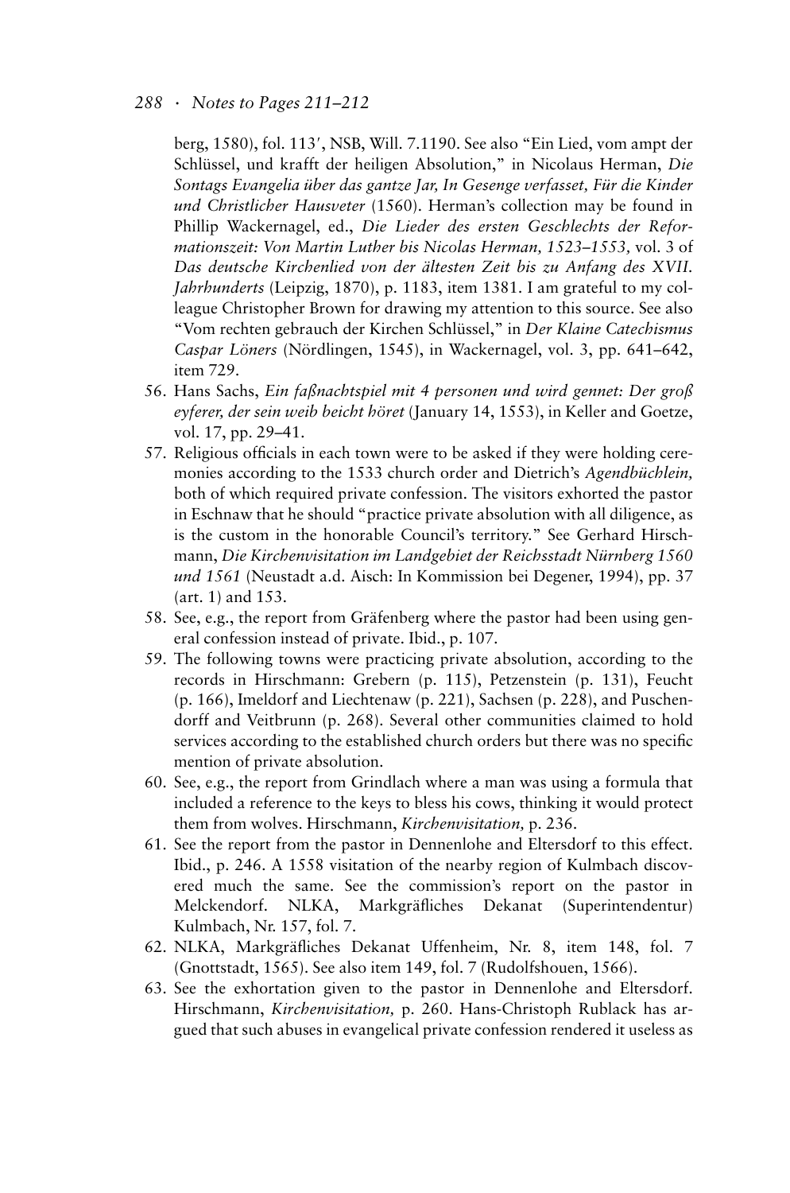berg, 1580), fol. 113′, NSB, Will. 7.1190. See also "Ein Lied, vom ampt der Schlüssel, und krafft der heiligen Absolution," in Nicolaus Herman, *Die Sontags Evangelia über das gantze Jar, In Gesenge verfasset, Für die Kinder und Christlicher Hausveter* (1560). Herman's collection may be found in Phillip Wackernagel, ed., *Die Lieder des ersten Geschlechts der Reformationszeit: Von Martin Luther bis Nicolas Herman, 1523–1553,* vol. 3 of *Das deutsche Kirchenlied von der ältesten Zeit bis zu Anfang des XVII. Jahrhunderts* (Leipzig, 1870), p. 1183, item 1381. I am grateful to my colleague Christopher Brown for drawing my attention to this source. See also "Vom rechten gebrauch der Kirchen Schlüssel," in *Der Klaine Catechismus Caspar Löners* (Nördlingen, 1545), in Wackernagel, vol. 3, pp. 641–642, item 729.

56. Hans Sachs, *Ein faßnachtspiel mit 4 personen und wird gennet: Der groß eyferer, der sein weib beicht höret* (January 14, 1553), in Keller and Goetze, vol. 17, pp. 29–41.
57. Religious officials in each town were to be asked if they were holding ceremonies according to the 1533 church order and Dietrich's *Agendbüchlein,* both of which required private confession. The visitors exhorted the pastor in Eschnaw that he should "practice private absolution with all diligence, as is the custom in the honorable Council's territory." See Gerhard Hirschmann, *Die Kirchenvisitation im Landgebiet der Reichsstadt Nürnberg 1560 und 1561* (Neustadt a.d. Aisch: In Kommission bei Degener, 1994), pp. 37 (art. 1) and 153.
58. See, e.g., the report from Gräfenberg where the pastor had been using general confession instead of private. Ibid., p. 107.
59. The following towns were practicing private absolution, according to the records in Hirschmann: Grebern (p. 115), Petzenstein (p. 131), Feucht (p. 166), Imeldorf and Liechtenaw (p. 221), Sachsen (p. 228), and Puschendorff and Veitbrunn (p. 268). Several other communities claimed to hold services according to the established church orders but there was no specific mention of private absolution.
60. See, e.g., the report from Grindlach where a man was using a formula that included a reference to the keys to bless his cows, thinking it would protect them from wolves. Hirschmann, *Kirchenvisitation,* p. 236.
61. See the report from the pastor in Dennenlohe and Eltersdorf to this effect. Ibid., p. 246. A 1558 visitation of the nearby region of Kulmbach discovered much the same. See the commission's report on the pastor in Melckendorf. NLKA, Markgräfliches Dekanat (Superintendentur) Kulmbach, Nr. 157, fol. 7.
62. NLKA, Markgräfliches Dekanat Uffenheim, Nr. 8, item 148, fol. 7 (Gnottstadt, 1565). See also item 149, fol. 7 (Rudolfshouen, 1566).
63. See the exhortation given to the pastor in Dennenlohe and Eltersdorf. Hirschmann, *Kirchenvisitation,* p. 260. Hans-Christoph Rublack has argued that such abuses in evangelical private confession rendered it useless as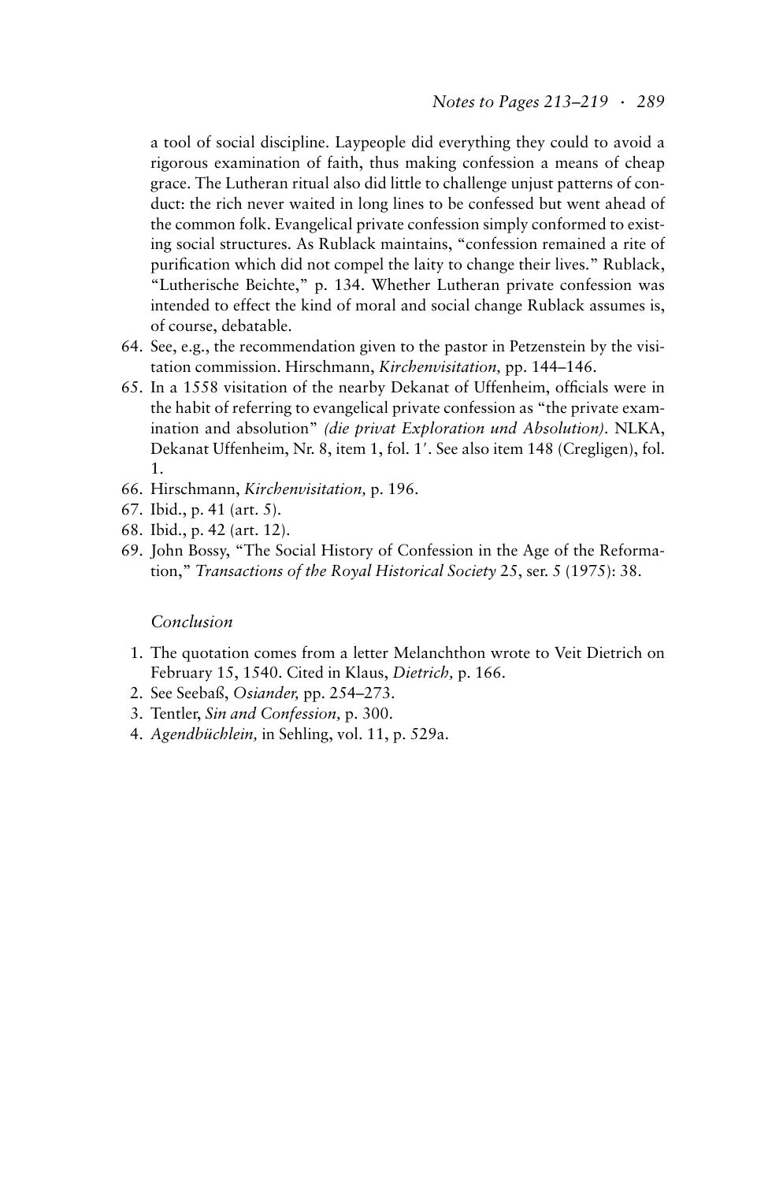a tool of social discipline. Laypeople did everything they could to avoid a rigorous examination of faith, thus making confession a means of cheap grace. The Lutheran ritual also did little to challenge unjust patterns of conduct: the rich never waited in long lines to be confessed but went ahead of the common folk. Evangelical private confession simply conformed to existing social structures. As Rublack maintains, "confession remained a rite of purification which did not compel the laity to change their lives." Rublack, "Lutherische Beichte," p. 134. Whether Lutheran private confession was intended to effect the kind of moral and social change Rublack assumes is, of course, debatable.

64. See, e.g., the recommendation given to the pastor in Petzenstein by the visitation commission. Hirschmann, *Kirchenvisitation,* pp. 144–146.
65. In a 1558 visitation of the nearby Dekanat of Uffenheim, officials were in the habit of referring to evangelical private confession as "the private examination and absolution" *(die privat Exploration und Absolution)*. NLKA, Dekanat Uffenheim, Nr. 8, item 1, fol. 1′. See also item 148 (Cregligen), fol. 1.
66. Hirschmann, *Kirchenvisitation,* p. 196.
67. Ibid., p. 41 (art. 5).
68. Ibid., p. 42 (art. 12).
69. John Bossy, "The Social History of Confession in the Age of the Reformation," *Transactions of the Royal Historical Society* 25, ser. 5 (1975): 38.

*Conclusion*

1. The quotation comes from a letter Melanchthon wrote to Veit Dietrich on February 15, 1540. Cited in Klaus, *Dietrich,* p. 166.
2. See Seebaß, *Osiander,* pp. 254–273.
3. Tentler, *Sin and Confession,* p. 300.
4. *Agendbüchlein,* in Sehling, vol. 11, p. 529a.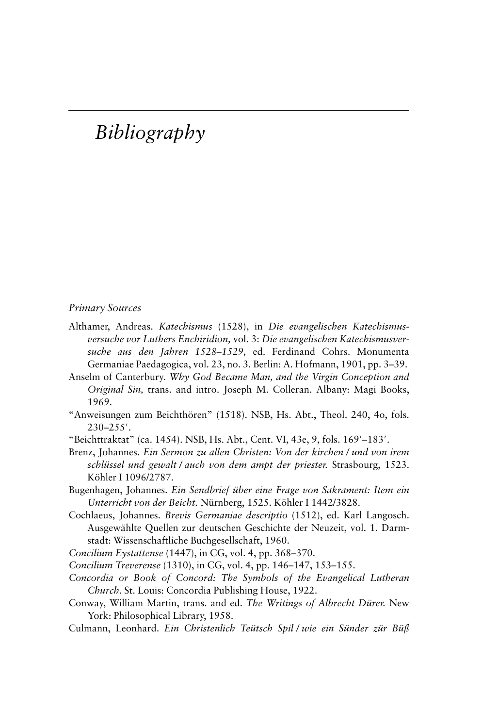# *Bibliography*

*Primary Sources*

Althamer, Andreas. *Katechismus* (1528), in *Die evangelischen Katechismusversuche vor Luthers Enchiridion,* vol. 3: *Die evangelischen Katechismusversuche aus den Jahren 1528–1529,* ed. Ferdinand Cohrs. Monumenta Germaniae Paedagogica, vol. 23, no. 3. Berlin: A. Hofmann, 1901, pp. 3–39.

Anselm of Canterbury. *Why God Became Man, and the Virgin Conception and Original Sin,* trans. and intro. Joseph M. Colleran. Albany: Magi Books, 1969.

"Anweisungen zum Beichthören" (1518). NSB, Hs. Abt., Theol. 240, 4o, fols. 230–255′.

"Beichttraktat" (ca. 1454). NSB, Hs. Abt., Cent. VI, 43e, 9, fols. 169′–183′.

Brenz, Johannes. *Ein Sermon zu allen Christen: Von der kirchen / und von irem schlüssel und gewalt / auch von dem ampt der priester.* Strasbourg, 1523. Köhler I 1096/2787.

Bugenhagen, Johannes. *Ein Sendbrief über eine Frage von Sakrament: Item ein Unterricht von der Beicht.* Nürnberg, 1525. Köhler I 1442/3828.

Cochlaeus, Johannes. *Brevis Germaniae descriptio* (1512), ed. Karl Langosch. Ausgewählte Quellen zur deutschen Geschichte der Neuzeit, vol. 1. Darmstadt: Wissenschaftliche Buchgesellschaft, 1960.

*Concilium Eystattense* (1447), in CG, vol. 4, pp. 368–370.

*Concilium Treverense* (1310), in CG, vol. 4, pp. 146–147, 153–155.

*Concordia or Book of Concord: The Symbols of the Evangelical Lutheran Church.* St. Louis: Concordia Publishing House, 1922.

Conway, William Martin, trans. and ed. *The Writings of Albrecht Dürer.* New York: Philosophical Library, 1958.

Culmann, Leonhard. *Ein Christenlich Teütsch Spil / wie ein Sünder zür Büß*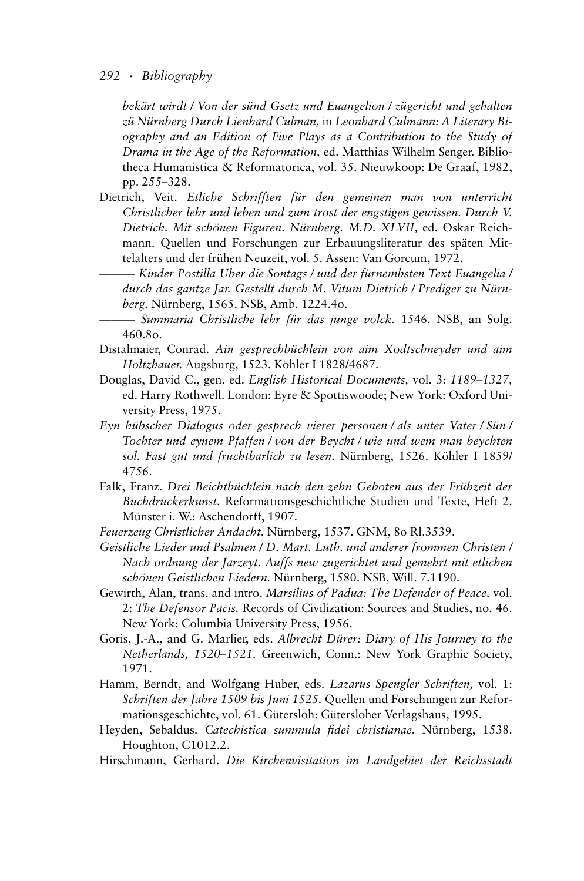*bekärt wirdt / Von der sünd Gsetz und Euangelion / zügericht und gehalten zü Nürnberg Durch Lienhard Culman,* in *Leonhard Culmann: A Literary Biography and an Edition of Five Plays as a Contribution to the Study of Drama in the Age of the Reformation,* ed. Matthias Wilhelm Senger. Bibliotheca Humanistica & Reformatorica, vol. 35. Nieuwkoop: De Graaf, 1982, pp. 255–328.

Dietrich, Veit. *Etliche Schrifften für den gemeinen man von unterricht Christlicher lehr und leben und zum trost der engstigen gewissen. Durch V. Dietrich. Mit schönen Figuren. Nürnberg. M.D. XLVII,* ed. Oskar Reichmann. Quellen und Forschungen zur Erbauungsliteratur des späten Mittelalters und der frühen Neuzeit, vol. 5. Assen: Van Gorcum, 1972.

——— *Kinder Postilla Uber die Sontags / und der fürnembsten Text Euangelia / durch das gantze Jar. Gestellt durch M. Vitum Dietrich / Prediger zu Nürnberg.* Nürnberg, 1565. NSB, Amb. 1224.4o.

——— *Summaria Christliche lehr für das junge volck.* 1546. NSB, an Solg. 460.8o.

Distalmaier, Conrad. *Ain gesprechbüchlein von aim Xodtschneyder und aim Holtzhauer.* Augsburg, 1523. Köhler I 1828/4687.

Douglas, David C., gen. ed. *English Historical Documents,* vol. 3: *1189–1327,* ed. Harry Rothwell. London: Eyre & Spottiswoode; New York: Oxford University Press, 1975.

*Eyn hübscher Dialogus oder gesprech vierer personen / als unter Vater / Sün / Tochter und eynem Pfaffen / von der Beycht / wie und wem man beychten sol. Fast gut und fruchtbarlich zu lesen.* Nürnberg, 1526. Köhler I 1859/4756.

Falk, Franz. *Drei Beichtbüchlein nach den zehn Geboten aus der Frühzeit der Buchdruckerkunst.* Reformationsgeschichtliche Studien und Texte, Heft 2. Münster i. W.: Aschendorff, 1907.

*Feuerzeug Christlicher Andacht.* Nürnberg, 1537. GNM, 8o Rl.3539.

*Geistliche Lieder und Psalmen / D. Mart. Luth. und anderer frommen Christen / Nach ordnung der Jarzeyt. Auffs new zugerichtet und gemehrt mit etlichen schönen Geistlichen Liedern.* Nürnberg, 1580. NSB, Will. 7.1190.

Gewirth, Alan, trans. and intro. *Marsilius of Padua: The Defender of Peace,* vol. 2: *The Defensor Pacis.* Records of Civilization: Sources and Studies, no. 46. New York: Columbia University Press, 1956.

Goris, J.-A., and G. Marlier, eds. *Albrecht Dürer: Diary of His Journey to the Netherlands, 1520–1521.* Greenwich, Conn.: New York Graphic Society, 1971.

Hamm, Berndt, and Wolfgang Huber, eds. *Lazarus Spengler Schriften,* vol. 1: *Schriften der Jahre 1509 bis Juni 1525.* Quellen und Forschungen zur Reformationsgeschichte, vol. 61. Gütersloh: Gütersloher Verlagshaus, 1995.

Heyden, Sebaldus. *Catechistica summula fidei christianae.* Nürnberg, 1538. Houghton, C1012.2.

Hirschmann, Gerhard. *Die Kirchenvisitation im Landgebiet der Reichsstadt*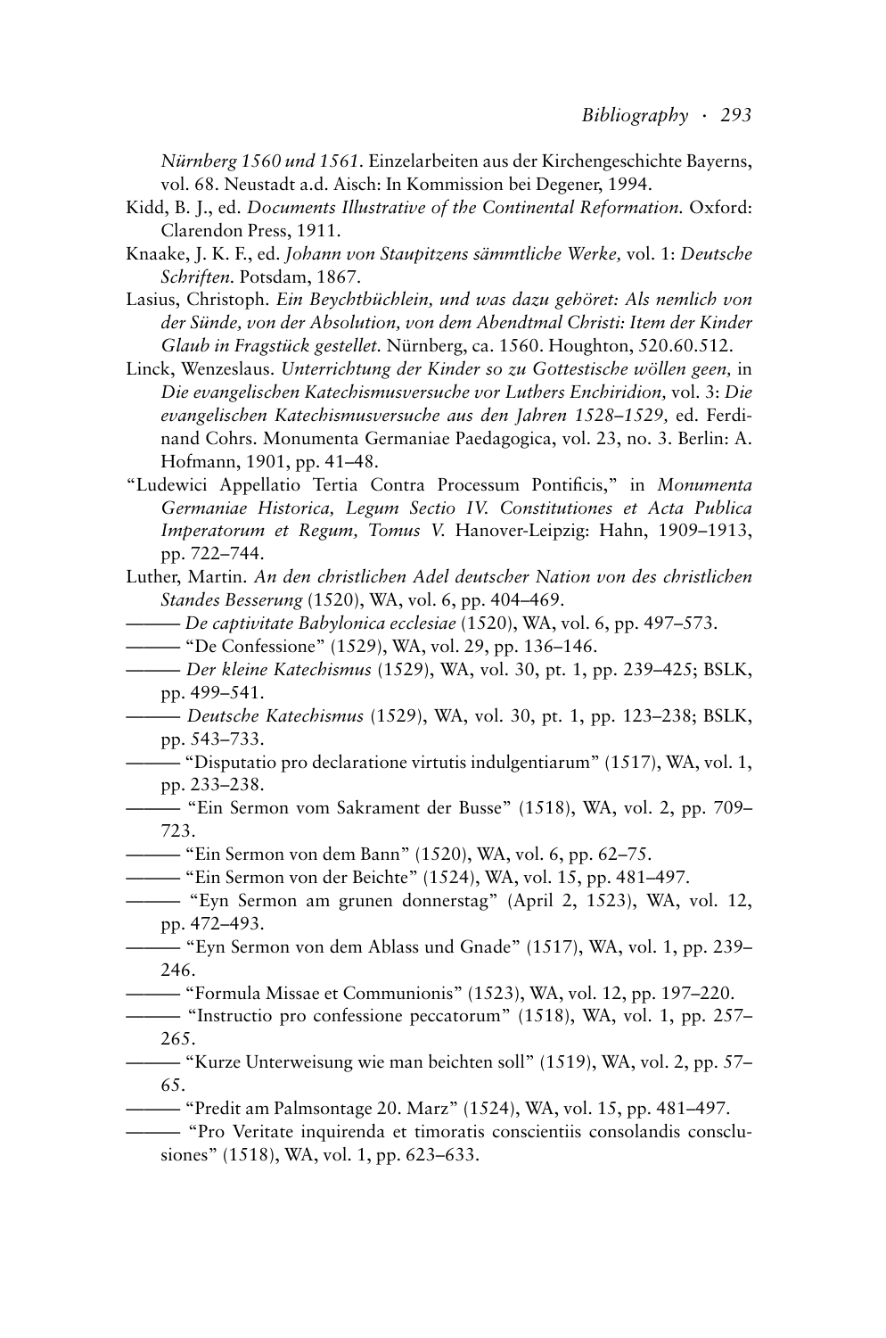*Nürnberg 1560 und 1561*. Einzelarbeiten aus der Kirchengeschichte Bayerns, vol. 68. Neustadt a.d. Aisch: In Kommission bei Degener, 1994.

Kidd, B. J., ed. *Documents Illustrative of the Continental Reformation.* Oxford: Clarendon Press, 1911.

Knaake, J. K. F., ed. *Johann von Staupitzens sämmtliche Werke,* vol. 1: *Deutsche Schriften.* Potsdam, 1867.

Lasius, Christoph. *Ein Beychtbüchlein, und was dazu gehöret: Als nemlich von der Sünde, von der Absolution, von dem Abendtmal Christi: Item der Kinder Glaub in Fragstück gestellet.* Nürnberg, ca. 1560. Houghton, 520.60.512.

Linck, Wenzeslaus. *Unterrichtung der Kinder so zu Gottestische wöllen geen,* in *Die evangelischen Katechismusversuche vor Luthers Enchiridion,* vol. 3: *Die evangelischen Katechismusversuche aus den Jahren 1528–1529,* ed. Ferdinand Cohrs. Monumenta Germaniae Paedagogica, vol. 23, no. 3. Berlin: A. Hofmann, 1901, pp. 41–48.

"Ludewici Appellatio Tertia Contra Processum Pontificis," in *Monumenta Germaniae Historica, Legum Sectio IV. Constitutiones et Acta Publica Imperatorum et Regum, Tomus V.* Hanover-Leipzig: Hahn, 1909–1913, pp. 722–744.

Luther, Martin. *An den christlichen Adel deutscher Nation von des christlichen Standes Besserung* (1520), WA, vol. 6, pp. 404–469.

——— *De captivitate Babylonica ecclesiae* (1520), WA, vol. 6, pp. 497–573.

——— "De Confessione" (1529), WA, vol. 29, pp. 136–146.

——— *Der kleine Katechismus* (1529), WA, vol. 30, pt. 1, pp. 239–425; BSLK, pp. 499–541.

——— *Deutsche Katechismus* (1529), WA, vol. 30, pt. 1, pp. 123–238; BSLK, pp. 543–733.

——— "Disputatio pro declaratione virtutis indulgentiarum" (1517), WA, vol. 1, pp. 233–238.

——— "Ein Sermon vom Sakrament der Busse" (1518), WA, vol. 2, pp. 709–723.

——— "Ein Sermon von dem Bann" (1520), WA, vol. 6, pp. 62–75.

——— "Ein Sermon von der Beichte" (1524), WA, vol. 15, pp. 481–497.

——— "Eyn Sermon am grunen donnerstag" (April 2, 1523), WA, vol. 12, pp. 472–493.

——— "Eyn Sermon von dem Ablass und Gnade" (1517), WA, vol. 1, pp. 239–246.

——— "Formula Missae et Communionis" (1523), WA, vol. 12, pp. 197–220.

——— "Instructio pro confessione peccatorum" (1518), WA, vol. 1, pp. 257–265.

——— "Kurze Unterweisung wie man beichten soll" (1519), WA, vol. 2, pp. 57–65.

——— "Predit am Palmsontage 20. Marz" (1524), WA, vol. 15, pp. 481–497.

——— "Pro Veritate inquirenda et timoratis conscientiis consolandis consclusiones" (1518), WA, vol. 1, pp. 623–633.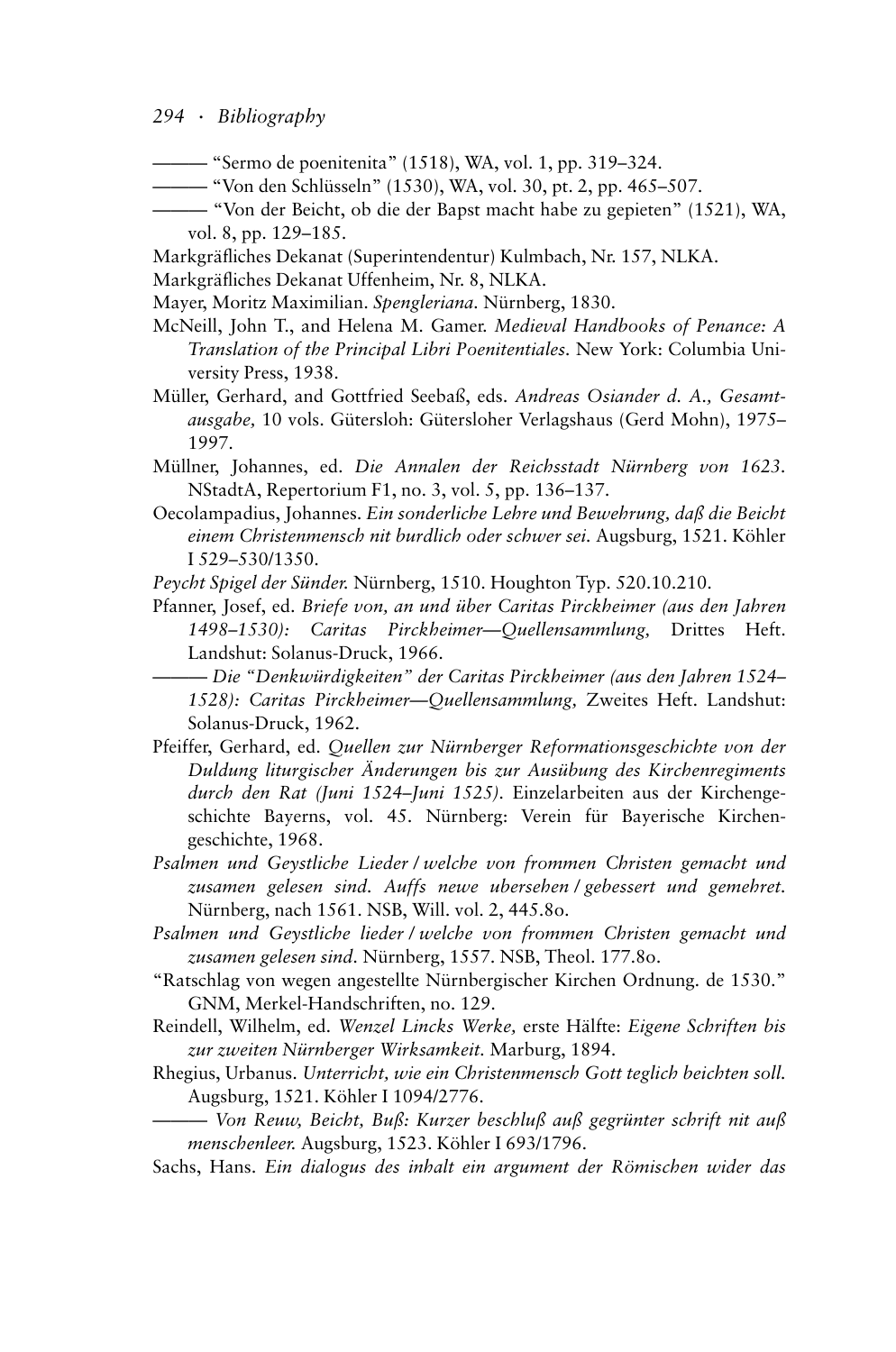——— "Sermo de poenitenita" (1518), WA, vol. 1, pp. 319–324.

——— "Von den Schlüsseln" (1530), WA, vol. 30, pt. 2, pp. 465–507.

——— "Von der Beicht, ob die der Bapst macht habe zu gepieten" (1521), WA, vol. 8, pp. 129–185.

Markgräfliches Dekanat (Superintendentur) Kulmbach, Nr. 157, NLKA.

Markgräfliches Dekanat Uffenheim, Nr. 8, NLKA.

Mayer, Moritz Maximilian. *Spengleriana.* Nürnberg, 1830.

McNeill, John T., and Helena M. Gamer. *Medieval Handbooks of Penance: A Translation of the Principal Libri Poenitentiales.* New York: Columbia University Press, 1938.

Müller, Gerhard, and Gottfried Seebaß, eds. *Andreas Osiander d. A., Gesamtausgabe,* 10 vols. Gütersloh: Gütersloher Verlagshaus (Gerd Mohn), 1975–1997.

Müllner, Johannes, ed. *Die Annalen der Reichsstadt Nürnberg von 1623.* NStadtA, Repertorium F1, no. 3, vol. 5, pp. 136–137.

Oecolampadius, Johannes. *Ein sonderliche Lehre und Bewehrung, daß die Beicht einem Christenmensch nit burdlich oder schwer sei.* Augsburg, 1521. Köhler I 529–530/1350.

*Peycht Spigel der Sünder.* Nürnberg, 1510. Houghton Typ. 520.10.210.

Pfanner, Josef, ed. *Briefe von, an und über Caritas Pirckheimer (aus den Jahren 1498–1530): Caritas Pirckheimer—Quellensammlung,* Drittes Heft. Landshut: Solanus-Druck, 1966.

——— *Die "Denkwürdigkeiten" der Caritas Pirckheimer (aus den Jahren 1524–1528): Caritas Pirckheimer—Quellensammlung,* Zweites Heft. Landshut: Solanus-Druck, 1962.

Pfeiffer, Gerhard, ed. *Quellen zur Nürnberger Reformationsgeschichte von der Duldung liturgischer Änderungen bis zur Ausübung des Kirchenregiments durch den Rat (Juni 1524–Juni 1525).* Einzelarbeiten aus der Kirchengeschichte Bayerns, vol. 45. Nürnberg: Verein für Bayerische Kirchengeschichte, 1968.

*Psalmen und Geystliche Lieder / welche von frommen Christen gemacht und zusamen gelesen sind. Auffs newe ubersehen / gebessert und gemehret.* Nürnberg, nach 1561. NSB, Will. vol. 2, 445.8o.

*Psalmen und Geystliche lieder / welche von frommen Christen gemacht und zusamen gelesen sind.* Nürnberg, 1557. NSB, Theol. 177.8o.

"Ratschlag von wegen angestellte Nürnbergischer Kirchen Ordnung. de 1530." GNM, Merkel-Handschriften, no. 129.

Reindell, Wilhelm, ed. *Wenzel Lincks Werke,* erste Hälfte: *Eigene Schriften bis zur zweiten Nürnberger Wirksamkeit.* Marburg, 1894.

Rhegius, Urbanus. *Unterricht, wie ein Christenmensch Gott teglich beichten soll.* Augsburg, 1521. Köhler I 1094/2776.

——— *Von Reuw, Beicht, Buß: Kurzer beschluß auß gegrünter schrift nit auß menschenleer.* Augsburg, 1523. Köhler I 693/1796.

Sachs, Hans. *Ein dialogus des inhalt ein argument der Römischen wider das*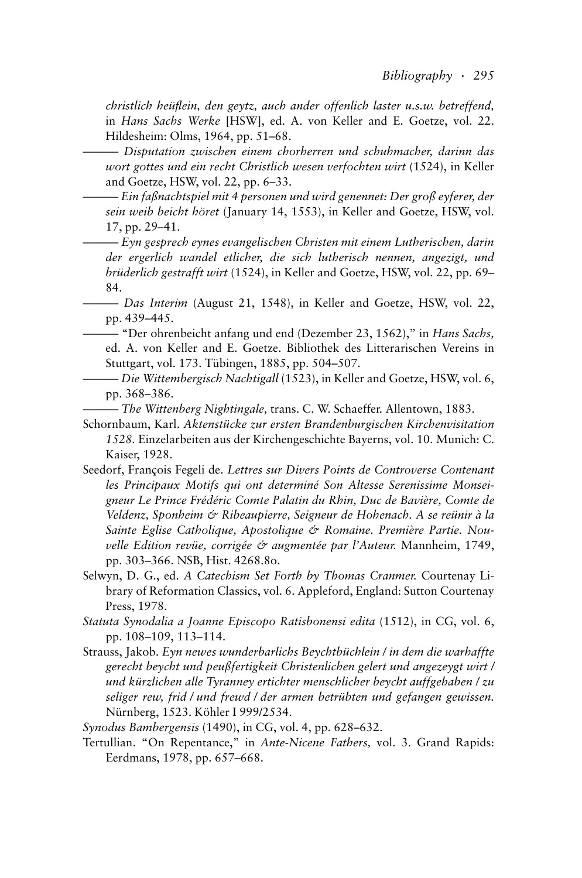*christlich heüflein, den geytz, auch ander offenlich laster u.s.w. betreffend,* in *Hans Sachs Werke* [HSW], ed. A. von Keller and E. Goetze, vol. 22. Hildesheim: Olms, 1964, pp. 51–68.

——— *Disputation zwischen einem chorherren und schuhmacher, darinn das wort gottes und ein recht Christlich wesen verfochten wirt* (1524), in Keller and Goetze, HSW, vol. 22, pp. 6–33.

——— *Ein faßnachtspiel mit 4 personen und wird genennet: Der groß eyferer, der sein weib beicht höret* (January 14, 1553), in Keller and Goetze, HSW, vol. 17, pp. 29–41.

——— *Eyn gesprech eynes evangelischen Christen mit einem Lutherischen, darin der ergerlich wandel etlicher, die sich lutherisch nennen, angezigt, und brüderlich gestrafft wirt* (1524), in Keller and Goetze, HSW, vol. 22, pp. 69–84.

——— *Das Interim* (August 21, 1548), in Keller and Goetze, HSW, vol. 22, pp. 439–445.

——— "Der ohrenbeicht anfang und end (Dezember 23, 1562)," in *Hans Sachs,* ed. A. von Keller and E. Goetze. Bibliothek des Litterarischen Vereins in Stuttgart, vol. 173. Tübingen, 1885, pp. 504–507.

——— *Die Wittembergisch Nachtigall* (1523), in Keller and Goetze, HSW, vol. 6, pp. 368–386.

——— *The Wittenberg Nightingale,* trans. C. W. Schaeffer. Allentown, 1883.

Schornbaum, Karl. *Aktenstücke zur ersten Brandenburgischen Kirchenvisitation 1528.* Einzelarbeiten aus der Kirchengeschichte Bayerns, vol. 10. Munich: C. Kaiser, 1928.

Seedorf, François Fegeli de. *Lettres sur Divers Points de Controverse Contenant les Principaux Motifs qui ont determiné Son Altesse Serenissime Monseigneur Le Prince Frédéric Comte Palatin du Rhin, Duc de Bavière, Comte de Veldenz, Sponheim & Ribeaupierre, Seigneur de Hohenach. A se reünir à la Sainte Eglise Catholique, Apostolique & Romaine. Première Partie. Nouvelle Edition revüe, corrigée & augmentée par l'Auteur.* Mannheim, 1749, pp. 303–366. NSB, Hist. 4268.8o.

Selwyn, D. G., ed. *A Catechism Set Forth by Thomas Cranmer.* Courtenay Library of Reformation Classics, vol. 6. Appleford, England: Sutton Courtenay Press, 1978.

*Statuta Synodalia a Joanne Episcopo Ratisbonensi edita* (1512), in CG, vol. 6, pp. 108–109, 113–114.

Strauss, Jakob. *Eyn newes wunderbarlichs Beychtbüchlein / in dem die warhaffte gerecht beycht und peußfertigkeit Christenlichen gelert und angezeygt wirt / und kürzlichen alle Tyranney ertichter menschlicher beycht auffgehaben / zu seliger rew, frid / und frewd / der armen betrübten und gefangen gewissen.* Nürnberg, 1523. Köhler I 999/2534.

*Synodus Bambergensis* (1490), in CG, vol. 4, pp. 628–632.

Tertullian. "On Repentance," in *Ante-Nicene Fathers,* vol. 3. Grand Rapids: Eerdmans, 1978, pp. 657–668.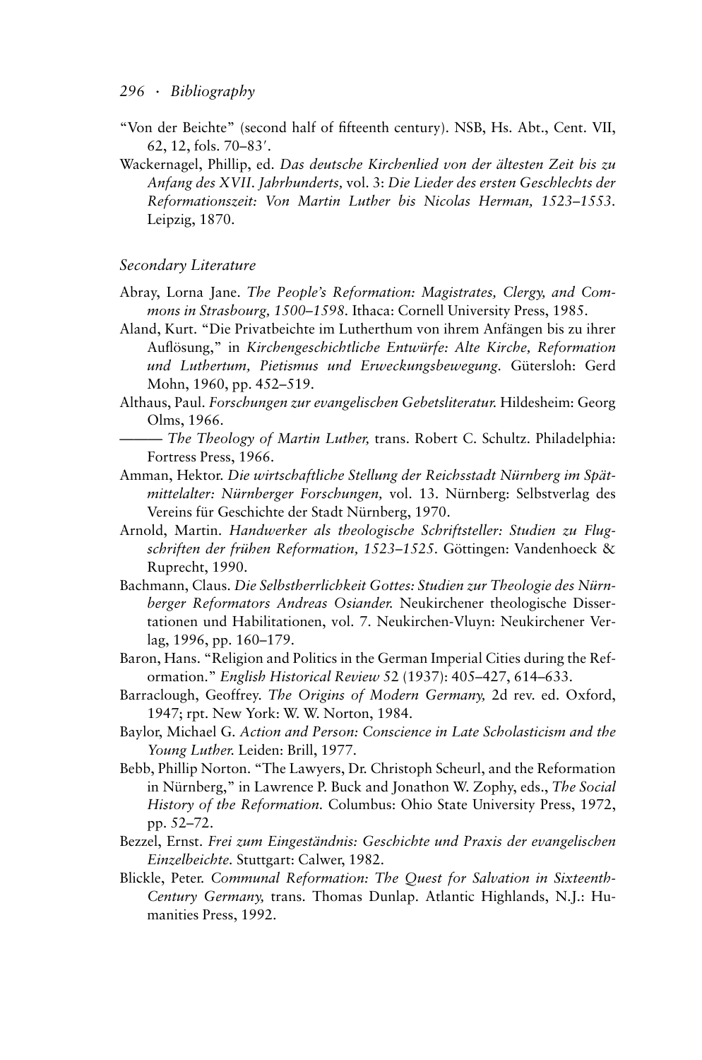"Von der Beichte" (second half of fifteenth century). NSB, Hs. Abt., Cent. VII, 62, 12, fols. 70–83′.

Wackernagel, Phillip, ed. *Das deutsche Kirchenlied von der ältesten Zeit bis zu Anfang des XVII. Jahrhunderts,* vol. 3: *Die Lieder des ersten Geschlechts der Reformationszeit: Von Martin Luther bis Nicolas Herman, 1523–1553.* Leipzig, 1870.

### Secondary Literature

Abray, Lorna Jane. *The People's Reformation: Magistrates, Clergy, and Commons in Strasbourg, 1500–1598.* Ithaca: Cornell University Press, 1985.

Aland, Kurt. "Die Privatbeichte im Lutherthum von ihrem Anfängen bis zu ihrer Auflösung," in *Kirchengeschichtliche Entwürfe: Alte Kirche, Reformation und Luthertum, Pietismus und Erweckungsbewegung.* Gütersloh: Gerd Mohn, 1960, pp. 452–519.

Althaus, Paul. *Forschungen zur evangelischen Gebetsliteratur.* Hildesheim: Georg Olms, 1966.

——— *The Theology of Martin Luther,* trans. Robert C. Schultz. Philadelphia: Fortress Press, 1966.

Amman, Hektor. *Die wirtschaftliche Stellung der Reichsstadt Nürnberg im Spätmittelalter: Nürnberger Forschungen,* vol. 13. Nürnberg: Selbstverlag des Vereins für Geschichte der Stadt Nürnberg, 1970.

Arnold, Martin. *Handwerker als theologische Schriftsteller: Studien zu Flugschriften der frühen Reformation, 1523–1525.* Göttingen: Vandenhoeck & Ruprecht, 1990.

Bachmann, Claus. *Die Selbstherrlichkeit Gottes: Studien zur Theologie des Nürnberger Reformators Andreas Osiander.* Neukirchener theologische Dissertationen und Habilitationen, vol. 7. Neukirchen-Vluyn: Neukirchener Verlag, 1996, pp. 160–179.

Baron, Hans. "Religion and Politics in the German Imperial Cities during the Reformation." *English Historical Review* 52 (1937): 405–427, 614–633.

Barraclough, Geoffrey. *The Origins of Modern Germany,* 2d rev. ed. Oxford, 1947; rpt. New York: W. W. Norton, 1984.

Baylor, Michael G. *Action and Person: Conscience in Late Scholasticism and the Young Luther.* Leiden: Brill, 1977.

Bebb, Phillip Norton. "The Lawyers, Dr. Christoph Scheurl, and the Reformation in Nürnberg," in Lawrence P. Buck and Jonathon W. Zophy, eds., *The Social History of the Reformation.* Columbus: Ohio State University Press, 1972, pp. 52–72.

Bezzel, Ernst. *Frei zum Eingeständnis: Geschichte und Praxis der evangelischen Einzelbeichte.* Stuttgart: Calwer, 1982.

Blickle, Peter. *Communal Reformation: The Quest for Salvation in Sixteenth-Century Germany,* trans. Thomas Dunlap. Atlantic Highlands, N.J.: Humanities Press, 1992.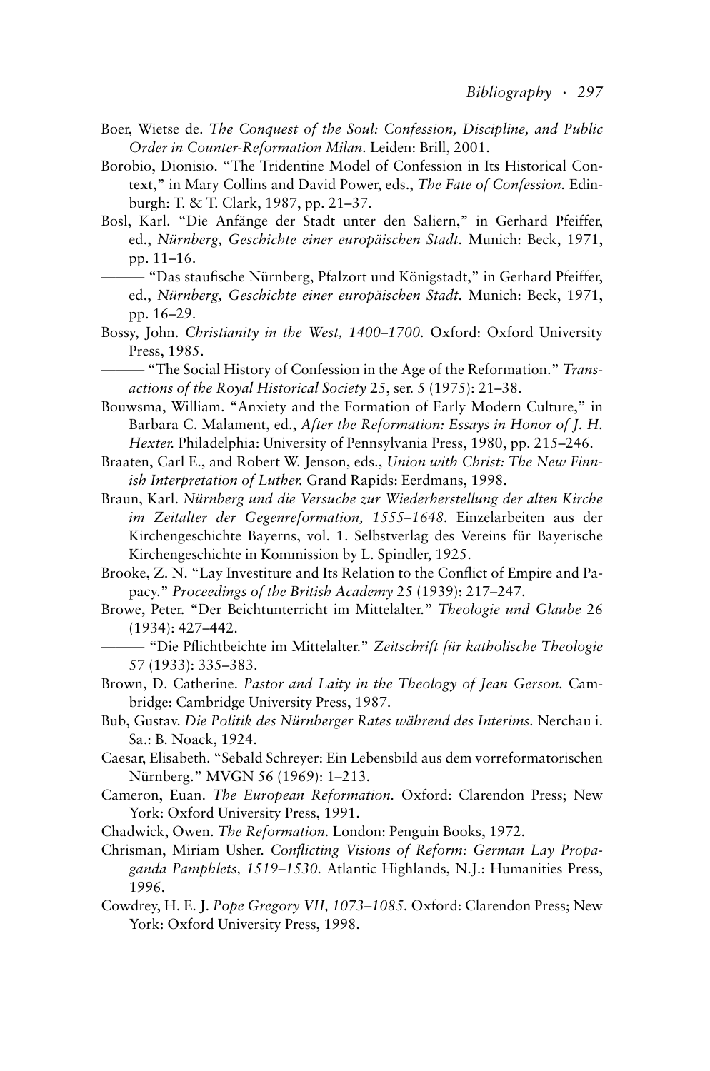Boer, Wietse de. *The Conquest of the Soul: Confession, Discipline, and Public Order in Counter-Reformation Milan.* Leiden: Brill, 2001.

Borobio, Dionisio. "The Tridentine Model of Confession in Its Historical Context," in Mary Collins and David Power, eds., *The Fate of Confession.* Edinburgh: T. & T. Clark, 1987, pp. 21–37.

Bosl, Karl. "Die Anfänge der Stadt unter den Saliern," in Gerhard Pfeiffer, ed., *Nürnberg, Geschichte einer europäischen Stadt.* Munich: Beck, 1971, pp. 11–16.

——— "Das staufische Nürnberg, Pfalzort und Königstadt," in Gerhard Pfeiffer, ed., *Nürnberg, Geschichte einer europäischen Stadt.* Munich: Beck, 1971, pp. 16–29.

Bossy, John. *Christianity in the West, 1400–1700.* Oxford: Oxford University Press, 1985.

——— "The Social History of Confession in the Age of the Reformation." *Transactions of the Royal Historical Society* 25, ser. 5 (1975): 21–38.

Bouwsma, William. "Anxiety and the Formation of Early Modern Culture," in Barbara C. Malament, ed., *After the Reformation: Essays in Honor of J. H. Hexter.* Philadelphia: University of Pennsylvania Press, 1980, pp. 215–246.

Braaten, Carl E., and Robert W. Jenson, eds., *Union with Christ: The New Finnish Interpretation of Luther.* Grand Rapids: Eerdmans, 1998.

Braun, Karl. *Nürnberg und die Versuche zur Wiederherstellung der alten Kirche im Zeitalter der Gegenreformation, 1555–1648.* Einzelarbeiten aus der Kirchengeschichte Bayerns, vol. 1. Selbstverlag des Vereins für Bayerische Kirchengeschichte in Kommission by L. Spindler, 1925.

Brooke, Z. N. "Lay Investiture and Its Relation to the Conflict of Empire and Papacy." *Proceedings of the British Academy* 25 (1939): 217–247.

Browe, Peter. "Der Beichtunterricht im Mittelalter." *Theologie und Glaube* 26 (1934): 427–442.

——— "Die Pflichtbeichte im Mittelalter." *Zeitschrift für katholische Theologie* 57 (1933): 335–383.

Brown, D. Catherine. *Pastor and Laity in the Theology of Jean Gerson.* Cambridge: Cambridge University Press, 1987.

Bub, Gustav. *Die Politik des Nürnberger Rates während des Interims.* Nerchau i. Sa.: B. Noack, 1924.

Caesar, Elisabeth. "Sebald Schreyer: Ein Lebensbild aus dem vorreformatorischen Nürnberg." MVGN 56 (1969): 1–213.

Cameron, Euan. *The European Reformation.* Oxford: Clarendon Press; New York: Oxford University Press, 1991.

Chadwick, Owen. *The Reformation.* London: Penguin Books, 1972.

Chrisman, Miriam Usher. *Conflicting Visions of Reform: German Lay Propaganda Pamphlets, 1519–1530.* Atlantic Highlands, N.J.: Humanities Press, 1996.

Cowdrey, H. E. J. *Pope Gregory VII, 1073–1085.* Oxford: Clarendon Press; New York: Oxford University Press, 1998.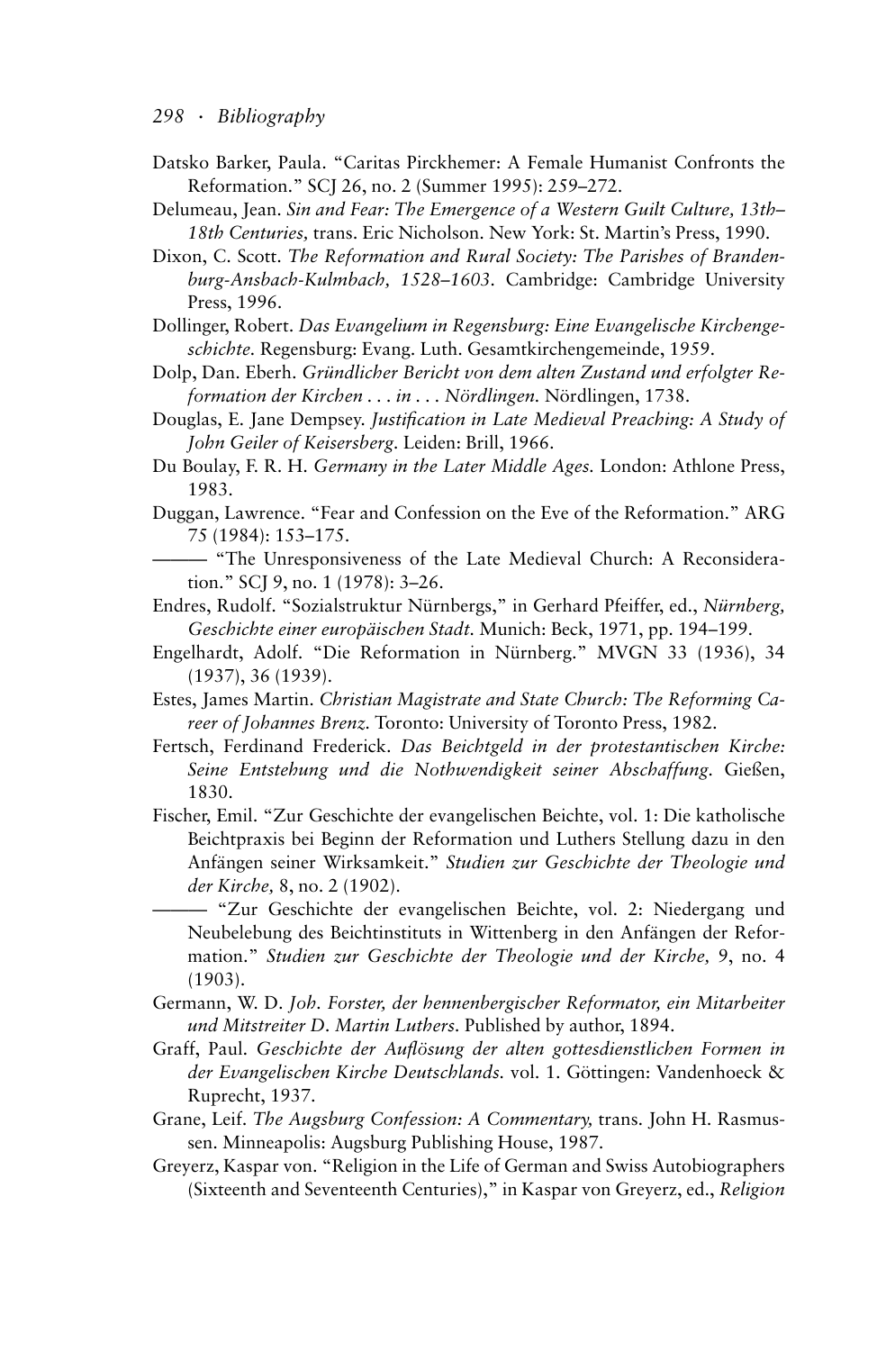Datsko Barker, Paula. "Caritas Pirckhemer: A Female Humanist Confronts the Reformation." SCJ 26, no. 2 (Summer 1995): 259–272.

Delumeau, Jean. *Sin and Fear: The Emergence of a Western Guilt Culture, 13th–18th Centuries,* trans. Eric Nicholson. New York: St. Martin's Press, 1990.

Dixon, C. Scott. *The Reformation and Rural Society: The Parishes of Brandenburg-Ansbach-Kulmbach, 1528–1603.* Cambridge: Cambridge University Press, 1996.

Dollinger, Robert. *Das Evangelium in Regensburg: Eine Evangelische Kirchengeschichte.* Regensburg: Evang. Luth. Gesamtkirchengemeinde, 1959.

Dolp, Dan. Eberh. *Gründlicher Bericht von dem alten Zustand und erfolgter Reformation der Kirchen . . . in . . . Nördlingen.* Nördlingen, 1738.

Douglas, E. Jane Dempsey. *Justification in Late Medieval Preaching: A Study of John Geiler of Keisersberg.* Leiden: Brill, 1966.

Du Boulay, F. R. H. *Germany in the Later Middle Ages.* London: Athlone Press, 1983.

Duggan, Lawrence. "Fear and Confession on the Eve of the Reformation." ARG 75 (1984): 153–175.

——— "The Unresponsiveness of the Late Medieval Church: A Reconsideration." SCJ 9, no. 1 (1978): 3–26.

Endres, Rudolf. "Sozialstruktur Nürnbergs," in Gerhard Pfeiffer, ed., *Nürnberg, Geschichte einer europäischen Stadt.* Munich: Beck, 1971, pp. 194–199.

Engelhardt, Adolf. "Die Reformation in Nürnberg." MVGN 33 (1936), 34 (1937), 36 (1939).

Estes, James Martin. *Christian Magistrate and State Church: The Reforming Career of Johannes Brenz.* Toronto: University of Toronto Press, 1982.

Fertsch, Ferdinand Frederick. *Das Beichtgeld in der protestantischen Kirche: Seine Entstehung und die Nothwendigkeit seiner Abschaffung.* Gießen, 1830.

Fischer, Emil. "Zur Geschichte der evangelischen Beichte, vol. 1: Die katholische Beichtpraxis bei Beginn der Reformation und Luthers Stellung dazu in den Anfängen seiner Wirksamkeit." *Studien zur Geschichte der Theologie und der Kirche,* 8, no. 2 (1902).

——— "Zur Geschichte der evangelischen Beichte, vol. 2: Niedergang und Neubelebung des Beichtinstituts in Wittenberg in den Anfängen der Reformation." *Studien zur Geschichte der Theologie und der Kirche,* 9, no. 4 (1903).

Germann, W. D. *Joh. Forster, der hennenbergischer Reformator, ein Mitarbeiter und Mitstreiter D. Martin Luthers.* Published by author, 1894.

Graff, Paul. *Geschichte der Auflösung der alten gottesdienstlichen Formen in der Evangelischen Kirche Deutschlands.* vol. 1. Göttingen: Vandenhoeck & Ruprecht, 1937.

Grane, Leif. *The Augsburg Confession: A Commentary,* trans. John H. Rasmussen. Minneapolis: Augsburg Publishing House, 1987.

Greyerz, Kaspar von. "Religion in the Life of German and Swiss Autobiographers (Sixteenth and Seventeenth Centuries)," in Kaspar von Greyerz, ed., *Religion*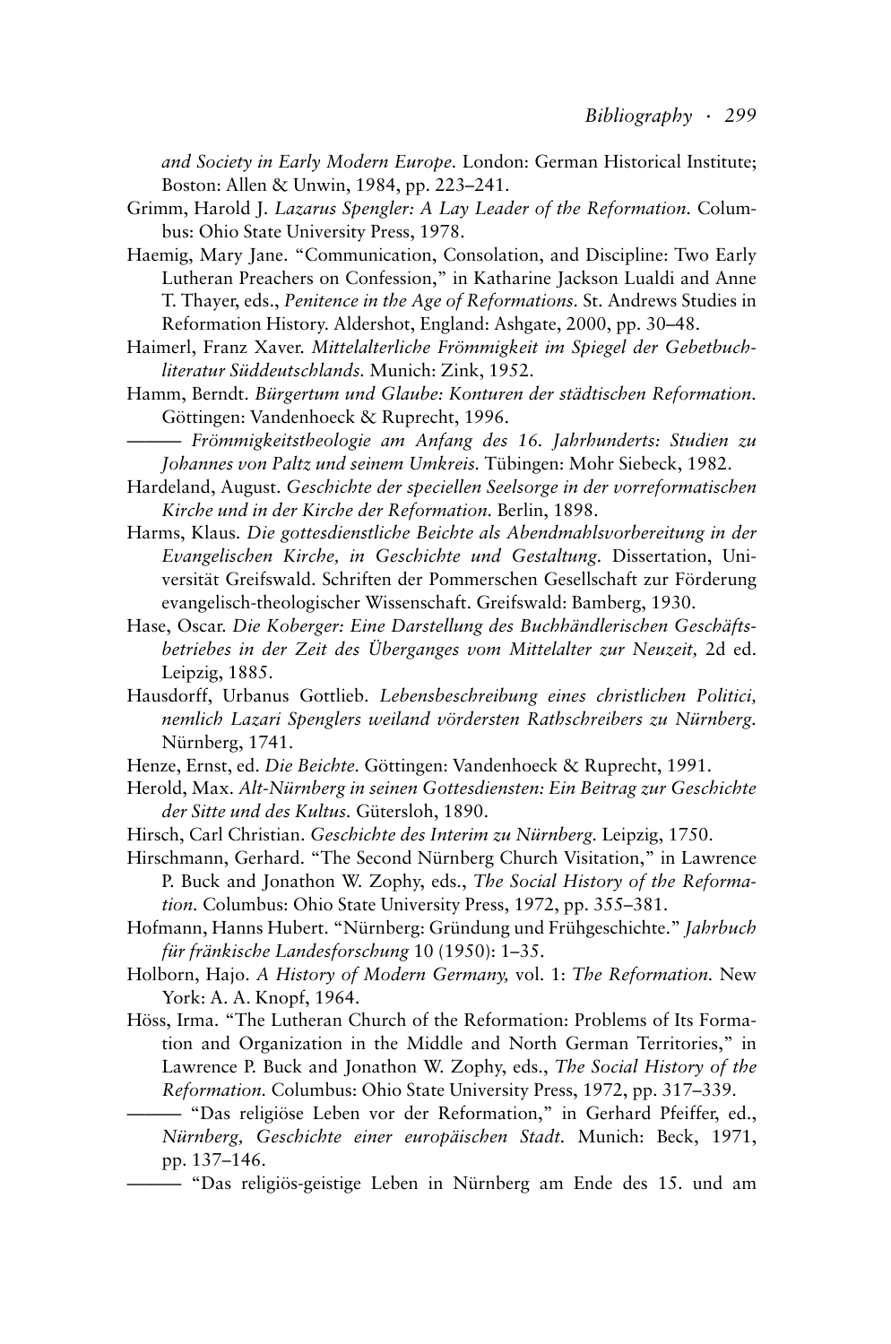*and Society in Early Modern Europe.* London: German Historical Institute; Boston: Allen & Unwin, 1984, pp. 223–241.

Grimm, Harold J. *Lazarus Spengler: A Lay Leader of the Reformation.* Columbus: Ohio State University Press, 1978.

Haemig, Mary Jane. "Communication, Consolation, and Discipline: Two Early Lutheran Preachers on Confession," in Katharine Jackson Lualdi and Anne T. Thayer, eds., *Penitence in the Age of Reformations.* St. Andrews Studies in Reformation History. Aldershot, England: Ashgate, 2000, pp. 30–48.

Haimerl, Franz Xaver. *Mittelalterliche Frömmigkeit im Spiegel der Gebetbuchliteratur Süddeutschlands.* Munich: Zink, 1952.

Hamm, Berndt. *Bürgertum und Glaube: Konturen der städtischen Reformation.* Göttingen: Vandenhoeck & Ruprecht, 1996.

——— *Frömmigkeitstheologie am Anfang des 16. Jahrhunderts: Studien zu Johannes von Paltz und seinem Umkreis.* Tübingen: Mohr Siebeck, 1982.

Hardeland, August. *Geschichte der speciellen Seelsorge in der vorreformatischen Kirche und in der Kirche der Reformation.* Berlin, 1898.

Harms, Klaus. *Die gottesdienstliche Beichte als Abendmahlsvorbereitung in der Evangelischen Kirche, in Geschichte und Gestaltung.* Dissertation, Universität Greifswald. Schriften der Pommerschen Gesellschaft zur Förderung evangelisch-theologischer Wissenschaft. Greifswald: Bamberg, 1930.

Hase, Oscar. *Die Koberger: Eine Darstellung des Buchhändlerischen Geschäftsbetriebes in der Zeit des Überganges vom Mittelalter zur Neuzeit,* 2d ed. Leipzig, 1885.

Hausdorff, Urbanus Gottlieb. *Lebensbeschreibung eines christlichen Politici, nemlich Lazari Spenglers weiland vördersten Rathschreibers zu Nürnberg.* Nürnberg, 1741.

Henze, Ernst, ed. *Die Beichte.* Göttingen: Vandenhoeck & Ruprecht, 1991.

Herold, Max. *Alt-Nürnberg in seinen Gottesdiensten: Ein Beitrag zur Geschichte der Sitte und des Kultus.* Gütersloh, 1890.

Hirsch, Carl Christian. *Geschichte des Interim zu Nürnberg.* Leipzig, 1750.

Hirschmann, Gerhard. "The Second Nürnberg Church Visitation," in Lawrence P. Buck and Jonathon W. Zophy, eds., *The Social History of the Reformation.* Columbus: Ohio State University Press, 1972, pp. 355–381.

Hofmann, Hanns Hubert. "Nürnberg: Gründung und Frühgeschichte." *Jahrbuch für fränkische Landesforschung* 10 (1950): 1–35.

Holborn, Hajo. *A History of Modern Germany,* vol. 1: *The Reformation.* New York: A. A. Knopf, 1964.

Höss, Irma. "The Lutheran Church of the Reformation: Problems of Its Formation and Organization in the Middle and North German Territories," in Lawrence P. Buck and Jonathon W. Zophy, eds., *The Social History of the Reformation.* Columbus: Ohio State University Press, 1972, pp. 317–339.

——— "Das religiöse Leben vor der Reformation," in Gerhard Pfeiffer, ed., *Nürnberg, Geschichte einer europäischen Stadt.* Munich: Beck, 1971, pp. 137–146.

——— "Das religiös-geistige Leben in Nürnberg am Ende des 15. und am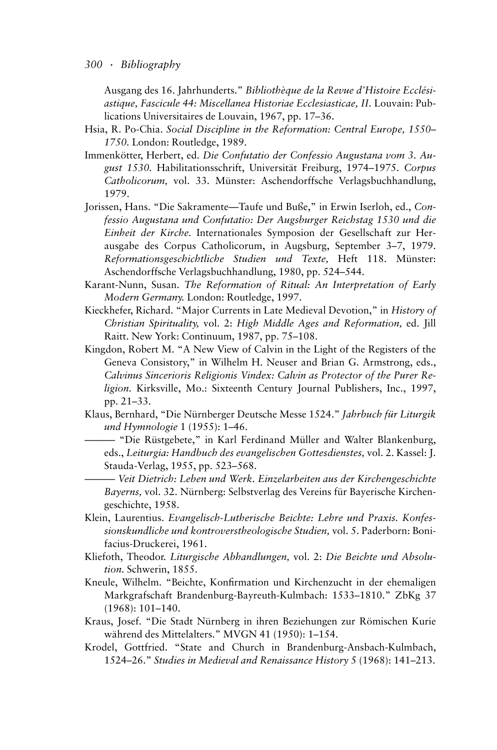Ausgang des 16. Jahrhunderts." *Bibliothèque de la Revue d'Histoire Ecclésiastique, Fascicule 44: Miscellanea Historiae Ecclesiasticae, II*. Louvain: Publications Universitaires de Louvain, 1967, pp. 17–36.

Hsia, R. Po-Chia. *Social Discipline in the Reformation: Central Europe, 1550–1750*. London: Routledge, 1989.

Immenkötter, Herbert, ed. *Die Confutatio der Confessio Augustana vom 3. August 1530*. Habilitationsschrift, Universität Freiburg, 1974–1975. *Corpus Catholicorum,* vol. 33. Münster: Aschendorffsche Verlagsbuchhandlung, 1979.

Jorissen, Hans. "Die Sakramente—Taufe und Buße," in Erwin Iserloh, ed., *Confessio Augustana und Confutatio: Der Augsburger Reichstag 1530 und die Einheit der Kirche*. Internationales Symposion der Gesellschaft zur Herausgabe des Corpus Catholicorum, in Augsburg, September 3–7, 1979. *Reformationsgeschichtliche Studien und Texte,* Heft 118. Münster: Aschendorffsche Verlagsbuchhandlung, 1980, pp. 524–544.

Karant-Nunn, Susan. *The Reformation of Ritual: An Interpretation of Early Modern Germany.* London: Routledge, 1997.

Kieckhefer, Richard. "Major Currents in Late Medieval Devotion," in *History of Christian Spirituality,* vol. 2: *High Middle Ages and Reformation,* ed. Jill Raitt. New York: Continuum, 1987, pp. 75–108.

Kingdon, Robert M. "A New View of Calvin in the Light of the Registers of the Geneva Consistory," in Wilhelm H. Neuser and Brian G. Armstrong, eds., *Calvinus Sincerioris Religionis Vindex: Calvin as Protector of the Purer Religion*. Kirksville, Mo.: Sixteenth Century Journal Publishers, Inc., 1997, pp. 21–33.

Klaus, Bernhard, "Die Nürnberger Deutsche Messe 1524." *Jahrbuch für Liturgik und Hymnologie* 1 (1955): 1–46.

——— "Die Rüstgebete," in Karl Ferdinand Müller and Walter Blankenburg, eds., *Leiturgia: Handbuch des evangelischen Gottesdienstes,* vol. 2. Kassel: J. Stauda-Verlag, 1955, pp. 523–568.

——— *Veit Dietrich: Leben und Werk. Einzelarbeiten aus der Kirchengeschichte Bayerns,* vol. 32. Nürnberg: Selbstverlag des Vereins für Bayerische Kirchengeschichte, 1958.

Klein, Laurentius. *Evangelisch-Lutherische Beichte: Lehre und Praxis. Konfessionskundliche und kontroverstheologische Studien,* vol. 5. Paderborn: Bonifacius-Druckerei, 1961.

Kliefoth, Theodor. *Liturgische Abhandlungen,* vol. 2: *Die Beichte und Absolution*. Schwerin, 1855.

Kneule, Wilhelm. "Beichte, Konfirmation und Kirchenzucht in der ehemaligen Markgrafschaft Brandenburg-Bayreuth-Kulmbach: 1533–1810." ZbKg 37 (1968): 101–140.

Kraus, Josef. "Die Stadt Nürnberg in ihren Beziehungen zur Römischen Kurie während des Mittelalters." MVGN 41 (1950): 1–154.

Krodel, Gottfried. "State and Church in Brandenburg-Ansbach-Kulmbach, 1524–26." *Studies in Medieval and Renaissance History* 5 (1968): 141–213.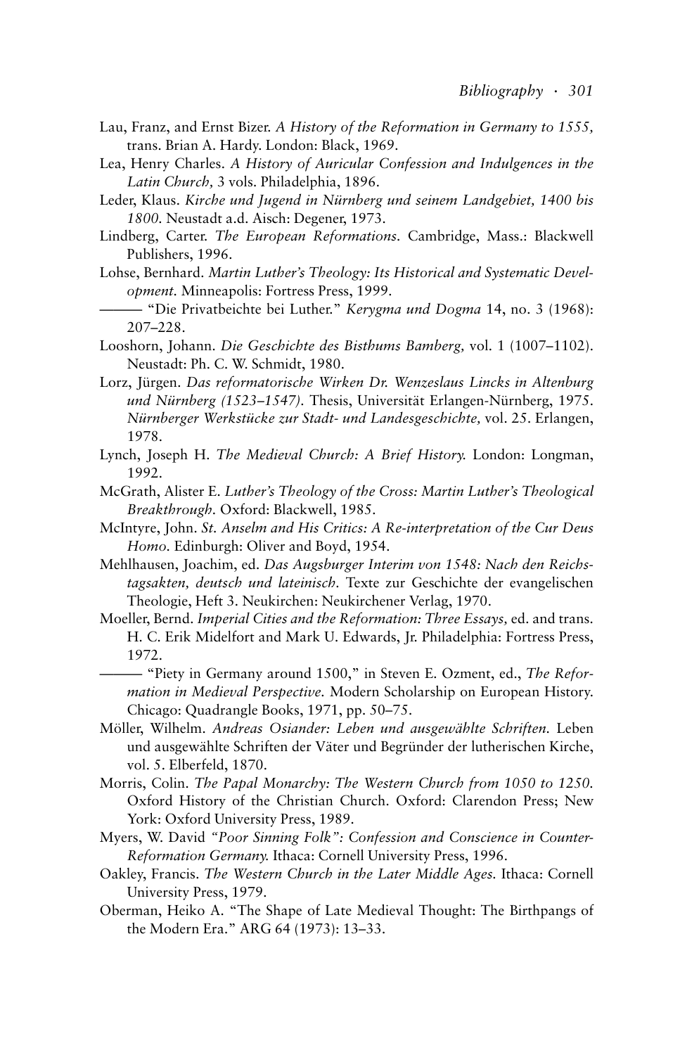Lau, Franz, and Ernst Bizer. *A History of the Reformation in Germany to 1555,* trans. Brian A. Hardy. London: Black, 1969.

Lea, Henry Charles. *A History of Auricular Confession and Indulgences in the Latin Church,* 3 vols. Philadelphia, 1896.

Leder, Klaus. *Kirche und Jugend in Nürnberg und seinem Landgebiet, 1400 bis 1800.* Neustadt a.d. Aisch: Degener, 1973.

Lindberg, Carter. *The European Reformations.* Cambridge, Mass.: Blackwell Publishers, 1996.

Lohse, Bernhard. *Martin Luther's Theology: Its Historical and Systematic Development.* Minneapolis: Fortress Press, 1999.

——— "Die Privatbeichte bei Luther." *Kerygma und Dogma* 14, no. 3 (1968): 207–228.

Looshorn, Johann. *Die Geschichte des Bisthums Bamberg,* vol. 1 (1007–1102). Neustadt: Ph. C. W. Schmidt, 1980.

Lorz, Jürgen. *Das reformatorische Wirken Dr. Wenzeslaus Lincks in Altenburg und Nürnberg (1523–1547).* Thesis, Universität Erlangen-Nürnberg, 1975. *Nürnberger Werkstücke zur Stadt- und Landesgeschichte,* vol. 25. Erlangen, 1978.

Lynch, Joseph H. *The Medieval Church: A Brief History.* London: Longman, 1992.

McGrath, Alister E. *Luther's Theology of the Cross: Martin Luther's Theological Breakthrough.* Oxford: Blackwell, 1985.

McIntyre, John. *St. Anselm and His Critics: A Re-interpretation of the Cur Deus Homo.* Edinburgh: Oliver and Boyd, 1954.

Mehlhausen, Joachim, ed. *Das Augsburger Interim von 1548: Nach den Reichstagsakten, deutsch und lateinisch.* Texte zur Geschichte der evangelischen Theologie, Heft 3. Neukirchen: Neukirchener Verlag, 1970.

Moeller, Bernd. *Imperial Cities and the Reformation: Three Essays,* ed. and trans. H. C. Erik Midelfort and Mark U. Edwards, Jr. Philadelphia: Fortress Press, 1972.

——— "Piety in Germany around 1500," in Steven E. Ozment, ed., *The Reformation in Medieval Perspective.* Modern Scholarship on European History. Chicago: Quadrangle Books, 1971, pp. 50–75.

Möller, Wilhelm. *Andreas Osiander: Leben und ausgewählte Schriften.* Leben und ausgewählte Schriften der Väter und Begründer der lutherischen Kirche, vol. 5. Elberfeld, 1870.

Morris, Colin. *The Papal Monarchy: The Western Church from 1050 to 1250.* Oxford History of the Christian Church. Oxford: Clarendon Press; New York: Oxford University Press, 1989.

Myers, W. David *"Poor Sinning Folk": Confession and Conscience in Counter-Reformation Germany.* Ithaca: Cornell University Press, 1996.

Oakley, Francis. *The Western Church in the Later Middle Ages.* Ithaca: Cornell University Press, 1979.

Oberman, Heiko A. "The Shape of Late Medieval Thought: The Birthpangs of the Modern Era." ARG 64 (1973): 13–33.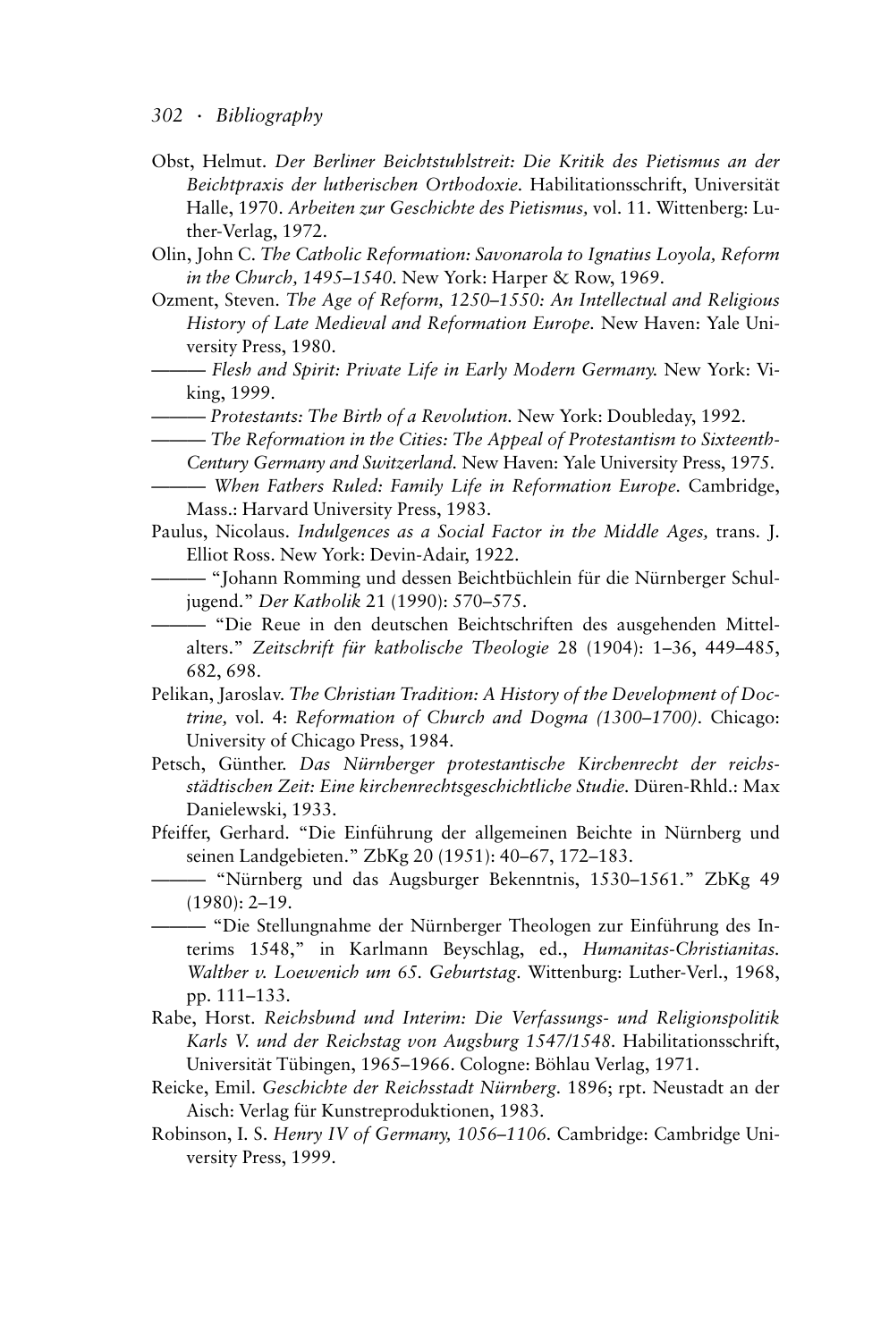Obst, Helmut. *Der Berliner Beichtstuhlstreit: Die Kritik des Pietismus an der Beichtpraxis der lutherischen Orthodoxie.* Habilitationsschrift, Universität Halle, 1970. *Arbeiten zur Geschichte des Pietismus,* vol. 11. Wittenberg: Luther-Verlag, 1972.

Olin, John C. *The Catholic Reformation: Savonarola to Ignatius Loyola, Reform in the Church, 1495–1540.* New York: Harper & Row, 1969.

Ozment, Steven. *The Age of Reform, 1250–1550: An Intellectual and Religious History of Late Medieval and Reformation Europe.* New Haven: Yale University Press, 1980.

——— *Flesh and Spirit: Private Life in Early Modern Germany.* New York: Viking, 1999.

——— *Protestants: The Birth of a Revolution.* New York: Doubleday, 1992.

——— *The Reformation in the Cities: The Appeal of Protestantism to Sixteenth-Century Germany and Switzerland.* New Haven: Yale University Press, 1975.

——— *When Fathers Ruled: Family Life in Reformation Europe.* Cambridge, Mass.: Harvard University Press, 1983.

Paulus, Nicolaus. *Indulgences as a Social Factor in the Middle Ages,* trans. J. Elliot Ross. New York: Devin-Adair, 1922.

——— "Johann Romming und dessen Beichtbüchlein für die Nürnberger Schuljugend." *Der Katholik* 21 (1990): 570–575.

——— "Die Reue in den deutschen Beichtschriften des ausgehenden Mittelalters." *Zeitschrift für katholische Theologie* 28 (1904): 1–36, 449–485, 682, 698.

Pelikan, Jaroslav. *The Christian Tradition: A History of the Development of Doctrine,* vol. 4: *Reformation of Church and Dogma (1300–1700).* Chicago: University of Chicago Press, 1984.

Petsch, Günther. *Das Nürnberger protestantische Kirchenrecht der reichsstädtischen Zeit: Eine kirchenrechtsgeschichtliche Studie.* Düren-Rhld.: Max Danielewski, 1933.

Pfeiffer, Gerhard. "Die Einführung der allgemeinen Beichte in Nürnberg und seinen Landgebieten." ZbKg 20 (1951): 40–67, 172–183.

——— "Nürnberg und das Augsburger Bekenntnis, 1530–1561." ZbKg 49 (1980): 2–19.

——— "Die Stellungnahme der Nürnberger Theologen zur Einführung des Interims 1548," in Karlmann Beyschlag, ed., *Humanitas-Christianitas. Walther v. Loewenich um 65. Geburtstag.* Wittenburg: Luther-Verl., 1968, pp. 111–133.

Rabe, Horst. *Reichsbund und Interim: Die Verfassungs- und Religionspolitik Karls V. und der Reichstag von Augsburg 1547/1548.* Habilitationsschrift, Universität Tübingen, 1965–1966. Cologne: Böhlau Verlag, 1971.

Reicke, Emil. *Geschichte der Reichsstadt Nürnberg.* 1896; rpt. Neustadt an der Aisch: Verlag für Kunstreproduktionen, 1983.

Robinson, I. S. *Henry IV of Germany, 1056–1106.* Cambridge: Cambridge University Press, 1999.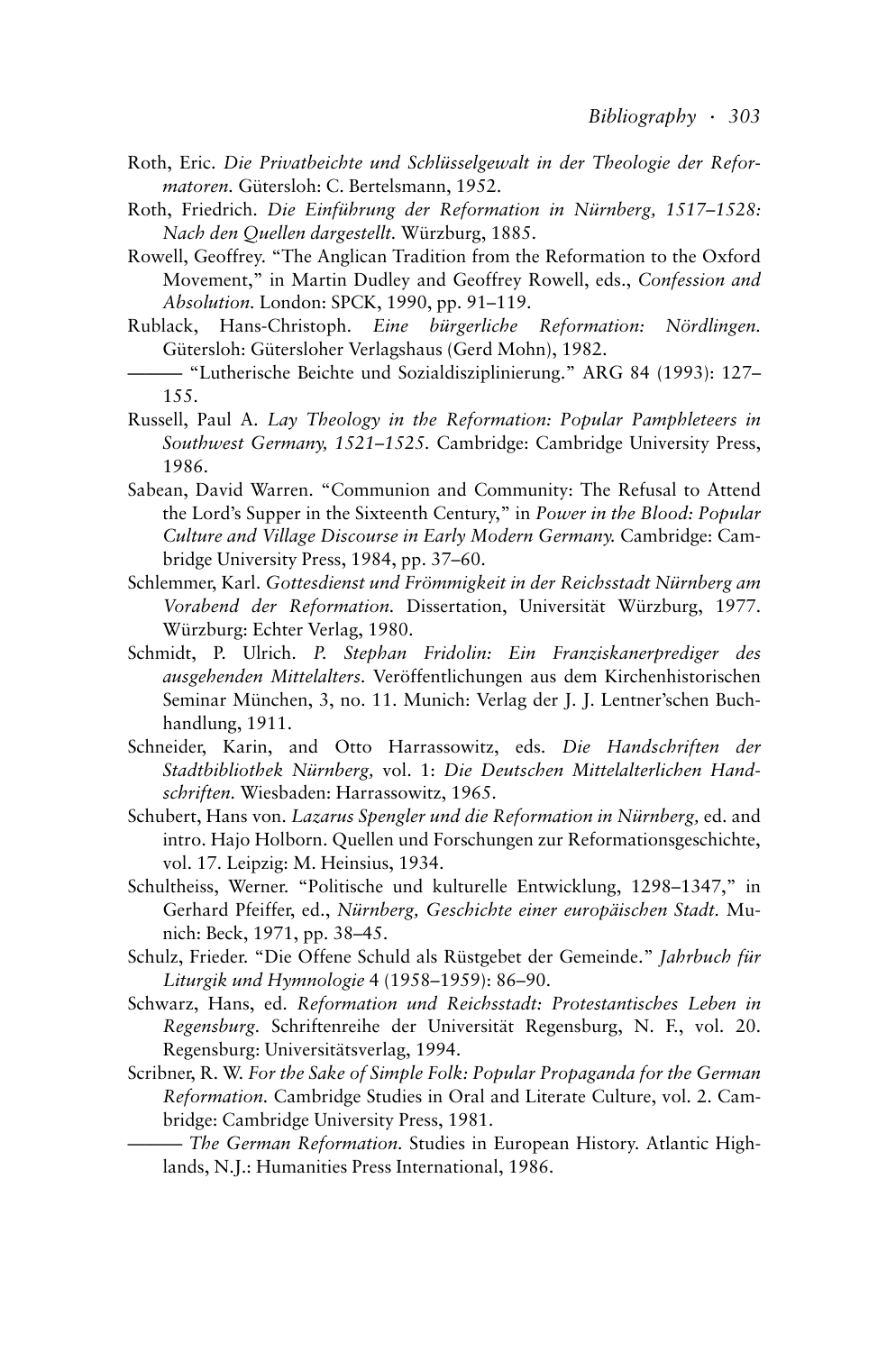Roth, Eric. *Die Privatbeichte und Schlüsselgewalt in der Theologie der Reformatoren.* Gütersloh: C. Bertelsmann, 1952.

Roth, Friedrich. *Die Einführung der Reformation in Nürnberg, 1517–1528: Nach den Quellen dargestellt.* Würzburg, 1885.

Rowell, Geoffrey. "The Anglican Tradition from the Reformation to the Oxford Movement," in Martin Dudley and Geoffrey Rowell, eds., *Confession and Absolution.* London: SPCK, 1990, pp. 91–119.

Rublack, Hans-Christoph. *Eine bürgerliche Reformation: Nördlingen.* Gütersloh: Gütersloher Verlagshaus (Gerd Mohn), 1982.

——— "Lutherische Beichte und Sozialdisziplinierung." ARG 84 (1993): 127–155.

Russell, Paul A. *Lay Theology in the Reformation: Popular Pamphleteers in Southwest Germany, 1521–1525.* Cambridge: Cambridge University Press, 1986.

Sabean, David Warren. "Communion and Community: The Refusal to Attend the Lord's Supper in the Sixteenth Century," in *Power in the Blood: Popular Culture and Village Discourse in Early Modern Germany.* Cambridge: Cambridge University Press, 1984, pp. 37–60.

Schlemmer, Karl. *Gottesdienst und Frömmigkeit in der Reichsstadt Nürnberg am Vorabend der Reformation.* Dissertation, Universität Würzburg, 1977. Würzburg: Echter Verlag, 1980.

Schmidt, P. Ulrich. *P. Stephan Fridolin: Ein Franziskanerprediger des ausgehenden Mittelalters.* Veröffentlichungen aus dem Kirchenhistorischen Seminar München, 3, no. 11. Munich: Verlag der J. J. Lentner'schen Buchhandlung, 1911.

Schneider, Karin, and Otto Harrassowitz, eds. *Die Handschriften der Stadtbibliothek Nürnberg,* vol. 1: *Die Deutschen Mittelalterlichen Handschriften.* Wiesbaden: Harrassowitz, 1965.

Schubert, Hans von. *Lazarus Spengler und die Reformation in Nürnberg,* ed. and intro. Hajo Holborn. Quellen und Forschungen zur Reformationsgeschichte, vol. 17. Leipzig: M. Heinsius, 1934.

Schultheiss, Werner. "Politische und kulturelle Entwicklung, 1298–1347," in Gerhard Pfeiffer, ed., *Nürnberg, Geschichte einer europäischen Stadt.* Munich: Beck, 1971, pp. 38–45.

Schulz, Frieder. "Die Offene Schuld als Rüstgebet der Gemeinde." *Jahrbuch für Liturgik und Hymnologie* 4 (1958–1959): 86–90.

Schwarz, Hans, ed. *Reformation und Reichsstadt: Protestantisches Leben in Regensburg.* Schriftenreihe der Universität Regensburg, N. F., vol. 20. Regensburg: Universitätsverlag, 1994.

Scribner, R. W. *For the Sake of Simple Folk: Popular Propaganda for the German Reformation.* Cambridge Studies in Oral and Literate Culture, vol. 2. Cambridge: Cambridge University Press, 1981.

——— *The German Reformation.* Studies in European History. Atlantic Highlands, N.J.: Humanities Press International, 1986.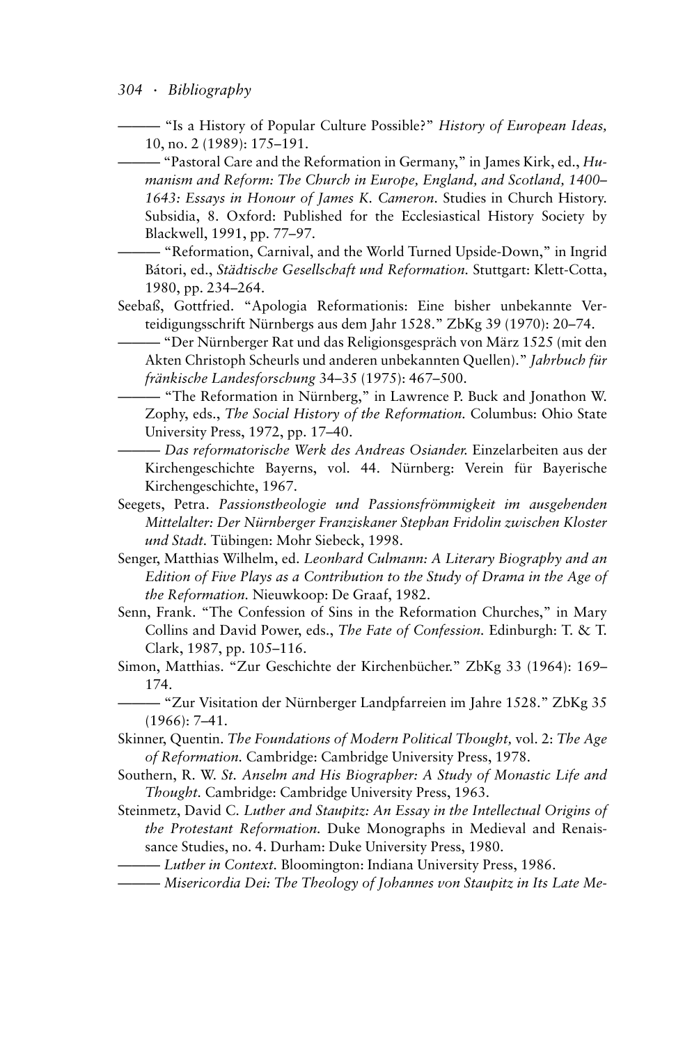——— "Is a History of Popular Culture Possible?" *History of European Ideas,* 10, no. 2 (1989): 175–191.

——— "Pastoral Care and the Reformation in Germany," in James Kirk, ed., *Humanism and Reform: The Church in Europe, England, and Scotland, 1400–1643: Essays in Honour of James K. Cameron.* Studies in Church History. Subsidia, 8. Oxford: Published for the Ecclesiastical History Society by Blackwell, 1991, pp. 77–97.

——— "Reformation, Carnival, and the World Turned Upside-Down," in Ingrid Bátori, ed., *Städtische Gesellschaft und Reformation.* Stuttgart: Klett-Cotta, 1980, pp. 234–264.

Seebaß, Gottfried. "Apologia Reformationis: Eine bisher unbekannte Verteidigungsschrift Nürnbergs aus dem Jahr 1528." ZbKg 39 (1970): 20–74.

——— "Der Nürnberger Rat und das Religionsgespräch von März 1525 (mit den Akten Christoph Scheurls und anderen unbekannten Quellen)." *Jahrbuch für fränkische Landesforschung* 34–35 (1975): 467–500.

——— "The Reformation in Nürnberg," in Lawrence P. Buck and Jonathon W. Zophy, eds., *The Social History of the Reformation.* Columbus: Ohio State University Press, 1972, pp. 17–40.

——— *Das reformatorische Werk des Andreas Osiander.* Einzelarbeiten aus der Kirchengeschichte Bayerns, vol. 44. Nürnberg: Verein für Bayerische Kirchengeschichte, 1967.

Seegets, Petra. *Passionstheologie und Passionsfrömmigkeit im ausgehenden Mittelalter: Der Nürnberger Franziskaner Stephan Fridolin zwischen Kloster und Stadt.* Tübingen: Mohr Siebeck, 1998.

Senger, Matthias Wilhelm, ed. *Leonhard Culmann: A Literary Biography and an Edition of Five Plays as a Contribution to the Study of Drama in the Age of the Reformation.* Nieuwkoop: De Graaf, 1982.

Senn, Frank. "The Confession of Sins in the Reformation Churches," in Mary Collins and David Power, eds., *The Fate of Confession.* Edinburgh: T. & T. Clark, 1987, pp. 105–116.

Simon, Matthias. "Zur Geschichte der Kirchenbücher." ZbKg 33 (1964): 169–174.

——— "Zur Visitation der Nürnberger Landpfarreien im Jahre 1528." ZbKg 35 (1966): 7–41.

Skinner, Quentin. *The Foundations of Modern Political Thought,* vol. 2: *The Age of Reformation.* Cambridge: Cambridge University Press, 1978.

Southern, R. W. *St. Anselm and His Biographer: A Study of Monastic Life and Thought.* Cambridge: Cambridge University Press, 1963.

Steinmetz, David C. *Luther and Staupitz: An Essay in the Intellectual Origins of the Protestant Reformation.* Duke Monographs in Medieval and Renaissance Studies, no. 4. Durham: Duke University Press, 1980.

——— *Luther in Context.* Bloomington: Indiana University Press, 1986.

——— *Misericordia Dei: The Theology of Johannes von Staupitz in Its Late Me-*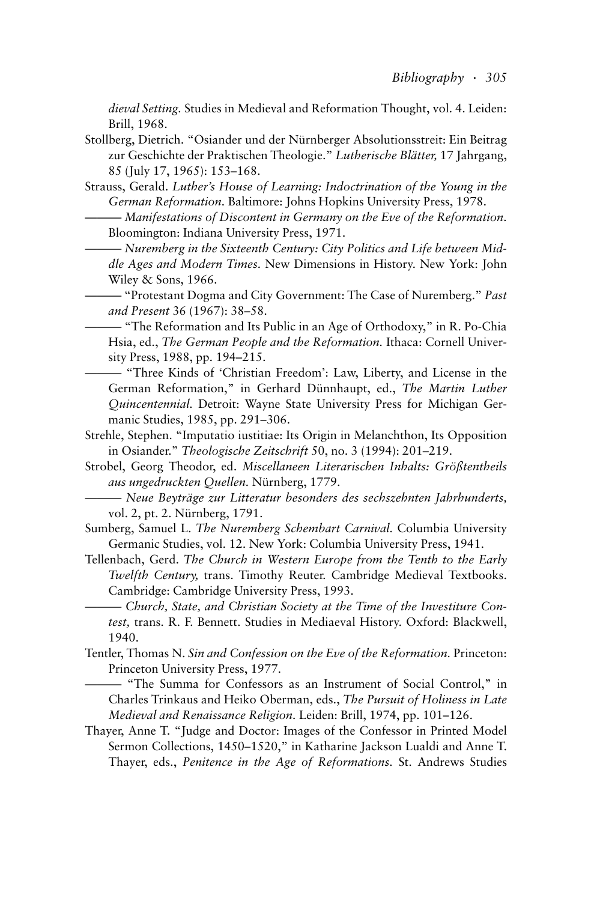*dieval Setting*. Studies in Medieval and Reformation Thought, vol. 4. Leiden: Brill, 1968.

Stollberg, Dietrich. "Osiander und der Nürnberger Absolutionsstreit: Ein Beitrag zur Geschichte der Praktischen Theologie." *Lutherische Blätter,* 17 Jahrgang, 85 (July 17, 1965): 153–168.

Strauss, Gerald. *Luther's House of Learning: Indoctrination of the Young in the German Reformation*. Baltimore: Johns Hopkins University Press, 1978.

——— *Manifestations of Discontent in Germany on the Eve of the Reformation*. Bloomington: Indiana University Press, 1971.

——— *Nuremberg in the Sixteenth Century: City Politics and Life between Middle Ages and Modern Times*. New Dimensions in History. New York: John Wiley & Sons, 1966.

——— "Protestant Dogma and City Government: The Case of Nuremberg." *Past and Present* 36 (1967): 38–58.

——— "The Reformation and Its Public in an Age of Orthodoxy," in R. Po-Chia Hsia, ed., *The German People and the Reformation*. Ithaca: Cornell University Press, 1988, pp. 194–215.

——— "Three Kinds of 'Christian Freedom': Law, Liberty, and License in the German Reformation," in Gerhard Dünnhaupt, ed., *The Martin Luther Quincentennial*. Detroit: Wayne State University Press for Michigan Germanic Studies, 1985, pp. 291–306.

Strehle, Stephen. "Imputatio iustitiae: Its Origin in Melanchthon, Its Opposition in Osiander." *Theologische Zeitschrift* 50, no. 3 (1994): 201–219.

Strobel, Georg Theodor, ed. *Miscellaneen Literarischen Inhalts: Größtentheils aus ungedruckten Quellen*. Nürnberg, 1779.

——— *Neue Beyträge zur Litteratur besonders des sechszehnten Jahrhunderts,* vol. 2, pt. 2. Nürnberg, 1791.

Sumberg, Samuel L. *The Nuremberg Schembart Carnival*. Columbia University Germanic Studies, vol. 12. New York: Columbia University Press, 1941.

Tellenbach, Gerd. *The Church in Western Europe from the Tenth to the Early Twelfth Century,* trans. Timothy Reuter. Cambridge Medieval Textbooks. Cambridge: Cambridge University Press, 1993.

——— *Church, State, and Christian Society at the Time of the Investiture Contest,* trans. R. F. Bennett. Studies in Mediaeval History. Oxford: Blackwell, 1940.

Tentler, Thomas N. *Sin and Confession on the Eve of the Reformation*. Princeton: Princeton University Press, 1977.

——— "The Summa for Confessors as an Instrument of Social Control," in Charles Trinkaus and Heiko Oberman, eds., *The Pursuit of Holiness in Late Medieval and Renaissance Religion*. Leiden: Brill, 1974, pp. 101–126.

Thayer, Anne T. "Judge and Doctor: Images of the Confessor in Printed Model Sermon Collections, 1450–1520," in Katharine Jackson Lualdi and Anne T. Thayer, eds., *Penitence in the Age of Reformations*. St. Andrews Studies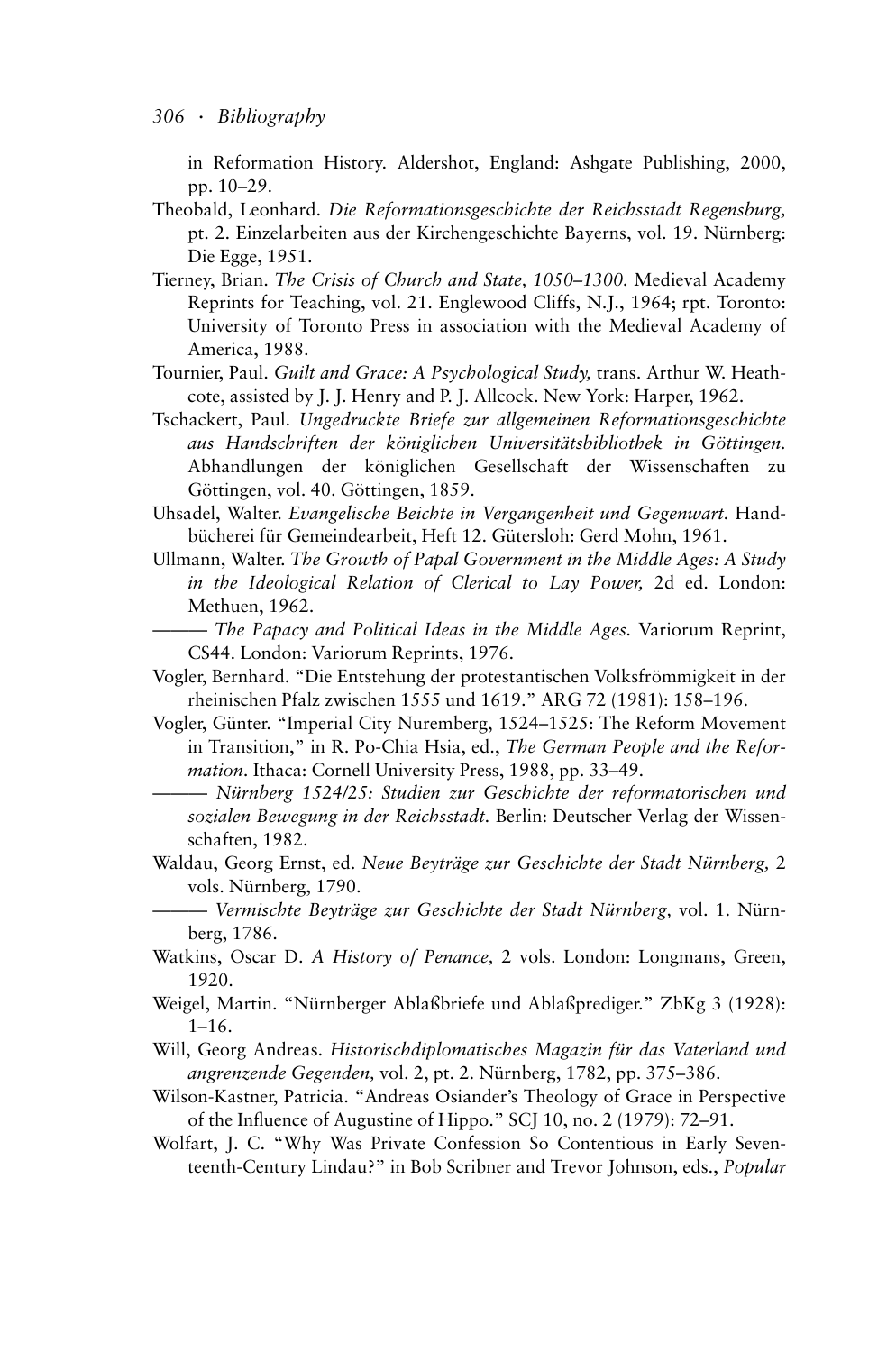in Reformation History. Aldershot, England: Ashgate Publishing, 2000, pp. 10–29.

Theobald, Leonhard. *Die Reformationsgeschichte der Reichsstadt Regensburg,* pt. 2. Einzelarbeiten aus der Kirchengeschichte Bayerns, vol. 19. Nürnberg: Die Egge, 1951.

Tierney, Brian. *The Crisis of Church and State, 1050–1300.* Medieval Academy Reprints for Teaching, vol. 21. Englewood Cliffs, N.J., 1964; rpt. Toronto: University of Toronto Press in association with the Medieval Academy of America, 1988.

Tournier, Paul. *Guilt and Grace: A Psychological Study,* trans. Arthur W. Heathcote, assisted by J. J. Henry and P. J. Allcock. New York: Harper, 1962.

Tschackert, Paul. *Ungedruckte Briefe zur allgemeinen Reformationsgeschichte aus Handschriften der königlichen Universitätsbibliothek in Göttingen.* Abhandlungen der königlichen Gesellschaft der Wissenschaften zu Göttingen, vol. 40. Göttingen, 1859.

Uhsadel, Walter. *Evangelische Beichte in Vergangenheit und Gegenwart.* Handbücherei für Gemeindearbeit, Heft 12. Gütersloh: Gerd Mohn, 1961.

Ullmann, Walter. *The Growth of Papal Government in the Middle Ages: A Study in the Ideological Relation of Clerical to Lay Power,* 2d ed. London: Methuen, 1962.

——— *The Papacy and Political Ideas in the Middle Ages.* Variorum Reprint, CS44. London: Variorum Reprints, 1976.

Vogler, Bernhard. "Die Entstehung der protestantischen Volksfrömmigkeit in der rheinischen Pfalz zwischen 1555 und 1619." ARG 72 (1981): 158–196.

Vogler, Günter. "Imperial City Nuremberg, 1524–1525: The Reform Movement in Transition," in R. Po-Chia Hsia, ed., *The German People and the Reformation.* Ithaca: Cornell University Press, 1988, pp. 33–49.

——— *Nürnberg 1524/25: Studien zur Geschichte der reformatorischen und sozialen Bewegung in der Reichsstadt.* Berlin: Deutscher Verlag der Wissenschaften, 1982.

Waldau, Georg Ernst, ed. *Neue Beyträge zur Geschichte der Stadt Nürnberg,* 2 vols. Nürnberg, 1790.

——— *Vermischte Beyträge zur Geschichte der Stadt Nürnberg,* vol. 1. Nürnberg, 1786.

Watkins, Oscar D. *A History of Penance,* 2 vols. London: Longmans, Green, 1920.

Weigel, Martin. "Nürnberger Ablaßbriefe und Ablaßprediger." ZbKg 3 (1928): 1–16.

Will, Georg Andreas. *Historischdiplomatisches Magazin für das Vaterland und angrenzende Gegenden,* vol. 2, pt. 2. Nürnberg, 1782, pp. 375–386.

Wilson-Kastner, Patricia. "Andreas Osiander's Theology of Grace in Perspective of the Influence of Augustine of Hippo." SCJ 10, no. 2 (1979): 72–91.

Wolfart, J. C. "Why Was Private Confession So Contentious in Early Seventeenth-Century Lindau?" in Bob Scribner and Trevor Johnson, eds., *Popular*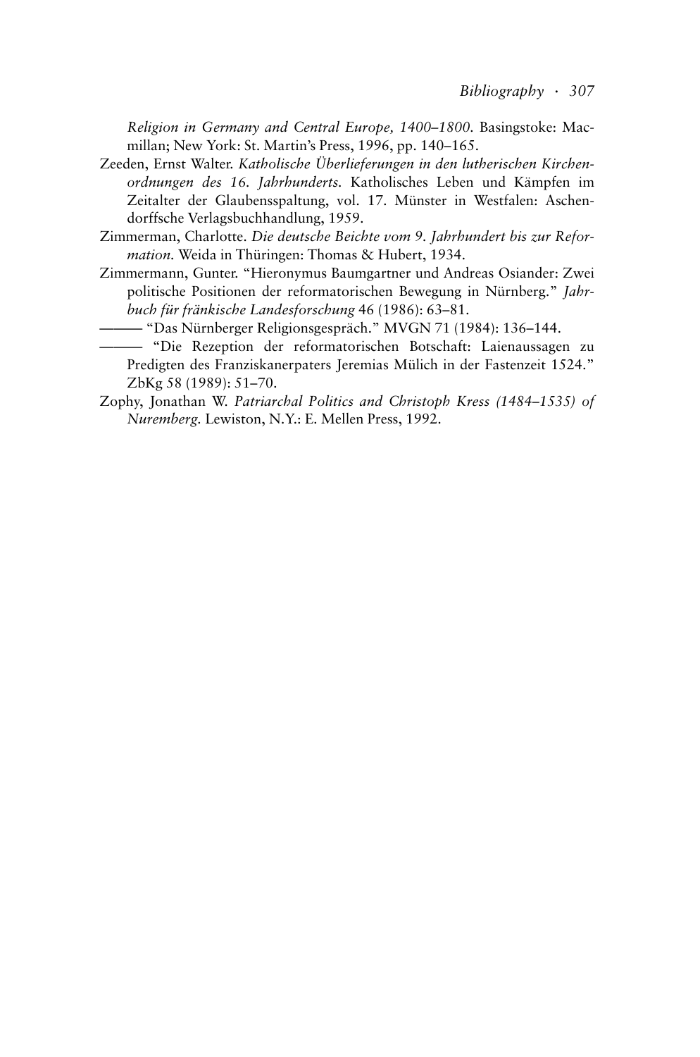*Religion in Germany and Central Europe, 1400–1800*. Basingstoke: Macmillan; New York: St. Martin's Press, 1996, pp. 140–165.

Zeeden, Ernst Walter. *Katholische Überlieferungen in den lutherischen Kirchenordnungen des 16. Jahrhunderts*. Katholisches Leben und Kämpfen im Zeitalter der Glaubensspaltung, vol. 17. Münster in Westfalen: Aschendorffsche Verlagsbuchhandlung, 1959.

Zimmerman, Charlotte. *Die deutsche Beichte vom 9. Jahrhundert bis zur Reformation*. Weida in Thüringen: Thomas & Hubert, 1934.

Zimmermann, Gunter. "Hieronymus Baumgartner und Andreas Osiander: Zwei politische Positionen der reformatorischen Bewegung in Nürnberg." *Jahrbuch für fränkische Landesforschung* 46 (1986): 63–81.

——— "Das Nürnberger Religionsgespräch." MVGN 71 (1984): 136–144.

——— "Die Rezeption der reformatorischen Botschaft: Laienaussagen zu Predigten des Franziskanerpaters Jeremias Mülich in der Fastenzeit 1524." ZbKg 58 (1989): 51–70.

Zophy, Jonathan W. *Patriarchal Politics and Christoph Kress (1484–1535) of Nuremberg*. Lewiston, N.Y.: E. Mellen Press, 1992.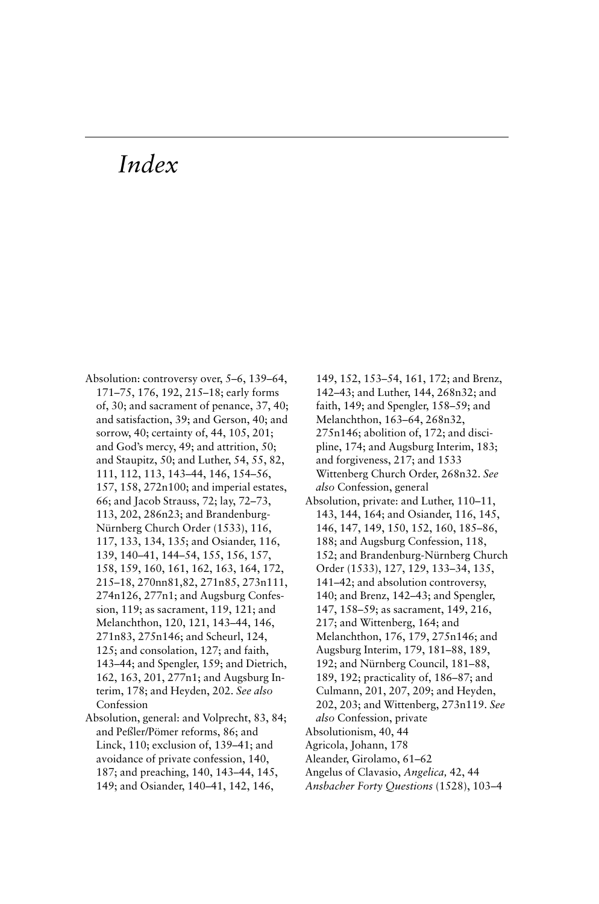# *Index*

Absolution: controversy over, 5–6, 139–64, 171–75, 176, 192, 215–18; early forms of, 30; and sacrament of penance, 37, 40; and satisfaction, 39; and Gerson, 40; and sorrow, 40; certainty of, 44, 105, 201; and God's mercy, 49; and attrition, 50; and Staupitz, 50; and Luther, 54, 55, 82, 111, 112, 113, 143–44, 146, 154–56, 157, 158, 272n100; and imperial estates, 66; and Jacob Strauss, 72; lay, 72–73, 113, 202, 286n23; and Brandenburg-Nürnberg Church Order (1533), 116, 117, 133, 134, 135; and Osiander, 116, 139, 140–41, 144–54, 155, 156, 157, 158, 159, 160, 161, 162, 163, 164, 172, 215–18, 270nn81,82, 271n85, 273n111, 274n126, 277n1; and Augsburg Confession, 119; as sacrament, 119, 121; and Melanchthon, 120, 121, 143–44, 146, 271n83, 275n146; and Scheurl, 124, 125; and consolation, 127; and faith, 143–44; and Spengler, 159; and Dietrich, 162, 163, 201, 277n1; and Augsburg Interim, 178; and Heyden, 202. *See also* Confession

Absolution, general: and Volprecht, 83, 84; and Peßler/Pömer reforms, 86; and Linck, 110; exclusion of, 139–41; and avoidance of private confession, 140, 187; and preaching, 140, 143–44, 145, 149; and Osiander, 140–41, 142, 146, 149, 152, 153–54, 161, 172; and Brenz, 142–43; and Luther, 144, 268n32; and faith, 149; and Spengler, 158–59; and Melanchthon, 163–64, 268n32, 275n146; abolition of, 172; and discipline, 174; and Augsburg Interim, 183; and forgiveness, 217; and 1533 Wittenberg Church Order, 268n32. *See also* Confession, general

Absolution, private: and Luther, 110–11, 143, 144, 164; and Osiander, 116, 145, 146, 147, 149, 150, 152, 160, 185–86, 188; and Augsburg Confession, 118, 152; and Brandenburg-Nürnberg Church Order (1533), 127, 129, 133–34, 135, 141–42; and absolution controversy, 140; and Brenz, 142–43; and Spengler, 147, 158–59; as sacrament, 149, 216, 217; and Wittenberg, 164; and Melanchthon, 176, 179, 275n146; and Augsburg Interim, 179, 181–88, 189, 192; and Nürnberg Council, 181–88, 189, 192; practicality of, 186–87; and Culmann, 201, 207, 209; and Heyden, 202, 203; and Wittenberg, 273n119. *See also* Confession, private

Absolutionism, 40, 44

Agricola, Johann, 178

Aleander, Girolamo, 61–62

Angelus of Clavasio, *Angelica,* 42, 44

*Ansbacher Forty Questions* (1528), 103–4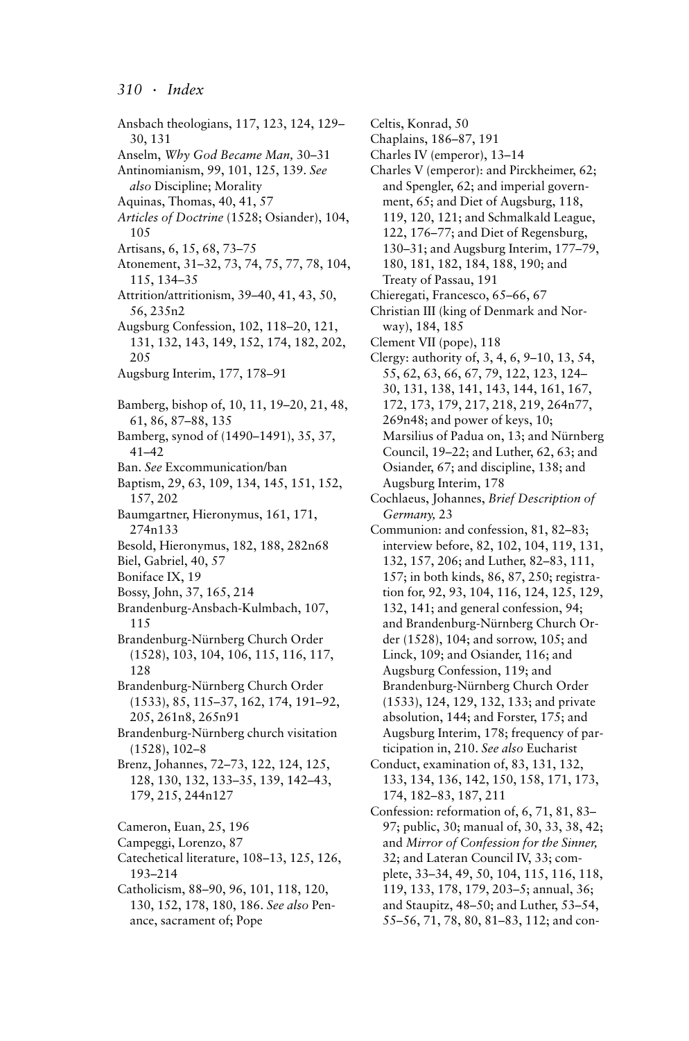Ansbach theologians, 117, 123, 124, 129–30, 131

Anselm, *Why God Became Man,* 30–31

Antinomianism, 99, 101, 125, 139. *See also* Discipline; Morality

Aquinas, Thomas, 40, 41, 57

*Articles of Doctrine* (1528; Osiander), 104, 105

Artisans, 6, 15, 68, 73–75

Atonement, 31–32, 73, 74, 75, 77, 78, 104, 115, 134–35

Attrition/attritionism, 39–40, 41, 43, 50, 56, 235n2

Augsburg Confession, 102, 118–20, 121, 131, 132, 143, 149, 152, 174, 182, 202, 205

Augsburg Interim, 177, 178–91

Bamberg, bishop of, 10, 11, 19–20, 21, 48, 61, 86, 87–88, 135

Bamberg, synod of (1490–1491), 35, 37, 41–42

Ban. *See* Excommunication/ban

Baptism, 29, 63, 109, 134, 145, 151, 152, 157, 202

Baumgartner, Hieronymus, 161, 171, 274n133

Besold, Hieronymus, 182, 188, 282n68

Biel, Gabriel, 40, 57

Boniface IX, 19

Bossy, John, 37, 165, 214

Brandenburg-Ansbach-Kulmbach, 107, 115

Brandenburg-Nürnberg Church Order (1528), 103, 104, 106, 115, 116, 117, 128

Brandenburg-Nürnberg Church Order (1533), 85, 115–37, 162, 174, 191–92, 205, 261n8, 265n91

Brandenburg-Nürnberg church visitation (1528), 102–8

Brenz, Johannes, 72–73, 122, 124, 125, 128, 130, 132, 133–35, 139, 142–43, 179, 215, 244n127

Cameron, Euan, 25, 196

Campeggi, Lorenzo, 87

Catechetical literature, 108–13, 125, 126, 193–214

Catholicism, 88–90, 96, 101, 118, 120, 130, 152, 178, 180, 186. *See also* Penance, sacrament of; Pope

Celtis, Konrad, 50

Chaplains, 186–87, 191

Charles IV (emperor), 13–14

Charles V (emperor): and Pirckheimer, 62; and Spengler, 62; and imperial government, 65; and Diet of Augsburg, 118, 119, 120, 121; and Schmalkald League, 122, 176–77; and Diet of Regensburg, 130–31; and Augsburg Interim, 177–79, 180, 181, 182, 184, 188, 190; and Treaty of Passau, 191

Chieregati, Francesco, 65–66, 67

Christian III (king of Denmark and Norway), 184, 185

Clement VII (pope), 118

Clergy: authority of, 3, 4, 6, 9–10, 13, 54, 55, 62, 63, 66, 67, 79, 122, 123, 124–30, 131, 138, 141, 143, 144, 161, 167, 172, 173, 179, 217, 218, 219, 264n77, 269n48; and power of keys, 10; Marsilius of Padua on, 13; and Nürnberg Council, 19–22; and Luther, 62, 63; and Osiander, 67; and discipline, 138; and Augsburg Interim, 178

Cochlaeus, Johannes, *Brief Description of Germany,* 23

Communion: and confession, 81, 82–83; interview before, 82, 102, 104, 119, 131, 132, 157, 206; and Luther, 82–83, 111, 157; in both kinds, 86, 87, 250; registration for, 92, 93, 104, 116, 124, 125, 129, 132, 141; and general confession, 94; and Brandenburg-Nürnberg Church Order (1528), 104; and sorrow, 105; and Linck, 109; and Osiander, 116; and Augsburg Confession, 119; and Brandenburg-Nürnberg Church Order (1533), 124, 129, 132, 133; and private absolution, 144; and Forster, 175; and Augsburg Interim, 178; frequency of participation in, 210. *See also* Eucharist

Conduct, examination of, 83, 131, 132, 133, 134, 136, 142, 150, 158, 171, 173, 174, 182–83, 187, 211

Confession: reformation of, 6, 71, 81, 83–97; public, 30; manual of, 30, 33, 38, 42; and *Mirror of Confession for the Sinner,* 32; and Lateran Council IV, 33; complete, 33–34, 49, 50, 104, 115, 116, 118, 119, 133, 178, 179, 203–5; annual, 36; and Staupitz, 48–50; and Luther, 53–54, 55–56, 71, 78, 80, 81–83, 112; and con-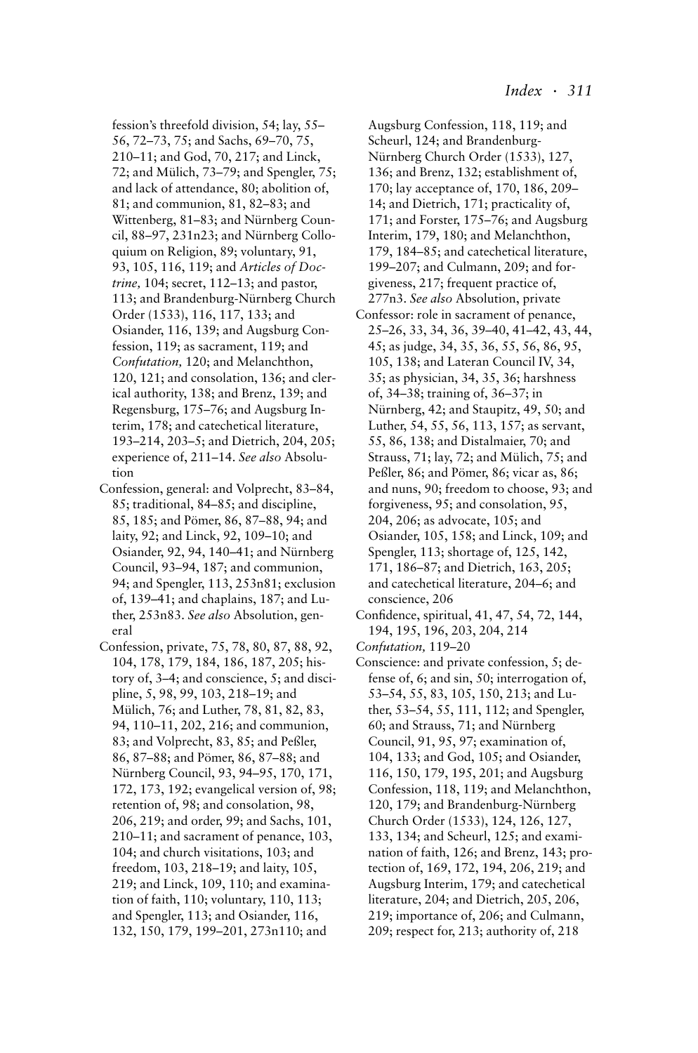fession's threefold division, 54; lay, 55–56, 72–73, 75; and Sachs, 69–70, 75, 210–11; and God, 70, 217; and Linck, 72; and Mülich, 73–79; and Spengler, 75; and lack of attendance, 80; abolition of, 81; and communion, 81, 82–83; and Wittenberg, 81–83; and Nürnberg Council, 88–97, 231n23; and Nürnberg Colloquium on Religion, 89; voluntary, 91, 93, 105, 116, 119; and *Articles of Doctrine,* 104; secret, 112–13; and pastor, 113; and Brandenburg-Nürnberg Church Order (1533), 116, 117, 133; and Osiander, 116, 139; and Augsburg Confession, 119; as sacrament, 119; and *Confutation,* 120; and Melanchthon, 120, 121; and consolation, 136; and clerical authority, 138; and Brenz, 139; and Regensburg, 175–76; and Augsburg Interim, 178; and catechetical literature, 193–214, 203–5; and Dietrich, 204, 205; experience of, 211–14. *See also* Absolution

Confession, general: and Volprecht, 83–84, 85; traditional, 84–85; and discipline, 85, 185; and Pömer, 86, 87–88, 94; and laity, 92; and Linck, 92, 109–10; and Osiander, 92, 94, 140–41; and Nürnberg Council, 93–94, 187; and communion, 94; and Spengler, 113, 253n81; exclusion of, 139–41; and chaplains, 187; and Luther, 253n83. *See also* Absolution, general

Confession, private, 75, 78, 80, 87, 88, 92, 104, 178, 179, 184, 186, 187, 205; history of, 3–4; and conscience, 5; and discipline, 5, 98, 99, 103, 218–19; and Mülich, 76; and Luther, 78, 81, 82, 83, 94, 110–11, 202, 216; and communion, 83; and Volprecht, 83, 85; and Peßler, 86, 87–88; and Pömer, 86, 87–88; and Nürnberg Council, 93, 94–95, 170, 171, 172, 173, 192; evangelical version of, 98; retention of, 98; and consolation, 98, 206, 219; and order, 99; and Sachs, 101, 210–11; and sacrament of penance, 103, 104; and church visitations, 103; and freedom, 103, 218–19; and laity, 105, 219; and Linck, 109, 110; and examination of faith, 110; voluntary, 110, 113; and Spengler, 113; and Osiander, 116, 132, 150, 179, 199–201, 273n110; and Augsburg Confession, 118, 119; and Scheurl, 124; and Brandenburg-Nürnberg Church Order (1533), 127, 136; and Brenz, 132; establishment of, 170; lay acceptance of, 170, 186, 209–14; and Dietrich, 171; practicality of, 171; and Forster, 175–76; and Augsburg Interim, 179, 180; and Melanchthon, 179, 184–85; and catechetical literature, 199–207; and Culmann, 209; and forgiveness, 217; frequent practice of, 277n3. *See also* Absolution, private

Confessor: role in sacrament of penance, 25–26, 33, 34, 36, 39–40, 41–42, 43, 44, 45; as judge, 34, 35, 36, 55, 56, 86, 95, 105, 138; and Lateran Council IV, 34, 35; as physician, 34, 35, 36; harshness of, 34–38; training of, 36–37; in Nürnberg, 42; and Staupitz, 49, 50; and Luther, 54, 55, 56, 113, 157; as servant, 55, 86, 138; and Distalmaier, 70; and Strauss, 71; lay, 72; and Mülich, 75; and Peßler, 86; and Pömer, 86; vicar as, 86; and nuns, 90; freedom to choose, 93; and forgiveness, 95; and consolation, 95, 204, 206; as advocate, 105; and Osiander, 105, 158; and Linck, 109; and Spengler, 113; shortage of, 125, 142, 171, 186–87; and Dietrich, 163, 205; and catechetical literature, 204–6; and conscience, 206

Confidence, spiritual, 41, 47, 54, 72, 144, 194, 195, 196, 203, 204, 214

*Confutation,* 119–20

Conscience: and private confession, 5; defense of, 6; and sin, 50; interrogation of, 53–54, 55, 83, 105, 150, 213; and Luther, 53–54, 55, 111, 112; and Spengler, 60; and Strauss, 71; and Nürnberg Council, 91, 95, 97; examination of, 104, 133; and God, 105; and Osiander, 116, 150, 179, 195, 201; and Augsburg Confession, 118, 119; and Melanchthon, 120, 179; and Brandenburg-Nürnberg Church Order (1533), 124, 126, 127, 133, 134; and Scheurl, 125; and examination of faith, 126; and Brenz, 143; protection of, 169, 172, 194, 206, 219; and Augsburg Interim, 179; and catechetical literature, 204; and Dietrich, 205, 206, 219; importance of, 206; and Culmann, 209; respect for, 213; authority of, 218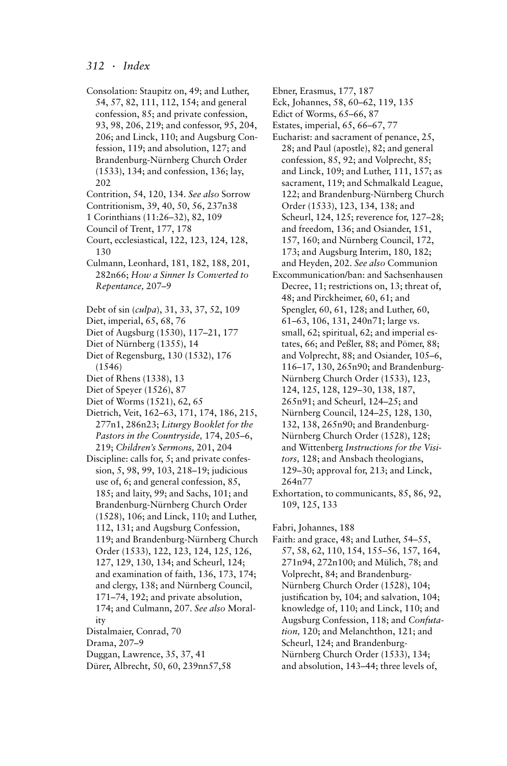Consolation: Staupitz on, 49; and Luther, 54, 57, 82, 111, 112, 154; and general confession, 85; and private confession, 93, 98, 206, 219; and confessor, 95, 204, 206; and Linck, 110; and Augsburg Confession, 119; and absolution, 127; and Brandenburg-Nürnberg Church Order (1533), 134; and confession, 136; lay, 202

Contrition, 54, 120, 134. *See also* Sorrow

Contritionism, 39, 40, 50, 56, 237n38

1 Corinthians (11:26–32), 82, 109

Council of Trent, 177, 178

Court, ecclesiastical, 122, 123, 124, 128, 130

Culmann, Leonhard, 181, 182, 188, 201, 282n66; *How a Sinner Is Converted to Repentance,* 207–9

Debt of sin (*culpa*), 31, 33, 37, 52, 109

Diet, imperial, 65, 68, 76

Diet of Augsburg (1530), 117–21, 177

Diet of Nürnberg (1355), 14

Diet of Regensburg, 130 (1532), 176 (1546)

Diet of Rhens (1338), 13

Diet of Speyer (1526), 87

Diet of Worms (1521), 62, 65

Dietrich, Veit, 162–63, 171, 174, 186, 215, 277n1, 286n23; *Liturgy Booklet for the Pastors in the Countryside,* 174, 205–6, 219; *Children's Sermons,* 201, 204

Discipline: calls for, 5; and private confession, 5, 98, 99, 103, 218–19; judicious use of, 6; and general confession, 85, 185; and laity, 99; and Sachs, 101; and Brandenburg-Nürnberg Church Order (1528), 106; and Linck, 110; and Luther, 112, 131; and Augsburg Confession, 119; and Brandenburg-Nürnberg Church Order (1533), 122, 123, 124, 125, 126, 127, 129, 130, 134; and Scheurl, 124; and examination of faith, 136, 173, 174; and clergy, 138; and Nürnberg Council, 171–74, 192; and private absolution, 174; and Culmann, 207. *See also* Morality

Distalmaier, Conrad, 70

Drama, 207–9

Duggan, Lawrence, 35, 37, 41

Dürer, Albrecht, 50, 60, 239nn57,58

Ebner, Erasmus, 177, 187

Eck, Johannes, 58, 60–62, 119, 135

Edict of Worms, 65–66, 87

Estates, imperial, 65, 66–67, 77

Eucharist: and sacrament of penance, 25, 28; and Paul (apostle), 82; and general confession, 85, 92; and Volprecht, 85; and Linck, 109; and Luther, 111, 157; as sacrament, 119; and Schmalkald League, 122; and Brandenburg-Nürnberg Church Order (1533), 123, 134, 138; and Scheurl, 124, 125; reverence for, 127–28; and freedom, 136; and Osiander, 151, 157, 160; and Nürnberg Council, 172, 173; and Augsburg Interim, 180, 182; and Heyden, 202. *See also* Communion

Excommunication/ban: and Sachsenhausen Decree, 11; restrictions on, 13; threat of, 48; and Pirckheimer, 60, 61; and Spengler, 60, 61, 128; and Luther, 60, 61–63, 106, 131, 240n71; large vs. small, 62; spiritual, 62; and imperial estates, 66; and Peßler, 88; and Pömer, 88; and Volprecht, 88; and Osiander, 105–6, 116–17, 130, 265n90; and Brandenburg-Nürnberg Church Order (1533), 123, 124, 125, 128, 129–30, 138, 187, 265n91; and Scheurl, 124–25; and Nürnberg Council, 124–25, 128, 130, 132, 138, 265n90; and Brandenburg-Nürnberg Church Order (1528), 128; and Wittenberg *Instructions for the Visitors,* 128; and Ansbach theologians, 129–30; approval for, 213; and Linck, 264n77

Exhortation, to communicants, 85, 86, 92, 109, 125, 133

Fabri, Johannes, 188

Faith: and grace, 48; and Luther, 54–55, 57, 58, 62, 110, 154, 155–56, 157, 164, 271n94, 272n100; and Mülich, 78; and Volprecht, 84; and Brandenburg-Nürnberg Church Order (1528), 104; justification by, 104; and salvation, 104; knowledge of, 110; and Linck, 110; and Augsburg Confession, 118; and *Confutation,* 120; and Melanchthon, 121; and Scheurl, 124; and Brandenburg-Nürnberg Church Order (1533), 134; and absolution, 143–44; three levels of,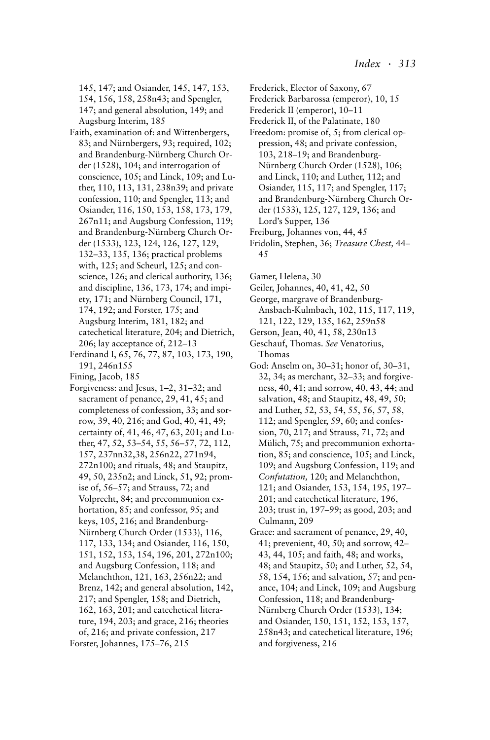145, 147; and Osiander, 145, 147, 153, 154, 156, 158, 258n43; and Spengler, 147; and general absolution, 149; and Augsburg Interim, 185

Faith, examination of: and Wittenbergers, 83; and Nürnbergers, 93; required, 102; and Brandenburg-Nürnberg Church Order (1528), 104; and interrogation of conscience, 105; and Linck, 109; and Luther, 110, 113, 131, 238n39; and private confession, 110; and Spengler, 113; and Osiander, 116, 150, 153, 158, 173, 179, 267n11; and Augsburg Confession, 119; and Brandenburg-Nürnberg Church Order (1533), 123, 124, 126, 127, 129, 132–33, 135, 136; practical problems with, 125; and Scheurl, 125; and conscience, 126; and clerical authority, 136; and discipline, 136, 173, 174; and impiety, 171; and Nürnberg Council, 171, 174, 192; and Forster, 175; and Augsburg Interim, 181, 182; and catechetical literature, 204; and Dietrich, 206; lay acceptance of, 212–13

Ferdinand I, 65, 76, 77, 87, 103, 173, 190, 191, 246n155

Fining, Jacob, 185

Forgiveness: and Jesus, 1–2, 31–32; and sacrament of penance, 29, 41, 45; and completeness of confession, 33; and sorrow, 39, 40, 216; and God, 40, 41, 49; certainty of, 41, 46, 47, 63, 201; and Luther, 47, 52, 53–54, 55, 56–57, 72, 112, 157, 237nn32,38, 256n22, 271n94, 272n100; and rituals, 48; and Staupitz, 49, 50, 235n2; and Linck, 51, 92; promise of, 56–57; and Strauss, 72; and Volprecht, 84; and precommunion exhortation, 85; and confessor, 95; and keys, 105, 216; and Brandenburg-Nürnberg Church Order (1533), 116, 117, 133, 134; and Osiander, 116, 150, 151, 152, 153, 154, 196, 201, 272n100; and Augsburg Confession, 118; and Melanchthon, 121, 163, 256n22; and Brenz, 142; and general absolution, 142, 217; and Spengler, 158; and Dietrich, 162, 163, 201; and catechetical literature, 194, 203; and grace, 216; theories of, 216; and private confession, 217

Forster, Johannes, 175–76, 215

Frederick, Elector of Saxony, 67

Frederick Barbarossa (emperor), 10, 15

Frederick II (emperor), 10–11

Frederick II, of the Palatinate, 180

Freedom: promise of, 5; from clerical oppression, 48; and private confession, 103, 218–19; and Brandenburg-Nürnberg Church Order (1528), 106; and Linck, 110; and Luther, 112; and Osiander, 115, 117; and Spengler, 117; and Brandenburg-Nürnberg Church Order (1533), 125, 127, 129, 136; and Lord's Supper, 136

Freiburg, Johannes von, 44, 45

Fridolin, Stephen, 36; *Treasure Chest,* 44–45

Gamer, Helena, 30

Geiler, Johannes, 40, 41, 42, 50

George, margrave of Brandenburg-Ansbach-Kulmbach, 102, 115, 117, 119, 121, 122, 129, 135, 162, 259n58

Gerson, Jean, 40, 41, 58, 230n13

Geschauf, Thomas. *See* Venatorius, Thomas

God: Anselm on, 30–31; honor of, 30–31, 32, 34; as merchant, 32–33; and forgiveness, 40, 41; and sorrow, 40, 43, 44; and salvation, 48; and Staupitz, 48, 49, 50; and Luther, 52, 53, 54, 55, 56, 57, 58, 112; and Spengler, 59, 60; and confession, 70, 217; and Strauss, 71, 72; and Mülich, 75; and precommunion exhortation, 85; and conscience, 105; and Linck, 109; and Augsburg Confession, 119; and *Confutation,* 120; and Melanchthon, 121; and Osiander, 153, 154, 195, 197–201; and catechetical literature, 196, 203; trust in, 197–99; as good, 203; and Culmann, 209

Grace: and sacrament of penance, 29, 40, 41; prevenient, 40, 50; and sorrow, 42–43, 44, 105; and faith, 48; and works, 48; and Staupitz, 50; and Luther, 52, 54, 58, 154, 156; and salvation, 57; and penance, 104; and Linck, 109; and Augsburg Confession, 118; and Brandenburg-Nürnberg Church Order (1533), 134; and Osiander, 150, 151, 152, 153, 157, 258n43; and catechetical literature, 196; and forgiveness, 216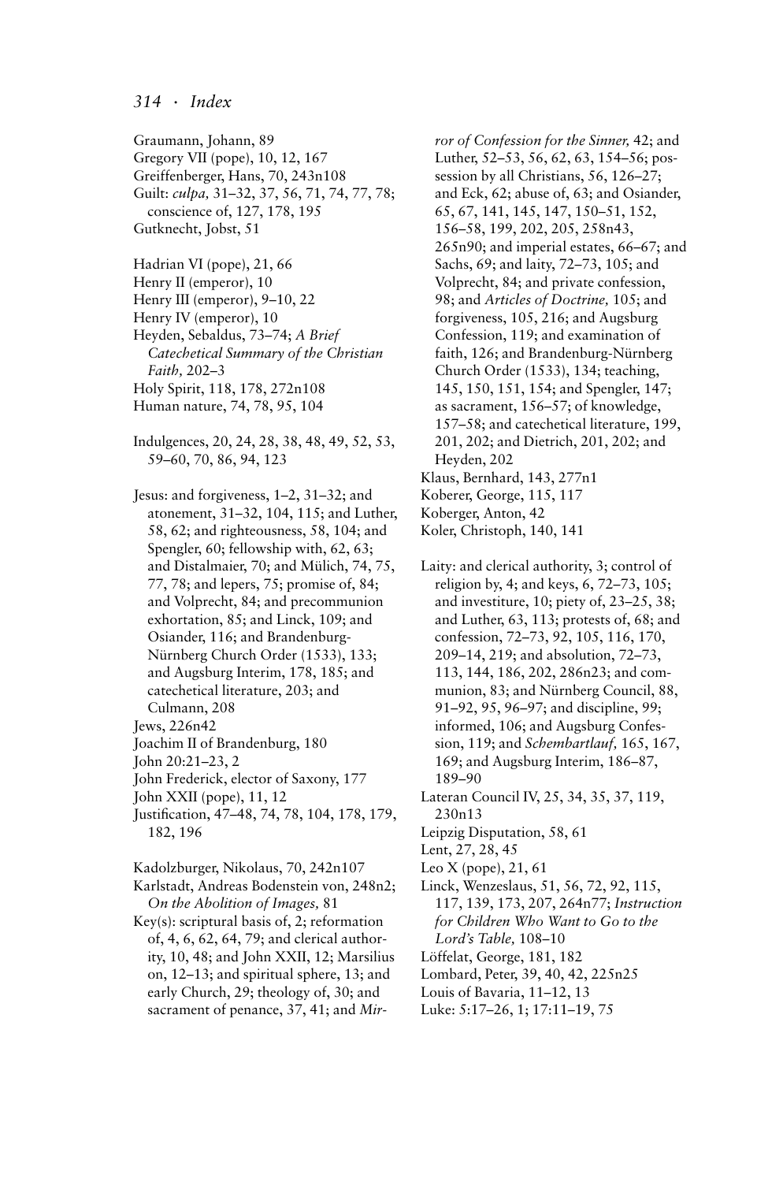Graumann, Johann, 89
Gregory VII (pope), 10, 12, 167
Greiffenberger, Hans, 70, 243n108
Guilt: *culpa,* 31–32, 37, 56, 71, 74, 77, 78; conscience of, 127, 178, 195
Gutknecht, Jobst, 51

Hadrian VI (pope), 21, 66
Henry II (emperor), 10
Henry III (emperor), 9–10, 22
Henry IV (emperor), 10
Heyden, Sebaldus, 73–74; *A Brief Catechetical Summary of the Christian Faith,* 202–3
Holy Spirit, 118, 178, 272n108
Human nature, 74, 78, 95, 104

Indulgences, 20, 24, 28, 38, 48, 49, 52, 53, 59–60, 70, 86, 94, 123

Jesus: and forgiveness, 1–2, 31–32; and atonement, 31–32, 104, 115; and Luther, 58, 62; and righteousness, 58, 104; and Spengler, 60; fellowship with, 62, 63; and Distalmaier, 70; and Mülich, 74, 75, 77, 78; and lepers, 75; promise of, 84; and Volprecht, 84; and precommunion exhortation, 85; and Linck, 109; and Osiander, 116; and Brandenburg-Nürnberg Church Order (1533), 133; and Augsburg Interim, 178, 185; and catechetical literature, 203; and Culmann, 208
Jews, 226n42
Joachim II of Brandenburg, 180
John 20:21–23, 2
John Frederick, elector of Saxony, 177
John XXII (pope), 11, 12
Justification, 47–48, 74, 78, 104, 178, 179, 182, 196

Kadolzburger, Nikolaus, 70, 242n107
Karlstadt, Andreas Bodenstein von, 248n2; *On the Abolition of Images,* 81
Key(s): scriptural basis of, 2; reformation of, 4, 6, 62, 64, 79; and clerical authority, 10, 48; and John XXII, 12; Marsilius on, 12–13; and spiritual sphere, 13; and early Church, 29; theology of, 30; and sacrament of penance, 37, 41; and *Mirror of Confession for the Sinner,* 42; and Luther, 52–53, 56, 62, 63, 154–56; possession by all Christians, 56, 126–27; and Eck, 62; abuse of, 63; and Osiander, 65, 67, 141, 145, 147, 150–51, 152, 156–58, 199, 202, 205, 258n43, 265n90; and imperial estates, 66–67; and Sachs, 69; and laity, 72–73, 105; and Volprecht, 84; and private confession, 98; and *Articles of Doctrine,* 105; and forgiveness, 105, 216; and Augsburg Confession, 119; and examination of faith, 126; and Brandenburg-Nürnberg Church Order (1533), 134; teaching, 145, 150, 151, 154; and Spengler, 147; as sacrament, 156–57; of knowledge, 157–58; and catechetical literature, 199, 201, 202; and Dietrich, 201, 202; and Heyden, 202
Klaus, Bernhard, 143, 277n1
Koberer, George, 115, 117
Koberger, Anton, 42
Koler, Christoph, 140, 141

Laity: and clerical authority, 3; control of religion by, 4; and keys, 6, 72–73, 105; and investiture, 10; piety of, 23–25, 38; and Luther, 63, 113; protests of, 68; and confession, 72–73, 92, 105, 116, 170, 209–14, 219; and absolution, 72–73, 113, 144, 186, 202, 286n23; and communion, 83; and Nürnberg Council, 88, 91–92, 95, 96–97; and discipline, 99; informed, 106; and Augsburg Confession, 119; and *Schembartlauf,* 165, 167, 169; and Augsburg Interim, 186–87, 189–90
Lateran Council IV, 25, 34, 35, 37, 119, 230n13
Leipzig Disputation, 58, 61
Lent, 27, 28, 45
Leo X (pope), 21, 61
Linck, Wenzeslaus, 51, 56, 72, 92, 115, 117, 139, 173, 207, 264n77; *Instruction for Children Who Want to Go to the Lord's Table,* 108–10
Löffelat, George, 181, 182
Lombard, Peter, 39, 40, 42, 225n25
Louis of Bavaria, 11–12, 13
Luke: 5:17–26, 1; 17:11–19, 75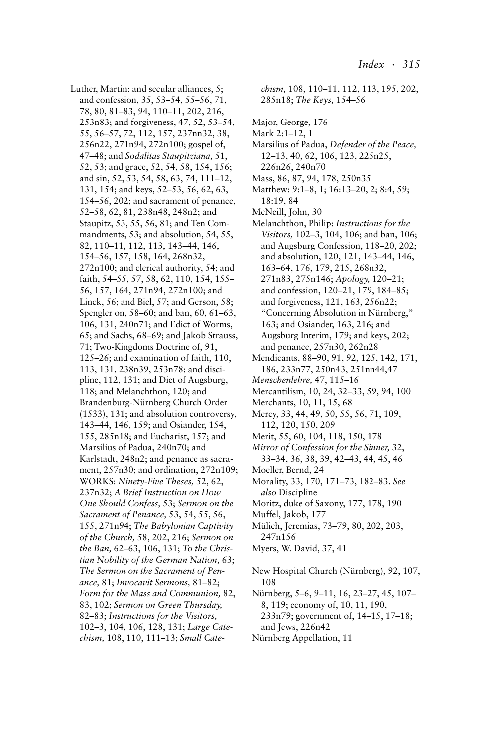Luther, Martin: and secular alliances, 5; and confession, 35, 53–54, 55–56, 71, 78, 80, 81–83, 94, 110–11, 202, 216, 253n83; and forgiveness, 47, 52, 53–54, 55, 56–57, 72, 112, 157, 237nn32, 38, 256n22, 271n94, 272n100; gospel of, 47–48; and *Sodalitas Staupitziana,* 51, 52, 53; and grace, 52, 54, 58, 154, 156; and sin, 52, 53, 54, 58, 63, 74, 111–12, 131, 154; and keys, 52–53, 56, 62, 63, 154–56, 202; and sacrament of penance, 52–58, 62, 81, 238n48, 248n2; and Staupitz, 53, 55, 56, 81; and Ten Commandments, 53; and absolution, 54, 55, 82, 110–11, 112, 113, 143–44, 146, 154–56, 157, 158, 164, 268n32, 272n100; and clerical authority, 54; and faith, 54–55, 57, 58, 62, 110, 154, 155–56, 157, 164, 271n94, 272n100; and Linck, 56; and Biel, 57; and Gerson, 58; Spengler on, 58–60; and ban, 60, 61–63, 106, 131, 240n71; and Edict of Worms, 65; and Sachs, 68–69; and Jakob Strauss, 71; Two-Kingdoms Doctrine of, 91, 125–26; and examination of faith, 110, 113, 131, 238n39, 253n78; and discipline, 112, 131; and Diet of Augsburg, 118; and Melanchthon, 120; and Brandenburg-Nürnberg Church Order (1533), 131; and absolution controversy, 143–44, 146, 159; and Osiander, 154, 155, 285n18; and Eucharist, 157; and Marsilius of Padua, 240n70; and Karlstadt, 248n2; and penance as sacrament, 257n30; and ordination, 272n109; WORKS: *Ninety-Five Theses,* 52, 62, 237n32; *A Brief Instruction on How One Should Confess,* 53; *Sermon on the Sacrament of Penance,* 53, 54, 55, 56, 155, 271n94; *The Babylonian Captivity of the Church,* 58, 202, 216; *Sermon on the Ban,* 62–63, 106, 131; *To the Christian Nobility of the German Nation,* 63; *The Sermon on the Sacrament of Penance,* 81; *Invocavit Sermons,* 81–82; *Form for the Mass and Communion,* 82, 83, 102; *Sermon on Green Thursday,* 82–83; *Instructions for the Visitors,* 102–3, 104, 106, 128, 131; *Large Catechism,* 108, 110, 111–13; *Small Catechism,* 108, 110–11, 112, 113, 195, 202, 285n18; *The Keys,* 154–56

Major, George, 176
Mark 2:1–12, 1
Marsilius of Padua, *Defender of the Peace,* 12–13, 40, 62, 106, 123, 225n25, 226n26, 240n70
Mass, 86, 87, 94, 178, 250n35
Matthew: 9:1–8, 1; 16:13–20, 2; 8:4, 59; 18:19, 84
McNeill, John, 30
Melanchthon, Philip: *Instructions for the Visitors,* 102–3, 104, 106; and ban, 106; and Augsburg Confession, 118–20, 202; and absolution, 120, 121, 143–44, 146, 163–64, 176, 179, 215, 268n32, 271n83, 275n146; *Apology,* 120–21; and confession, 120–21, 179, 184–85; and forgiveness, 121, 163, 256n22; "Concerning Absolution in Nürnberg," 163; and Osiander, 163, 216; and Augsburg Interim, 179; and keys, 202; and penance, 257n30, 262n28
Mendicants, 88–90, 91, 92, 125, 142, 171, 186, 233n77, 250n43, 251nn44,47
*Menschenlehre,* 47, 115–16
Mercantilism, 10, 24, 32–33, 59, 94, 100
Merchants, 10, 11, 15, 68
Mercy, 33, 44, 49, 50, 55, 56, 71, 109, 112, 120, 150, 209
Merit, 55, 60, 104, 118, 150, 178
*Mirror of Confession for the Sinner,* 32, 33–34, 36, 38, 39, 42–43, 44, 45, 46
Moeller, Bernd, 24
Morality, 33, 170, 171–73, 182–83. *See also* Discipline
Moritz, duke of Saxony, 177, 178, 190
Muffel, Jakob, 177
Mülich, Jeremias, 73–79, 80, 202, 203, 247n156
Myers, W. David, 37, 41

New Hospital Church (Nürnberg), 92, 107, 108
Nürnberg, 5–6, 9–11, 16, 23–27, 45, 107–8, 119; economy of, 10, 11, 190, 233n79; government of, 14–15, 17–18; and Jews, 226n42
Nürnberg Appellation, 11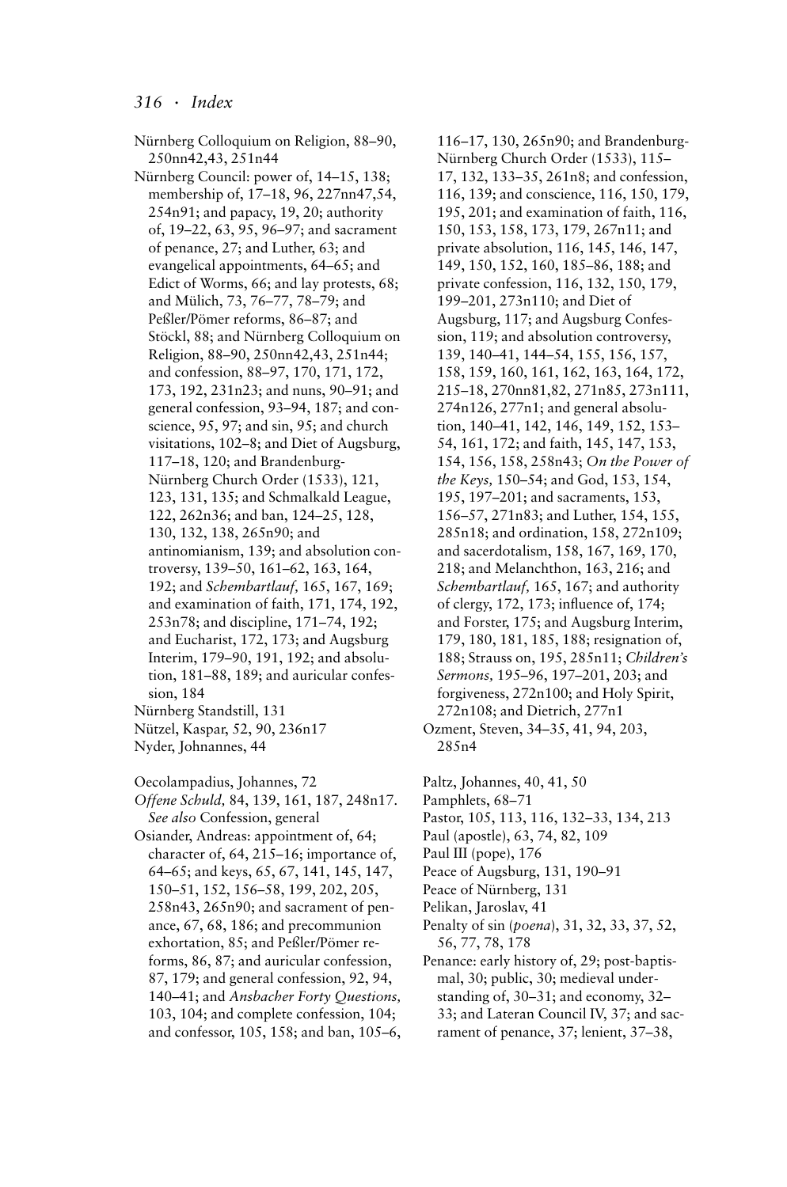Nürnberg Colloquium on Religion, 88–90, 250nn42,43, 251n44

Nürnberg Council: power of, 14–15, 138; membership of, 17–18, 96, 227nn47,54, 254n91; and papacy, 19, 20; authority of, 19–22, 63, 95, 96–97; and sacrament of penance, 27; and Luther, 63; and evangelical appointments, 64–65; and Edict of Worms, 66; and lay protests, 68; and Mülich, 73, 76–77, 78–79; and Peßler/Pömer reforms, 86–87; and Stöckl, 88; and Nürnberg Colloquium on Religion, 88–90, 250nn42,43, 251n44; and confession, 88–97, 170, 171, 172, 173, 192, 231n23; and nuns, 90–91; and general confession, 93–94, 187; and conscience, 95, 97; and sin, 95; and church visitations, 102–8; and Diet of Augsburg, 117–18, 120; and Brandenburg-Nürnberg Church Order (1533), 121, 123, 131, 135; and Schmalkald League, 122, 262n36; and ban, 124–25, 128, 130, 132, 138, 265n90; and antinomianism, 139; and absolution controversy, 139–50, 161–62, 163, 164, 192; and *Schembartlauf,* 165, 167, 169; and examination of faith, 171, 174, 192, 253n78; and discipline, 171–74, 192; and Eucharist, 172, 173; and Augsburg Interim, 179–90, 191, 192; and absolution, 181–88, 189; and auricular confession, 184

Nürnberg Standstill, 131

Nützel, Kaspar, 52, 90, 236n17

Nyder, Johannes, 44

Oecolampadius, Johannes, 72

*Offene Schuld,* 84, 139, 161, 187, 248n17. *See also* Confession, general

Osiander, Andreas: appointment of, 64; character of, 64, 215–16; importance of, 64–65; and keys, 65, 67, 141, 145, 147, 150–51, 152, 156–58, 199, 202, 205, 258n43, 265n90; and sacrament of penance, 67, 68, 186; and precommunion exhortation, 85; and Peßler/Pömer reforms, 86, 87; and auricular confession, 87, 179; and general confession, 92, 94, 140–41; and *Ansbacher Forty Questions,* 103, 104; and complete confession, 104; and confessor, 105, 158; and ban, 105–6, 116–17, 130, 265n90; and Brandenburg-Nürnberg Church Order (1533), 115–17, 132, 133–35, 261n8; and confession, 116, 139; and conscience, 116, 150, 179, 195, 201; and examination of faith, 116, 150, 153, 158, 173, 179, 267n11; and private absolution, 116, 145, 146, 147, 149, 150, 152, 160, 185–86, 188; and private confession, 116, 132, 150, 179, 199–201, 273n110; and Diet of Augsburg, 117; and Augsburg Confession, 119; and absolution controversy, 139, 140–41, 144–54, 155, 156, 157, 158, 159, 160, 161, 162, 163, 164, 172, 215–18, 270nn81,82, 271n85, 273n111, 274n126, 277n1; and general absolution, 140–41, 142, 146, 149, 152, 153–54, 161, 172; and faith, 145, 147, 153, 154, 156, 158, 258n43; *On the Power of the Keys,* 150–54; and God, 153, 154, 195, 197–201; and sacraments, 153, 156–57, 271n83; and Luther, 154, 155, 285n18; and ordination, 158, 272n109; and sacerdotalism, 158, 167, 169, 170, 218; and Melanchthon, 163, 216; and *Schembartlauf,* 165, 167; and authority of clergy, 172, 173; influence of, 174; and Forster, 175; and Augsburg Interim, 179, 180, 181, 185, 188; resignation of, 188; Strauss on, 195, 285n11; *Children's Sermons,* 195–96, 197–201, 203; and forgiveness, 272n100; and Holy Spirit, 272n108; and Dietrich, 277n1

Ozment, Steven, 34–35, 41, 94, 203, 285n4

Paltz, Johannes, 40, 41, 50

Pamphlets, 68–71

Pastor, 105, 113, 116, 132–33, 134, 213

Paul (apostle), 63, 74, 82, 109

Paul III (pope), 176

Peace of Augsburg, 131, 190–91

Peace of Nürnberg, 131

Pelikan, Jaroslav, 41

Penalty of sin (*poena*), 31, 32, 33, 37, 52, 56, 77, 78, 178

Penance: early history of, 29; post-baptismal, 30; public, 30; medieval understanding of, 30–31; and economy, 32–33; and Lateran Council IV, 37; and sacrament of penance, 37; lenient, 37–38,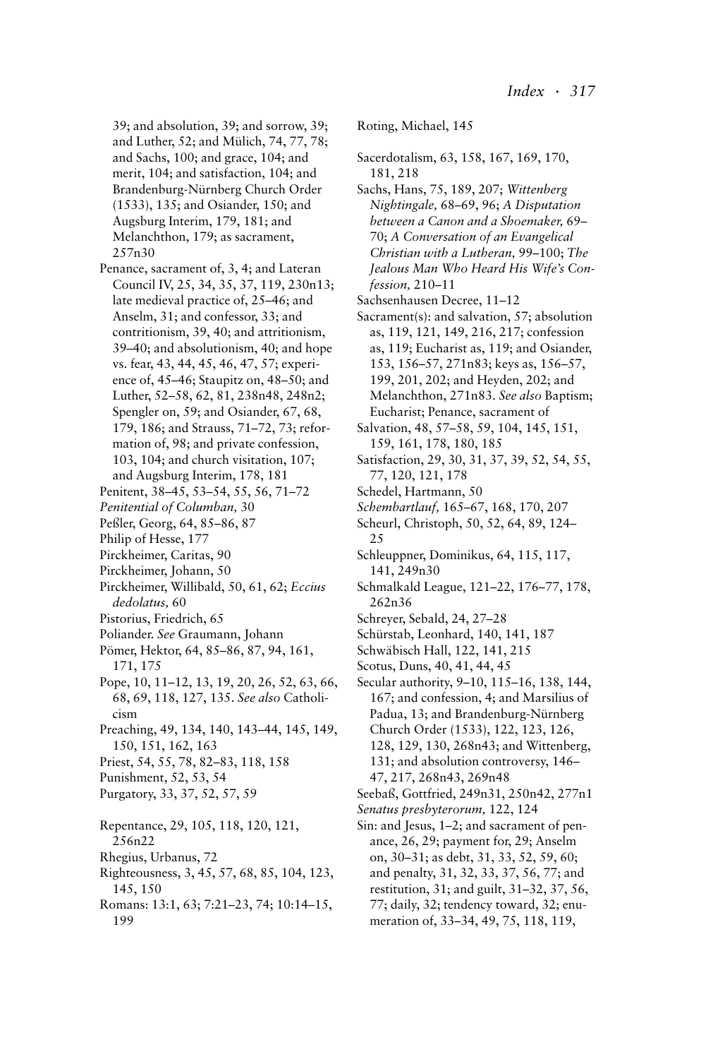39; and absolution, 39; and sorrow, 39; and Luther, 52; and Mülich, 74, 77, 78; and Sachs, 100; and grace, 104; and merit, 104; and satisfaction, 104; and Brandenburg-Nürnberg Church Order (1533), 135; and Osiander, 150; and Augsburg Interim, 179, 181; and Melanchthon, 179; as sacrament, 257n30

Penance, sacrament of, 3, 4; and Lateran Council IV, 25, 34, 35, 37, 119, 230n13; late medieval practice of, 25–46; and Anselm, 31; and confessor, 33; and contritionism, 39, 40; and attritionism, 39–40; and absolutionism, 40; and hope vs. fear, 43, 44, 45, 46, 47, 57; experience of, 45–46; Staupitz on, 48–50; and Luther, 52–58, 62, 81, 238n48, 248n2; Spengler on, 59; and Osiander, 67, 68, 179, 186; and Strauss, 71–72, 73; reformation of, 98; and private confession, 103, 104; and church visitation, 107; and Augsburg Interim, 178, 181

Penitent, 38–45, 53–54, 55, 56, 71–72

*Penitential of Columban,* 30

Peßler, Georg, 64, 85–86, 87

Philip of Hesse, 177

Pirckheimer, Caritas, 90

Pirckheimer, Johann, 50

Pirckheimer, Willibald, 50, 61, 62; *Eccius dedolatus,* 60

Pistorius, Friedrich, 65

Poliander. *See* Graumann, Johann

Pömer, Hektor, 64, 85–86, 87, 94, 161, 171, 175

Pope, 10, 11–12, 13, 19, 20, 26, 52, 63, 66, 68, 69, 118, 127, 135. *See also* Catholicism

Preaching, 49, 134, 140, 143–44, 145, 149, 150, 151, 162, 163

Priest, 54, 55, 78, 82–83, 118, 158

Punishment, 52, 53, 54

Purgatory, 33, 37, 52, 57, 59

Repentance, 29, 105, 118, 120, 121, 256n22

Rhegius, Urbanus, 72

Righteousness, 3, 45, 57, 68, 85, 104, 123, 145, 150

Romans: 13:1, 63; 7:21–23, 74; 10:14–15, 199

Roting, Michael, 145

Sacerdotalism, 63, 158, 167, 169, 170, 181, 218

Sachs, Hans, 75, 189, 207; *Wittenberg Nightingale,* 68–69, 96; *A Disputation between a Canon and a Shoemaker,* 69–70; *A Conversation of an Evangelical Christian with a Lutheran,* 99–100; *The Jealous Man Who Heard His Wife's Confession,* 210–11

Sachsenhausen Decree, 11–12

Sacrament(s): and salvation, 57; absolution as, 119, 121, 149, 216, 217; confession as, 119; Eucharist as, 119; and Osiander, 153, 156–57, 271n83; keys as, 156–57, 199, 201, 202; and Heyden, 202; and Melanchthon, 271n83. *See also* Baptism; Eucharist; Penance, sacrament of

Salvation, 48, 57–58, 59, 104, 145, 151, 159, 161, 178, 180, 185

Satisfaction, 29, 30, 31, 37, 39, 52, 54, 55, 77, 120, 121, 178

Schedel, Hartmann, 50

*Schembartlauf,* 165–67, 168, 170, 207

Scheurl, Christoph, 50, 52, 64, 89, 124–25

Schleuppner, Dominikus, 64, 115, 117, 141, 249n30

Schmalkald League, 121–22, 176–77, 178, 262n36

Schreyer, Sebald, 24, 27–28

Schürstab, Leonhard, 140, 141, 187

Schwäbisch Hall, 122, 141, 215

Scotus, Duns, 40, 41, 44, 45

Secular authority, 9–10, 115–16, 138, 144, 167; and confession, 4; and Marsilius of Padua, 13; and Brandenburg-Nürnberg Church Order (1533), 122, 123, 126, 128, 129, 130, 268n43; and Wittenberg, 131; and absolution controversy, 146–47, 217, 268n43, 269n48

Seebaß, Gottfried, 249n31, 250n42, 277n1

*Senatus presbyterorum,* 122, 124

Sin: and Jesus, 1–2; and sacrament of penance, 26, 29; payment for, 29; Anselm on, 30–31; as debt, 31, 33, 52, 59, 60; and penalty, 31, 32, 33, 37, 56, 77; and restitution, 31; and guilt, 31–32, 37, 56, 77; daily, 32; tendency toward, 32; enumeration of, 33–34, 49, 75, 118, 119,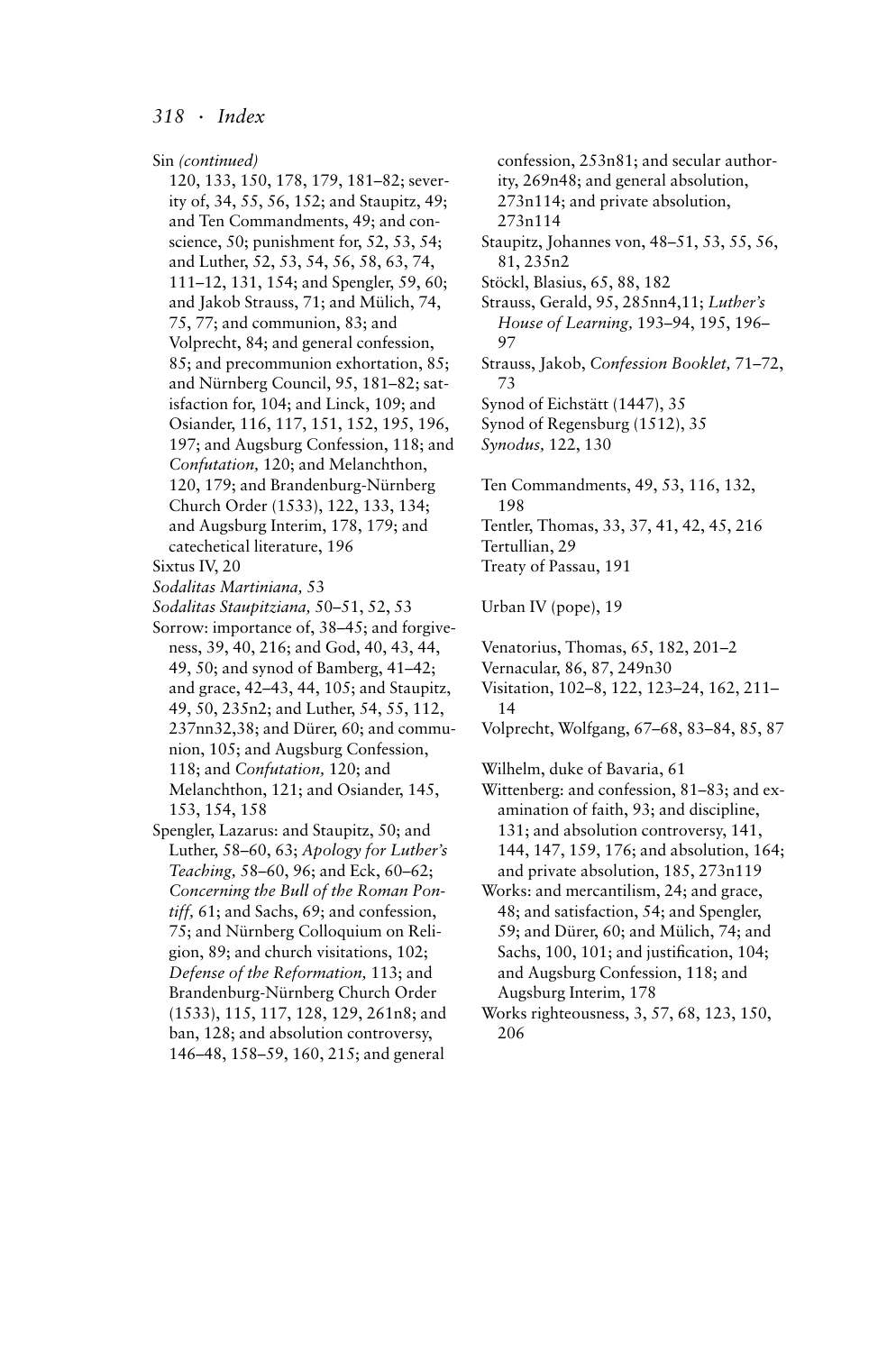Sin *(continued)*
120, 133, 150, 178, 179, 181–82; severity of, 34, 55, 56, 152; and Staupitz, 49; and Ten Commandments, 49; and conscience, 50; punishment for, 52, 53, 54; and Luther, 52, 53, 54, 56, 58, 63, 74, 111–12, 131, 154; and Spengler, 59, 60; and Jakob Strauss, 71; and Mülich, 74, 75, 77; and communion, 83; and Volprecht, 84; and general confession, 85; and precommunion exhortation, 85; and Nürnberg Council, 95, 181–82; satisfaction for, 104; and Linck, 109; and Osiander, 116, 117, 151, 152, 195, 196, 197; and Augsburg Confession, 118; and *Confutation,* 120; and Melanchthon, 120, 179; and Brandenburg-Nürnberg Church Order (1533), 122, 133, 134; and Augsburg Interim, 178, 179; and catechetical literature, 196

Sixtus IV, 20

*Sodalitas Martiniana,* 53

*Sodalitas Staupitziana,* 50–51, 52, 53

Sorrow: importance of, 38–45; and forgiveness, 39, 40, 216; and God, 40, 43, 44, 49, 50; and synod of Bamberg, 41–42; and grace, 42–43, 44, 105; and Staupitz, 49, 50, 235n2; and Luther, 54, 55, 112, 237nn32,38; and Dürer, 60; and communion, 105; and Augsburg Confession, 118; and *Confutation,* 120; and Melanchthon, 121; and Osiander, 145, 153, 154, 158

Spengler, Lazarus: and Staupitz, 50; and Luther, 58–60, 63; *Apology for Luther's Teaching,* 58–60, 96; and Eck, 60–62; *Concerning the Bull of the Roman Pontiff,* 61; and Sachs, 69; and confession, 75; and Nürnberg Colloquium on Religion, 89; and church visitations, 102; *Defense of the Reformation,* 113; and Brandenburg-Nürnberg Church Order (1533), 115, 117, 128, 129, 261n8; and ban, 128; and absolution controversy, 146–48, 158–59, 160, 215; and general confession, 253n81; and secular authority, 269n48; and general absolution, 273n114; and private absolution, 273n114

Staupitz, Johannes von, 48–51, 53, 55, 56, 81, 235n2

Stöckl, Blasius, 65, 88, 182

Strauss, Gerald, 95, 285nn4,11; *Luther's House of Learning,* 193–94, 195, 196–97

Strauss, Jakob, *Confession Booklet,* 71–72, 73

Synod of Eichstätt (1447), 35

Synod of Regensburg (1512), 35

*Synodus,* 122, 130

Ten Commandments, 49, 53, 116, 132, 198

Tentler, Thomas, 33, 37, 41, 42, 45, 216

Tertullian, 29

Treaty of Passau, 191

Urban IV (pope), 19

Venatorius, Thomas, 65, 182, 201–2

Vernacular, 86, 87, 249n30

Visitation, 102–8, 122, 123–24, 162, 211–14

Volprecht, Wolfgang, 67–68, 83–84, 85, 87

Wilhelm, duke of Bavaria, 61

Wittenberg: and confession, 81–83; and examination of faith, 93; and discipline, 131; and absolution controversy, 141, 144, 147, 159, 176; and absolution, 164; and private absolution, 185, 273n119

Works: and mercantilism, 24; and grace, 48; and satisfaction, 54; and Spengler, 59; and Dürer, 60; and Mülich, 74; and Sachs, 100, 101; and justification, 104; and Augsburg Confession, 118; and Augsburg Interim, 178

Works righteousness, 3, 57, 68, 123, 150, 206